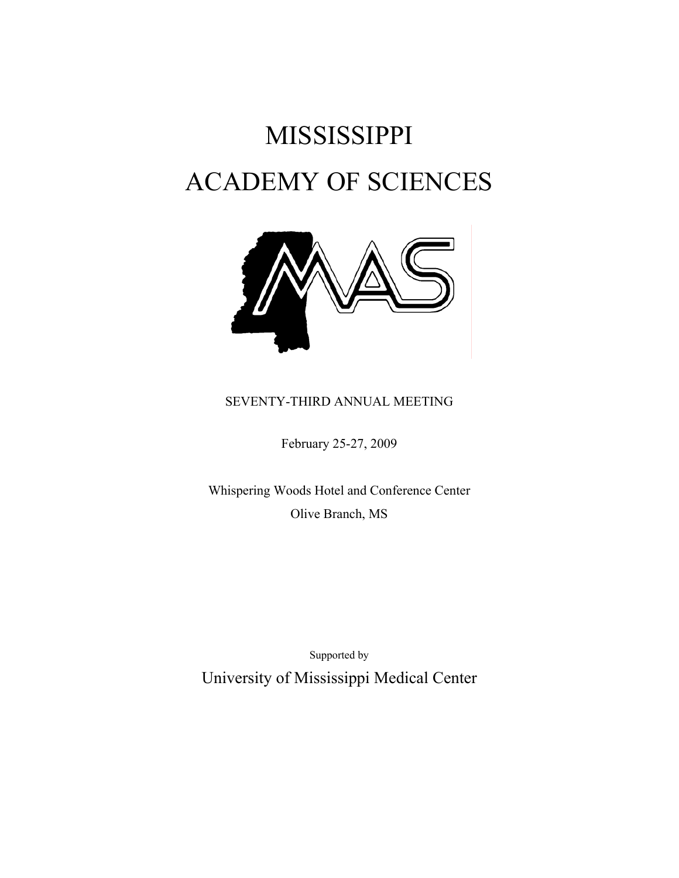# MISSISSIPPI ACADEMY OF SCIENCES

SEVENTY-THIRD ANNUAL MEETING

February 25-27, 2009

Whispering Woods Hotel and Conference Center

Olive Branch, MS

Supported by

University of Mississippi Medical Center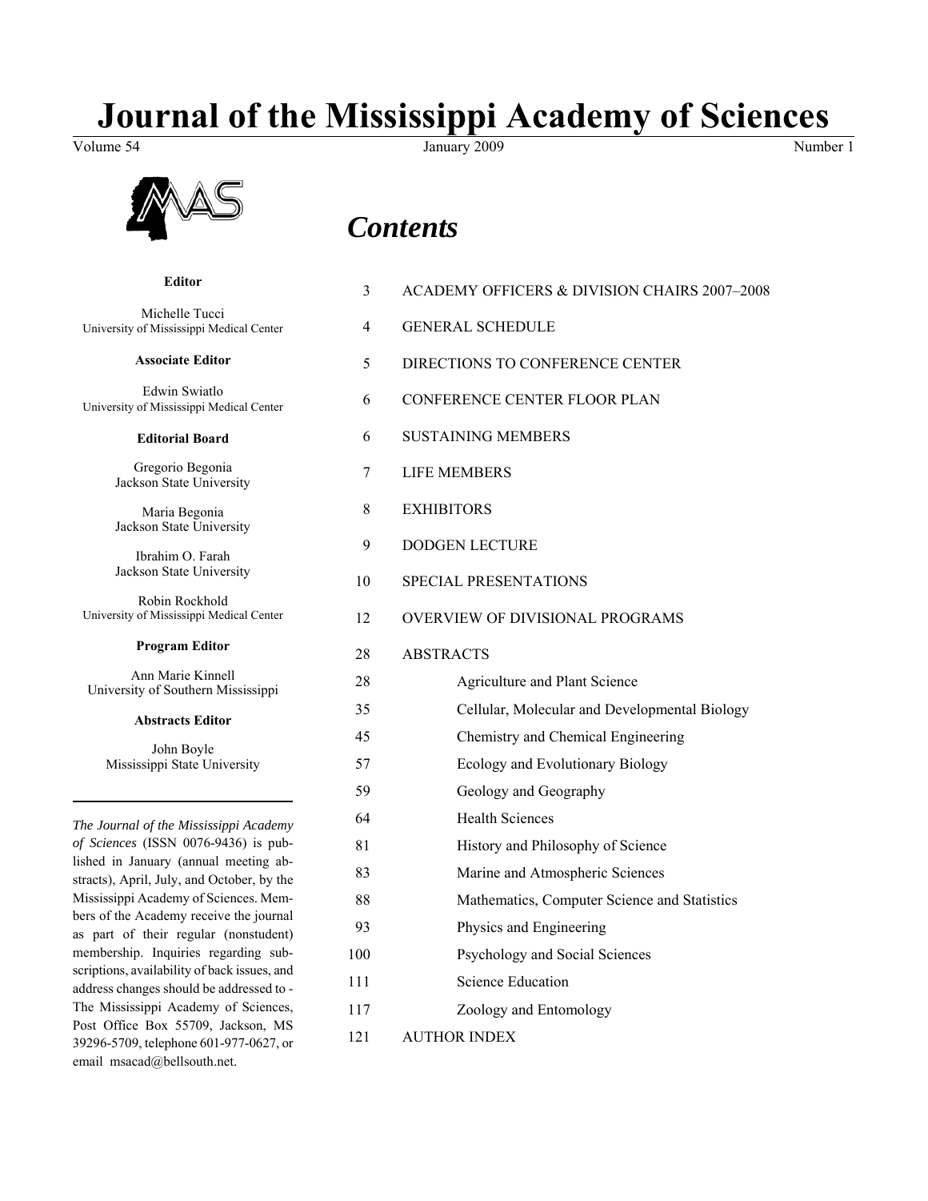# Journal of the Mississippi Academy of Sciences

Volume 54 | January 2009 | Number 1

**Editor**

Michelle Tucci
University of Mississippi Medical Center

**Associate Editor**

Edwin Swiatlo
University of Mississippi Medical Center

**Editorial Board**

Gregorio Begonia
Jackson State University

Maria Begonia
Jackson State University

Ibrahim O. Farah
Jackson State University

Robin Rockhold
University of Mississippi Medical Center

**Program Editor**

Ann Marie Kinnell
University of Southern Mississippi

**Abstracts Editor**

John Boyle
Mississippi State University

---

*The Journal of the Mississippi Academy of Sciences* (ISSN 0076-9436) is published in January (annual meeting abstracts), April, July, and October, by the Mississippi Academy of Sciences. Members of the Academy receive the journal as part of their regular (nonstudent) membership. Inquiries regarding subscriptions, availability of back issues, and address changes should be addressed to - The Mississippi Academy of Sciences, Post Office Box 55709, Jackson, MS 39296-5709, telephone 601-977-0627, or email msacad@bellsouth.net.

## *Contents*

- 3 ACADEMY OFFICERS & DIVISION CHAIRS 2007–2008
- 4 GENERAL SCHEDULE
- 5 DIRECTIONS TO CONFERENCE CENTER
- 6 CONFERENCE CENTER FLOOR PLAN
- 6 SUSTAINING MEMBERS
- 7 LIFE MEMBERS
- 8 EXHIBITORS
- 9 DODGEN LECTURE
- 10 SPECIAL PRESENTATIONS
- 12 OVERVIEW OF DIVISIONAL PROGRAMS
- 28 ABSTRACTS
  - 28 Agriculture and Plant Science
  - 35 Cellular, Molecular and Developmental Biology
  - 45 Chemistry and Chemical Engineering
  - 57 Ecology and Evolutionary Biology
  - 59 Geology and Geography
  - 64 Health Sciences
  - 81 History and Philosophy of Science
  - 83 Marine and Atmospheric Sciences
  - 88 Mathematics, Computer Science and Statistics
  - 93 Physics and Engineering
  - 100 Psychology and Social Sciences
  - 111 Science Education
  - 117 Zoology and Entomology
- 121 AUTHOR INDEX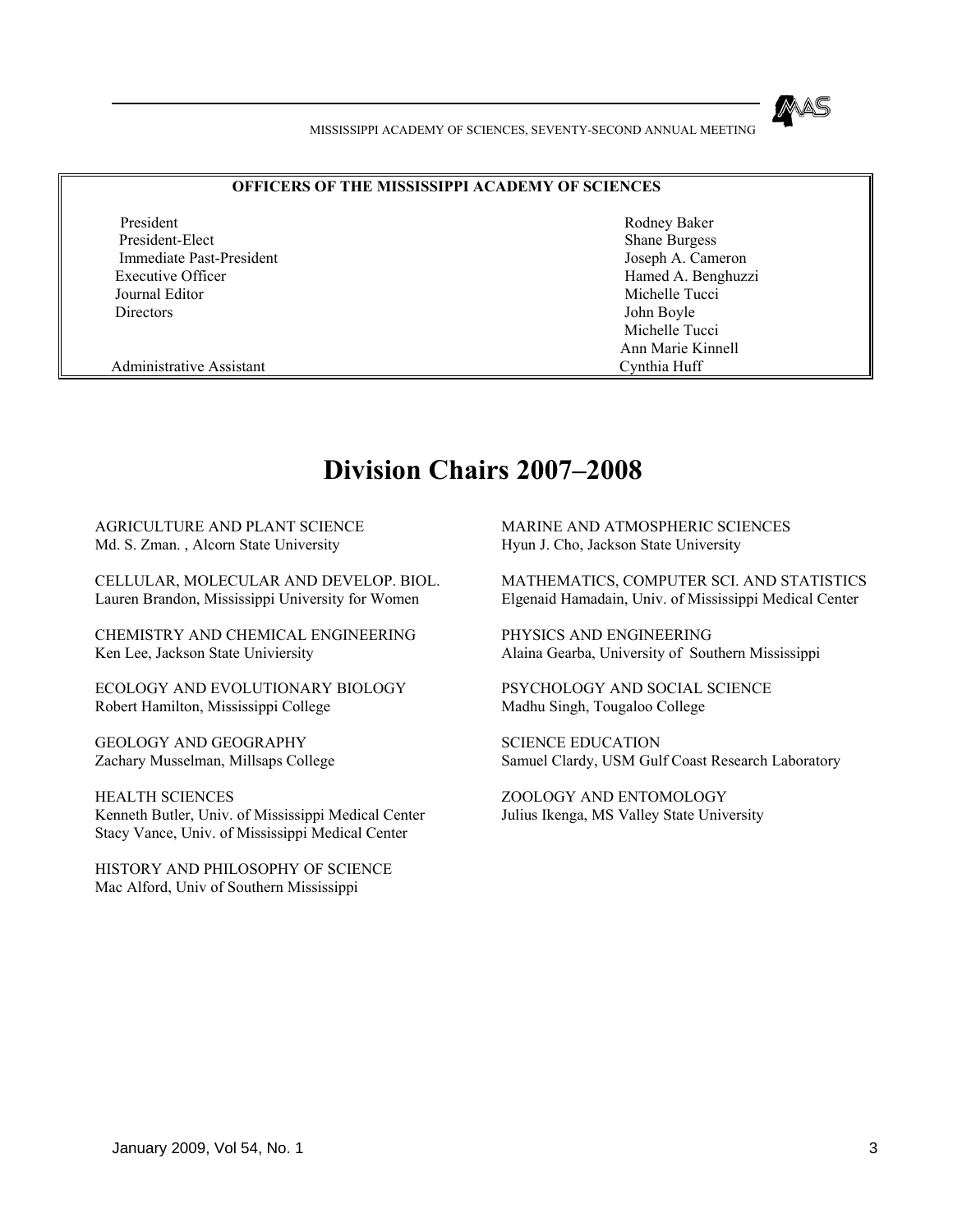## OFFICERS OF THE MISSISSIPPI ACADEMY OF SCIENCES

| | |
|---|---|
| President | Rodney Baker |
| President-Elect | Shane Burgess |
| Immediate Past-President | Joseph A. Cameron |
| Executive Officer | Hamed A. Benghuzzi |
| Journal Editor | Michelle Tucci |
| Directors | John Boyle |
| | Michelle Tucci |
| | Ann Marie Kinnell |
| Administrative Assistant | Cynthia Huff |

# Division Chairs 2007–2008

AGRICULTURE AND PLANT SCIENCE
Md. S. Zman. , Alcorn State University

CELLULAR, MOLECULAR AND DEVELOP. BIOL.
Lauren Brandon, Mississippi University for Women

CHEMISTRY AND CHEMICAL ENGINEERING
Ken Lee, Jackson State Univiersity

ECOLOGY AND EVOLUTIONARY BIOLOGY
Robert Hamilton, Mississippi College

GEOLOGY AND GEOGRAPHY
Zachary Musselman, Millsaps College

HEALTH SCIENCES
Kenneth Butler, Univ. of Mississippi Medical Center
Stacy Vance, Univ. of Mississippi Medical Center

HISTORY AND PHILOSOPHY OF SCIENCE
Mac Alford, Univ of Southern Mississippi

MARINE AND ATMOSPHERIC SCIENCES
Hyun J. Cho, Jackson State University

MATHEMATICS, COMPUTER SCI. AND STATISTICS
Elgenaid Hamadain, Univ. of Mississippi Medical Center

PHYSICS AND ENGINEERING
Alaina Gearba, University of Southern Mississippi

PSYCHOLOGY AND SOCIAL SCIENCE
Madhu Singh, Tougaloo College

SCIENCE EDUCATION
Samuel Clardy, USM Gulf Coast Research Laboratory

ZOOLOGY AND ENTOMOLOGY
Julius Ikenga, MS Valley State University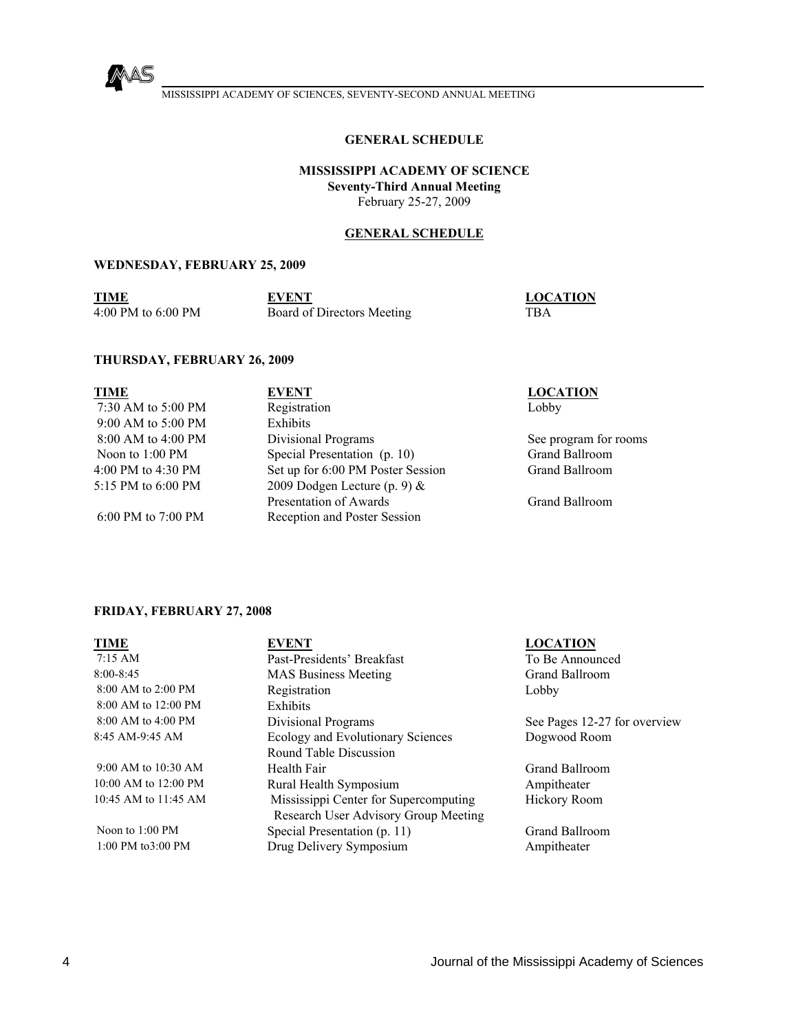## GENERAL SCHEDULE

### MISSISSIPPI ACADEMY OF SCIENCE
**Seventy-Third Annual Meeting**
February 25-27, 2009

### GENERAL SCHEDULE

**WEDNESDAY, FEBRUARY 25, 2009**

| TIME | EVENT | LOCATION |
|---|---|---|
| 4:00 PM to 6:00 PM | Board of Directors Meeting | TBA |

**THURSDAY, FEBRUARY 26, 2009**

| TIME | EVENT | LOCATION |
|---|---|---|
| 7:30 AM to 5:00 PM | Registration | Lobby |
| 9:00 AM to 5:00 PM | Exhibits | |
| 8:00 AM to 4:00 PM | Divisional Programs | See program for rooms |
| Noon to 1:00 PM | Special Presentation (p. 10) | Grand Ballroom |
| 4:00 PM to 4:30 PM | Set up for 6:00 PM Poster Session | Grand Ballroom |
| 5:15 PM to 6:00 PM | 2009 Dodgen Lecture (p. 9) & Presentation of Awards | Grand Ballroom |
| 6:00 PM to 7:00 PM | Reception and Poster Session | |

**FRIDAY, FEBRUARY 27, 2008**

| TIME | EVENT | LOCATION |
|---|---|---|
| 7:15 AM | Past-Presidents' Breakfast | To Be Announced |
| 8:00-8:45 | MAS Business Meeting | Grand Ballroom |
| 8:00 AM to 2:00 PM | Registration | Lobby |
| 8:00 AM to 12:00 PM | Exhibits | |
| 8:00 AM to 4:00 PM | Divisional Programs | See Pages 12-27 for overview |
| 8:45 AM-9:45 AM | Ecology and Evolutionary Sciences Round Table Discussion | Dogwood Room |
| 9:00 AM to 10:30 AM | Health Fair | Grand Ballroom |
| 10:00 AM to 12:00 PM | Rural Health Symposium | Ampitheater |
| 10:45 AM to 11:45 AM | Mississippi Center for Supercomputing Research User Advisory Group Meeting | Hickory Room |
| Noon to 1:00 PM | Special Presentation (p. 11) | Grand Ballroom |
| 1:00 PM to3:00 PM | Drug Delivery Symposium | Ampitheater |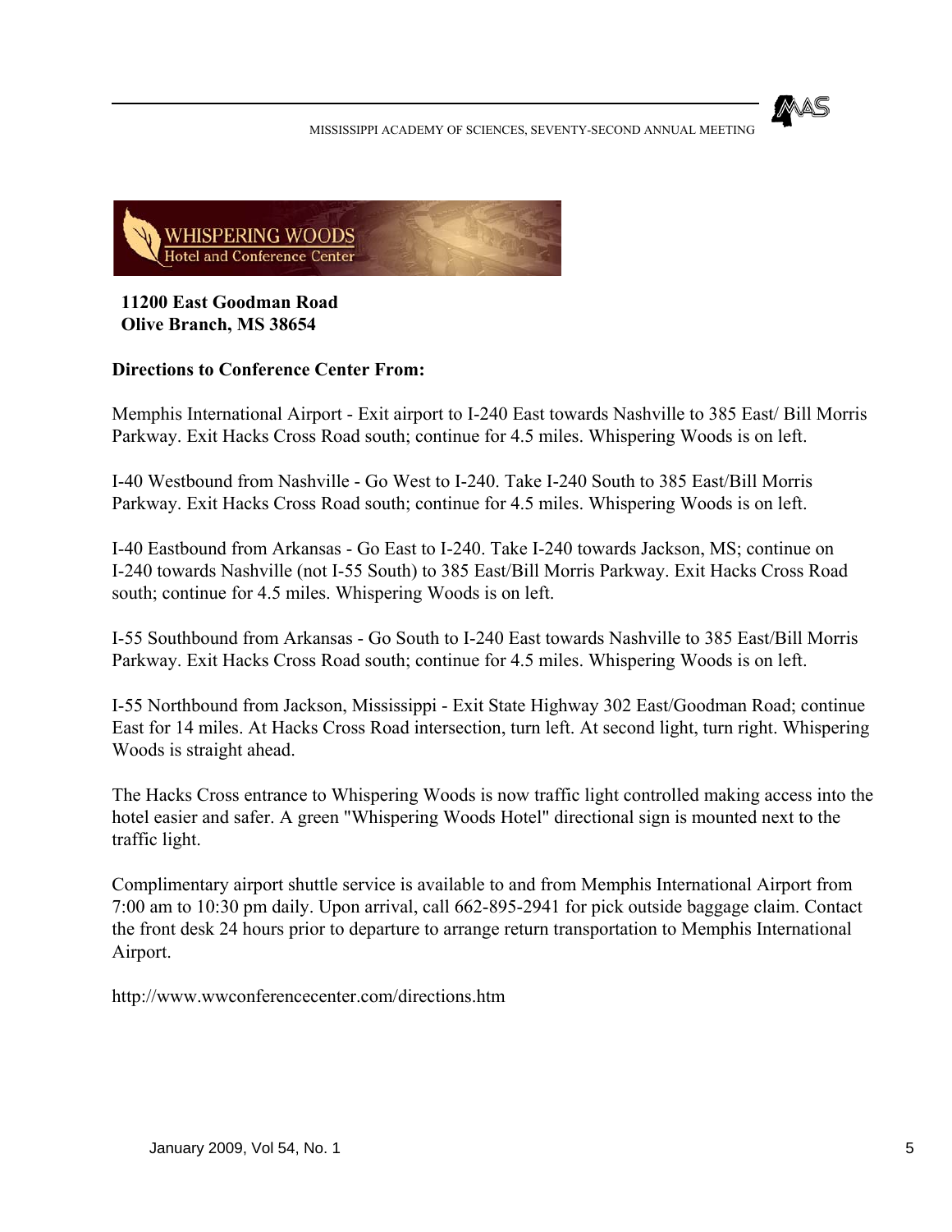**WHISPERING WOODS**
**Hotel and Conference Center**

**11200 East Goodman Road**
**Olive Branch, MS 38654**

**Directions to Conference Center From:**

Memphis International Airport - Exit airport to I-240 East towards Nashville to 385 East/ Bill Morris Parkway. Exit Hacks Cross Road south; continue for 4.5 miles. Whispering Woods is on left.

I-40 Westbound from Nashville - Go West to I-240. Take I-240 South to 385 East/Bill Morris Parkway. Exit Hacks Cross Road south; continue for 4.5 miles. Whispering Woods is on left.

I-40 Eastbound from Arkansas - Go East to I-240. Take I-240 towards Jackson, MS; continue on I-240 towards Nashville (not I-55 South) to 385 East/Bill Morris Parkway. Exit Hacks Cross Road south; continue for 4.5 miles. Whispering Woods is on left.

I-55 Southbound from Arkansas - Go South to I-240 East towards Nashville to 385 East/Bill Morris Parkway. Exit Hacks Cross Road south; continue for 4.5 miles. Whispering Woods is on left.

I-55 Northbound from Jackson, Mississippi - Exit State Highway 302 East/Goodman Road; continue East for 14 miles. At Hacks Cross Road intersection, turn left. At second light, turn right. Whispering Woods is straight ahead.

The Hacks Cross entrance to Whispering Woods is now traffic light controlled making access into the hotel easier and safer. A green "Whispering Woods Hotel" directional sign is mounted next to the traffic light.

Complimentary airport shuttle service is available to and from Memphis International Airport from 7:00 am to 10:30 pm daily. Upon arrival, call 662-895-2941 for pick outside baggage claim. Contact the front desk 24 hours prior to departure to arrange return transportation to Memphis International Airport.

http://www.wwconferencecenter.com/directions.htm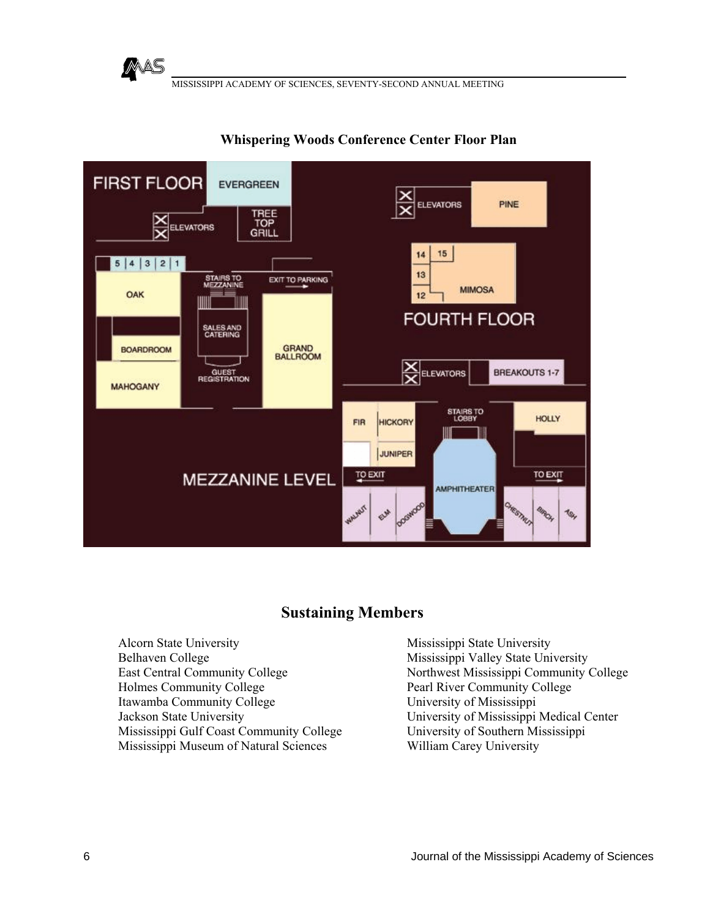## Whispering Woods Conference Center Floor Plan

FIRST FLOOR

EVERGREEN

ELEVATORS

TREE TOP GRILL

5 | 4 | 3 | 2 | 1

OAK

STAIRS TO MEZZANINE

EXIT TO PARKING

SALES AND CATERING

BOARDROOM

GRAND BALLROOM

GUEST REGISTRATION

MAHOGANY

ELEVATORS

PINE

14 15

13

MIMOSA

12

FOURTH FLOOR

ELEVATORS

BREAKOUTS 1-7

FIR

HICKORY

JUNIPER

STAIRS TO LOBBY

HOLLY

MEZZANINE LEVEL

TO EXIT

TO EXIT

AMPHITHEATER

WALNUT

ELM

DOGWOOD

CHESTNUT

BIRCH

ASH

## Sustaining Members

Alcorn State University
Belhaven College
East Central Community College
Holmes Community College
Itawamba Community College
Jackson State University
Mississippi Gulf Coast Community College
Mississippi Museum of Natural Sciences
Mississippi State University
Mississippi Valley State University
Northwest Mississippi Community College
Pearl River Community College
University of Mississippi
University of Mississippi Medical Center
University of Southern Mississippi
William Carey University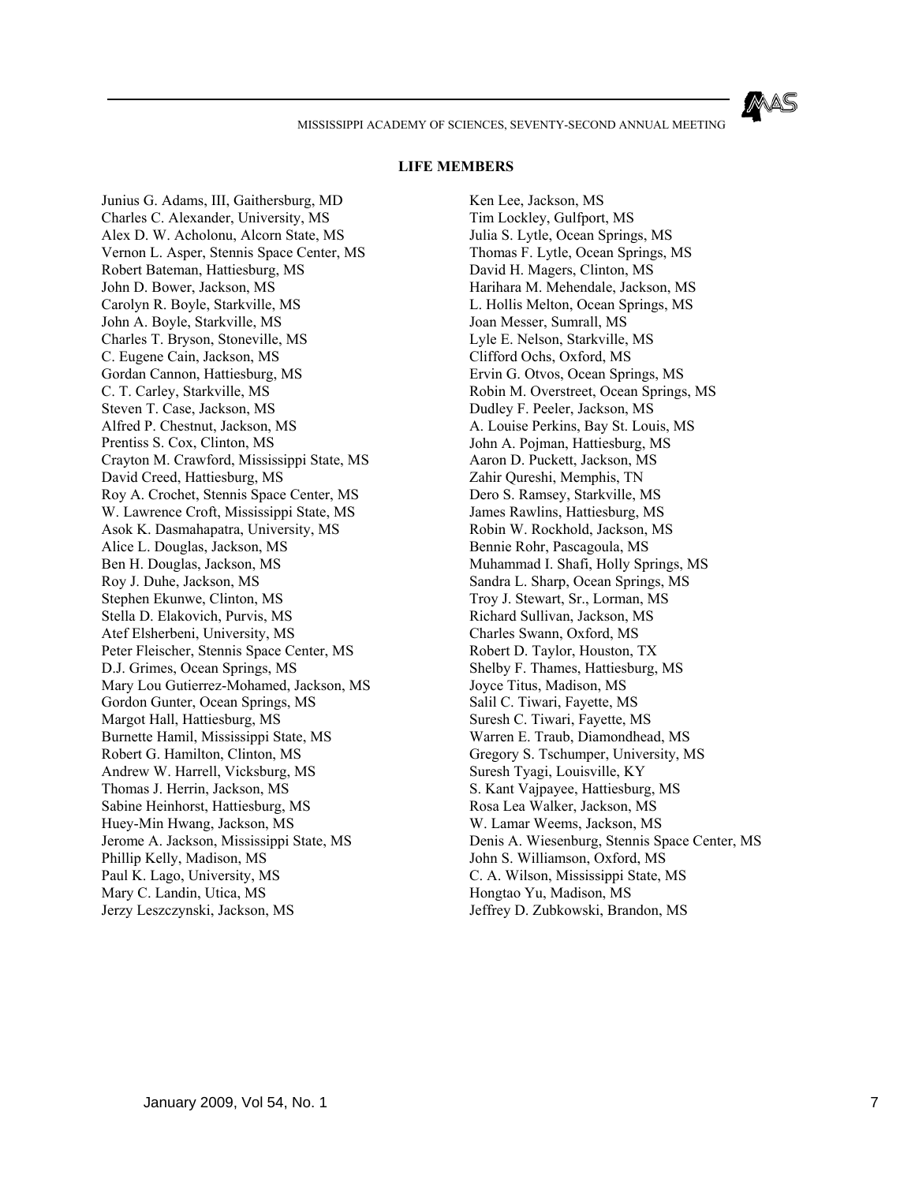## LIFE MEMBERS

Junius G. Adams, III, Gaithersburg, MD
Charles C. Alexander, University, MS
Alex D. W. Acholonu, Alcorn State, MS
Vernon L. Asper, Stennis Space Center, MS
Robert Bateman, Hattiesburg, MS
John D. Bower, Jackson, MS
Carolyn R. Boyle, Starkville, MS
John A. Boyle, Starkville, MS
Charles T. Bryson, Stoneville, MS
C. Eugene Cain, Jackson, MS
Gordan Cannon, Hattiesburg, MS
C. T. Carley, Starkville, MS
Steven T. Case, Jackson, MS
Alfred P. Chestnut, Jackson, MS
Prentiss S. Cox, Clinton, MS
Crayton M. Crawford, Mississippi State, MS
David Creed, Hattiesburg, MS
Roy A. Crochet, Stennis Space Center, MS
W. Lawrence Croft, Mississippi State, MS
Asok K. Dasmahapatra, University, MS
Alice L. Douglas, Jackson, MS
Ben H. Douglas, Jackson, MS
Roy J. Duhe, Jackson, MS
Stephen Ekunwe, Clinton, MS
Stella D. Elakovich, Purvis, MS
Atef Elsherbeni, University, MS
Peter Fleischer, Stennis Space Center, MS
D.J. Grimes, Ocean Springs, MS
Mary Lou Gutierrez-Mohamed, Jackson, MS
Gordon Gunter, Ocean Springs, MS
Margot Hall, Hattiesburg, MS
Burnette Hamil, Mississippi State, MS
Robert G. Hamilton, Clinton, MS
Andrew W. Harrell, Vicksburg, MS
Thomas J. Herrin, Jackson, MS
Sabine Heinhorst, Hattiesburg, MS
Huey-Min Hwang, Jackson, MS
Jerome A. Jackson, Mississippi State, MS
Phillip Kelly, Madison, MS
Paul K. Lago, University, MS
Mary C. Landin, Utica, MS
Jerzy Leszczynski, Jackson, MS
Ken Lee, Jackson, MS
Tim Lockley, Gulfport, MS
Julia S. Lytle, Ocean Springs, MS
Thomas F. Lytle, Ocean Springs, MS
David H. Magers, Clinton, MS
Harihara M. Mehendale, Jackson, MS
L. Hollis Melton, Ocean Springs, MS
Joan Messer, Sumrall, MS
Lyle E. Nelson, Starkville, MS
Clifford Ochs, Oxford, MS
Ervin G. Otvos, Ocean Springs, MS
Robin M. Overstreet, Ocean Springs, MS
Dudley F. Peeler, Jackson, MS
A. Louise Perkins, Bay St. Louis, MS
John A. Pojman, Hattiesburg, MS
Aaron D. Puckett, Jackson, MS
Zahir Qureshi, Memphis, TN
Dero S. Ramsey, Starkville, MS
James Rawlins, Hattiesburg, MS
Robin W. Rockhold, Jackson, MS
Bennie Rohr, Pascagoula, MS
Muhammad I. Shafi, Holly Springs, MS
Sandra L. Sharp, Ocean Springs, MS
Troy J. Stewart, Sr., Lorman, MS
Richard Sullivan, Jackson, MS
Charles Swann, Oxford, MS
Robert D. Taylor, Houston, TX
Shelby F. Thames, Hattiesburg, MS
Joyce Titus, Madison, MS
Salil C. Tiwari, Fayette, MS
Suresh C. Tiwari, Fayette, MS
Warren E. Traub, Diamondhead, MS
Gregory S. Tschumper, University, MS
Suresh Tyagi, Louisville, KY
S. Kant Vajpayee, Hattiesburg, MS
Rosa Lea Walker, Jackson, MS
W. Lamar Weems, Jackson, MS
Denis A. Wiesenburg, Stennis Space Center, MS
John S. Williamson, Oxford, MS
C. A. Wilson, Mississippi State, MS
Hongtao Yu, Madison, MS
Jeffrey D. Zubkowski, Brandon, MS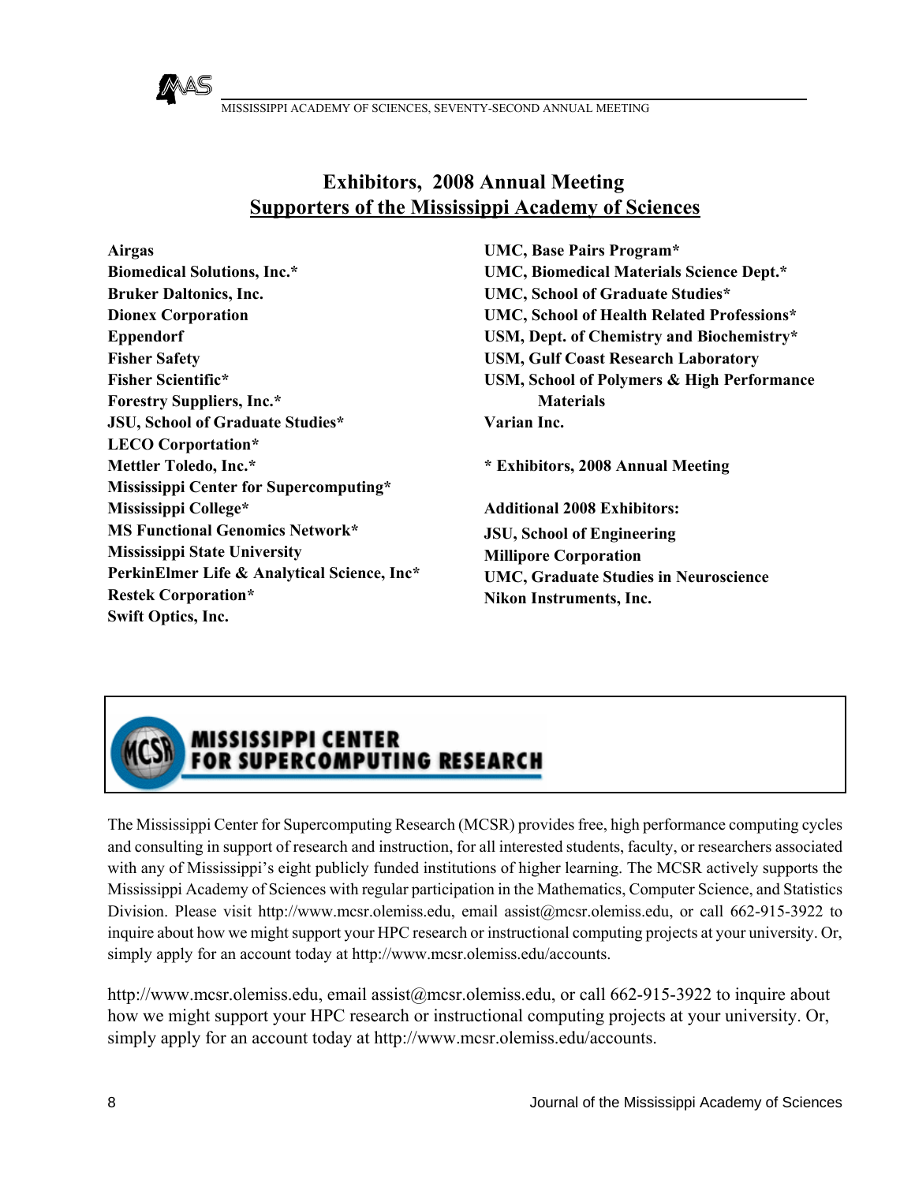# Exhibitors, 2008 Annual Meeting

## Supporters of the Mississippi Academy of Sciences

**Airgas**
**Biomedical Solutions, Inc.***
**Bruker Daltonics, Inc.**
**Dionex Corporation**
**Eppendorf**
**Fisher Safety**
**Fisher Scientific***
**Forestry Suppliers, Inc.***
**JSU, School of Graduate Studies***
**LECO Corportation***
**Mettler Toledo, Inc.***
**Mississippi Center for Supercomputing***
**Mississippi College***
**MS Functional Genomics Network***
**Mississippi State University**
**PerkinElmer Life & Analytical Science, Inc***
**Restek Corporation***
**Swift Optics, Inc.**
**UMC, Base Pairs Program***
**UMC, Biomedical Materials Science Dept.***
**UMC, School of Graduate Studies***
**UMC, School of Health Related Professions***
**USM, Dept. of Chemistry and Biochemistry***
**USM, Gulf Coast Research Laboratory**
**USM, School of Polymers & High Performance Materials**
**Varian Inc.**

**\* Exhibitors, 2008 Annual Meeting**

**Additional 2008 Exhibitors:**

**JSU, School of Engineering**
**Millipore Corporation**
**UMC, Graduate Studies in Neuroscience**
**Nikon Instruments, Inc.**

---

**MISSISSIPPI CENTER FOR SUPERCOMPUTING RESEARCH**

The Mississippi Center for Supercomputing Research (MCSR) provides free, high performance computing cycles and consulting in support of research and instruction, for all interested students, faculty, or researchers associated with any of Mississippi's eight publicly funded institutions of higher learning. The MCSR actively supports the Mississippi Academy of Sciences with regular participation in the Mathematics, Computer Science, and Statistics Division. Please visit http://www.mcsr.olemiss.edu, email assist@mcsr.olemiss.edu, or call 662-915-3922 to inquire about how we might support your HPC research or instructional computing projects at your university. Or, simply apply for an account today at http://www.mcsr.olemiss.edu/accounts.

http://www.mcsr.olemiss.edu, email assist@mcsr.olemiss.edu, or call 662-915-3922 to inquire about how we might support your HPC research or instructional computing projects at your university. Or, simply apply for an account today at http://www.mcsr.olemiss.edu/accounts.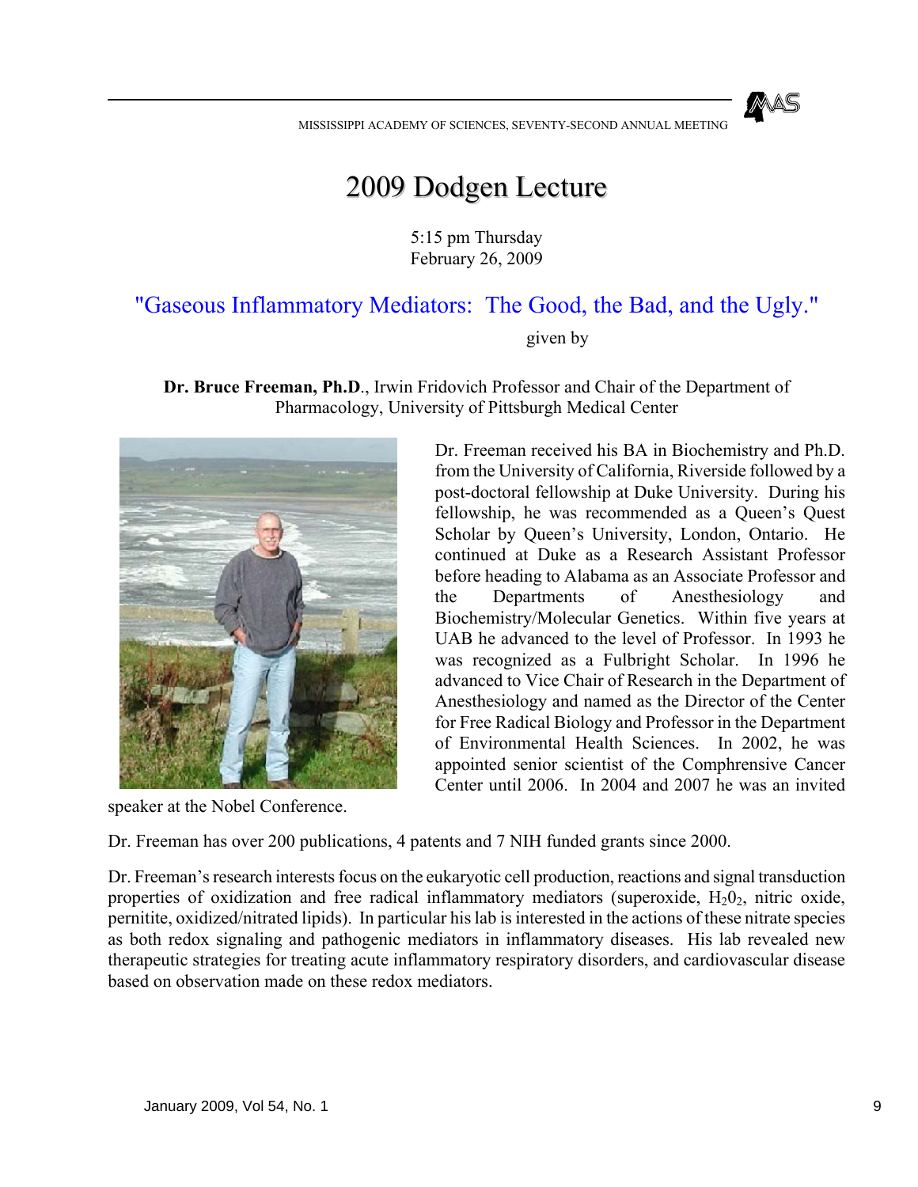# 2009 Dodgen Lecture

5:15 pm Thursday
February 26, 2009

## "Gaseous Inflammatory Mediators: The Good, the Bad, and the Ugly."

given by

**Dr. Bruce Freeman, Ph.D.**, Irwin Fridovich Professor and Chair of the Department of Pharmacology, University of Pittsburgh Medical Center

Dr. Freeman received his BA in Biochemistry and Ph.D. from the University of California, Riverside followed by a post-doctoral fellowship at Duke University. During his fellowship, he was recommended as a Queen's Quest Scholar by Queen's University, London, Ontario. He continued at Duke as a Research Assistant Professor before heading to Alabama as an Associate Professor and the Departments of Anesthesiology and Biochemistry/Molecular Genetics. Within five years at UAB he advanced to the level of Professor. In 1993 he was recognized as a Fulbright Scholar. In 1996 he advanced to Vice Chair of Research in the Department of Anesthesiology and named as the Director of the Center for Free Radical Biology and Professor in the Department of Environmental Health Sciences. In 2002, he was appointed senior scientist of the Comphrensive Cancer Center until 2006. In 2004 and 2007 he was an invited speaker at the Nobel Conference.

Dr. Freeman has over 200 publications, 4 patents and 7 NIH funded grants since 2000.

Dr. Freeman's research interests focus on the eukaryotic cell production, reactions and signal transduction properties of oxidization and free radical inflammatory mediators (superoxide, $H_20_2$, nitric oxide, pernitite, oxidized/nitrated lipids). In particular his lab is interested in the actions of these nitrate species as both redox signaling and pathogenic mediators in inflammatory diseases. His lab revealed new therapeutic strategies for treating acute inflammatory respiratory disorders, and cardiovascular disease based on observation made on these redox mediators.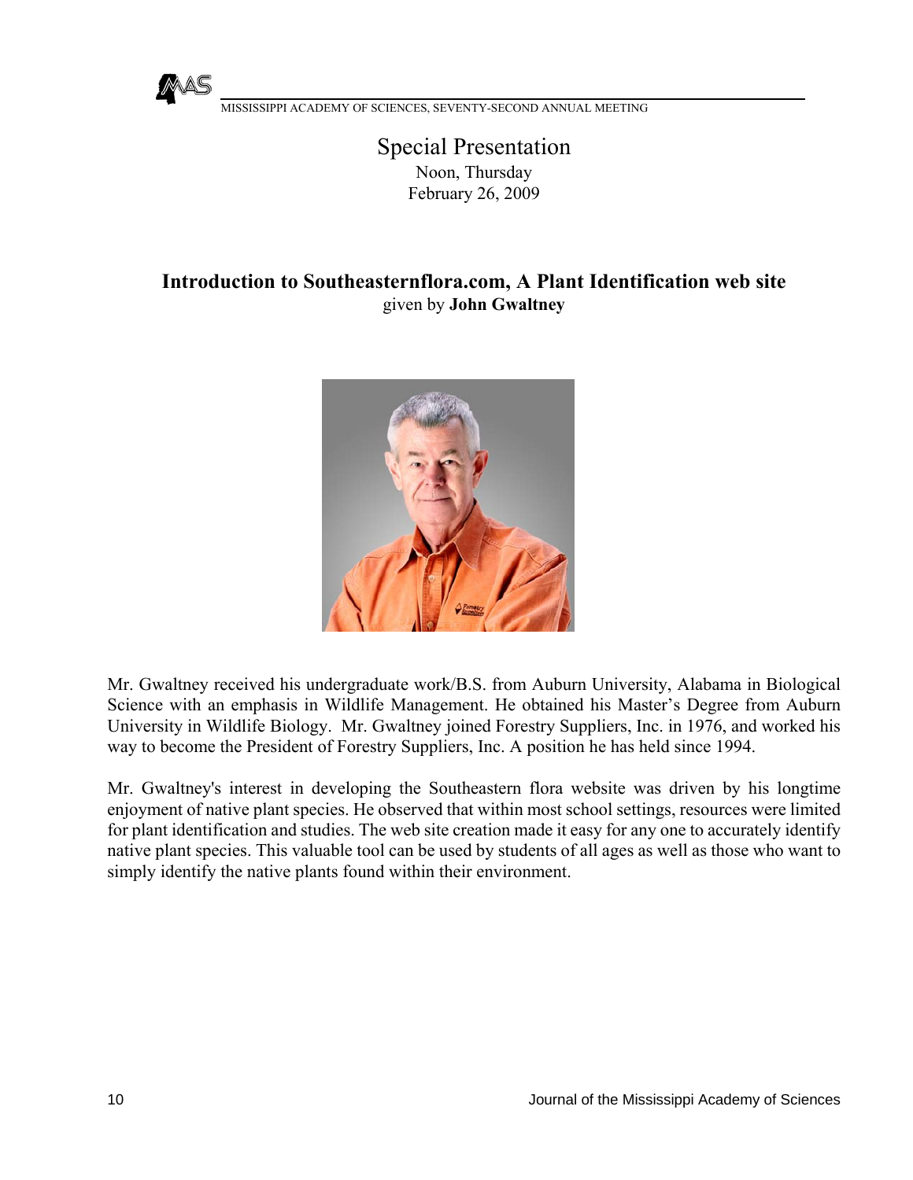## Special Presentation

Noon, Thursday
February 26, 2009

### Introduction to Southeasternflora.com, A Plant Identification web site

given by **John Gwaltney**

Mr. Gwaltney received his undergraduate work/B.S. from Auburn University, Alabama in Biological Science with an emphasis in Wildlife Management. He obtained his Master's Degree from Auburn University in Wildlife Biology. Mr. Gwaltney joined Forestry Suppliers, Inc. in 1976, and worked his way to become the President of Forestry Suppliers, Inc. A position he has held since 1994.

Mr. Gwaltney's interest in developing the Southeastern flora website was driven by his longtime enjoyment of native plant species. He observed that within most school settings, resources were limited for plant identification and studies. The web site creation made it easy for any one to accurately identify native plant species. This valuable tool can be used by students of all ages as well as those who want to simply identify the native plants found within their environment.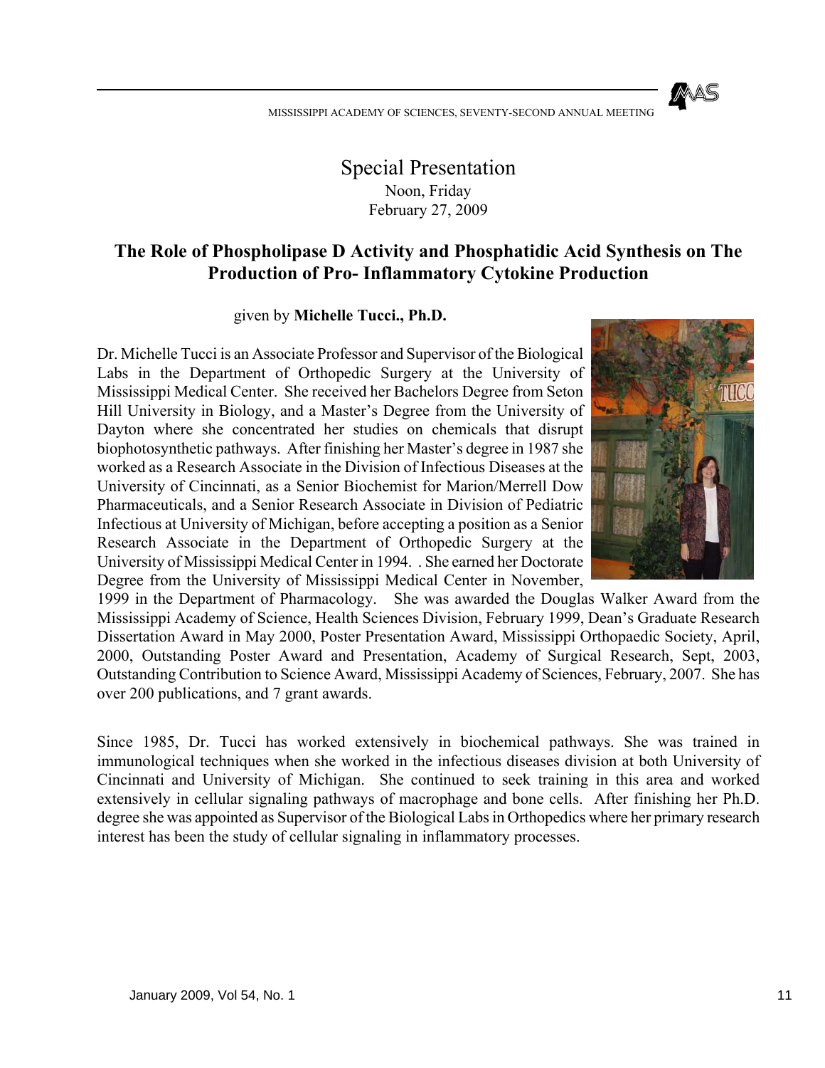## Special Presentation

Noon, Friday
February 27, 2009

### The Role of Phospholipase D Activity and Phosphatidic Acid Synthesis on The Production of Pro- Inflammatory Cytokine Production

given by **Michelle Tucci., Ph.D.**

Dr. Michelle Tucci is an Associate Professor and Supervisor of the Biological Labs in the Department of Orthopedic Surgery at the University of Mississippi Medical Center. She received her Bachelors Degree from Seton Hill University in Biology, and a Master's Degree from the University of Dayton where she concentrated her studies on chemicals that disrupt biophotosynthetic pathways. After finishing her Master's degree in 1987 she worked as a Research Associate in the Division of Infectious Diseases at the University of Cincinnati, as a Senior Biochemist for Marion/Merrell Dow Pharmaceuticals, and a Senior Research Associate in Division of Pediatric Infectious at University of Michigan, before accepting a position as a Senior Research Associate in the Department of Orthopedic Surgery at the University of Mississippi Medical Center in 1994. . She earned her Doctorate Degree from the University of Mississippi Medical Center in November, 1999 in the Department of Pharmacology. She was awarded the Douglas Walker Award from the Mississippi Academy of Science, Health Sciences Division, February 1999, Dean's Graduate Research Dissertation Award in May 2000, Poster Presentation Award, Mississippi Orthopaedic Society, April, 2000, Outstanding Poster Award and Presentation, Academy of Surgical Research, Sept, 2003, Outstanding Contribution to Science Award, Mississippi Academy of Sciences, February, 2007. She has over 200 publications, and 7 grant awards.

Since 1985, Dr. Tucci has worked extensively in biochemical pathways. She was trained in immunological techniques when she worked in the infectious diseases division at both University of Cincinnati and University of Michigan. She continued to seek training in this area and worked extensively in cellular signaling pathways of macrophage and bone cells. After finishing her Ph.D. degree she was appointed as Supervisor of the Biological Labs in Orthopedics where her primary research interest has been the study of cellular signaling in inflammatory processes.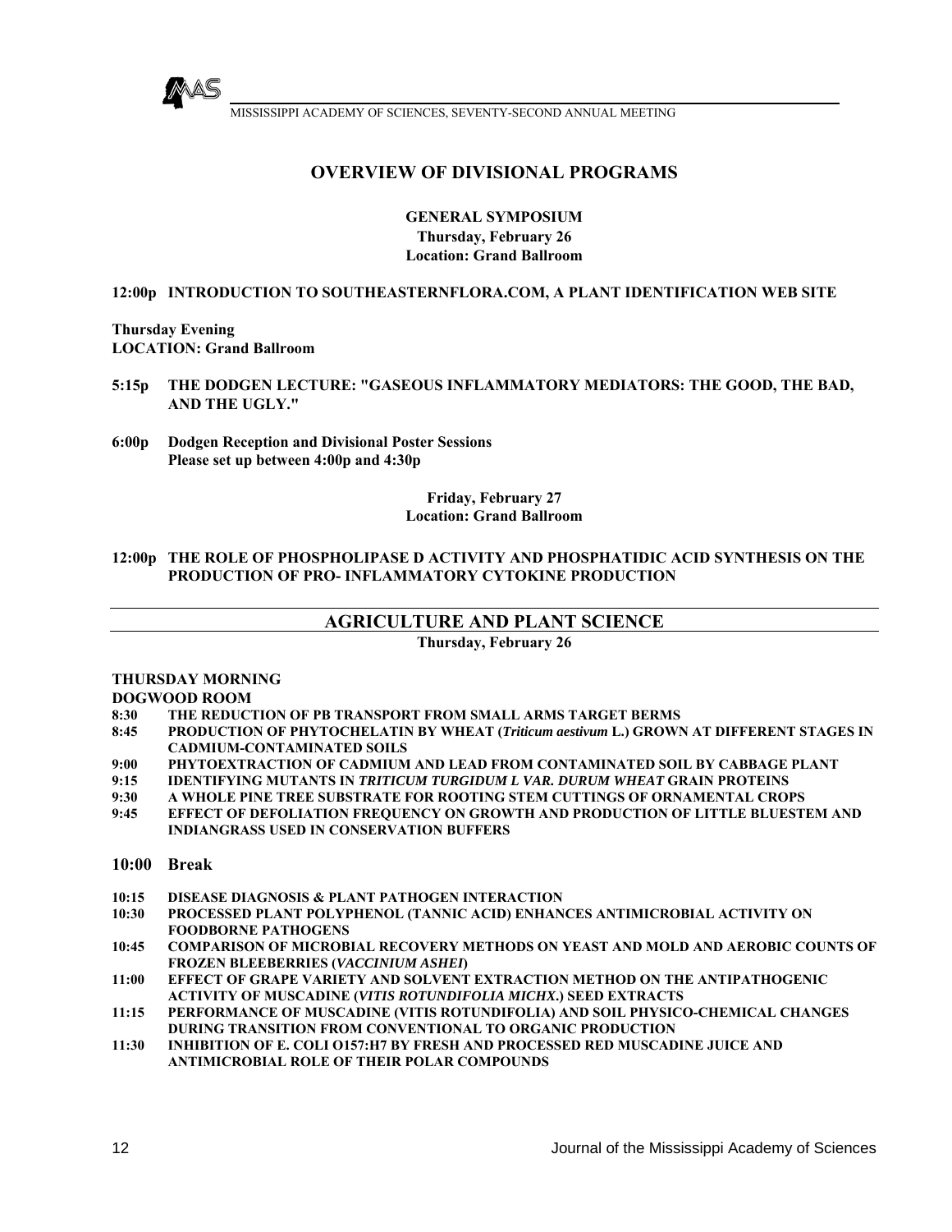# OVERVIEW OF DIVISIONAL PROGRAMS

**GENERAL SYMPOSIUM**
**Thursday, February 26**
**Location: Grand Ballroom**

**12:00p INTRODUCTION TO SOUTHEASTERNFLORA.COM, A PLANT IDENTIFICATION WEB SITE**

**Thursday Evening**
**LOCATION: Grand Ballroom**

**5:15p THE DODGEN LECTURE: "GASEOUS INFLAMMATORY MEDIATORS: THE GOOD, THE BAD, AND THE UGLY."**

**6:00p Dodgen Reception and Divisional Poster Sessions**
**Please set up between 4:00p and 4:30p**

**Friday, February 27**
**Location: Grand Ballroom**

**12:00p THE ROLE OF PHOSPHOLIPASE D ACTIVITY AND PHOSPHATIDIC ACID SYNTHESIS ON THE PRODUCTION OF PRO- INFLAMMATORY CYTOKINE PRODUCTION**

## AGRICULTURE AND PLANT SCIENCE

**Thursday, February 26**

**THURSDAY MORNING**

**DOGWOOD ROOM**

**8:30** THE REDUCTION OF PB TRANSPORT FROM SMALL ARMS TARGET BERMS
**8:45** PRODUCTION OF PHYTOCHELATIN BY WHEAT (*Triticum aestivum* L.) GROWN AT DIFFERENT STAGES IN CADMIUM-CONTAMINATED SOILS
**9:00** PHYTOEXTRACTION OF CADMIUM AND LEAD FROM CONTAMINATED SOIL BY CABBAGE PLANT
**9:15** IDENTIFYING MUTANTS IN *TRITICUM TURGIDUM L VAR. DURUM WHEAT* GRAIN PROTEINS
**9:30** A WHOLE PINE TREE SUBSTRATE FOR ROOTING STEM CUTTINGS OF ORNAMENTAL CROPS
**9:45** EFFECT OF DEFOLIATION FREQUENCY ON GROWTH AND PRODUCTION OF LITTLE BLUESTEM AND INDIANGRASS USED IN CONSERVATION BUFFERS

**10:00 Break**

**10:15** DISEASE DIAGNOSIS & PLANT PATHOGEN INTERACTION
**10:30** PROCESSED PLANT POLYPHENOL (TANNIC ACID) ENHANCES ANTIMICROBIAL ACTIVITY ON FOODBORNE PATHOGENS
**10:45** COMPARISON OF MICROBIAL RECOVERY METHODS ON YEAST AND MOLD AND AEROBIC COUNTS OF FROZEN BLEEBERRIES (*VACCINIUM ASHEI*)
**11:00** EFFECT OF GRAPE VARIETY AND SOLVENT EXTRACTION METHOD ON THE ANTIPATHOGENIC ACTIVITY OF MUSCADINE (*VITIS ROTUNDIFOLIA MICHX*.) SEED EXTRACTS
**11:15** PERFORMANCE OF MUSCADINE (VITIS ROTUNDIFOLIA) AND SOIL PHYSICO-CHEMICAL CHANGES DURING TRANSITION FROM CONVENTIONAL TO ORGANIC PRODUCTION
**11:30** INHIBITION OF E. COLI O157:H7 BY FRESH AND PROCESSED RED MUSCADINE JUICE AND ANTIMICROBIAL ROLE OF THEIR POLAR COMPOUNDS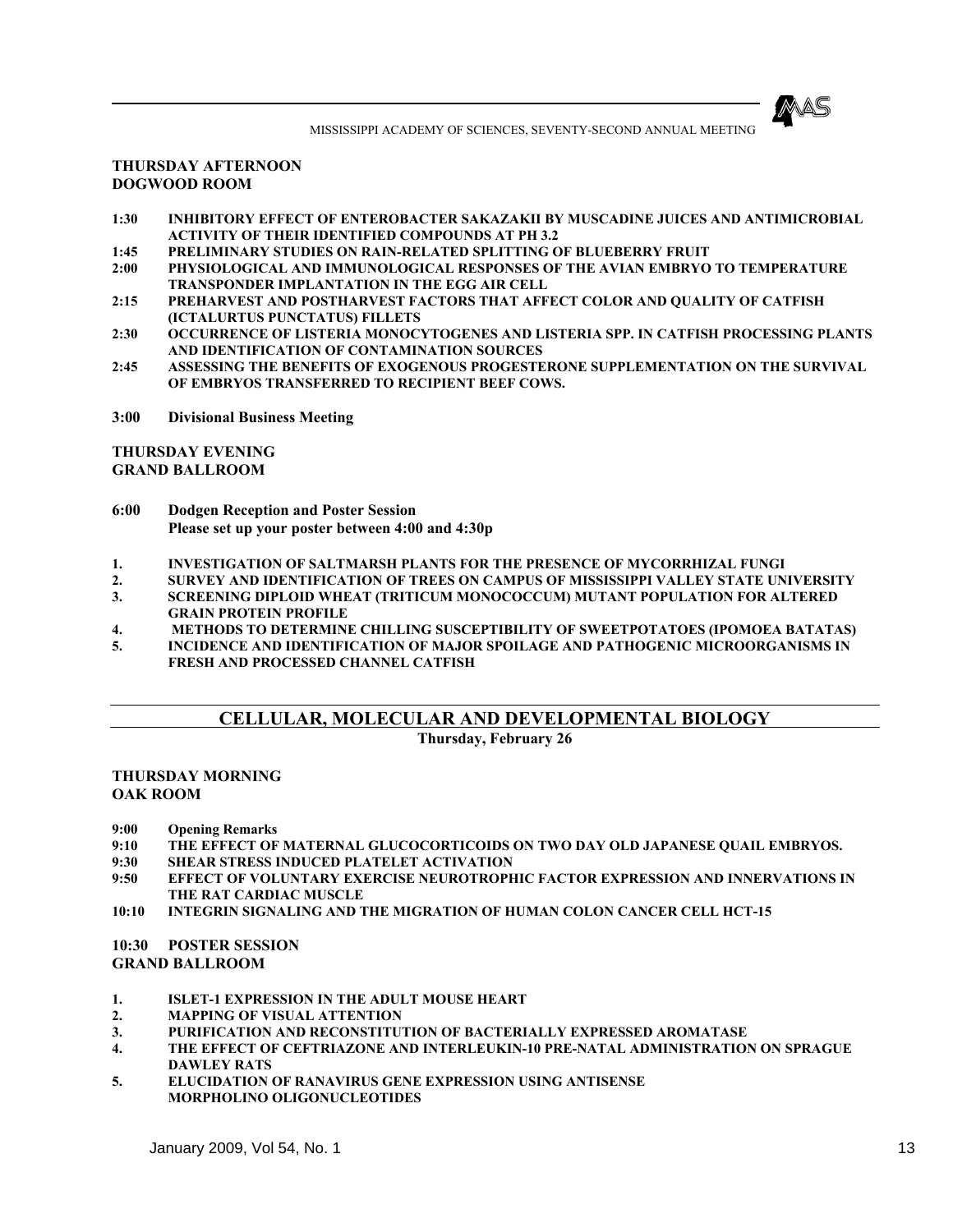**THURSDAY AFTERNOON**
**DOGWOOD ROOM**

**1:30** **INHIBITORY EFFECT OF ENTEROBACTER SAKAZAKII BY MUSCADINE JUICES AND ANTIMICROBIAL ACTIVITY OF THEIR IDENTIFIED COMPOUNDS AT PH 3.2**
**1:45** **PRELIMINARY STUDIES ON RAIN-RELATED SPLITTING OF BLUEBERRY FRUIT**
**2:00** **PHYSIOLOGICAL AND IMMUNOLOGICAL RESPONSES OF THE AVIAN EMBRYO TO TEMPERATURE TRANSPONDER IMPLANTATION IN THE EGG AIR CELL**
**2:15** **PREHARVEST AND POSTHARVEST FACTORS THAT AFFECT COLOR AND QUALITY OF CATFISH (ICTALURTUS PUNCTATUS) FILLETS**
**2:30** **OCCURRENCE OF LISTERIA MONOCYTOGENES AND LISTERIA SPP. IN CATFISH PROCESSING PLANTS AND IDENTIFICATION OF CONTAMINATION SOURCES**
**2:45** **ASSESSING THE BENEFITS OF EXOGENOUS PROGESTERONE SUPPLEMENTATION ON THE SURVIVAL OF EMBRYOS TRANSFERRED TO RECIPIENT BEEF COWS.**

**3:00** **Divisional Business Meeting**

**THURSDAY EVENING**
**GRAND BALLROOM**

**6:00** **Dodgen Reception and Poster Session**
**Please set up your poster between 4:00 and 4:30p**

1. **INVESTIGATION OF SALTMARSH PLANTS FOR THE PRESENCE OF MYCORRHIZAL FUNGI**
2. **SURVEY AND IDENTIFICATION OF TREES ON CAMPUS OF MISSISSIPPI VALLEY STATE UNIVERSITY**
3. **SCREENING DIPLOID WHEAT (TRITICUM MONOCOCCUM) MUTANT POPULATION FOR ALTERED GRAIN PROTEIN PROFILE**
4. **METHODS TO DETERMINE CHILLING SUSCEPTIBILITY OF SWEETPOTATOES (IPOMOEA BATATAS)**
5. **INCIDENCE AND IDENTIFICATION OF MAJOR SPOILAGE AND PATHOGENIC MICROORGANISMS IN FRESH AND PROCESSED CHANNEL CATFISH**

## CELLULAR, MOLECULAR AND DEVELOPMENTAL BIOLOGY

**Thursday, February 26**

**THURSDAY MORNING**
**OAK ROOM**

**9:00** **Opening Remarks**
**9:10** **THE EFFECT OF MATERNAL GLUCOCORTICOIDS ON TWO DAY OLD JAPANESE QUAIL EMBRYOS.**
**9:30** **SHEAR STRESS INDUCED PLATELET ACTIVATION**
**9:50** **EFFECT OF VOLUNTARY EXERCISE NEUROTROPHIC FACTOR EXPRESSION AND INNERVATIONS IN THE RAT CARDIAC MUSCLE**
**10:10** **INTEGRIN SIGNALING AND THE MIGRATION OF HUMAN COLON CANCER CELL HCT-15**

**10:30** **POSTER SESSION**
**GRAND BALLROOM**

1. **ISLET-1 EXPRESSION IN THE ADULT MOUSE HEART**
2. **MAPPING OF VISUAL ATTENTION**
3. **PURIFICATION AND RECONSTITUTION OF BACTERIALLY EXPRESSED AROMATASE**
4. **THE EFFECT OF CEFTRIAZONE AND INTERLEUKIN-10 PRE-NATAL ADMINISTRATION ON SPRAGUE DAWLEY RATS**
5. **ELUCIDATION OF RANAVIRUS GENE EXPRESSION USING ANTISENSE MORPHOLINO OLIGONUCLEOTIDES**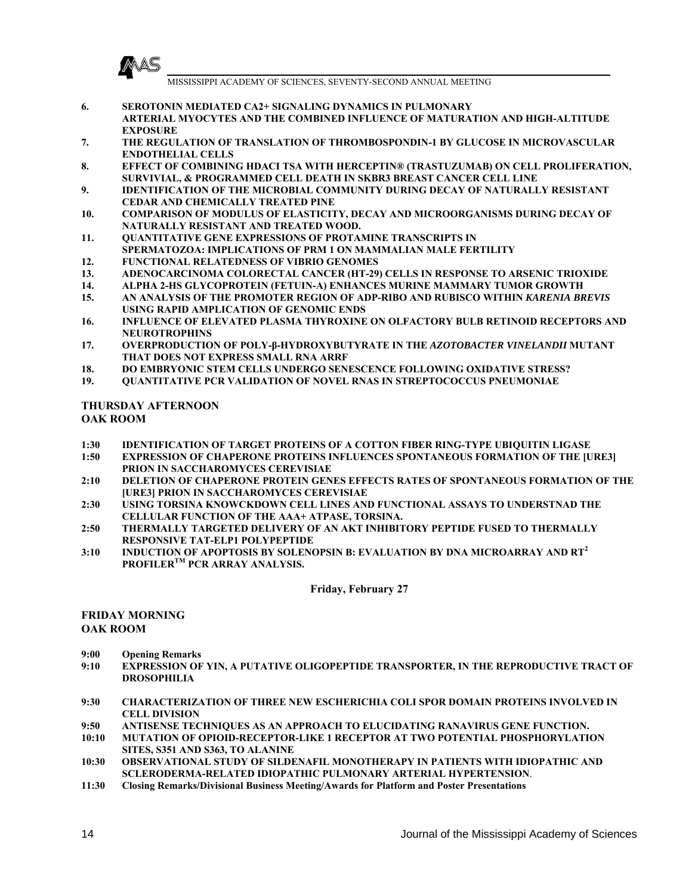6. **SEROTONIN MEDIATED CA2+ SIGNALING DYNAMICS IN PULMONARY ARTERIAL MYOCYTES AND THE COMBINED INFLUENCE OF MATURATION AND HIGH-ALTITUDE EXPOSURE**
7. **THE REGULATION OF TRANSLATION OF THROMBOSPONDIN-1 BY GLUCOSE IN MICROVASCULAR ENDOTHELIAL CELLS**
8. **EFFECT OF COMBINING HDACI TSA WITH HERCEPTIN® (TRASTUZUMAB) ON CELL PROLIFERATION, SURVIVIAL, & PROGRAMMED CELL DEATH IN SKBR3 BREAST CANCER CELL LINE**
9. **IDENTIFICATION OF THE MICROBIAL COMMUNITY DURING DECAY OF NATURALLY RESISTANT CEDAR AND CHEMICALLY TREATED PINE**
10. **COMPARISON OF MODULUS OF ELASTICITY, DECAY AND MICROORGANISMS DURING DECAY OF NATURALLY RESISTANT AND TREATED WOOD.**
11. **QUANTITATIVE GENE EXPRESSIONS OF PROTAMINE TRANSCRIPTS IN SPERMATOZOA: IMPLICATIONS OF PRM 1 ON MAMMALIAN MALE FERTILITY**
12. **FUNCTIONAL RELATEDNESS OF VIBRIO GENOMES**
13. **ADENOCARCINOMA COLORECTAL CANCER (HT-29) CELLS IN RESPONSE TO ARSENIC TRIOXIDE**
14. **ALPHA 2-HS GLYCOPROTEIN (FETUIN-A) ENHANCES MURINE MAMMARY TUMOR GROWTH**
15. **AN ANALYSIS OF THE PROMOTER REGION OF ADP-RIBO AND RUBISCO WITHIN *KARENIA BREVIS* USING RAPID AMPLICATION OF GENOMIC ENDS**
16. **INFLUENCE OF ELEVATED PLASMA THYROXINE ON OLFACTORY BULB RETINOID RECEPTORS AND NEUROTROPHINS**
17. **OVERPRODUCTION OF POLY-β-HYDROXYBUTYRATE IN THE *AZOTOBACTER VINELANDII* MUTANT THAT DOES NOT EXPRESS SMALL RNA ARRF**
18. **DO EMBRYONIC STEM CELLS UNDERGO SENESCENCE FOLLOWING OXIDATIVE STRESS?**
19. **QUANTITATIVE PCR VALIDATION OF NOVEL RNAS IN STREPTOCOCCUS PNEUMONIAE**

**THURSDAY AFTERNOON**
**OAK ROOM**

- **1:30** **IDENTIFICATION OF TARGET PROTEINS OF A COTTON FIBER RING-TYPE UBIQUITIN LIGASE**
- **1:50** **EXPRESSION OF CHAPERONE PROTEINS INFLUENCES SPONTANEOUS FORMATION OF THE [URE3] PRION IN SACCHAROMYCES CEREVISIAE**
- **2:10** **DELETION OF CHAPERONE PROTEIN GENES EFFECTS RATES OF SPONTANEOUS FORMATION OF THE [URE3] PRION IN SACCHAROMYCES CEREVISIAE**
- **2:30** **USING TORSINA KNOWCKDOWN CELL LINES AND FUNCTIONAL ASSAYS TO UNDERSTNAD THE CELLULAR FUNCTION OF THE AAA+ ATPASE, TORSINA.**
- **2:50** **THERMALLY TARGETED DELIVERY OF AN AKT INHIBITORY PEPTIDE FUSED TO THERMALLY RESPONSIVE TAT-ELP1 POLYPEPTIDE**
- **3:10** **INDUCTION OF APOPTOSIS BY SOLENOPSIN B: EVALUATION BY DNA MICROARRAY AND RT$^2$ PROFILER$^{TM}$ PCR ARRAY ANALYSIS.**

**Friday, February 27**

**FRIDAY MORNING**
**OAK ROOM**

- **9:00** **Opening Remarks**
- **9:10** **EXPRESSION OF YIN, A PUTATIVE OLIGOPEPTIDE TRANSPORTER, IN THE REPRODUCTIVE TRACT OF DROSOPHILIA**
- **9:30** **CHARACTERIZATION OF THREE NEW ESCHERICHIA COLI SPOR DOMAIN PROTEINS INVOLVED IN CELL DIVISION**
- **9:50** **ANTISENSE TECHNIQUES AS AN APPROACH TO ELUCIDATING RANAVIRUS GENE FUNCTION.**
- **10:10** **MUTATION OF OPIOID-RECEPTOR-LIKE 1 RECEPTOR AT TWO POTENTIAL PHOSPHORYLATION SITES, S351 AND S363, TO ALANINE**
- **10:30** **OBSERVATIONAL STUDY OF SILDENAFIL MONOTHERAPY IN PATIENTS WITH IDIOPATHIC AND SCLERODERMA-RELATED IDIOPATHIC PULMONARY ARTERIAL HYPERTENSION**.
- **11:30** **Closing Remarks/Divisional Business Meeting/Awards for Platform and Poster Presentations**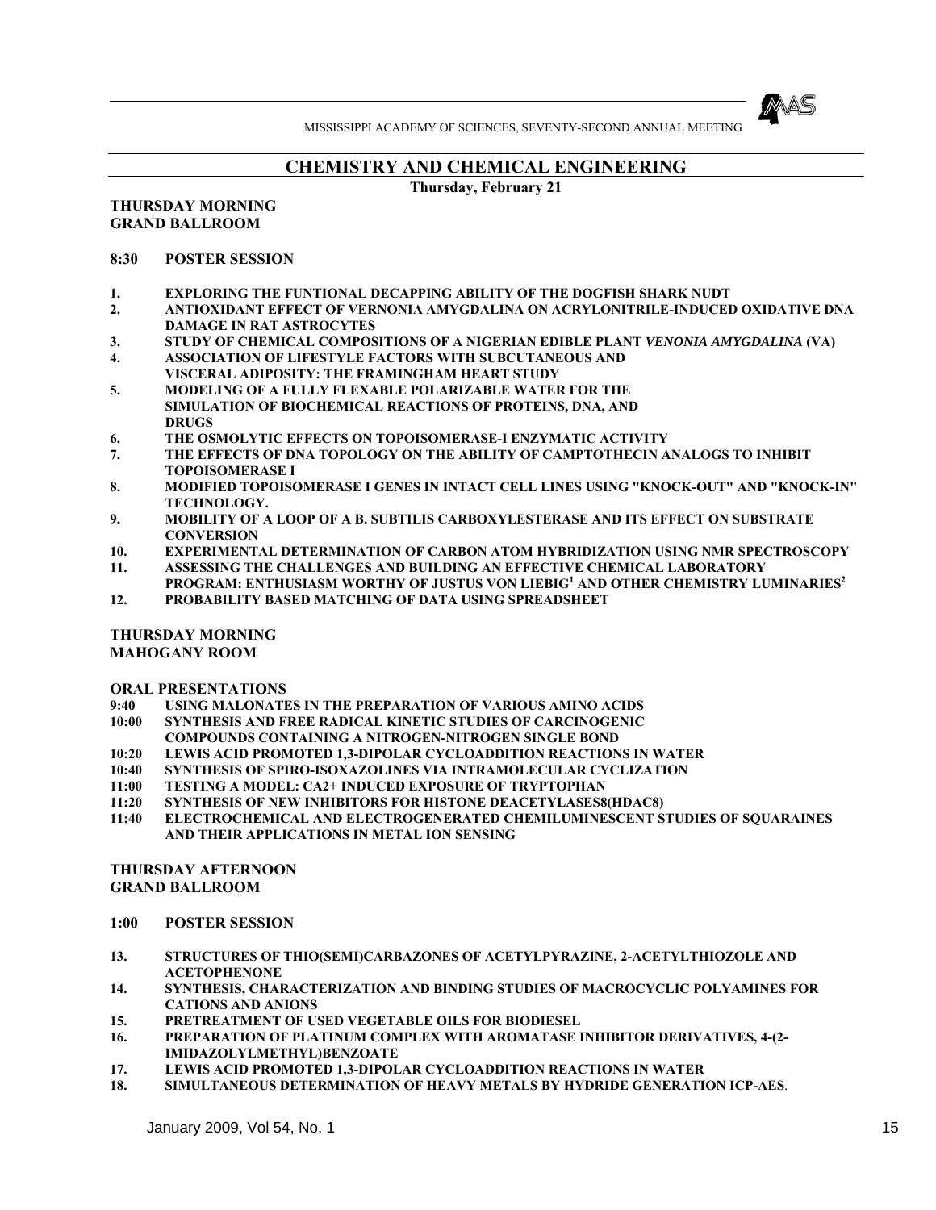## CHEMISTRY AND CHEMICAL ENGINEERING

**Thursday, February 21**

**THURSDAY MORNING**
**GRAND BALLROOM**

**8:30 POSTER SESSION**

1. **EXPLORING THE FUNTIONAL DECAPPING ABILITY OF THE DOGFISH SHARK NUDT**
2. **ANTIOXIDANT EFFECT OF VERNONIA AMYGDALINA ON ACRYLONITRILE-INDUCED OXIDATIVE DNA DAMAGE IN RAT ASTROCYTES**
3. **STUDY OF CHEMICAL COMPOSITIONS OF A NIGERIAN EDIBLE PLANT *VENONIA AMYGDALINA* (VA)**
4. **ASSOCIATION OF LIFESTYLE FACTORS WITH SUBCUTANEOUS AND VISCERAL ADIPOSITY: THE FRAMINGHAM HEART STUDY**
5. **MODELING OF A FULLY FLEXABLE POLARIZABLE WATER FOR THE SIMULATION OF BIOCHEMICAL REACTIONS OF PROTEINS, DNA, AND DRUGS**
6. **THE OSMOLYTIC EFFECTS ON TOPOISOMERASE-I ENZYMATIC ACTIVITY**
7. **THE EFFECTS OF DNA TOPOLOGY ON THE ABILITY OF CAMPTOTHECIN ANALOGS TO INHIBIT TOPOISOMERASE I**
8. **MODIFIED TOPOISOMERASE I GENES IN INTACT CELL LINES USING "KNOCK-OUT" AND "KNOCK-IN" TECHNOLOGY.**
9. **MOBILITY OF A LOOP OF A B. SUBTILIS CARBOXYLESTERASE AND ITS EFFECT ON SUBSTRATE CONVERSION**
10. **EXPERIMENTAL DETERMINATION OF CARBON ATOM HYBRIDIZATION USING NMR SPECTROSCOPY**
11. **ASSESSING THE CHALLENGES AND BUILDING AN EFFECTIVE CHEMICAL LABORATORY PROGRAM: ENTHUSIASM WORTHY OF JUSTUS VON LIEBIG[1] AND OTHER CHEMISTRY LUMINARIES[2]**
12. **PROBABILITY BASED MATCHING OF DATA USING SPREADSHEET**

**THURSDAY MORNING**
**MAHOGANY ROOM**

**ORAL PRESENTATIONS**

**9:40** **USING MALONATES IN THE PREPARATION OF VARIOUS AMINO ACIDS**
**10:00** **SYNTHESIS AND FREE RADICAL KINETIC STUDIES OF CARCINOGENIC COMPOUNDS CONTAINING A NITROGEN-NITROGEN SINGLE BOND**
**10:20** **LEWIS ACID PROMOTED 1,3-DIPOLAR CYCLOADDITION REACTIONS IN WATER**
**10:40** **SYNTHESIS OF SPIRO-ISOXAZOLINES VIA INTRAMOLECULAR CYCLIZATION**
**11:00** **TESTING A MODEL: CA2+ INDUCED EXPOSURE OF TRYPTOPHAN**
**11:20** **SYNTHESIS OF NEW INHIBITORS FOR HISTONE DEACETYLASES8(HDAC8)**
**11:40** **ELECTROCHEMICAL AND ELECTROGENERATED CHEMILUMINESCENT STUDIES OF SQUARAINES AND THEIR APPLICATIONS IN METAL ION SENSING**

**THURSDAY AFTERNOON**
**GRAND BALLROOM**

**1:00 POSTER SESSION**

13. **STRUCTURES OF THIO(SEMI)CARBAZONES OF ACETYLPYRAZINE, 2-ACETYLTHIOZOLE AND ACETOPHENONE**
14. **SYNTHESIS, CHARACTERIZATION AND BINDING STUDIES OF MACROCYCLIC POLYAMINES FOR CATIONS AND ANIONS**
15. **PRETREATMENT OF USED VEGETABLE OILS FOR BIODIESEL**
16. **PREPARATION OF PLATINUM COMPLEX WITH AROMATASE INHIBITOR DERIVATIVES, 4-(2-IMIDAZOLYLMETHYL)BENZOATE**
17. **LEWIS ACID PROMOTED 1,3-DIPOLAR CYCLOADDITION REACTIONS IN WATER**
18. **SIMULTANEOUS DETERMINATION OF HEAVY METALS BY HYDRIDE GENERATION ICP-AES**.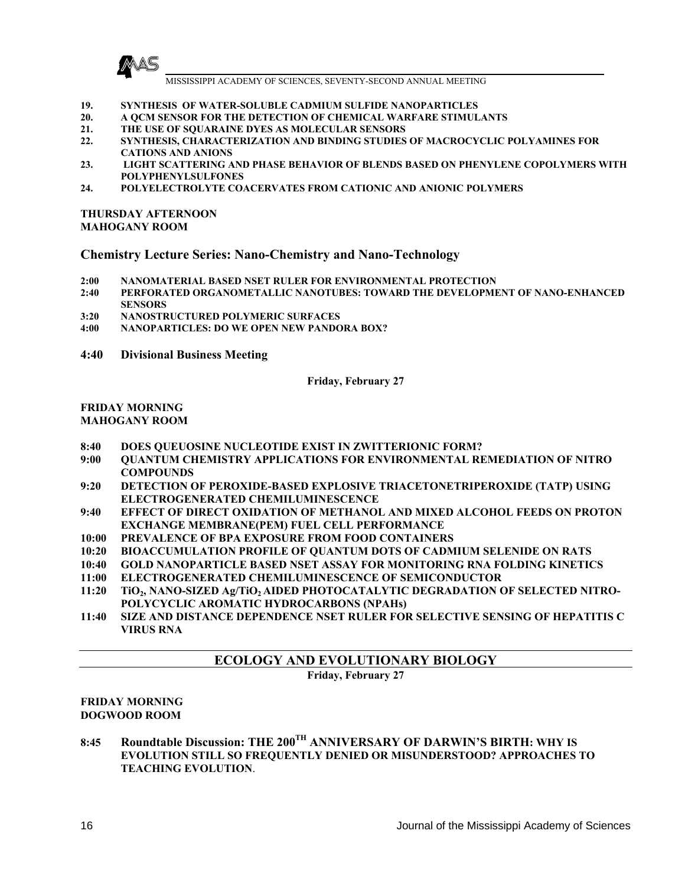19. SYNTHESIS OF WATER-SOLUBLE CADMIUM SULFIDE NANOPARTICLES
20. A QCM SENSOR FOR THE DETECTION OF CHEMICAL WARFARE STIMULANTS
21. THE USE OF SQUARAINE DYES AS MOLECULAR SENSORS
22. SYNTHESIS, CHARACTERIZATION AND BINDING STUDIES OF MACROCYCLIC POLYAMINES FOR CATIONS AND ANIONS
23. LIGHT SCATTERING AND PHASE BEHAVIOR OF BLENDS BASED ON PHENYLENE COPOLYMERS WITH POLYPHENYLSULFONES
24. POLYELECTROLYTE COACERVATES FROM CATIONIC AND ANIONIC POLYMERS

**THURSDAY AFTERNOON**
**MAHOGANY ROOM**

## Chemistry Lecture Series: Nano-Chemistry and Nano-Technology

**2:00** NANOMATERIAL BASED NSET RULER FOR ENVIRONMENTAL PROTECTION
**2:40** PERFORATED ORGANOMETALLIC NANOTUBES: TOWARD THE DEVELOPMENT OF NANO-ENHANCED SENSORS
**3:20** NANOSTRUCTURED POLYMERIC SURFACES
**4:00** NANOPARTICLES: DO WE OPEN NEW PANDORA BOX?

**4:40 Divisional Business Meeting**

**Friday, February 27**

**FRIDAY MORNING**
**MAHOGANY ROOM**

**8:40** DOES QUEUOSINE NUCLEOTIDE EXIST IN ZWITTERIONIC FORM?
**9:00** QUANTUM CHEMISTRY APPLICATIONS FOR ENVIRONMENTAL REMEDIATION OF NITRO COMPOUNDS
**9:20** DETECTION OF PEROXIDE-BASED EXPLOSIVE TRIACETONETRIPEROXIDE (TATP) USING ELECTROGENERATED CHEMILUMINESCENCE
**9:40** EFFECT OF DIRECT OXIDATION OF METHANOL AND MIXED ALCOHOL FEEDS ON PROTON EXCHANGE MEMBRANE(PEM) FUEL CELL PERFORMANCE
**10:00** PREVALENCE OF BPA EXPOSURE FROM FOOD CONTAINERS
**10:20** BIOACCUMULATION PROFILE OF QUANTUM DOTS OF CADMIUM SELENIDE ON RATS
**10:40** GOLD NANOPARTICLE BASED NSET ASSAY FOR MONITORING RNA FOLDING KINETICS
**11:00** ELECTROGENERATED CHEMILUMINESCENCE OF SEMICONDUCTOR
**11:20** $TiO_2$, NANO-SIZED $Ag/TiO_2$ AIDED PHOTOCATALYTIC DEGRADATION OF SELECTED NITRO-POLYCYCLIC AROMATIC HYDROCARBONS (NPAHs)
**11:40** SIZE AND DISTANCE DEPENDENCE NSET RULER FOR SELECTIVE SENSING OF HEPATITIS C VIRUS RNA

## ECOLOGY AND EVOLUTIONARY BIOLOGY

**Friday, February 27**

**FRIDAY MORNING**
**DOGWOOD ROOM**

**8:45 Roundtable Discussion: THE 200$^{TH}$ ANNIVERSARY OF DARWIN'S BIRTH: WHY IS EVOLUTION STILL SO FREQUENTLY DENIED OR MISUNDERSTOOD? APPROACHES TO TEACHING EVOLUTION**.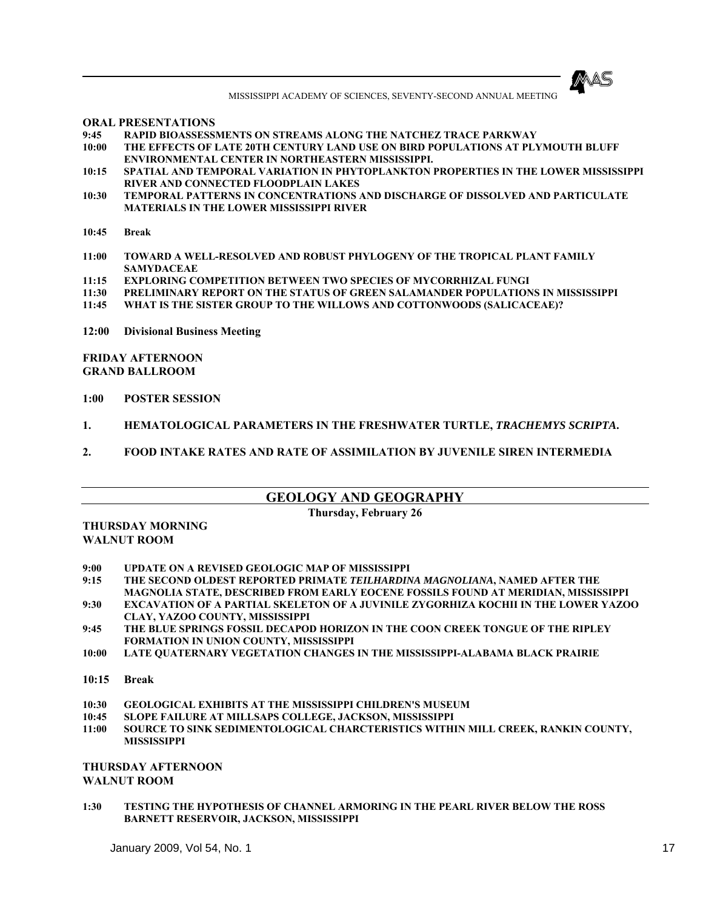**ORAL PRESENTATIONS**

**9:45** **RAPID BIOASSESSMENTS ON STREAMS ALONG THE NATCHEZ TRACE PARKWAY**

**10:00** **THE EFFECTS OF LATE 20TH CENTURY LAND USE ON BIRD POPULATIONS AT PLYMOUTH BLUFF ENVIRONMENTAL CENTER IN NORTHEASTERN MISSISSIPPI.**

**10:15** **SPATIAL AND TEMPORAL VARIATION IN PHYTOPLANKTON PROPERTIES IN THE LOWER MISSISSIPPI RIVER AND CONNECTED FLOODPLAIN LAKES**

**10:30** **TEMPORAL PATTERNS IN CONCENTRATIONS AND DISCHARGE OF DISSOLVED AND PARTICULATE MATERIALS IN THE LOWER MISSISSIPPI RIVER**

**10:45** **Break**

**11:00** **TOWARD A WELL-RESOLVED AND ROBUST PHYLOGENY OF THE TROPICAL PLANT FAMILY SAMYDACEAE**

**11:15** **EXPLORING COMPETITION BETWEEN TWO SPECIES OF MYCORRHIZAL FUNGI**

**11:30** **PRELIMINARY REPORT ON THE STATUS OF GREEN SALAMANDER POPULATIONS IN MISSISSIPPI**

**11:45** **WHAT IS THE SISTER GROUP TO THE WILLOWS AND COTTONWOODS (SALICACEAE)?**

**12:00** **Divisional Business Meeting**

**FRIDAY AFTERNOON**
**GRAND BALLROOM**

**1:00** **POSTER SESSION**

**1.** **HEMATOLOGICAL PARAMETERS IN THE FRESHWATER TURTLE, *TRACHEMYS SCRIPTA*.**

**2.** **FOOD INTAKE RATES AND RATE OF ASSIMILATION BY JUVENILE SIREN INTERMEDIA**

## GEOLOGY AND GEOGRAPHY

**Thursday, February 26**

**THURSDAY MORNING**
**WALNUT ROOM**

**9:00** **UPDATE ON A REVISED GEOLOGIC MAP OF MISSISSIPPI**

**9:15** **THE SECOND OLDEST REPORTED PRIMATE *TEILHARDINA MAGNOLIANA*, NAMED AFTER THE MAGNOLIA STATE, DESCRIBED FROM EARLY EOCENE FOSSILS FOUND AT MERIDIAN, MISSISSIPPI**

**9:30** **EXCAVATION OF A PARTIAL SKELETON OF A JUVINILE ZYGORHIZA KOCHII IN THE LOWER YAZOO CLAY, YAZOO COUNTY, MISSISSIPPI**

**9:45** **THE BLUE SPRINGS FOSSIL DECAPOD HORIZON IN THE COON CREEK TONGUE OF THE RIPLEY FORMATION IN UNION COUNTY, MISSISSIPPI**

**10:00** **LATE QUATERNARY VEGETATION CHANGES IN THE MISSISSIPPI-ALABAMA BLACK PRAIRIE**

**10:15** **Break**

**10:30** **GEOLOGICAL EXHIBITS AT THE MISSISSIPPI CHILDREN'S MUSEUM**

**10:45** **SLOPE FAILURE AT MILLSAPS COLLEGE, JACKSON, MISSISSIPPI**

**11:00** **SOURCE TO SINK SEDIMENTOLOGICAL CHARCTERISTICS WITHIN MILL CREEK, RANKIN COUNTY, MISSISSIPPI**

**THURSDAY AFTERNOON**
**WALNUT ROOM**

**1:30** **TESTING THE HYPOTHESIS OF CHANNEL ARMORING IN THE PEARL RIVER BELOW THE ROSS BARNETT RESERVOIR, JACKSON, MISSISSIPPI**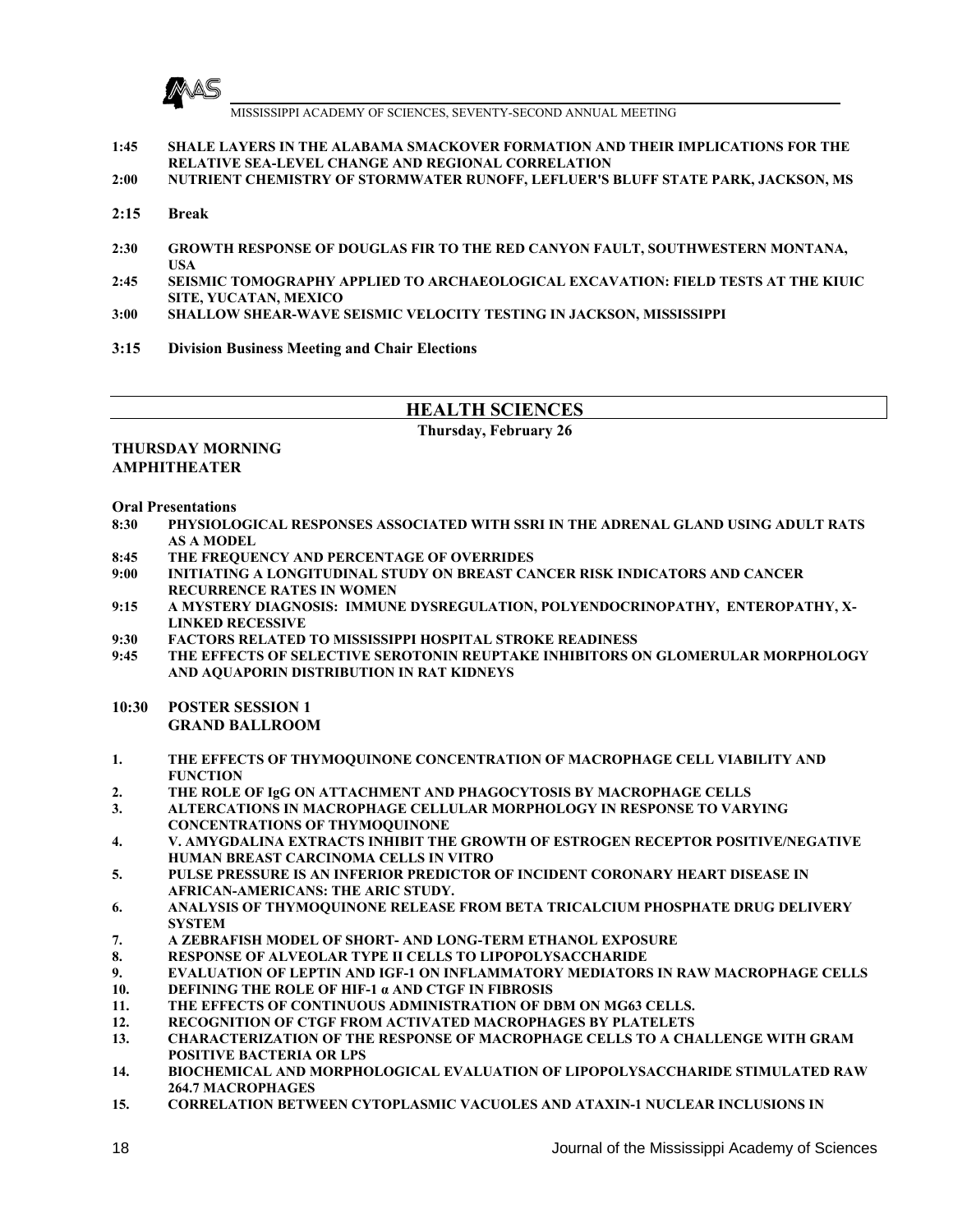1:45 SHALE LAYERS IN THE ALABAMA SMACKOVER FORMATION AND THEIR IMPLICATIONS FOR THE RELATIVE SEA-LEVEL CHANGE AND REGIONAL CORRELATION

2:00 NUTRIENT CHEMISTRY OF STORMWATER RUNOFF, LEFLUER'S BLUFF STATE PARK, JACKSON, MS

2:15 Break

2:30 GROWTH RESPONSE OF DOUGLAS FIR TO THE RED CANYON FAULT, SOUTHWESTERN MONTANA, USA

2:45 SEISMIC TOMOGRAPHY APPLIED TO ARCHAEOLOGICAL EXCAVATION: FIELD TESTS AT THE KIUIC SITE, YUCATAN, MEXICO

3:00 SHALLOW SHEAR-WAVE SEISMIC VELOCITY TESTING IN JACKSON, MISSISSIPPI

3:15 Division Business Meeting and Chair Elections

## HEALTH SCIENCES

**Thursday, February 26**

**THURSDAY MORNING**
**AMPHITHEATER**

**Oral Presentations**

8:30 PHYSIOLOGICAL RESPONSES ASSOCIATED WITH SSRI IN THE ADRENAL GLAND USING ADULT RATS AS A MODEL

8:45 THE FREQUENCY AND PERCENTAGE OF OVERRIDES

9:00 INITIATING A LONGITUDINAL STUDY ON BREAST CANCER RISK INDICATORS AND CANCER RECURRENCE RATES IN WOMEN

9:15 A MYSTERY DIAGNOSIS: IMMUNE DYSREGULATION, POLYENDOCRINOPATHY, ENTEROPATHY, X-LINKED RECESSIVE

9:30 FACTORS RELATED TO MISSISSIPPI HOSPITAL STROKE READINESS

9:45 THE EFFECTS OF SELECTIVE SEROTONIN REUPTAKE INHIBITORS ON GLOMERULAR MORPHOLOGY AND AQUAPORIN DISTRIBUTION IN RAT KIDNEYS

**10:30 POSTER SESSION 1**
**GRAND BALLROOM**

1. THE EFFECTS OF THYMOQUINONE CONCENTRATION OF MACROPHAGE CELL VIABILITY AND FUNCTION
2. THE ROLE OF IgG ON ATTACHMENT AND PHAGOCYTOSIS BY MACROPHAGE CELLS
3. ALTERCATIONS IN MACROPHAGE CELLULAR MORPHOLOGY IN RESPONSE TO VARYING CONCENTRATIONS OF THYMOQUINONE
4. V. AMYGDALINA EXTRACTS INHIBIT THE GROWTH OF ESTROGEN RECEPTOR POSITIVE/NEGATIVE HUMAN BREAST CARCINOMA CELLS IN VITRO
5. PULSE PRESSURE IS AN INFERIOR PREDICTOR OF INCIDENT CORONARY HEART DISEASE IN AFRICAN-AMERICANS: THE ARIC STUDY.
6. ANALYSIS OF THYMOQUINONE RELEASE FROM BETA TRICALCIUM PHOSPHATE DRUG DELIVERY SYSTEM
7. A ZEBRAFISH MODEL OF SHORT- AND LONG-TERM ETHANOL EXPOSURE
8. RESPONSE OF ALVEOLAR TYPE II CELLS TO LIPOPOLYSACCHARIDE
9. EVALUATION OF LEPTIN AND IGF-1 ON INFLAMMATORY MEDIATORS IN RAW MACROPHAGE CELLS
10. DEFINING THE ROLE OF HIF-1 α AND CTGF IN FIBROSIS
11. THE EFFECTS OF CONTINUOUS ADMINISTRATION OF DBM ON MG63 CELLS.
12. RECOGNITION OF CTGF FROM ACTIVATED MACROPHAGES BY PLATELETS
13. CHARACTERIZATION OF THE RESPONSE OF MACROPHAGE CELLS TO A CHALLENGE WITH GRAM POSITIVE BACTERIA OR LPS
14. BIOCHEMICAL AND MORPHOLOGICAL EVALUATION OF LIPOPOLYSACCHARIDE STIMULATED RAW 264.7 MACROPHAGES
15. CORRELATION BETWEEN CYTOPLASMIC VACUOLES AND ATAXIN-1 NUCLEAR INCLUSIONS IN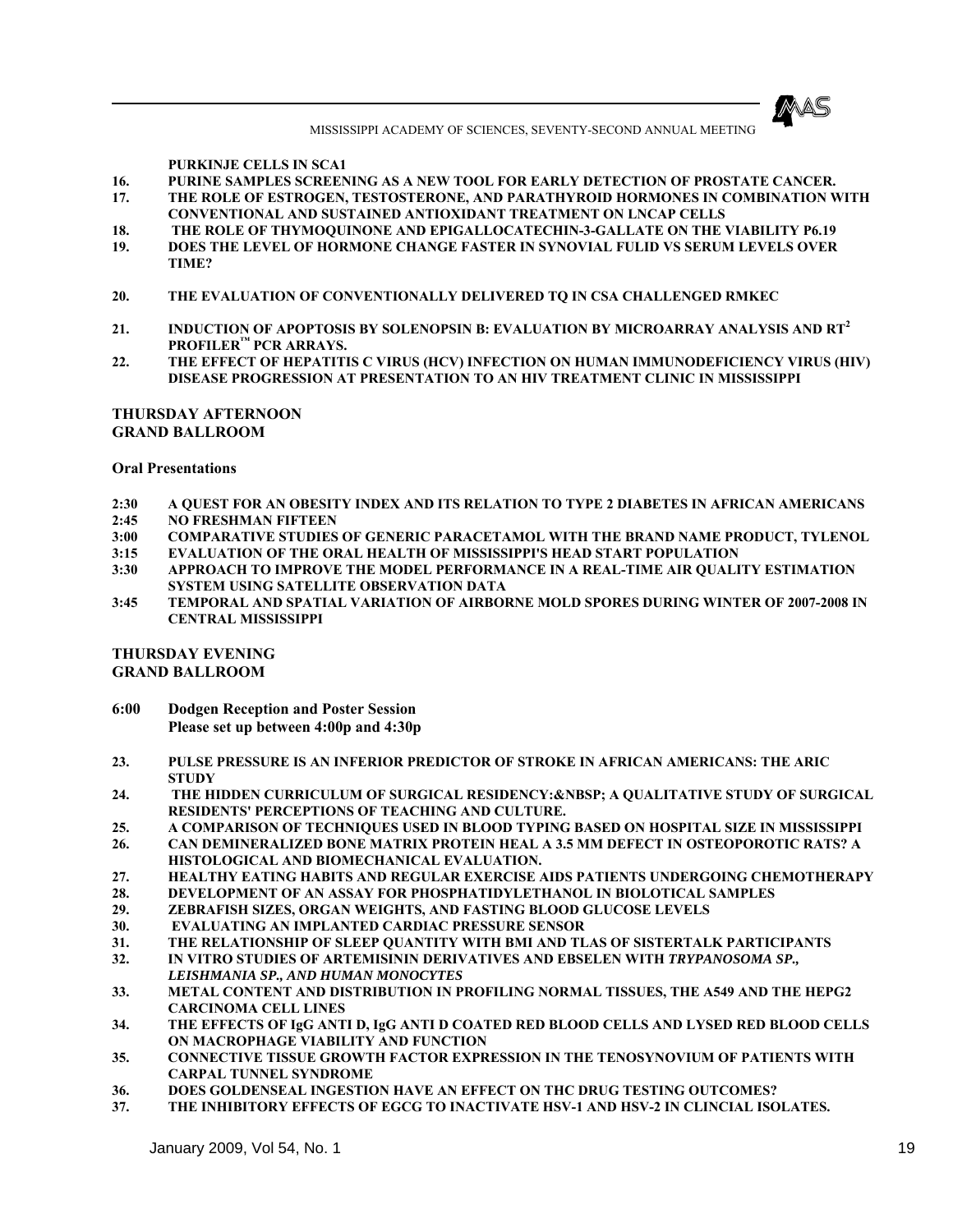PURKINJE CELLS IN SCA1

16. PURINE SAMPLES SCREENING AS A NEW TOOL FOR EARLY DETECTION OF PROSTATE CANCER.
17. THE ROLE OF ESTROGEN, TESTOSTERONE, AND PARATHYROID HORMONES IN COMBINATION WITH CONVENTIONAL AND SUSTAINED ANTIOXIDANT TREATMENT ON LNCAP CELLS
18. THE ROLE OF THYMOQUINONE AND EPIGALLOCATECHIN-3-GALLATE ON THE VIABILITY P6.19
19. DOES THE LEVEL OF HORMONE CHANGE FASTER IN SYNOVIAL FULID VS SERUM LEVELS OVER TIME?
20. THE EVALUATION OF CONVENTIONALLY DELIVERED TQ IN CSA CHALLENGED RMKEC
21. INDUCTION OF APOPTOSIS BY SOLENOPSIN B: EVALUATION BY MICROARRAY ANALYSIS AND RT² PROFILER™ PCR ARRAYS.
22. THE EFFECT OF HEPATITIS C VIRUS (HCV) INFECTION ON HUMAN IMMUNODEFICIENCY VIRUS (HIV) DISEASE PROGRESSION AT PRESENTATION TO AN HIV TREATMENT CLINIC IN MISSISSIPPI

**THURSDAY AFTERNOON**
**GRAND BALLROOM**

**Oral Presentations**

- **2:30** A QUEST FOR AN OBESITY INDEX AND ITS RELATION TO TYPE 2 DIABETES IN AFRICAN AMERICANS
- **2:45** NO FRESHMAN FIFTEEN
- **3:00** COMPARATIVE STUDIES OF GENERIC PARACETAMOL WITH THE BRAND NAME PRODUCT, TYLENOL
- **3:15** EVALUATION OF THE ORAL HEALTH OF MISSISSIPPI'S HEAD START POPULATION
- **3:30** APPROACH TO IMPROVE THE MODEL PERFORMANCE IN A REAL-TIME AIR QUALITY ESTIMATION SYSTEM USING SATELLITE OBSERVATION DATA
- **3:45** TEMPORAL AND SPATIAL VARIATION OF AIRBORNE MOLD SPORES DURING WINTER OF 2007-2008 IN CENTRAL MISSISSIPPI

**THURSDAY EVENING**
**GRAND BALLROOM**

**6:00 Dodgen Reception and Poster Session**
**Please set up between 4:00p and 4:30p**

23. PULSE PRESSURE IS AN INFERIOR PREDICTOR OF STROKE IN AFRICAN AMERICANS: THE ARIC STUDY
24. THE HIDDEN CURRICULUM OF SURGICAL RESIDENCY:&NBSP; A QUALITATIVE STUDY OF SURGICAL RESIDENTS' PERCEPTIONS OF TEACHING AND CULTURE.
25. A COMPARISON OF TECHNIQUES USED IN BLOOD TYPING BASED ON HOSPITAL SIZE IN MISSISSIPPI
26. CAN DEMINERALIZED BONE MATRIX PROTEIN HEAL A 3.5 MM DEFECT IN OSTEOPOROTIC RATS? A HISTOLOGICAL AND BIOMECHANICAL EVALUATION.
27. HEALTHY EATING HABITS AND REGULAR EXERCISE AIDS PATIENTS UNDERGOING CHEMOTHERAPY
28. DEVELOPMENT OF AN ASSAY FOR PHOSPHATIDYLETHANOL IN BIOLOTICAL SAMPLES
29. ZEBRAFISH SIZES, ORGAN WEIGHTS, AND FASTING BLOOD GLUCOSE LEVELS
30. EVALUATING AN IMPLANTED CARDIAC PRESSURE SENSOR
31. THE RELATIONSHIP OF SLEEP QUANTITY WITH BMI AND TLAS OF SISTERTALK PARTICIPANTS
32. IN VITRO STUDIES OF ARTEMISININ DERIVATIVES AND EBSELEN WITH *TRYPANOSOMA SP., LEISHMANIA SP., AND HUMAN MONOCYTES*
33. METAL CONTENT AND DISTRIBUTION IN PROFILING NORMAL TISSUES, THE A549 AND THE HEPG2 CARCINOMA CELL LINES
34. THE EFFECTS OF IgG ANTI D, IgG ANTI D COATED RED BLOOD CELLS AND LYSED RED BLOOD CELLS ON MACROPHAGE VIABILITY AND FUNCTION
35. CONNECTIVE TISSUE GROWTH FACTOR EXPRESSION IN THE TENOSYNOVIUM OF PATIENTS WITH CARPAL TUNNEL SYNDROME
36. DOES GOLDENSEAL INGESTION HAVE AN EFFECT ON THC DRUG TESTING OUTCOMES?
37. THE INHIBITORY EFFECTS OF EGCG TO INACTIVATE HSV-1 AND HSV-2 IN CLINCIAL ISOLATES.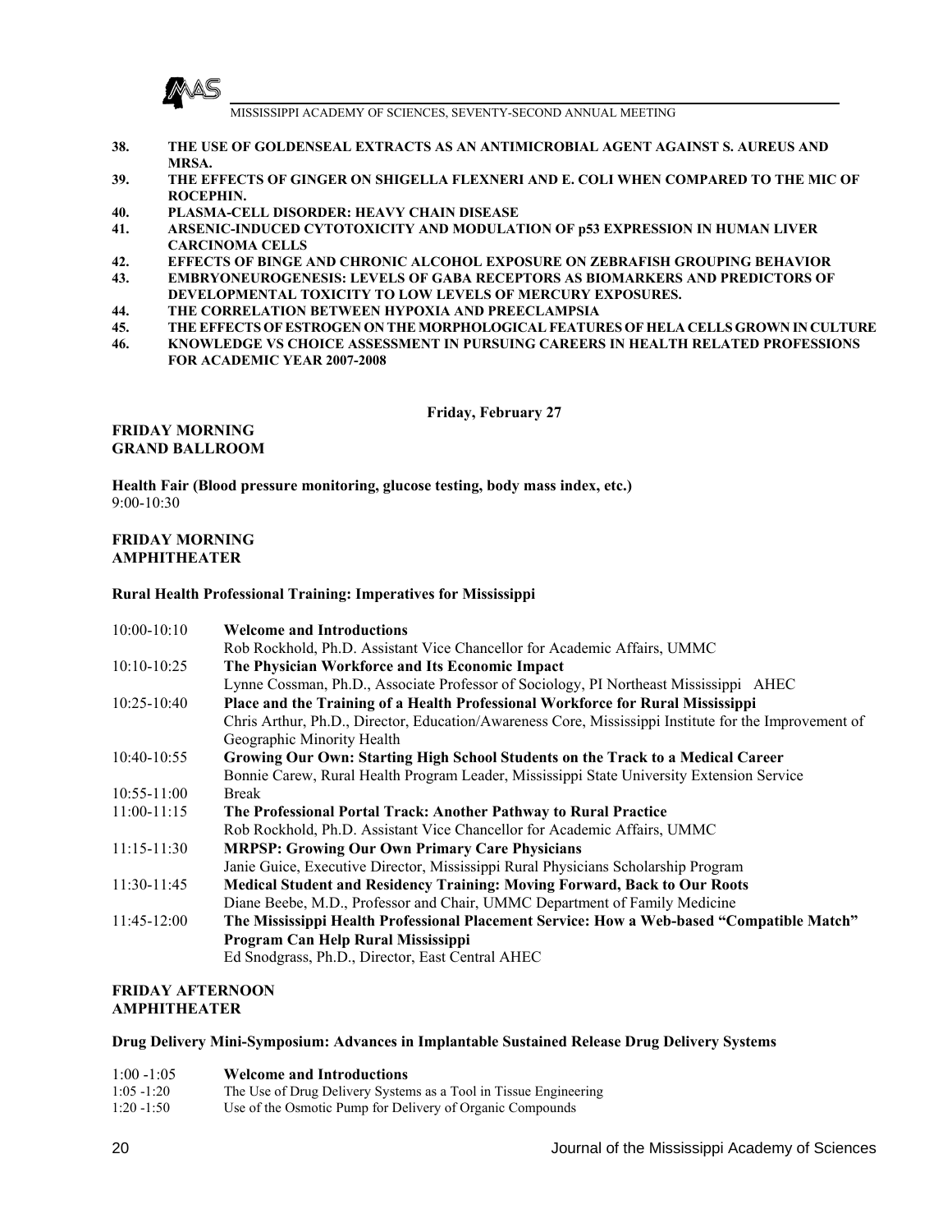38. **THE USE OF GOLDENSEAL EXTRACTS AS AN ANTIMICROBIAL AGENT AGAINST S. AUREUS AND MRSA.**
39. **THE EFFECTS OF GINGER ON SHIGELLA FLEXNERI AND E. COLI WHEN COMPARED TO THE MIC OF ROCEPHIN.**
40. **PLASMA-CELL DISORDER: HEAVY CHAIN DISEASE**
41. **ARSENIC-INDUCED CYTOTOXICITY AND MODULATION OF p53 EXPRESSION IN HUMAN LIVER CARCINOMA CELLS**
42. **EFFECTS OF BINGE AND CHRONIC ALCOHOL EXPOSURE ON ZEBRAFISH GROUPING BEHAVIOR**
43. **EMBRYONEUROGENESIS: LEVELS OF GABA RECEPTORS AS BIOMARKERS AND PREDICTORS OF DEVELOPMENTAL TOXICITY TO LOW LEVELS OF MERCURY EXPOSURES.**
44. **THE CORRELATION BETWEEN HYPOXIA AND PREECLAMPSIA**
45. **THE EFFECTS OF ESTROGEN ON THE MORPHOLOGICAL FEATURES OF HELA CELLS GROWN IN CULTURE**
46. **KNOWLEDGE VS CHOICE ASSESSMENT IN PURSUING CAREERS IN HEALTH RELATED PROFESSIONS FOR ACADEMIC YEAR 2007-2008**

**Friday, February 27**

**FRIDAY MORNING**
**GRAND BALLROOM**

**Health Fair (Blood pressure monitoring, glucose testing, body mass index, etc.)**
9:00-10:30

**FRIDAY MORNING**
**AMPHITHEATER**

**Rural Health Professional Training: Imperatives for Mississippi**

| | |
|---|---|
| 10:00-10:10 | **Welcome and Introductions**<br>Rob Rockhold, Ph.D. Assistant Vice Chancellor for Academic Affairs, UMMC |
| 10:10-10:25 | **The Physician Workforce and Its Economic Impact**<br>Lynne Cossman, Ph.D., Associate Professor of Sociology, PI Northeast Mississippi AHEC |
| 10:25-10:40 | **Place and the Training of a Health Professional Workforce for Rural Mississippi**<br>Chris Arthur, Ph.D., Director, Education/Awareness Core, Mississippi Institute for the Improvement of Geographic Minority Health |
| 10:40-10:55 | **Growing Our Own: Starting High School Students on the Track to a Medical Career**<br>Bonnie Carew, Rural Health Program Leader, Mississippi State University Extension Service |
| 10:55-11:00 | Break |
| 11:00-11:15 | **The Professional Portal Track: Another Pathway to Rural Practice**<br>Rob Rockhold, Ph.D. Assistant Vice Chancellor for Academic Affairs, UMMC |
| 11:15-11:30 | **MRPSP: Growing Our Own Primary Care Physicians**<br>Janie Guice, Executive Director, Mississippi Rural Physicians Scholarship Program |
| 11:30-11:45 | **Medical Student and Residency Training: Moving Forward, Back to Our Roots**<br>Diane Beebe, M.D., Professor and Chair, UMMC Department of Family Medicine |
| 11:45-12:00 | **The Mississippi Health Professional Placement Service: How a Web-based "Compatible Match" Program Can Help Rural Mississippi**<br>Ed Snodgrass, Ph.D., Director, East Central AHEC |

**FRIDAY AFTERNOON**
**AMPHITHEATER**

**Drug Delivery Mini-Symposium: Advances in Implantable Sustained Release Drug Delivery Systems**

| | |
|---|---|
| 1:00 -1:05 | **Welcome and Introductions** |
| 1:05 -1:20 | The Use of Drug Delivery Systems as a Tool in Tissue Engineering |
| 1:20 -1:50 | Use of the Osmotic Pump for Delivery of Organic Compounds |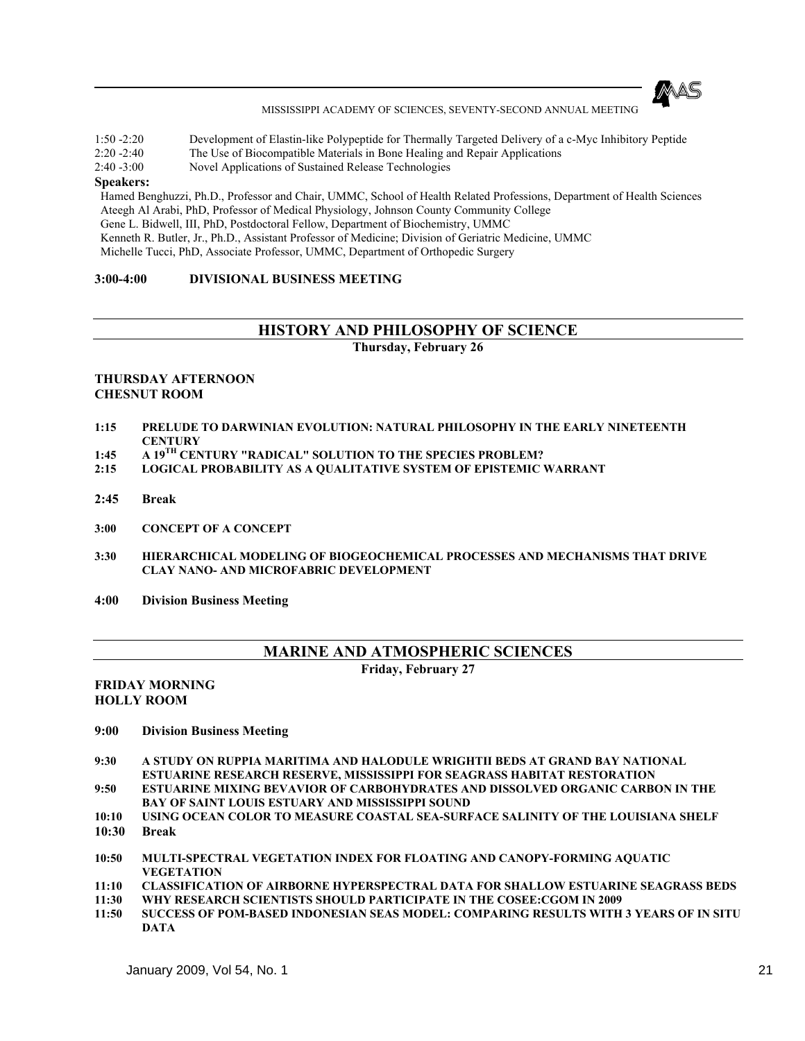1:50 -2:20 Development of Elastin-like Polypeptide for Thermally Targeted Delivery of a c-Myc Inhibitory Peptide
2:20 -2:40 The Use of Biocompatible Materials in Bone Healing and Repair Applications
2:40 -3:00 Novel Applications of Sustained Release Technologies

**Speakers:**

Hamed Benghuzzi, Ph.D., Professor and Chair, UMMC, School of Health Related Professions, Department of Health Sciences
Ateegh Al Arabi, PhD, Professor of Medical Physiology, Johnson County Community College
Gene L. Bidwell, III, PhD, Postdoctoral Fellow, Department of Biochemistry, UMMC
Kenneth R. Butler, Jr., Ph.D., Assistant Professor of Medicine; Division of Geriatric Medicine, UMMC
Michelle Tucci, PhD, Associate Professor, UMMC, Department of Orthopedic Surgery

**3:00-4:00 DIVISIONAL BUSINESS MEETING**

## HISTORY AND PHILOSOPHY OF SCIENCE

**Thursday, February 26**

**THURSDAY AFTERNOON**
**CHESNUT ROOM**

**1:15 PRELUDE TO DARWINIAN EVOLUTION: NATURAL PHILOSOPHY IN THE EARLY NINETEENTH CENTURY**
**1:45 A 19TH CENTURY "RADICAL" SOLUTION TO THE SPECIES PROBLEM?**
**2:15 LOGICAL PROBABILITY AS A QUALITATIVE SYSTEM OF EPISTEMIC WARRANT**

**2:45 Break**

**3:00 CONCEPT OF A CONCEPT**

**3:30 HIERARCHICAL MODELING OF BIOGEOCHEMICAL PROCESSES AND MECHANISMS THAT DRIVE CLAY NANO- AND MICROFABRIC DEVELOPMENT**

**4:00 Division Business Meeting**

## MARINE AND ATMOSPHERIC SCIENCES

**Friday, February 27**

**FRIDAY MORNING**
**HOLLY ROOM**

**9:00 Division Business Meeting**

**9:30 A STUDY ON RUPPIA MARITIMA AND HALODULE WRIGHTII BEDS AT GRAND BAY NATIONAL ESTUARINE RESEARCH RESERVE, MISSISSIPPI FOR SEAGRASS HABITAT RESTORATION**
**9:50 ESTUARINE MIXING BEVAVIOR OF CARBOHYDRATES AND DISSOLVED ORGANIC CARBON IN THE BAY OF SAINT LOUIS ESTUARY AND MISSISSIPPI SOUND**
**10:10 USING OCEAN COLOR TO MEASURE COASTAL SEA-SURFACE SALINITY OF THE LOUISIANA SHELF**
**10:30 Break**

**10:50 MULTI-SPECTRAL VEGETATION INDEX FOR FLOATING AND CANOPY-FORMING AQUATIC VEGETATION**
**11:10 CLASSIFICATION OF AIRBORNE HYPERSPECTRAL DATA FOR SHALLOW ESTUARINE SEAGRASS BEDS**
**11:30 WHY RESEARCH SCIENTISTS SHOULD PARTICIPATE IN THE COSEE:CGOM IN 2009**
**11:50 SUCCESS OF POM-BASED INDONESIAN SEAS MODEL: COMPARING RESULTS WITH 3 YEARS OF IN SITU DATA**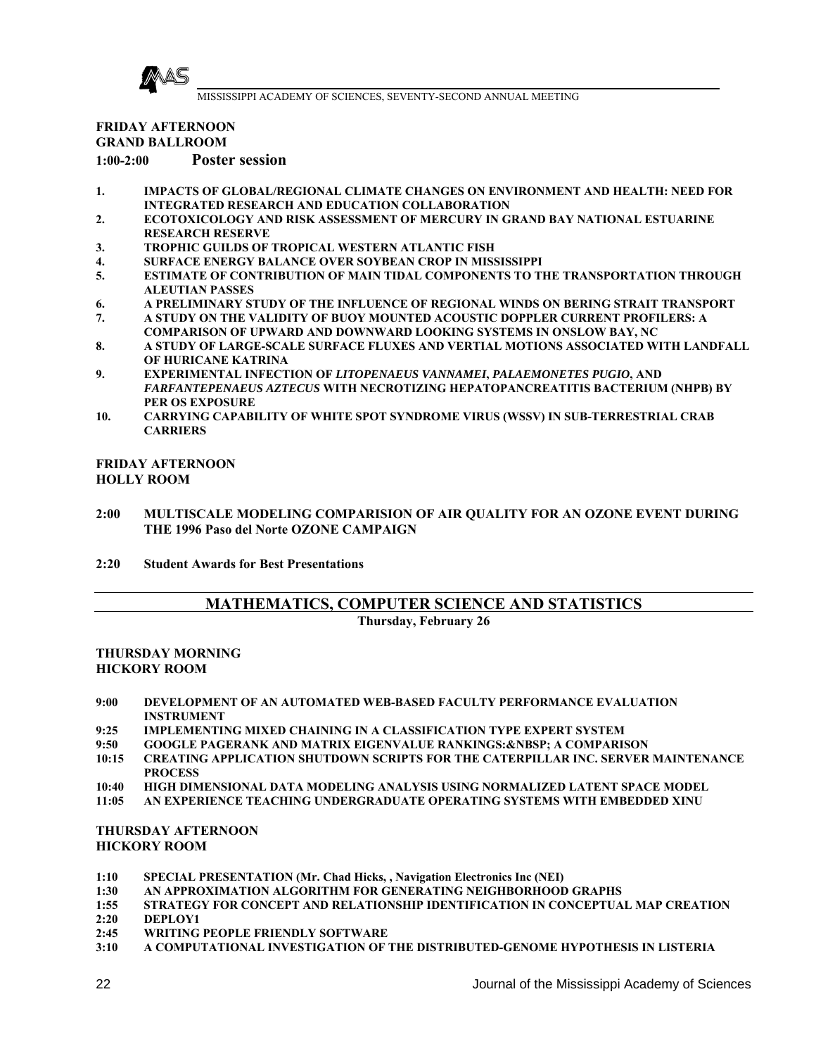**FRIDAY AFTERNOON**
**GRAND BALLROOM**

**1:00-2:00 Poster session**

1. **IMPACTS OF GLOBAL/REGIONAL CLIMATE CHANGES ON ENVIRONMENT AND HEALTH: NEED FOR INTEGRATED RESEARCH AND EDUCATION COLLABORATION**
2. **ECOTOXICOLOGY AND RISK ASSESSMENT OF MERCURY IN GRAND BAY NATIONAL ESTUARINE RESEARCH RESERVE**
3. **TROPHIC GUILDS OF TROPICAL WESTERN ATLANTIC FISH**
4. **SURFACE ENERGY BALANCE OVER SOYBEAN CROP IN MISSISSIPPI**
5. **ESTIMATE OF CONTRIBUTION OF MAIN TIDAL COMPONENTS TO THE TRANSPORTATION THROUGH ALEUTIAN PASSES**
6. **A PRELIMINARY STUDY OF THE INFLUENCE OF REGIONAL WINDS ON BERING STRAIT TRANSPORT**
7. **A STUDY ON THE VALIDITY OF BUOY MOUNTED ACOUSTIC DOPPLER CURRENT PROFILERS: A COMPARISON OF UPWARD AND DOWNWARD LOOKING SYSTEMS IN ONSLOW BAY, NC**
8. **A STUDY OF LARGE-SCALE SURFACE FLUXES AND VERTIAL MOTIONS ASSOCIATED WITH LANDFALL OF HURICANE KATRINA**
9. **EXPERIMENTAL INFECTION OF *LITOPENAEUS VANNAMEI*, *PALAEMONETES PUGIO*, AND *FARFANTEPENAEUS AZTECUS* WITH NECROTIZING HEPATOPANCREATITIS BACTERIUM (NHPB) BY PER OS EXPOSURE**
10. **CARRYING CAPABILITY OF WHITE SPOT SYNDROME VIRUS (WSSV) IN SUB-TERRESTRIAL CRAB CARRIERS**

**FRIDAY AFTERNOON**
**HOLLY ROOM**

**2:00 MULTISCALE MODELING COMPARISION OF AIR QUALITY FOR AN OZONE EVENT DURING THE 1996 Paso del Norte OZONE CAMPAIGN**

**2:20 Student Awards for Best Presentations**

## MATHEMATICS, COMPUTER SCIENCE AND STATISTICS

**Thursday, February 26**

**THURSDAY MORNING**
**HICKORY ROOM**

**9:00 DEVELOPMENT OF AN AUTOMATED WEB-BASED FACULTY PERFORMANCE EVALUATION INSTRUMENT**
**9:25 IMPLEMENTING MIXED CHAINING IN A CLASSIFICATION TYPE EXPERT SYSTEM**
**9:50 GOOGLE PAGERANK AND MATRIX EIGENVALUE RANKINGS:&NBSP; A COMPARISON**
**10:15 CREATING APPLICATION SHUTDOWN SCRIPTS FOR THE CATERPILLAR INC. SERVER MAINTENANCE PROCESS**
**10:40 HIGH DIMENSIONAL DATA MODELING ANALYSIS USING NORMALIZED LATENT SPACE MODEL**
**11:05 AN EXPERIENCE TEACHING UNDERGRADUATE OPERATING SYSTEMS WITH EMBEDDED XINU**

**THURSDAY AFTERNOON**
**HICKORY ROOM**

**1:10 SPECIAL PRESENTATION (Mr. Chad Hicks, , Navigation Electronics Inc (NEI)**
**1:30 AN APPROXIMATION ALGORITHM FOR GENERATING NEIGHBORHOOD GRAPHS**
**1:55 STRATEGY FOR CONCEPT AND RELATIONSHIP IDENTIFICATION IN CONCEPTUAL MAP CREATION**
**2:20 DEPLOY1**
**2:45 WRITING PEOPLE FRIENDLY SOFTWARE**
**3:10 A COMPUTATIONAL INVESTIGATION OF THE DISTRIBUTED-GENOME HYPOTHESIS IN LISTERIA**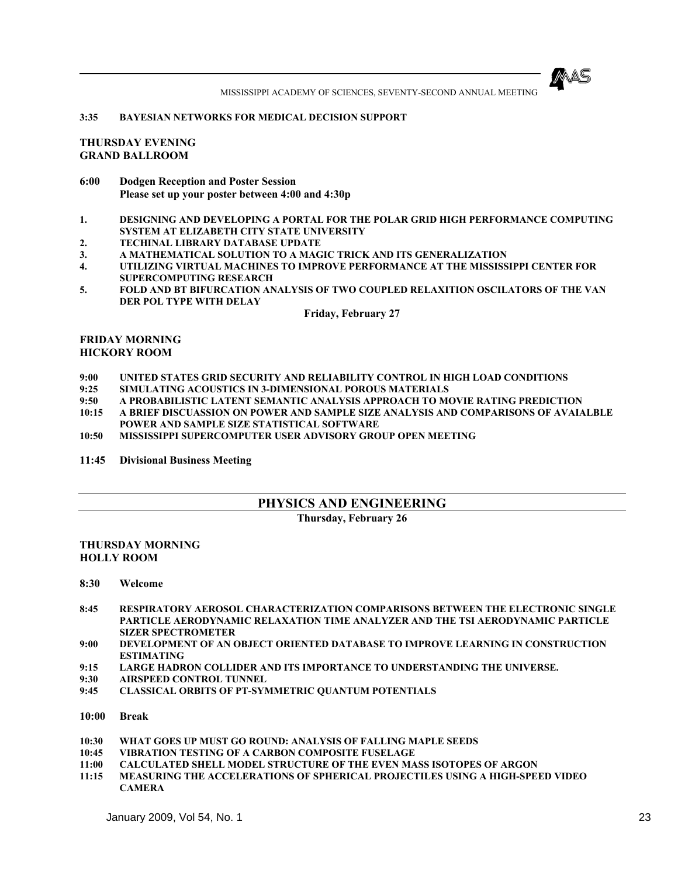**3:35 BAYESIAN NETWORKS FOR MEDICAL DECISION SUPPORT**

**THURSDAY EVENING**
**GRAND BALLROOM**

**6:00 Dodgen Reception and Poster Session**
**Please set up your poster between 4:00 and 4:30p**

1. **DESIGNING AND DEVELOPING A PORTAL FOR THE POLAR GRID HIGH PERFORMANCE COMPUTING SYSTEM AT ELIZABETH CITY STATE UNIVERSITY**
2. **TECHINAL LIBRARY DATABASE UPDATE**
3. **A MATHEMATICAL SOLUTION TO A MAGIC TRICK AND ITS GENERALIZATION**
4. **UTILIZING VIRTUAL MACHINES TO IMPROVE PERFORMANCE AT THE MISSISSIPPI CENTER FOR SUPERCOMPUTING RESEARCH**
5. **FOLD AND BT BIFURCATION ANALYSIS OF TWO COUPLED RELAXITION OSCILATORS OF THE VAN DER POL TYPE WITH DELAY**

**Friday, February 27**

**FRIDAY MORNING**
**HICKORY ROOM**

**9:00 UNITED STATES GRID SECURITY AND RELIABILITY CONTROL IN HIGH LOAD CONDITIONS**
**9:25 SIMULATING ACOUSTICS IN 3-DIMENSIONAL POROUS MATERIALS**
**9:50 A PROBABILISTIC LATENT SEMANTIC ANALYSIS APPROACH TO MOVIE RATING PREDICTION**
**10:15 A BRIEF DISCUASSION ON POWER AND SAMPLE SIZE ANALYSIS AND COMPARISONS OF AVAIALBLE POWER AND SAMPLE SIZE STATISTICAL SOFTWARE**
**10:50 MISSISSIPPI SUPERCOMPUTER USER ADVISORY GROUP OPEN MEETING**

**11:45 Divisional Business Meeting**

## PHYSICS AND ENGINEERING

**Thursday, February 26**

**THURSDAY MORNING**
**HOLLY ROOM**

**8:30 Welcome**

**8:45 RESPIRATORY AEROSOL CHARACTERIZATION COMPARISONS BETWEEN THE ELECTRONIC SINGLE PARTICLE AERODYNAMIC RELAXATION TIME ANALYZER AND THE TSI AERODYNAMIC PARTICLE SIZER SPECTROMETER**
**9:00 DEVELOPMENT OF AN OBJECT ORIENTED DATABASE TO IMPROVE LEARNING IN CONSTRUCTION ESTIMATING**
**9:15 LARGE HADRON COLLIDER AND ITS IMPORTANCE TO UNDERSTANDING THE UNIVERSE.**
**9:30 AIRSPEED CONTROL TUNNEL**
**9:45 CLASSICAL ORBITS OF PT-SYMMETRIC QUANTUM POTENTIALS**

**10:00 Break**

**10:30 WHAT GOES UP MUST GO ROUND: ANALYSIS OF FALLING MAPLE SEEDS**
**10:45 VIBRATION TESTING OF A CARBON COMPOSITE FUSELAGE**
**11:00 CALCULATED SHELL MODEL STRUCTURE OF THE EVEN MASS ISOTOPES OF ARGON**
**11:15 MEASURING THE ACCELERATIONS OF SPHERICAL PROJECTILES USING A HIGH-SPEED VIDEO CAMERA**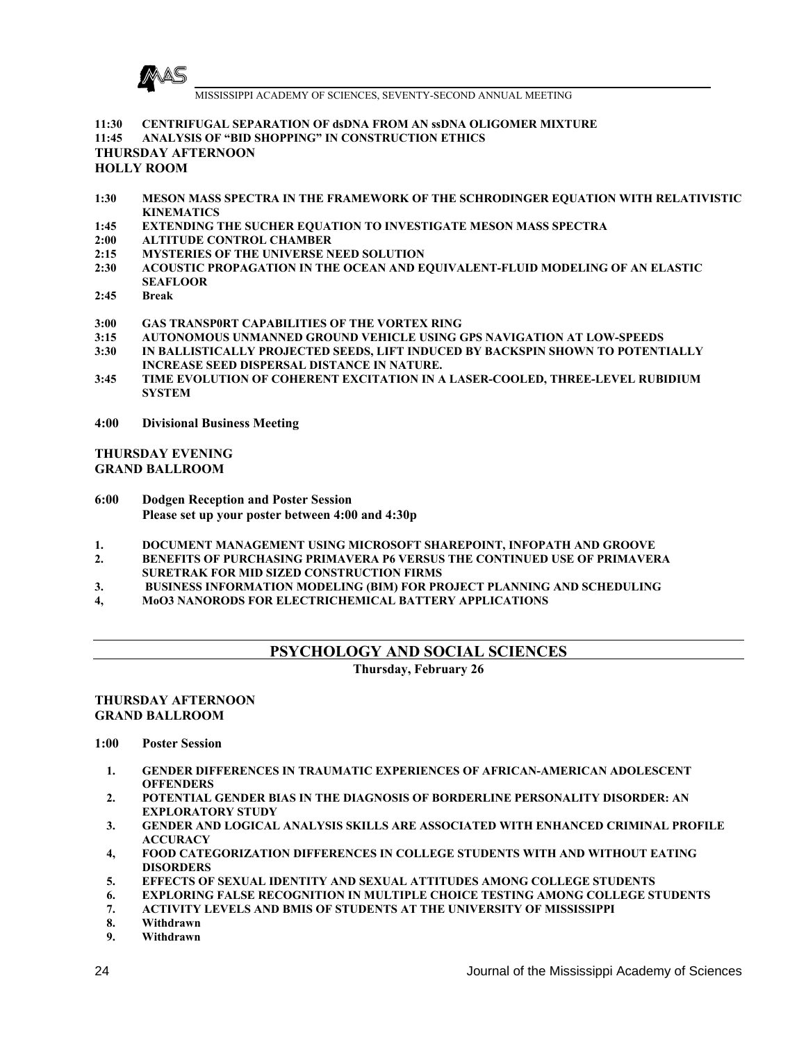11:30 **CENTRIFUGAL SEPARATION OF dsDNA FROM AN ssDNA OLIGOMER MIXTURE**

11:45 **ANALYSIS OF "BID SHOPPING" IN CONSTRUCTION ETHICS**

**THURSDAY AFTERNOON**

**HOLLY ROOM**

1:30 **MESON MASS SPECTRA IN THE FRAMEWORK OF THE SCHRODINGER EQUATION WITH RELATIVISTIC KINEMATICS**

1:45 **EXTENDING THE SUCHER EQUATION TO INVESTIGATE MESON MASS SPECTRA**

2:00 **ALTITUDE CONTROL CHAMBER**

2:15 **MYSTERIES OF THE UNIVERSE NEED SOLUTION**

2:30 **ACOUSTIC PROPAGATION IN THE OCEAN AND EQUIVALENT-FLUID MODELING OF AN ELASTIC SEAFLOOR**

2:45 **Break**

3:00 **GAS TRANSP0RT CAPABILITIES OF THE VORTEX RING**

3:15 **AUTONOMOUS UNMANNED GROUND VEHICLE USING GPS NAVIGATION AT LOW-SPEEDS**

3:30 **IN BALLISTICALLY PROJECTED SEEDS, LIFT INDUCED BY BACKSPIN SHOWN TO POTENTIALLY INCREASE SEED DISPERSAL DISTANCE IN NATURE.**

3:45 **TIME EVOLUTION OF COHERENT EXCITATION IN A LASER-COOLED, THREE-LEVEL RUBIDIUM SYSTEM**

4:00 **Divisional Business Meeting**

**THURSDAY EVENING**

**GRAND BALLROOM**

6:00 **Dodgen Reception and Poster Session**
**Please set up your poster between 4:00 and 4:30p**

1. **DOCUMENT MANAGEMENT USING MICROSOFT SHAREPOINT, INFOPATH AND GROOVE**
2. **BENEFITS OF PURCHASING PRIMAVERA P6 VERSUS THE CONTINUED USE OF PRIMAVERA SURETRAK FOR MID SIZED CONSTRUCTION FIRMS**
3. **BUSINESS INFORMATION MODELING (BIM) FOR PROJECT PLANNING AND SCHEDULING**

4, **MoO3 NANORODS FOR ELECTRICHEMICAL BATTERY APPLICATIONS**

## PSYCHOLOGY AND SOCIAL SCIENCES

**Thursday, February 26**

**THURSDAY AFTERNOON**

**GRAND BALLROOM**

1:00 **Poster Session**

1. **GENDER DIFFERENCES IN TRAUMATIC EXPERIENCES OF AFRICAN-AMERICAN ADOLESCENT OFFENDERS**
2. **POTENTIAL GENDER BIAS IN THE DIAGNOSIS OF BORDERLINE PERSONALITY DISORDER: AN EXPLORATORY STUDY**
3. **GENDER AND LOGICAL ANALYSIS SKILLS ARE ASSOCIATED WITH ENHANCED CRIMINAL PROFILE ACCURACY**

4, **FOOD CATEGORIZATION DIFFERENCES IN COLLEGE STUDENTS WITH AND WITHOUT EATING DISORDERS**

5. **EFFECTS OF SEXUAL IDENTITY AND SEXUAL ATTITUDES AMONG COLLEGE STUDENTS**
6. **EXPLORING FALSE RECOGNITION IN MULTIPLE CHOICE TESTING AMONG COLLEGE STUDENTS**
7. **ACTIVITY LEVELS AND BMIS OF STUDENTS AT THE UNIVERSITY OF MISSISSIPPI**
8. **Withdrawn**
9. **Withdrawn**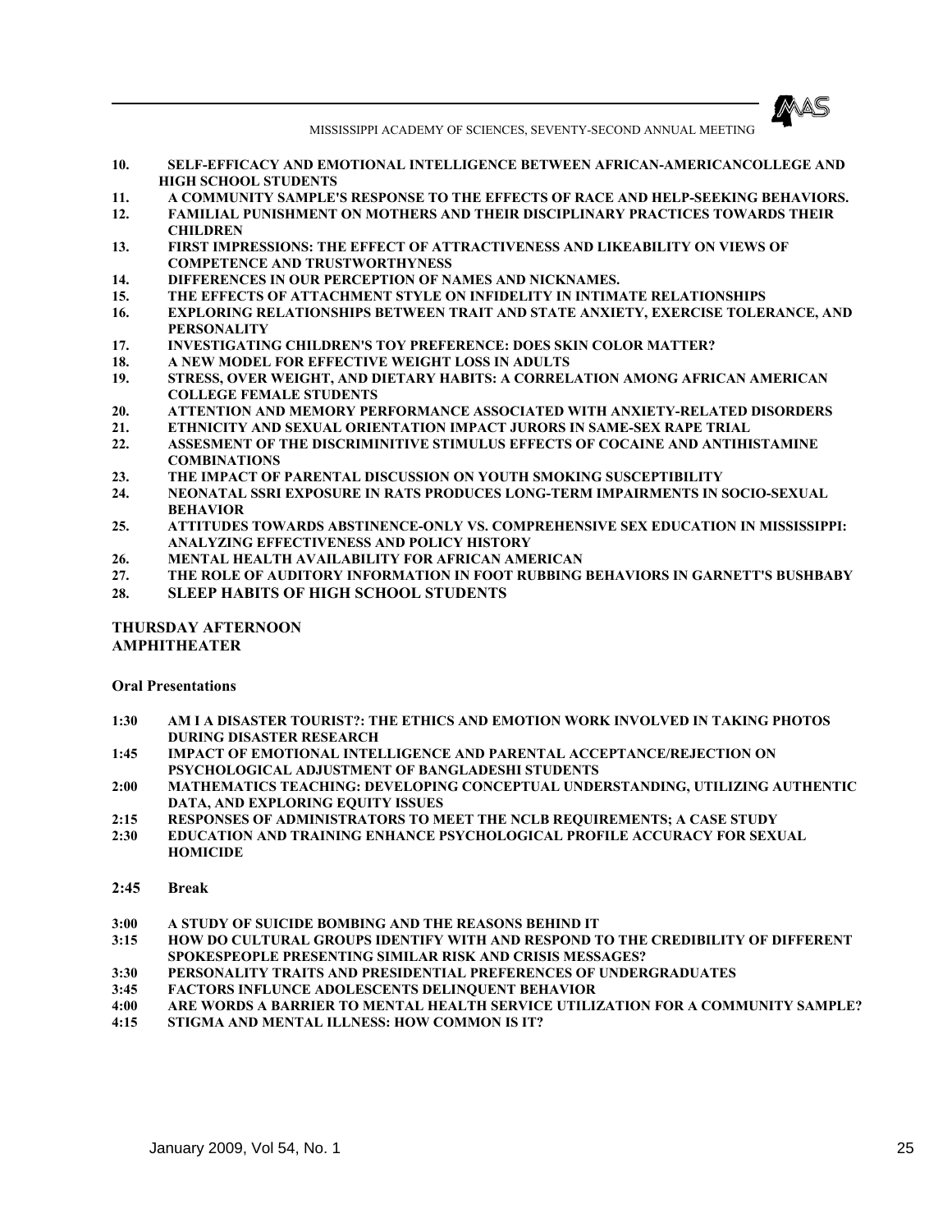10. **SELF-EFFICACY AND EMOTIONAL INTELLIGENCE BETWEEN AFRICAN-AMERICANCOLLEGE AND HIGH SCHOOL STUDENTS**
11. **A COMMUNITY SAMPLE'S RESPONSE TO THE EFFECTS OF RACE AND HELP-SEEKING BEHAVIORS.**
12. **FAMILIAL PUNISHMENT ON MOTHERS AND THEIR DISCIPLINARY PRACTICES TOWARDS THEIR CHILDREN**
13. **FIRST IMPRESSIONS: THE EFFECT OF ATTRACTIVENESS AND LIKEABILITY ON VIEWS OF COMPETENCE AND TRUSTWORTHYNESS**
14. **DIFFERENCES IN OUR PERCEPTION OF NAMES AND NICKNAMES.**
15. **THE EFFECTS OF ATTACHMENT STYLE ON INFIDELITY IN INTIMATE RELATIONSHIPS**
16. **EXPLORING RELATIONSHIPS BETWEEN TRAIT AND STATE ANXIETY, EXERCISE TOLERANCE, AND PERSONALITY**
17. **INVESTIGATING CHILDREN'S TOY PREFERENCE: DOES SKIN COLOR MATTER?**
18. **A NEW MODEL FOR EFFECTIVE WEIGHT LOSS IN ADULTS**
19. **STRESS, OVER WEIGHT, AND DIETARY HABITS: A CORRELATION AMONG AFRICAN AMERICAN COLLEGE FEMALE STUDENTS**
20. **ATTENTION AND MEMORY PERFORMANCE ASSOCIATED WITH ANXIETY-RELATED DISORDERS**
21. **ETHNICITY AND SEXUAL ORIENTATION IMPACT JURORS IN SAME-SEX RAPE TRIAL**
22. **ASSESMENT OF THE DISCRIMINITIVE STIMULUS EFFECTS OF COCAINE AND ANTIHISTAMINE COMBINATIONS**
23. **THE IMPACT OF PARENTAL DISCUSSION ON YOUTH SMOKING SUSCEPTIBILITY**
24. **NEONATAL SSRI EXPOSURE IN RATS PRODUCES LONG-TERM IMPAIRMENTS IN SOCIO-SEXUAL BEHAVIOR**
25. **ATTITUDES TOWARDS ABSTINENCE-ONLY VS. COMPREHENSIVE SEX EDUCATION IN MISSISSIPPI: ANALYZING EFFECTIVENESS AND POLICY HISTORY**
26. **MENTAL HEALTH AVAILABILITY FOR AFRICAN AMERICAN**
27. **THE ROLE OF AUDITORY INFORMATION IN FOOT RUBBING BEHAVIORS IN GARNETT'S BUSHBABY**
28. **SLEEP HABITS OF HIGH SCHOOL STUDENTS**

**THURSDAY AFTERNOON**
**AMPHITHEATER**

**Oral Presentations**

**1:30** **AM I A DISASTER TOURIST?: THE ETHICS AND EMOTION WORK INVOLVED IN TAKING PHOTOS DURING DISASTER RESEARCH**
**1:45** **IMPACT OF EMOTIONAL INTELLIGENCE AND PARENTAL ACCEPTANCE/REJECTION ON PSYCHOLOGICAL ADJUSTMENT OF BANGLADESHI STUDENTS**
**2:00** **MATHEMATICS TEACHING: DEVELOPING CONCEPTUAL UNDERSTANDING, UTILIZING AUTHENTIC DATA, AND EXPLORING EQUITY ISSUES**
**2:15** **RESPONSES OF ADMINISTRATORS TO MEET THE NCLB REQUIREMENTS; A CASE STUDY**
**2:30** **EDUCATION AND TRAINING ENHANCE PSYCHOLOGICAL PROFILE ACCURACY FOR SEXUAL HOMICIDE**

**2:45** **Break**

**3:00** **A STUDY OF SUICIDE BOMBING AND THE REASONS BEHIND IT**
**3:15** **HOW DO CULTURAL GROUPS IDENTIFY WITH AND RESPOND TO THE CREDIBILITY OF DIFFERENT SPOKESPEOPLE PRESENTING SIMILAR RISK AND CRISIS MESSAGES?**
**3:30** **PERSONALITY TRAITS AND PRESIDENTIAL PREFERENCES OF UNDERGRADUATES**
**3:45** **FACTORS INFLUNCE ADOLESCENTS DELINQUENT BEHAVIOR**
**4:00** **ARE WORDS A BARRIER TO MENTAL HEALTH SERVICE UTILIZATION FOR A COMMUNITY SAMPLE?**
**4:15** **STIGMA AND MENTAL ILLNESS: HOW COMMON IS IT?**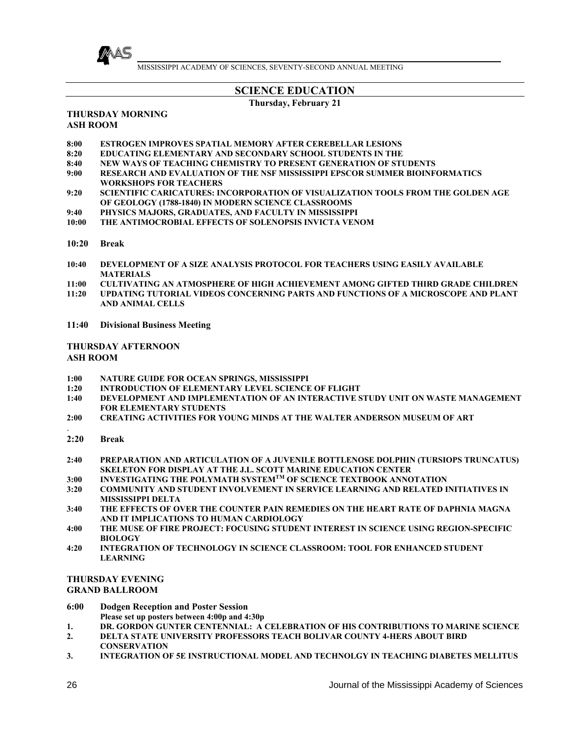## SCIENCE EDUCATION

**Thursday, February 21**

**THURSDAY MORNING**
**ASH ROOM**

**8:00** **ESTROGEN IMPROVES SPATIAL MEMORY AFTER CEREBELLAR LESIONS**
**8:20** **EDUCATING ELEMENTARY AND SECONDARY SCHOOL STUDENTS IN THE**
**8:40** **NEW WAYS OF TEACHING CHEMISTRY TO PRESENT GENERATION OF STUDENTS**
**9:00** **RESEARCH AND EVALUATION OF THE NSF MISSISSIPPI EPSCOR SUMMER BIOINFORMATICS WORKSHOPS FOR TEACHERS**
**9:20** **SCIENTIFIC CARICATURES: INCORPORATION OF VISUALIZATION TOOLS FROM THE GOLDEN AGE OF GEOLOGY (1788-1840) IN MODERN SCIENCE CLASSROOMS**
**9:40** **PHYSICS MAJORS, GRADUATES, AND FACULTY IN MISSISSIPPI**
**10:00** **THE ANTIMOCROBIAL EFFECTS OF SOLENOPSIS INVICTA VENOM**

**10:20** **Break**

**10:40** **DEVELOPMENT OF A SIZE ANALYSIS PROTOCOL FOR TEACHERS USING EASILY AVAILABLE MATERIALS**
**11:00** **CULTIVATING AN ATMOSPHERE OF HIGH ACHIEVEMENT AMONG GIFTED THIRD GRADE CHILDREN**
**11:20** **UPDATING TUTORIAL VIDEOS CONCERNING PARTS AND FUNCTIONS OF A MICROSCOPE AND PLANT AND ANIMAL CELLS**

**11:40** **Divisional Business Meeting**

**THURSDAY AFTERNOON**
**ASH ROOM**

**1:00** **NATURE GUIDE FOR OCEAN SPRINGS, MISSISSIPPI**
**1:20** **INTRODUCTION OF ELEMENTARY LEVEL SCIENCE OF FLIGHT**
**1:40** **DEVELOPMENT AND IMPLEMENTATION OF AN INTERACTIVE STUDY UNIT ON WASTE MANAGEMENT FOR ELEMENTARY STUDENTS**
**2:00** **CREATING ACTIVITIES FOR YOUNG MINDS AT THE WALTER ANDERSON MUSEUM OF ART**

**2:20** **Break**

**2:40** **PREPARATION AND ARTICULATION OF A JUVENILE BOTTLENOSE DOLPHIN (TURSIOPS TRUNCATUS) SKELETON FOR DISPLAY AT THE J.L. SCOTT MARINE EDUCATION CENTER**
**3:00** **INVESTIGATING THE POLYMATH SYSTEM™ OF SCIENCE TEXTBOOK ANNOTATION**
**3:20** **COMMUNITY AND STUDENT INVOLVEMENT IN SERVICE LEARNING AND RELATED INITIATIVES IN MISSISSIPPI DELTA**
**3:40** **THE EFFECTS OF OVER THE COUNTER PAIN REMEDIES ON THE HEART RATE OF DAPHNIA MAGNA AND IT IMPLICATIONS TO HUMAN CARDIOLOGY**
**4:00** **THE MUSE OF FIRE PROJECT: FOCUSING STUDENT INTEREST IN SCIENCE USING REGION-SPECIFIC BIOLOGY**
**4:20** **INTEGRATION OF TECHNOLOGY IN SCIENCE CLASSROOM: TOOL FOR ENHANCED STUDENT LEARNING**

**THURSDAY EVENING**
**GRAND BALLROOM**

**6:00** **Dodgen Reception and Poster Session**
**Please set up posters between 4:00p and 4:30p**

1. **DR. GORDON GUNTER CENTENNIAL: A CELEBRATION OF HIS CONTRIBUTIONS TO MARINE SCIENCE**
2. **DELTA STATE UNIVERSITY PROFESSORS TEACH BOLIVAR COUNTY 4-HERS ABOUT BIRD CONSERVATION**
3. **INTEGRATION OF 5E INSTRUCTIONAL MODEL AND TECHNOLGY IN TEACHING DIABETES MELLITUS**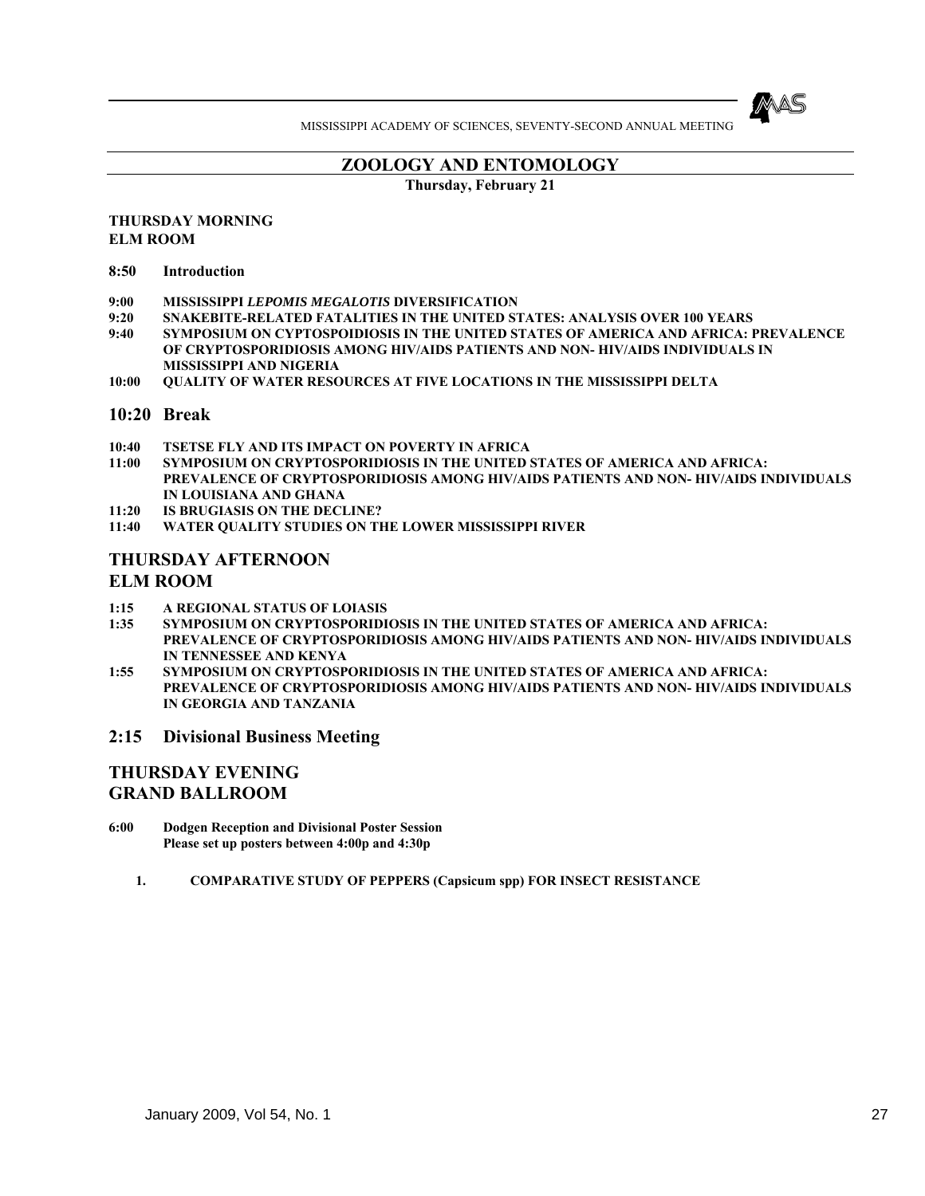## ZOOLOGY AND ENTOMOLOGY

**Thursday, February 21**

**THURSDAY MORNING**
**ELM ROOM**

**8:50 Introduction**

**9:00 MISSISSIPPI *LEPOMIS MEGALOTIS* DIVERSIFICATION**
**9:20 SNAKEBITE-RELATED FATALITIES IN THE UNITED STATES: ANALYSIS OVER 100 YEARS**
**9:40 SYMPOSIUM ON CYPTOSPOIDIOSIS IN THE UNITED STATES OF AMERICA AND AFRICA: PREVALENCE OF CRYPTOSPORIDIOSIS AMONG HIV/AIDS PATIENTS AND NON- HIV/AIDS INDIVIDUALS IN MISSISSIPPI AND NIGERIA**
**10:00 QUALITY OF WATER RESOURCES AT FIVE LOCATIONS IN THE MISSISSIPPI DELTA**

### 10:20 Break

**10:40 TSETSE FLY AND ITS IMPACT ON POVERTY IN AFRICA**
**11:00 SYMPOSIUM ON CRYPTOSPORIDIOSIS IN THE UNITED STATES OF AMERICA AND AFRICA: PREVALENCE OF CRYPTOSPORIDIOSIS AMONG HIV/AIDS PATIENTS AND NON- HIV/AIDS INDIVIDUALS IN LOUISIANA AND GHANA**
**11:20 IS BRUGIASIS ON THE DECLINE?**
**11:40 WATER QUALITY STUDIES ON THE LOWER MISSISSIPPI RIVER**

### THURSDAY AFTERNOON
### ELM ROOM

**1:15 A REGIONAL STATUS OF LOIASIS**
**1:35 SYMPOSIUM ON CRYPTOSPORIDIOSIS IN THE UNITED STATES OF AMERICA AND AFRICA: PREVALENCE OF CRYPTOSPORIDIOSIS AMONG HIV/AIDS PATIENTS AND NON- HIV/AIDS INDIVIDUALS IN TENNESSEE AND KENYA**
**1:55 SYMPOSIUM ON CRYPTOSPORIDIOSIS IN THE UNITED STATES OF AMERICA AND AFRICA: PREVALENCE OF CRYPTOSPORIDIOSIS AMONG HIV/AIDS PATIENTS AND NON- HIV/AIDS INDIVIDUALS IN GEORGIA AND TANZANIA**

### 2:15 Divisional Business Meeting

### THURSDAY EVENING
### GRAND BALLROOM

**6:00 Dodgen Reception and Divisional Poster Session**
**Please set up posters between 4:00p and 4:30p**

1. **COMPARATIVE STUDY OF PEPPERS (Capsicum spp) FOR INSECT RESISTANCE**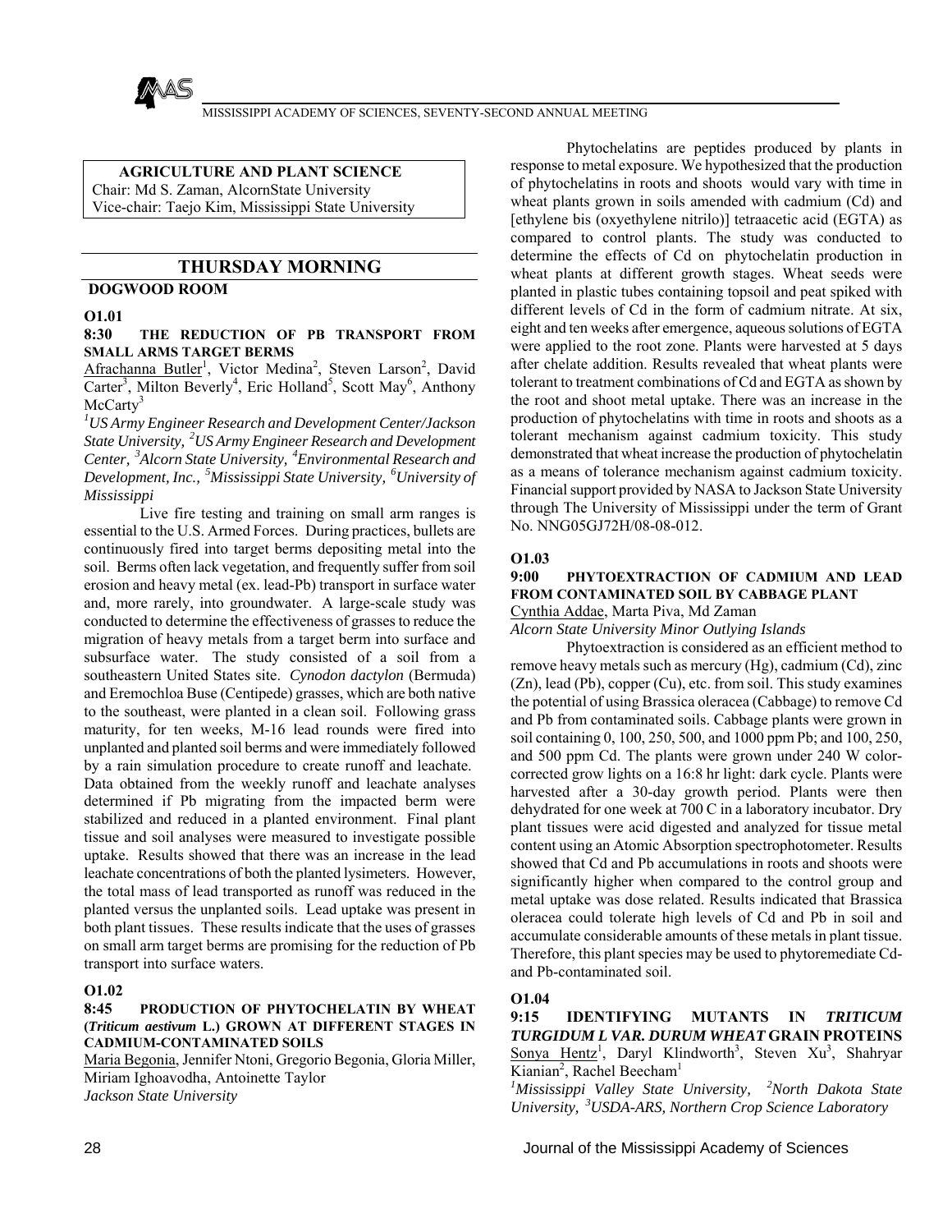**AGRICULTURE AND PLANT SCIENCE**
Chair: Md S. Zaman, AlcornState University
Vice-chair: Taejo Kim, Mississippi State University

## THURSDAY MORNING

### DOGWOOD ROOM

**O1.01**

**8:30 THE REDUCTION OF PB TRANSPORT FROM SMALL ARMS TARGET BERMS**

Afrachanna Butler[1], Victor Medina[2], Steven Larson[2], David Carter[3], Milton Beverly[4], Eric Holland[5], Scott May[6], Anthony McCarty[3]

*[1]US Army Engineer Research and Development Center/Jackson State University, [2]US Army Engineer Research and Development Center, [3]Alcorn State University, [4]Environmental Research and Development, Inc., [5]Mississippi State University, [6]University of Mississippi*

Live fire testing and training on small arm ranges is essential to the U.S. Armed Forces. During practices, bullets are continuously fired into target berms depositing metal into the soil. Berms often lack vegetation, and frequently suffer from soil erosion and heavy metal (ex. lead-Pb) transport in surface water and, more rarely, into groundwater. A large-scale study was conducted to determine the effectiveness of grasses to reduce the migration of heavy metals from a target berm into surface and subsurface water. The study consisted of a soil from a southeastern United States site. *Cynodon dactylon* (Bermuda) and Eremochloa Buse (Centipede) grasses, which are both native to the southeast, were planted in a clean soil. Following grass maturity, for ten weeks, M-16 lead rounds were fired into unplanted and planted soil berms and were immediately followed by a rain simulation procedure to create runoff and leachate. Data obtained from the weekly runoff and leachate analyses determined if Pb migrating from the impacted berm were stabilized and reduced in a planted environment. Final plant tissue and soil analyses were measured to investigate possible uptake. Results showed that there was an increase in the lead leachate concentrations of both the planted lysimeters. However, the total mass of lead transported as runoff was reduced in the planted versus the unplanted soils. Lead uptake was present in both plant tissues. These results indicate that the uses of grasses on small arm target berms are promising for the reduction of Pb transport into surface waters.

**O1.02**

**8:45 PRODUCTION OF PHYTOCHELATIN BY WHEAT (*Triticum aestivum* L.) GROWN AT DIFFERENT STAGES IN CADMIUM-CONTAMINATED SOILS**

Maria Begonia, Jennifer Ntoni, Gregorio Begonia, Gloria Miller, Miriam Ighoavodha, Antoinette Taylor

*Jackson State University*

Phytochelatins are peptides produced by plants in response to metal exposure. We hypothesized that the production of phytochelatins in roots and shoots would vary with time in wheat plants grown in soils amended with cadmium (Cd) and [ethylene bis (oxyethylene nitrilo)] tetraacetic acid (EGTA) as compared to control plants. The study was conducted to determine the effects of Cd on phytochelatin production in wheat plants at different growth stages. Wheat seeds were planted in plastic tubes containing topsoil and peat spiked with different levels of Cd in the form of cadmium nitrate. At six, eight and ten weeks after emergence, aqueous solutions of EGTA were applied to the root zone. Plants were harvested at 5 days after chelate addition. Results revealed that wheat plants were tolerant to treatment combinations of Cd and EGTA as shown by the root and shoot metal uptake. There was an increase in the production of phytochelatins with time in roots and shoots as a tolerant mechanism against cadmium toxicity. This study demonstrated that wheat increase the production of phytochelatin as a means of tolerance mechanism against cadmium toxicity. Financial support provided by NASA to Jackson State University through The University of Mississippi under the term of Grant No. NNG05GJ72H/08-08-012.

**O1.03**

**9:00 PHYTOEXTRACTION OF CADMIUM AND LEAD FROM CONTAMINATED SOIL BY CABBAGE PLANT**

Cynthia Addae, Marta Piva, Md Zaman

*Alcorn State University Minor Outlying Islands*

Phytoextraction is considered as an efficient method to remove heavy metals such as mercury (Hg), cadmium (Cd), zinc (Zn), lead (Pb), copper (Cu), etc. from soil. This study examines the potential of using Brassica oleracea (Cabbage) to remove Cd and Pb from contaminated soils. Cabbage plants were grown in soil containing 0, 100, 250, 500, and 1000 ppm Pb; and 100, 250, and 500 ppm Cd. The plants were grown under 240 W color-corrected grow lights on a 16:8 hr light: dark cycle. Plants were harvested after a 30-day growth period. Plants were then dehydrated for one week at 700 C in a laboratory incubator. Dry plant tissues were acid digested and analyzed for tissue metal content using an Atomic Absorption spectrophotometer. Results showed that Cd and Pb accumulations in roots and shoots were significantly higher when compared to the control group and metal uptake was dose related. Results indicated that Brassica oleracea could tolerate high levels of Cd and Pb in soil and accumulate considerable amounts of these metals in plant tissue. Therefore, this plant species may be used to phytoremediate Cd- and Pb-contaminated soil.

**O1.04**

**9:15 IDENTIFYING MUTANTS IN *TRITICUM TURGIDUM L VAR. DURUM WHEAT* GRAIN PROTEINS**

Sonya Hentz[1], Daryl Klindworth[3], Steven Xu[3], Shahryar Kianian[2], Rachel Beecham[1]

*[1]Mississippi Valley State University, [2]North Dakota State University, [3]USDA-ARS, Northern Crop Science Laboratory*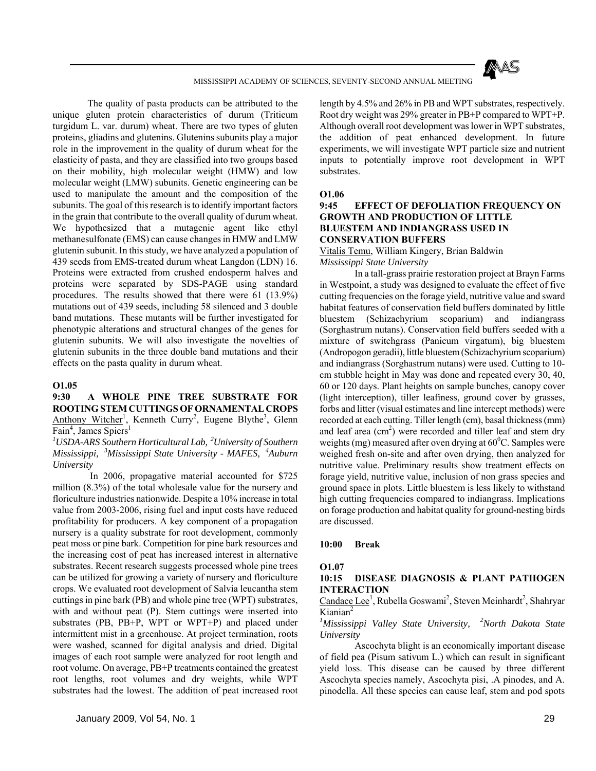The quality of pasta products can be attributed to the unique gluten protein characteristics of durum (Triticum turgidum L. var. durum) wheat. There are two types of gluten proteins, gliadins and glutenins. Glutenins subunits play a major role in the improvement in the quality of durum wheat for the elasticity of pasta, and they are classified into two groups based on their mobility, high molecular weight (HMW) and low molecular weight (LMW) subunits. Genetic engineering can be used to manipulate the amount and the composition of the subunits. The goal of this research is to identify important factors in the grain that contribute to the overall quality of durum wheat. We hypothesized that a mutagenic agent like ethyl methanesulfonate (EMS) can cause changes in HMW and LMW glutenin subunit. In this study, we have analyzed a population of 439 seeds from EMS-treated durum wheat Langdon (LDN) 16. Proteins were extracted from crushed endosperm halves and proteins were separated by SDS-PAGE using standard procedures. The results showed that there were 61 (13.9%) mutations out of 439 seeds, including 58 silenced and 3 double band mutations. These mutants will be further investigated for phenotypic alterations and structural changes of the genes for glutenin subunits. We will also investigate the novelties of glutenin subunits in the three double band mutations and their effects on the pasta quality in durum wheat.

**O1.05**

**9:30 A WHOLE PINE TREE SUBSTRATE FOR ROOTING STEM CUTTINGS OF ORNAMENTAL CROPS**

Anthony Witcher[1], Kenneth Curry[2], Eugene Blythe[3], Glenn Fain[4], James Spiers[1]

*[1]USDA-ARS Southern Horticultural Lab, [2]University of Southern Mississippi, [3]Mississippi State University - MAFES, [4]Auburn University*

In 2006, propagative material accounted for \$725 million (8.3%) of the total wholesale value for the nursery and floriculture industries nationwide. Despite a 10% increase in total value from 2003-2006, rising fuel and input costs have reduced profitability for producers. A key component of a propagation nursery is a quality substrate for root development, commonly peat moss or pine bark. Competition for pine bark resources and the increasing cost of peat has increased interest in alternative substrates. Recent research suggests processed whole pine trees can be utilized for growing a variety of nursery and floriculture crops. We evaluated root development of Salvia leucantha stem cuttings in pine bark (PB) and whole pine tree (WPT) substrates, with and without peat (P). Stem cuttings were inserted into substrates (PB, PB+P, WPT or WPT+P) and placed under intermittent mist in a greenhouse. At project termination, roots were washed, scanned for digital analysis and dried. Digital images of each root sample were analyzed for root length and root volume. On average, PB+P treatments contained the greatest root lengths, root volumes and dry weights, while WPT substrates had the lowest. The addition of peat increased root length by 4.5% and 26% in PB and WPT substrates, respectively. Root dry weight was 29% greater in PB+P compared to WPT+P. Although overall root development was lower in WPT substrates, the addition of peat enhanced development. In future experiments, we will investigate WPT particle size and nutrient inputs to potentially improve root development in WPT substrates.

**O1.06**

**9:45 EFFECT OF DEFOLIATION FREQUENCY ON GROWTH AND PRODUCTION OF LITTLE BLUESTEM AND INDIANGRASS USED IN CONSERVATION BUFFERS**

Vitalis Temu, William Kingery, Brian Baldwin

*Mississippi State University*

In a tall-grass prairie restoration project at Brayn Farms in Westpoint, a study was designed to evaluate the effect of five cutting frequencies on the forage yield, nutritive value and sward habitat features of conservation field buffers dominated by little bluestem (Schizachyrium scoparium) and indiangrass (Sorghastrum nutans). Conservation field buffers seeded with a mixture of switchgrass (Panicum virgatum), big bluestem (Andropogon geradii), little bluestem (Schizachyrium scoparium) and indiangrass (Sorghastrum nutans) were used. Cutting to 10-cm stubble height in May was done and repeated every 30, 40, 60 or 120 days. Plant heights on sample bunches, canopy cover (light interception), tiller leafiness, ground cover by grasses, forbs and litter (visual estimates and line intercept methods) were recorded at each cutting. Tiller length (cm), basal thickness (mm) and leaf area ($cm^2$) were recorded and tiller leaf and stem dry weights (mg) measured after oven drying at $60^0$C. Samples were weighed fresh on-site and after oven drying, then analyzed for nutritive value. Preliminary results show treatment effects on forage yield, nutritive value, inclusion of non grass species and ground space in plots. Little bluestem is less likely to withstand high cutting frequencies compared to indiangrass. Implications on forage production and habitat quality for ground-nesting birds are discussed.

**10:00 Break**

**O1.07**

**10:15 DISEASE DIAGNOSIS & PLANT PATHOGEN INTERACTION**

Candace Lee[1], Rubella Goswami[2], Steven Meinhardt[2], Shahryar Kianian[2]

*[1]Mississippi Valley State University, [2]North Dakota State University*

Ascochyta blight is an economically important disease of field pea (Pisum sativum L.) which can result in significant yield loss. This disease can be caused by three different Ascochyta species namely, Ascochyta pisi, .A pinodes, and A. pinodella. All these species can cause leaf, stem and pod spots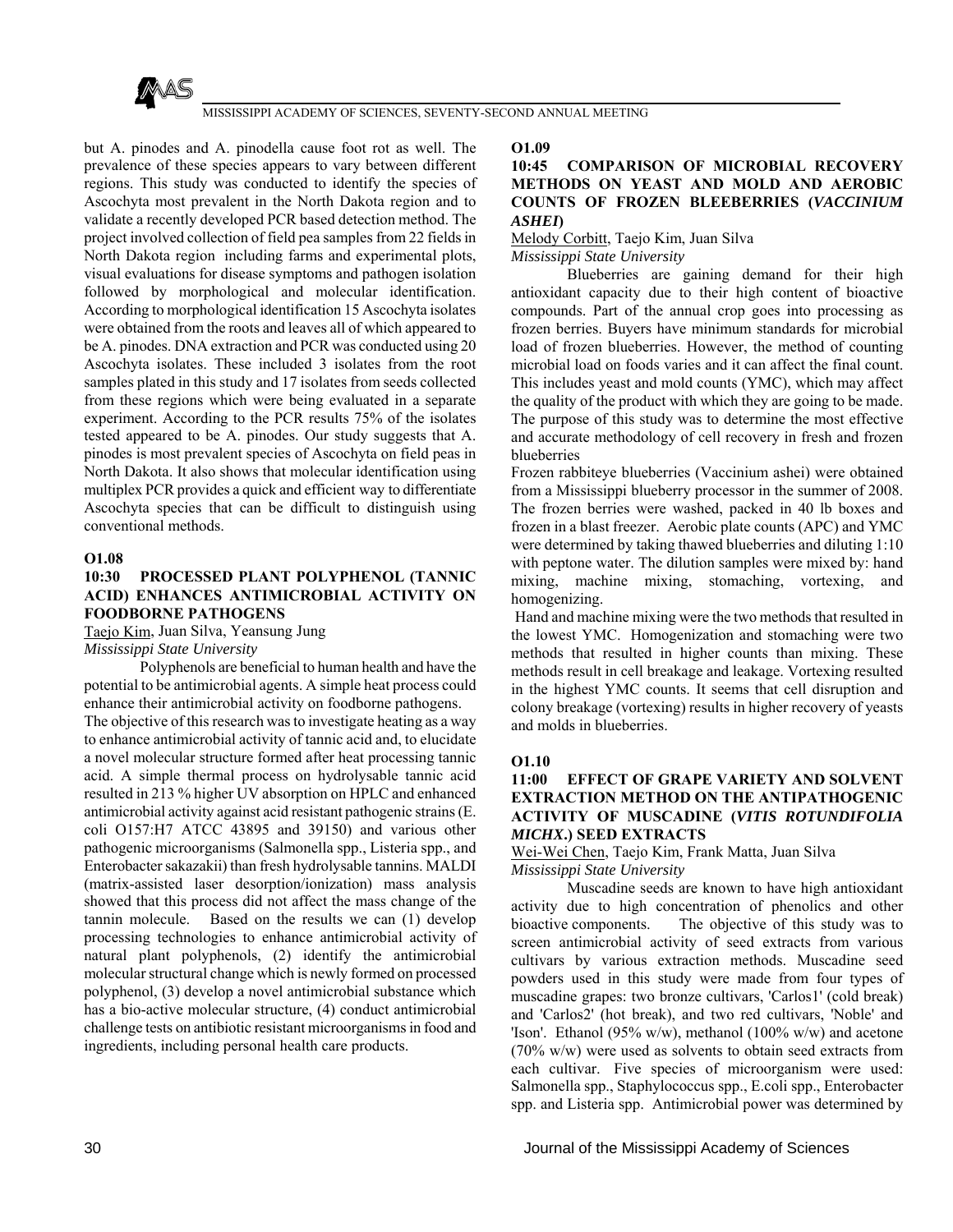but A. pinodes and A. pinodella cause foot rot as well. The prevalence of these species appears to vary between different regions. This study was conducted to identify the species of Ascochyta most prevalent in the North Dakota region and to validate a recently developed PCR based detection method. The project involved collection of field pea samples from 22 fields in North Dakota region including farms and experimental plots, visual evaluations for disease symptoms and pathogen isolation followed by morphological and molecular identification. According to morphological identification 15 Ascochyta isolates were obtained from the roots and leaves all of which appeared to be A. pinodes. DNA extraction and PCR was conducted using 20 Ascochyta isolates. These included 3 isolates from the root samples plated in this study and 17 isolates from seeds collected from these regions which were being evaluated in a separate experiment. According to the PCR results 75% of the isolates tested appeared to be A. pinodes. Our study suggests that A. pinodes is most prevalent species of Ascochyta on field peas in North Dakota. It also shows that molecular identification using multiplex PCR provides a quick and efficient way to differentiate Ascochyta species that can be difficult to distinguish using conventional methods.

**O1.08**

### 10:30 PROCESSED PLANT POLYPHENOL (TANNIC ACID) ENHANCES ANTIMICROBIAL ACTIVITY ON FOODBORNE PATHOGENS

Taejo Kim, Juan Silva, Yeansung Jung

*Mississippi State University*

Polyphenols are beneficial to human health and have the potential to be antimicrobial agents. A simple heat process could enhance their antimicrobial activity on foodborne pathogens.

The objective of this research was to investigate heating as a way to enhance antimicrobial activity of tannic acid and, to elucidate a novel molecular structure formed after heat processing tannic acid. A simple thermal process on hydrolysable tannic acid resulted in 213 % higher UV absorption on HPLC and enhanced antimicrobial activity against acid resistant pathogenic strains (E. coli O157:H7 ATCC 43895 and 39150) and various other pathogenic microorganisms (Salmonella spp., Listeria spp., and Enterobacter sakazakii) than fresh hydrolysable tannins. MALDI (matrix-assisted laser desorption/ionization) mass analysis showed that this process did not affect the mass change of the tannin molecule. Based on the results we can (1) develop processing technologies to enhance antimicrobial activity of natural plant polyphenols, (2) identify the antimicrobial molecular structural change which is newly formed on processed polyphenol, (3) develop a novel antimicrobial substance which has a bio-active molecular structure, (4) conduct antimicrobial challenge tests on antibiotic resistant microorganisms in food and ingredients, including personal health care products.

**O1.09**

### 10:45 COMPARISON OF MICROBIAL RECOVERY METHODS ON YEAST AND MOLD AND AEROBIC COUNTS OF FROZEN BLEEBERRIES (*VACCINIUM ASHEI*)

Melody Corbitt, Taejo Kim, Juan Silva

*Mississippi State University*

Blueberries are gaining demand for their high antioxidant capacity due to their high content of bioactive compounds. Part of the annual crop goes into processing as frozen berries. Buyers have minimum standards for microbial load of frozen blueberries. However, the method of counting microbial load on foods varies and it can affect the final count. This includes yeast and mold counts (YMC), which may affect the quality of the product with which they are going to be made. The purpose of this study was to determine the most effective and accurate methodology of cell recovery in fresh and frozen blueberries

Frozen rabbiteye blueberries (Vaccinium ashei) were obtained from a Mississippi blueberry processor in the summer of 2008. The frozen berries were washed, packed in 40 lb boxes and frozen in a blast freezer. Aerobic plate counts (APC) and YMC were determined by taking thawed blueberries and diluting 1:10 with peptone water. The dilution samples were mixed by: hand mixing, machine mixing, stomaching, vortexing, and homogenizing.

Hand and machine mixing were the two methods that resulted in the lowest YMC. Homogenization and stomaching were two methods that resulted in higher counts than mixing. These methods result in cell breakage and leakage. Vortexing resulted in the highest YMC counts. It seems that cell disruption and colony breakage (vortexing) results in higher recovery of yeasts and molds in blueberries.

**O1.10**

### 11:00 EFFECT OF GRAPE VARIETY AND SOLVENT EXTRACTION METHOD ON THE ANTIPATHOGENIC ACTIVITY OF MUSCADINE (*VITIS ROTUNDIFOLIA MICHX*.) SEED EXTRACTS

Wei-Wei Chen, Taejo Kim, Frank Matta, Juan Silva

*Mississippi State University*

Muscadine seeds are known to have high antioxidant activity due to high concentration of phenolics and other bioactive components. The objective of this study was to screen antimicrobial activity of seed extracts from various cultivars by various extraction methods. Muscadine seed powders used in this study were made from four types of muscadine grapes: two bronze cultivars, 'Carlos1' (cold break) and 'Carlos2' (hot break), and two red cultivars, 'Noble' and 'Ison'. Ethanol (95% w/w), methanol (100% w/w) and acetone (70% w/w) were used as solvents to obtain seed extracts from each cultivar. Five species of microorganism were used: Salmonella spp., Staphylococcus spp., E.coli spp., Enterobacter spp. and Listeria spp. Antimicrobial power was determined by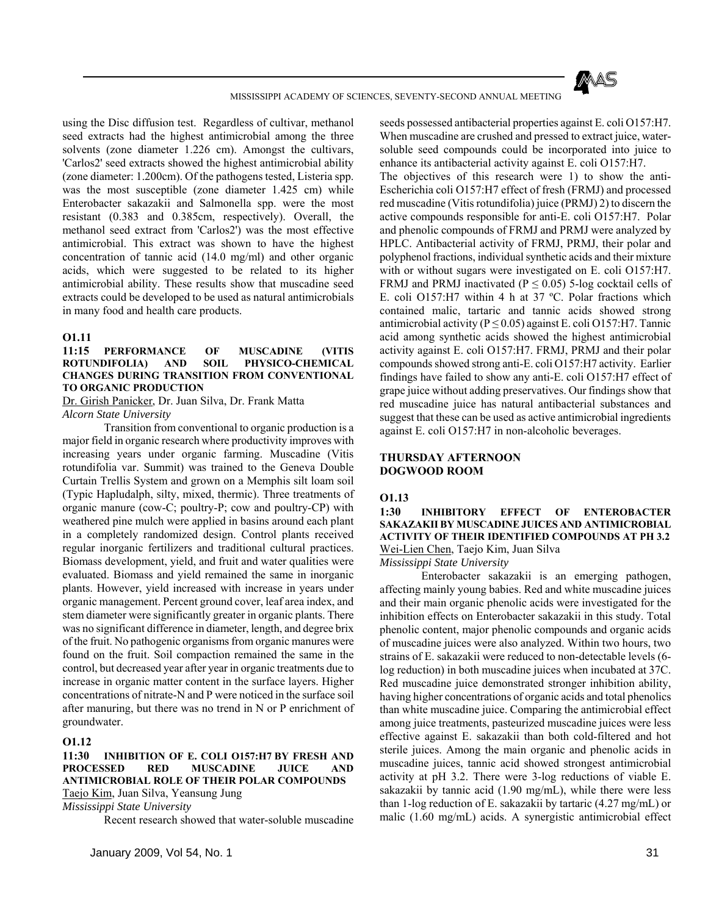using the Disc diffusion test. Regardless of cultivar, methanol seed extracts had the highest antimicrobial among the three solvents (zone diameter 1.226 cm). Amongst the cultivars, 'Carlos2' seed extracts showed the highest antimicrobial ability (zone diameter: 1.200cm). Of the pathogens tested, Listeria spp. was the most susceptible (zone diameter 1.425 cm) while Enterobacter sakazakii and Salmonella spp. were the most resistant (0.383 and 0.385cm, respectively). Overall, the methanol seed extract from 'Carlos2') was the most effective antimicrobial. This extract was shown to have the highest concentration of tannic acid (14.0 mg/ml) and other organic acids, which were suggested to be related to its higher antimicrobial ability. These results show that muscadine seed extracts could be developed to be used as natural antimicrobials in many food and health care products.

### O1.11

**11:15 PERFORMANCE OF MUSCADINE (VITIS ROTUNDIFOLIA) AND SOIL PHYSICO-CHEMICAL CHANGES DURING TRANSITION FROM CONVENTIONAL TO ORGANIC PRODUCTION**

Dr. Girish Panicker, Dr. Juan Silva, Dr. Frank Matta
*Alcorn State University*

Transition from conventional to organic production is a major field in organic research where productivity improves with increasing years under organic farming. Muscadine (Vitis rotundifolia var. Summit) was trained to the Geneva Double Curtain Trellis System and grown on a Memphis silt loam soil (Typic Hapludalph, silty, mixed, thermic). Three treatments of organic manure (cow-C; poultry-P; cow and poultry-CP) with weathered pine mulch were applied in basins around each plant in a completely randomized design. Control plants received regular inorganic fertilizers and traditional cultural practices. Biomass development, yield, and fruit and water qualities were evaluated. Biomass and yield remained the same in inorganic plants. However, yield increased with increase in years under organic management. Percent ground cover, leaf area index, and stem diameter were significantly greater in organic plants. There was no significant difference in diameter, length, and degree brix of the fruit. No pathogenic organisms from organic manures were found on the fruit. Soil compaction remained the same in the control, but decreased year after year in organic treatments due to increase in organic matter content in the surface layers. Higher concentrations of nitrate-N and P were noticed in the surface soil after manuring, but there was no trend in N or P enrichment of groundwater.

### O1.12

**11:30 INHIBITION OF E. COLI O157:H7 BY FRESH AND PROCESSED RED MUSCADINE JUICE AND ANTIMICROBIAL ROLE OF THEIR POLAR COMPOUNDS**

Taejo Kim, Juan Silva, Yeansung Jung
*Mississippi State University*

Recent research showed that water-soluble muscadine seeds possessed antibacterial properties against E. coli O157:H7. When muscadine are crushed and pressed to extract juice, water-soluble seed compounds could be incorporated into juice to enhance its antibacterial activity against E. coli O157:H7.

The objectives of this research were 1) to show the anti-Escherichia coli O157:H7 effect of fresh (FRMJ) and processed red muscadine (Vitis rotundifolia) juice (PRMJ) 2) to discern the active compounds responsible for anti-E. coli O157:H7. Polar and phenolic compounds of FRMJ and PRMJ were analyzed by HPLC. Antibacterial activity of FRMJ, PRMJ, their polar and polyphenol fractions, individual synthetic acids and their mixture with or without sugars were investigated on E. coli O157:H7. FRMJ and PRMJ inactivated ($P \leq 0.05$) 5-log cocktail cells of E. coli O157:H7 within 4 h at 37 ºC. Polar fractions which contained malic, tartaric and tannic acids showed strong antimicrobial activity ($P \leq 0.05$) against E. coli O157:H7. Tannic acid among synthetic acids showed the highest antimicrobial activity against E. coli O157:H7. FRMJ, PRMJ and their polar compounds showed strong anti-E. coli O157:H7 activity. Earlier findings have failed to show any anti-E. coli O157:H7 effect of grape juice without adding preservatives. Our findings show that red muscadine juice has natural antibacterial substances and suggest that these can be used as active antimicrobial ingredients against E. coli O157:H7 in non-alcoholic beverages.

## THURSDAY AFTERNOON
## DOGWOOD ROOM

### O1.13

**1:30 INHIBITORY EFFECT OF ENTEROBACTER SAKAZAKII BY MUSCADINE JUICES AND ANTIMICROBIAL ACTIVITY OF THEIR IDENTIFIED COMPOUNDS AT PH 3.2**

Wei-Lien Chen, Taejo Kim, Juan Silva
*Mississippi State University*

Enterobacter sakazakii is an emerging pathogen, affecting mainly young babies. Red and white muscadine juices and their main organic phenolic acids were investigated for the inhibition effects on Enterobacter sakazakii in this study. Total phenolic content, major phenolic compounds and organic acids of muscadine juices were also analyzed. Within two hours, two strains of E. sakazakii were reduced to non-detectable levels (6-log reduction) in both muscadine juices when incubated at 37C. Red muscadine juice demonstrated stronger inhibition ability, having higher concentrations of organic acids and total phenolics than white muscadine juice. Comparing the antimicrobial effect among juice treatments, pasteurized muscadine juices were less effective against E. sakazakii than both cold-filtered and hot sterile juices. Among the main organic and phenolic acids in muscadine juices, tannic acid showed strongest antimicrobial activity at pH 3.2. There were 3-log reductions of viable E. sakazakii by tannic acid (1.90 mg/mL), while there were less than 1-log reduction of E. sakazakii by tartaric (4.27 mg/mL) or malic (1.60 mg/mL) acids. A synergistic antimicrobial effect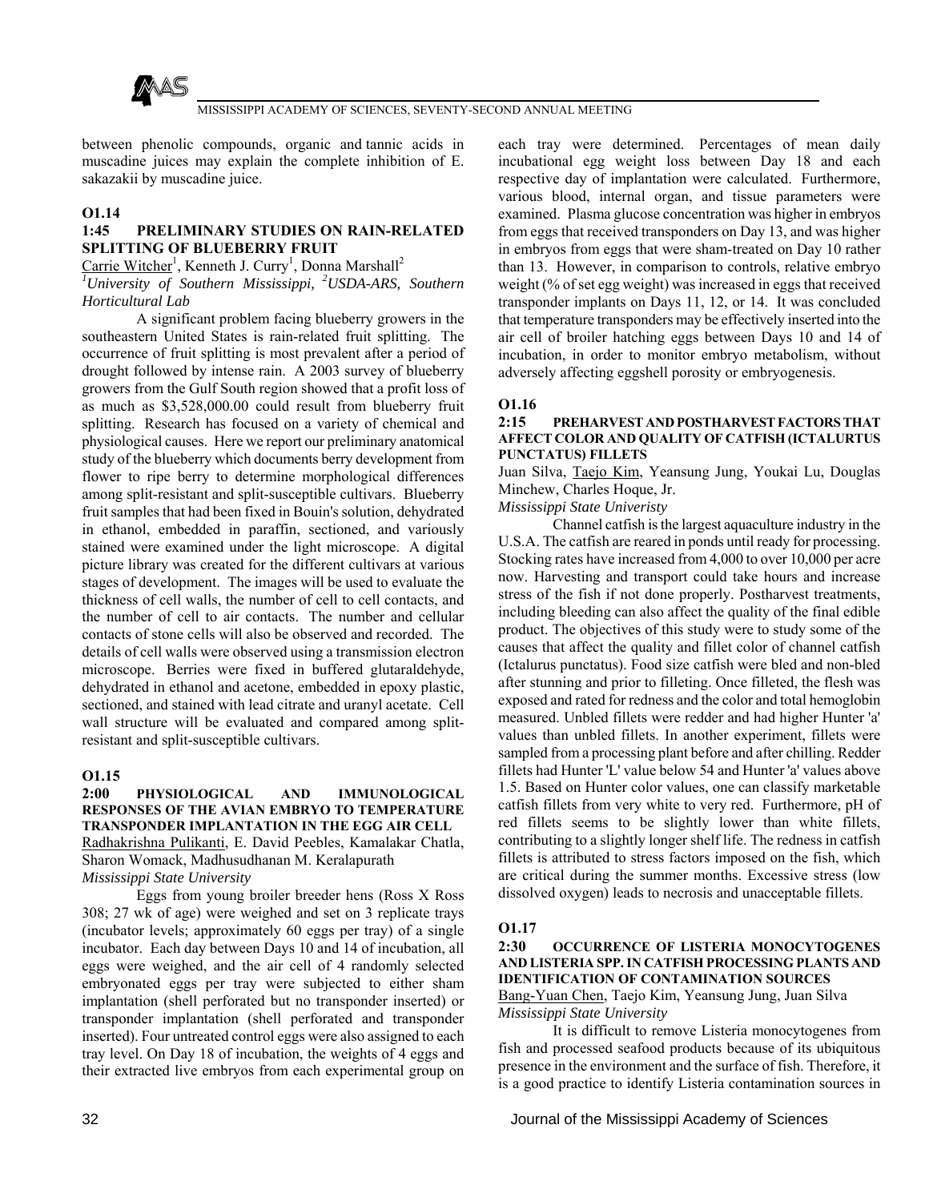between phenolic compounds, organic and tannic acids in muscadine juices may explain the complete inhibition of E. sakazakii by muscadine juice.

## O1.14

### 1:45 PRELIMINARY STUDIES ON RAIN-RELATED SPLITTING OF BLUEBERRY FRUIT

Carrie Witcher[1], Kenneth J. Curry[1], Donna Marshall[2]

*[1]University of Southern Mississippi, [2]USDA-ARS, Southern Horticultural Lab*

A significant problem facing blueberry growers in the southeastern United States is rain-related fruit splitting. The occurrence of fruit splitting is most prevalent after a period of drought followed by intense rain. A 2003 survey of blueberry growers from the Gulf South region showed that a profit loss of as much as $3,528,000.00 could result from blueberry fruit splitting. Research has focused on a variety of chemical and physiological causes. Here we report our preliminary anatomical study of the blueberry which documents berry development from flower to ripe berry to determine morphological differences among split-resistant and split-susceptible cultivars. Blueberry fruit samples that had been fixed in Bouin's solution, dehydrated in ethanol, embedded in paraffin, sectioned, and variously stained were examined under the light microscope. A digital picture library was created for the different cultivars at various stages of development. The images will be used to evaluate the thickness of cell walls, the number of cell to cell contacts, and the number of cell to air contacts. The number and cellular contacts of stone cells will also be observed and recorded. The details of cell walls were observed using a transmission electron microscope. Berries were fixed in buffered glutaraldehyde, dehydrated in ethanol and acetone, embedded in epoxy plastic, sectioned, and stained with lead citrate and uranyl acetate. Cell wall structure will be evaluated and compared among split-resistant and split-susceptible cultivars.

## O1.15

### 2:00 PHYSIOLOGICAL AND IMMUNOLOGICAL RESPONSES OF THE AVIAN EMBRYO TO TEMPERATURE TRANSPONDER IMPLANTATION IN THE EGG AIR CELL

Radhakrishna Pulikanti, E. David Peebles, Kamalakar Chatla, Sharon Womack, Madhusudhanan M. Keralapurath

*Mississippi State University*

Eggs from young broiler breeder hens (Ross X Ross 308; 27 wk of age) were weighed and set on 3 replicate trays (incubator levels; approximately 60 eggs per tray) of a single incubator. Each day between Days 10 and 14 of incubation, all eggs were weighed, and the air cell of 4 randomly selected embryonated eggs per tray were subjected to either sham implantation (shell perforated but no transponder inserted) or transponder implantation (shell perforated and transponder inserted). Four untreated control eggs were also assigned to each tray level. On Day 18 of incubation, the weights of 4 eggs and their extracted live embryos from each experimental group on each tray were determined. Percentages of mean daily incubational egg weight loss between Day 18 and each respective day of implantation were calculated. Furthermore, various blood, internal organ, and tissue parameters were examined. Plasma glucose concentration was higher in embryos from eggs that received transponders on Day 13, and was higher in embryos from eggs that were sham-treated on Day 10 rather than 13. However, in comparison to controls, relative embryo weight (% of set egg weight) was increased in eggs that received transponder implants on Days 11, 12, or 14. It was concluded that temperature transponders may be effectively inserted into the air cell of broiler hatching eggs between Days 10 and 14 of incubation, in order to monitor embryo metabolism, without adversely affecting eggshell porosity or embryogenesis.

## O1.16

### 2:15 PREHARVEST AND POSTHARVEST FACTORS THAT AFFECT COLOR AND QUALITY OF CATFISH (ICTALURTUS PUNCTATUS) FILLETS

Juan Silva, Taejo Kim, Yeansung Jung, Youkai Lu, Douglas Minchew, Charles Hoque, Jr.

*Mississippi State Univeristy*

Channel catfish is the largest aquaculture industry in the U.S.A. The catfish are reared in ponds until ready for processing. Stocking rates have increased from 4,000 to over 10,000 per acre now. Harvesting and transport could take hours and increase stress of the fish if not done properly. Postharvest treatments, including bleeding can also affect the quality of the final edible product. The objectives of this study were to study some of the causes that affect the quality and fillet color of channel catfish (Ictalurus punctatus). Food size catfish were bled and non-bled after stunning and prior to filleting. Once filleted, the flesh was exposed and rated for redness and the color and total hemoglobin measured. Unbled fillets were redder and had higher Hunter 'a' values than unbled fillets. In another experiment, fillets were sampled from a processing plant before and after chilling. Redder fillets had Hunter 'L' value below 54 and Hunter 'a' values above 1.5. Based on Hunter color values, one can classify marketable catfish fillets from very white to very red. Furthermore, pH of red fillets seems to be slightly lower than white fillets, contributing to a slightly longer shelf life. The redness in catfish fillets is attributed to stress factors imposed on the fish, which are critical during the summer months. Excessive stress (low dissolved oxygen) leads to necrosis and unacceptable fillets.

## O1.17

### 2:30 OCCURRENCE OF LISTERIA MONOCYTOGENES AND LISTERIA SPP. IN CATFISH PROCESSING PLANTS AND IDENTIFICATION OF CONTAMINATION SOURCES

Bang-Yuan Chen, Taejo Kim, Yeansung Jung, Juan Silva

*Mississippi State University*

It is difficult to remove Listeria monocytogenes from fish and processed seafood products because of its ubiquitous presence in the environment and the surface of fish. Therefore, it is a good practice to identify Listeria contamination sources in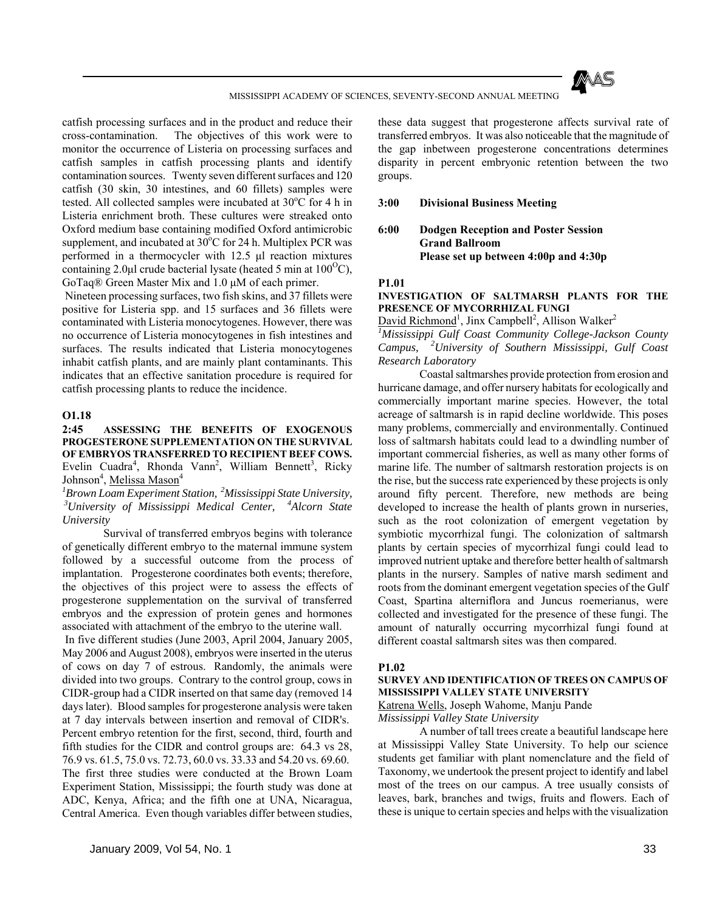catfish processing surfaces and in the product and reduce their cross-contamination. The objectives of this work were to monitor the occurrence of Listeria on processing surfaces and catfish samples in catfish processing plants and identify contamination sources. Twenty seven different surfaces and 120 catfish (30 skin, 30 intestines, and 60 fillets) samples were tested. All collected samples were incubated at 30°C for 4 h in Listeria enrichment broth. These cultures were streaked onto Oxford medium base containing modified Oxford antimicrobic supplement, and incubated at 30°C for 24 h. Multiplex PCR was performed in a thermocycler with 12.5 µl reaction mixtures containing 2.0µl crude bacterial lysate (heated 5 min at 100°C), GoTaq® Green Master Mix and 1.0 µM of each primer.

Nineteen processing surfaces, two fish skins, and 37 fillets were positive for Listeria spp. and 15 surfaces and 36 fillets were contaminated with Listeria monocytogenes. However, there was no occurrence of Listeria monocytogenes in fish intestines and surfaces. The results indicated that Listeria monocytogenes inhabit catfish plants, and are mainly plant contaminants. This indicates that an effective sanitation procedure is required for catfish processing plants to reduce the incidence.

**O1.18**

**2:45 ASSESSING THE BENEFITS OF EXOGENOUS PROGESTERONE SUPPLEMENTATION ON THE SURVIVAL OF EMBRYOS TRANSFERRED TO RECIPIENT BEEF COWS.**

Evelin Cuadra[4], Rhonda Vann[2], William Bennett[3], Ricky Johnson[4], Melissa Mason[4]

*[1]Brown Loam Experiment Station, [2]Mississippi State University, [3]University of Mississippi Medical Center, [4]Alcorn State University*

Survival of transferred embryos begins with tolerance of genetically different embryo to the maternal immune system followed by a successful outcome from the process of implantation. Progesterone coordinates both events; therefore, the objectives of this project were to assess the effects of progesterone supplementation on the survival of transferred embryos and the expression of protein genes and hormones associated with attachment of the embryo to the uterine wall.

In five different studies (June 2003, April 2004, January 2005, May 2006 and August 2008), embryos were inserted in the uterus of cows on day 7 of estrous. Randomly, the animals were divided into two groups. Contrary to the control group, cows in CIDR-group had a CIDR inserted on that same day (removed 14 days later). Blood samples for progesterone analysis were taken at 7 day intervals between insertion and removal of CIDR's. Percent embryo retention for the first, second, third, fourth and fifth studies for the CIDR and control groups are: 64.3 vs 28, 76.9 vs. 61.5, 75.0 vs. 72.73, 60.0 vs. 33.33 and 54.20 vs. 69.60. The first three studies were conducted at the Brown Loam Experiment Station, Mississippi; the fourth study was done at ADC, Kenya, Africa; and the fifth one at UNA, Nicaragua, Central America. Even though variables differ between studies, these data suggest that progesterone affects survival rate of transferred embryos. It was also noticeable that the magnitude of the gap inbetween progesterone concentrations determines disparity in percent embryonic retention between the two groups.

**3:00 Divisional Business Meeting**

**6:00 Dodgen Reception and Poster Session**
**Grand Ballroom**
**Please set up between 4:00p and 4:30p**

**P1.01**

**INVESTIGATION OF SALTMARSH PLANTS FOR THE PRESENCE OF MYCORRHIZAL FUNGI**

David Richmond[1], Jinx Campbell[2], Allison Walker[2]

*[1]Mississippi Gulf Coast Community College-Jackson County Campus, [2]University of Southern Mississippi, Gulf Coast Research Laboratory*

Coastal saltmarshes provide protection from erosion and hurricane damage, and offer nursery habitats for ecologically and commercially important marine species. However, the total acreage of saltmarsh is in rapid decline worldwide. This poses many problems, commercially and environmentally. Continued loss of saltmarsh habitats could lead to a dwindling number of important commercial fisheries, as well as many other forms of marine life. The number of saltmarsh restoration projects is on the rise, but the success rate experienced by these projects is only around fifty percent. Therefore, new methods are being developed to increase the health of plants grown in nurseries, such as the root colonization of emergent vegetation by symbiotic mycorrhizal fungi. The colonization of saltmarsh plants by certain species of mycorrhizal fungi could lead to improved nutrient uptake and therefore better health of saltmarsh plants in the nursery. Samples of native marsh sediment and roots from the dominant emergent vegetation species of the Gulf Coast, Spartina alterniflora and Juncus roemerianus, were collected and investigated for the presence of these fungi. The amount of naturally occurring mycorrhizal fungi found at different coastal saltmarsh sites was then compared.

**P1.02**

**SURVEY AND IDENTIFICATION OF TREES ON CAMPUS OF MISSISSIPPI VALLEY STATE UNIVERSITY**

Katrena Wells, Joseph Wahome, Manju Pande

*Mississippi Valley State University*

A number of tall trees create a beautiful landscape here at Mississippi Valley State University. To help our science students get familiar with plant nomenclature and the field of Taxonomy, we undertook the present project to identify and label most of the trees on our campus. A tree usually consists of leaves, bark, branches and twigs, fruits and flowers. Each of these is unique to certain species and helps with the visualization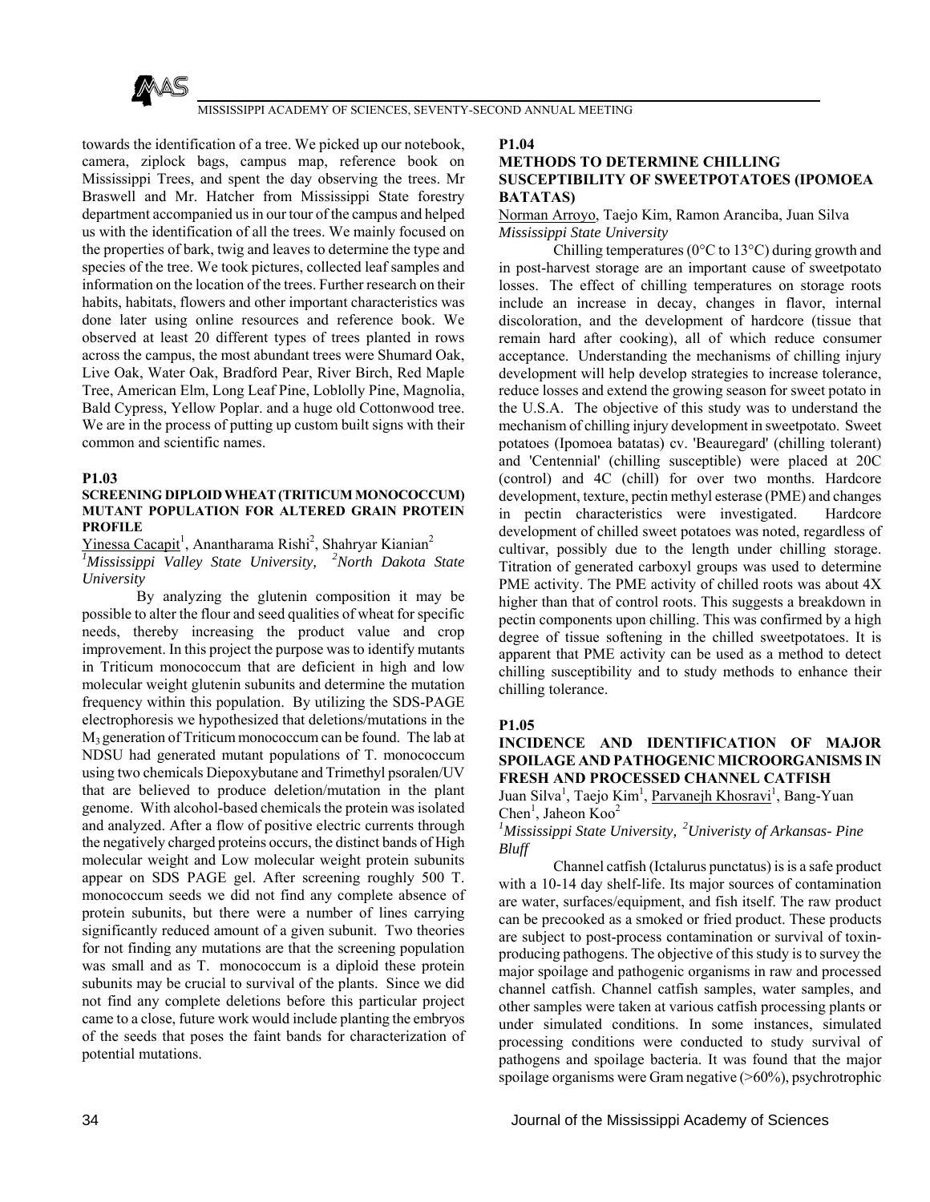towards the identification of a tree. We picked up our notebook, camera, ziplock bags, campus map, reference book on Mississippi Trees, and spent the day observing the trees. Mr Braswell and Mr. Hatcher from Mississippi State forestry department accompanied us in our tour of the campus and helped us with the identification of all the trees. We mainly focused on the properties of bark, twig and leaves to determine the type and species of the tree. We took pictures, collected leaf samples and information on the location of the trees. Further research on their habits, habitats, flowers and other important characteristics was done later using online resources and reference book. We observed at least 20 different types of trees planted in rows across the campus, the most abundant trees were Shumard Oak, Live Oak, Water Oak, Bradford Pear, River Birch, Red Maple Tree, American Elm, Long Leaf Pine, Loblolly Pine, Magnolia, Bald Cypress, Yellow Poplar. and a huge old Cottonwood tree. We are in the process of putting up custom built signs with their common and scientific names.

**P1.03**

**SCREENING DIPLOID WHEAT (TRITICUM MONOCOCCUM) MUTANT POPULATION FOR ALTERED GRAIN PROTEIN PROFILE**

Yinessa Cacapit[1], Anantharama Rishi[2], Shahryar Kianian[2]
*[1]Mississippi Valley State University, [2]North Dakota State University*

By analyzing the glutenin composition it may be possible to alter the flour and seed qualities of wheat for specific needs, thereby increasing the product value and crop improvement. In this project the purpose was to identify mutants in Triticum monococcum that are deficient in high and low molecular weight glutenin subunits and determine the mutation frequency within this population. By utilizing the SDS-PAGE electrophoresis we hypothesized that deletions/mutations in the $M_3$ generation of Triticum monococcum can be found. The lab at NDSU had generated mutant populations of T. monococcum using two chemicals Diepoxybutane and Trimethyl psoralen/UV that are believed to produce deletion/mutation in the plant genome. With alcohol-based chemicals the protein was isolated and analyzed. After a flow of positive electric currents through the negatively charged proteins occurs, the distinct bands of High molecular weight and Low molecular weight protein subunits appear on SDS PAGE gel. After screening roughly 500 T. monococcum seeds we did not find any complete absence of protein subunits, but there were a number of lines carrying significantly reduced amount of a given subunit. Two theories for not finding any mutations are that the screening population was small and as T. monococcum is a diploid these protein subunits may be crucial to survival of the plants. Since we did not find any complete deletions before this particular project came to a close, future work would include planting the embryos of the seeds that poses the faint bands for characterization of potential mutations.

**P1.04**

**METHODS TO DETERMINE CHILLING SUSCEPTIBILITY OF SWEETPOTATOES (IPOMOEA BATATAS)**

Norman Arroyo, Taejo Kim, Ramon Aranciba, Juan Silva
*Mississippi State University*

Chilling temperatures (0°C to 13°C) during growth and in post-harvest storage are an important cause of sweetpotato losses. The effect of chilling temperatures on storage roots include an increase in decay, changes in flavor, internal discoloration, and the development of hardcore (tissue that remain hard after cooking), all of which reduce consumer acceptance. Understanding the mechanisms of chilling injury development will help develop strategies to increase tolerance, reduce losses and extend the growing season for sweet potato in the U.S.A. The objective of this study was to understand the mechanism of chilling injury development in sweetpotato. Sweet potatoes (Ipomoea batatas) cv. 'Beauregard' (chilling tolerant) and 'Centennial' (chilling susceptible) were placed at 20C (control) and 4C (chill) for over two months. Hardcore development, texture, pectin methyl esterase (PME) and changes in pectin characteristics were investigated. Hardcore development of chilled sweet potatoes was noted, regardless of cultivar, possibly due to the length under chilling storage. Titration of generated carboxyl groups was used to determine PME activity. The PME activity of chilled roots was about 4X higher than that of control roots. This suggests a breakdown in pectin components upon chilling. This was confirmed by a high degree of tissue softening in the chilled sweetpotatoes. It is apparent that PME activity can be used as a method to detect chilling susceptibility and to study methods to enhance their chilling tolerance.

**P1.05**

**INCIDENCE AND IDENTIFICATION OF MAJOR SPOILAGE AND PATHOGENIC MICROORGANISMS IN FRESH AND PROCESSED CHANNEL CATFISH**

Juan Silva[1], Taejo Kim[1], Parvanejh Khosravi[1], Bang-Yuan Chen[1], Jaheon Koo[2]
*[1]Mississippi State University, [2]Univeristy of Arkansas- Pine Bluff*

Channel catfish (Ictalurus punctatus) is is a safe product with a 10-14 day shelf-life. Its major sources of contamination are water, surfaces/equipment, and fish itself. The raw product can be precooked as a smoked or fried product. These products are subject to post-process contamination or survival of toxin-producing pathogens. The objective of this study is to survey the major spoilage and pathogenic organisms in raw and processed channel catfish. Channel catfish samples, water samples, and other samples were taken at various catfish processing plants or under simulated conditions. In some instances, simulated processing conditions were conducted to study survival of pathogens and spoilage bacteria. It was found that the major spoilage organisms were Gram negative (>60%), psychrotrophic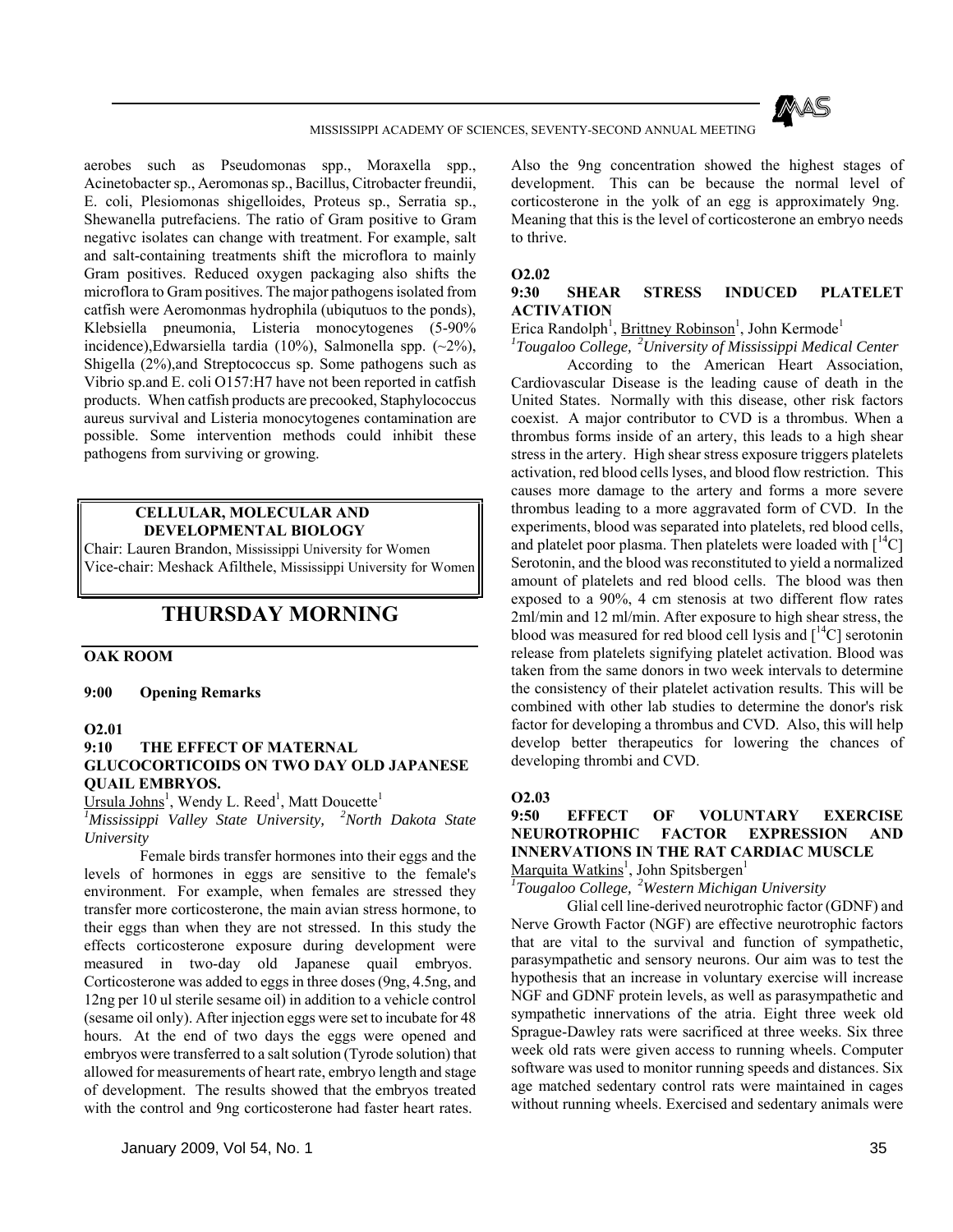aerobes such as Pseudomonas spp., Moraxella spp., Acinetobacter sp., Aeromonas sp., Bacillus, Citrobacter freundii, E. coli, Plesiomonas shigelloides, Proteus sp., Serratia sp., Shewanella putrefaciens. The ratio of Gram positive to Gram negativc isolates can change with treatment. For example, salt and salt-containing treatments shift the microflora to mainly Gram positives. Reduced oxygen packaging also shifts the microflora to Gram positives. The major pathogens isolated from catfish were Aeromonmas hydrophila (ubiqutuos to the ponds), Klebsiella pneumonia, Listeria monocytogenes (5-90% incidence),Edwarsiella tardia (10%), Salmonella spp. (~2%), Shigella (2%),and Streptococcus sp. Some pathogens such as Vibrio sp.and E. coli O157:H7 have not been reported in catfish products. When catfish products are precooked, Staphylococcus aureus survival and Listeria monocytogenes contamination are possible. Some intervention methods could inhibit these pathogens from surviving or growing.

## CELLULAR, MOLECULAR AND DEVELOPMENTAL BIOLOGY

Chair: Lauren Brandon, Mississippi University for Women
Vice-chair: Meshack Afilthele, Mississippi University for Women

# THURSDAY MORNING

### OAK ROOM

**9:00 Opening Remarks**

**O2.01**

### 9:10 THE EFFECT OF MATERNAL GLUCOCORTICOIDS ON TWO DAY OLD JAPANESE QUAIL EMBRYOS.

Ursula Johns[1], Wendy L. Reed[1], Matt Doucette[1]

[1]*Mississippi Valley State University,* [2]*North Dakota State University*

Female birds transfer hormones into their eggs and the levels of hormones in eggs are sensitive to the female's environment. For example, when females are stressed they transfer more corticosterone, the main avian stress hormone, to their eggs than when they are not stressed. In this study the effects corticosterone exposure during development were measured in two-day old Japanese quail embryos. Corticosterone was added to eggs in three doses (9ng, 4.5ng, and 12ng per 10 ul sterile sesame oil) in addition to a vehicle control (sesame oil only). After injection eggs were set to incubate for 48 hours. At the end of two days the eggs were opened and embryos were transferred to a salt solution (Tyrode solution) that allowed for measurements of heart rate, embryo length and stage of development. The results showed that the embryos treated with the control and 9ng corticosterone had faster heart rates. Also the 9ng concentration showed the highest stages of development. This can be because the normal level of corticosterone in the yolk of an egg is approximately 9ng. Meaning that this is the level of corticosterone an embryo needs to thrive.

**O2.02**

### 9:30 SHEAR STRESS INDUCED PLATELET ACTIVATION

Erica Randolph[1], Brittney Robinson[1], John Kermode[1]

[1]*Tougaloo College,* [2]*University of Mississippi Medical Center*

According to the American Heart Association, Cardiovascular Disease is the leading cause of death in the United States. Normally with this disease, other risk factors coexist. A major contributor to CVD is a thrombus. When a thrombus forms inside of an artery, this leads to a high shear stress in the artery. High shear stress exposure triggers platelets activation, red blood cells lyses, and blood flow restriction. This causes more damage to the artery and forms a more severe thrombus leading to a more aggravated form of CVD. In the experiments, blood was separated into platelets, red blood cells, and platelet poor plasma. Then platelets were loaded with [$^{14}$C] Serotonin, and the blood was reconstituted to yield a normalized amount of platelets and red blood cells. The blood was then exposed to a 90%, 4 cm stenosis at two different flow rates 2ml/min and 12 ml/min. After exposure to high shear stress, the blood was measured for red blood cell lysis and [$^{14}$C] serotonin release from platelets signifying platelet activation. Blood was taken from the same donors in two week intervals to determine the consistency of their platelet activation results. This will be combined with other lab studies to determine the donor's risk factor for developing a thrombus and CVD. Also, this will help develop better therapeutics for lowering the chances of developing thrombi and CVD.

**O2.03**

### 9:50 EFFECT OF VOLUNTARY EXERCISE NEUROTROPHIC FACTOR EXPRESSION AND INNERVATIONS IN THE RAT CARDIAC MUSCLE

Marquita Watkins[1], John Spitsbergen[1]

[1]*Tougaloo College,* [2]*Western Michigan University*

Glial cell line-derived neurotrophic factor (GDNF) and Nerve Growth Factor (NGF) are effective neurotrophic factors that are vital to the survival and function of sympathetic, parasympathetic and sensory neurons. Our aim was to test the hypothesis that an increase in voluntary exercise will increase NGF and GDNF protein levels, as well as parasympathetic and sympathetic innervations of the atria. Eight three week old Sprague-Dawley rats were sacrificed at three weeks. Six three week old rats were given access to running wheels. Computer software was used to monitor running speeds and distances. Six age matched sedentary control rats were maintained in cages without running wheels. Exercised and sedentary animals were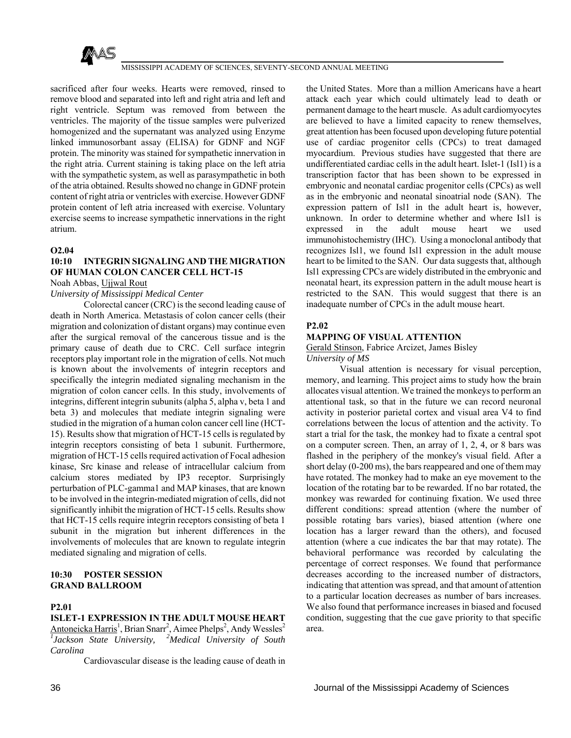sacrificed after four weeks. Hearts were removed, rinsed to remove blood and separated into left and right atria and left and right ventricle. Septum was removed from between the ventricles. The majority of the tissue samples were pulverized homogenized and the supernatant was analyzed using Enzyme linked immunosorbant assay (ELISA) for GDNF and NGF protein. The minority was stained for sympathetic innervation in the right atria. Current staining is taking place on the left atria with the sympathetic system, as well as parasympathetic in both of the atria obtained. Results showed no change in GDNF protein content of right atria or ventricles with exercise. However GDNF protein content of left atria increased with exercise. Voluntary exercise seems to increase sympathetic innervations in the right atrium.

**O2.04**

### 10:10 INTEGRIN SIGNALING AND THE MIGRATION OF HUMAN COLON CANCER CELL HCT-15

Noah Abbas, Ujjwal Rout

*University of Mississippi Medical Center*

Colorectal cancer (CRC) is the second leading cause of death in North America. Metastasis of colon cancer cells (their migration and colonization of distant organs) may continue even after the surgical removal of the cancerous tissue and is the primary cause of death due to CRC. Cell surface integrin receptors play important role in the migration of cells. Not much is known about the involvements of integrin receptors and specifically the integrin mediated signaling mechanism in the migration of colon cancer cells. In this study, involvements of integrins, different integrin subunits (alpha 5, alpha v, beta 1 and beta 3) and molecules that mediate integrin signaling were studied in the migration of a human colon cancer cell line (HCT-15). Results show that migration of HCT-15 cells is regulated by integrin receptors consisting of beta 1 subunit. Furthermore, migration of HCT-15 cells required activation of Focal adhesion kinase, Src kinase and release of intracellular calcium from calcium stores mediated by IP3 receptor. Surprisingly perturbation of PLC-gamma1 and MAP kinases, that are known to be involved in the integrin-mediated migration of cells, did not significantly inhibit the migration of HCT-15 cells. Results show that HCT-15 cells require integrin receptors consisting of beta 1 subunit in the migration but inherent differences in the involvements of molecules that are known to regulate integrin mediated signaling and migration of cells.

### 10:30 POSTER SESSION GRAND BALLROOM

**P2.01**

### ISLET-1 EXPRESSION IN THE ADULT MOUSE HEART

Antoneicka Harris[1], Brian Snarr[2], Aimee Phelps[2], Andy Wessles[2]

*[1]Jackson State University, [2]Medical University of South Carolina*

Cardiovascular disease is the leading cause of death in the United States. More than a million Americans have a heart attack each year which could ultimately lead to death or permanent damage to the heart muscle. As adult cardiomyocytes are believed to have a limited capacity to renew themselves, great attention has been focused upon developing future potential use of cardiac progenitor cells (CPCs) to treat damaged myocardium. Previous studies have suggested that there are undifferentiated cardiac cells in the adult heart. Islet-1 (Isl1) is a transcription factor that has been shown to be expressed in embryonic and neonatal cardiac progenitor cells (CPCs) as well as in the embryonic and neonatal sinoatrial node (SAN). The expression pattern of Isl1 in the adult heart is, however, unknown. In order to determine whether and where Isl1 is expressed in the adult mouse heart we used immunohistochemistry (IHC). Using a monoclonal antibody that recognizes Isl1, we found Isl1 expression in the adult mouse heart to be limited to the SAN. Our data suggests that, although Isl1 expressing CPCs are widely distributed in the embryonic and neonatal heart, its expression pattern in the adult mouse heart is restricted to the SAN. This would suggest that there is an inadequate number of CPCs in the adult mouse heart.

**P2.02**

### MAPPING OF VISUAL ATTENTION

Gerald Stinson, Fabrice Arcizet, James Bisley

*University of MS*

Visual attention is necessary for visual perception, memory, and learning. This project aims to study how the brain allocates visual attention. We trained the monkeys to perform an attentional task, so that in the future we can record neuronal activity in posterior parietal cortex and visual area V4 to find correlations between the locus of attention and the activity. To start a trial for the task, the monkey had to fixate a central spot on a computer screen. Then, an array of 1, 2, 4, or 8 bars was flashed in the periphery of the monkey's visual field. After a short delay (0-200 ms), the bars reappeared and one of them may have rotated. The monkey had to make an eye movement to the location of the rotating bar to be rewarded. If no bar rotated, the monkey was rewarded for continuing fixation. We used three different conditions: spread attention (where the number of possible rotating bars varies), biased attention (where one location has a larger reward than the others), and focused attention (where a cue indicates the bar that may rotate). The behavioral performance was recorded by calculating the percentage of correct responses. We found that performance decreases according to the increased number of distractors, indicating that attention was spread, and that amount of attention to a particular location decreases as number of bars increases. We also found that performance increases in biased and focused condition, suggesting that the cue gave priority to that specific area.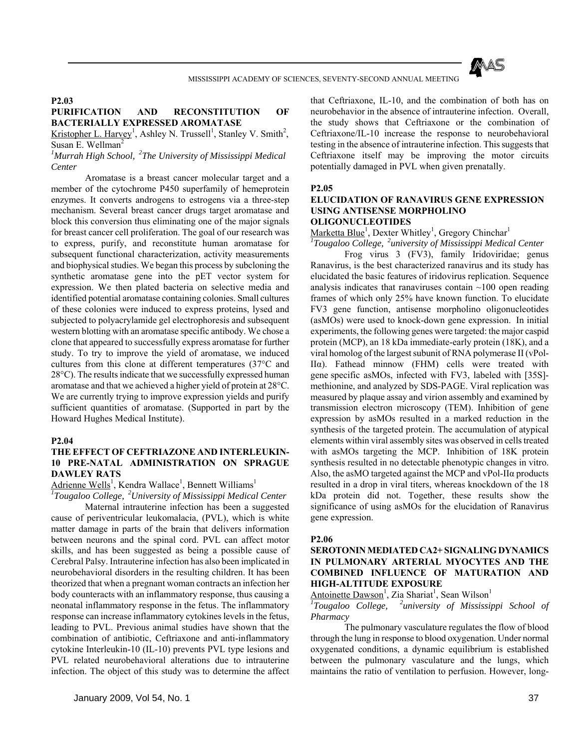### P2.03

### PURIFICATION AND RECONSTITUTION OF BACTERIALLY EXPRESSED AROMATASE

Kristopher L. Harvey[1], Ashley N. Trussell[1], Stanley V. Smith[2], Susan E. Wellman[2]

[1]*Murrah High School,* [2]*The University of Mississippi Medical Center*

Aromatase is a breast cancer molecular target and a member of the cytochrome P450 superfamily of hemeprotein enzymes. It converts androgens to estrogens via a three-step mechanism. Several breast cancer drugs target aromatase and block this conversion thus eliminating one of the major signals for breast cancer cell proliferation. The goal of our research was to express, purify, and reconstitute human aromatase for subsequent functional characterization, activity measurements and biophysical studies. We began this process by subcloning the synthetic aromatase gene into the pET vector system for expression. We then plated bacteria on selective media and identified potential aromatase containing colonies. Small cultures of these colonies were induced to express proteins, lysed and subjected to polyacrylamide gel electrophoresis and subsequent western blotting with an aromatase specific antibody. We chose a clone that appeared to successfully express aromatase for further study. To try to improve the yield of aromatase, we induced cultures from this clone at different temperatures (37°C and 28°C). The results indicate that we successfully expressed human aromatase and that we achieved a higher yield of protein at 28°C. We are currently trying to improve expression yields and purify sufficient quantities of aromatase. (Supported in part by the Howard Hughes Medical Institute).

### P2.04

### THE EFFECT OF CEFTRIAZONE AND INTERLEUKIN-10 PRE-NATAL ADMINISTRATION ON SPRAGUE DAWLEY RATS

Adrienne Wells[1], Kendra Wallace[1], Bennett Williams[1]

[1]*Tougaloo College,* [2]*University of Mississippi Medical Center*

Maternal intrauterine infection has been a suggested cause of periventricular leukomalacia, (PVL), which is white matter damage in parts of the brain that delivers information between neurons and the spinal cord. PVL can affect motor skills, and has been suggested as being a possible cause of Cerebral Palsy. Intrauterine infection has also been implicated in neurobehavioral disorders in the resulting children. It has been theorized that when a pregnant woman contracts an infection her body counteracts with an inflammatory response, thus causing a neonatal inflammatory response in the fetus. The inflammatory response can increase inflammatory cytokines levels in the fetus, leading to PVL. Previous animal studies have shown that the combination of antibiotic, Ceftriaxone and anti-inflammatory cytokine Interleukin-10 (IL-10) prevents PVL type lesions and PVL related neurobehavioral alterations due to intrauterine infection. The object of this study was to determine the affect that Ceftriaxone, IL-10, and the combination of both has on neurobehavior in the absence of intrauterine infection. Overall, the study shows that Ceftriaxone or the combination of Ceftriaxone/IL-10 increase the response to neurobehavioral testing in the absence of intrauterine infection. This suggests that Ceftriaxone itself may be improving the motor circuits potentially damaged in PVL when given prenatally.

### P2.05

### ELUCIDATION OF RANAVIRUS GENE EXPRESSION USING ANTISENSE MORPHOLINO OLIGONUCLEOTIDES

Marketta Blue[1], Dexter Whitley[1], Gregory Chinchar[1]

[1]*Tougaloo College,* [2]*university of Mississippi Medical Center*

Frog virus 3 (FV3), family Iridoviridae; genus Ranavirus, is the best characterized ranavirus and its study has elucidated the basic features of iridovirus replication. Sequence analysis indicates that ranaviruses contain ~100 open reading frames of which only 25% have known function. To elucidate FV3 gene function, antisense morpholino oligonucleotides (asMOs) were used to knock-down gene expression. In initial experiments, the following genes were targeted: the major caspid protein (MCP), an 18 kDa immediate-early protein (18K), and a viral homolog of the largest subunit of RNA polymerase II (vPol-IIα). Fathead minnow (FHM) cells were treated with gene specific asMOs, infected with FV3, labeled with [35S]-methionine, and analyzed by SDS-PAGE. Viral replication was measured by plaque assay and virion assembly and examined by transmission electron microscopy (TEM). Inhibition of gene expression by asMOs resulted in a marked reduction in the synthesis of the targeted protein. The accumulation of atypical elements within viral assembly sites was observed in cells treated with asMOs targeting the MCP. Inhibition of 18K protein synthesis resulted in no detectable phenotypic changes in vitro. Also, the asMO targeted against the MCP and vPol-IIα products resulted in a drop in viral titers, whereas knockdown of the 18 kDa protein did not. Together, these results show the significance of using asMOs for the elucidation of Ranavirus gene expression.

### P2.06

### SEROTONIN MEDIATED CA2+ SIGNALING DYNAMICS IN PULMONARY ARTERIAL MYOCYTES AND THE COMBINED INFLUENCE OF MATURATION AND HIGH-ALTITUDE EXPOSURE

Antoinette Dawson[1], Zia Shariat[1], Sean Wilson[1]

[1]*Tougaloo College,* [2]*university of Mississippi School of Pharmacy*

The pulmonary vasculature regulates the flow of blood through the lung in response to blood oxygenation. Under normal oxygenated conditions, a dynamic equilibrium is established between the pulmonary vasculature and the lungs, which maintains the ratio of ventilation to perfusion. However, long-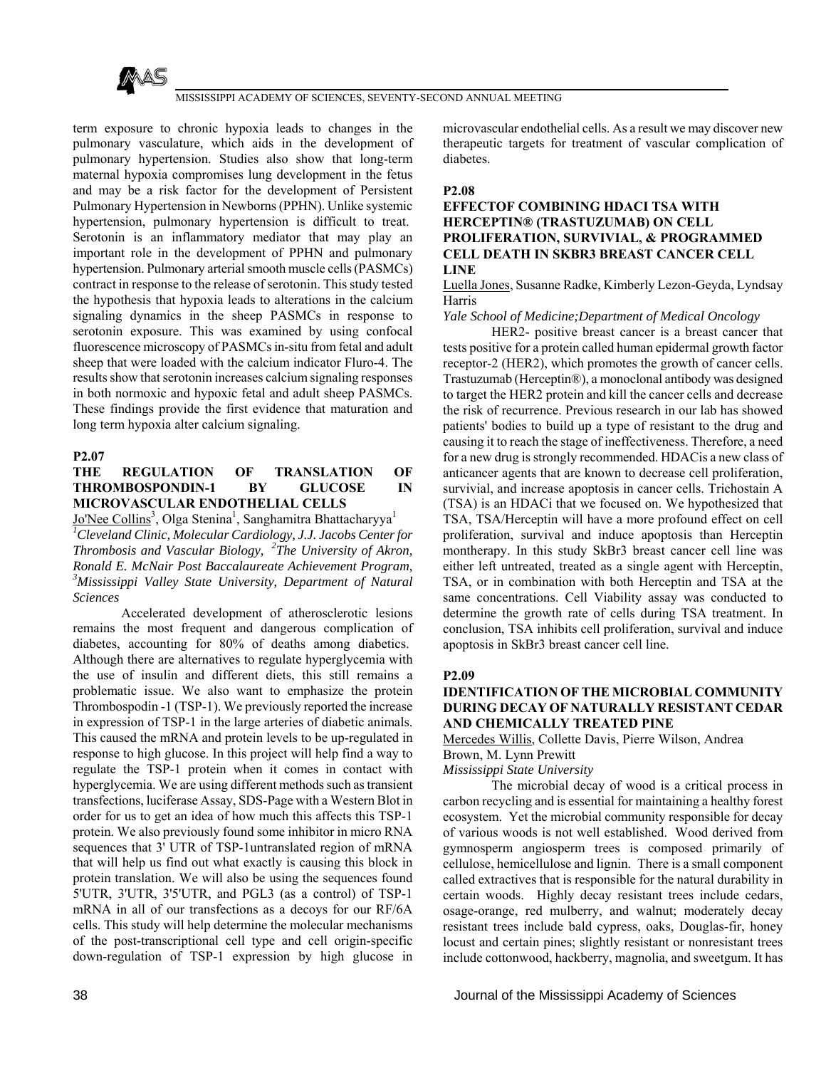term exposure to chronic hypoxia leads to changes in the pulmonary vasculature, which aids in the development of pulmonary hypertension. Studies also show that long-term maternal hypoxia compromises lung development in the fetus and may be a risk factor for the development of Persistent Pulmonary Hypertension in Newborns (PPHN). Unlike systemic hypertension, pulmonary hypertension is difficult to treat. Serotonin is an inflammatory mediator that may play an important role in the development of PPHN and pulmonary hypertension. Pulmonary arterial smooth muscle cells (PASMCs) contract in response to the release of serotonin. This study tested the hypothesis that hypoxia leads to alterations in the calcium signaling dynamics in the sheep PASMCs in response to serotonin exposure. This was examined by using confocal fluorescence microscopy of PASMCs in-situ from fetal and adult sheep that were loaded with the calcium indicator Fluro-4. The results show that serotonin increases calcium signaling responses in both normoxic and hypoxic fetal and adult sheep PASMCs. These findings provide the first evidence that maturation and long term hypoxia alter calcium signaling.

### P2.07

### THE REGULATION OF TRANSLATION OF THROMBOSPONDIN-1 BY GLUCOSE IN MICROVASCULAR ENDOTHELIAL CELLS

Jo'Nee Collins[3], Olga Stenina[1], Sanghamitra Bhattacharyya[1]

[1]*Cleveland Clinic, Molecular Cardiology, J.J. Jacobs Center for Thrombosis and Vascular Biology,* [2]*The University of Akron, Ronald E. McNair Post Baccalaureate Achievement Program,* [3]*Mississippi Valley State University, Department of Natural Sciences*

Accelerated development of atherosclerotic lesions remains the most frequent and dangerous complication of diabetes, accounting for 80% of deaths among diabetics. Although there are alternatives to regulate hyperglycemia with the use of insulin and different diets, this still remains a problematic issue. We also want to emphasize the protein Thrombospodin -1 (TSP-1). We previously reported the increase in expression of TSP-1 in the large arteries of diabetic animals. This caused the mRNA and protein levels to be up-regulated in response to high glucose. In this project will help find a way to regulate the TSP-1 protein when it comes in contact with hyperglycemia. We are using different methods such as transient transfections, luciferase Assay, SDS-Page with a Western Blot in order for us to get an idea of how much this affects this TSP-1 protein. We also previously found some inhibitor in micro RNA sequences that 3' UTR of TSP-1untranslated region of mRNA that will help us find out what exactly is causing this block in protein translation. We will also be using the sequences found 5'UTR, 3'UTR, 3'5'UTR, and PGL3 (as a control) of TSP-1 mRNA in all of our transfections as a decoys for our RF/6A cells. This study will help determine the molecular mechanisms of the post-transcriptional cell type and cell origin-specific down-regulation of TSP-1 expression by high glucose in microvascular endothelial cells. As a result we may discover new therapeutic targets for treatment of vascular complication of diabetes.

### P2.08

### EFFECTOF COMBINING HDACI TSA WITH HERCEPTIN® (TRASTUZUMAB) ON CELL PROLIFERATION, SURVIVIAL, & PROGRAMMED CELL DEATH IN SKBR3 BREAST CANCER CELL LINE

Luella Jones, Susanne Radke, Kimberly Lezon-Geyda, Lyndsay Harris

*Yale School of Medicine;Department of Medical Oncology*

HER2- positive breast cancer is a breast cancer that tests positive for a protein called human epidermal growth factor receptor-2 (HER2), which promotes the growth of cancer cells. Trastuzumab (Herceptin®), a monoclonal antibody was designed to target the HER2 protein and kill the cancer cells and decrease the risk of recurrence. Previous research in our lab has showed patients' bodies to build up a type of resistant to the drug and causing it to reach the stage of ineffectiveness. Therefore, a need for a new drug is strongly recommended. HDACis a new class of anticancer agents that are known to decrease cell proliferation, survivial, and increase apoptosis in cancer cells. Trichostain A (TSA) is an HDACi that we focused on. We hypothesized that TSA, TSA/Herceptin will have a more profound effect on cell proliferation, survival and induce apoptosis than Herceptin montherapy. In this study SkBr3 breast cancer cell line was either left untreated, treated as a single agent with Herceptin, TSA, or in combination with both Herceptin and TSA at the same concentrations. Cell Viability assay was conducted to determine the growth rate of cells during TSA treatment. In conclusion, TSA inhibits cell proliferation, survival and induce apoptosis in SkBr3 breast cancer cell line.

### P2.09

### IDENTIFICATION OF THE MICROBIAL COMMUNITY DURING DECAY OF NATURALLY RESISTANT CEDAR AND CHEMICALLY TREATED PINE

Mercedes Willis, Collette Davis, Pierre Wilson, Andrea Brown, M. Lynn Prewitt

*Mississippi State University*

The microbial decay of wood is a critical process in carbon recycling and is essential for maintaining a healthy forest ecosystem. Yet the microbial community responsible for decay of various woods is not well established. Wood derived from gymnosperm angiosperm trees is composed primarily of cellulose, hemicellulose and lignin. There is a small component called extractives that is responsible for the natural durability in certain woods. Highly decay resistant trees include cedars, osage-orange, red mulberry, and walnut; moderately decay resistant trees include bald cypress, oaks, Douglas-fir, honey locust and certain pines; slightly resistant or nonresistant trees include cottonwood, hackberry, magnolia, and sweetgum. It has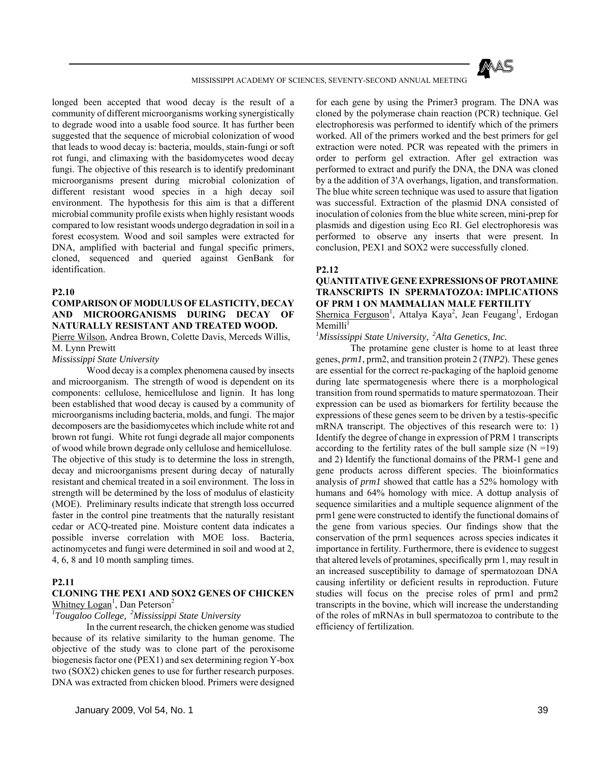longed been accepted that wood decay is the result of a community of different microorganisms working synergistically to degrade wood into a usable food source. It has further been suggested that the sequence of microbial colonization of wood that leads to wood decay is: bacteria, moulds, stain-fungi or soft rot fungi, and climaxing with the basidomycetes wood decay fungi. The objective of this research is to identify predominant microorganisms present during microbial colonization of different resistant wood species in a high decay soil environment. The hypothesis for this aim is that a different microbial community profile exists when highly resistant woods compared to low resistant woods undergo degradation in soil in a forest ecosystem. Wood and soil samples were extracted for DNA, amplified with bacterial and fungal specific primers, cloned, sequenced and queried against GenBank for identification.

**P2.10**

### COMPARISON OF MODULUS OF ELASTICITY, DECAY AND MICROORGANISMS DURING DECAY OF NATURALLY RESISTANT AND TREATED WOOD.

Pierre Wilson, Andrea Brown, Colette Davis, Merceds Willis, M. Lynn Prewitt

*Mississippi State University*

Wood decay is a complex phenomena caused by insects and microorganism. The strength of wood is dependent on its components: cellulose, hemicellulose and lignin. It has long been established that wood decay is caused by a community of microorganisms including bacteria, molds, and fungi. The major decomposers are the basidiomycetes which include white rot and brown rot fungi. White rot fungi degrade all major components of wood while brown degrade only cellulose and hemicellulose. The objective of this study is to determine the loss in strength, decay and microorganisms present during decay of naturally resistant and chemical treated in a soil environment. The loss in strength will be determined by the loss of modulus of elasticity (MOE). Preliminary results indicate that strength loss occurred faster in the control pine treatments that the naturally resistant cedar or ACQ-treated pine. Moisture content data indicates a possible inverse correlation with MOE loss. Bacteria, actinomycetes and fungi were determined in soil and wood at 2, 4, 6, 8 and 10 month sampling times.

**P2.11**

### CLONING THE PEX1 AND SOX2 GENES OF CHICKEN

Whitney Logan[1], Dan Peterson[2]

*[1]Tougaloo College, [2]Mississippi State University*

In the current research, the chicken genome was studied because of its relative similarity to the human genome. The objective of the study was to clone part of the peroxisome biogenesis factor one (PEX1) and sex determining region Y-box two (SOX2) chicken genes to use for further research purposes. DNA was extracted from chicken blood. Primers were designed for each gene by using the Primer3 program. The DNA was cloned by the polymerase chain reaction (PCR) technique. Gel electrophoresis was performed to identify which of the primers worked. All of the primers worked and the best primers for gel extraction were noted. PCR was repeated with the primers in order to perform gel extraction. After gel extraction was performed to extract and purify the DNA, the DNA was cloned by a the addition of 3'A overhangs, ligation, and transformation. The blue white screen technique was used to assure that ligation was successful. Extraction of the plasmid DNA consisted of inoculation of colonies from the blue white screen, mini-prep for plasmids and digestion using Eco RI. Gel electrophoresis was performed to observe any inserts that were present. In conclusion, PEX1 and SOX2 were successfully cloned.

**P2.12**

### QUANTITATIVE GENE EXPRESSIONS OF PROTAMINE TRANSCRIPTS IN SPERMATOZOA: IMPLICATIONS OF PRM 1 ON MAMMALIAN MALE FERTILITY

Shernica Ferguson[1], Attalya Kaya[2], Jean Feugang[1], Erdogan Memilli[1]

*[1]Mississippi State University, [2]Alta Genetics, Inc.*

The protamine gene cluster is home to at least three genes, *prm1*, prm2, and transition protein 2 (*TNP2*). These genes are essential for the correct re-packaging of the haploid genome during late spermatogenesis where there is a morphological transition from round spermatids to mature spermatozoan. Their expression can be used as biomarkers for fertility because the expressions of these genes seem to be driven by a testis-specific mRNA transcript. The objectives of this research were to: 1) Identify the degree of change in expression of PRM 1 transcripts according to the fertility rates of the bull sample size ($N = 19$) and 2) Identify the functional domains of the PRM-1 gene and gene products across different species. The bioinformatics analysis of *prm1* showed that cattle has a 52% homology with humans and 64% homology with mice. A dottup analysis of sequence similarities and a multiple sequence alignment of the prm1 gene were constructed to identify the functional domains of the gene from various species. Our findings show that the conservation of the prm1 sequences across species indicates it importance in fertility. Furthermore, there is evidence to suggest that altered levels of protamines, specifically prm 1, may result in an increased susceptibility to damage of spermatozoan DNA causing infertility or deficient results in reproduction. Future studies will focus on the precise roles of prm1 and prm2 transcripts in the bovine, which will increase the understanding of the roles of mRNAs in bull spermatozoa to contribute to the efficiency of fertilization.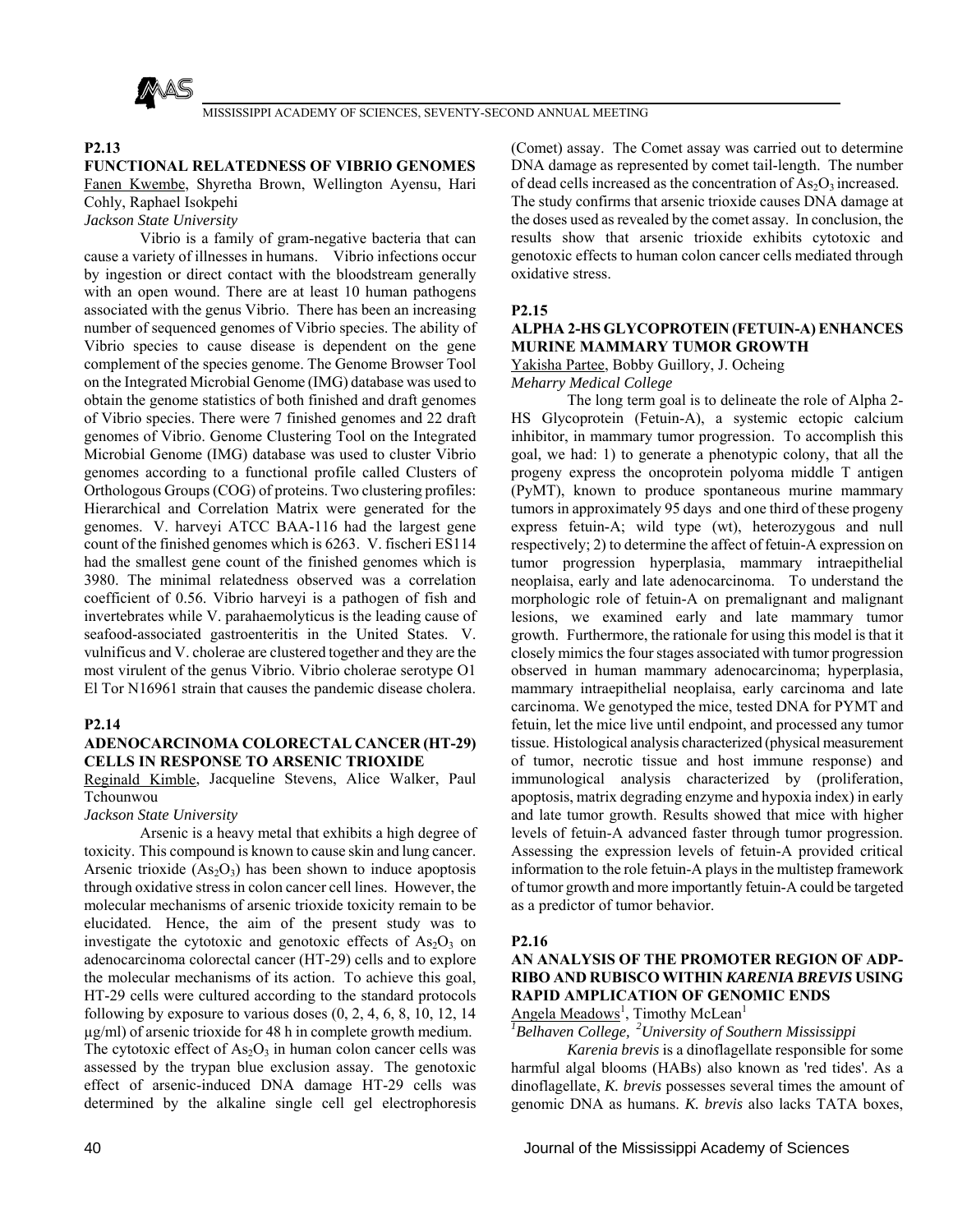### P2.13

#### FUNCTIONAL RELATEDNESS OF VIBRIO GENOMES

Fanen Kwembe, Shyretha Brown, Wellington Ayensu, Hari Cohly, Raphael Isokpehi

*Jackson State University*

Vibrio is a family of gram-negative bacteria that can cause a variety of illnesses in humans. Vibrio infections occur by ingestion or direct contact with the bloodstream generally with an open wound. There are at least 10 human pathogens associated with the genus Vibrio. There has been an increasing number of sequenced genomes of Vibrio species. The ability of Vibrio species to cause disease is dependent on the gene complement of the species genome. The Genome Browser Tool on the Integrated Microbial Genome (IMG) database was used to obtain the genome statistics of both finished and draft genomes of Vibrio species. There were 7 finished genomes and 22 draft genomes of Vibrio. Genome Clustering Tool on the Integrated Microbial Genome (IMG) database was used to cluster Vibrio genomes according to a functional profile called Clusters of Orthologous Groups (COG) of proteins. Two clustering profiles: Hierarchical and Correlation Matrix were generated for the genomes. V. harveyi ATCC BAA-116 had the largest gene count of the finished genomes which is 6263. V. fischeri ES114 had the smallest gene count of the finished genomes which is 3980. The minimal relatedness observed was a correlation coefficient of 0.56. Vibrio harveyi is a pathogen of fish and invertebrates while V. parahaemolyticus is the leading cause of seafood-associated gastroenteritis in the United States. V. vulnificus and V. cholerae are clustered together and they are the most virulent of the genus Vibrio. Vibrio cholerae serotype O1 El Tor N16961 strain that causes the pandemic disease cholera.

### P2.14

#### ADENOCARCINOMA COLORECTAL CANCER (HT-29) CELLS IN RESPONSE TO ARSENIC TRIOXIDE

Reginald Kimble, Jacqueline Stevens, Alice Walker, Paul Tchounwou

*Jackson State University*

Arsenic is a heavy metal that exhibits a high degree of toxicity. This compound is known to cause skin and lung cancer. Arsenic trioxide ($As_2O_3$) has been shown to induce apoptosis through oxidative stress in colon cancer cell lines. However, the molecular mechanisms of arsenic trioxide toxicity remain to be elucidated. Hence, the aim of the present study was to investigate the cytotoxic and genotoxic effects of $As_2O_3$ on adenocarcinoma colorectal cancer (HT-29) cells and to explore the molecular mechanisms of its action. To achieve this goal, HT-29 cells were cultured according to the standard protocols following by exposure to various doses (0, 2, 4, 6, 8, 10, 12, 14 µg/ml) of arsenic trioxide for 48 h in complete growth medium. The cytotoxic effect of $As_2O_3$ in human colon cancer cells was assessed by the trypan blue exclusion assay. The genotoxic effect of arsenic-induced DNA damage HT-29 cells was determined by the alkaline single cell gel electrophoresis (Comet) assay. The Comet assay was carried out to determine DNA damage as represented by comet tail-length. The number of dead cells increased as the concentration of $As_2O_3$ increased. The study confirms that arsenic trioxide causes DNA damage at the doses used as revealed by the comet assay. In conclusion, the results show that arsenic trioxide exhibits cytotoxic and genotoxic effects to human colon cancer cells mediated through oxidative stress.

### P2.15

#### ALPHA 2-HS GLYCOPROTEIN (FETUIN-A) ENHANCES MURINE MAMMARY TUMOR GROWTH

Yakisha Partee, Bobby Guillory, J. Ocheing

*Meharry Medical College*

The long term goal is to delineate the role of Alpha 2-HS Glycoprotein (Fetuin-A), a systemic ectopic calcium inhibitor, in mammary tumor progression. To accomplish this goal, we had: 1) to generate a phenotypic colony, that all the progeny express the oncoprotein polyoma middle T antigen (PyMT), known to produce spontaneous murine mammary tumors in approximately 95 days and one third of these progeny express fetuin-A; wild type (wt), heterozygous and null respectively; 2) to determine the affect of fetuin-A expression on tumor progression hyperplasia, mammary intraepithelial neoplaisa, early and late adenocarcinoma. To understand the morphologic role of fetuin-A on premalignant and malignant lesions, we examined early and late mammary tumor growth. Furthermore, the rationale for using this model is that it closely mimics the four stages associated with tumor progression observed in human mammary adenocarcinoma; hyperplasia, mammary intraepithelial neoplaisa, early carcinoma and late carcinoma. We genotyped the mice, tested DNA for PYMT and fetuin, let the mice live until endpoint, and processed any tumor tissue. Histological analysis characterized (physical measurement of tumor, necrotic tissue and host immune response) and immunological analysis characterized by (proliferation, apoptosis, matrix degrading enzyme and hypoxia index) in early and late tumor growth. Results showed that mice with higher levels of fetuin-A advanced faster through tumor progression. Assessing the expression levels of fetuin-A provided critical information to the role fetuin-A plays in the multistep framework of tumor growth and more importantly fetuin-A could be targeted as a predictor of tumor behavior.

### P2.16

#### AN ANALYSIS OF THE PROMOTER REGION OF ADP-RIBO AND RUBISCO WITHIN *KARENIA BREVIS* USING RAPID AMPLICATION OF GENOMIC ENDS

Angela Meadows[1], Timothy McLean[1]

[1]*Belhaven College,* [2]*University of Southern Mississippi*

*Karenia brevis* is a dinoflagellate responsible for some harmful algal blooms (HABs) also known as 'red tides'. As a dinoflagellate, *K. brevis* possesses several times the amount of genomic DNA as humans. *K. brevis* also lacks TATA boxes,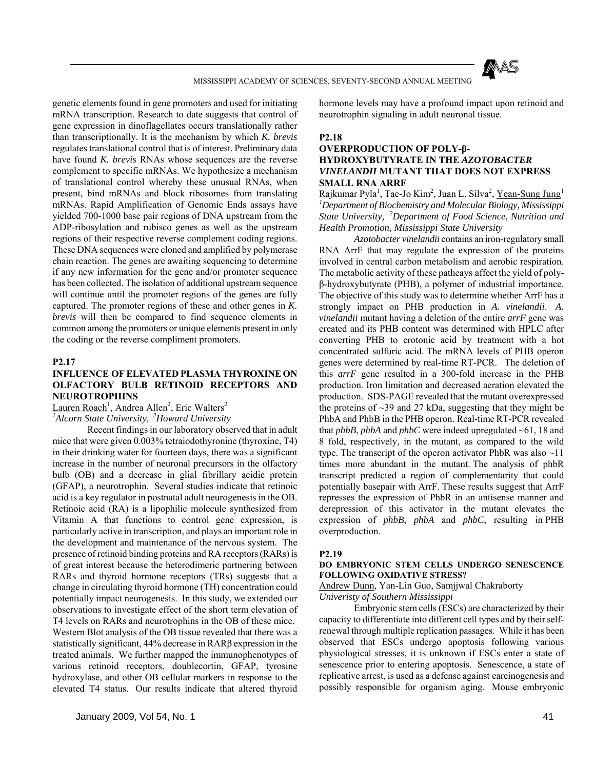genetic elements found in gene promoters and used for initiating mRNA transcription. Research to date suggests that control of gene expression in dinoflagellates occurs translationally rather than transcriptionally. It is the mechanism by which *K. brevis* regulates translational control that is of interest. Preliminary data have found *K. brevis* RNAs whose sequences are the reverse complement to specific mRNAs. We hypothesize a mechanism of translational control whereby these unusual RNAs, when present, bind mRNAs and block ribosomes from translating mRNAs. Rapid Amplification of Genomic Ends assays have yielded 700-1000 base pair regions of DNA upstream from the ADP-ribosylation and rubisco genes as well as the upstream regions of their respective reverse complement coding regions. These DNA sequences were cloned and amplified by polymerase chain reaction. The genes are awaiting sequencing to determine if any new information for the gene and/or promoter sequence has been collected. The isolation of additional upstream sequence will continue until the promoter regions of the genes are fully captured. The promoter regions of these and other genes in *K. brevis* will then be compared to find sequence elements in common among the promoters or unique elements present in only the coding or the reverse compliment promoters.

**P2.17**

### INFLUENCE OF ELEVATED PLASMA THYROXINE ON OLFACTORY BULB RETINOID RECEPTORS AND NEUROTROPHINS

Lauren Roach[1], Andrea Allen[2], Eric Walters[2]
*[1]Alcorn State University, [2]Howard University*

Recent findings in our laboratory observed that in adult mice that were given 0.003% tetraiodothyronine (thyroxine, T4) in their drinking water for fourteen days, there was a significant increase in the number of neuronal precursors in the olfactory bulb (OB) and a decrease in glial fibrillary acidic protein (GFAP), a neurotrophin. Several studies indicate that retinoic acid is a key regulator in postnatal adult neurogenesis in the OB. Retinoic acid (RA) is a lipophilic molecule synthesized from Vitamin A that functions to control gene expression, is particularly active in transcription, and plays an important role in the development and maintenance of the nervous system. The presence of retinoid binding proteins and RA receptors (RARs) is of great interest because the heterodimeric partnering between RARs and thyroid hormone receptors (TRs) suggests that a change in circulating thyroid hormone (TH) concentration could potentially impact neurogenesis. In this study, we extended our observations to investigate effect of the short term elevation of T4 levels on RARs and neurotrophins in the OB of these mice. Western Blot analysis of the OB tissue revealed that there was a statistically significant, 44% decrease in RARβ expression in the treated animals. We further mapped the immunophenotypes of various retinoid receptors, doublecortin, GFAP, tyrosine hydroxylase, and other OB cellular markers in response to the elevated T4 status. Our results indicate that altered thyroid hormone levels may have a profound impact upon retinoid and neurotrophin signaling in adult neuronal tissue.

**P2.18**

### OVERPRODUCTION OF POLY-β-HYDROXYBUTYRATE IN THE *AZOTOBACTER VINELANDII* MUTANT THAT DOES NOT EXPRESS SMALL RNA ARRF

Rajkumar Pyla[1], Tae-Jo Kim[2], Juan L. Silva[2], Yean-Sung Jung[1]
*[1]Department of Biochemistry and Molecular Biology, Mississippi State University, [2]Department of Food Science, Nutrition and Health Promotion, Mississippi State University*

*Azotobacter vinelandii* contains an iron-regulatory small RNA ArrF that may regulate the expression of the proteins involved in central carbon metabolism and aerobic respiration. The metabolic activity of these patheays affect the yield of poly-β-hydroxybutyrate (PHB), a polymer of industrial importance. The objective of this study was to determine whether ArrF has a strongly impact on PHB production in *A. vinelandii*. *A. vinelandii* mutant having a deletion of the entire *arrF* gene was created and its PHB content was determined with HPLC after converting PHB to crotonic acid by treatment with a hot concentrated sulfuric acid. The mRNA levels of PHB operon genes were determined by real-time RT-PCR. The deletion of this *arrF* gene resulted in a 300-fold increase in the PHB production. Iron limitation and decreased aeration elevated the production. SDS-PAGE revealed that the mutant overexpressed the proteins of ~39 and 27 kDa, suggesting that they might be PhbA and PhbB in the PHB operon. Real-time RT-PCR revealed that *phbB*, *phbA* and *phbC* were indeed upregulated ~61, 18 and 8 fold, respectively, in the mutant, as compared to the wild type. The transcript of the operon activator PhbR was also ~11 times more abundant in the mutant. The analysis of phbR transcript predicted a region of complementarity that could potentially basepair with ArrF. These results suggest that ArrF represses the expression of PhbR in an antisense manner and derepression of this activator in the mutant elevates the expression of *phbB*, *phbA* and *phbC*, resulting in PHB overproduction.

**P2.19**

### DO EMBRYONIC STEM CELLS UNDERGO SENESCENCE FOLLOWING OXIDATIVE STRESS?

Andrew Dunn, Yan-Lin Guo, Samjjwal Chakraborty
*Univeristy of Southern Mississippi*

Embryonic stem cells (ESCs) are characterized by their capacity to differentiate into different cell types and by their self-renewal through multiple replication passages. While it has been observed that ESCs undergo apoptosis following various physiological stresses, it is unknown if ESCs enter a state of senescence prior to entering apoptosis. Senescence, a state of replicative arrest, is used as a defense against carcinogenesis and possibly responsible for organism aging. Mouse embryonic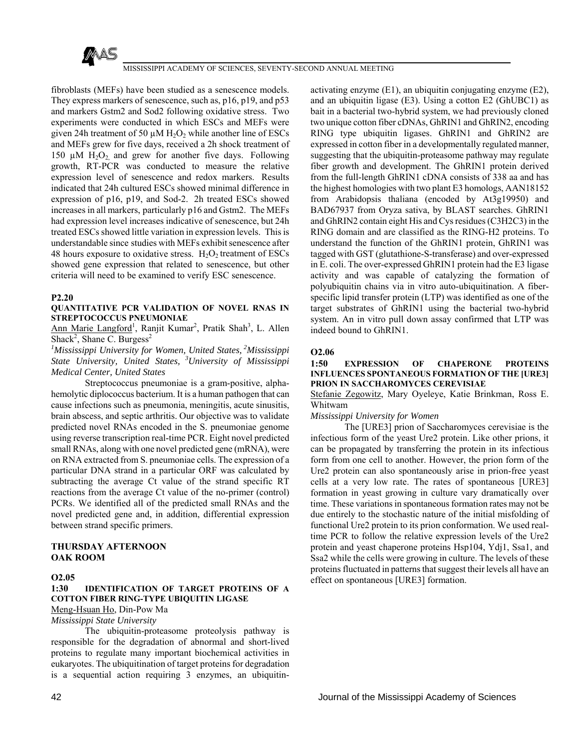fibroblasts (MEFs) have been studied as a senescence models. They express markers of senescence, such as, p16, p19, and p53 and markers Gstm2 and Sod2 following oxidative stress. Two experiments were conducted in which ESCs and MEFs were given 24h treatment of 50 µM $H_2O_2$ while another line of ESCs and MEFs grew for five days, received a 2h shock treatment of 150 µM $H_2O_2$ and grew for another five days. Following growth, RT-PCR was conducted to measure the relative expression level of senescence and redox markers. Results indicated that 24h cultured ESCs showed minimal difference in expression of p16, p19, and Sod-2. 2h treated ESCs showed increases in all markers, particularly p16 and Gstm2. The MEFs had expression level increases indicative of senescence, but 24h treated ESCs showed little variation in expression levels. This is understandable since studies with MEFs exhibit senescence after 48 hours exposure to oxidative stress. $H_2O_2$ treatment of ESCs showed gene expression that related to senescence, but other criteria will need to be examined to verify ESC senescence.

### P2.20

#### QUANTITATIVE PCR VALIDATION OF NOVEL RNAS IN STREPTOCOCCUS PNEUMONIAE

Ann Marie Langford[1], Ranjit Kumar[2], Pratik Shah[3], L. Allen Shack[2], Shane C. Burgess[2]

*[1]Mississippi University for Women, United States, [2]Mississippi State University, United States, [3]University of Mississippi Medical Center, United States*

Streptococcus pneumoniae is a gram-positive, alpha-hemolytic diplococcus bacterium. It is a human pathogen that can cause infections such as pneumonia, meningitis, acute sinusitis, brain abscess, and septic arthritis. Our objective was to validate predicted novel RNAs encoded in the S. pneumoniae genome using reverse transcription real-time PCR. Eight novel predicted small RNAs, along with one novel predicted gene (mRNA), were on RNA extracted from S. pneumoniae cells. The expression of a particular DNA strand in a particular ORF was calculated by subtracting the average Ct value of the strand specific RT reactions from the average Ct value of the no-primer (control) PCRs. We identified all of the predicted small RNAs and the novel predicted gene and, in addition, differential expression between strand specific primers.

## THURSDAY AFTERNOON OAK ROOM

### O2.05

#### 1:30 IDENTIFICATION OF TARGET PROTEINS OF A COTTON FIBER RING-TYPE UBIQUITIN LIGASE

Meng-Hsuan Ho, Din-Pow Ma

*Mississippi State University*

The ubiquitin-proteasome proteolysis pathway is responsible for the degradation of abnormal and short-lived proteins to regulate many important biochemical activities in eukaryotes. The ubiquitination of target proteins for degradation is a sequential action requiring 3 enzymes, an ubiquitin-activating enzyme (E1), an ubiquitin conjugating enzyme (E2), and an ubiquitin ligase (E3). Using a cotton E2 (GhUBC1) as bait in a bacterial two-hybrid system, we had previously cloned two unique cotton fiber cDNAs, GhRIN1 and GhRIN2, encoding RING type ubiquitin ligases. GhRIN1 and GhRIN2 are expressed in cotton fiber in a developmentally regulated manner, suggesting that the ubiquitin-proteasome pathway may regulate fiber growth and development. The GhRIN1 protein derived from the full-length GhRIN1 cDNA consists of 338 aa and has the highest homologies with two plant E3 homologs, AAN18152 from Arabidopsis thaliana (encoded by At3g19950) and BAD67937 from Oryza sativa, by BLAST searches. GhRIN1 and GhRIN2 contain eight His and Cys residues (C3H2C3) in the RING domain and are classified as the RING-H2 proteins. To understand the function of the GhRIN1 protein, GhRIN1 was tagged with GST (glutathione-S-transferase) and over-expressed in E. coli. The over-expressed GhRIN1 protein had the E3 ligase activity and was capable of catalyzing the formation of polyubiquitin chains via in vitro auto-ubiquitination. A fiber-specific lipid transfer protein (LTP) was identified as one of the target substrates of GhRIN1 using the bacterial two-hybrid system. An in vitro pull down assay confirmed that LTP was indeed bound to GhRIN1.

### O2.06

#### 1:50 EXPRESSION OF CHAPERONE PROTEINS INFLUENCES SPONTANEOUS FORMATION OF THE [URE3] PRION IN SACCHAROMYCES CEREVISIAE

Stefanie Zegowitz, Mary Oyeleye, Katie Brinkman, Ross E. Whitwam

*Mississippi University for Women*

The [URE3] prion of Saccharomyces cerevisiae is the infectious form of the yeast Ure2 protein. Like other prions, it can be propagated by transferring the protein in its infectious form from one cell to another. However, the prion form of the Ure2 protein can also spontaneously arise in prion-free yeast cells at a very low rate. The rates of spontaneous [URE3] formation in yeast growing in culture vary dramatically over time. These variations in spontaneous formation rates may not be due entirely to the stochastic nature of the initial misfolding of functional Ure2 protein to its prion conformation. We used real-time PCR to follow the relative expression levels of the Ure2 protein and yeast chaperone proteins Hsp104, Ydj1, Ssa1, and Ssa2 while the cells were growing in culture. The levels of these proteins fluctuated in patterns that suggest their levels all have an effect on spontaneous [URE3] formation.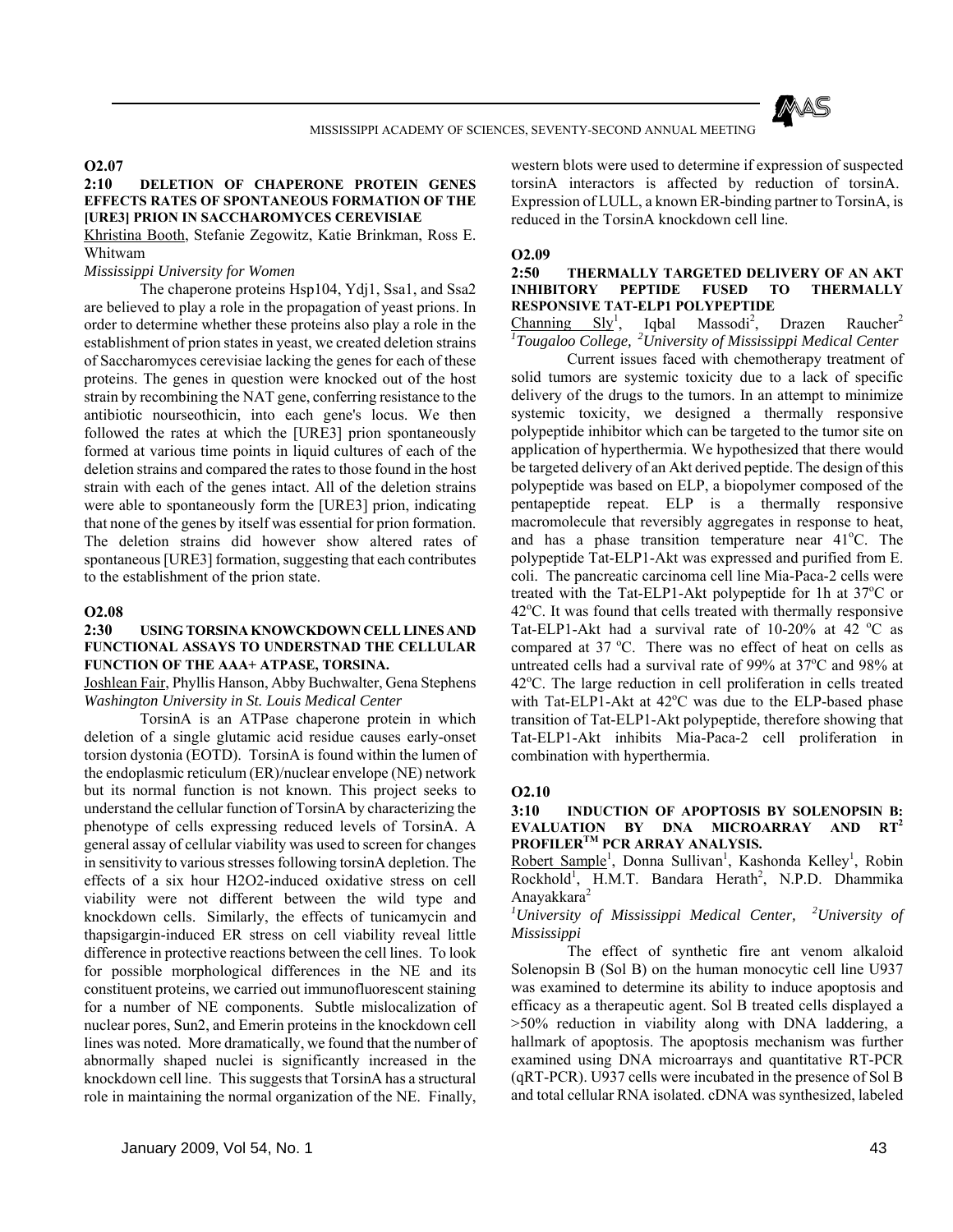## O2.07

### 2:10 DELETION OF CHAPERONE PROTEIN GENES EFFECTS RATES OF SPONTANEOUS FORMATION OF THE [URE3] PRION IN SACCHAROMYCES CEREVISIAE

Khristina Booth, Stefanie Zegowitz, Katie Brinkman, Ross E. Whitwam

*Mississippi University for Women*

The chaperone proteins Hsp104, Ydj1, Ssa1, and Ssa2 are believed to play a role in the propagation of yeast prions. In order to determine whether these proteins also play a role in the establishment of prion states in yeast, we created deletion strains of Saccharomyces cerevisiae lacking the genes for each of these proteins. The genes in question were knocked out of the host strain by recombining the NAT gene, conferring resistance to the antibiotic nourseothicin, into each gene's locus. We then followed the rates at which the [URE3] prion spontaneously formed at various time points in liquid cultures of each of the deletion strains and compared the rates to those found in the host strain with each of the genes intact. All of the deletion strains were able to spontaneously form the [URE3] prion, indicating that none of the genes by itself was essential for prion formation. The deletion strains did however show altered rates of spontaneous [URE3] formation, suggesting that each contributes to the establishment of the prion state.

## O2.08

### 2:30 USING TORSINA KNOWCKDOWN CELL LINES AND FUNCTIONAL ASSAYS TO UNDERSTNAD THE CELLULAR FUNCTION OF THE AAA+ ATPASE, TORSINA.

Joshlean Fair, Phyllis Hanson, Abby Buchwalter, Gena Stephens

*Washington University in St. Louis Medical Center*

TorsinA is an ATPase chaperone protein in which deletion of a single glutamic acid residue causes early-onset torsion dystonia (EOTD). TorsinA is found within the lumen of the endoplasmic reticulum (ER)/nuclear envelope (NE) network but its normal function is not known. This project seeks to understand the cellular function of TorsinA by characterizing the phenotype of cells expressing reduced levels of TorsinA. A general assay of cellular viability was used to screen for changes in sensitivity to various stresses following torsinA depletion. The effects of a six hour $H_2O_2$-induced oxidative stress on cell viability were not different between the wild type and knockdown cells. Similarly, the effects of tunicamycin and thapsigargin-induced ER stress on cell viability reveal little difference in protective reactions between the cell lines. To look for possible morphological differences in the NE and its constituent proteins, we carried out immunofluorescent staining for a number of NE components. Subtle mislocalization of nuclear pores, Sun2, and Emerin proteins in the knockdown cell lines was noted. More dramatically, we found that the number of abnormally shaped nuclei is significantly increased in the knockdown cell line. This suggests that TorsinA has a structural role in maintaining the normal organization of the NE. Finally, western blots were used to determine if expression of suspected torsinA interactors is affected by reduction of torsinA. Expression of LULL, a known ER-binding partner to TorsinA, is reduced in the TorsinA knockdown cell line.

## O2.09

### 2:50 THERMALLY TARGETED DELIVERY OF AN AKT INHIBITORY PEPTIDE FUSED TO THERMALLY RESPONSIVE TAT-ELP1 POLYPEPTIDE

Channing Sly[1], Iqbal Massodi[2], Drazen Raucher[2]

[1]*Tougaloo College,* [2]*University of Mississippi Medical Center*

Current issues faced with chemotherapy treatment of solid tumors are systemic toxicity due to a lack of specific delivery of the drugs to the tumors. In an attempt to minimize systemic toxicity, we designed a thermally responsive polypeptide inhibitor which can be targeted to the tumor site on application of hyperthermia. We hypothesized that there would be targeted delivery of an Akt derived peptide. The design of this polypeptide was based on ELP, a biopolymer composed of the pentapeptide repeat. ELP is a thermally responsive macromolecule that reversibly aggregates in response to heat, and has a phase transition temperature near 41°C. The polypeptide Tat-ELP1-Akt was expressed and purified from E. coli. The pancreatic carcinoma cell line Mia-Paca-2 cells were treated with the Tat-ELP1-Akt polypeptide for 1h at 37°C or 42°C. It was found that cells treated with thermally responsive Tat-ELP1-Akt had a survival rate of 10-20% at 42 °C as compared at 37 °C. There was no effect of heat on cells as untreated cells had a survival rate of 99% at 37°C and 98% at 42°C. The large reduction in cell proliferation in cells treated with Tat-ELP1-Akt at 42°C was due to the ELP-based phase transition of Tat-ELP1-Akt polypeptide, therefore showing that Tat-ELP1-Akt inhibits Mia-Paca-2 cell proliferation in combination with hyperthermia.

## O2.10

### 3:10 INDUCTION OF APOPTOSIS BY SOLENOPSIN B: EVALUATION BY DNA MICROARRAY AND RT² PROFILER™ PCR ARRAY ANALYSIS.

Robert Sample[1], Donna Sullivan[1], Kashonda Kelley[1], Robin Rockhold[1], H.M.T. Bandara Herath[2], N.P.D. Dhammika Anayakkara[2]

[1]*University of Mississippi Medical Center,* [2]*University of Mississippi*

The effect of synthetic fire ant venom alkaloid Solenopsin B (Sol B) on the human monocytic cell line U937 was examined to determine its ability to induce apoptosis and efficacy as a therapeutic agent. Sol B treated cells displayed a >50% reduction in viability along with DNA laddering, a hallmark of apoptosis. The apoptosis mechanism was further examined using DNA microarrays and quantitative RT-PCR (qRT-PCR). U937 cells were incubated in the presence of Sol B and total cellular RNA isolated. cDNA was synthesized, labeled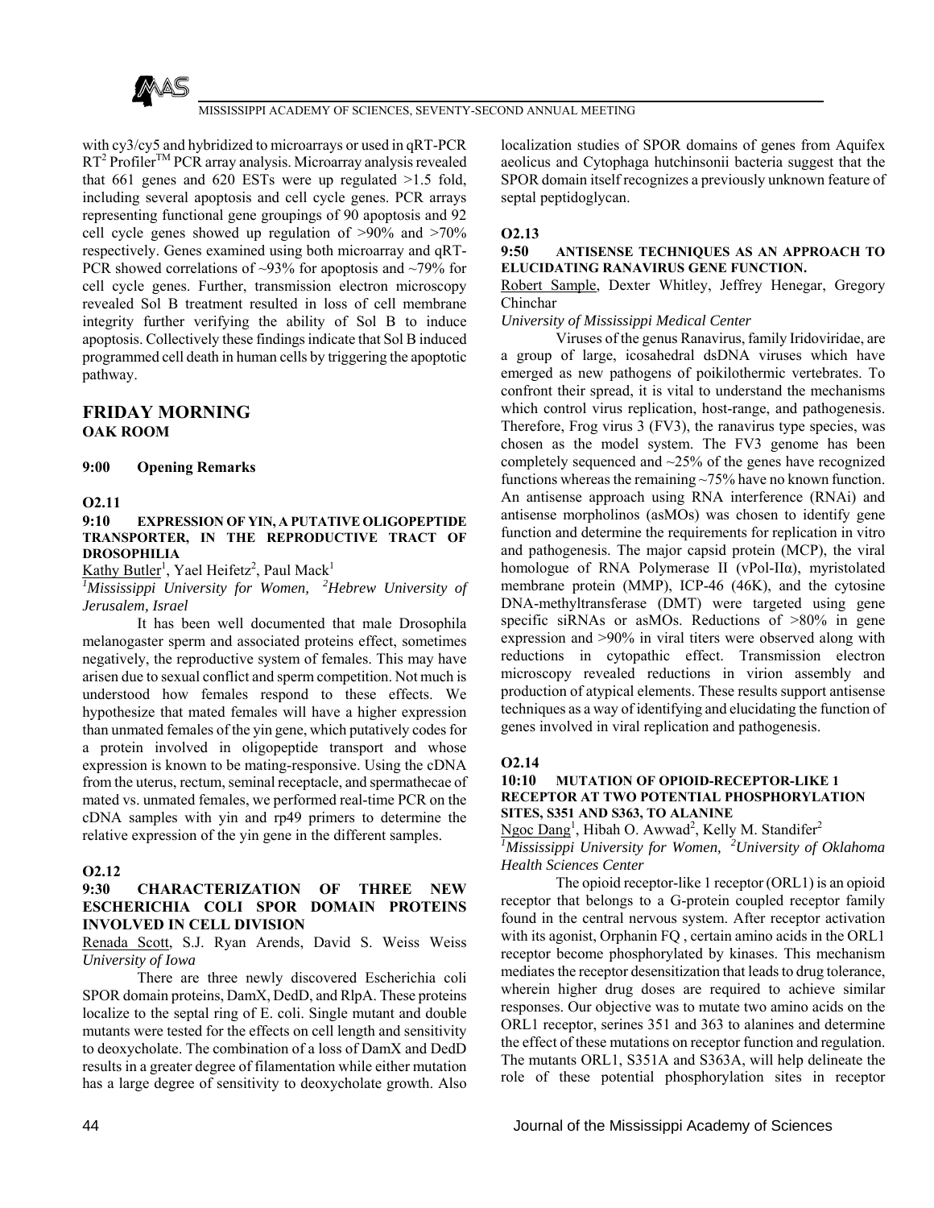with cy3/cy5 and hybridized to microarrays or used in qRT-PCR RT$^2$ Profiler™ PCR array analysis. Microarray analysis revealed that 661 genes and 620 ESTs were up regulated >1.5 fold, including several apoptosis and cell cycle genes. PCR arrays representing functional gene groupings of 90 apoptosis and 92 cell cycle genes showed up regulation of >90% and >70% respectively. Genes examined using both microarray and qRT-PCR showed correlations of ~93% for apoptosis and ~79% for cell cycle genes. Further, transmission electron microscopy revealed Sol B treatment resulted in loss of cell membrane integrity further verifying the ability of Sol B to induce apoptosis. Collectively these findings indicate that Sol B induced programmed cell death in human cells by triggering the apoptotic pathway.

## FRIDAY MORNING
### OAK ROOM

**9:00 Opening Remarks**

**O2.11**

**9:10 EXPRESSION OF YIN, A PUTATIVE OLIGOPEPTIDE TRANSPORTER, IN THE REPRODUCTIVE TRACT OF DROSOPHILIA**

Kathy Butler[1], Yael Heifetz[2], Paul Mack[1]

*[1]Mississippi University for Women, [2]Hebrew University of Jerusalem, Israel*

It has been well documented that male Drosophila melanogaster sperm and associated proteins effect, sometimes negatively, the reproductive system of females. This may have arisen due to sexual conflict and sperm competition. Not much is understood how females respond to these effects. We hypothesize that mated females will have a higher expression than unmated females of the yin gene, which putatively codes for a protein involved in oligopeptide transport and whose expression is known to be mating-responsive. Using the cDNA from the uterus, rectum, seminal receptacle, and spermathecae of mated vs. unmated females, we performed real-time PCR on the cDNA samples with yin and rp49 primers to determine the relative expression of the yin gene in the different samples.

**O2.12**

**9:30 CHARACTERIZATION OF THREE NEW ESCHERICHIA COLI SPOR DOMAIN PROTEINS INVOLVED IN CELL DIVISION**

Renada Scott, S.J. Ryan Arends, David S. Weiss Weiss

*University of Iowa*

There are three newly discovered Escherichia coli SPOR domain proteins, DamX, DedD, and RlpA. These proteins localize to the septal ring of E. coli. Single mutant and double mutants were tested for the effects on cell length and sensitivity to deoxycholate. The combination of a loss of DamX and DedD results in a greater degree of filamentation while either mutation has a large degree of sensitivity to deoxycholate growth. Also localization studies of SPOR domains of genes from Aquifex aeolicus and Cytophaga hutchinsonii bacteria suggest that the SPOR domain itself recognizes a previously unknown feature of septal peptidoglycan.

**O2.13**

**9:50 ANTISENSE TECHNIQUES AS AN APPROACH TO ELUCIDATING RANAVIRUS GENE FUNCTION.**

Robert Sample, Dexter Whitley, Jeffrey Henegar, Gregory Chinchar

*University of Mississippi Medical Center*

Viruses of the genus Ranavirus, family Iridoviridae, are a group of large, icosahedral dsDNA viruses which have emerged as new pathogens of poikilothermic vertebrates. To confront their spread, it is vital to understand the mechanisms which control virus replication, host-range, and pathogenesis. Therefore, Frog virus 3 (FV3), the ranavirus type species, was chosen as the model system. The FV3 genome has been completely sequenced and ~25% of the genes have recognized functions whereas the remaining ~75% have no known function. An antisense approach using RNA interference (RNAi) and antisense morpholinos (asMOs) was chosen to identify gene function and determine the requirements for replication in vitro and pathogenesis. The major capsid protein (MCP), the viral homologue of RNA Polymerase II (vPol-IIα), myristolated membrane protein (MMP), ICP-46 (46K), and the cytosine DNA-methyltransferase (DMT) were targeted using gene specific siRNAs or asMOs. Reductions of >80% in gene expression and >90% in viral titers were observed along with reductions in cytopathic effect. Transmission electron microscopy revealed reductions in virion assembly and production of atypical elements. These results support antisense techniques as a way of identifying and elucidating the function of genes involved in viral replication and pathogenesis.

**O2.14**

**10:10 MUTATION OF OPIOID-RECEPTOR-LIKE 1 RECEPTOR AT TWO POTENTIAL PHOSPHORYLATION SITES, S351 AND S363, TO ALANINE**

Ngoc Dang[1], Hibah O. Awwad[2], Kelly M. Standifer[2]

*[1]Mississippi University for Women, [2]University of Oklahoma Health Sciences Center*

The opioid receptor-like 1 receptor (ORL1) is an opioid receptor that belongs to a G-protein coupled receptor family found in the central nervous system. After receptor activation with its agonist, Orphanin FQ , certain amino acids in the ORL1 receptor become phosphorylated by kinases. This mechanism mediates the receptor desensitization that leads to drug tolerance, wherein higher drug doses are required to achieve similar responses. Our objective was to mutate two amino acids on the ORL1 receptor, serines 351 and 363 to alanines and determine the effect of these mutations on receptor function and regulation. The mutants ORL1, S351A and S363A, will help delineate the role of these potential phosphorylation sites in receptor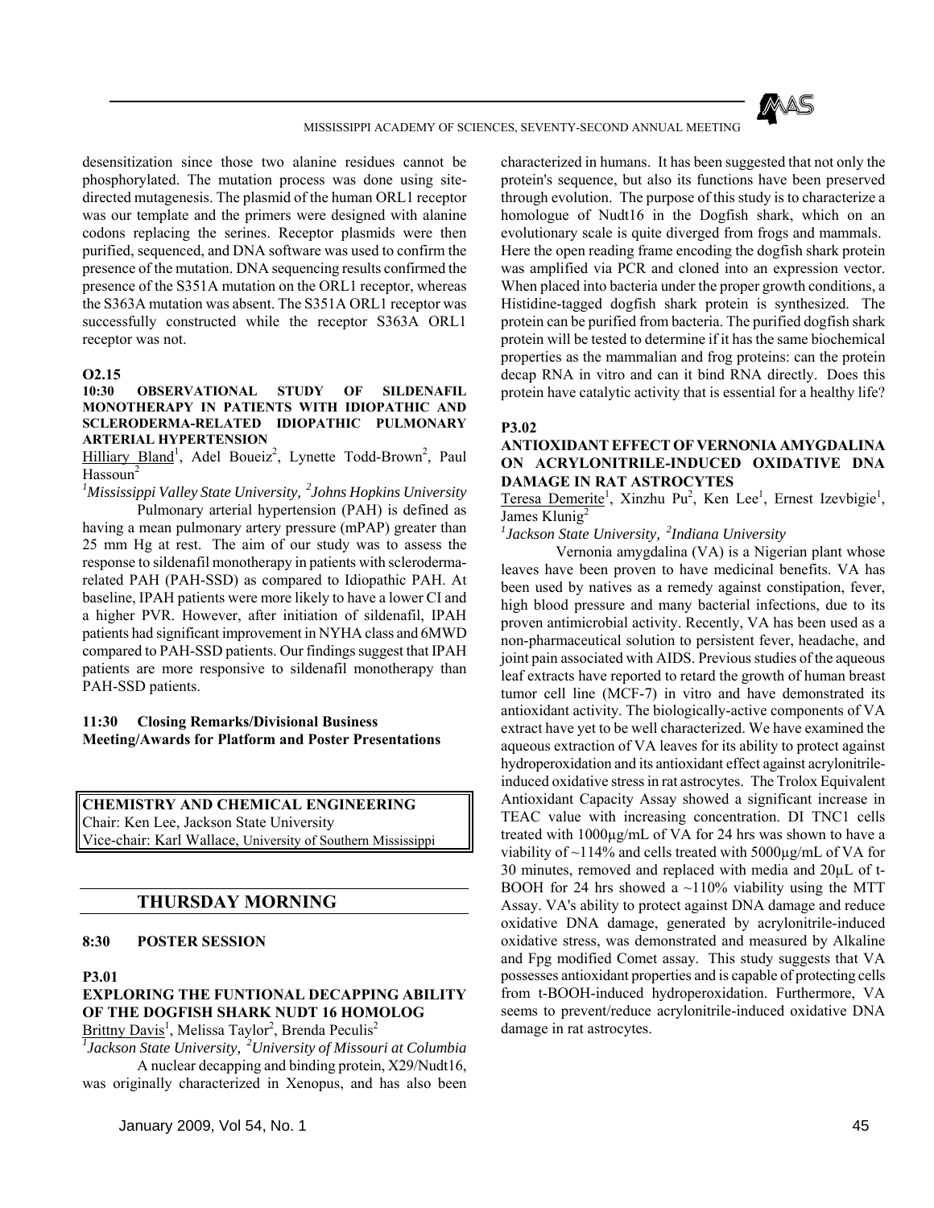desensitization since those two alanine residues cannot be phosphorylated. The mutation process was done using site-directed mutagenesis. The plasmid of the human ORL1 receptor was our template and the primers were designed with alanine codons replacing the serines. Receptor plasmids were then purified, sequenced, and DNA software was used to confirm the presence of the mutation. DNA sequencing results confirmed the presence of the S351A mutation on the ORL1 receptor, whereas the S363A mutation was absent. The S351A ORL1 receptor was successfully constructed while the receptor S363A ORL1 receptor was not.

**O2.15**

**10:30 OBSERVATIONAL STUDY OF SILDENAFIL MONOTHERAPY IN PATIENTS WITH IDIOPATHIC AND SCLERODERMA-RELATED IDIOPATHIC PULMONARY ARTERIAL HYPERTENSION**

Hilliary Bland[1], Adel Boueiz[2], Lynette Todd-Brown[2], Paul Hassoun[2]

*[1]Mississippi Valley State University, [2]Johns Hopkins University*

Pulmonary arterial hypertension (PAH) is defined as having a mean pulmonary artery pressure (mPAP) greater than 25 mm Hg at rest. The aim of our study was to assess the response to sildenafil monotherapy in patients with scleroderma-related PAH (PAH-SSD) as compared to Idiopathic PAH. At baseline, IPAH patients were more likely to have a lower CI and a higher PVR. However, after initiation of sildenafil, IPAH patients had significant improvement in NYHA class and 6MWD compared to PAH-SSD patients. Our findings suggest that IPAH patients are more responsive to sildenafil monotherapy than PAH-SSD patients.

**11:30 Closing Remarks/Divisional Business Meeting/Awards for Platform and Poster Presentations**

**CHEMISTRY AND CHEMICAL ENGINEERING**
Chair: Ken Lee, Jackson State University
Vice-chair: Karl Wallace, University of Southern Mississippi

## THURSDAY MORNING

**8:30 POSTER SESSION**

**P3.01**

**EXPLORING THE FUNTIONAL DECAPPING ABILITY OF THE DOGFISH SHARK NUDT 16 HOMOLOG**

Brittny Davis[1], Melissa Taylor[2], Brenda Peculis[2]

*[1]Jackson State University, [2]University of Missouri at Columbia*

A nuclear decapping and binding protein, X29/Nudt16, was originally characterized in Xenopus, and has also been characterized in humans. It has been suggested that not only the protein's sequence, but also its functions have been preserved through evolution. The purpose of this study is to characterize a homologue of Nudt16 in the Dogfish shark, which on an evolutionary scale is quite diverged from frogs and mammals. Here the open reading frame encoding the dogfish shark protein was amplified via PCR and cloned into an expression vector. When placed into bacteria under the proper growth conditions, a Histidine-tagged dogfish shark protein is synthesized. The protein can be purified from bacteria. The purified dogfish shark protein will be tested to determine if it has the same biochemical properties as the mammalian and frog proteins: can the protein decap RNA in vitro and can it bind RNA directly. Does this protein have catalytic activity that is essential for a healthy life?

**P3.02**

**ANTIOXIDANT EFFECT OF VERNONIA AMYGDALINA ON ACRYLONITRILE-INDUCED OXIDATIVE DNA DAMAGE IN RAT ASTROCYTES**

Teresa Demerite[1], Xinzhu Pu[2], Ken Lee[1], Ernest Izevbigie[1], James Klunig[2]

*[1]Jackson State University, [2]Indiana University*

Vernonia amygdalina (VA) is a Nigerian plant whose leaves have been proven to have medicinal benefits. VA has been used by natives as a remedy against constipation, fever, high blood pressure and many bacterial infections, due to its proven antimicrobial activity. Recently, VA has been used as a non-pharmaceutical solution to persistent fever, headache, and joint pain associated with AIDS. Previous studies of the aqueous leaf extracts have reported to retard the growth of human breast tumor cell line (MCF-7) in vitro and have demonstrated its antioxidant activity. The biologically-active components of VA extract have yet to be well characterized. We have examined the aqueous extraction of VA leaves for its ability to protect against hydroperoxidation and its antioxidant effect against acrylonitrile-induced oxidative stress in rat astrocytes. The Trolox Equivalent Antioxidant Capacity Assay showed a significant increase in TEAC value with increasing concentration. DI TNC1 cells treated with 1000µg/mL of VA for 24 hrs was shown to have a viability of ~114% and cells treated with 5000µg/mL of VA for 30 minutes, removed and replaced with media and 20µL of t-BOOH for 24 hrs showed a ~110% viability using the MTT Assay. VA's ability to protect against DNA damage and reduce oxidative DNA damage, generated by acrylonitrile-induced oxidative stress, was demonstrated and measured by Alkaline and Fpg modified Comet assay. This study suggests that VA possesses antioxidant properties and is capable of protecting cells from t-BOOH-induced hydroperoxidation. Furthermore, VA seems to prevent/reduce acrylonitrile-induced oxidative DNA damage in rat astrocytes.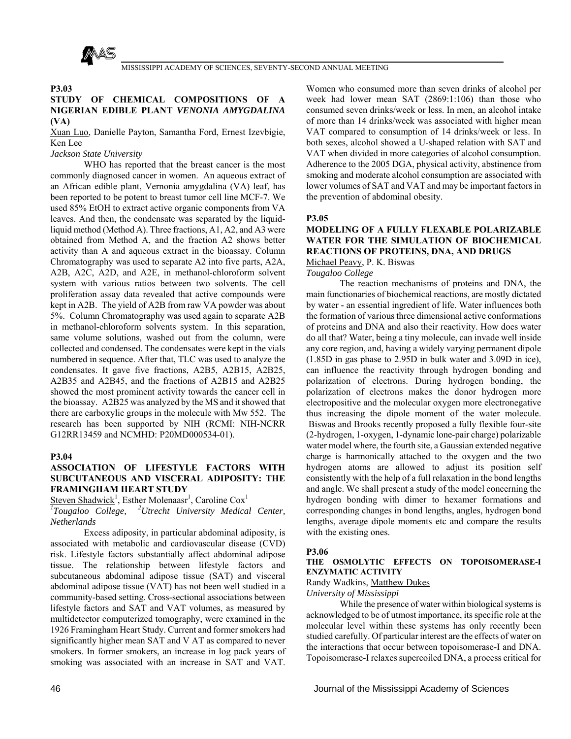**P3.03**

**STUDY OF CHEMICAL COMPOSITIONS OF A NIGERIAN EDIBLE PLANT *VENONIA AMYGDALINA* (VA)**

Xuan Luo, Danielle Payton, Samantha Ford, Ernest Izevbigie, Ken Lee

*Jackson State University*

WHO has reported that the breast cancer is the most commonly diagnosed cancer in women. An aqueous extract of an African edible plant, Vernonia amygdalina (VA) leaf, has been reported to be potent to breast tumor cell line MCF-7. We used 85% EtOH to extract active organic components from VA leaves. And then, the condensate was separated by the liquid-liquid method (Method A). Three fractions, A1, A2, and A3 were obtained from Method A, and the fraction A2 shows better activity than A and aqueous extract in the bioassay. Column Chromatography was used to separate A2 into five parts, A2A, A2B, A2C, A2D, and A2E, in methanol-chloroform solvent system with various ratios between two solvents. The cell proliferation assay data revealed that active compounds were kept in A2B. The yield of A2B from raw VA powder was about 5%. Column Chromatography was used again to separate A2B in methanol-chloroform solvents system. In this separation, same volume solutions, washed out from the column, were collected and condensed. The condensates were kept in the vials numbered in sequence. After that, TLC was used to analyze the condensates. It gave five fractions, A2B5, A2B15, A2B25, A2B35 and A2B45, and the fractions of A2B15 and A2B25 showed the most prominent activity towards the cancer cell in the bioassay. A2B25 was analyzed by the MS and it showed that there are carboxylic groups in the molecule with Mw 552. The research has been supported by NIH (RCMI: NIH-NCRR G12RR13459 and NCMHD: P20MD000534-01).

**P3.04**

**ASSOCIATION OF LIFESTYLE FACTORS WITH SUBCUTANEOUS AND VISCERAL ADIPOSITY: THE FRAMINGHAM HEART STUDY**

Steven Shadwick[1], Esther Molenaasr[1], Caroline Cox[1]

[1]*Tougaloo College,* [2]*Utrecht University Medical Center, Netherlands*

Excess adiposity, in particular abdominal adiposity, is associated with metabolic and cardiovascular disease (CVD) risk. Lifestyle factors substantially affect abdominal adipose tissue. The relationship between lifestyle factors and subcutaneous abdominal adipose tissue (SAT) and visceral abdominal adipose tissue (VAT) has not been well studied in a community-based setting. Cross-sectional associations between lifestyle factors and SAT and VAT volumes, as measured by multidetector computerized tomography, were examined in the 1926 Framingham Heart Study. Current and former smokers had significantly higher mean SAT and V AT as compared to never smokers. In former smokers, an increase in log pack years of smoking was associated with an increase in SAT and VAT. Women who consumed more than seven drinks of alcohol per week had lower mean SAT (2869:1:106) than those who consumed seven drinks/week or less. In men, an alcohol intake of more than 14 drinks/week was associated with higher mean VAT compared to consumption of 14 drinks/week or less. In both sexes, alcohol showed a U-shaped relation with SAT and VAT when divided in more categories of alcohol consumption. Adherence to the 2005 DGA, physical activity, abstinence from smoking and moderate alcohol consumption are associated with lower volumes of SAT and VAT and may be important factors in the prevention of abdominal obesity.

**P3.05**

**MODELING OF A FULLY FLEXABLE POLARIZABLE WATER FOR THE SIMULATION OF BIOCHEMICAL REACTIONS OF PROTEINS, DNA, AND DRUGS**

Michael Peavy, P. K. Biswas

*Tougaloo College*

The reaction mechanisms of proteins and DNA, the main functionaries of biochemical reactions, are mostly dictated by water - an essential ingredient of life. Water influences both the formation of various three dimensional active conformations of proteins and DNA and also their reactivity. How does water do all that? Water, being a tiny molecule, can invade well inside any core region, and, having a widely varying permanent dipole (1.85D in gas phase to 2.95D in bulk water and 3.09D in ice), can influence the reactivity through hydrogen bonding and polarization of electrons. During hydrogen bonding, the polarization of electrons makes the donor hydrogen more electropositive and the molecular oxygen more electronegative thus increasing the dipole moment of the water molecule. Biswas and Brooks recently proposed a fully flexible four-site (2-hydrogen, 1-oxygen, 1-dynamic lone-pair charge) polarizable water model where, the fourth site, a Gaussian extended negative charge is harmonically attached to the oxygen and the two hydrogen atoms are allowed to adjust its position self consistently with the help of a full relaxation in the bond lengths and angle. We shall present a study of the model concerning the hydrogen bonding with dimer to hexamer formations and corresponding changes in bond lengths, angles, hydrogen bond lengths, average dipole moments etc and compare the results with the existing ones.

**P3.06**

**THE OSMOLYTIC EFFECTS ON TOPOISOMERASE-I ENZYMATIC ACTIVITY**

Randy Wadkins, Matthew Dukes

*University of Mississippi*

While the presence of water within biological systems is acknowledged to be of utmost importance, its specific role at the molecular level within these systems has only recently been studied carefully. Of particular interest are the effects of water on the interactions that occur between topoisomerase-I and DNA. Topoisomerase-I relaxes supercoiled DNA, a process critical for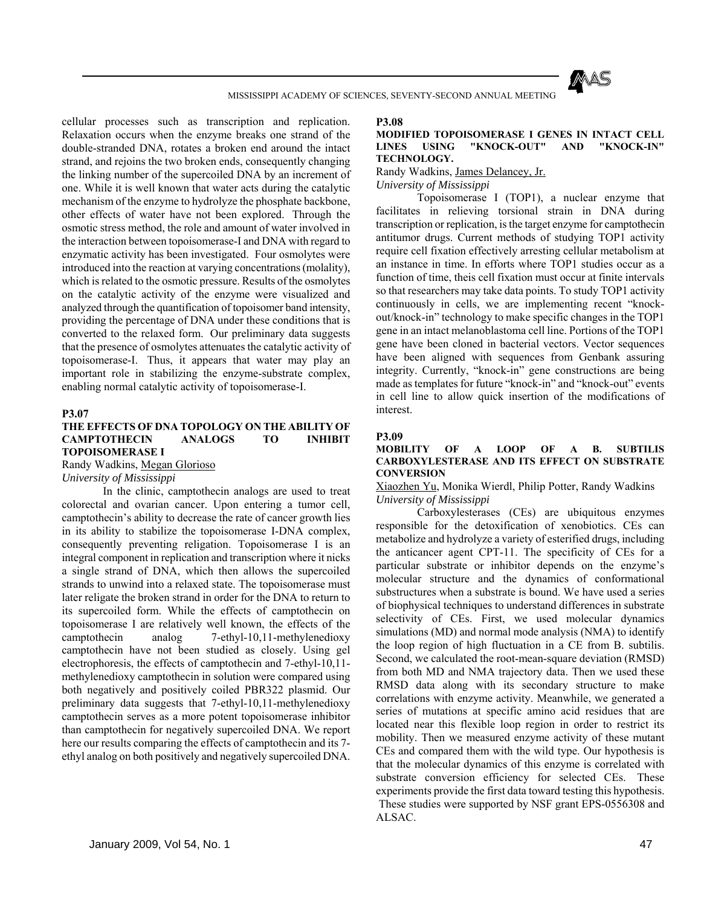cellular processes such as transcription and replication. Relaxation occurs when the enzyme breaks one strand of the double-stranded DNA, rotates a broken end around the intact strand, and rejoins the two broken ends, consequently changing the linking number of the supercoiled DNA by an increment of one. While it is well known that water acts during the catalytic mechanism of the enzyme to hydrolyze the phosphate backbone, other effects of water have not been explored. Through the osmotic stress method, the role and amount of water involved in the interaction between topoisomerase-I and DNA with regard to enzymatic activity has been investigated. Four osmolytes were introduced into the reaction at varying concentrations (molality), which is related to the osmotic pressure. Results of the osmolytes on the catalytic activity of the enzyme were visualized and analyzed through the quantification of topoisomer band intensity, providing the percentage of DNA under these conditions that is converted to the relaxed form. Our preliminary data suggests that the presence of osmolytes attenuates the catalytic activity of topoisomerase-I. Thus, it appears that water may play an important role in stabilizing the enzyme-substrate complex, enabling normal catalytic activity of topoisomerase-I.

**P3.07**

**THE EFFECTS OF DNA TOPOLOGY ON THE ABILITY OF CAMPTOTHECIN ANALOGS TO INHIBIT TOPOISOMERASE I**

Randy Wadkins, Megan Glorioso

*University of Mississippi*

In the clinic, camptothecin analogs are used to treat colorectal and ovarian cancer. Upon entering a tumor cell, camptothecin's ability to decrease the rate of cancer growth lies in its ability to stabilize the topoisomerase I-DNA complex, consequently preventing religation. Topoisomerase I is an integral component in replication and transcription where it nicks a single strand of DNA, which then allows the supercoiled strands to unwind into a relaxed state. The topoisomerase must later religate the broken strand in order for the DNA to return to its supercoiled form. While the effects of camptothecin on topoisomerase I are relatively well known, the effects of the camptothecin analog 7-ethyl-10,11-methylenedioxy camptothecin have not been studied as closely. Using gel electrophoresis, the effects of camptothecin and 7-ethyl-10,11-methylenedioxy camptothecin in solution were compared using both negatively and positively coiled PBR322 plasmid. Our preliminary data suggests that 7-ethyl-10,11-methylenedioxy camptothecin serves as a more potent topoisomerase inhibitor than camptothecin for negatively supercoiled DNA. We report here our results comparing the effects of camptothecin and its 7-ethyl analog on both positively and negatively supercoiled DNA.

**P3.08**

**MODIFIED TOPOISOMERASE I GENES IN INTACT CELL LINES USING "KNOCK-OUT" AND "KNOCK-IN" TECHNOLOGY.**

Randy Wadkins, James Delancey, Jr.

*University of Mississippi*

Topoisomerase I (TOP1), a nuclear enzyme that facilitates in relieving torsional strain in DNA during transcription or replication, is the target enzyme for camptothecin antitumor drugs. Current methods of studying TOP1 activity require cell fixation effectively arresting cellular metabolism at an instance in time. In efforts where TOP1 studies occur as a function of time, theis cell fixation must occur at finite intervals so that researchers may take data points. To study TOP1 activity continuously in cells, we are implementing recent "knock-out/knock-in" technology to make specific changes in the TOP1 gene in an intact melanoblastoma cell line. Portions of the TOP1 gene have been cloned in bacterial vectors. Vector sequences have been aligned with sequences from Genbank assuring integrity. Currently, "knock-in" gene constructions are being made as templates for future "knock-in" and "knock-out" events in cell line to allow quick insertion of the modifications of interest.

**P3.09**

**MOBILITY OF A LOOP OF A B. SUBTILIS CARBOXYLESTERASE AND ITS EFFECT ON SUBSTRATE CONVERSION**

Xiaozhen Yu, Monika Wierdl, Philip Potter, Randy Wadkins

*University of Mississippi*

Carboxylesterases (CEs) are ubiquitous enzymes responsible for the detoxification of xenobiotics. CEs can metabolize and hydrolyze a variety of esterified drugs, including the anticancer agent CPT-11. The specificity of CEs for a particular substrate or inhibitor depends on the enzyme's molecular structure and the dynamics of conformational substructures when a substrate is bound. We have used a series of biophysical techniques to understand differences in substrate selectivity of CEs. First, we used molecular dynamics simulations (MD) and normal mode analysis (NMA) to identify the loop region of high fluctuation in a CE from B. subtilis. Second, we calculated the root-mean-square deviation (RMSD) from both MD and NMA trajectory data. Then we used these RMSD data along with its secondary structure to make correlations with enzyme activity. Meanwhile, we generated a series of mutations at specific amino acid residues that are located near this flexible loop region in order to restrict its mobility. Then we measured enzyme activity of these mutant CEs and compared them with the wild type. Our hypothesis is that the molecular dynamics of this enzyme is correlated with substrate conversion efficiency for selected CEs. These experiments provide the first data toward testing this hypothesis. These studies were supported by NSF grant EPS-0556308 and ALSAC.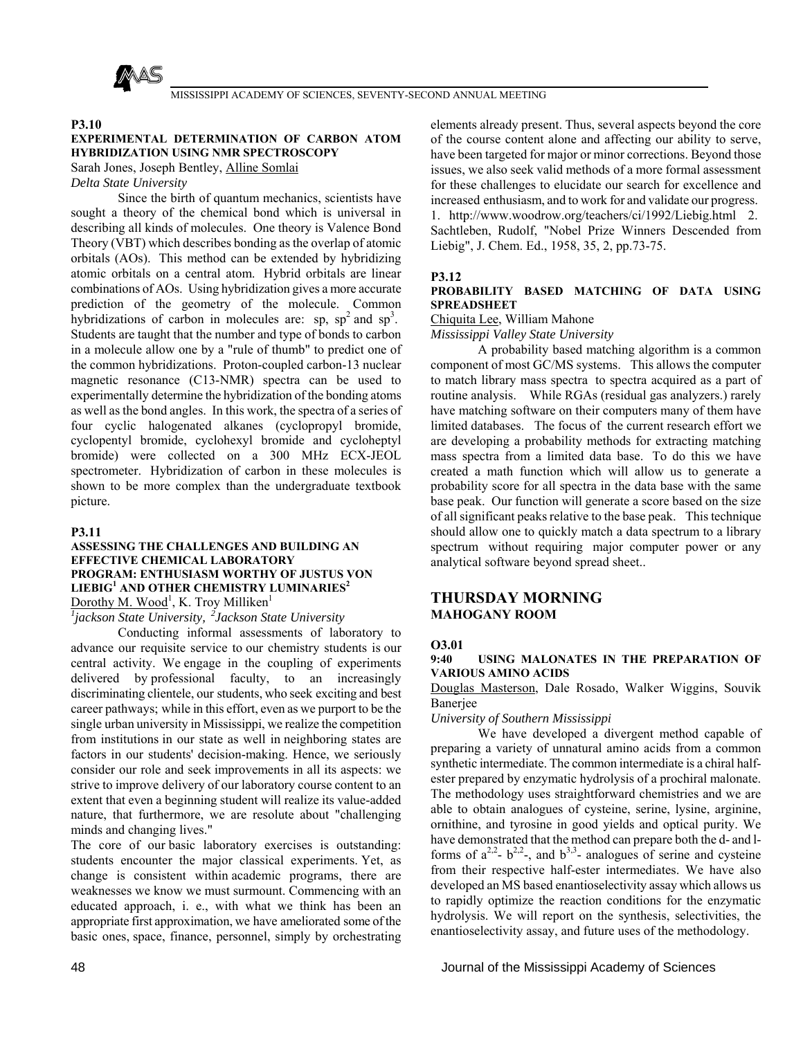**P3.10**

**EXPERIMENTAL DETERMINATION OF CARBON ATOM HYBRIDIZATION USING NMR SPECTROSCOPY**

Sarah Jones, Joseph Bentley, Alline Somlai

*Delta State University*

Since the birth of quantum mechanics, scientists have sought a theory of the chemical bond which is universal in describing all kinds of molecules. One theory is Valence Bond Theory (VBT) which describes bonding as the overlap of atomic orbitals (AOs). This method can be extended by hybridizing atomic orbitals on a central atom. Hybrid orbitals are linear combinations of AOs. Using hybridization gives a more accurate prediction of the geometry of the molecule. Common hybridizations of carbon in molecules are: sp, $sp^2$ and $sp^3$. Students are taught that the number and type of bonds to carbon in a molecule allow one by a "rule of thumb" to predict one of the common hybridizations. Proton-coupled carbon-13 nuclear magnetic resonance (C13-NMR) spectra can be used to experimentally determine the hybridization of the bonding atoms as well as the bond angles. In this work, the spectra of a series of four cyclic halogenated alkanes (cyclopropyl bromide, cyclopentyl bromide, cyclohexyl bromide and cycloheptyl bromide) were collected on a 300 MHz ECX-JEOL spectrometer. Hybridization of carbon in these molecules is shown to be more complex than the undergraduate textbook picture.

**P3.11**

**ASSESSING THE CHALLENGES AND BUILDING AN EFFECTIVE CHEMICAL LABORATORY PROGRAM: ENTHUSIASM WORTHY OF JUSTUS VON LIEBIG[1] AND OTHER CHEMISTRY LUMINARIES[2]**

Dorothy M. Wood[1], K. Troy Milliken[1]

*[1]jackson State University, [2]Jackson State University*

Conducting informal assessments of laboratory to advance our requisite service to our chemistry students is our central activity. We engage in the coupling of experiments delivered by professional faculty, to an increasingly discriminating clientele, our students, who seek exciting and best career pathways; while in this effort, even as we purport to be the single urban university in Mississippi, we realize the competition from institutions in our state as well in neighboring states are factors in our students' decision-making. Hence, we seriously consider our role and seek improvements in all its aspects: we strive to improve delivery of our laboratory course content to an extent that even a beginning student will realize its value-added nature, that furthermore, we are resolute about "challenging minds and changing lives."

The core of our basic laboratory exercises is outstanding: students encounter the major classical experiments. Yet, as change is consistent within academic programs, there are weaknesses we know we must surmount. Commencing with an educated approach, i. e., with what we think has been an appropriate first approximation, we have ameliorated some of the basic ones, space, finance, personnel, simply by orchestrating elements already present. Thus, several aspects beyond the core of the course content alone and affecting our ability to serve, have been targeted for major or minor corrections. Beyond those issues, we also seek valid methods of a more formal assessment for these challenges to elucidate our search for excellence and increased enthusiasm, and to work for and validate our progress.

1. http://www.woodrow.org/teachers/ci/1992/Liebig.html 2. Sachtleben, Rudolf, "Nobel Prize Winners Descended from Liebig", J. Chem. Ed., 1958, 35, 2, pp.73-75.

**P3.12**

**PROBABILITY BASED MATCHING OF DATA USING SPREADSHEET**

Chiquita Lee, William Mahone

*Mississippi Valley State University*

A probability based matching algorithm is a common component of most GC/MS systems. This allows the computer to match library mass spectra to spectra acquired as a part of routine analysis. While RGAs (residual gas analyzers.) rarely have matching software on their computers many of them have limited databases. The focus of the current research effort we are developing a probability methods for extracting matching mass spectra from a limited data base. To do this we have created a math function which will allow us to generate a probability score for all spectra in the data base with the same base peak. Our function will generate a score based on the size of all significant peaks relative to the base peak. This technique should allow one to quickly match a data spectrum to a library spectrum without requiring major computer power or any analytical software beyond spread sheet..

## THURSDAY MORNING
### MAHOGANY ROOM

**O3.01**

**9:40 USING MALONATES IN THE PREPARATION OF VARIOUS AMINO ACIDS**

Douglas Masterson, Dale Rosado, Walker Wiggins, Souvik Banerjee

*University of Southern Mississippi*

We have developed a divergent method capable of preparing a variety of unnatural amino acids from a common synthetic intermediate. The common intermediate is a chiral half-ester prepared by enzymatic hydrolysis of a prochiral malonate. The methodology uses straightforward chemistries and we are able to obtain analogues of cysteine, serine, lysine, arginine, ornithine, and tyrosine in good yields and optical purity. We have demonstrated that the method can prepare both the d- and l-forms of $a^{2,2}$- $b^{2,2}$-, and $b^{3,3}$- analogues of serine and cysteine from their respective half-ester intermediates. We have also developed an MS based enantioselectivity assay which allows us to rapidly optimize the reaction conditions for the enzymatic hydrolysis. We will report on the synthesis, selectivities, the enantioselectivity assay, and future uses of the methodology.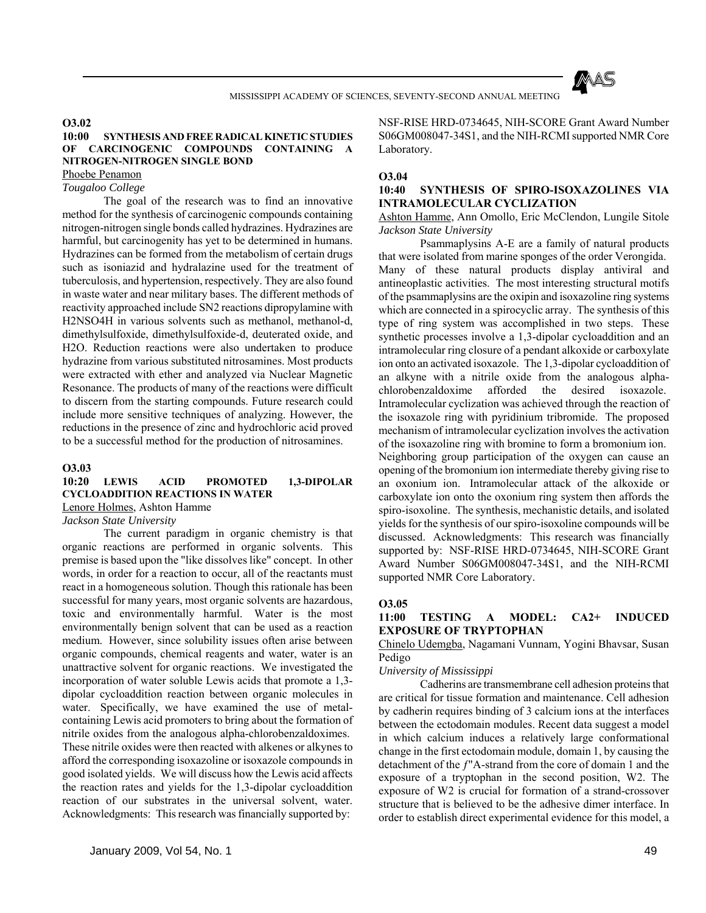**O3.02**

**10:00 SYNTHESIS AND FREE RADICAL KINETIC STUDIES OF CARCINOGENIC COMPOUNDS CONTAINING A NITROGEN-NITROGEN SINGLE BOND**

Phoebe Penamon

*Tougaloo College*

The goal of the research was to find an innovative method for the synthesis of carcinogenic compounds containing nitrogen-nitrogen single bonds called hydrazines. Hydrazines are harmful, but carcinogenity has yet to be determined in humans. Hydrazines can be formed from the metabolism of certain drugs such as isoniazid and hydralazine used for the treatment of tuberculosis, and hypertension, respectively. They are also found in waste water and near military bases. The different methods of reactivity approached include SN2 reactions dipropylamine with H2NSO4H in various solvents such as methanol, methanol-d, dimethylsulfoxide, dimethylsulfoxide-d, deuterated oxide, and H2O. Reduction reactions were also undertaken to produce hydrazine from various substituted nitrosamines. Most products were extracted with ether and analyzed via Nuclear Magnetic Resonance. The products of many of the reactions were difficult to discern from the starting compounds. Future research could include more sensitive techniques of analyzing. However, the reductions in the presence of zinc and hydrochloric acid proved to be a successful method for the production of nitrosamines.

**O3.03**

**10:20 LEWIS ACID PROMOTED 1,3-DIPOLAR CYCLOADDITION REACTIONS IN WATER**

Lenore Holmes, Ashton Hamme

*Jackson State University*

The current paradigm in organic chemistry is that organic reactions are performed in organic solvents. This premise is based upon the "like dissolves like" concept. In other words, in order for a reaction to occur, all of the reactants must react in a homogeneous solution. Though this rationale has been successful for many years, most organic solvents are hazardous, toxic and environmentally harmful. Water is the most environmentally benign solvent that can be used as a reaction medium. However, since solubility issues often arise between organic compounds, chemical reagents and water, water is an unattractive solvent for organic reactions. We investigated the incorporation of water soluble Lewis acids that promote a 1,3-dipolar cycloaddition reaction between organic molecules in water. Specifically, we have examined the use of metal-containing Lewis acid promoters to bring about the formation of nitrile oxides from the analogous alpha-chlorobenzaldoximes. These nitrile oxides were then reacted with alkenes or alkynes to afford the corresponding isoxazoline or isoxazole compounds in good isolated yields. We will discuss how the Lewis acid affects the reaction rates and yields for the 1,3-dipolar cycloaddition reaction of our substrates in the universal solvent, water. Acknowledgments: This research was financially supported by: NSF-RISE HRD-0734645, NIH-SCORE Grant Award Number S06GM008047-34S1, and the NIH-RCMI supported NMR Core Laboratory.

**O3.04**

**10:40 SYNTHESIS OF SPIRO-ISOXAZOLINES VIA INTRAMOLECULAR CYCLIZATION**

Ashton Hamme, Ann Omollo, Eric McClendon, Lungile Sitole

*Jackson State University*

Psammaplysins A-E are a family of natural products that were isolated from marine sponges of the order Verongida. Many of these natural products display antiviral and antineoplastic activities. The most interesting structural motifs of the psammaplysins are the oxipin and isoxazoline ring systems which are connected in a spirocyclic array. The synthesis of this type of ring system was accomplished in two steps. These synthetic processes involve a 1,3-dipolar cycloaddition and an intramolecular ring closure of a pendant alkoxide or carboxylate ion onto an activated isoxazole. The 1,3-dipolar cycloaddition of an alkyne with a nitrile oxide from the analogous alpha-chlorobenzaldoxime afforded the desired isoxazole. Intramolecular cyclization was achieved through the reaction of the isoxazole ring with pyridinium tribromide. The proposed mechanism of intramolecular cyclization involves the activation of the isoxazoline ring with bromine to form a bromonium ion. Neighboring group participation of the oxygen can cause an opening of the bromonium ion intermediate thereby giving rise to an oxonium ion. Intramolecular attack of the alkoxide or carboxylate ion onto the oxonium ring system then affords the spiro-isoxoline. The synthesis, mechanistic details, and isolated yields for the synthesis of our spiro-isoxoline compounds will be discussed. Acknowledgments: This research was financially supported by: NSF-RISE HRD-0734645, NIH-SCORE Grant Award Number S06GM008047-34S1, and the NIH-RCMI supported NMR Core Laboratory.

**O3.05**

**11:00 TESTING A MODEL: CA2+ INDUCED EXPOSURE OF TRYPTOPHAN**

Chinelo Udemgba, Nagamani Vunnam, Yogini Bhavsar, Susan Pedigo

*University of Mississippi*

Cadherins are transmembrane cell adhesion proteins that are critical for tissue formation and maintenance. Cell adhesion by cadherin requires binding of 3 calcium ions at the interfaces between the ectodomain modules. Recent data suggest a model in which calcium induces a relatively large conformational change in the first ectodomain module, domain 1, by causing the detachment of the ƒ"A-strand from the core of domain 1 and the exposure of a tryptophan in the second position, W2. The exposure of W2 is crucial for formation of a strand-crossover structure that is believed to be the adhesive dimer interface. In order to establish direct experimental evidence for this model, a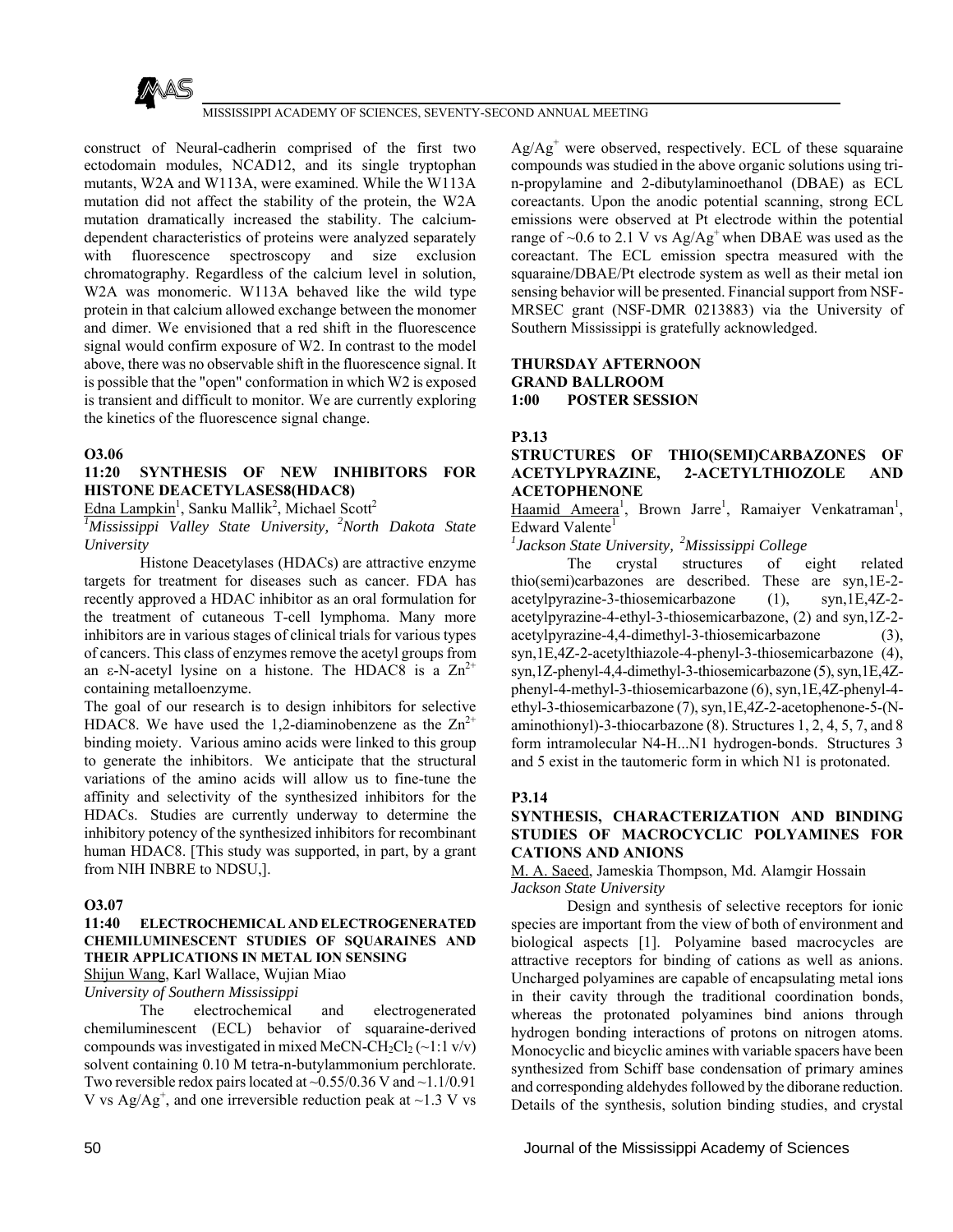construct of Neural-cadherin comprised of the first two ectodomain modules, NCAD12, and its single tryptophan mutants, W2A and W113A, were examined. While the W113A mutation did not affect the stability of the protein, the W2A mutation dramatically increased the stability. The calcium-dependent characteristics of proteins were analyzed separately with fluorescence spectroscopy and size exclusion chromatography. Regardless of the calcium level in solution, W2A was monomeric. W113A behaved like the wild type protein in that calcium allowed exchange between the monomer and dimer. We envisioned that a red shift in the fluorescence signal would confirm exposure of W2. In contrast to the model above, there was no observable shift in the fluorescence signal. It is possible that the "open" conformation in which W2 is exposed is transient and difficult to monitor. We are currently exploring the kinetics of the fluorescence signal change.

### O3.06
### 11:20 SYNTHESIS OF NEW INHIBITORS FOR HISTONE DEACETYLASES8(HDAC8)

Edna Lampkin[1], Sanku Mallik[2], Michael Scott[2]

*[1]Mississippi Valley State University, [2]North Dakota State University*

Histone Deacetylases (HDACs) are attractive enzyme targets for treatment for diseases such as cancer. FDA has recently approved a HDAC inhibitor as an oral formulation for the treatment of cutaneous T-cell lymphoma. Many more inhibitors are in various stages of clinical trials for various types of cancers. This class of enzymes remove the acetyl groups from an ε-N-acetyl lysine on a histone. The HDAC8 is a $Zn^{2+}$ containing metalloenzyme.

The goal of our research is to design inhibitors for selective HDAC8. We have used the 1,2-diaminobenzene as the $Zn^{2+}$ binding moiety. Various amino acids were linked to this group to generate the inhibitors. We anticipate that the structural variations of the amino acids will allow us to fine-tune the affinity and selectivity of the synthesized inhibitors for the HDACs. Studies are currently underway to determine the inhibitory potency of the synthesized inhibitors for recombinant human HDAC8. [This study was supported, in part, by a grant from NIH INBRE to NDSU,].

### O3.07
### 11:40 ELECTROCHEMICAL AND ELECTROGENERATED CHEMILUMINESCENT STUDIES OF SQUARAINES AND THEIR APPLICATIONS IN METAL ION SENSING

Shijun Wang, Karl Wallace, Wujian Miao

*University of Southern Mississippi*

The electrochemical and electrogenerated chemiluminescent (ECL) behavior of squaraine-derived compounds was investigated in mixed MeCN-$CH_2Cl_2$ (~1:1 v/v) solvent containing 0.10 M tetra-n-butylammonium perchlorate. Two reversible redox pairs located at ~0.55/0.36 V and ~1.1/0.91 V vs $Ag/Ag^+$, and one irreversible reduction peak at ~1.3 V vs $Ag/Ag^+$ were observed, respectively. ECL of these squaraine compounds was studied in the above organic solutions using tri-n-propylamine and 2-dibutylaminoethanol (DBAE) as ECL coreactants. Upon the anodic potential scanning, strong ECL emissions were observed at Pt electrode within the potential range of ~0.6 to 2.1 V vs $Ag/Ag^+$ when DBAE was used as the coreactant. The ECL emission spectra measured with the squaraine/DBAE/Pt electrode system as well as their metal ion sensing behavior will be presented. Financial support from NSF-MRSEC grant (NSF-DMR 0213883) via the University of Southern Mississippi is gratefully acknowledged.

## THURSDAY AFTERNOON
## GRAND BALLROOM
## 1:00 POSTER SESSION

### P3.13
### STRUCTURES OF THIO(SEMI)CARBAZONES OF ACETYLPYRAZINE, 2-ACETYLTHIOZOLE AND ACETOPHENONE

Haamid Ameera[1], Brown Jarre[1], Ramaiyer Venkatraman[1], Edward Valente[1]

*[1]Jackson State University, [2]Mississippi College*

The crystal structures of eight related thio(semi)carbazones are described. These are syn,1E-2-acetylpyrazine-3-thiosemicarbazone (1), syn,1E,4Z-2-acetylpyrazine-4-ethyl-3-thiosemicarbazone, (2) and syn,1Z-2-acetylpyrazine-4,4-dimethyl-3-thiosemicarbazone (3), syn,1E,4Z-2-acetylthiazole-4-phenyl-3-thiosemicarbazone (4), syn,1Z-phenyl-4,4-dimethyl-3-thiosemicarbazone (5), syn,1E,4Z-phenyl-4-methyl-3-thiosemicarbazone (6), syn,1E,4Z-phenyl-4-ethyl-3-thiosemicarbazone (7), syn,1E,4Z-2-acetophenone-5-(N-aminothionyl)-3-thiocarbazone (8). Structures 1, 2, 4, 5, 7, and 8 form intramolecular N4-H...N1 hydrogen-bonds. Structures 3 and 5 exist in the tautomeric form in which N1 is protonated.

### P3.14
### SYNTHESIS, CHARACTERIZATION AND BINDING STUDIES OF MACROCYCLIC POLYAMINES FOR CATIONS AND ANIONS

M. A. Saeed, Jameskia Thompson, Md. Alamgir Hossain

*Jackson State University*

Design and synthesis of selective receptors for ionic species are important from the view of both of environment and biological aspects [1]. Polyamine based macrocycles are attractive receptors for binding of cations as well as anions. Uncharged polyamines are capable of encapsulating metal ions in their cavity through the traditional coordination bonds, whereas the protonated polyamines bind anions through hydrogen bonding interactions of protons on nitrogen atoms. Monocyclic and bicyclic amines with variable spacers have been synthesized from Schiff base condensation of primary amines and corresponding aldehydes followed by the diborane reduction. Details of the synthesis, solution binding studies, and crystal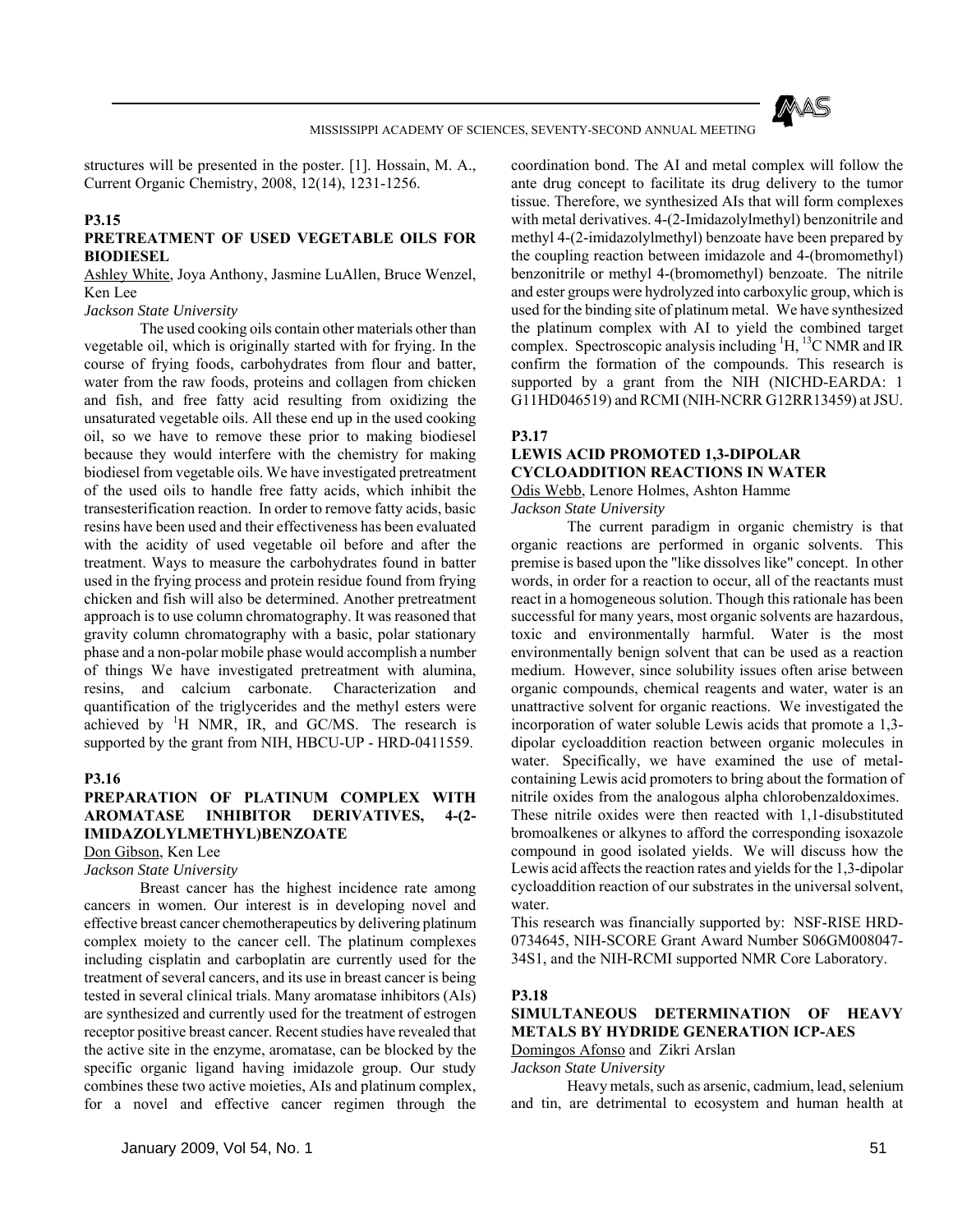structures will be presented in the poster. [1]. Hossain, M. A., Current Organic Chemistry, 2008, 12(14), 1231-1256.

### P3.15

### PRETREATMENT OF USED VEGETABLE OILS FOR BIODIESEL

Ashley White, Joya Anthony, Jasmine LuAllen, Bruce Wenzel, Ken Lee

*Jackson State University*

The used cooking oils contain other materials other than vegetable oil, which is originally started with for frying. In the course of frying foods, carbohydrates from flour and batter, water from the raw foods, proteins and collagen from chicken and fish, and free fatty acid resulting from oxidizing the unsaturated vegetable oils. All these end up in the used cooking oil, so we have to remove these prior to making biodiesel because they would interfere with the chemistry for making biodiesel from vegetable oils. We have investigated pretreatment of the used oils to handle free fatty acids, which inhibit the transesterification reaction. In order to remove fatty acids, basic resins have been used and their effectiveness has been evaluated with the acidity of used vegetable oil before and after the treatment. Ways to measure the carbohydrates found in batter used in the frying process and protein residue found from frying chicken and fish will also be determined. Another pretreatment approach is to use column chromatography. It was reasoned that gravity column chromatography with a basic, polar stationary phase and a non-polar mobile phase would accomplish a number of things We have investigated pretreatment with alumina, resins, and calcium carbonate. Characterization and quantification of the triglycerides and the methyl esters were achieved by $^{1}$H NMR, IR, and GC/MS. The research is supported by the grant from NIH, HBCU-UP - HRD-0411559.

### P3.16

### PREPARATION OF PLATINUM COMPLEX WITH AROMATASE INHIBITOR DERIVATIVES, 4-(2-IMIDAZOLYLMETHYL)BENZOATE

Don Gibson, Ken Lee

*Jackson State University*

Breast cancer has the highest incidence rate among cancers in women. Our interest is in developing novel and effective breast cancer chemotherapeutics by delivering platinum complex moiety to the cancer cell. The platinum complexes including cisplatin and carboplatin are currently used for the treatment of several cancers, and its use in breast cancer is being tested in several clinical trials. Many aromatase inhibitors (AIs) are synthesized and currently used for the treatment of estrogen receptor positive breast cancer. Recent studies have revealed that the active site in the enzyme, aromatase, can be blocked by the specific organic ligand having imidazole group. Our study combines these two active moieties, AIs and platinum complex, for a novel and effective cancer regimen through the coordination bond. The AI and metal complex will follow the ante drug concept to facilitate its drug delivery to the tumor tissue. Therefore, we synthesized AIs that will form complexes with metal derivatives. 4-(2-Imidazolylmethyl) benzonitrile and methyl 4-(2-imidazolylmethyl) benzoate have been prepared by the coupling reaction between imidazole and 4-(bromomethyl) benzonitrile or methyl 4-(bromomethyl) benzoate. The nitrile and ester groups were hydrolyzed into carboxylic group, which is used for the binding site of platinum metal. We have synthesized the platinum complex with AI to yield the combined target complex. Spectroscopic analysis including $^{1}$H, $^{13}$C NMR and IR confirm the formation of the compounds. This research is supported by a grant from the NIH (NICHD-EARDA: 1 G11HD046519) and RCMI (NIH-NCRR G12RR13459) at JSU.

### P3.17

### LEWIS ACID PROMOTED 1,3-DIPOLAR CYCLOADDITION REACTIONS IN WATER

Odis Webb, Lenore Holmes, Ashton Hamme

*Jackson State University*

The current paradigm in organic chemistry is that organic reactions are performed in organic solvents. This premise is based upon the "like dissolves like" concept. In other words, in order for a reaction to occur, all of the reactants must react in a homogeneous solution. Though this rationale has been successful for many years, most organic solvents are hazardous, toxic and environmentally harmful. Water is the most environmentally benign solvent that can be used as a reaction medium. However, since solubility issues often arise between organic compounds, chemical reagents and water, water is an unattractive solvent for organic reactions. We investigated the incorporation of water soluble Lewis acids that promote a 1,3-dipolar cycloaddition reaction between organic molecules in water. Specifically, we have examined the use of metal-containing Lewis acid promoters to bring about the formation of nitrile oxides from the analogous alpha chlorobenzaldoximes. These nitrile oxides were then reacted with 1,1-disubstituted bromoalkenes or alkynes to afford the corresponding isoxazole compound in good isolated yields. We will discuss how the Lewis acid affects the reaction rates and yields for the 1,3-dipolar cycloaddition reaction of our substrates in the universal solvent, water.

This research was financially supported by: NSF-RISE HRD-0734645, NIH-SCORE Grant Award Number S06GM008047-34S1, and the NIH-RCMI supported NMR Core Laboratory.

### P3.18

### SIMULTANEOUS DETERMINATION OF HEAVY METALS BY HYDRIDE GENERATION ICP-AES

Domingos Afonso and Zikri Arslan

*Jackson State University*

Heavy metals, such as arsenic, cadmium, lead, selenium and tin, are detrimental to ecosystem and human health at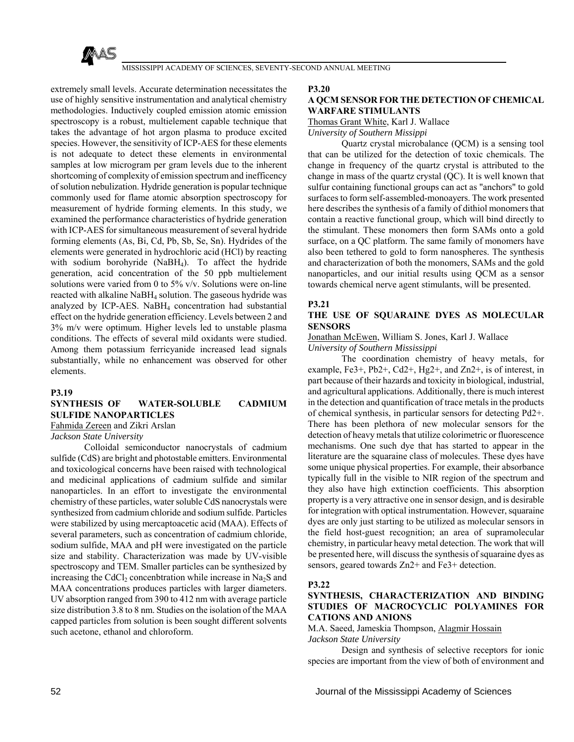extremely small levels. Accurate determination necessitates the use of highly sensitive instrumentation and analytical chemistry methodologies. Inductively coupled emission atomic emission spectroscopy is a robust, multielement capable technique that takes the advantage of hot argon plasma to produce excited species. However, the sensitivity of ICP-AES for these elements is not adequate to detect these elements in environmental samples at low microgram per gram levels due to the inherent shortcoming of complexity of emission spectrum and inefficency of solution nebulization. Hydride generation is popular technique commonly used for flame atomic absorption spectroscopy for measurement of hydride forming elements. In this study, we examined the performance characteristics of hydride generation with ICP-AES for simultaneous measurement of several hydride forming elements (As, Bi, Cd, Pb, Sb, Se, Sn). Hydrides of the elements were generated in hydrochloric acid (HCl) by reacting with sodium borohyride ($NaBH_4$). To affect the hydride generation, acid concentration of the 50 ppb multielement solutions were varied from 0 to 5% v/v. Solutions were on-line reacted with alkaline $NaBH_4$ solution. The gaseous hydride was analyzed by ICP-AES. $NaBH_4$ concentration had substantial effect on the hydride generation efficiency. Levels between 2 and 3% m/v were optimum. Higher levels led to unstable plasma conditions. The effects of several mild oxidants were studied. Among them potassium ferricyanide increased lead signals substantially, while no enhancement was observed for other elements.

**P3.19**

### SYNTHESIS OF WATER-SOLUBLE CADMIUM SULFIDE NANOPARTICLES

Fahmida Zereen and Zikri Arslan

*Jackson State University*

Colloidal semiconductor nanocrystals of cadmium sulfide (CdS) are bright and photostable emitters. Environmental and toxicological concerns have been raised with technological and medicinal applications of cadmium sulfide and similar nanoparticles. In an effort to investigate the environmental chemistry of these particles, water soluble CdS nanocrystals were synthesized from cadmium chloride and sodium sulfide. Particles were stabilized by using mercaptoacetic acid (MAA). Effects of several parameters, such as concentration of cadmium chloride, sodium sulfide, MAA and pH were investigated on the particle size and stability. Characterization was made by UV-visible spectroscopy and TEM. Smaller particles can be synthesized by increasing the $CdCl_2$ concenbtration while increase in $Na_2S$ and MAA concentrations produces particles with larger diameters. UV absorption ranged from 390 to 412 nm with average particle size distribution 3.8 to 8 nm. Studies on the isolation of the MAA capped particles from solution is been sought different solvents such acetone, ethanol and chloroform.

**P3.20**

### A QCM SENSOR FOR THE DETECTION OF CHEMICAL WARFARE STIMULANTS

Thomas Grant White, Karl J. Wallace

*University of Southern Missippi*

Quartz crystal microbalance (QCM) is a sensing tool that can be utilized for the detection of toxic chemicals. The change in frequency of the quartz crystal is attributed to the change in mass of the quartz crystal (QC). It is well known that sulfur containing functional groups can act as "anchors" to gold surfaces to form self-assembled-monoayers. The work presented here describes the synthesis of a family of dithiol monomers that contain a reactive functional group, which will bind directly to the stimulant. These monomers then form SAMs onto a gold surface, on a QC platform. The same family of monomers have also been tethered to gold to form nanospheres. The synthesis and characterization of both the monomers, SAMs and the gold nanoparticles, and our initial results using QCM as a sensor towards chemical nerve agent stimulants, will be presented.

**P3.21**

### THE USE OF SQUARAINE DYES AS MOLECULAR SENSORS

Jonathan McEwen, William S. Jones, Karl J. Wallace

*University of Southern Mississippi*

The coordination chemistry of heavy metals, for example, $Fe^{3+}$, $Pb^{2+}$, $Cd^{2+}$, $Hg^{2+}$, and $Zn^{2+}$, is of interest, in part because of their hazards and toxicity in biological, industrial, and agricultural applications. Additionally, there is much interest in the detection and quantification of trace metals in the products of chemical synthesis, in particular sensors for detecting $Pd^{2+}$. There has been plethora of new molecular sensors for the detection of heavy metals that utilize colorimetric or fluorescence mechanisms. One such dye that has started to appear in the literature are the squaraine class of molecules. These dyes have some unique physical properties. For example, their absorbance typically full in the visible to NIR region of the spectrum and they also have high extinction coefficients. This absorption property is a very attractive one in sensor design, and is desirable for integration with optical instrumentation. However, squaraine dyes are only just starting to be utilized as molecular sensors in the field host-guest recognition; an area of supramolecular chemistry, in particular heavy metal detection. The work that will be presented here, will discuss the synthesis of squaraine dyes as sensors, geared towards $Zn^{2+}$ and $Fe^{3+}$ detection.

**P3.22**

### SYNTHESIS, CHARACTERIZATION AND BINDING STUDIES OF MACROCYCLIC POLYAMINES FOR CATIONS AND ANIONS

M.A. Saeed, Jameskia Thompson, Alagmir Hossain

*Jackson State University*

Design and synthesis of selective receptors for ionic species are important from the view of both of environment and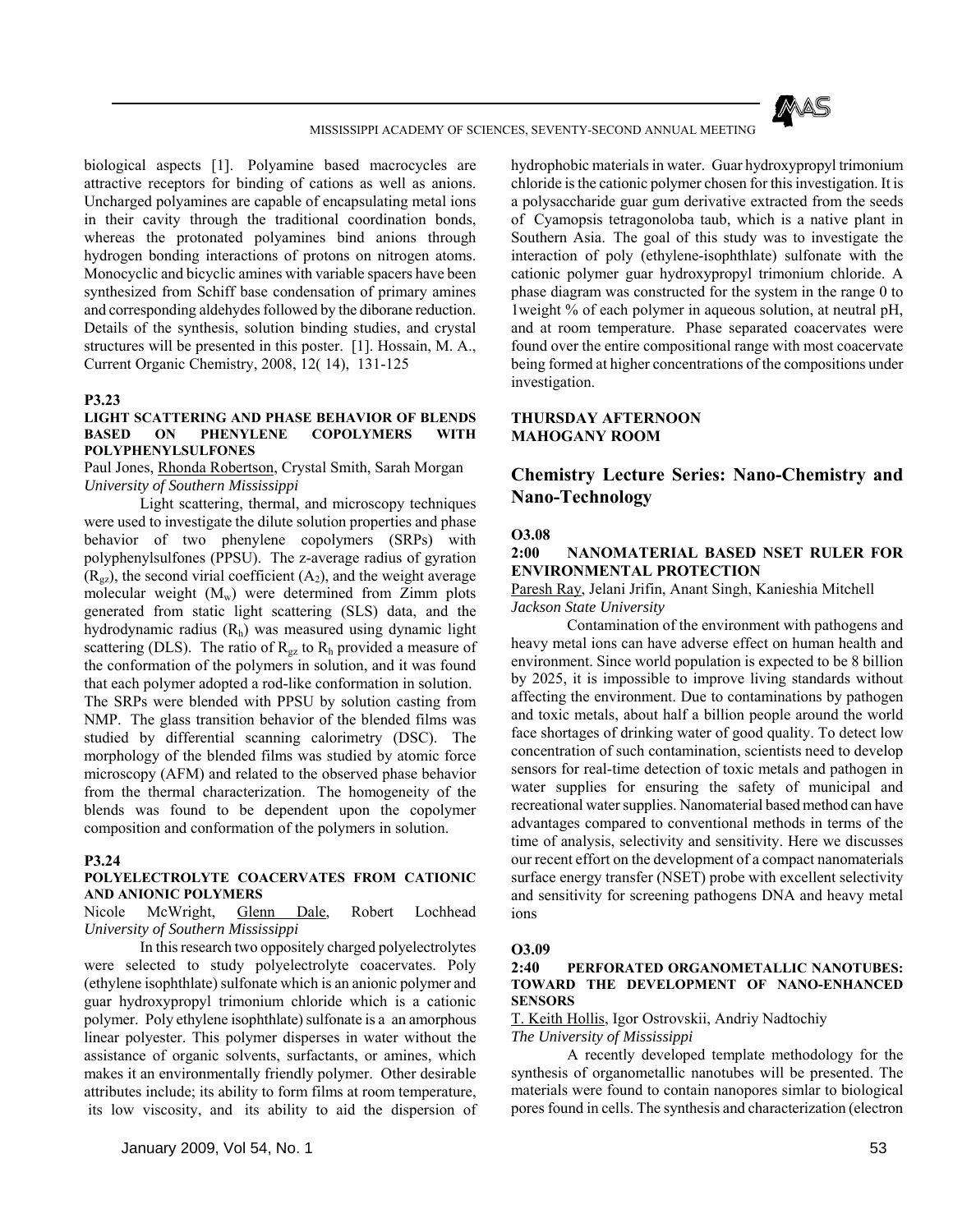biological aspects [1]. Polyamine based macrocycles are attractive receptors for binding of cations as well as anions. Uncharged polyamines are capable of encapsulating metal ions in their cavity through the traditional coordination bonds, whereas the protonated polyamines bind anions through hydrogen bonding interactions of protons on nitrogen atoms. Monocyclic and bicyclic amines with variable spacers have been synthesized from Schiff base condensation of primary amines and corresponding aldehydes followed by the diborane reduction. Details of the synthesis, solution binding studies, and crystal structures will be presented in this poster. [1]. Hossain, M. A., Current Organic Chemistry, 2008, 12( 14), 131-125

**P3.23**

**LIGHT SCATTERING AND PHASE BEHAVIOR OF BLENDS BASED ON PHENYLENE COPOLYMERS WITH POLYPHENYLSULFONES**

Paul Jones, Rhonda Robertson, Crystal Smith, Sarah Morgan
*University of Southern Mississippi*

Light scattering, thermal, and microscopy techniques were used to investigate the dilute solution properties and phase behavior of two phenylene copolymers (SRPs) with polyphenylsulfones (PPSU). The z-average radius of gyration ($R_{gz}$), the second virial coefficient ($A_2$), and the weight average molecular weight ($M_w$) were determined from Zimm plots generated from static light scattering (SLS) data, and the hydrodynamic radius ($R_h$) was measured using dynamic light scattering (DLS). The ratio of $R_{gz}$ to $R_h$ provided a measure of the conformation of the polymers in solution, and it was found that each polymer adopted a rod-like conformation in solution. The SRPs were blended with PPSU by solution casting from NMP. The glass transition behavior of the blended films was studied by differential scanning calorimetry (DSC). The morphology of the blended films was studied by atomic force microscopy (AFM) and related to the observed phase behavior from the thermal characterization. The homogeneity of the blends was found to be dependent upon the copolymer composition and conformation of the polymers in solution.

**P3.24**

**POLYELECTROLYTE COACERVATES FROM CATIONIC AND ANIONIC POLYMERS**

Nicole McWright, Glenn Dale, Robert Lochhead
*University of Southern Mississippi*

In this research two oppositely charged polyelectrolytes were selected to study polyelectrolyte coacervates. Poly (ethylene isophthlate) sulfonate which is an anionic polymer and guar hydroxypropyl trimonium chloride which is a cationic polymer. Poly ethylene isophthlate) sulfonate is a an amorphous linear polyester. This polymer disperses in water without the assistance of organic solvents, surfactants, or amines, which makes it an environmentally friendly polymer. Other desirable attributes include; its ability to form films at room temperature, its low viscosity, and its ability to aid the dispersion of hydrophobic materials in water. Guar hydroxypropyl trimonium chloride is the cationic polymer chosen for this investigation. It is a polysaccharide guar gum derivative extracted from the seeds of Cyamopsis tetragonoloba taub, which is a native plant in Southern Asia. The goal of this study was to investigate the interaction of poly (ethylene-isophthlate) sulfonate with the cationic polymer guar hydroxypropyl trimonium chloride. A phase diagram was constructed for the system in the range 0 to 1weight % of each polymer in aqueous solution, at neutral pH, and at room temperature. Phase separated coacervates were found over the entire compositional range with most coacervate being formed at higher concentrations of the compositions under investigation.

**THURSDAY AFTERNOON**
**MAHOGANY ROOM**

## Chemistry Lecture Series: Nano-Chemistry and Nano-Technology

**O3.08**

**2:00 NANOMATERIAL BASED NSET RULER FOR ENVIRONMENTAL PROTECTION**

Paresh Ray, Jelani Jrifin, Anant Singh, Kanieshia Mitchell
*Jackson State University*

Contamination of the environment with pathogens and heavy metal ions can have adverse effect on human health and environment. Since world population is expected to be 8 billion by 2025, it is impossible to improve living standards without affecting the environment. Due to contaminations by pathogen and toxic metals, about half a billion people around the world face shortages of drinking water of good quality. To detect low concentration of such contamination, scientists need to develop sensors for real-time detection of toxic metals and pathogen in water supplies for ensuring the safety of municipal and recreational water supplies. Nanomaterial based method can have advantages compared to conventional methods in terms of the time of analysis, selectivity and sensitivity. Here we discusses our recent effort on the development of a compact nanomaterials surface energy transfer (NSET) probe with excellent selectivity and sensitivity for screening pathogens DNA and heavy metal ions

**O3.09**

**2:40 PERFORATED ORGANOMETALLIC NANOTUBES: TOWARD THE DEVELOPMENT OF NANO-ENHANCED SENSORS**

T. Keith Hollis, Igor Ostrovskii, Andriy Nadtochiy
*The University of Mississippi*

A recently developed template methodology for the synthesis of organometallic nanotubes will be presented. The materials were found to contain nanopores simlar to biological pores found in cells. The synthesis and characterization (electron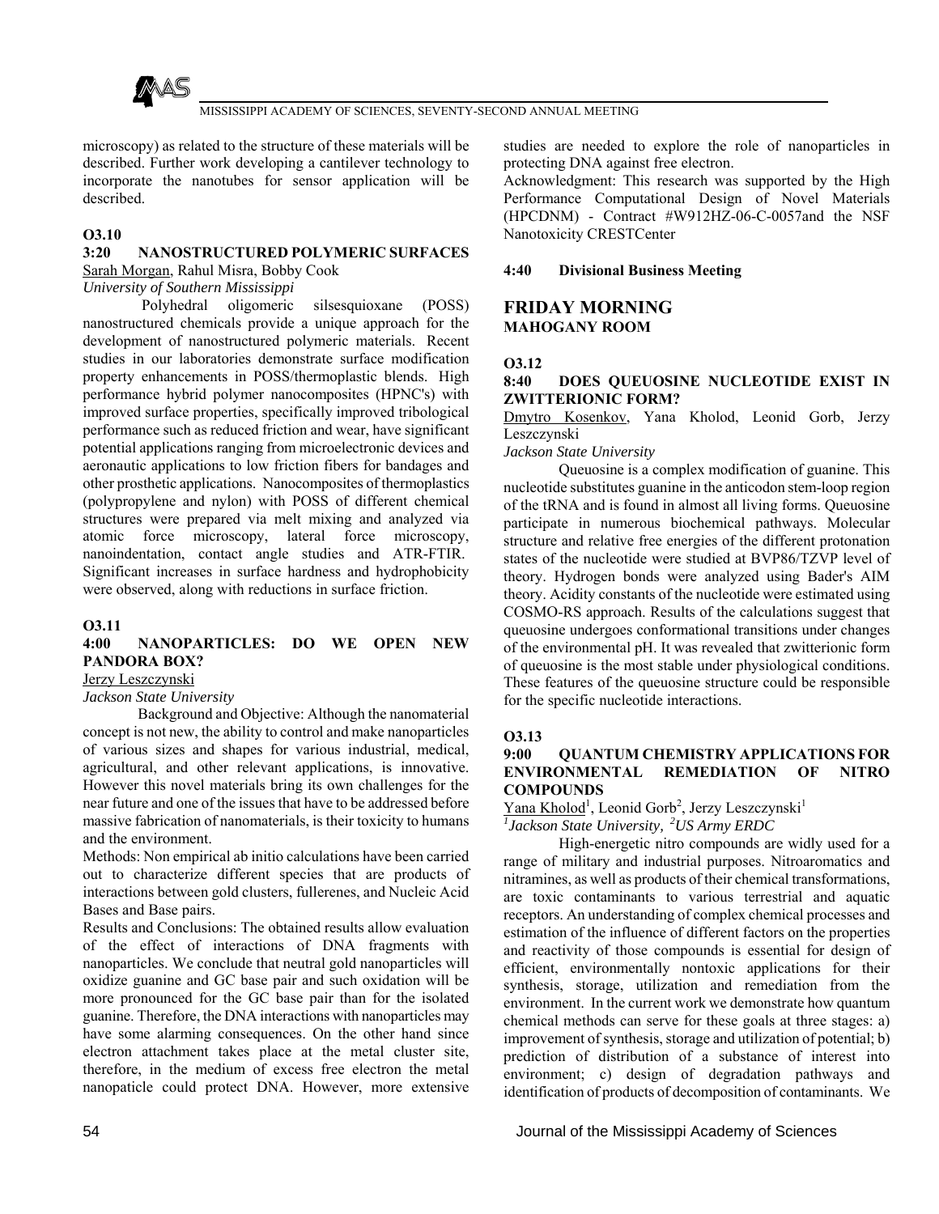microscopy) as related to the structure of these materials will be described. Further work developing a cantilever technology to incorporate the nanotubes for sensor application will be described.

**O3.10**

**3:20 NANOSTRUCTURED POLYMERIC SURFACES**

Sarah Morgan, Rahul Misra, Bobby Cook

*University of Southern Mississippi*

Polyhedral oligomeric silsesquioxane (POSS) nanostructured chemicals provide a unique approach for the development of nanostructured polymeric materials. Recent studies in our laboratories demonstrate surface modification property enhancements in POSS/thermoplastic blends. High performance hybrid polymer nanocomposites (HPNC's) with improved surface properties, specifically improved tribological performance such as reduced friction and wear, have significant potential applications ranging from microelectronic devices and aeronautic applications to low friction fibers for bandages and other prosthetic applications. Nanocomposites of thermoplastics (polypropylene and nylon) with POSS of different chemical structures were prepared via melt mixing and analyzed via atomic force microscopy, lateral force microscopy, nanoindentation, contact angle studies and ATR-FTIR. Significant increases in surface hardness and hydrophobicity were observed, along with reductions in surface friction.

**O3.11**

**4:00 NANOPARTICLES: DO WE OPEN NEW PANDORA BOX?**

Jerzy Leszczynski

*Jackson State University*

Background and Objective: Although the nanomaterial concept is not new, the ability to control and make nanoparticles of various sizes and shapes for various industrial, medical, agricultural, and other relevant applications, is innovative. However this novel materials bring its own challenges for the near future and one of the issues that have to be addressed before massive fabrication of nanomaterials, is their toxicity to humans and the environment.

Methods: Non empirical ab initio calculations have been carried out to characterize different species that are products of interactions between gold clusters, fullerenes, and Nucleic Acid Bases and Base pairs.

Results and Conclusions: The obtained results allow evaluation of the effect of interactions of DNA fragments with nanoparticles. We conclude that neutral gold nanoparticles will oxidize guanine and GC base pair and such oxidation will be more pronounced for the GC base pair than for the isolated guanine. Therefore, the DNA interactions with nanoparticles may have some alarming consequences. On the other hand since electron attachment takes place at the metal cluster site, therefore, in the medium of excess free electron the metal nanopaticle could protect DNA. However, more extensive studies are needed to explore the role of nanoparticles in protecting DNA against free electron.

Acknowledgment: This research was supported by the High Performance Computational Design of Novel Materials (HPCDNM) - Contract #W912HZ-06-C-0057and the NSF Nanotoxicity CRESTCenter

**4:40 Divisional Business Meeting**

## FRIDAY MORNING

### MAHOGANY ROOM

**O3.12**

**8:40 DOES QUEUOSINE NUCLEOTIDE EXIST IN ZWITTERIONIC FORM?**

Dmytro Kosenkov, Yana Kholod, Leonid Gorb, Jerzy Leszczynski

*Jackson State University*

Queuosine is a complex modification of guanine. This nucleotide substitutes guanine in the anticodon stem-loop region of the tRNA and is found in almost all living forms. Queuosine participate in numerous biochemical pathways. Molecular structure and relative free energies of the different protonation states of the nucleotide were studied at BVP86/TZVP level of theory. Hydrogen bonds were analyzed using Bader's AIM theory. Acidity constants of the nucleotide were estimated using COSMO-RS approach. Results of the calculations suggest that queuosine undergoes conformational transitions under changes of the environmental pH. It was revealed that zwitterionic form of queuosine is the most stable under physiological conditions. These features of the queuosine structure could be responsible for the specific nucleotide interactions.

**O3.13**

**9:00 QUANTUM CHEMISTRY APPLICATIONS FOR ENVIRONMENTAL REMEDIATION OF NITRO COMPOUNDS**

Yana Kholod[1], Leonid Gorb[2], Jerzy Leszczynski[1]

*[1]Jackson State University, [2]US Army ERDC*

High-energetic nitro compounds are widly used for a range of military and industrial purposes. Nitroaromatics and nitramines, as well as products of their chemical transformations, are toxic contaminants to various terrestrial and aquatic receptors. An understanding of complex chemical processes and estimation of the influence of different factors on the properties and reactivity of those compounds is essential for design of efficient, environmentally nontoxic applications for their synthesis, storage, utilization and remediation from the environment. In the current work we demonstrate how quantum chemical methods can serve for these goals at three stages: a) improvement of synthesis, storage and utilization of potential; b) prediction of distribution of a substance of interest into environment; c) design of degradation pathways and identification of products of decomposition of contaminants. We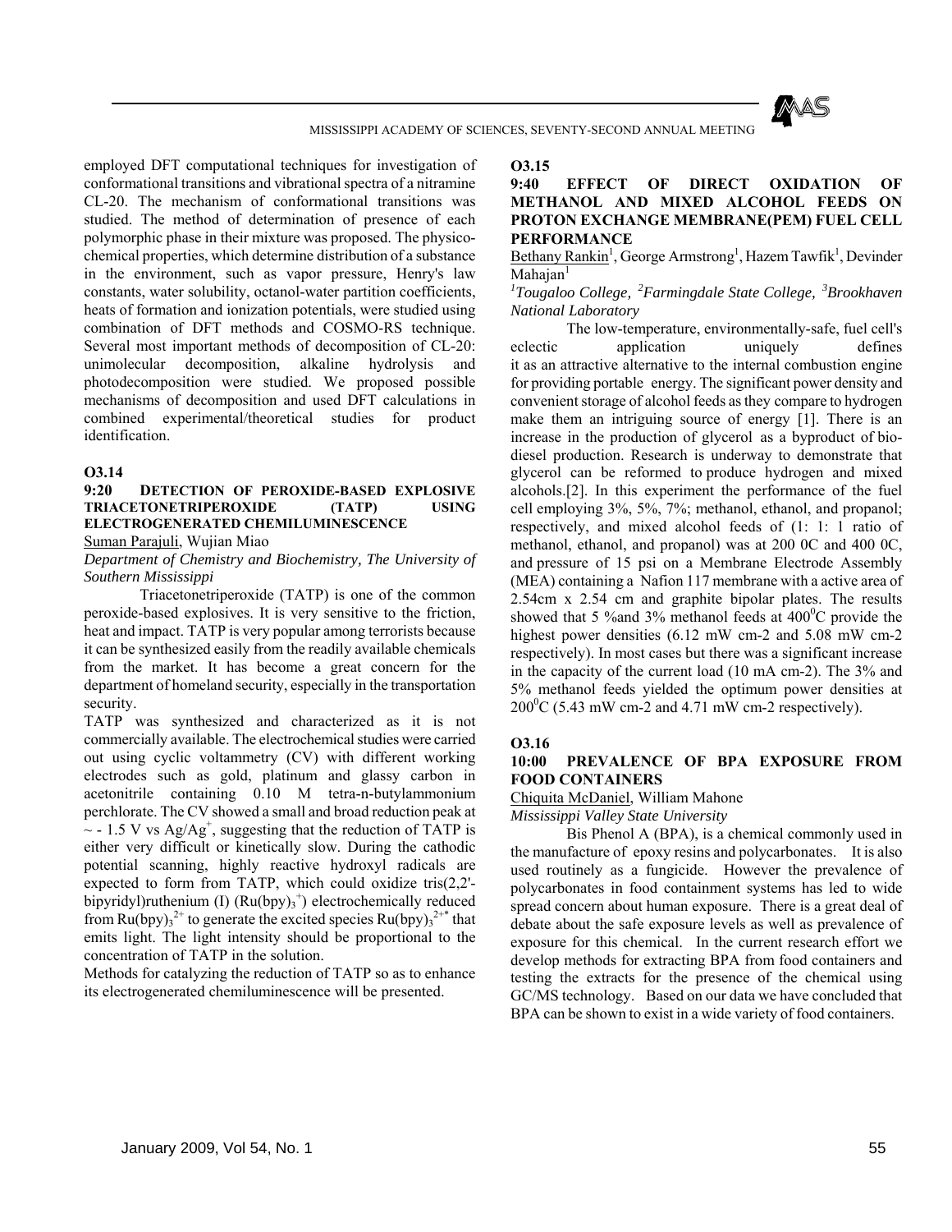employed DFT computational techniques for investigation of conformational transitions and vibrational spectra of a nitramine CL-20. The mechanism of conformational transitions was studied. The method of determination of presence of each polymorphic phase in their mixture was proposed. The physicochemical properties, which determine distribution of a substance in the environment, such as vapor pressure, Henry's law constants, water solubility, octanol-water partition coefficients, heats of formation and ionization potentials, were studied using combination of DFT methods and COSMO-RS technique. Several most important methods of decomposition of CL-20: unimolecular decomposition, alkaline hydrolysis and photodecomposition were studied. We proposed possible mechanisms of decomposition and used DFT calculations in combined experimental/theoretical studies for product identification.

**O3.14**

**9:20 DETECTION OF PEROXIDE-BASED EXPLOSIVE TRIACETONETRIPEROXIDE (TATP) USING ELECTROGENERATED CHEMILUMINESCENCE**

Suman Parajuli, Wujian Miao

*Department of Chemistry and Biochemistry, The University of Southern Mississippi*

Triacetonetriperoxide (TATP) is one of the common peroxide-based explosives. It is very sensitive to the friction, heat and impact. TATP is very popular among terrorists because it can be synthesized easily from the readily available chemicals from the market. It has become a great concern for the department of homeland security, especially in the transportation security.

TATP was synthesized and characterized as it is not commercially available. The electrochemical studies were carried out using cyclic voltammetry (CV) with different working electrodes such as gold, platinum and glassy carbon in acetonitrile containing 0.10 M tetra-n-butylammonium perchlorate. The CV showed a small and broad reduction peak at ~ - 1.5 V vs $Ag/Ag^+$, suggesting that the reduction of TATP is either very difficult or kinetically slow. During the cathodic potential scanning, highly reactive hydroxyl radicals are expected to form from TATP, which could oxidize tris(2,2'-bipyridyl)ruthenium (I) ($Ru(bpy)_3^+$) electrochemically reduced from $Ru(bpy)_3^{2+}$ to generate the excited species $Ru(bpy)_3^{2+*}$ that emits light. The light intensity should be proportional to the concentration of TATP in the solution.

Methods for catalyzing the reduction of TATP so as to enhance its electrogenerated chemiluminescence will be presented.

**O3.15**

**9:40 EFFECT OF DIRECT OXIDATION OF METHANOL AND MIXED ALCOHOL FEEDS ON PROTON EXCHANGE MEMBRANE(PEM) FUEL CELL PERFORMANCE**

Bethany Rankin[1], George Armstrong[1], Hazem Tawfik[1], Devinder Mahajan[1]

*[1]Tougaloo College, [2]Farmingdale State College, [3]Brookhaven National Laboratory*

The low-temperature, environmentally-safe, fuel cell's eclectic application uniquely defines it as an attractive alternative to the internal combustion engine for providing portable energy. The significant power density and convenient storage of alcohol feeds as they compare to hydrogen make them an intriguing source of energy [1]. There is an increase in the production of glycerol as a byproduct of bio-diesel production. Research is underway to demonstrate that glycerol can be reformed to produce hydrogen and mixed alcohols.[2]. In this experiment the performance of the fuel cell employing 3%, 5%, 7%; methanol, ethanol, and propanol; respectively, and mixed alcohol feeds of (1: 1: 1 ratio of methanol, ethanol, and propanol) was at 200 0C and 400 0C, and pressure of 15 psi on a Membrane Electrode Assembly (MEA) containing a Nafion 117 membrane with a active area of 2.54cm x 2.54 cm and graphite bipolar plates. The results showed that 5 %and 3% methanol feeds at $400^0$C provide the highest power densities (6.12 mW cm-2 and 5.08 mW cm-2 respectively). In most cases but there was a significant increase in the capacity of the current load (10 mA cm-2). The 3% and 5% methanol feeds yielded the optimum power densities at $200^0$C (5.43 mW cm-2 and 4.71 mW cm-2 respectively).

**O3.16**

**10:00 PREVALENCE OF BPA EXPOSURE FROM FOOD CONTAINERS**

Chiquita McDaniel, William Mahone

*Mississippi Valley State University*

Bis Phenol A (BPA), is a chemical commonly used in the manufacture of epoxy resins and polycarbonates. It is also used routinely as a fungicide. However the prevalence of polycarbonates in food containment systems has led to wide spread concern about human exposure. There is a great deal of debate about the safe exposure levels as well as prevalence of exposure for this chemical. In the current research effort we develop methods for extracting BPA from food containers and testing the extracts for the presence of the chemical using GC/MS technology. Based on our data we have concluded that BPA can be shown to exist in a wide variety of food containers.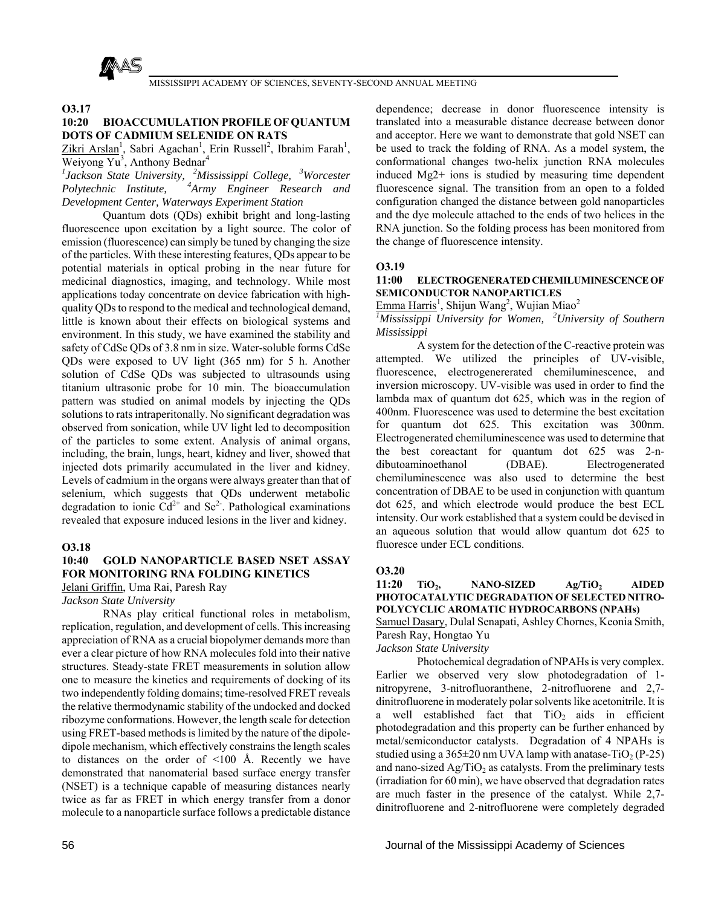### O3.17

### 10:20 BIOACCUMULATION PROFILE OF QUANTUM DOTS OF CADMIUM SELENIDE ON RATS

Zikri Arslan[1], Sabri Agachan[1], Erin Russell[2], Ibrahim Farah[1], Weiyong Yu[3], Anthony Bednar[4]

*[1]Jackson State University, [2]Mississippi College, [3]Worcester Polytechnic Institute, [4]Army Engineer Research and Development Center, Waterways Experiment Station*

Quantum dots (QDs) exhibit bright and long-lasting fluorescence upon excitation by a light source. The color of emission (fluorescence) can simply be tuned by changing the size of the particles. With these interesting features, QDs appear to be potential materials in optical probing in the near future for medicinal diagnostics, imaging, and technology. While most applications today concentrate on device fabrication with high-quality QDs to respond to the medical and technological demand, little is known about their effects on biological systems and environment. In this study, we have examined the stability and safety of CdSe QDs of 3.8 nm in size. Water-soluble forms CdSe QDs were exposed to UV light (365 nm) for 5 h. Another solution of CdSe QDs was subjected to ultrasounds using titanium ultrasonic probe for 10 min. The bioaccumulation pattern was studied on animal models by injecting the QDs solutions to rats intraperitonally. No significant degradation was observed from sonication, while UV light led to decomposition of the particles to some extent. Analysis of animal organs, including, the brain, lungs, heart, kidney and liver, showed that injected dots primarily accumulated in the liver and kidney. Levels of cadmium in the organs were always greater than that of selenium, which suggests that QDs underwent metabolic degradation to ionic $Cd^{2+}$ and $Se^{2-}$. Pathological examinations revealed that exposure induced lesions in the liver and kidney.

### O3.18

### 10:40 GOLD NANOPARTICLE BASED NSET ASSAY FOR MONITORING RNA FOLDING KINETICS

Jelani Griffin, Uma Rai, Paresh Ray

*Jackson State University*

RNAs play critical functional roles in metabolism, replication, regulation, and development of cells. This increasing appreciation of RNA as a crucial biopolymer demands more than ever a clear picture of how RNA molecules fold into their native structures. Steady-state FRET measurements in solution allow one to measure the kinetics and requirements of docking of its two independently folding domains; time-resolved FRET reveals the relative thermodynamic stability of the undocked and docked ribozyme conformations. However, the length scale for detection using FRET-based methods is limited by the nature of the dipole-dipole mechanism, which effectively constrains the length scales to distances on the order of <100 Å. Recently we have demonstrated that nanomaterial based surface energy transfer (NSET) is a technique capable of measuring distances nearly twice as far as FRET in which energy transfer from a donor molecule to a nanoparticle surface follows a predictable distance dependence; decrease in donor fluorescence intensity is translated into a measurable distance decrease between donor and acceptor. Here we want to demonstrate that gold NSET can be used to track the folding of RNA. As a model system, the conformational changes two-helix junction RNA molecules induced Mg2+ ions is studied by measuring time dependent fluorescence signal. The transition from an open to a folded configuration changed the distance between gold nanoparticles and the dye molecule attached to the ends of two helices in the RNA junction. So the folding process has been monitored from the change of fluorescence intensity.

### O3.19

### 11:00 ELECTROGENERATED CHEMILUMINESCENCE OF SEMICONDUCTOR NANOPARTICLES

Emma Harris[1], Shijun Wang[2], Wujian Miao[2]

*[1]Mississippi University for Women, [2]University of Southern Mississippi*

A system for the detection of the C-reactive protein was attempted. We utilized the principles of UV-visible, fluorescence, electrogenererated chemiluminescence, and inversion microscopy. UV-visible was used in order to find the lambda max of quantum dot 625, which was in the region of 400nm. Fluorescence was used to determine the best excitation for quantum dot 625. This excitation was 300nm. Electrogenerated chemiluminescence was used to determine that the best coreactant for quantum dot 625 was 2-n-dibutoaminoethanol (DBAE). Electrogenerated chemiluminescence was also used to determine the best concentration of DBAE to be used in conjunction with quantum dot 625, and which electrode would produce the best ECL intensity. Our work established that a system could be devised in an aqueous solution that would allow quantum dot 625 to fluoresce under ECL conditions.

### O3.20

### 11:20 $TiO_2$, NANO-SIZED $Ag/TiO_2$ AIDED PHOTOCATALYTIC DEGRADATION OF SELECTED NITRO-POLYCYCLIC AROMATIC HYDROCARBONS (NPAHs)

Samuel Dasary, Dulal Senapati, Ashley Chornes, Keonia Smith, Paresh Ray, Hongtao Yu

*Jackson State University*

Photochemical degradation of NPAHs is very complex. Earlier we observed very slow photodegradation of 1-nitropyrene, 3-nitrofluoranthene, 2-nitrofluorene and 2,7-dinitrofluorene in moderately polar solvents like acetonitrile. It is a well established fact that $TiO_2$ aids in efficient photodegradation and this property can be further enhanced by metal/semiconductor catalysts. Degradation of 4 NPAHs is studied using a 365±20 nm UVA lamp with anatase-$TiO_2$ (P-25) and nano-sized $Ag/TiO_2$ as catalysts. From the preliminary tests (irradiation for 60 min), we have observed that degradation rates are much faster in the presence of the catalyst. While 2,7-dinitrofluorene and 2-nitrofluorene were completely degraded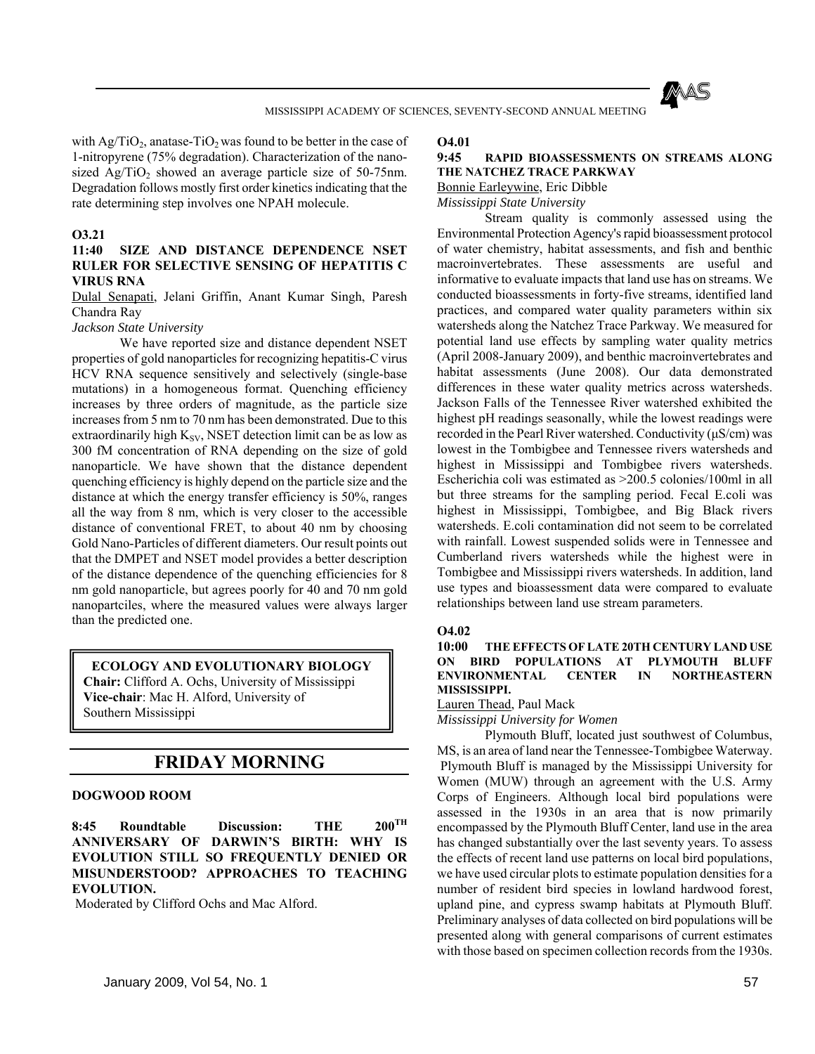with $Ag/TiO_2$, anatase-$TiO_2$ was found to be better in the case of 1-nitropyrene (75% degradation). Characterization of the nano-sized $Ag/TiO_2$ showed an average particle size of 50-75nm. Degradation follows mostly first order kinetics indicating that the rate determining step involves one NPAH molecule.

**O3.21**

**11:40 SIZE AND DISTANCE DEPENDENCE NSET RULER FOR SELECTIVE SENSING OF HEPATITIS C VIRUS RNA**

Dulal Senapati, Jelani Griffin, Anant Kumar Singh, Paresh Chandra Ray

*Jackson State University*

We have reported size and distance dependent NSET properties of gold nanoparticles for recognizing hepatitis-C virus HCV RNA sequence sensitively and selectively (single-base mutations) in a homogeneous format. Quenching efficiency increases by three orders of magnitude, as the particle size increases from 5 nm to 70 nm has been demonstrated. Due to this extraordinarily high $K_{SV}$, NSET detection limit can be as low as 300 fM concentration of RNA depending on the size of gold nanoparticle. We have shown that the distance dependent quenching efficiency is highly depend on the particle size and the distance at which the energy transfer efficiency is 50%, ranges all the way from 8 nm, which is very closer to the accessible distance of conventional FRET, to about 40 nm by choosing Gold Nano-Particles of different diameters. Our result points out that the DMPET and NSET model provides a better description of the distance dependence of the quenching efficiencies for 8 nm gold nanoparticle, but agrees poorly for 40 and 70 nm gold nanopartciles, where the measured values were always larger than the predicted one.

## ECOLOGY AND EVOLUTIONARY BIOLOGY

**Chair:** Clifford A. Ochs, University of Mississippi
**Vice-chair**: Mac H. Alford, University of Southern Mississippi

## FRIDAY MORNING

### DOGWOOD ROOM

**8:45 Roundtable Discussion: THE 200$^{TH}$ ANNIVERSARY OF DARWIN'S BIRTH: WHY IS EVOLUTION STILL SO FREQUENTLY DENIED OR MISUNDERSTOOD? APPROACHES TO TEACHING EVOLUTION.**

Moderated by Clifford Ochs and Mac Alford.

**O4.01**

**9:45 RAPID BIOASSESSMENTS ON STREAMS ALONG THE NATCHEZ TRACE PARKWAY**

Bonnie Earleywine, Eric Dibble

*Mississippi State University*

Stream quality is commonly assessed using the Environmental Protection Agency's rapid bioassessment protocol of water chemistry, habitat assessments, and fish and benthic macroinvertebrates. These assessments are useful and informative to evaluate impacts that land use has on streams. We conducted bioassessments in forty-five streams, identified land practices, and compared water quality parameters within six watersheds along the Natchez Trace Parkway. We measured for potential land use effects by sampling water quality metrics (April 2008-January 2009), and benthic macroinvertebrates and habitat assessments (June 2008). Our data demonstrated differences in these water quality metrics across watersheds. Jackson Falls of the Tennessee River watershed exhibited the highest pH readings seasonally, while the lowest readings were recorded in the Pearl River watershed. Conductivity (µS/cm) was lowest in the Tombigbee and Tennessee rivers watersheds and highest in Mississippi and Tombigbee rivers watersheds. Escherichia coli was estimated as >200.5 colonies/100ml in all but three streams for the sampling period. Fecal E.coli was highest in Mississippi, Tombigbee, and Big Black rivers watersheds. E.coli contamination did not seem to be correlated with rainfall. Lowest suspended solids were in Tennessee and Cumberland rivers watersheds while the highest were in Tombigbee and Mississippi rivers watersheds. In addition, land use types and bioassessment data were compared to evaluate relationships between land use stream parameters.

**O4.02**

**10:00 THE EFFECTS OF LATE 20TH CENTURY LAND USE ON BIRD POPULATIONS AT PLYMOUTH BLUFF ENVIRONMENTAL CENTER IN NORTHEASTERN MISSISSIPPI.**

Lauren Thead, Paul Mack

*Mississippi University for Women*

Plymouth Bluff, located just southwest of Columbus, MS, is an area of land near the Tennessee-Tombigbee Waterway. Plymouth Bluff is managed by the Mississippi University for Women (MUW) through an agreement with the U.S. Army Corps of Engineers. Although local bird populations were assessed in the 1930s in an area that is now primarily encompassed by the Plymouth Bluff Center, land use in the area has changed substantially over the last seventy years. To assess the effects of recent land use patterns on local bird populations, we have used circular plots to estimate population densities for a number of resident bird species in lowland hardwood forest, upland pine, and cypress swamp habitats at Plymouth Bluff. Preliminary analyses of data collected on bird populations will be presented along with general comparisons of current estimates with those based on specimen collection records from the 1930s.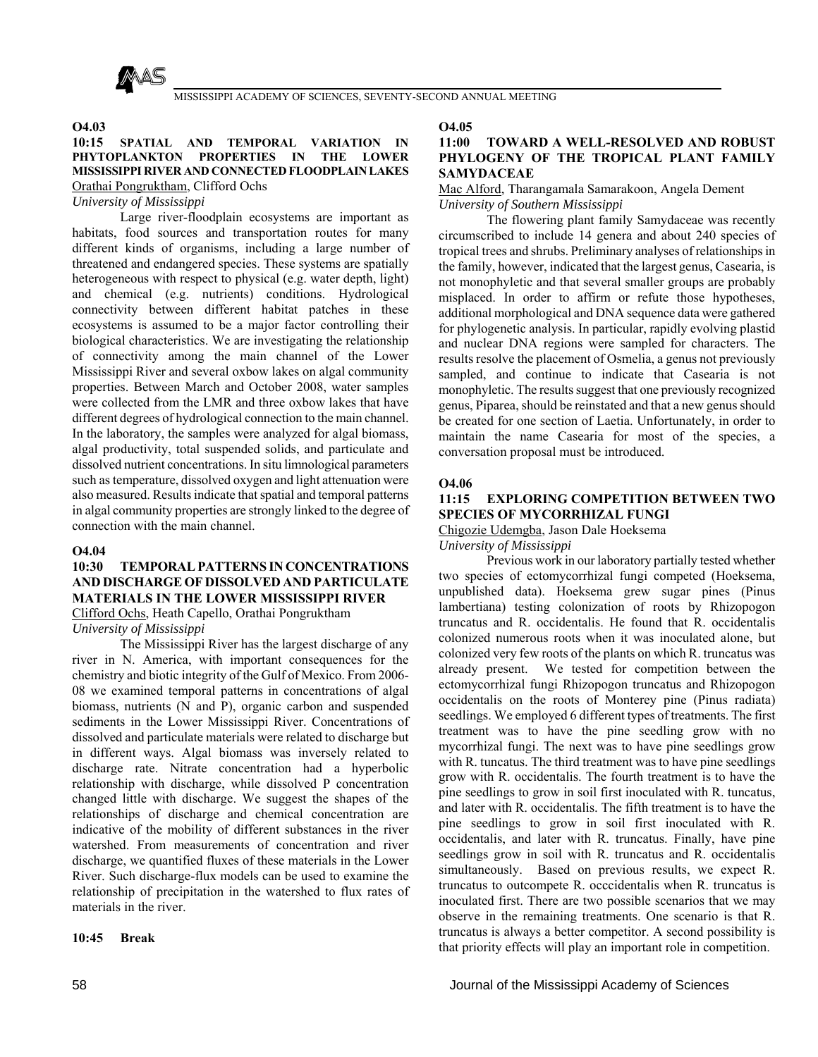## O4.03

### 10:15 SPATIAL AND TEMPORAL VARIATION IN PHYTOPLANKTON PROPERTIES IN THE LOWER MISSISSIPPI RIVER AND CONNECTED FLOODPLAIN LAKES

Orathai Pongruktham, Clifford Ochs

*University of Mississippi*

Large river-floodplain ecosystems are important as habitats, food sources and transportation routes for many different kinds of organisms, including a large number of threatened and endangered species. These systems are spatially heterogeneous with respect to physical (e.g. water depth, light) and chemical (e.g. nutrients) conditions. Hydrological connectivity between different habitat patches in these ecosystems is assumed to be a major factor controlling their biological characteristics. We are investigating the relationship of connectivity among the main channel of the Lower Mississippi River and several oxbow lakes on algal community properties. Between March and October 2008, water samples were collected from the LMR and three oxbow lakes that have different degrees of hydrological connection to the main channel. In the laboratory, the samples were analyzed for algal biomass, algal productivity, total suspended solids, and particulate and dissolved nutrient concentrations. In situ limnological parameters such as temperature, dissolved oxygen and light attenuation were also measured. Results indicate that spatial and temporal patterns in algal community properties are strongly linked to the degree of connection with the main channel.

## O4.04

### 10:30 TEMPORAL PATTERNS IN CONCENTRATIONS AND DISCHARGE OF DISSOLVED AND PARTICULATE MATERIALS IN THE LOWER MISSISSIPPI RIVER

Clifford Ochs, Heath Capello, Orathai Pongruktham

*University of Mississippi*

The Mississippi River has the largest discharge of any river in N. America, with important consequences for the chemistry and biotic integrity of the Gulf of Mexico. From 2006-08 we examined temporal patterns in concentrations of algal biomass, nutrients (N and P), organic carbon and suspended sediments in the Lower Mississippi River. Concentrations of dissolved and particulate materials were related to discharge but in different ways. Algal biomass was inversely related to discharge rate. Nitrate concentration had a hyperbolic relationship with discharge, while dissolved P concentration changed little with discharge. We suggest the shapes of the relationships of discharge and chemical concentration are indicative of the mobility of different substances in the river watershed. From measurements of concentration and river discharge, we quantified fluxes of these materials in the Lower River. Such discharge-flux models can be used to examine the relationship of precipitation in the watershed to flux rates of materials in the river.

**10:45 Break**

## O4.05

### 11:00 TOWARD A WELL-RESOLVED AND ROBUST PHYLOGENY OF THE TROPICAL PLANT FAMILY SAMYDACEAE

Mac Alford, Tharangamala Samarakoon, Angela Dement

*University of Southern Mississippi*

The flowering plant family Samydaceae was recently circumscribed to include 14 genera and about 240 species of tropical trees and shrubs. Preliminary analyses of relationships in the family, however, indicated that the largest genus, Casearia, is not monophyletic and that several smaller groups are probably misplaced. In order to affirm or refute those hypotheses, additional morphological and DNA sequence data were gathered for phylogenetic analysis. In particular, rapidly evolving plastid and nuclear DNA regions were sampled for characters. The results resolve the placement of Osmelia, a genus not previously sampled, and continue to indicate that Casearia is not monophyletic. The results suggest that one previously recognized genus, Piparea, should be reinstated and that a new genus should be created for one section of Laetia. Unfortunately, in order to maintain the name Casearia for most of the species, a conversation proposal must be introduced.

## O4.06

### 11:15 EXPLORING COMPETITION BETWEEN TWO SPECIES OF MYCORRHIZAL FUNGI

Chigozie Udemgba, Jason Dale Hoeksema

*University of Mississippi*

Previous work in our laboratory partially tested whether two species of ectomycorrhizal fungi competed (Hoeksema, unpublished data). Hoeksema grew sugar pines (Pinus lambertiana) testing colonization of roots by Rhizopogon truncatus and R. occidentalis. He found that R. occidentalis colonized numerous roots when it was inoculated alone, but colonized very few roots of the plants on which R. truncatus was already present. We tested for competition between the ectomycorrhizal fungi Rhizopogon truncatus and Rhizopogon occidentalis on the roots of Monterey pine (Pinus radiata) seedlings. We employed 6 different types of treatments. The first treatment was to have the pine seedling grow with no mycorrhizal fungi. The next was to have pine seedlings grow with R. tuncatus. The third treatment was to have pine seedlings grow with R. occidentalis. The fourth treatment is to have the pine seedlings to grow in soil first inoculated with R. tuncatus, and later with R. occidentalis. The fifth treatment is to have the pine seedlings to grow in soil first inoculated with R. occidentalis, and later with R. truncatus. Finally, have pine seedlings grow in soil with R. truncatus and R. occidentalis simultaneously. Based on previous results, we expect R. truncatus to outcompete R. occcidentalis when R. truncatus is inoculated first. There are two possible scenarios that we may observe in the remaining treatments. One scenario is that R. truncatus is always a better competitor. A second possibility is that priority effects will play an important role in competition.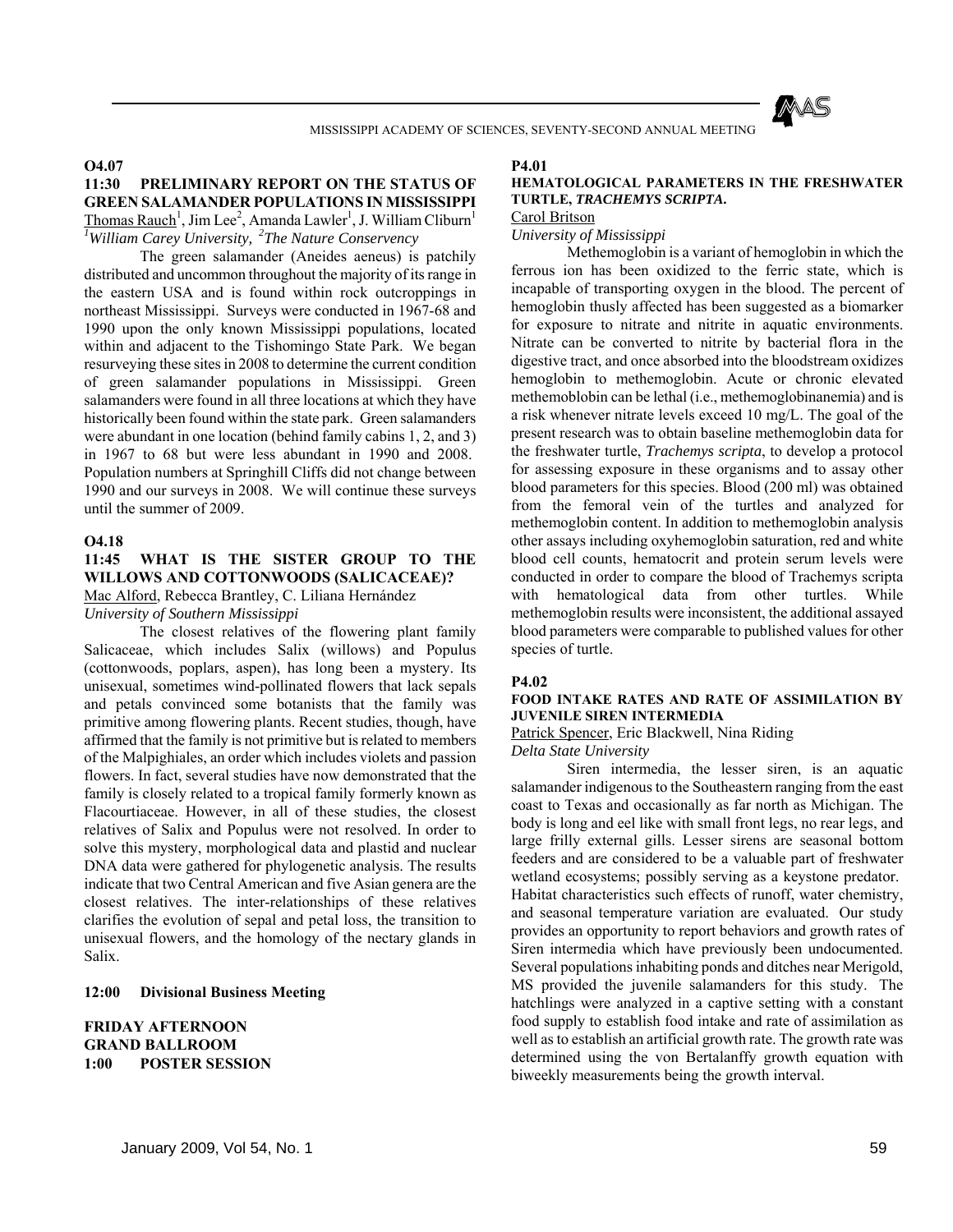**O4.07**

### 11:30 PRELIMINARY REPORT ON THE STATUS OF GREEN SALAMANDER POPULATIONS IN MISSISSIPPI

Thomas Rauch[1], Jim Lee[2], Amanda Lawler[1], J. William Cliburn[1]

*[1]William Carey University, [2]The Nature Conservency*

The green salamander (Aneides aeneus) is patchily distributed and uncommon throughout the majority of its range in the eastern USA and is found within rock outcroppings in northeast Mississippi. Surveys were conducted in 1967-68 and 1990 upon the only known Mississippi populations, located within and adjacent to the Tishomingo State Park. We began resurveying these sites in 2008 to determine the current condition of green salamander populations in Mississippi. Green salamanders were found in all three locations at which they have historically been found within the state park. Green salamanders were abundant in one location (behind family cabins 1, 2, and 3) in 1967 to 68 but were less abundant in 1990 and 2008. Population numbers at Springhill Cliffs did not change between 1990 and our surveys in 2008. We will continue these surveys until the summer of 2009.

**O4.18**

### 11:45 WHAT IS THE SISTER GROUP TO THE WILLOWS AND COTTONWOODS (SALICACEAE)?

Mac Alford, Rebecca Brantley, C. Liliana Hernández

*University of Southern Mississippi*

The closest relatives of the flowering plant family Salicaceae, which includes Salix (willows) and Populus (cottonwoods, poplars, aspen), has long been a mystery. Its unisexual, sometimes wind-pollinated flowers that lack sepals and petals convinced some botanists that the family was primitive among flowering plants. Recent studies, though, have affirmed that the family is not primitive but is related to members of the Malpighiales, an order which includes violets and passion flowers. In fact, several studies have now demonstrated that the family is closely related to a tropical family formerly known as Flacourtiaceae. However, in all of these studies, the closest relatives of Salix and Populus were not resolved. In order to solve this mystery, morphological data and plastid and nuclear DNA data were gathered for phylogenetic analysis. The results indicate that two Central American and five Asian genera are the closest relatives. The inter-relationships of these relatives clarifies the evolution of sepal and petal loss, the transition to unisexual flowers, and the homology of the nectary glands in Salix.

**12:00 Divisional Business Meeting**

**FRIDAY AFTERNOON**
**GRAND BALLROOM**
**1:00 POSTER SESSION**

**P4.01**

### HEMATOLOGICAL PARAMETERS IN THE FRESHWATER TURTLE, *TRACHEMYS SCRIPTA*.

Carol Britson

*University of Mississippi*

Methemoglobin is a variant of hemoglobin in which the ferrous ion has been oxidized to the ferric state, which is incapable of transporting oxygen in the blood. The percent of hemoglobin thusly affected has been suggested as a biomarker for exposure to nitrate and nitrite in aquatic environments. Nitrate can be converted to nitrite by bacterial flora in the digestive tract, and once absorbed into the bloodstream oxidizes hemoglobin to methemoglobin. Acute or chronic elevated methemoblobin can be lethal (i.e., methemoglobinanemia) and is a risk whenever nitrate levels exceed 10 mg/L. The goal of the present research was to obtain baseline methemoglobin data for the freshwater turtle, *Trachemys scripta*, to develop a protocol for assessing exposure in these organisms and to assay other blood parameters for this species. Blood (200 ml) was obtained from the femoral vein of the turtles and analyzed for methemoglobin content. In addition to methemoglobin analysis other assays including oxyhemoglobin saturation, red and white blood cell counts, hematocrit and protein serum levels were conducted in order to compare the blood of Trachemys scripta with hematological data from other turtles. While methemoglobin results were inconsistent, the additional assayed blood parameters were comparable to published values for other species of turtle.

**P4.02**

### FOOD INTAKE RATES AND RATE OF ASSIMILATION BY JUVENILE SIREN INTERMEDIA

Patrick Spencer, Eric Blackwell, Nina Riding

*Delta State University*

Siren intermedia, the lesser siren, is an aquatic salamander indigenous to the Southeastern ranging from the east coast to Texas and occasionally as far north as Michigan. The body is long and eel like with small front legs, no rear legs, and large frilly external gills. Lesser sirens are seasonal bottom feeders and are considered to be a valuable part of freshwater wetland ecosystems; possibly serving as a keystone predator. Habitat characteristics such effects of runoff, water chemistry, and seasonal temperature variation are evaluated. Our study provides an opportunity to report behaviors and growth rates of Siren intermedia which have previously been undocumented. Several populations inhabiting ponds and ditches near Merigold, MS provided the juvenile salamanders for this study. The hatchlings were analyzed in a captive setting with a constant food supply to establish food intake and rate of assimilation as well as to establish an artificial growth rate. The growth rate was determined using the von Bertalanffy growth equation with biweekly measurements being the growth interval.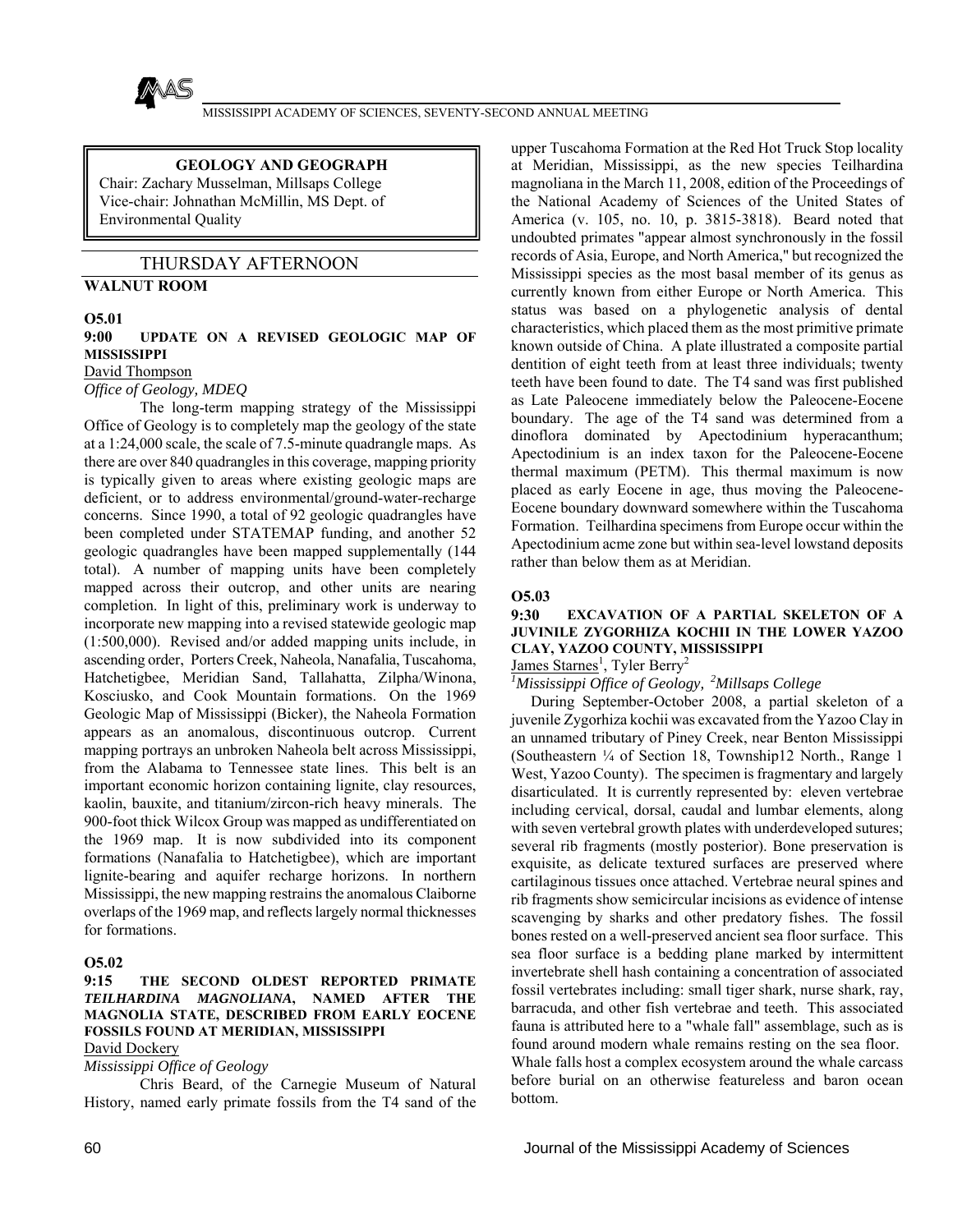## GEOLOGY AND GEOGRAPH

Chair: Zachary Musselman, Millsaps College
Vice-chair: Johnathan McMillin, MS Dept. of Environmental Quality

### THURSDAY AFTERNOON

**WALNUT ROOM**

**O5.01**

**9:00 UPDATE ON A REVISED GEOLOGIC MAP OF MISSISSIPPI**

David Thompson

*Office of Geology, MDEQ*

The long-term mapping strategy of the Mississippi Office of Geology is to completely map the geology of the state at a 1:24,000 scale, the scale of 7.5-minute quadrangle maps. As there are over 840 quadrangles in this coverage, mapping priority is typically given to areas where existing geologic maps are deficient, or to address environmental/ground-water-recharge concerns. Since 1990, a total of 92 geologic quadrangles have been completed under STATEMAP funding, and another 52 geologic quadrangles have been mapped supplementally (144 total). A number of mapping units have been completely mapped across their outcrop, and other units are nearing completion. In light of this, preliminary work is underway to incorporate new mapping into a revised statewide geologic map (1:500,000). Revised and/or added mapping units include, in ascending order, Porters Creek, Naheola, Nanafalia, Tuscahoma, Hatchetigbee, Meridian Sand, Tallahatta, Zilpha/Winona, Kosciusko, and Cook Mountain formations. On the 1969 Geologic Map of Mississippi (Bicker), the Naheola Formation appears as an anomalous, discontinuous outcrop. Current mapping portrays an unbroken Naheola belt across Mississippi, from the Alabama to Tennessee state lines. This belt is an important economic horizon containing lignite, clay resources, kaolin, bauxite, and titanium/zircon-rich heavy minerals. The 900-foot thick Wilcox Group was mapped as undifferentiated on the 1969 map. It is now subdivided into its component formations (Nanafalia to Hatchetigbee), which are important lignite-bearing and aquifer recharge horizons. In northern Mississippi, the new mapping restrains the anomalous Claiborne overlaps of the 1969 map, and reflects largely normal thicknesses for formations.

**O5.02**

**9:15 THE SECOND OLDEST REPORTED PRIMATE *TEILHARDINA MAGNOLIANA*, NAMED AFTER THE MAGNOLIA STATE, DESCRIBED FROM EARLY EOCENE FOSSILS FOUND AT MERIDIAN, MISSISSIPPI**

David Dockery

*Mississippi Office of Geology*

Chris Beard, of the Carnegie Museum of Natural History, named early primate fossils from the T4 sand of the upper Tuscahoma Formation at the Red Hot Truck Stop locality at Meridian, Mississippi, as the new species Teilhardina magnoliana in the March 11, 2008, edition of the Proceedings of the National Academy of Sciences of the United States of America (v. 105, no. 10, p. 3815-3818). Beard noted that undoubted primates "appear almost synchronously in the fossil records of Asia, Europe, and North America," but recognized the Mississippi species as the most basal member of its genus as currently known from either Europe or North America. This status was based on a phylogenetic analysis of dental characteristics, which placed them as the most primitive primate known outside of China. A plate illustrated a composite partial dentition of eight teeth from at least three individuals; twenty teeth have been found to date. The T4 sand was first published as Late Paleocene immediately below the Paleocene-Eocene boundary. The age of the T4 sand was determined from a dinoflora dominated by Apectodinium hyperacanthum; Apectodinium is an index taxon for the Paleocene-Eocene thermal maximum (PETM). This thermal maximum is now placed as early Eocene in age, thus moving the Paleocene-Eocene boundary downward somewhere within the Tuscahoma Formation. Teilhardina specimens from Europe occur within the Apectodinium acme zone but within sea-level lowstand deposits rather than below them as at Meridian.

**O5.03**

**9:30 EXCAVATION OF A PARTIAL SKELETON OF A JUVINILE ZYGORHIZA KOCHII IN THE LOWER YAZOO CLAY, YAZOO COUNTY, MISSISSIPPI**

James Starnes[1], Tyler Berry[2]

*[1]Mississippi Office of Geology, [2]Millsaps College*

During September-October 2008, a partial skeleton of a juvenile Zygorhiza kochii was excavated from the Yazoo Clay in an unnamed tributary of Piney Creek, near Benton Mississippi (Southeastern ¼ of Section 18, Township12 North., Range 1 West, Yazoo County). The specimen is fragmentary and largely disarticulated. It is currently represented by: eleven vertebrae including cervical, dorsal, caudal and lumbar elements, along with seven vertebral growth plates with underdeveloped sutures; several rib fragments (mostly posterior). Bone preservation is exquisite, as delicate textured surfaces are preserved where cartilaginous tissues once attached. Vertebrae neural spines and rib fragments show semicircular incisions as evidence of intense scavenging by sharks and other predatory fishes. The fossil bones rested on a well-preserved ancient sea floor surface. This sea floor surface is a bedding plane marked by intermittent invertebrate shell hash containing a concentration of associated fossil vertebrates including: small tiger shark, nurse shark, ray, barracuda, and other fish vertebrae and teeth. This associated fauna is attributed here to a "whale fall" assemblage, such as is found around modern whale remains resting on the sea floor. Whale falls host a complex ecosystem around the whale carcass before burial on an otherwise featureless and baron ocean bottom.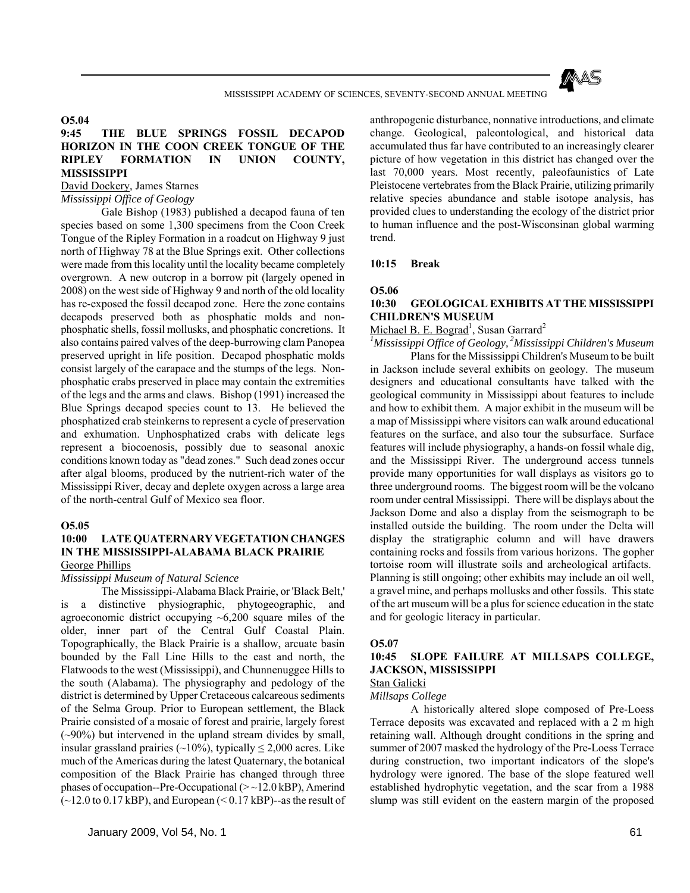**O5.04**

### 9:45 THE BLUE SPRINGS FOSSIL DECAPOD HORIZON IN THE COON CREEK TONGUE OF THE RIPLEY FORMATION IN UNION COUNTY, MISSISSIPPI

David Dockery, James Starnes

*Mississippi Office of Geology*

Gale Bishop (1983) published a decapod fauna of ten species based on some 1,300 specimens from the Coon Creek Tongue of the Ripley Formation in a roadcut on Highway 9 just north of Highway 78 at the Blue Springs exit. Other collections were made from this locality until the locality became completely overgrown. A new outcrop in a borrow pit (largely opened in 2008) on the west side of Highway 9 and north of the old locality has re-exposed the fossil decapod zone. Here the zone contains decapods preserved both as phosphatic molds and non-phosphatic shells, fossil mollusks, and phosphatic concretions. It also contains paired valves of the deep-burrowing clam Panopea preserved upright in life position. Decapod phosphatic molds consist largely of the carapace and the stumps of the legs. Non-phosphatic crabs preserved in place may contain the extremities of the legs and the arms and claws. Bishop (1991) increased the Blue Springs decapod species count to 13. He believed the phosphatized crab steinkerns to represent a cycle of preservation and exhumation. Unphosphatized crabs with delicate legs represent a biocoenosis, possibly due to seasonal anoxic conditions known today as "dead zones." Such dead zones occur after algal blooms, produced by the nutrient-rich water of the Mississippi River, decay and deplete oxygen across a large area of the north-central Gulf of Mexico sea floor.

**O5.05**

### 10:00 LATE QUATERNARY VEGETATION CHANGES IN THE MISSISSIPPI-ALABAMA BLACK PRAIRIE

George Phillips

*Mississippi Museum of Natural Science*

The Mississippi-Alabama Black Prairie, or 'Black Belt,' is a distinctive physiographic, phytogeographic, and agroeconomic district occupying ~6,200 square miles of the older, inner part of the Central Gulf Coastal Plain. Topographically, the Black Prairie is a shallow, arcuate basin bounded by the Fall Line Hills to the east and north, the Flatwoods to the west (Mississippi), and Chunnenuggee Hills to the south (Alabama). The physiography and pedology of the district is determined by Upper Cretaceous calcareous sediments of the Selma Group. Prior to European settlement, the Black Prairie consisted of a mosaic of forest and prairie, largely forest (~90%) but intervened in the upland stream divides by small, insular grassland prairies (~10%), typically ≤ 2,000 acres. Like much of the Americas during the latest Quaternary, the botanical composition of the Black Prairie has changed through three phases of occupation--Pre-Occupational (> ~12.0 kBP), Amerind (~12.0 to 0.17 kBP), and European (< 0.17 kBP)--as the result of anthropogenic disturbance, nonnative introductions, and climate change. Geological, paleontological, and historical data accumulated thus far have contributed to an increasingly clearer picture of how vegetation in this district has changed over the last 70,000 years. Most recently, paleofaunistics of Late Pleistocene vertebrates from the Black Prairie, utilizing primarily relative species abundance and stable isotope analysis, has provided clues to understanding the ecology of the district prior to human influence and the post-Wisconsinan global warming trend.

**10:15 Break**

**O5.06**

### 10:30 GEOLOGICAL EXHIBITS AT THE MISSISSIPPI CHILDREN'S MUSEUM

Michael B. E. Bograd[1], Susan Garrard[2]

[1]*Mississippi Office of Geology,* [2]*Mississippi Children's Museum*

Plans for the Mississippi Children's Museum to be built in Jackson include several exhibits on geology. The museum designers and educational consultants have talked with the geological community in Mississippi about features to include and how to exhibit them. A major exhibit in the museum will be a map of Mississippi where visitors can walk around educational features on the surface, and also tour the subsurface. Surface features will include physiography, a hands-on fossil whale dig, and the Mississippi River. The underground access tunnels provide many opportunities for wall displays as visitors go to three underground rooms. The biggest room will be the volcano room under central Mississippi. There will be displays about the Jackson Dome and also a display from the seismograph to be installed outside the building. The room under the Delta will display the stratigraphic column and will have drawers containing rocks and fossils from various horizons. The gopher tortoise room will illustrate soils and archeological artifacts. Planning is still ongoing; other exhibits may include an oil well, a gravel mine, and perhaps mollusks and other fossils. This state of the art museum will be a plus for science education in the state and for geologic literacy in particular.

**O5.07**

### 10:45 SLOPE FAILURE AT MILLSAPS COLLEGE, JACKSON, MISSISSIPPI

Stan Galicki

*Millsaps College*

A historically altered slope composed of Pre-Loess Terrace deposits was excavated and replaced with a 2 m high retaining wall. Although drought conditions in the spring and summer of 2007 masked the hydrology of the Pre-Loess Terrace during construction, two important indicators of the slope's hydrology were ignored. The base of the slope featured well established hydrophytic vegetation, and the scar from a 1988 slump was still evident on the eastern margin of the proposed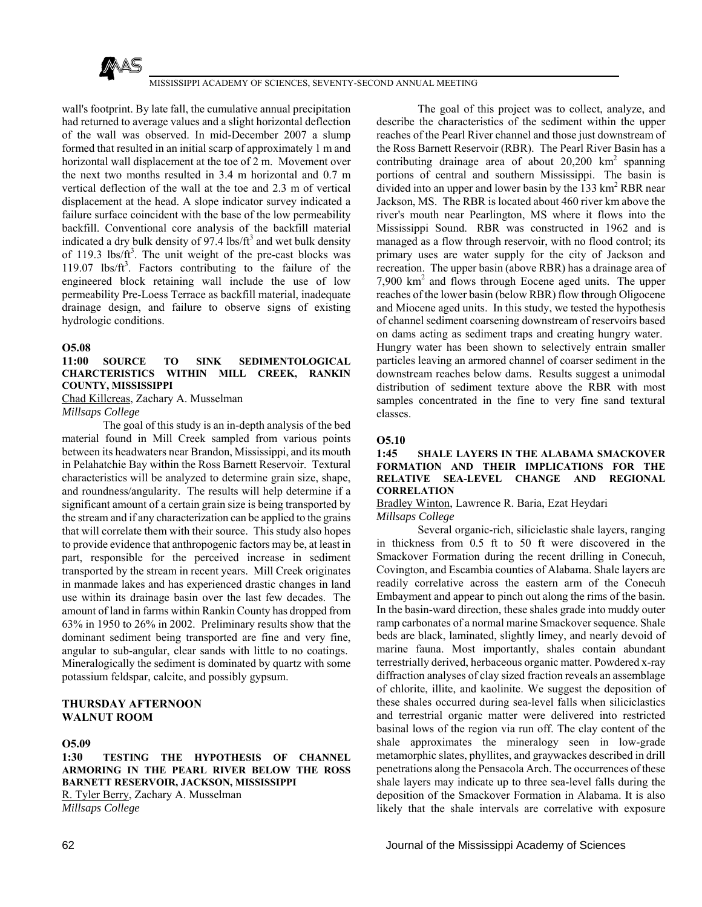wall's footprint. By late fall, the cumulative annual precipitation had returned to average values and a slight horizontal deflection of the wall was observed. In mid-December 2007 a slump formed that resulted in an initial scarp of approximately 1 m and horizontal wall displacement at the toe of 2 m. Movement over the next two months resulted in 3.4 m horizontal and 0.7 m vertical deflection of the wall at the toe and 2.3 m of vertical displacement at the head. A slope indicator survey indicated a failure surface coincident with the base of the low permeability backfill. Conventional core analysis of the backfill material indicated a dry bulk density of 97.4 lbs/ft$^3$ and wet bulk density of 119.3 lbs/ft$^3$. The unit weight of the pre-cast blocks was 119.07 lbs/ft$^3$. Factors contributing to the failure of the engineered block retaining wall include the use of low permeability Pre-Loess Terrace as backfill material, inadequate drainage design, and failure to observe signs of existing hydrologic conditions.

**O5.08**

**11:00 SOURCE TO SINK SEDIMENTOLOGICAL CHARCTERISTICS WITHIN MILL CREEK, RANKIN COUNTY, MISSISSIPPI**

Chad Killcreas, Zachary A. Musselman

*Millsaps College*

The goal of this study is an in-depth analysis of the bed material found in Mill Creek sampled from various points between its headwaters near Brandon, Mississippi, and its mouth in Pelahatchie Bay within the Ross Barnett Reservoir. Textural characteristics will be analyzed to determine grain size, shape, and roundness/angularity. The results will help determine if a significant amount of a certain grain size is being transported by the stream and if any characterization can be applied to the grains that will correlate them with their source. This study also hopes to provide evidence that anthropogenic factors may be, at least in part, responsible for the perceived increase in sediment transported by the stream in recent years. Mill Creek originates in manmade lakes and has experienced drastic changes in land use within its drainage basin over the last few decades. The amount of land in farms within Rankin County has dropped from 63% in 1950 to 26% in 2002. Preliminary results show that the dominant sediment being transported are fine and very fine, angular to sub-angular, clear sands with little to no coatings. Mineralogically the sediment is dominated by quartz with some potassium feldspar, calcite, and possibly gypsum.

**THURSDAY AFTERNOON**
**WALNUT ROOM**

**O5.09**

**1:30 TESTING THE HYPOTHESIS OF CHANNEL ARMORING IN THE PEARL RIVER BELOW THE ROSS BARNETT RESERVOIR, JACKSON, MISSISSIPPI**

R. Tyler Berry, Zachary A. Musselman

*Millsaps College*

The goal of this project was to collect, analyze, and describe the characteristics of the sediment within the upper reaches of the Pearl River channel and those just downstream of the Ross Barnett Reservoir (RBR). The Pearl River Basin has a contributing drainage area of about 20,200 km$^2$ spanning portions of central and southern Mississippi. The basin is divided into an upper and lower basin by the 133 km$^2$ RBR near Jackson, MS. The RBR is located about 460 river km above the river's mouth near Pearlington, MS where it flows into the Mississippi Sound. RBR was constructed in 1962 and is managed as a flow through reservoir, with no flood control; its primary uses are water supply for the city of Jackson and recreation. The upper basin (above RBR) has a drainage area of 7,900 km$^2$ and flows through Eocene aged units. The upper reaches of the lower basin (below RBR) flow through Oligocene and Miocene aged units. In this study, we tested the hypothesis of channel sediment coarsening downstream of reservoirs based on dams acting as sediment traps and creating hungry water. Hungry water has been shown to selectively entrain smaller particles leaving an armored channel of coarser sediment in the downstream reaches below dams. Results suggest a unimodal distribution of sediment texture above the RBR with most samples concentrated in the fine to very fine sand textural classes.

**O5.10**

**1:45 SHALE LAYERS IN THE ALABAMA SMACKOVER FORMATION AND THEIR IMPLICATIONS FOR THE RELATIVE SEA-LEVEL CHANGE AND REGIONAL CORRELATION**

Bradley Winton, Lawrence R. Baria, Ezat Heydari

*Millsaps College*

Several organic-rich, siliciclastic shale layers, ranging in thickness from 0.5 ft to 50 ft were discovered in the Smackover Formation during the recent drilling in Conecuh, Covington, and Escambia counties of Alabama. Shale layers are readily correlative across the eastern arm of the Conecuh Embayment and appear to pinch out along the rims of the basin. In the basin-ward direction, these shales grade into muddy outer ramp carbonates of a normal marine Smackover sequence. Shale beds are black, laminated, slightly limey, and nearly devoid of marine fauna. Most importantly, shales contain abundant terrestrially derived, herbaceous organic matter. Powdered x-ray diffraction analyses of clay sized fraction reveals an assemblage of chlorite, illite, and kaolinite. We suggest the deposition of these shales occurred during sea-level falls when siliciclastics and terrestrial organic matter were delivered into restricted basinal lows of the region via run off. The clay content of the shale approximates the mineralogy seen in low-grade metamorphic slates, phyllites, and graywackes described in drill penetrations along the Pensacola Arch. The occurrences of these shale layers may indicate up to three sea-level falls during the deposition of the Smackover Formation in Alabama. It is also likely that the shale intervals are correlative with exposure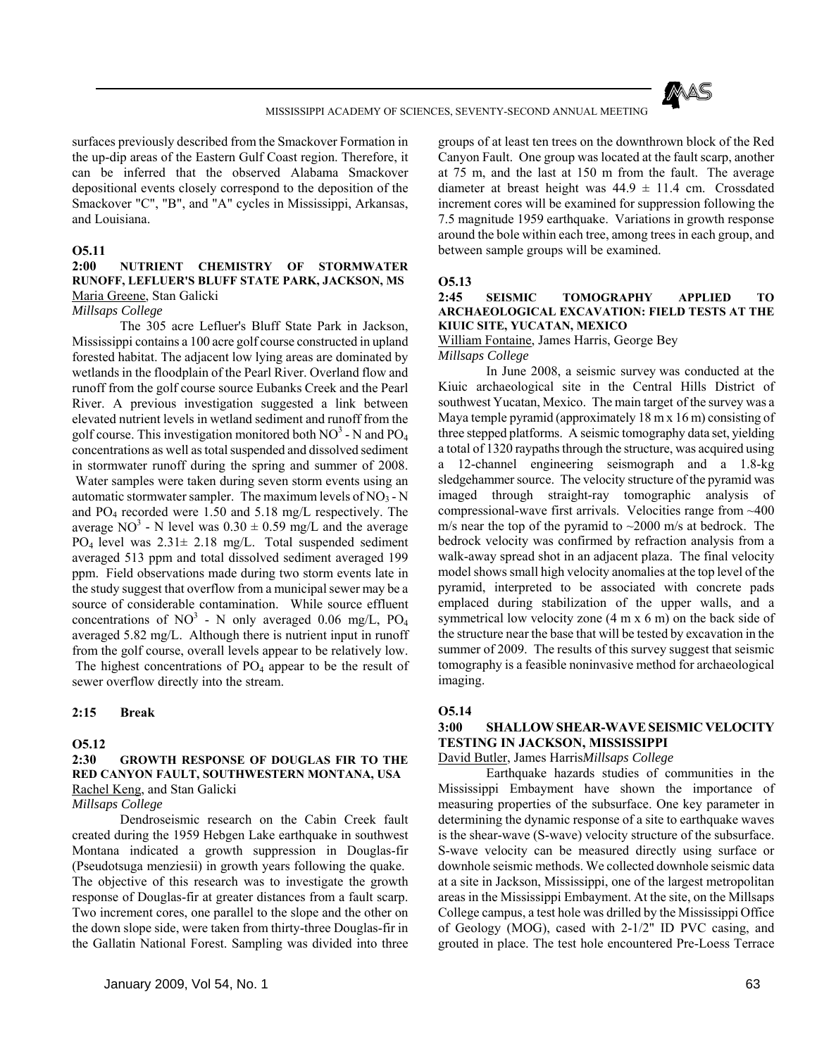surfaces previously described from the Smackover Formation in the up-dip areas of the Eastern Gulf Coast region. Therefore, it can be inferred that the observed Alabama Smackover depositional events closely correspond to the deposition of the Smackover "C", "B", and "A" cycles in Mississippi, Arkansas, and Louisiana.

**O5.11**

**2:00 NUTRIENT CHEMISTRY OF STORMWATER RUNOFF, LEFLUER'S BLUFF STATE PARK, JACKSON, MS**

Maria Greene, Stan Galicki

*Millsaps College*

The 305 acre Lefluer's Bluff State Park in Jackson, Mississippi contains a 100 acre golf course constructed in upland forested habitat. The adjacent low lying areas are dominated by wetlands in the floodplain of the Pearl River. Overland flow and runoff from the golf course source Eubanks Creek and the Pearl River. A previous investigation suggested a link between elevated nutrient levels in wetland sediment and runoff from the golf course. This investigation monitored both $NO^3$ - N and $PO_4$ concentrations as well as total suspended and dissolved sediment in stormwater runoff during the spring and summer of 2008. Water samples were taken during seven storm events using an automatic stormwater sampler. The maximum levels of $NO_3$ - N and $PO_4$ recorded were 1.50 and 5.18 mg/L respectively. The average $NO^3$ - N level was $0.30 \pm 0.59$ mg/L and the average $PO_4$ level was $2.31 \pm 2.18$ mg/L. Total suspended sediment averaged 513 ppm and total dissolved sediment averaged 199 ppm. Field observations made during two storm events late in the study suggest that overflow from a municipal sewer may be a source of considerable contamination. While source effluent concentrations of $NO^3$ - N only averaged 0.06 mg/L, $PO_4$ averaged 5.82 mg/L. Although there is nutrient input in runoff from the golf course, overall levels appear to be relatively low. The highest concentrations of $PO_4$ appear to be the result of sewer overflow directly into the stream.

**2:15 Break**

**O5.12**

**2:30 GROWTH RESPONSE OF DOUGLAS FIR TO THE RED CANYON FAULT, SOUTHWESTERN MONTANA, USA**

Rachel Keng, and Stan Galicki

*Millsaps College*

Dendroseismic research on the Cabin Creek fault created during the 1959 Hebgen Lake earthquake in southwest Montana indicated a growth suppression in Douglas-fir (Pseudotsuga menziesii) in growth years following the quake. The objective of this research was to investigate the growth response of Douglas-fir at greater distances from a fault scarp. Two increment cores, one parallel to the slope and the other on the down slope side, were taken from thirty-three Douglas-fir in the Gallatin National Forest. Sampling was divided into three groups of at least ten trees on the downthrown block of the Red Canyon Fault. One group was located at the fault scarp, another at 75 m, and the last at 150 m from the fault. The average diameter at breast height was $44.9 \pm 11.4$ cm. Crossdated increment cores will be examined for suppression following the 7.5 magnitude 1959 earthquake. Variations in growth response around the bole within each tree, among trees in each group, and between sample groups will be examined.

**O5.13**

**2:45 SEISMIC TOMOGRAPHY APPLIED TO ARCHAEOLOGICAL EXCAVATION: FIELD TESTS AT THE KIUIC SITE, YUCATAN, MEXICO**

William Fontaine, James Harris, George Bey

*Millsaps College*

In June 2008, a seismic survey was conducted at the Kiuic archaeological site in the Central Hills District of southwest Yucatan, Mexico. The main target of the survey was a Maya temple pyramid (approximately 18 m x 16 m) consisting of three stepped platforms. A seismic tomography data set, yielding a total of 1320 raypaths through the structure, was acquired using a 12-channel engineering seismograph and a 1.8-kg sledgehammer source. The velocity structure of the pyramid was imaged through straight-ray tomographic analysis of compressional-wave first arrivals. Velocities range from ~400 m/s near the top of the pyramid to ~2000 m/s at bedrock. The bedrock velocity was confirmed by refraction analysis from a walk-away spread shot in an adjacent plaza. The final velocity model shows small high velocity anomalies at the top level of the pyramid, interpreted to be associated with concrete pads emplaced during stabilization of the upper walls, and a symmetrical low velocity zone (4 m x 6 m) on the back side of the structure near the base that will be tested by excavation in the summer of 2009. The results of this survey suggest that seismic tomography is a feasible noninvasive method for archaeological imaging.

**O5.14**

**3:00 SHALLOW SHEAR-WAVE SEISMIC VELOCITY TESTING IN JACKSON, MISSISSIPPI**

David Butler, James Harris*Millsaps College*

Earthquake hazards studies of communities in the Mississippi Embayment have shown the importance of measuring properties of the subsurface. One key parameter in determining the dynamic response of a site to earthquake waves is the shear-wave (S-wave) velocity structure of the subsurface. S-wave velocity can be measured directly using surface or downhole seismic methods. We collected downhole seismic data at a site in Jackson, Mississippi, one of the largest metropolitan areas in the Mississippi Embayment. At the site, on the Millsaps College campus, a test hole was drilled by the Mississippi Office of Geology (MOG), cased with 2-1/2" ID PVC casing, and grouted in place. The test hole encountered Pre-Loess Terrace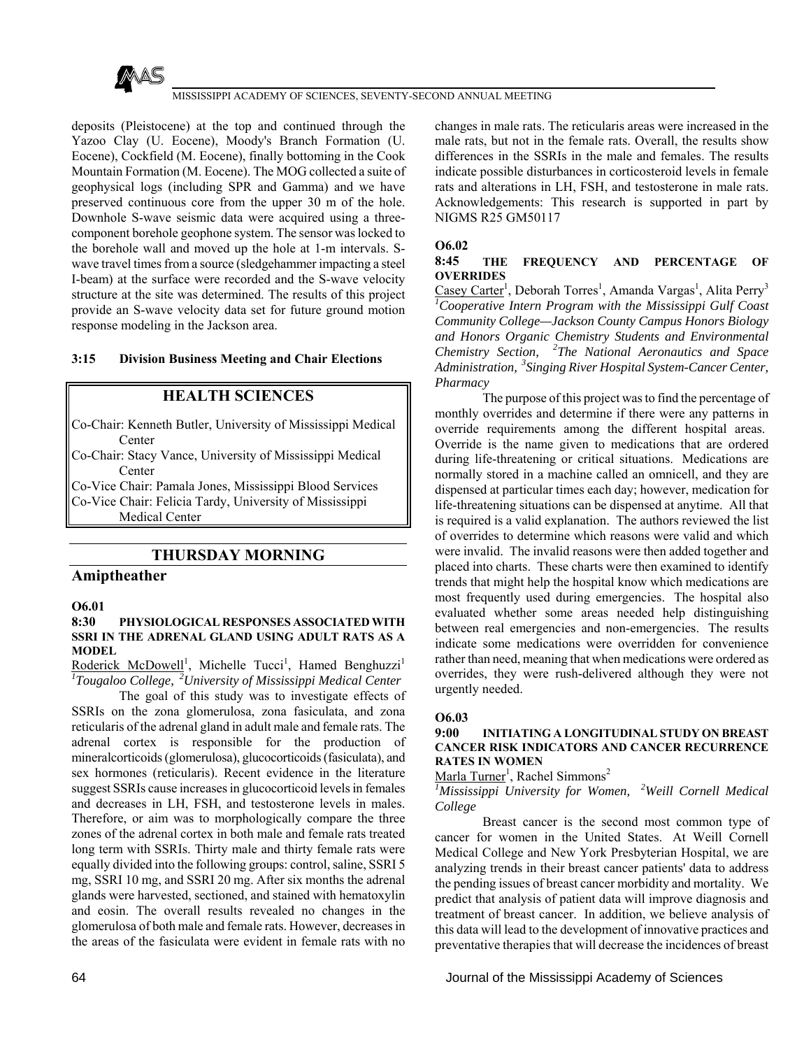deposits (Pleistocene) at the top and continued through the Yazoo Clay (U. Eocene), Moody's Branch Formation (U. Eocene), Cockfield (M. Eocene), finally bottoming in the Cook Mountain Formation (M. Eocene). The MOG collected a suite of geophysical logs (including SPR and Gamma) and we have preserved continuous core from the upper 30 m of the hole. Downhole S-wave seismic data were acquired using a three-component borehole geophone system. The sensor was locked to the borehole wall and moved up the hole at 1-m intervals. S-wave travel times from a source (sledgehammer impacting a steel I-beam) at the surface were recorded and the S-wave velocity structure at the site was determined. The results of this project provide an S-wave velocity data set for future ground motion response modeling in the Jackson area.

**3:15 Division Business Meeting and Chair Elections**

## HEALTH SCIENCES

Co-Chair: Kenneth Butler, University of Mississippi Medical Center
Co-Chair: Stacy Vance, University of Mississippi Medical Center
Co-Vice Chair: Pamala Jones, Mississippi Blood Services
Co-Vice Chair: Felicia Tardy, University of Mississippi Medical Center

## THURSDAY MORNING

### Amiptheather

**O6.01**

**8:30 PHYSIOLOGICAL RESPONSES ASSOCIATED WITH SSRI IN THE ADRENAL GLAND USING ADULT RATS AS A MODEL**

Roderick McDowell[1], Michelle Tucci[1], Hamed Benghuzzi[1]
[1]*Tougaloo College,* [2]*University of Mississippi Medical Center*

The goal of this study was to investigate effects of SSRIs on the zona glomerulosa, zona fasiculata, and zona reticularis of the adrenal gland in adult male and female rats. The adrenal cortex is responsible for the production of mineralcorticoids (glomerulosa), glucocorticoids (fasiculata), and sex hormones (reticularis). Recent evidence in the literature suggest SSRIs cause increases in glucocorticoid levels in females and decreases in LH, FSH, and testosterone levels in males. Therefore, or aim was to morphologically compare the three zones of the adrenal cortex in both male and female rats treated long term with SSRIs. Thirty male and thirty female rats were equally divided into the following groups: control, saline, SSRI 5 mg, SSRI 10 mg, and SSRI 20 mg. After six months the adrenal glands were harvested, sectioned, and stained with hematoxylin and eosin. The overall results revealed no changes in the glomerulosa of both male and female rats. However, decreases in the areas of the fasiculata were evident in female rats with no changes in male rats. The reticularis areas were increased in the male rats, but not in the female rats. Overall, the results show differences in the SSRIs in the male and females. The results indicate possible disturbances in corticosteroid levels in female rats and alterations in LH, FSH, and testosterone in male rats. Acknowledgements: This research is supported in part by NIGMS R25 GM50117

**O6.02**

**8:45 THE FREQUENCY AND PERCENTAGE OF OVERRIDES**

Casey Carter[1], Deborah Torres[1], Amanda Vargas[1], Alita Perry[3]
[1]*Cooperative Intern Program with the Mississippi Gulf Coast Community College—Jackson County Campus Honors Biology and Honors Organic Chemistry Students and Environmental Chemistry Section,* [2]*The National Aeronautics and Space Administration,* [3]*Singing River Hospital System-Cancer Center, Pharmacy*

The purpose of this project was to find the percentage of monthly overrides and determine if there were any patterns in override requirements among the different hospital areas. Override is the name given to medications that are ordered during life-threatening or critical situations. Medications are normally stored in a machine called an omnicell, and they are dispensed at particular times each day; however, medication for life-threatening situations can be dispensed at anytime. All that is required is a valid explanation. The authors reviewed the list of overrides to determine which reasons were valid and which were invalid. The invalid reasons were then added together and placed into charts. These charts were then examined to identify trends that might help the hospital know which medications are most frequently used during emergencies. The hospital also evaluated whether some areas needed help distinguishing between real emergencies and non-emergencies. The results indicate some medications were overridden for convenience rather than need, meaning that when medications were ordered as overrides, they were rush-delivered although they were not urgently needed.

**O6.03**

**9:00 INITIATING A LONGITUDINAL STUDY ON BREAST CANCER RISK INDICATORS AND CANCER RECURRENCE RATES IN WOMEN**

Marla Turner[1], Rachel Simmons[2]
[1]*Mississippi University for Women,* [2]*Weill Cornell Medical College*

Breast cancer is the second most common type of cancer for women in the United States. At Weill Cornell Medical College and New York Presbyterian Hospital, we are analyzing trends in their breast cancer patients' data to address the pending issues of breast cancer morbidity and mortality. We predict that analysis of patient data will improve diagnosis and treatment of breast cancer. In addition, we believe analysis of this data will lead to the development of innovative practices and preventative therapies that will decrease the incidences of breast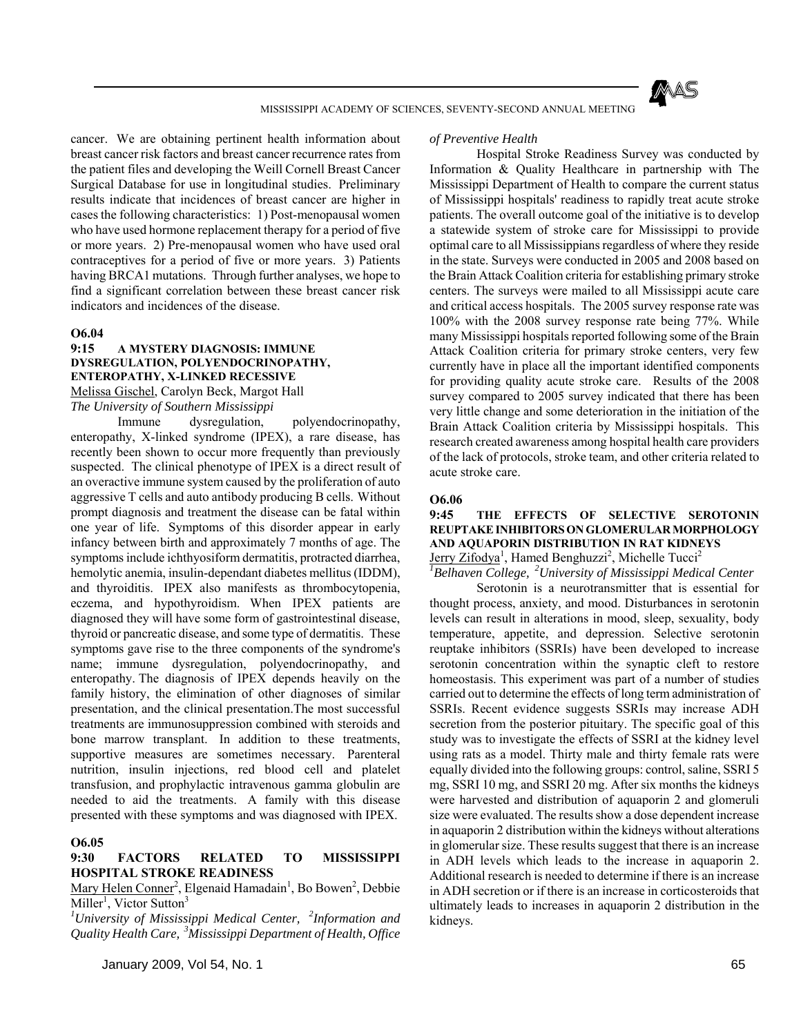cancer. We are obtaining pertinent health information about breast cancer risk factors and breast cancer recurrence rates from the patient files and developing the Weill Cornell Breast Cancer Surgical Database for use in longitudinal studies. Preliminary results indicate that incidences of breast cancer are higher in cases the following characteristics: 1) Post-menopausal women who have used hormone replacement therapy for a period of five or more years. 2) Pre-menopausal women who have used oral contraceptives for a period of five or more years. 3) Patients having BRCA1 mutations. Through further analyses, we hope to find a significant correlation between these breast cancer risk indicators and incidences of the disease.

**O6.04**

**9:15 A MYSTERY DIAGNOSIS: IMMUNE DYSREGULATION, POLYENDOCRINOPATHY, ENTEROPATHY, X-LINKED RECESSIVE**

Melissa Gischel, Carolyn Beck, Margot Hall

*The University of Southern Mississippi*

Immune dysregulation, polyendocrinopathy, enteropathy, X-linked syndrome (IPEX), a rare disease, has recently been shown to occur more frequently than previously suspected. The clinical phenotype of IPEX is a direct result of an overactive immune system caused by the proliferation of auto aggressive T cells and auto antibody producing B cells. Without prompt diagnosis and treatment the disease can be fatal within one year of life. Symptoms of this disorder appear in early infancy between birth and approximately 7 months of age. The symptoms include ichthyosiform dermatitis, protracted diarrhea, hemolytic anemia, insulin-dependant diabetes mellitus (IDDM), and thyroiditis. IPEX also manifests as thrombocytopenia, eczema, and hypothyroidism. When IPEX patients are diagnosed they will have some form of gastrointestinal disease, thyroid or pancreatic disease, and some type of dermatitis. These symptoms gave rise to the three components of the syndrome's name; immune dysregulation, polyendocrinopathy, and enteropathy. The diagnosis of IPEX depends heavily on the family history, the elimination of other diagnoses of similar presentation, and the clinical presentation.The most successful treatments are immunosuppression combined with steroids and bone marrow transplant. In addition to these treatments, supportive measures are sometimes necessary. Parenteral nutrition, insulin injections, red blood cell and platelet transfusion, and prophylactic intravenous gamma globulin are needed to aid the treatments. A family with this disease presented with these symptoms and was diagnosed with IPEX.

**O6.05**

**9:30 FACTORS RELATED TO MISSISSIPPI HOSPITAL STROKE READINESS**

Mary Helen Conner[2], Elgenaid Hamadain[1], Bo Bowen[2], Debbie Miller[1], Victor Sutton[3]

*[1]University of Mississippi Medical Center, [2]Information and Quality Health Care, [3]Mississippi Department of Health, Office of Preventive Health*

Hospital Stroke Readiness Survey was conducted by Information & Quality Healthcare in partnership with The Mississippi Department of Health to compare the current status of Mississippi hospitals' readiness to rapidly treat acute stroke patients. The overall outcome goal of the initiative is to develop a statewide system of stroke care for Mississippi to provide optimal care to all Mississippians regardless of where they reside in the state. Surveys were conducted in 2005 and 2008 based on the Brain Attack Coalition criteria for establishing primary stroke centers. The surveys were mailed to all Mississippi acute care and critical access hospitals. The 2005 survey response rate was 100% with the 2008 survey response rate being 77%. While many Mississippi hospitals reported following some of the Brain Attack Coalition centers for primary stroke centers, very few currently have in place all the important identified components for providing quality acute stroke care. Results of the 2008 survey compared to 2005 survey indicated that there has been very little change and some deterioration in the initiation of the Brain Attack Coalition criteria by Mississippi hospitals. This research created awareness among hospital health care providers of the lack of protocols, stroke team, and other criteria related to acute stroke care.

**O6.06**

**9:45 THE EFFECTS OF SELECTIVE SEROTONIN REUPTAKE INHIBITORS ON GLOMERULAR MORPHOLOGY AND AQUAPORIN DISTRIBUTION IN RAT KIDNEYS**

Jerry Zifodya[1], Hamed Benghuzzi[2], Michelle Tucci[2]

*[1]Belhaven College, [2]University of Mississippi Medical Center*

Serotonin is a neurotransmitter that is essential for thought process, anxiety, and mood. Disturbances in serotonin levels can result in alterations in mood, sleep, sexuality, body temperature, appetite, and depression. Selective serotonin reuptake inhibitors (SSRIs) have been developed to increase serotonin concentration within the synaptic cleft to restore homeostasis. This experiment was part of a number of studies carried out to determine the effects of long term administration of SSRIs. Recent evidence suggests SSRIs may increase ADH secretion from the posterior pituitary. The specific goal of this study was to investigate the effects of SSRI at the kidney level using rats as a model. Thirty male and thirty female rats were equally divided into the following groups: control, saline, SSRI 5 mg, SSRI 10 mg, and SSRI 20 mg. After six months the kidneys were harvested and distribution of aquaporin 2 and glomeruli size were evaluated. The results show a dose dependent increase in aquaporin 2 distribution within the kidneys without alterations in glomerular size. These results suggest that there is an increase in ADH levels which leads to the increase in aquaporin 2. Additional research is needed to determine if there is an increase in ADH secretion or if there is an increase in corticosteroids that ultimately leads to increases in aquaporin 2 distribution in the kidneys.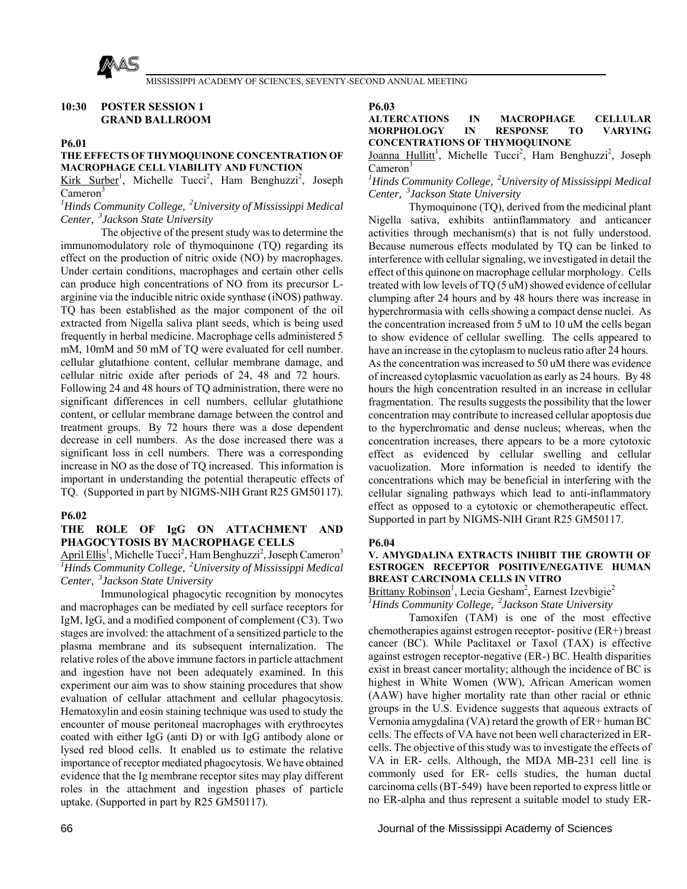## 10:30 POSTER SESSION 1 GRAND BALLROOM

**P6.01**

**THE EFFECTS OF THYMOQUINONE CONCENTRATION OF MACROPHAGE CELL VIABILITY AND FUNCTION**

Kirk Surber[1], Michelle Tucci[2], Ham Benghuzzi[2], Joseph Cameron[3]

*[1]Hinds Community College, [2]University of Mississippi Medical Center, [3]Jackson State University*

The objective of the present study was to determine the immunomodulatory role of thymoquinone (TQ) regarding its effect on the production of nitric oxide (NO) by macrophages. Under certain conditions, macrophages and certain other cells can produce high concentrations of NO from its precursor L-arginine via the inducible nitric oxide synthase (iNOS) pathway. TQ has been established as the major component of the oil extracted from Nigella saliva plant seeds, which is being used frequently in herbal medicine. Macrophage cells administered 5 mM, 10mM and 50 mM of TQ were evaluated for cell number. cellular glutathione content, cellular membrane damage, and cellular nitric oxide after periods of 24, 48 and 72 hours. Following 24 and 48 hours of TQ administration, there were no significant differences in cell numbers, cellular glutathione content, or cellular membrane damage between the control and treatment groups. By 72 hours there was a dose dependent decrease in cell numbers. As the dose increased there was a significant loss in cell numbers. There was a corresponding increase in NO as the dose of TQ increased. This information is important in understanding the potential therapeutic effects of TQ. (Supported in part by NIGMS-NIH Grant R25 GM50117).

**P6.02**

**THE ROLE OF IgG ON ATTACHMENT AND PHAGOCYTOSIS BY MACROPHAGE CELLS**

April Ellis[1], Michelle Tucci[2], Ham Benghuzzi[2], Joseph Cameron[3]

*[1]Hinds Community College, [2]University of Mississippi Medical Center, [3]Jackson State University*

Immunological phagocytic recognition by monocytes and macrophages can be mediated by cell surface receptors for IgM, IgG, and a modified component of complement (C3). Two stages are involved: the attachment of a sensitized particle to the plasma membrane and its subsequent internalization. The relative roles of the above immune factors in particle attachment and ingestion have not been adequately examined. In this experiment our aim was to show staining procedures that show evaluation of cellular attachment and cellular phagocytosis. Hematoxylin and eosin staining technique was used to study the encounter of mouse peritoneal macrophages with erythrocytes coated with either IgG (anti D) or with IgG antibody alone or lysed red blood cells. It enabled us to estimate the relative importance of receptor mediated phagocytosis. We have obtained evidence that the Ig membrane receptor sites may play different roles in the attachment and ingestion phases of particle uptake. (Supported in part by R25 GM50117).

**P6.03**

**ALTERCATIONS IN MACROPHAGE CELLULAR MORPHOLOGY IN RESPONSE TO VARYING CONCENTRATIONS OF THYMOQUINONE**

Joanna Hullitt[1], Michelle Tucci[2], Ham Benghuzzi[2], Joseph Cameron[3]

*[1]Hinds Community College, [2]University of Mississippi Medical Center, [3]Jackson State University*

Thymoquinone (TQ), derived from the medicinal plant Nigella sativa, exhibits antiinflammatory and anticancer activities through mechanism(s) that is not fully understood. Because numerous effects modulated by TQ can be linked to interference with cellular signaling, we investigated in detail the effect of this quinone on macrophage cellular morphology. Cells treated with low levels of TQ (5 uM) showed evidence of cellular clumping after 24 hours and by 48 hours there was increase in hyperchrormasia with cells showing a compact dense nuclei. As the concentration increased from 5 uM to 10 uM the cells began to show evidence of cellular swelling. The cells appeared to have an increase in the cytoplasm to nucleus ratio after 24 hours. As the concentration was increased to 50 uM there was evidence of increased cytoplasmic vacuolation as early as 24 hours. By 48 hours the high concentration resulted in an increase in cellular fragmentation. The results suggests the possibility that the lower concentration may contribute to increased cellular apoptosis due to the hyperchromatic and dense nucleus; whereas, when the concentration increases, there appears to be a more cytotoxic effect as evidenced by cellular swelling and cellular vacuolization. More information is needed to identify the concentrations which may be beneficial in interfering with the cellular signaling pathways which lead to anti-inflammatory effect as opposed to a cytotoxic or chemotherapeutic effect. Supported in part by NIGMS-NIH Grant R25 GM50117.

**P6.04**

**V. AMYGDALINA EXTRACTS INHIBIT THE GROWTH OF ESTROGEN RECEPTOR POSITIVE/NEGATIVE HUMAN BREAST CARCINOMA CELLS IN VITRO**

Brittany Robinson[1], Lecia Gesham[2], Earnest Izevbigie[2]

*[1]Hinds Community College, [2]Jackson State University*

Tamoxifen (TAM) is one of the most effective chemotherapies against estrogen receptor- positive (ER+) breast cancer (BC). While Paclitaxel or Taxol (TAX) is effective against estrogen receptor-negative (ER-) BC. Health disparities exist in breast cancer mortality; although the incidence of BC is highest in White Women (WW), African American women (AAW) have higher mortality rate than other racial or ethnic groups in the U.S. Evidence suggests that aqueous extracts of Vernonia amygdalina (VA) retard the growth of ER+ human BC cells. The effects of VA have not been well characterized in ER-cells. The objective of this study was to investigate the effects of VA in ER- cells. Although, the MDA MB-231 cell line is commonly used for ER- cells studies, the human ductal carcinoma cells (BT-549) have been reported to express little or no ER-alpha and thus represent a suitable model to study ER-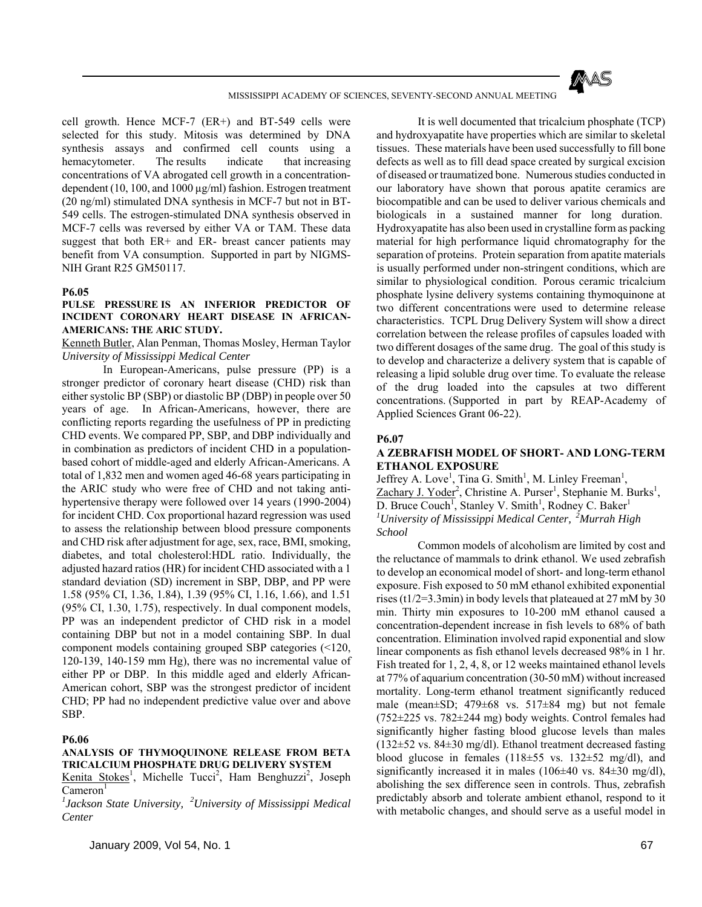cell growth. Hence MCF-7 (ER+) and BT-549 cells were selected for this study. Mitosis was determined by DNA synthesis assays and confirmed cell counts using a hemacytometer. The results indicate that increasing concentrations of VA abrogated cell growth in a concentration-dependent (10, 100, and 1000 µg/ml) fashion. Estrogen treatment (20 ng/ml) stimulated DNA synthesis in MCF-7 but not in BT-549 cells. The estrogen-stimulated DNA synthesis observed in MCF-7 cells was reversed by either VA or TAM. These data suggest that both ER+ and ER- breast cancer patients may benefit from VA consumption. Supported in part by NIGMS-NIH Grant R25 GM50117.

**P6.05**

**PULSE PRESSURE IS AN INFERIOR PREDICTOR OF INCIDENT CORONARY HEART DISEASE IN AFRICAN-AMERICANS: THE ARIC STUDY.**

Kenneth Butler, Alan Penman, Thomas Mosley, Herman Taylor
*University of Mississippi Medical Center*

In European-Americans, pulse pressure (PP) is a stronger predictor of coronary heart disease (CHD) risk than either systolic BP (SBP) or diastolic BP (DBP) in people over 50 years of age. In African-Americans, however, there are conflicting reports regarding the usefulness of PP in predicting CHD events. We compared PP, SBP, and DBP individually and in combination as predictors of incident CHD in a population-based cohort of middle-aged and elderly African-Americans. A total of 1,832 men and women aged 46-68 years participating in the ARIC study who were free of CHD and not taking anti-hypertensive therapy were followed over 14 years (1990-2004) for incident CHD. Cox proportional hazard regression was used to assess the relationship between blood pressure components and CHD risk after adjustment for age, sex, race, BMI, smoking, diabetes, and total cholesterol:HDL ratio. Individually, the adjusted hazard ratios (HR) for incident CHD associated with a 1 standard deviation (SD) increment in SBP, DBP, and PP were 1.58 (95% CI, 1.36, 1.84), 1.39 (95% CI, 1.16, 1.66), and 1.51 (95% CI, 1.30, 1.75), respectively. In dual component models, PP was an independent predictor of CHD risk in a model containing DBP but not in a model containing SBP. In dual component models containing grouped SBP categories (<120, 120-139, 140-159 mm Hg), there was no incremental value of either PP or DBP. In this middle aged and elderly African-American cohort, SBP was the strongest predictor of incident CHD; PP had no independent predictive value over and above SBP.

**P6.06**

**ANALYSIS OF THYMOQUINONE RELEASE FROM BETA TRICALCIUM PHOSPHATE DRUG DELIVERY SYSTEM**

Kenita Stokes[1], Michelle Tucci[2], Ham Benghuzzi[2], Joseph Cameron[1]
[1]*Jackson State University,* [2]*University of Mississippi Medical Center*

It is well documented that tricalcium phosphate (TCP) and hydroxyapatite have properties which are similar to skeletal tissues. These materials have been used successfully to fill bone defects as well as to fill dead space created by surgical excision of diseased or traumatized bone. Numerous studies conducted in our laboratory have shown that porous apatite ceramics are biocompatible and can be used to deliver various chemicals and biologicals in a sustained manner for long duration. Hydroxyapatite has also been used in crystalline form as packing material for high performance liquid chromatography for the separation of proteins. Protein separation from apatite materials is usually performed under non-stringent conditions, which are similar to physiological condition. Porous ceramic tricalcium phosphate lysine delivery systems containing thymoquinone at two different concentrations were used to determine release characteristics. TCPL Drug Delivery System will show a direct correlation between the release profiles of capsules loaded with two different dosages of the same drug. The goal of this study is to develop and characterize a delivery system that is capable of releasing a lipid soluble drug over time. To evaluate the release of the drug loaded into the capsules at two different concentrations. (Supported in part by REAP-Academy of Applied Sciences Grant 06-22).

**P6.07**

**A ZEBRAFISH MODEL OF SHORT- AND LONG-TERM ETHANOL EXPOSURE**

Jeffrey A. Love[1], Tina G. Smith[1], M. Linley Freeman[1], Zachary J. Yoder[2], Christine A. Purser[1], Stephanie M. Burks[1], D. Bruce Couch[1], Stanley V. Smith[1], Rodney C. Baker[1]
[1]*University of Mississippi Medical Center,* [2]*Murrah High School*

Common models of alcoholism are limited by cost and the reluctance of mammals to drink ethanol. We used zebrafish to develop an economical model of short- and long-term ethanol exposure. Fish exposed to 50 mM ethanol exhibited exponential rises ($t_{1/2}$=3.3min) in body levels that plateaued at 27 mM by 30 min. Thirty min exposures to 10-200 mM ethanol caused a concentration-dependent increase in fish levels to 68% of bath concentration. Elimination involved rapid exponential and slow linear components as fish ethanol levels decreased 98% in 1 hr. Fish treated for 1, 2, 4, 8, or 12 weeks maintained ethanol levels at 77% of aquarium concentration (30-50 mM) without increased mortality. Long-term ethanol treatment significantly reduced male (mean±SD; 479±68 vs. 517±84 mg) but not female (752±225 vs. 782±244 mg) body weights. Control females had significantly higher fasting blood glucose levels than males (132±52 vs. 84±30 mg/dl). Ethanol treatment decreased fasting blood glucose in females (118±55 vs. 132±52 mg/dl), and significantly increased it in males (106±40 vs. 84±30 mg/dl), abolishing the sex difference seen in controls. Thus, zebrafish predictably absorb and tolerate ambient ethanol, respond to it with metabolic changes, and should serve as a useful model in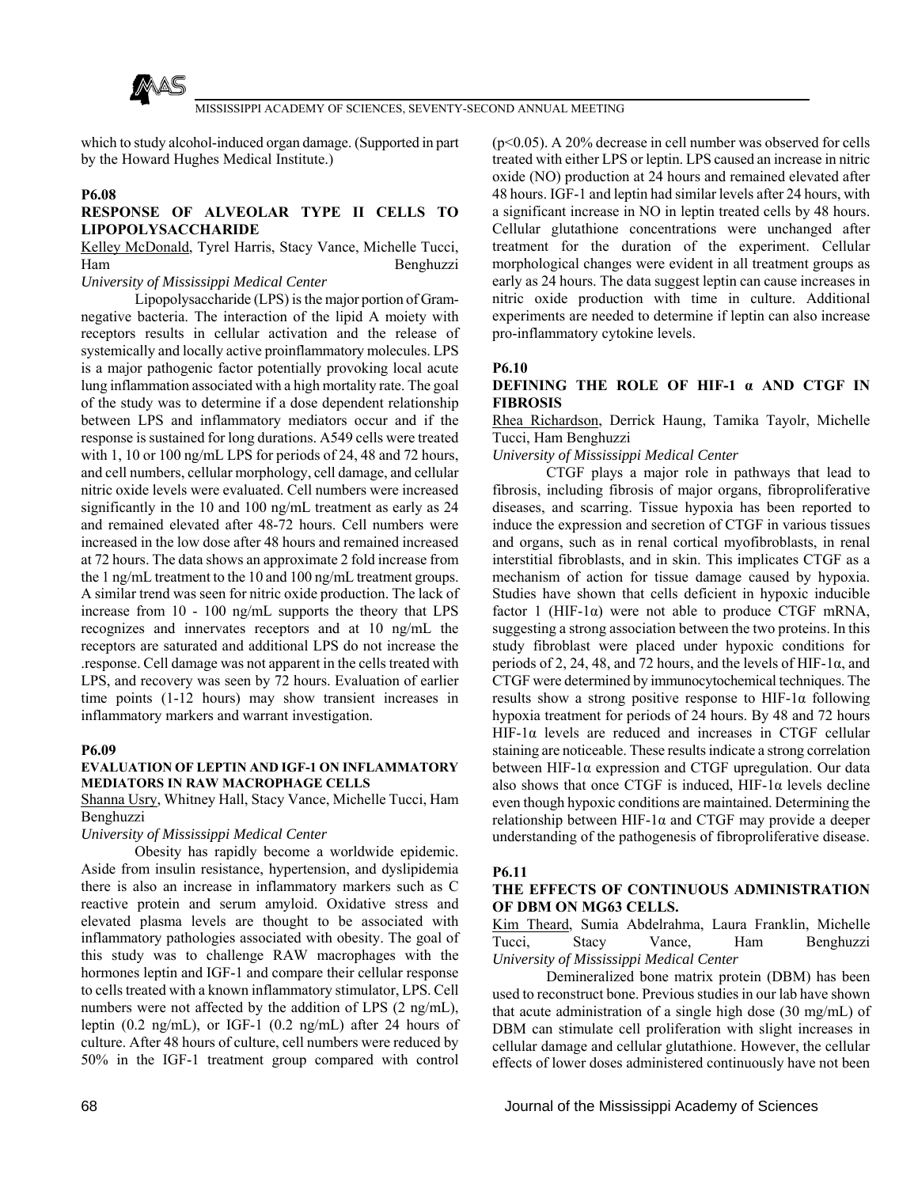which to study alcohol-induced organ damage. (Supported in part by the Howard Hughes Medical Institute.)

### P6.08

### RESPONSE OF ALVEOLAR TYPE II CELLS TO LIPOPOLYSACCHARIDE

Kelley McDonald, Tyrel Harris, Stacy Vance, Michelle Tucci, Ham Benghuzzi

*University of Mississippi Medical Center*

Lipopolysaccharide (LPS) is the major portion of Gram-negative bacteria. The interaction of the lipid A moiety with receptors results in cellular activation and the release of systemically and locally active proinflammatory molecules. LPS is a major pathogenic factor potentially provoking local acute lung inflammation associated with a high mortality rate. The goal of the study was to determine if a dose dependent relationship between LPS and inflammatory mediators occur and if the response is sustained for long durations. A549 cells were treated with 1, 10 or 100 ng/mL LPS for periods of 24, 48 and 72 hours, and cell numbers, cellular morphology, cell damage, and cellular nitric oxide levels were evaluated. Cell numbers were increased significantly in the 10 and 100 ng/mL treatment as early as 24 and remained elevated after 48-72 hours. Cell numbers were increased in the low dose after 48 hours and remained increased at 72 hours. The data shows an approximate 2 fold increase from the 1 ng/mL treatment to the 10 and 100 ng/mL treatment groups. A similar trend was seen for nitric oxide production. The lack of increase from 10 - 100 ng/mL supports the theory that LPS recognizes and innervates receptors and at 10 ng/mL the receptors are saturated and additional LPS do not increase the .response. Cell damage was not apparent in the cells treated with LPS, and recovery was seen by 72 hours. Evaluation of earlier time points (1-12 hours) may show transient increases in inflammatory markers and warrant investigation.

### P6.09

### EVALUATION OF LEPTIN AND IGF-1 ON INFLAMMATORY MEDIATORS IN RAW MACROPHAGE CELLS

Shanna Usry, Whitney Hall, Stacy Vance, Michelle Tucci, Ham Benghuzzi

*University of Mississippi Medical Center*

Obesity has rapidly become a worldwide epidemic. Aside from insulin resistance, hypertension, and dyslipidemia there is also an increase in inflammatory markers such as C reactive protein and serum amyloid. Oxidative stress and elevated plasma levels are thought to be associated with inflammatory pathologies associated with obesity. The goal of this study was to challenge RAW macrophages with the hormones leptin and IGF-1 and compare their cellular response to cells treated with a known inflammatory stimulator, LPS. Cell numbers were not affected by the addition of LPS (2 ng/mL), leptin (0.2 ng/mL), or IGF-1 (0.2 ng/mL) after 24 hours of culture. After 48 hours of culture, cell numbers were reduced by 50% in the IGF-1 treatment group compared with control ($p<0.05$). A 20% decrease in cell number was observed for cells treated with either LPS or leptin. LPS caused an increase in nitric oxide (NO) production at 24 hours and remained elevated after 48 hours. IGF-1 and leptin had similar levels after 24 hours, with a significant increase in NO in leptin treated cells by 48 hours. Cellular glutathione concentrations were unchanged after treatment for the duration of the experiment. Cellular morphological changes were evident in all treatment groups as early as 24 hours. The data suggest leptin can cause increases in nitric oxide production with time in culture. Additional experiments are needed to determine if leptin can also increase pro-inflammatory cytokine levels.

### P6.10

### DEFINING THE ROLE OF HIF-1 α AND CTGF IN FIBROSIS

Rhea Richardson, Derrick Haung, Tamika Tayolr, Michelle Tucci, Ham Benghuzzi

*University of Mississippi Medical Center*

CTGF plays a major role in pathways that lead to fibrosis, including fibrosis of major organs, fibroproliferative diseases, and scarring. Tissue hypoxia has been reported to induce the expression and secretion of CTGF in various tissues and organs, such as in renal cortical myofibroblasts, in renal interstitial fibroblasts, and in skin. This implicates CTGF as a mechanism of action for tissue damage caused by hypoxia. Studies have shown that cells deficient in hypoxic inducible factor 1 (HIF-1α) were not able to produce CTGF mRNA, suggesting a strong association between the two proteins. In this study fibroblast were placed under hypoxic conditions for periods of 2, 24, 48, and 72 hours, and the levels of HIF-1α, and CTGF were determined by immunocytochemical techniques. The results show a strong positive response to HIF-1α following hypoxia treatment for periods of 24 hours. By 48 and 72 hours HIF-1α levels are reduced and increases in CTGF cellular staining are noticeable. These results indicate a strong correlation between HIF-1α expression and CTGF upregulation. Our data also shows that once CTGF is induced, HIF-1α levels decline even though hypoxic conditions are maintained. Determining the relationship between HIF-1α and CTGF may provide a deeper understanding of the pathogenesis of fibroproliferative disease.

### P6.11

### THE EFFECTS OF CONTINUOUS ADMINISTRATION OF DBM ON MG63 CELLS.

Kim Theard, Sumia Abdelrahma, Laura Franklin, Michelle Tucci, Stacy Vance, Ham Benghuzzi

*University of Mississippi Medical Center*

Demineralized bone matrix protein (DBM) has been used to reconstruct bone. Previous studies in our lab have shown that acute administration of a single high dose (30 mg/mL) of DBM can stimulate cell proliferation with slight increases in cellular damage and cellular glutathione. However, the cellular effects of lower doses administered continuously have not been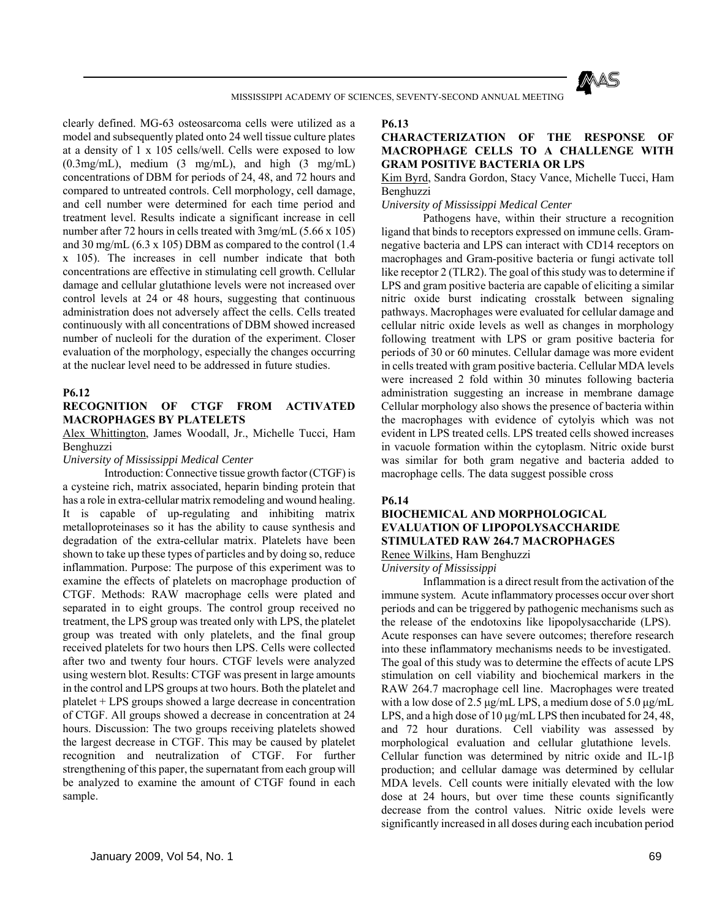clearly defined. MG-63 osteosarcoma cells were utilized as a model and subsequently plated onto 24 well tissue culture plates at a density of 1 x 105 cells/well. Cells were exposed to low (0.3mg/mL), medium (3 mg/mL), and high (3 mg/mL) concentrations of DBM for periods of 24, 48, and 72 hours and compared to untreated controls. Cell morphology, cell damage, and cell number were determined for each time period and treatment level. Results indicate a significant increase in cell number after 72 hours in cells treated with 3mg/mL (5.66 x 105) and 30 mg/mL (6.3 x 105) DBM as compared to the control (1.4 x 105). The increases in cell number indicate that both concentrations are effective in stimulating cell growth. Cellular damage and cellular glutathione levels were not increased over control levels at 24 or 48 hours, suggesting that continuous administration does not adversely affect the cells. Cells treated continuously with all concentrations of DBM showed increased number of nucleoli for the duration of the experiment. Closer evaluation of the morphology, especially the changes occurring at the nuclear level need to be addressed in future studies.

**P6.12**

**RECOGNITION OF CTGF FROM ACTIVATED MACROPHAGES BY PLATELETS**

Alex Whittington, James Woodall, Jr., Michelle Tucci, Ham Benghuzzi

*University of Mississippi Medical Center*

Introduction: Connective tissue growth factor (CTGF) is a cysteine rich, matrix associated, heparin binding protein that has a role in extra-cellular matrix remodeling and wound healing. It is capable of up-regulating and inhibiting matrix metalloproteinases so it has the ability to cause synthesis and degradation of the extra-cellular matrix. Platelets have been shown to take up these types of particles and by doing so, reduce inflammation. Purpose: The purpose of this experiment was to examine the effects of platelets on macrophage production of CTGF. Methods: RAW macrophage cells were plated and separated in to eight groups. The control group received no treatment, the LPS group was treated only with LPS, the platelet group was treated with only platelets, and the final group received platelets for two hours then LPS. Cells were collected after two and twenty four hours. CTGF levels were analyzed using western blot. Results: CTGF was present in large amounts in the control and LPS groups at two hours. Both the platelet and platelet + LPS groups showed a large decrease in concentration of CTGF. All groups showed a decrease in concentration at 24 hours. Discussion: The two groups receiving platelets showed the largest decrease in CTGF. This may be caused by platelet recognition and neutralization of CTGF. For further strengthening of this paper, the supernatant from each group will be analyzed to examine the amount of CTGF found in each sample.

**P6.13**

**CHARACTERIZATION OF THE RESPONSE OF MACROPHAGE CELLS TO A CHALLENGE WITH GRAM POSITIVE BACTERIA OR LPS**

Kim Byrd, Sandra Gordon, Stacy Vance, Michelle Tucci, Ham Benghuzzi

*University of Mississippi Medical Center*

Pathogens have, within their structure a recognition ligand that binds to receptors expressed on immune cells. Gram-negative bacteria and LPS can interact with CD14 receptors on macrophages and Gram-positive bacteria or fungi activate toll like receptor 2 (TLR2). The goal of this study was to determine if LPS and gram positive bacteria are capable of eliciting a similar nitric oxide burst indicating crosstalk between signaling pathways. Macrophages were evaluated for cellular damage and cellular nitric oxide levels as well as changes in morphology following treatment with LPS or gram positive bacteria for periods of 30 or 60 minutes. Cellular damage was more evident in cells treated with gram positive bacteria. Cellular MDA levels were increased 2 fold within 30 minutes following bacteria administration suggesting an increase in membrane damage Cellular morphology also shows the presence of bacteria within the macrophages with evidence of cytolyis which was not evident in LPS treated cells. LPS treated cells showed increases in vacuole formation within the cytoplasm. Nitric oxide burst was similar for both gram negative and bacteria added to macrophage cells. The data suggest possible cross

**P6.14**

**BIOCHEMICAL AND MORPHOLOGICAL EVALUATION OF LIPOPOLYSACCHARIDE STIMULATED RAW 264.7 MACROPHAGES**

Renee Wilkins, Ham Benghuzzi

*University of Mississippi*

Inflammation is a direct result from the activation of the immune system. Acute inflammatory processes occur over short periods and can be triggered by pathogenic mechanisms such as the release of the endotoxins like lipopolysaccharide (LPS). Acute responses can have severe outcomes; therefore research into these inflammatory mechanisms needs to be investigated. The goal of this study was to determine the effects of acute LPS stimulation on cell viability and biochemical markers in the RAW 264.7 macrophage cell line. Macrophages were treated with a low dose of 2.5 μg/mL LPS, a medium dose of 5.0 μg/mL LPS, and a high dose of 10 μg/mL LPS then incubated for 24, 48, and 72 hour durations. Cell viability was assessed by morphological evaluation and cellular glutathione levels. Cellular function was determined by nitric oxide and IL-1β production; and cellular damage was determined by cellular MDA levels. Cell counts were initially elevated with the low dose at 24 hours, but over time these counts significantly decrease from the control values. Nitric oxide levels were significantly increased in all doses during each incubation period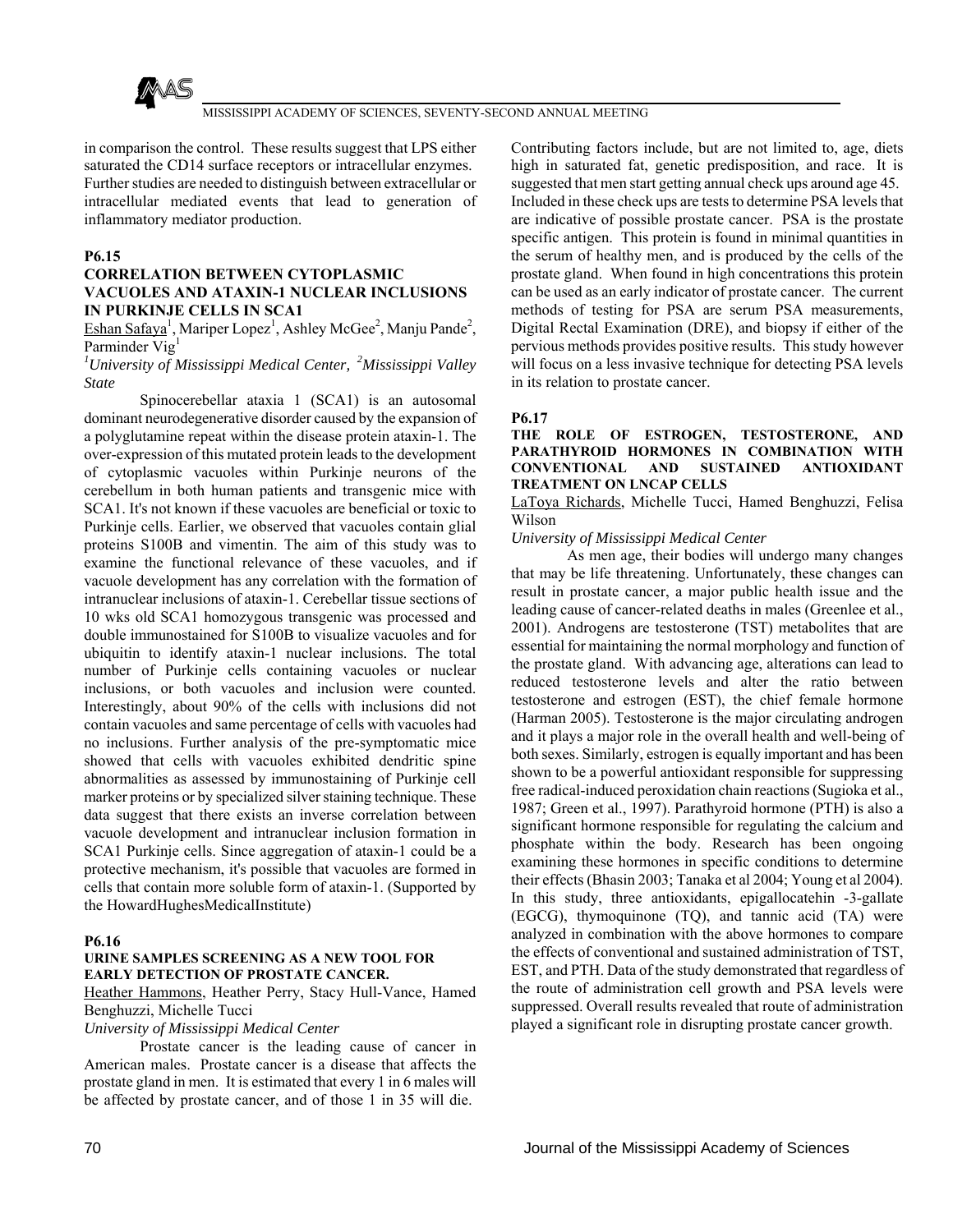in comparison the control. These results suggest that LPS either saturated the CD14 surface receptors or intracellular enzymes. Further studies are needed to distinguish between extracellular or intracellular mediated events that lead to generation of inflammatory mediator production.

**P6.15**

### CORRELATION BETWEEN CYTOPLASMIC VACUOLES AND ATAXIN-1 NUCLEAR INCLUSIONS IN PURKINJE CELLS IN SCA1

Eshan Safaya[1], Mariper Lopez[1], Ashley McGee[2], Manju Pande[2], Parminder Vig[1]

*[1]University of Mississippi Medical Center, [2]Mississippi Valley State*

Spinocerebellar ataxia 1 (SCA1) is an autosomal dominant neurodegenerative disorder caused by the expansion of a polyglutamine repeat within the disease protein ataxin-1. The over-expression of this mutated protein leads to the development of cytoplasmic vacuoles within Purkinje neurons of the cerebellum in both human patients and transgenic mice with SCA1. It's not known if these vacuoles are beneficial or toxic to Purkinje cells. Earlier, we observed that vacuoles contain glial proteins S100B and vimentin. The aim of this study was to examine the functional relevance of these vacuoles, and if vacuole development has any correlation with the formation of intranuclear inclusions of ataxin-1. Cerebellar tissue sections of 10 wks old SCA1 homozygous transgenic was processed and double immunostained for S100B to visualize vacuoles and for ubiquitin to identify ataxin-1 nuclear inclusions. The total number of Purkinje cells containing vacuoles or nuclear inclusions, or both vacuoles and inclusion were counted. Interestingly, about 90% of the cells with inclusions did not contain vacuoles and same percentage of cells with vacuoles had no inclusions. Further analysis of the pre-symptomatic mice showed that cells with vacuoles exhibited dendritic spine abnormalities as assessed by immunostaining of Purkinje cell marker proteins or by specialized silver staining technique. These data suggest that there exists an inverse correlation between vacuole development and intranuclear inclusion formation in SCA1 Purkinje cells. Since aggregation of ataxin-1 could be a protective mechanism, it's possible that vacuoles are formed in cells that contain more soluble form of ataxin-1. (Supported by the HowardHughesMedicalInstitute)

**P6.16**

### URINE SAMPLES SCREENING AS A NEW TOOL FOR EARLY DETECTION OF PROSTATE CANCER.

Heather Hammons, Heather Perry, Stacy Hull-Vance, Hamed Benghuzzi, Michelle Tucci

*University of Mississippi Medical Center*

Prostate cancer is the leading cause of cancer in American males. Prostate cancer is a disease that affects the prostate gland in men. It is estimated that every 1 in 6 males will be affected by prostate cancer, and of those 1 in 35 will die. Contributing factors include, but are not limited to, age, diets high in saturated fat, genetic predisposition, and race. It is suggested that men start getting annual check ups around age 45. Included in these check ups are tests to determine PSA levels that are indicative of possible prostate cancer. PSA is the prostate specific antigen. This protein is found in minimal quantities in the serum of healthy men, and is produced by the cells of the prostate gland. When found in high concentrations this protein can be used as an early indicator of prostate cancer. The current methods of testing for PSA are serum PSA measurements, Digital Rectal Examination (DRE), and biopsy if either of the pervious methods provides positive results. This study however will focus on a less invasive technique for detecting PSA levels in its relation to prostate cancer.

**P6.17**

### THE ROLE OF ESTROGEN, TESTOSTERONE, AND PARATHYROID HORMONES IN COMBINATION WITH CONVENTIONAL AND SUSTAINED ANTIOXIDANT TREATMENT ON LNCAP CELLS

LaToya Richards, Michelle Tucci, Hamed Benghuzzi, Felisa Wilson

*University of Mississippi Medical Center*

As men age, their bodies will undergo many changes that may be life threatening. Unfortunately, these changes can result in prostate cancer, a major public health issue and the leading cause of cancer-related deaths in males (Greenlee et al., 2001). Androgens are testosterone (TST) metabolites that are essential for maintaining the normal morphology and function of the prostate gland. With advancing age, alterations can lead to reduced testosterone levels and alter the ratio between testosterone and estrogen (EST), the chief female hormone (Harman 2005). Testosterone is the major circulating androgen and it plays a major role in the overall health and well-being of both sexes. Similarly, estrogen is equally important and has been shown to be a powerful antioxidant responsible for suppressing free radical-induced peroxidation chain reactions (Sugioka et al., 1987; Green et al., 1997). Parathyroid hormone (PTH) is also a significant hormone responsible for regulating the calcium and phosphate within the body. Research has been ongoing examining these hormones in specific conditions to determine their effects (Bhasin 2003; Tanaka et al 2004; Young et al 2004). In this study, three antioxidants, epigallocatehin -3-gallate (EGCG), thymoquinone (TQ), and tannic acid (TA) were analyzed in combination with the above hormones to compare the effects of conventional and sustained administration of TST, EST, and PTH. Data of the study demonstrated that regardless of the route of administration cell growth and PSA levels were suppressed. Overall results revealed that route of administration played a significant role in disrupting prostate cancer growth.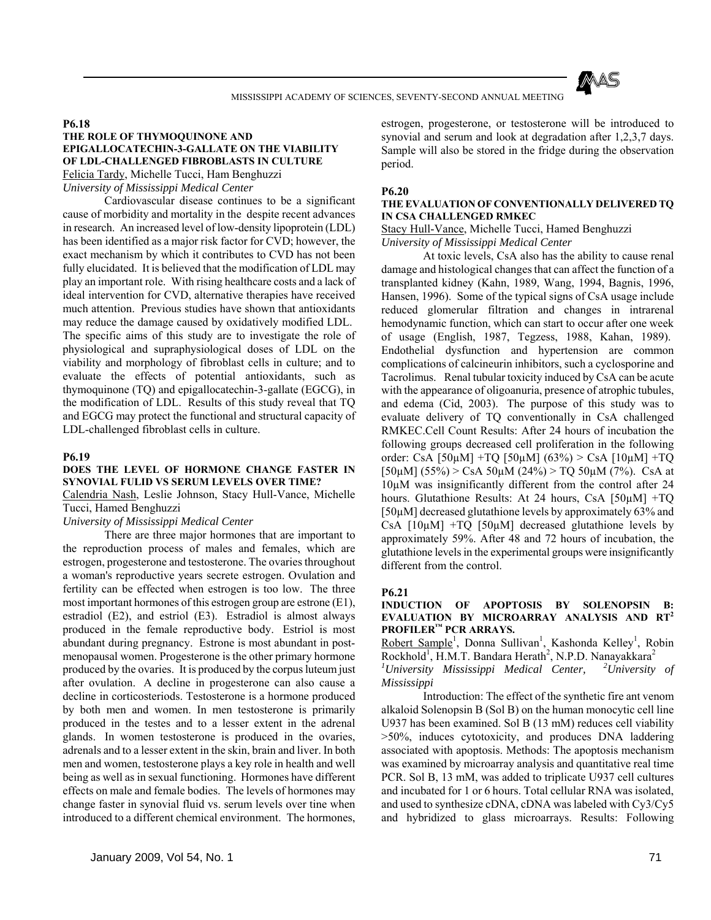**P6.18**

**THE ROLE OF THYMOQUINONE AND EPIGALLOCATECHIN-3-GALLATE ON THE VIABILITY OF LDL-CHALLENGED FIBROBLASTS IN CULTURE**

Felicia Tardy, Michelle Tucci, Ham Benghuzzi

*University of Mississippi Medical Center*

Cardiovascular disease continues to be a significant cause of morbidity and mortality in the despite recent advances in research. An increased level of low-density lipoprotein (LDL) has been identified as a major risk factor for CVD; however, the exact mechanism by which it contributes to CVD has not been fully elucidated. It is believed that the modification of LDL may play an important role. With rising healthcare costs and a lack of ideal intervention for CVD, alternative therapies have received much attention. Previous studies have shown that antioxidants may reduce the damage caused by oxidatively modified LDL. The specific aims of this study are to investigate the role of physiological and supraphysiological doses of LDL on the viability and morphology of fibroblast cells in culture; and to evaluate the effects of potential antioxidants, such as thymoquinone (TQ) and epigallocatechin-3-gallate (EGCG), in the modification of LDL. Results of this study reveal that TQ and EGCG may protect the functional and structural capacity of LDL-challenged fibroblast cells in culture.

**P6.19**

**DOES THE LEVEL OF HORMONE CHANGE FASTER IN SYNOVIAL FULID VS SERUM LEVELS OVER TIME?**

Calendria Nash, Leslie Johnson, Stacy Hull-Vance, Michelle Tucci, Hamed Benghuzzi

*University of Mississippi Medical Center*

There are three major hormones that are important to the reproduction process of males and females, which are estrogen, progesterone and testosterone. The ovaries throughout a woman's reproductive years secrete estrogen. Ovulation and fertility can be effected when estrogen is too low. The three most important hormones of this estrogen group are estrone (E1), estradiol (E2), and estriol (E3). Estradiol is almost always produced in the female reproductive body. Estriol is most abundant during pregnancy. Estrone is most abundant in post-menopausal women. Progesterone is the other primary hormone produced by the ovaries. It is produced by the corpus luteum just after ovulation. A decline in progesterone can also cause a decline in corticosteriods. Testosterone is a hormone produced by both men and women. In men testosterone is primarily produced in the testes and to a lesser extent in the adrenal glands. In women testosterone is produced in the ovaries, adrenals and to a lesser extent in the skin, brain and liver. In both men and women, testosterone plays a key role in health and well being as well as in sexual functioning. Hormones have different effects on male and female bodies. The levels of hormones may change faster in synovial fluid vs. serum levels over tine when introduced to a different chemical environment. The hormones, estrogen, progesterone, or testosterone will be introduced to synovial and serum and look at degradation after 1,2,3,7 days. Sample will also be stored in the fridge during the observation period.

**P6.20**

**THE EVALUATION OF CONVENTIONALLY DELIVERED TQ IN CSA CHALLENGED RMKEC**

Stacy Hull-Vance, Michelle Tucci, Hamed Benghuzzi

*University of Mississippi Medical Center*

At toxic levels, CsA also has the ability to cause renal damage and histological changes that can affect the function of a transplanted kidney (Kahn, 1989, Wang, 1994, Bagnis, 1996, Hansen, 1996). Some of the typical signs of CsA usage include reduced glomerular filtration and changes in intrarenal hemodynamic function, which can start to occur after one week of usage (English, 1987, Tegzess, 1988, Kahan, 1989). Endothelial dysfunction and hypertension are common complications of calcineurin inhibitors, such a cyclosporine and Tacrolimus. Renal tubular toxicity induced by CsA can be acute with the appearance of oligoanuria, presence of atrophic tubules, and edema (Cid, 2003). The purpose of this study was to evaluate delivery of TQ conventionally in CsA challenged RMKEC.Cell Count Results: After 24 hours of incubation the following groups decreased cell proliferation in the following order: CsA [50μM] +TQ [50μM] (63%) > CsA [10μM] +TQ [50μM] (55%) > CsA 50μM (24%) > TQ 50μM (7%). CsA at 10μM was insignificantly different from the control after 24 hours. Glutathione Results: At 24 hours, CsA [50μM] +TQ [50μM] decreased glutathione levels by approximately 63% and CsA [10μM] +TQ [50μM] decreased glutathione levels by approximately 59%. After 48 and 72 hours of incubation, the glutathione levels in the experimental groups were insignificantly different from the control.

**P6.21**

**INDUCTION OF APOPTOSIS BY SOLENOPSIN B: EVALUATION BY MICROARRAY ANALYSIS AND RT[2] PROFILER™ PCR ARRAYS.**

Robert Sample[1], Donna Sullivan[1], Kashonda Kelley[1], Robin Rockhold[1], H.M.T. Bandara Herath[2], N.P.D. Nanayakkara[2]

[1]*University Mississippi Medical Center,* [2]*University of Mississippi*

Introduction: The effect of the synthetic fire ant venom alkaloid Solenopsin B (Sol B) on the human monocytic cell line U937 has been examined. Sol B (13 mM) reduces cell viability >50%, induces cytotoxicity, and produces DNA laddering associated with apoptosis. Methods: The apoptosis mechanism was examined by microarray analysis and quantitative real time PCR. Sol B, 13 mM, was added to triplicate U937 cell cultures and incubated for 1 or 6 hours. Total cellular RNA was isolated, and used to synthesize cDNA, cDNA was labeled with Cy3/Cy5 and hybridized to glass microarrays. Results: Following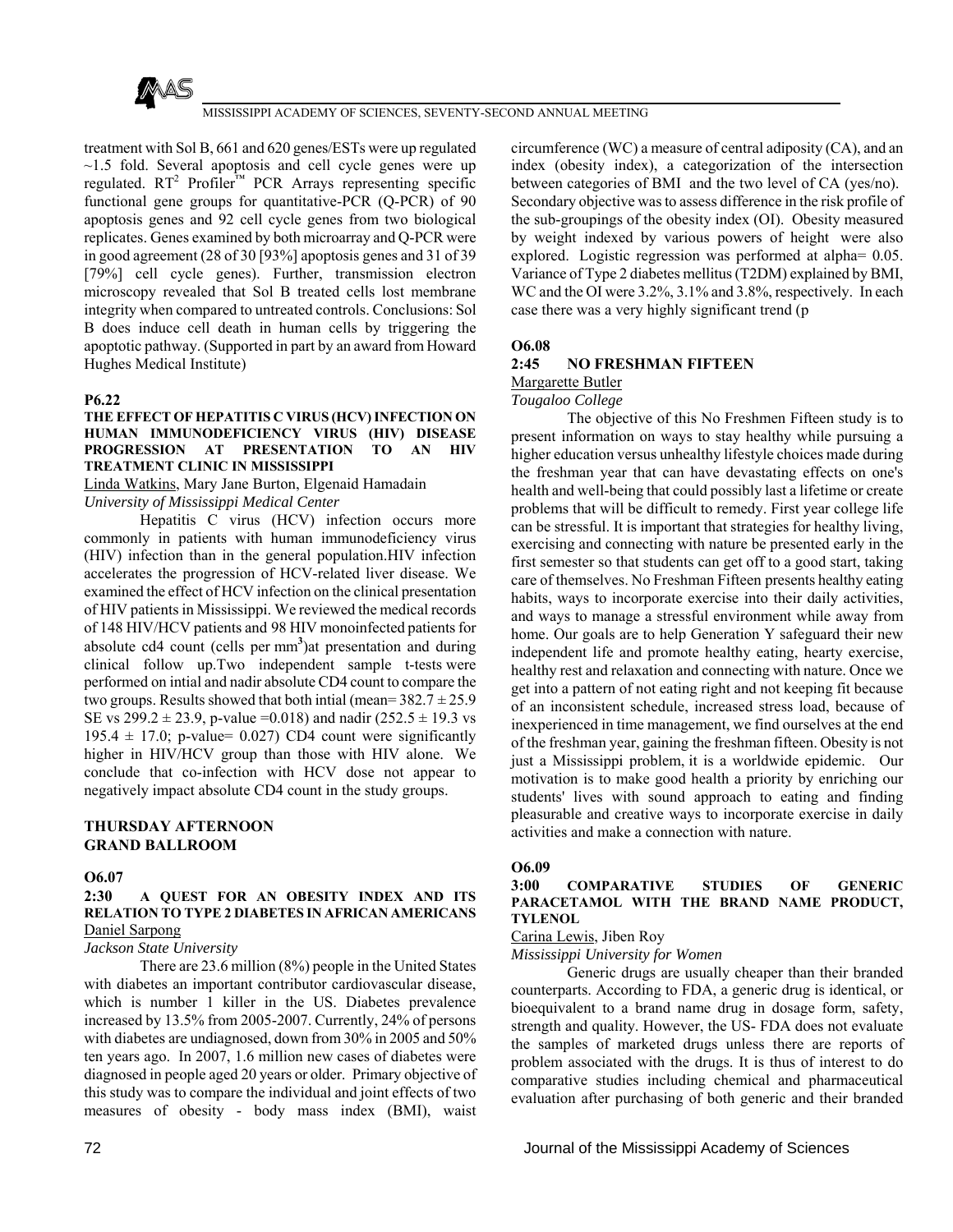treatment with Sol B, 661 and 620 genes/ESTs were up regulated ~1.5 fold. Several apoptosis and cell cycle genes were up regulated. RT[2] Profiler™ PCR Arrays representing specific functional gene groups for quantitative-PCR (Q-PCR) of 90 apoptosis genes and 92 cell cycle genes from two biological replicates. Genes examined by both microarray and Q-PCR were in good agreement (28 of 30 [93%] apoptosis genes and 31 of 39 [79%] cell cycle genes). Further, transmission electron microscopy revealed that Sol B treated cells lost membrane integrity when compared to untreated controls. Conclusions: Sol B does induce cell death in human cells by triggering the apoptotic pathway. (Supported in part by an award from Howard Hughes Medical Institute)

**P6.22**

**THE EFFECT OF HEPATITIS C VIRUS (HCV) INFECTION ON HUMAN IMMUNODEFICIENCY VIRUS (HIV) DISEASE PROGRESSION AT PRESENTATION TO AN HIV TREATMENT CLINIC IN MISSISSIPPI**

Linda Watkins, Mary Jane Burton, Elgenaid Hamadain

*University of Mississippi Medical Center*

Hepatitis C virus (HCV) infection occurs more commonly in patients with human immunodeficiency virus (HIV) infection than in the general population.HIV infection accelerates the progression of HCV-related liver disease. We examined the effect of HCV infection on the clinical presentation of HIV patients in Mississippi. We reviewed the medical records of 148 HIV/HCV patients and 98 HIV monoinfected patients for absolute cd4 count (cells per $mm^3$)at presentation and during clinical follow up.Two independent sample t-tests were performed on intial and nadir absolute CD4 count to compare the two groups. Results showed that both intial (mean= $382.7 \pm 25.9$ SE vs $299.2 \pm 23.9$, p-value =0.018) and nadir ($252.5 \pm 19.3$ vs $195.4 \pm 17.0$; p-value= 0.027) CD4 count were significantly higher in HIV/HCV group than those with HIV alone. We conclude that co-infection with HCV dose not appear to negatively impact absolute CD4 count in the study groups.

**THURSDAY AFTERNOON**
**GRAND BALLROOM**

**O6.07**

**2:30 A QUEST FOR AN OBESITY INDEX AND ITS RELATION TO TYPE 2 DIABETES IN AFRICAN AMERICANS**

Daniel Sarpong

*Jackson State University*

There are 23.6 million (8%) people in the United States with diabetes an important contributor cardiovascular disease, which is number 1 killer in the US. Diabetes prevalence increased by 13.5% from 2005-2007. Currently, 24% of persons with diabetes are undiagnosed, down from 30% in 2005 and 50% ten years ago. In 2007, 1.6 million new cases of diabetes were diagnosed in people aged 20 years or older. Primary objective of this study was to compare the individual and joint effects of two measures of obesity - body mass index (BMI), waist circumference (WC) a measure of central adiposity (CA), and an index (obesity index), a categorization of the intersection between categories of BMI and the two level of CA (yes/no). Secondary objective was to assess difference in the risk profile of the sub-groupings of the obesity index (OI). Obesity measured by weight indexed by various powers of height were also explored. Logistic regression was performed at alpha= 0.05. Variance of Type 2 diabetes mellitus (T2DM) explained by BMI, WC and the OI were 3.2%, 3.1% and 3.8%, respectively. In each case there was a very highly significant trend (p

**O6.08**

**2:45 NO FRESHMAN FIFTEEN**

Margarette Butler

*Tougaloo College*

The objective of this No Freshmen Fifteen study is to present information on ways to stay healthy while pursuing a higher education versus unhealthy lifestyle choices made during the freshman year that can have devastating effects on one's health and well-being that could possibly last a lifetime or create problems that will be difficult to remedy. First year college life can be stressful. It is important that strategies for healthy living, exercising and connecting with nature be presented early in the first semester so that students can get off to a good start, taking care of themselves. No Freshman Fifteen presents healthy eating habits, ways to incorporate exercise into their daily activities, and ways to manage a stressful environment while away from home. Our goals are to help Generation Y safeguard their new independent life and promote healthy eating, hearty exercise, healthy rest and relaxation and connecting with nature. Once we get into a pattern of not eating right and not keeping fit because of an inconsistent schedule, increased stress load, because of inexperienced in time management, we find ourselves at the end of the freshman year, gaining the freshman fifteen. Obesity is not just a Mississippi problem, it is a worldwide epidemic. Our motivation is to make good health a priority by enriching our students' lives with sound approach to eating and finding pleasurable and creative ways to incorporate exercise in daily activities and make a connection with nature.

**O6.09**

**3:00 COMPARATIVE STUDIES OF GENERIC PARACETAMOL WITH THE BRAND NAME PRODUCT, TYLENOL**

Carina Lewis, Jiben Roy

*Mississippi University for Women*

Generic drugs are usually cheaper than their branded counterparts. According to FDA, a generic drug is identical, or bioequivalent to a brand name drug in dosage form, safety, strength and quality. However, the US- FDA does not evaluate the samples of marketed drugs unless there are reports of problem associated with the drugs. It is thus of interest to do comparative studies including chemical and pharmaceutical evaluation after purchasing of both generic and their branded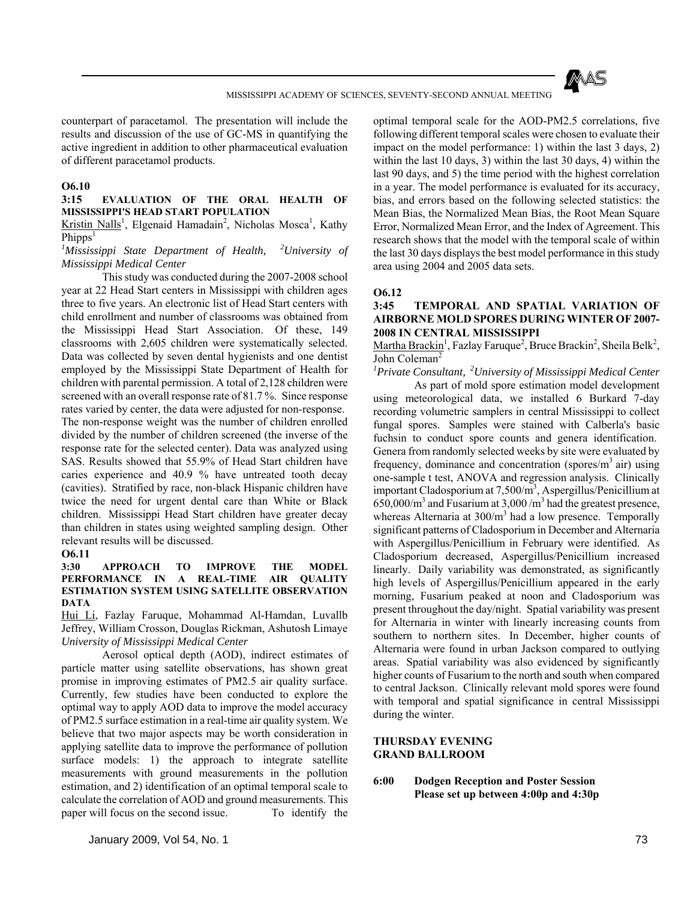counterpart of paracetamol. The presentation will include the results and discussion of the use of GC-MS in quantifying the active ingredient in addition to other pharmaceutical evaluation of different paracetamol products.

**O6.10**

**3:15 EVALUATION OF THE ORAL HEALTH OF MISSISSIPPI'S HEAD START POPULATION**

Kristin Nalls[1], Elgenaid Hamadain[2], Nicholas Mosca[1], Kathy Phipps[1]

*[1]Mississippi State Department of Health, [2]University of Mississippi Medical Center*

This study was conducted during the 2007-2008 school year at 22 Head Start centers in Mississippi with children ages three to five years. An electronic list of Head Start centers with child enrollment and number of classrooms was obtained from the Mississippi Head Start Association. Of these, 149 classrooms with 2,605 children were systematically selected. Data was collected by seven dental hygienists and one dentist employed by the Mississippi State Department of Health for children with parental permission. A total of 2,128 children were screened with an overall response rate of 81.7 %. Since response rates varied by center, the data were adjusted for non-response. The non-response weight was the number of children enrolled divided by the number of children screened (the inverse of the response rate for the selected center). Data was analyzed using SAS. Results showed that 55.9% of Head Start children have caries experience and 40.9 % have untreated tooth decay (cavities). Stratified by race, non-black Hispanic children have twice the need for urgent dental care than White or Black children. Mississippi Head Start children have greater decay than children in states using weighted sampling design. Other relevant results will be discussed.

**O6.11**

**3:30 APPROACH TO IMPROVE THE MODEL PERFORMANCE IN A REAL-TIME AIR QUALITY ESTIMATION SYSTEM USING SATELLITE OBSERVATION DATA**

Hui Li, Fazlay Faruque, Mohammad Al-Hamdan, Luvallb Jeffrey, William Crosson, Douglas Rickman, Ashutosh Limaye

*University of Mississippi Medical Center*

Aerosol optical depth (AOD), indirect estimates of particle matter using satellite observations, has shown great promise in improving estimates of PM2.5 air quality surface. Currently, few studies have been conducted to explore the optimal way to apply AOD data to improve the model accuracy of PM2.5 surface estimation in a real-time air quality system. We believe that two major aspects may be worth consideration in applying satellite data to improve the performance of pollution surface models: 1) the approach to integrate satellite measurements with ground measurements in the pollution estimation, and 2) identification of an optimal temporal scale to calculate the correlation of AOD and ground measurements. This paper will focus on the second issue. To identify the optimal temporal scale for the AOD-PM2.5 correlations, five following different temporal scales were chosen to evaluate their impact on the model performance: 1) within the last 3 days, 2) within the last 10 days, 3) within the last 30 days, 4) within the last 90 days, and 5) the time period with the highest correlation in a year. The model performance is evaluated for its accuracy, bias, and errors based on the following selected statistics: the Mean Bias, the Normalized Mean Bias, the Root Mean Square Error, Normalized Mean Error, and the Index of Agreement. This research shows that the model with the temporal scale of within the last 30 days displays the best model performance in this study area using 2004 and 2005 data sets.

**O6.12**

**3:45 TEMPORAL AND SPATIAL VARIATION OF AIRBORNE MOLD SPORES DURING WINTER OF 2007-2008 IN CENTRAL MISSISSIPPI**

Martha Brackin[1], Fazlay Faruque[2], Bruce Brackin[2], Sheila Belk[2], John Coleman[2]

*[1]Private Consultant, [2]University of Mississippi Medical Center*

As part of mold spore estimation model development using meteorological data, we installed 6 Burkard 7-day recording volumetric samplers in central Mississippi to collect fungal spores. Samples were stained with Calberla's basic fuchsin to conduct spore counts and genera identification. Genera from randomly selected weeks by site were evaluated by frequency, dominance and concentration (spores/$m^3$ air) using one-sample t test, ANOVA and regression analysis. Clinically important Cladosporium at 7,500/$m^3$, Aspergillus/Penicillium at 650,000/$m^3$ and Fusarium at 3,000 /$m^3$ had the greatest presence, whereas Alternaria at 300/$m^3$ had a low presence. Temporally significant patterns of Cladosporium in December and Alternaria with Aspergillus/Penicillium in February were identified. As Cladosporium decreased, Aspergillus/Penicillium increased linearly. Daily variability was demonstrated, as significantly high levels of Aspergillus/Penicillium appeared in the early morning, Fusarium peaked at noon and Cladosporium was present throughout the day/night. Spatial variability was present for Alternaria in winter with linearly increasing counts from southern to northern sites. In December, higher counts of Alternaria were found in urban Jackson compared to outlying areas. Spatial variability was also evidenced by significantly higher counts of Fusarium to the north and south when compared to central Jackson. Clinically relevant mold spores were found with temporal and spatial significance in central Mississippi during the winter.

**THURSDAY EVENING**
**GRAND BALLROOM**

**6:00 Dodgen Reception and Poster Session**
**Please set up between 4:00p and 4:30p**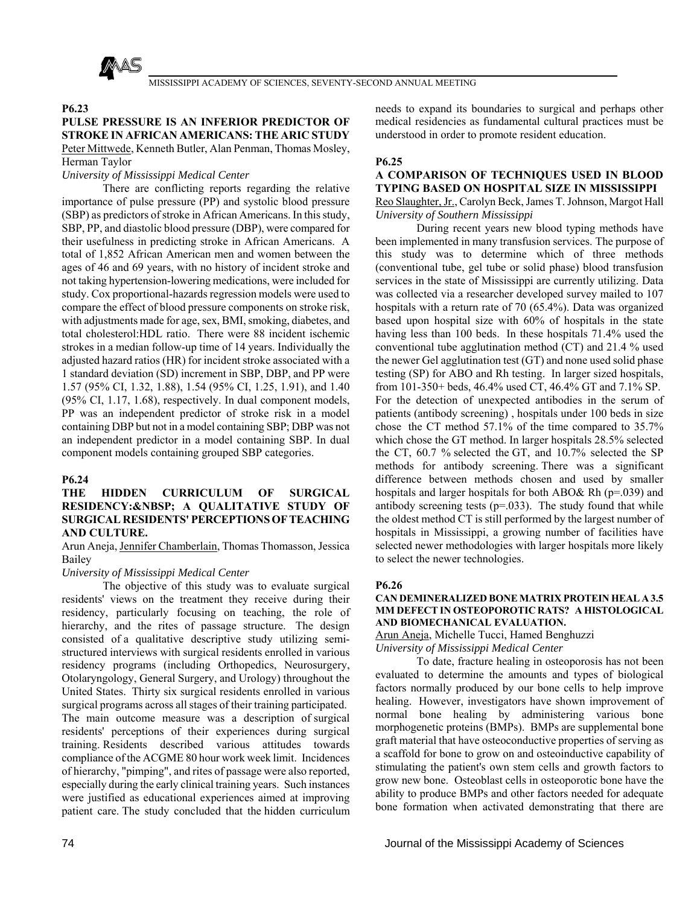**P6.23**

**PULSE PRESSURE IS AN INFERIOR PREDICTOR OF STROKE IN AFRICAN AMERICANS: THE ARIC STUDY**

Peter Mittwede, Kenneth Butler, Alan Penman, Thomas Mosley, Herman Taylor

*University of Mississippi Medical Center*

There are conflicting reports regarding the relative importance of pulse pressure (PP) and systolic blood pressure (SBP) as predictors of stroke in African Americans. In this study, SBP, PP, and diastolic blood pressure (DBP), were compared for their usefulness in predicting stroke in African Americans. A total of 1,852 African American men and women between the ages of 46 and 69 years, with no history of incident stroke and not taking hypertension-lowering medications, were included for study. Cox proportional-hazards regression models were used to compare the effect of blood pressure components on stroke risk, with adjustments made for age, sex, BMI, smoking, diabetes, and total cholesterol:HDL ratio. There were 88 incident ischemic strokes in a median follow-up time of 14 years. Individually the adjusted hazard ratios (HR) for incident stroke associated with a 1 standard deviation (SD) increment in SBP, DBP, and PP were 1.57 (95% CI, 1.32, 1.88), 1.54 (95% CI, 1.25, 1.91), and 1.40 (95% CI, 1.17, 1.68), respectively. In dual component models, PP was an independent predictor of stroke risk in a model containing DBP but not in a model containing SBP; DBP was not an independent predictor in a model containing SBP. In dual component models containing grouped SBP categories.

**P6.24**

**THE HIDDEN CURRICULUM OF SURGICAL RESIDENCY:&NBSP; A QUALITATIVE STUDY OF SURGICAL RESIDENTS' PERCEPTIONS OF TEACHING AND CULTURE.**

Arun Aneja, Jennifer Chamberlain, Thomas Thomasson, Jessica Bailey

*University of Mississippi Medical Center*

The objective of this study was to evaluate surgical residents' views on the treatment they receive during their residency, particularly focusing on teaching, the role of hierarchy, and the rites of passage structure. The design consisted of a qualitative descriptive study utilizing semi-structured interviews with surgical residents enrolled in various residency programs (including Orthopedics, Neurosurgery, Otolaryngology, General Surgery, and Urology) throughout the United States. Thirty six surgical residents enrolled in various surgical programs across all stages of their training participated. The main outcome measure was a description of surgical residents' perceptions of their experiences during surgical training. Residents described various attitudes towards compliance of the ACGME 80 hour work week limit. Incidences of hierarchy, "pimping", and rites of passage were also reported, especially during the early clinical training years. Such instances were justified as educational experiences aimed at improving patient care. The study concluded that the hidden curriculum needs to expand its boundaries to surgical and perhaps other medical residencies as fundamental cultural practices must be understood in order to promote resident education.

**P6.25**

**A COMPARISON OF TECHNIQUES USED IN BLOOD TYPING BASED ON HOSPITAL SIZE IN MISSISSIPPI**

Reo Slaughter, Jr., Carolyn Beck, James T. Johnson, Margot Hall

*University of Southern Mississippi*

During recent years new blood typing methods have been implemented in many transfusion services. The purpose of this study was to determine which of three methods (conventional tube, gel tube or solid phase) blood transfusion services in the state of Mississippi are currently utilizing. Data was collected via a researcher developed survey mailed to 107 hospitals with a return rate of 70 (65.4%). Data was organized based upon hospital size with 60% of hospitals in the state having less than 100 beds. In these hospitals 71.4% used the conventional tube agglutination method (CT) and 21.4 % used the newer Gel agglutination test (GT) and none used solid phase testing (SP) for ABO and Rh testing. In larger sized hospitals, from 101-350+ beds, 46.4% used CT, 46.4% GT and 7.1% SP. For the detection of unexpected antibodies in the serum of patients (antibody screening) , hospitals under 100 beds in size chose the CT method 57.1% of the time compared to 35.7% which chose the GT method. In larger hospitals 28.5% selected the CT, 60.7 % selected the GT, and 10.7% selected the SP methods for antibody screening. There was a significant difference between methods chosen and used by smaller hospitals and larger hospitals for both ABO& Rh ($p=.039$) and antibody screening tests ($p=.033$). The study found that while the oldest method CT is still performed by the largest number of hospitals in Mississippi, a growing number of facilities have selected newer methodologies with larger hospitals more likely to select the newer technologies.

**P6.26**

**CAN DEMINERALIZED BONE MATRIX PROTEIN HEAL A 3.5 MM DEFECT IN OSTEOPOROTIC RATS? A HISTOLOGICAL AND BIOMECHANICAL EVALUATION.**

Arun Aneja, Michelle Tucci, Hamed Benghuzzi

*University of Mississippi Medical Center*

To date, fracture healing in osteoporosis has not been evaluated to determine the amounts and types of biological factors normally produced by our bone cells to help improve healing. However, investigators have shown improvement of normal bone healing by administering various bone morphogenetic proteins (BMPs). BMPs are supplemental bone graft material that have osteoconductive properties of serving as a scaffold for bone to grow on and osteoinductive capability of stimulating the patient's own stem cells and growth factors to grow new bone. Osteoblast cells in osteoporotic bone have the ability to produce BMPs and other factors needed for adequate bone formation when activated demonstrating that there are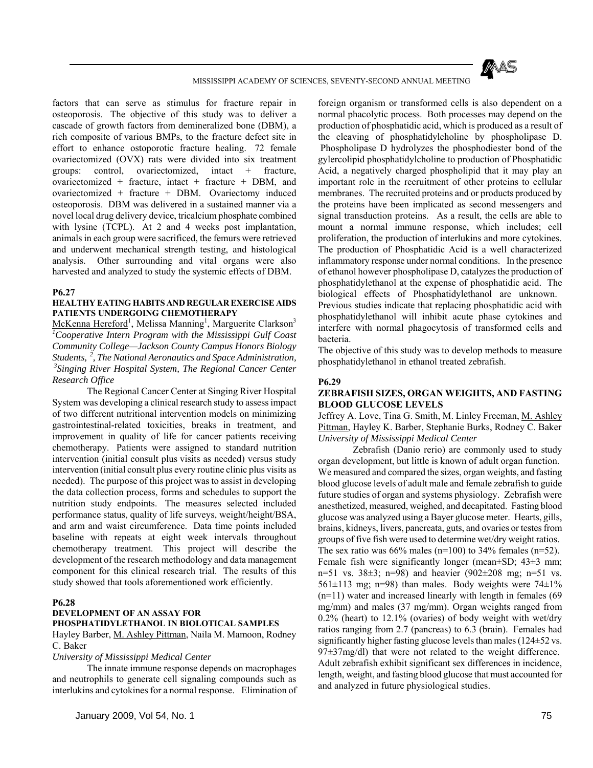factors that can serve as stimulus for fracture repair in osteoporosis. The objective of this study was to deliver a cascade of growth factors from demineralized bone (DBM), a rich composite of various BMPs, to the fracture defect site in effort to enhance ostoporotic fracture healing. 72 female ovariectomized (OVX) rats were divided into six treatment groups: control, ovariectomized, intact + fracture, ovariectomized + fracture, intact + fracture + DBM, and ovariectomized + fracture + DBM. Ovariectomy induced osteoporosis. DBM was delivered in a sustained manner via a novel local drug delivery device, tricalcium phosphate combined with lysine (TCPL). At 2 and 4 weeks post implantation, animals in each group were sacrificed, the femurs were retrieved and underwent mechanical strength testing, and histological analysis. Other surrounding and vital organs were also harvested and analyzed to study the systemic effects of DBM.

**P6.27**

### HEALTHY EATING HABITS AND REGULAR EXERCISE AIDS PATIENTS UNDERGOING CHEMOTHERAPY

McKenna Hereford[1], Melissa Manning[1], Marguerite Clarkson[3]
[1]*Cooperative Intern Program with the Mississippi Gulf Coast Community College—Jackson County Campus Honors Biology Students,* [2]*, The National Aeronautics and Space Administration,* [3]*Singing River Hospital System, The Regional Cancer Center Research Office*

The Regional Cancer Center at Singing River Hospital System was developing a clinical research study to assess impact of two different nutritional intervention models on minimizing gastrointestinal-related toxicities, breaks in treatment, and improvement in quality of life for cancer patients receiving chemotherapy. Patients were assigned to standard nutrition intervention (initial consult plus visits as needed) versus study intervention (initial consult plus every routine clinic plus visits as needed). The purpose of this project was to assist in developing the data collection process, forms and schedules to support the nutrition study endpoints. The measures selected included performance status, quality of life surveys, weight/height/BSA, and arm and waist circumference. Data time points included baseline with repeats at eight week intervals throughout chemotherapy treatment. This project will describe the development of the research methodology and data management component for this clinical research trial. The results of this study showed that tools aforementioned work efficiently.

**P6.28**

### DEVELOPMENT OF AN ASSAY FOR PHOSPHATIDYLETHANOL IN BIOLOTICAL SAMPLES

Hayley Barber, M. Ashley Pittman, Naila M. Mamoon, Rodney C. Baker
*University of Mississippi Medical Center*

The innate immune response depends on macrophages and neutrophils to generate cell signaling compounds such as interlukins and cytokines for a normal response. Elimination of foreign organism or transformed cells is also dependent on a normal phacolytic process. Both processes may depend on the production of phosphatidic acid, which is produced as a result of the cleaving of phosphatidylcholine by phospholipase D. Phospholipase D hydrolyzes the phosphodiester bond of the gylercolipid phosphatidylcholine to production of Phosphatidic Acid, a negatively charged phospholipid that it may play an important role in the recruitment of other proteins to cellular membranes. The recruited proteins and or products produced by the proteins have been implicated as second messengers and signal transduction proteins. As a result, the cells are able to mount a normal immune response, which includes; cell proliferation, the production of interlukins and more cytokines. The production of Phosphatidic Acid is a well characterized inflammatory response under normal conditions. In the presence of ethanol however phospholipase D, catalyzes the production of phosphatidylethanol at the expense of phosphatidic acid. The biological effects of Phosphatidylethanol are unknown. Previous studies indicate that replacing phosphatidic acid with phosphatidylethanol will inhibit acute phase cytokines and interfere with normal phagocytosis of transformed cells and bacteria.

The objective of this study was to develop methods to measure phosphatidylethanol in ethanol treated zebrafish.

**P6.29**

### ZEBRAFISH SIZES, ORGAN WEIGHTS, AND FASTING BLOOD GLUCOSE LEVELS

Jeffrey A. Love, Tina G. Smith, M. Linley Freeman, M. Ashley Pittman, Hayley K. Barber, Stephanie Burks, Rodney C. Baker
*University of Mississippi Medical Center*

Zebrafish (Danio rerio) are commonly used to study organ development, but little is known of adult organ function. We measured and compared the sizes, organ weights, and fasting blood glucose levels of adult male and female zebrafish to guide future studies of organ and systems physiology. Zebrafish were anesthetized, measured, weighed, and decapitated. Fasting blood glucose was analyzed using a Bayer glucose meter. Hearts, gills, brains, kidneys, livers, pancreata, guts, and ovaries or testes from groups of five fish were used to determine wet/dry weight ratios. The sex ratio was 66% males (n=100) to 34% females (n=52). Female fish were significantly longer (mean±SD; 43±3 mm; n=51 vs. 38±3; n=98) and heavier (902±208 mg; n=51 vs. 561±113 mg; n=98) than males. Body weights were 74±1% (n=11) water and increased linearly with length in females (69 mg/mm) and males (37 mg/mm). Organ weights ranged from 0.2% (heart) to 12.1% (ovaries) of body weight with wet/dry ratios ranging from 2.7 (pancreas) to 6.3 (brain). Females had significantly higher fasting glucose levels than males (124±52 vs. 97±37mg/dl) that were not related to the weight difference. Adult zebrafish exhibit significant sex differences in incidence, length, weight, and fasting blood glucose that must accounted for and analyzed in future physiological studies.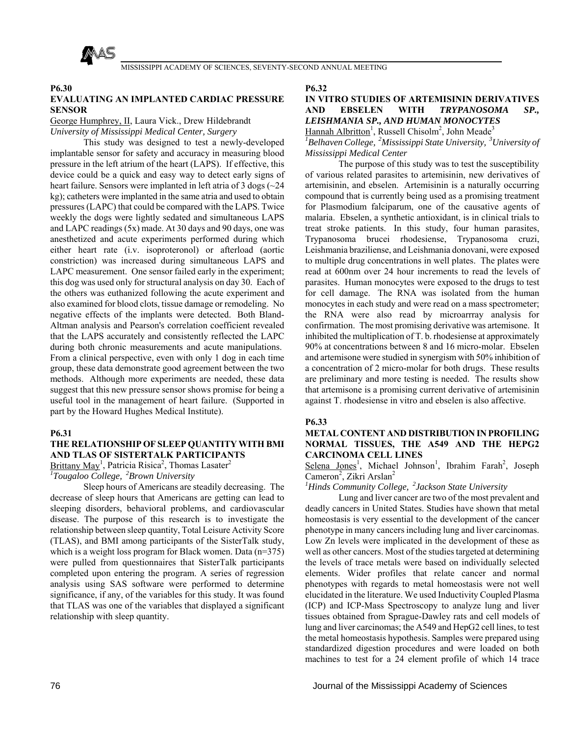**P6.30**

## EVALUATING AN IMPLANTED CARDIAC PRESSURE SENSOR

George Humphrey, II, Laura Vick., Drew Hildebrandt

*University of Mississippi Medical Center, Surgery*

This study was designed to test a newly-developed implantable sensor for safety and accuracy in measuring blood pressure in the left atrium of the heart (LAPS). If effective, this device could be a quick and easy way to detect early signs of heart failure. Sensors were implanted in left atria of 3 dogs (~24 kg); catheters were implanted in the same atria and used to obtain pressures (LAPC) that could be compared with the LAPS. Twice weekly the dogs were lightly sedated and simultaneous LAPS and LAPC readings (5x) made. At 30 days and 90 days, one was anesthetized and acute experiments performed during which either heart rate (i.v. isoproteronol) or afterload (aortic constriction) was increased during simultaneous LAPS and LAPC measurement. One sensor failed early in the experiment; this dog was used only for structural analysis on day 30. Each of the others was euthanized following the acute experiment and also examined for blood clots, tissue damage or remodeling. No negative effects of the implants were detected. Both Bland-Altman analysis and Pearson's correlation coefficient revealed that the LAPS accurately and consistently reflected the LAPC during both chronic measurements and acute manipulations. From a clinical perspective, even with only 1 dog in each time group, these data demonstrate good agreement between the two methods. Although more experiments are needed, these data suggest that this new pressure sensor shows promise for being a useful tool in the management of heart failure. (Supported in part by the Howard Hughes Medical Institute).

**P6.31**

## THE RELATIONSHIP OF SLEEP QUANTITY WITH BMI AND TLAS OF SISTERTALK PARTICIPANTS

Brittany May[1], Patricia Risica[2], Thomas Lasater[2]

*[1]Tougaloo College, [2]Brown University*

Sleep hours of Americans are steadily decreasing. The decrease of sleep hours that Americans are getting can lead to sleeping disorders, behavioral problems, and cardiovascular disease. The purpose of this research is to investigate the relationship between sleep quantity, Total Leisure Activity Score (TLAS), and BMI among participants of the SisterTalk study, which is a weight loss program for Black women. Data (n=375) were pulled from questionnaires that SisterTalk participants completed upon entering the program. A series of regression analysis using SAS software were performed to determine significance, if any, of the variables for this study. It was found that TLAS was one of the variables that displayed a significant relationship with sleep quantity.

**P6.32**

## IN VITRO STUDIES OF ARTEMISININ DERIVATIVES AND EBSELEN WITH *TRYPANOSOMA SP., LEISHMANIA SP.,* AND HUMAN MONOCYTES

Hannah Albritton[1], Russell Chisolm[2], John Meade[3]

*[1]Belhaven College, [2]Mississippi State University, [3]University of Mississippi Medical Center*

The purpose of this study was to test the susceptibility of various related parasites to artemisinin, new derivatives of artemisinin, and ebselen. Artemisinin is a naturally occurring compound that is currently being used as a promising treatment for Plasmodium falciparum, one of the causative agents of malaria. Ebselen, a synthetic antioxidant, is in clinical trials to treat stroke patients. In this study, four human parasites, Trypanosoma brucei rhodesiense, Trypanosoma cruzi, Leishmania braziliense, and Leishmania donovani, were exposed to multiple drug concentrations in well plates. The plates were read at 600nm over 24 hour increments to read the levels of parasites. Human monocytes were exposed to the drugs to test for cell damage. The RNA was isolated from the human monocytes in each study and were read on a mass spectrometer; the RNA were also read by microarrray analysis for confirmation. The most promising derivative was artemisone. It inhibited the multiplication of T. b. rhodesiense at approximately 90% at concentrations between 8 and 16 micro-molar. Ebselen and artemisone were studied in synergism with 50% inhibition of a concentration of 2 micro-molar for both drugs. These results are preliminary and more testing is needed. The results show that artemisone is a promising current derivative of artemisinin against T. rhodesiense in vitro and ebselen is also affective.

**P6.33**

## METAL CONTENT AND DISTRIBUTION IN PROFILING NORMAL TISSUES, THE A549 AND THE HEPG2 CARCINOMA CELL LINES

Selena Jones[1], Michael Johnson[1], Ibrahim Farah[2], Joseph Cameron[2], Zikri Arslan[2]

*[1]Hinds Community College, [2]Jackson State University*

Lung and liver cancer are two of the most prevalent and deadly cancers in United States. Studies have shown that metal homeostasis is very essential to the development of the cancer phenotype in many cancers including lung and liver carcinomas. Low Zn levels were implicated in the development of these as well as other cancers. Most of the studies targeted at determining the levels of trace metals were based on individually selected elements. Wider profiles that relate cancer and normal phenotypes with regards to metal homeostasis were not well elucidated in the literature. We used Inductivity Coupled Plasma (ICP) and ICP-Mass Spectroscopy to analyze lung and liver tissues obtained from Sprague-Dawley rats and cell models of lung and liver carcinomas; the A549 and HepG2 cell lines, to test the metal homeostasis hypothesis. Samples were prepared using standardized digestion procedures and were loaded on both machines to test for a 24 element profile of which 14 trace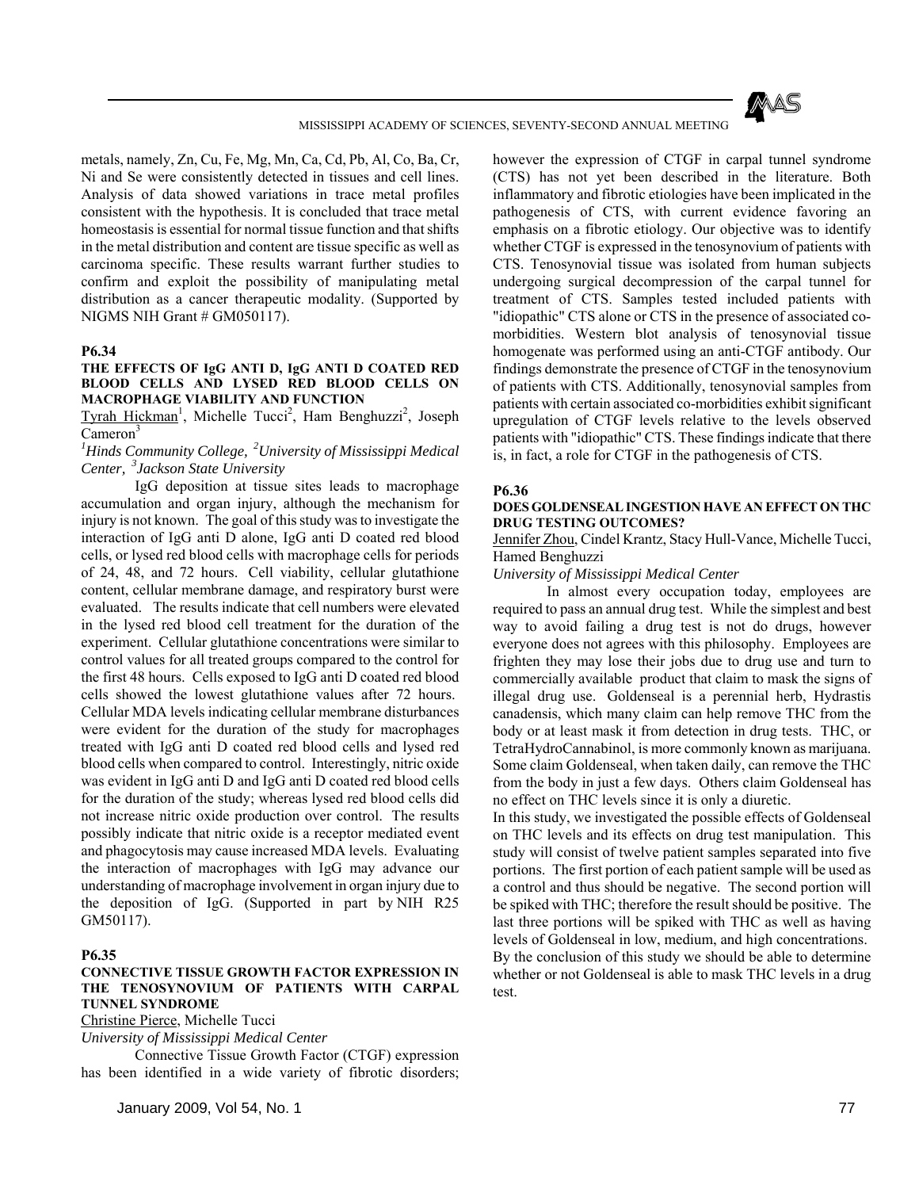metals, namely, Zn, Cu, Fe, Mg, Mn, Ca, Cd, Pb, Al, Co, Ba, Cr, Ni and Se were consistently detected in tissues and cell lines. Analysis of data showed variations in trace metal profiles consistent with the hypothesis. It is concluded that trace metal homeostasis is essential for normal tissue function and that shifts in the metal distribution and content are tissue specific as well as carcinoma specific. These results warrant further studies to confirm and exploit the possibility of manipulating metal distribution as a cancer therapeutic modality. (Supported by NIGMS NIH Grant # GM050117).

### P6.34

**THE EFFECTS OF IgG ANTI D, IgG ANTI D COATED RED BLOOD CELLS AND LYSED RED BLOOD CELLS ON MACROPHAGE VIABILITY AND FUNCTION**

Tyrah Hickman[1], Michelle Tucci[2], Ham Benghuzzi[2], Joseph Cameron[3]

*[1]Hinds Community College, [2]University of Mississippi Medical Center, [3]Jackson State University*

IgG deposition at tissue sites leads to macrophage accumulation and organ injury, although the mechanism for injury is not known. The goal of this study was to investigate the interaction of IgG anti D alone, IgG anti D coated red blood cells, or lysed red blood cells with macrophage cells for periods of 24, 48, and 72 hours. Cell viability, cellular glutathione content, cellular membrane damage, and respiratory burst were evaluated. The results indicate that cell numbers were elevated in the lysed red blood cell treatment for the duration of the experiment. Cellular glutathione concentrations were similar to control values for all treated groups compared to the control for the first 48 hours. Cells exposed to IgG anti D coated red blood cells showed the lowest glutathione values after 72 hours. Cellular MDA levels indicating cellular membrane disturbances were evident for the duration of the study for macrophages treated with IgG anti D coated red blood cells and lysed red blood cells when compared to control. Interestingly, nitric oxide was evident in IgG anti D and IgG anti D coated red blood cells for the duration of the study; whereas lysed red blood cells did not increase nitric oxide production over control. The results possibly indicate that nitric oxide is a receptor mediated event and phagocytosis may cause increased MDA levels. Evaluating the interaction of macrophages with IgG may advance our understanding of macrophage involvement in organ injury due to the deposition of IgG. (Supported in part by NIH R25 GM50117).

### P6.35

**CONNECTIVE TISSUE GROWTH FACTOR EXPRESSION IN THE TENOSYNOVIUM OF PATIENTS WITH CARPAL TUNNEL SYNDROME**

Christine Pierce, Michelle Tucci

*University of Mississippi Medical Center*

Connective Tissue Growth Factor (CTGF) expression has been identified in a wide variety of fibrotic disorders; however the expression of CTGF in carpal tunnel syndrome (CTS) has not yet been described in the literature. Both inflammatory and fibrotic etiologies have been implicated in the pathogenesis of CTS, with current evidence favoring an emphasis on a fibrotic etiology. Our objective was to identify whether CTGF is expressed in the tenosynovium of patients with CTS. Tenosynovial tissue was isolated from human subjects undergoing surgical decompression of the carpal tunnel for treatment of CTS. Samples tested included patients with "idiopathic" CTS alone or CTS in the presence of associated co-morbidities. Western blot analysis of tenosynovial tissue homogenate was performed using an anti-CTGF antibody. Our findings demonstrate the presence of CTGF in the tenosynovium of patients with CTS. Additionally, tenosynovial samples from patients with certain associated co-morbidities exhibit significant upregulation of CTGF levels relative to the levels observed patients with "idiopathic" CTS. These findings indicate that there is, in fact, a role for CTGF in the pathogenesis of CTS.

### P6.36

**DOES GOLDENSEAL INGESTION HAVE AN EFFECT ON THC DRUG TESTING OUTCOMES?**

Jennifer Zhou, Cindel Krantz, Stacy Hull-Vance, Michelle Tucci, Hamed Benghuzzi

*University of Mississippi Medical Center*

In almost every occupation today, employees are required to pass an annual drug test. While the simplest and best way to avoid failing a drug test is not do drugs, however everyone does not agrees with this philosophy. Employees are frighten they may lose their jobs due to drug use and turn to commercially available product that claim to mask the signs of illegal drug use. Goldenseal is a perennial herb, Hydrastis canadensis, which many claim can help remove THC from the body or at least mask it from detection in drug tests. THC, or TetraHydroCannabinol, is more commonly known as marijuana. Some claim Goldenseal, when taken daily, can remove the THC from the body in just a few days. Others claim Goldenseal has no effect on THC levels since it is only a diuretic.

In this study, we investigated the possible effects of Goldenseal on THC levels and its effects on drug test manipulation. This study will consist of twelve patient samples separated into five portions. The first portion of each patient sample will be used as a control and thus should be negative. The second portion will be spiked with THC; therefore the result should be positive. The last three portions will be spiked with THC as well as having levels of Goldenseal in low, medium, and high concentrations. By the conclusion of this study we should be able to determine whether or not Goldenseal is able to mask THC levels in a drug test.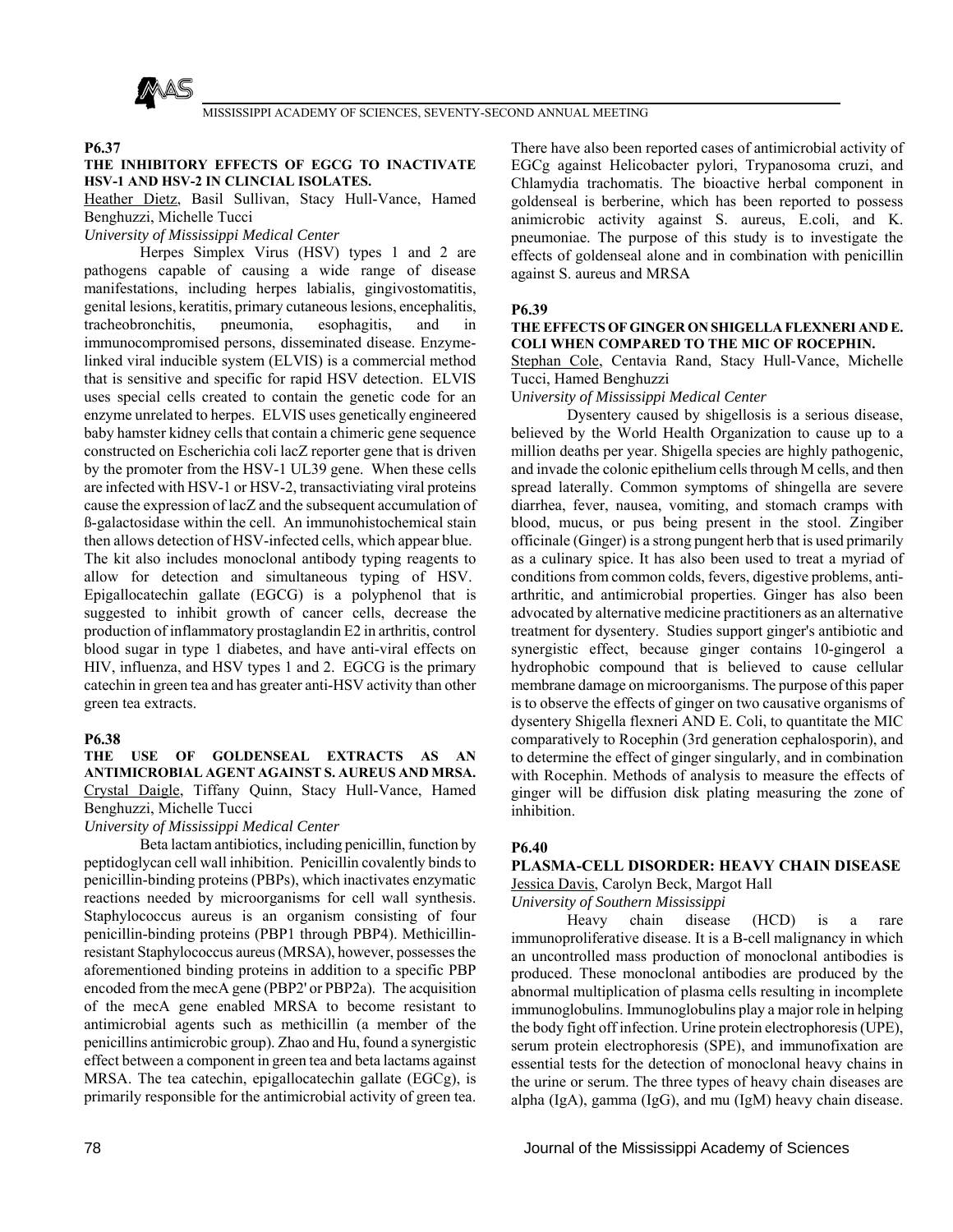**P6.37**

**THE INHIBITORY EFFECTS OF EGCG TO INACTIVATE HSV-1 AND HSV-2 IN CLINCIAL ISOLATES.**

Heather Dietz, Basil Sullivan, Stacy Hull-Vance, Hamed Benghuzzi, Michelle Tucci

*University of Mississippi Medical Center*

Herpes Simplex Virus (HSV) types 1 and 2 are pathogens capable of causing a wide range of disease manifestations, including herpes labialis, gingivostomatitis, genital lesions, keratitis, primary cutaneous lesions, encephalitis, tracheobronchitis, pneumonia, esophagitis, and in immunocompromised persons, disseminated disease. Enzyme-linked viral inducible system (ELVIS) is a commercial method that is sensitive and specific for rapid HSV detection. ELVIS uses special cells created to contain the genetic code for an enzyme unrelated to herpes. ELVIS uses genetically engineered baby hamster kidney cells that contain a chimeric gene sequence constructed on Escherichia coli lacZ reporter gene that is driven by the promoter from the HSV-1 UL39 gene. When these cells are infected with HSV-1 or HSV-2, transactiviating viral proteins cause the expression of lacZ and the subsequent accumulation of ß-galactosidase within the cell. An immunohistochemical stain then allows detection of HSV-infected cells, which appear blue. The kit also includes monoclonal antibody typing reagents to allow for detection and simultaneous typing of HSV. Epigallocatechin gallate (EGCG) is a polyphenol that is suggested to inhibit growth of cancer cells, decrease the production of inflammatory prostaglandin E2 in arthritis, control blood sugar in type 1 diabetes, and have anti-viral effects on HIV, influenza, and HSV types 1 and 2. EGCG is the primary catechin in green tea and has greater anti-HSV activity than other green tea extracts.

**P6.38**

**THE USE OF GOLDENSEAL EXTRACTS AS AN ANTIMICROBIAL AGENT AGAINST S. AUREUS AND MRSA.**

Crystal Daigle, Tiffany Quinn, Stacy Hull-Vance, Hamed Benghuzzi, Michelle Tucci

*University of Mississippi Medical Center*

Beta lactam antibiotics, including penicillin, function by peptidoglycan cell wall inhibition. Penicillin covalently binds to penicillin-binding proteins (PBPs), which inactivates enzymatic reactions needed by microorganisms for cell wall synthesis. Staphylococcus aureus is an organism consisting of four penicillin-binding proteins (PBP1 through PBP4). Methicillin-resistant Staphylococcus aureus (MRSA), however, possesses the aforementioned binding proteins in addition to a specific PBP encoded from the mecA gene (PBP2' or PBP2a). The acquisition of the mecA gene enabled MRSA to become resistant to antimicrobial agents such as methicillin (a member of the penicillins antimicrobic group). Zhao and Hu, found a synergistic effect between a component in green tea and beta lactams against MRSA. The tea catechin, epigallocatechin gallate (EGCg), is primarily responsible for the antimicrobial activity of green tea. There have also been reported cases of antimicrobial activity of EGCg against Helicobacter pylori, Trypanosoma cruzi, and Chlamydia trachomatis. The bioactive herbal component in goldenseal is berberine, which has been reported to possess animicrobic activity against S. aureus, E.coli, and K. pneumoniae. The purpose of this study is to investigate the effects of goldenseal alone and in combination with penicillin against S. aureus and MRSA

**P6.39**

**THE EFFECTS OF GINGER ON SHIGELLA FLEXNERI AND E. COLI WHEN COMPARED TO THE MIC OF ROCEPHIN.**

Stephan Cole, Centavia Rand, Stacy Hull-Vance, Michelle Tucci, Hamed Benghuzzi

*University of Mississippi Medical Center*

Dysentery caused by shigellosis is a serious disease, believed by the World Health Organization to cause up to a million deaths per year. Shigella species are highly pathogenic, and invade the colonic epithelium cells through M cells, and then spread laterally. Common symptoms of shingella are severe diarrhea, fever, nausea, vomiting, and stomach cramps with blood, mucus, or pus being present in the stool. Zingiber officinale (Ginger) is a strong pungent herb that is used primarily as a culinary spice. It has also been used to treat a myriad of conditions from common colds, fevers, digestive problems, anti-arthritic, and antimicrobial properties. Ginger has also been advocated by alternative medicine practitioners as an alternative treatment for dysentery. Studies support ginger's antibiotic and synergistic effect, because ginger contains 10-gingerol a hydrophobic compound that is believed to cause cellular membrane damage on microorganisms. The purpose of this paper is to observe the effects of ginger on two causative organisms of dysentery Shigella flexneri AND E. Coli, to quantitate the MIC comparatively to Rocephin (3rd generation cephalosporin), and to determine the effect of ginger singularly, and in combination with Rocephin. Methods of analysis to measure the effects of ginger will be diffusion disk plating measuring the zone of inhibition.

**P6.40**

**PLASMA-CELL DISORDER: HEAVY CHAIN DISEASE**

Jessica Davis, Carolyn Beck, Margot Hall

*University of Southern Mississippi*

Heavy chain disease (HCD) is a rare immunoproliferative disease. It is a B-cell malignancy in which an uncontrolled mass production of monoclonal antibodies is produced. These monoclonal antibodies are produced by the abnormal multiplication of plasma cells resulting in incomplete immunoglobulins. Immunoglobulins play a major role in helping the body fight off infection. Urine protein electrophoresis (UPE), serum protein electrophoresis (SPE), and immunofixation are essential tests for the detection of monoclonal heavy chains in the urine or serum. The three types of heavy chain diseases are alpha (IgA), gamma (IgG), and mu (IgM) heavy chain disease.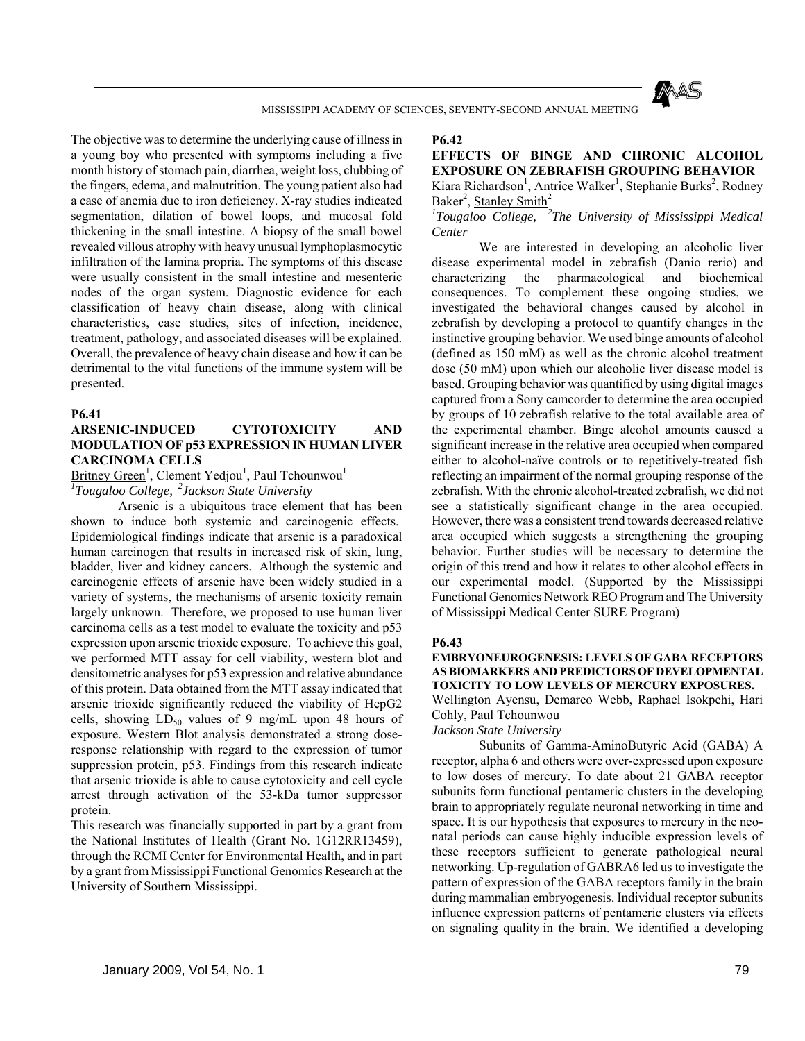The objective was to determine the underlying cause of illness in a young boy who presented with symptoms including a five month history of stomach pain, diarrhea, weight loss, clubbing of the fingers, edema, and malnutrition. The young patient also had a case of anemia due to iron deficiency. X-ray studies indicated segmentation, dilation of bowel loops, and mucosal fold thickening in the small intestine. A biopsy of the small bowel revealed villous atrophy with heavy unusual lymphoplasmocytic infiltration of the lamina propria. The symptoms of this disease were usually consistent in the small intestine and mesenteric nodes of the organ system. Diagnostic evidence for each classification of heavy chain disease, along with clinical characteristics, case studies, sites of infection, incidence, treatment, pathology, and associated diseases will be explained. Overall, the prevalence of heavy chain disease and how it can be detrimental to the vital functions of the immune system will be presented.

**P6.41**

**ARSENIC-INDUCED CYTOTOXICITY AND MODULATION OF p53 EXPRESSION IN HUMAN LIVER CARCINOMA CELLS**

Britney Green[1], Clement Yedjou[1], Paul Tchounwou[1]

*[1]Tougaloo College, [2]Jackson State University*

Arsenic is a ubiquitous trace element that has been shown to induce both systemic and carcinogenic effects. Epidemiological findings indicate that arsenic is a paradoxical human carcinogen that results in increased risk of skin, lung, bladder, liver and kidney cancers. Although the systemic and carcinogenic effects of arsenic have been widely studied in a variety of systems, the mechanisms of arsenic toxicity remain largely unknown. Therefore, we proposed to use human liver carcinoma cells as a test model to evaluate the toxicity and p53 expression upon arsenic trioxide exposure. To achieve this goal, we performed MTT assay for cell viability, western blot and densitometric analyses for p53 expression and relative abundance of this protein. Data obtained from the MTT assay indicated that arsenic trioxide significantly reduced the viability of HepG2 cells, showing $LD_{50}$ values of 9 mg/mL upon 48 hours of exposure. Western Blot analysis demonstrated a strong dose-response relationship with regard to the expression of tumor suppression protein, p53. Findings from this research indicate that arsenic trioxide is able to cause cytotoxicity and cell cycle arrest through activation of the 53-kDa tumor suppressor protein.

This research was financially supported in part by a grant from the National Institutes of Health (Grant No. 1G12RR13459), through the RCMI Center for Environmental Health, and in part by a grant from Mississippi Functional Genomics Research at the University of Southern Mississippi.

**P6.42**

**EFFECTS OF BINGE AND CHRONIC ALCOHOL EXPOSURE ON ZEBRAFISH GROUPING BEHAVIOR**

Kiara Richardson[1], Antrice Walker[1], Stephanie Burks[2], Rodney Baker[2], Stanley Smith[2]

*[1]Tougaloo College, [2]The University of Mississippi Medical Center*

We are interested in developing an alcoholic liver disease experimental model in zebrafish (Danio rerio) and characterizing the pharmacological and biochemical consequences. To complement these ongoing studies, we investigated the behavioral changes caused by alcohol in zebrafish by developing a protocol to quantify changes in the instinctive grouping behavior. We used binge amounts of alcohol (defined as 150 mM) as well as the chronic alcohol treatment dose (50 mM) upon which our alcoholic liver disease model is based. Grouping behavior was quantified by using digital images captured from a Sony camcorder to determine the area occupied by groups of 10 zebrafish relative to the total available area of the experimental chamber. Binge alcohol amounts caused a significant increase in the relative area occupied when compared either to alcohol-naïve controls or to repetitively-treated fish reflecting an impairment of the normal grouping response of the zebrafish. With the chronic alcohol-treated zebrafish, we did not see a statistically significant change in the area occupied. However, there was a consistent trend towards decreased relative area occupied which suggests a strengthening the grouping behavior. Further studies will be necessary to determine the origin of this trend and how it relates to other alcohol effects in our experimental model. (Supported by the Mississippi Functional Genomics Network REO Program and The University of Mississippi Medical Center SURE Program)

**P6.43**

**EMBRYONEUROGENESIS: LEVELS OF GABA RECEPTORS AS BIOMARKERS AND PREDICTORS OF DEVELOPMENTAL TOXICITY TO LOW LEVELS OF MERCURY EXPOSURES.**

Wellington Ayensu, Demareo Webb, Raphael Isokpehi, Hari Cohly, Paul Tchounwou

*Jackson State University*

Subunits of Gamma-AminoButyric Acid (GABA) A receptor, alpha 6 and others were over-expressed upon exposure to low doses of mercury. To date about 21 GABA receptor subunits form functional pentameric clusters in the developing brain to appropriately regulate neuronal networking in time and space. It is our hypothesis that exposures to mercury in the neo-natal periods can cause highly inducible expression levels of these receptors sufficient to generate pathological neural networking. Up-regulation of GABRA6 led us to investigate the pattern of expression of the GABA receptors family in the brain during mammalian embryogenesis. Individual receptor subunits influence expression patterns of pentameric clusters via effects on signaling quality in the brain. We identified a developing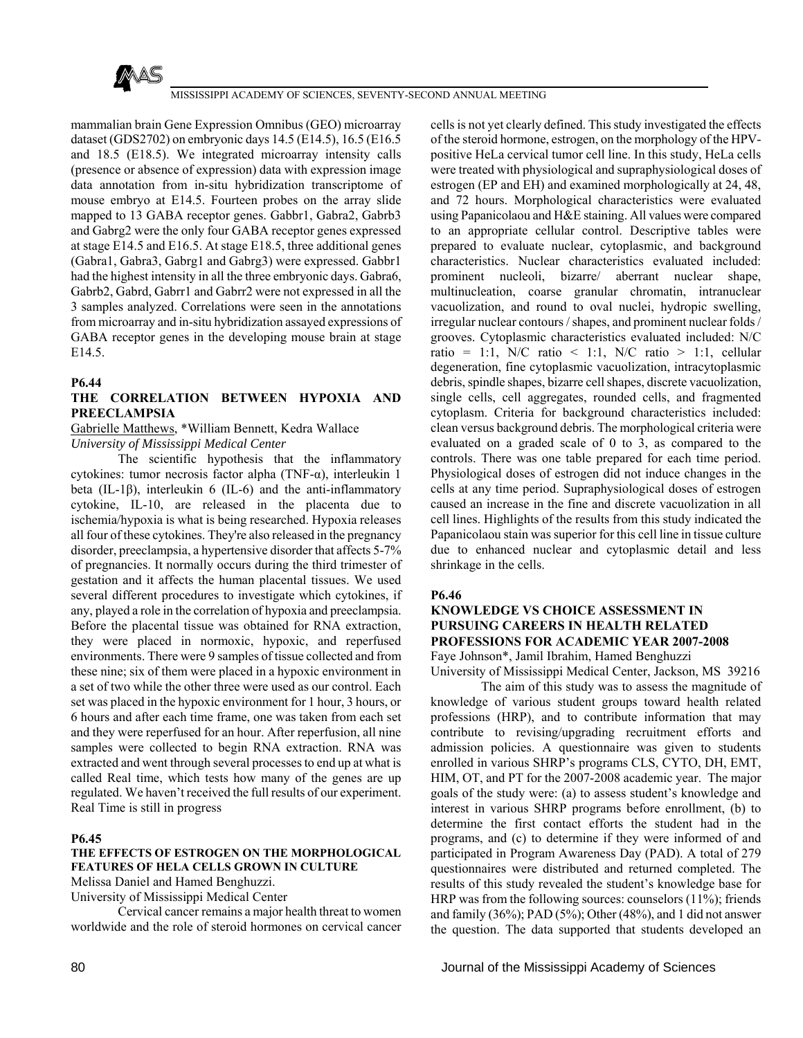mammalian brain Gene Expression Omnibus (GEO) microarray dataset (GDS2702) on embryonic days 14.5 (E14.5), 16.5 (E16.5 and 18.5 (E18.5). We integrated microarray intensity calls (presence or absence of expression) data with expression image data annotation from in-situ hybridization transcriptome of mouse embryo at E14.5. Fourteen probes on the array slide mapped to 13 GABA receptor genes. Gabbr1, Gabra2, Gabrb3 and Gabrg2 were the only four GABA receptor genes expressed at stage E14.5 and E16.5. At stage E18.5, three additional genes (Gabra1, Gabra3, Gabrg1 and Gabrg3) were expressed. Gabbr1 had the highest intensity in all the three embryonic days. Gabra6, Gabrb2, Gabrd, Gabrr1 and Gabrr2 were not expressed in all the 3 samples analyzed. Correlations were seen in the annotations from microarray and in-situ hybridization assayed expressions of GABA receptor genes in the developing mouse brain at stage E14.5.

**P6.44**

### THE CORRELATION BETWEEN HYPOXIA AND PREECLAMPSIA

Gabrielle Matthews, *William Bennett, Kedra Wallace
*University of Mississippi Medical Center*

The scientific hypothesis that the inflammatory cytokines: tumor necrosis factor alpha (TNF-α), interleukin 1 beta (IL-1β), interleukin 6 (IL-6) and the anti-inflammatory cytokine, IL-10, are released in the placenta due to ischemia/hypoxia is what is being researched. Hypoxia releases all four of these cytokines. They're also released in the pregnancy disorder, preeclampsia, a hypertensive disorder that affects 5-7% of pregnancies. It normally occurs during the third trimester of gestation and it affects the human placental tissues. We used several different procedures to investigate which cytokines, if any, played a role in the correlation of hypoxia and preeclampsia. Before the placental tissue was obtained for RNA extraction, they were placed in normoxic, hypoxic, and reperfused environments. There were 9 samples of tissue collected and from these nine; six of them were placed in a hypoxic environment in a set of two while the other three were used as our control. Each set was placed in the hypoxic environment for 1 hour, 3 hours, or 6 hours and after each time frame, one was taken from each set and they were reperfused for an hour. After reperfusion, all nine samples were collected to begin RNA extraction. RNA was extracted and went through several processes to end up at what is called Real time, which tests how many of the genes are up regulated. We haven't received the full results of our experiment. Real Time is still in progress

**P6.45**

### THE EFFECTS OF ESTROGEN ON THE MORPHOLOGICAL FEATURES OF HELA CELLS GROWN IN CULTURE

Melissa Daniel and Hamed Benghuzzi.
University of Mississippi Medical Center

Cervical cancer remains a major health threat to women worldwide and the role of steroid hormones on cervical cancer cells is not yet clearly defined. This study investigated the effects of the steroid hormone, estrogen, on the morphology of the HPV-positive HeLa cervical tumor cell line. In this study, HeLa cells were treated with physiological and supraphysiological doses of estrogen (EP and EH) and examined morphologically at 24, 48, and 72 hours. Morphological characteristics were evaluated using Papanicolaou and H&E staining. All values were compared to an appropriate cellular control. Descriptive tables were prepared to evaluate nuclear, cytoplasmic, and background characteristics. Nuclear characteristics evaluated included: prominent nucleoli, bizarre/ aberrant nuclear shape, multinucleation, coarse granular chromatin, intranuclear vacuolization, and round to oval nuclei, hydropic swelling, irregular nuclear contours / shapes, and prominent nuclear folds / grooves. Cytoplasmic characteristics evaluated included: N/C ratio = 1:1, N/C ratio < 1:1, N/C ratio > 1:1, cellular degeneration, fine cytoplasmic vacuolization, intracytoplasmic debris, spindle shapes, bizarre cell shapes, discrete vacuolization, single cells, cell aggregates, rounded cells, and fragmented cytoplasm. Criteria for background characteristics included: clean versus background debris. The morphological criteria were evaluated on a graded scale of 0 to 3, as compared to the controls. There was one table prepared for each time period. Physiological doses of estrogen did not induce changes in the cells at any time period. Supraphysiological doses of estrogen caused an increase in the fine and discrete vacuolization in all cell lines. Highlights of the results from this study indicated the Papanicolaou stain was superior for this cell line in tissue culture due to enhanced nuclear and cytoplasmic detail and less shrinkage in the cells.

**P6.46**

### KNOWLEDGE VS CHOICE ASSESSMENT IN PURSUING CAREERS IN HEALTH RELATED PROFESSIONS FOR ACADEMIC YEAR 2007-2008

Faye Johnson*, Jamil Ibrahim, Hamed Benghuzzi
University of Mississippi Medical Center, Jackson, MS 39216

The aim of this study was to assess the magnitude of knowledge of various student groups toward health related professions (HRP), and to contribute information that may contribute to revising/upgrading recruitment efforts and admission policies. A questionnaire was given to students enrolled in various SHRP's programs CLS, CYTO, DH, EMT, HIM, OT, and PT for the 2007-2008 academic year. The major goals of the study were: (a) to assess student's knowledge and interest in various SHRP programs before enrollment, (b) to determine the first contact efforts the student had in the programs, and (c) to determine if they were informed of and participated in Program Awareness Day (PAD). A total of 279 questionnaires were distributed and returned completed. The results of this study revealed the student's knowledge base for HRP was from the following sources: counselors (11%); friends and family (36%); PAD (5%); Other (48%), and 1 did not answer the question. The data supported that students developed an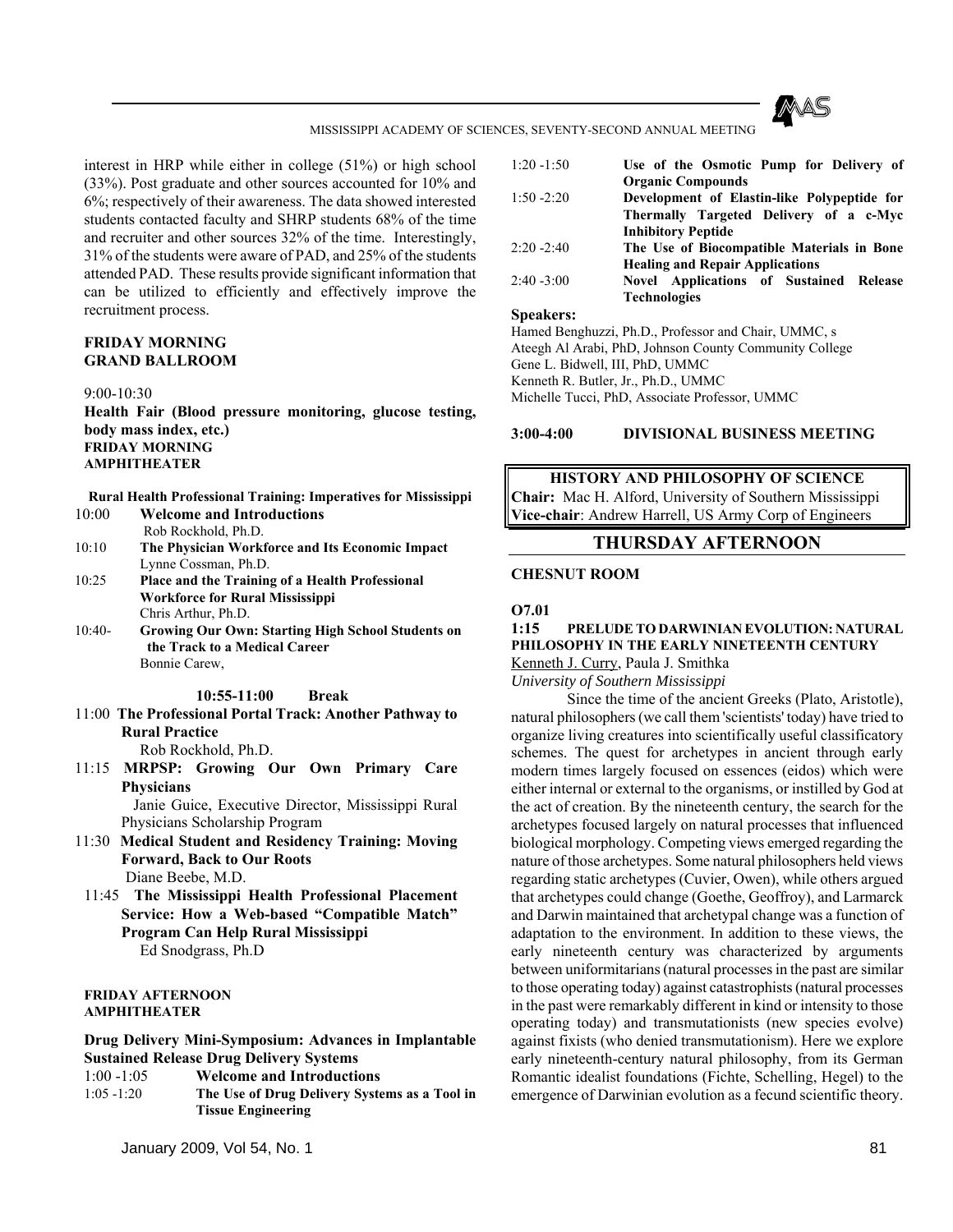interest in HRP while either in college (51%) or high school (33%). Post graduate and other sources accounted for 10% and 6%; respectively of their awareness. The data showed interested students contacted faculty and SHRP students 68% of the time and recruiter and other sources 32% of the time. Interestingly, 31% of the students were aware of PAD, and 25% of the students attended PAD. These results provide significant information that can be utilized to efficiently and effectively improve the recruitment process.

**FRIDAY MORNING**
**GRAND BALLROOM**

9:00-10:30

**Health Fair (Blood pressure monitoring, glucose testing, body mass index, etc.)**

**FRIDAY MORNING**
**AMPHITHEATER**

**Rural Health Professional Training: Imperatives for Mississippi**

10:00 **Welcome and Introductions**
Rob Rockhold, Ph.D.

10:10 **The Physician Workforce and Its Economic Impact**
Lynne Cossman, Ph.D.

10:25 **Place and the Training of a Health Professional Workforce for Rural Mississippi**
Chris Arthur, Ph.D.

10:40- **Growing Our Own: Starting High School Students on the Track to a Medical Career**
Bonnie Carew,

**10:55-11:00 Break**

11:00 **The Professional Portal Track: Another Pathway to Rural Practice**
Rob Rockhold, Ph.D.

11:15 **MRPSP: Growing Our Own Primary Care Physicians**
Janie Guice, Executive Director, Mississippi Rural Physicians Scholarship Program

11:30 **Medical Student and Residency Training: Moving Forward, Back to Our Roots**
Diane Beebe, M.D.

11:45 **The Mississippi Health Professional Placement Service: How a Web-based "Compatible Match" Program Can Help Rural Mississippi**
Ed Snodgrass, Ph.D

**FRIDAY AFTERNOON**
**AMPHITHEATER**

**Drug Delivery Mini-Symposium: Advances in Implantable Sustained Release Drug Delivery Systems**

1:00 -1:05 **Welcome and Introductions**

1:05 -1:20 **The Use of Drug Delivery Systems as a Tool in Tissue Engineering**

1:20 -1:50 **Use of the Osmotic Pump for Delivery of Organic Compounds**

1:50 -2:20 **Development of Elastin-like Polypeptide for Thermally Targeted Delivery of a c-Myc Inhibitory Peptide**

2:20 -2:40 **The Use of Biocompatible Materials in Bone Healing and Repair Applications**

2:40 -3:00 **Novel Applications of Sustained Release Technologies**

**Speakers:**
Hamed Benghuzzi, Ph.D., Professor and Chair, UMMC, s
Ateegh Al Arabi, PhD, Johnson County Community College
Gene L. Bidwell, III, PhD, UMMC
Kenneth R. Butler, Jr., Ph.D., UMMC
Michelle Tucci, PhD, Associate Professor, UMMC

**3:00-4:00 DIVISIONAL BUSINESS MEETING**

## HISTORY AND PHILOSOPHY OF SCIENCE

**Chair:** Mac H. Alford, University of Southern Mississippi
**Vice-chair**: Andrew Harrell, US Army Corp of Engineers

## THURSDAY AFTERNOON

**CHESNUT ROOM**

**O7.01**

**1:15 PRELUDE TO DARWINIAN EVOLUTION: NATURAL PHILOSOPHY IN THE EARLY NINETEENTH CENTURY**

Kenneth J. Curry, Paula J. Smithka

*University of Southern Mississippi*

Since the time of the ancient Greeks (Plato, Aristotle), natural philosophers (we call them 'scientists' today) have tried to organize living creatures into scientifically useful classificatory schemes. The quest for archetypes in ancient through early modern times largely focused on essences (eidos) which were either internal or external to the organisms, or instilled by God at the act of creation. By the nineteenth century, the search for the archetypes focused largely on natural processes that influenced biological morphology. Competing views emerged regarding the nature of those archetypes. Some natural philosophers held views regarding static archetypes (Cuvier, Owen), while others argued that archetypes could change (Goethe, Geoffroy), and Larmarck and Darwin maintained that archetypal change was a function of adaptation to the environment. In addition to these views, the early nineteenth century was characterized by arguments between uniformitarians (natural processes in the past are similar to those operating today) against catastrophists (natural processes in the past were remarkably different in kind or intensity to those operating today) and transmutationists (new species evolve) against fixists (who denied transmutationism). Here we explore early nineteenth-century natural philosophy, from its German Romantic idealist foundations (Fichte, Schelling, Hegel) to the emergence of Darwinian evolution as a fecund scientific theory.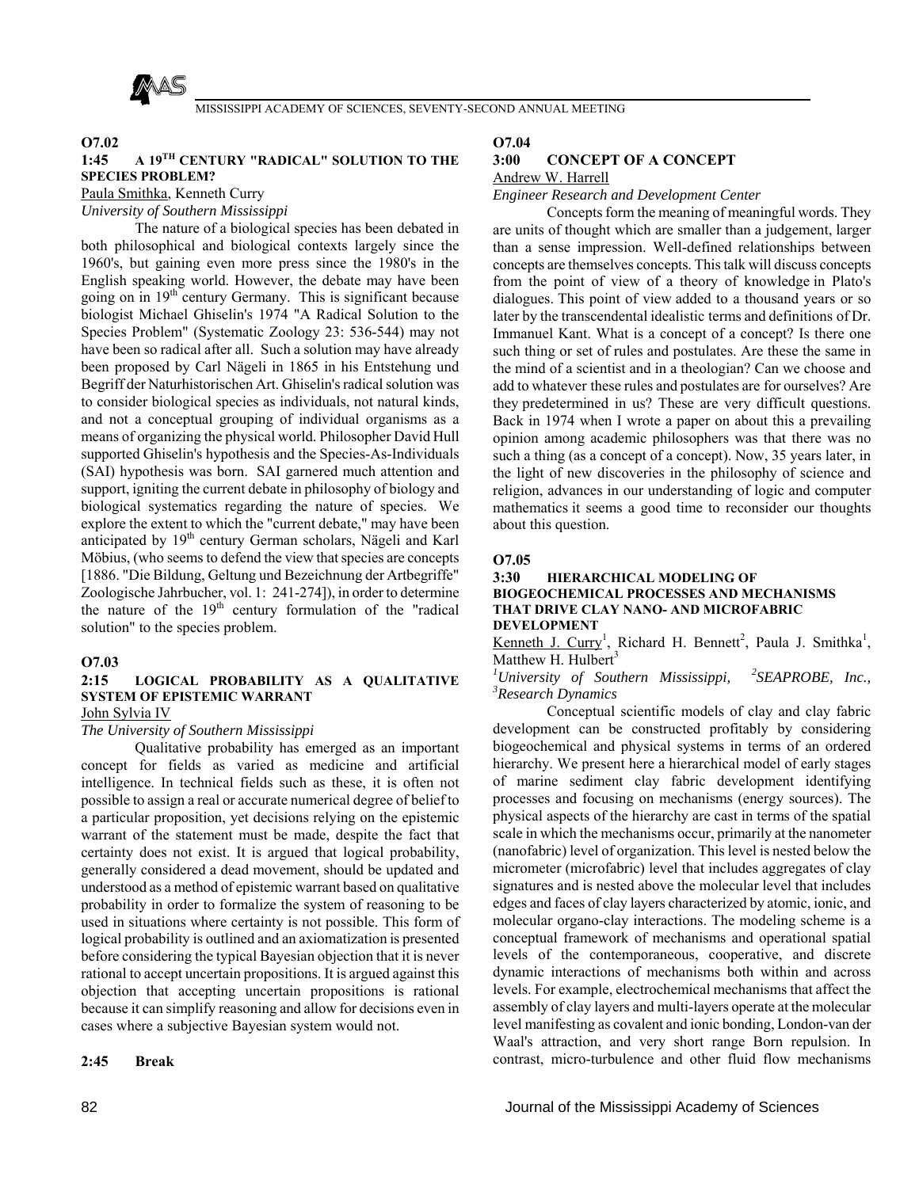### O7.02

**1:45 A 19TH CENTURY "RADICAL" SOLUTION TO THE SPECIES PROBLEM?**

Paula Smithka, Kenneth Curry

*University of Southern Mississippi*

The nature of a biological species has been debated in both philosophical and biological contexts largely since the 1960's, but gaining even more press since the 1980's in the English speaking world. However, the debate may have been going on in 19th century Germany. This is significant because biologist Michael Ghiselin's 1974 "A Radical Solution to the Species Problem" (Systematic Zoology 23: 536-544) may not have been so radical after all. Such a solution may have already been proposed by Carl Nägeli in 1865 in his Entstehung und Begriff der Naturhistorischen Art. Ghiselin's radical solution was to consider biological species as individuals, not natural kinds, and not a conceptual grouping of individual organisms as a means of organizing the physical world. Philosopher David Hull supported Ghiselin's hypothesis and the Species-As-Individuals (SAI) hypothesis was born. SAI garnered much attention and support, igniting the current debate in philosophy of biology and biological systematics regarding the nature of species. We explore the extent to which the "current debate," may have been anticipated by 19th century German scholars, Nägeli and Karl Möbius, (who seems to defend the view that species are concepts [1886. "Die Bildung, Geltung und Bezeichnung der Artbegriffe" Zoologische Jahrbucher, vol. 1: 241-274]), in order to determine the nature of the 19th century formulation of the "radical solution" to the species problem.

### O7.03

**2:15 LOGICAL PROBABILITY AS A QUALITATIVE SYSTEM OF EPISTEMIC WARRANT**

John Sylvia IV

*The University of Southern Mississippi*

Qualitative probability has emerged as an important concept for fields as varied as medicine and artificial intelligence. In technical fields such as these, it is often not possible to assign a real or accurate numerical degree of belief to a particular proposition, yet decisions relying on the epistemic warrant of the statement must be made, despite the fact that certainty does not exist. It is argued that logical probability, generally considered a dead movement, should be updated and understood as a method of epistemic warrant based on qualitative probability in order to formalize the system of reasoning to be used in situations where certainty is not possible. This form of logical probability is outlined and an axiomatization is presented before considering the typical Bayesian objection that it is never rational to accept uncertain propositions. It is argued against this objection that accepting uncertain propositions is rational because it can simplify reasoning and allow for decisions even in cases where a subjective Bayesian system would not.

**2:45 Break**

### O7.04

**3:00 CONCEPT OF A CONCEPT**

Andrew W. Harrell

*Engineer Research and Development Center*

Concepts form the meaning of meaningful words. They are units of thought which are smaller than a judgement, larger than a sense impression. Well-defined relationships between concepts are themselves concepts. This talk will discuss concepts from the point of view of a theory of knowledge in Plato's dialogues. This point of view added to a thousand years or so later by the transcendental idealistic terms and definitions of Dr. Immanuel Kant. What is a concept of a concept? Is there one such thing or set of rules and postulates. Are these the same in the mind of a scientist and in a theologian? Can we choose and add to whatever these rules and postulates are for ourselves? Are they predetermined in us? These are very difficult questions. Back in 1974 when I wrote a paper on about this a prevailing opinion among academic philosophers was that there was no such a thing (as a concept of a concept). Now, 35 years later, in the light of new discoveries in the philosophy of science and religion, advances in our understanding of logic and computer mathematics it seems a good time to reconsider our thoughts about this question.

### O7.05

**3:30 HIERARCHICAL MODELING OF BIOGEOCHEMICAL PROCESSES AND MECHANISMS THAT DRIVE CLAY NANO- AND MICROFABRIC DEVELOPMENT**

Kenneth J. Curry[1], Richard H. Bennett[2], Paula J. Smithka[1], Matthew H. Hulbert[3]

*[1]University of Southern Mississippi, [2]SEAPROBE, Inc., [3]Research Dynamics*

Conceptual scientific models of clay and clay fabric development can be constructed profitably by considering biogeochemical and physical systems in terms of an ordered hierarchy. We present here a hierarchical model of early stages of marine sediment clay fabric development identifying processes and focusing on mechanisms (energy sources). The physical aspects of the hierarchy are cast in terms of the spatial scale in which the mechanisms occur, primarily at the nanometer (nanofabric) level of organization. This level is nested below the micrometer (microfabric) level that includes aggregates of clay signatures and is nested above the molecular level that includes edges and faces of clay layers characterized by atomic, ionic, and molecular organo-clay interactions. The modeling scheme is a conceptual framework of mechanisms and operational spatial levels of the contemporaneous, cooperative, and discrete dynamic interactions of mechanisms both within and across levels. For example, electrochemical mechanisms that affect the assembly of clay layers and multi-layers operate at the molecular level manifesting as covalent and ionic bonding, London-van der Waal's attraction, and very short range Born repulsion. In contrast, micro-turbulence and other fluid flow mechanisms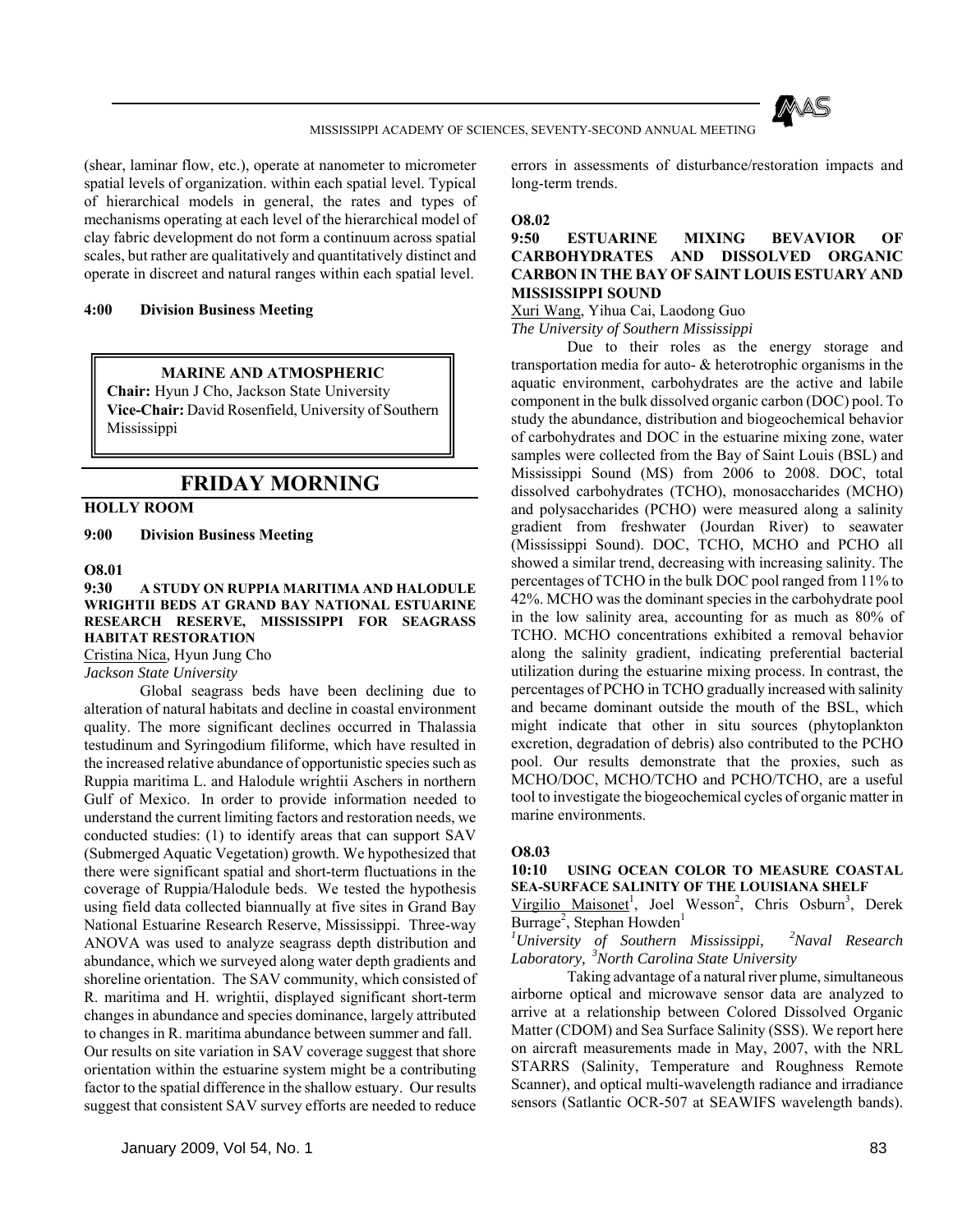(shear, laminar flow, etc.), operate at nanometer to micrometer spatial levels of organization. within each spatial level. Typical of hierarchical models in general, the rates and types of mechanisms operating at each level of the hierarchical model of clay fabric development do not form a continuum across spatial scales, but rather are qualitatively and quantitatively distinct and operate in discreet and natural ranges within each spatial level.

**4:00 Division Business Meeting**

**MARINE AND ATMOSPHERIC**
**Chair:** Hyun J Cho, Jackson State University
**Vice-Chair:** David Rosenfield, University of Southern Mississippi

## FRIDAY MORNING

**HOLLY ROOM**

**9:00 Division Business Meeting**

**O8.01**

**9:30 A STUDY ON RUPPIA MARITIMA AND HALODULE WRIGHTII BEDS AT GRAND BAY NATIONAL ESTUARINE RESEARCH RESERVE, MISSISSIPPI FOR SEAGRASS HABITAT RESTORATION**

Cristina Nica, Hyun Jung Cho
*Jackson State University*

Global seagrass beds have been declining due to alteration of natural habitats and decline in coastal environment quality. The more significant declines occurred in Thalassia testudinum and Syringodium filiforme, which have resulted in the increased relative abundance of opportunistic species such as Ruppia maritima L. and Halodule wrightii Aschers in northern Gulf of Mexico. In order to provide information needed to understand the current limiting factors and restoration needs, we conducted studies: (1) to identify areas that can support SAV (Submerged Aquatic Vegetation) growth. We hypothesized that there were significant spatial and short-term fluctuations in the coverage of Ruppia/Halodule beds. We tested the hypothesis using field data collected biannually at five sites in Grand Bay National Estuarine Research Reserve, Mississippi. Three-way ANOVA was used to analyze seagrass depth distribution and abundance, which we surveyed along water depth gradients and shoreline orientation. The SAV community, which consisted of R. maritima and H. wrightii, displayed significant short-term changes in abundance and species dominance, largely attributed to changes in R. maritima abundance between summer and fall. Our results on site variation in SAV coverage suggest that shore orientation within the estuarine system might be a contributing factor to the spatial difference in the shallow estuary. Our results suggest that consistent SAV survey efforts are needed to reduce errors in assessments of disturbance/restoration impacts and long-term trends.

**O8.02**

**9:50 ESTUARINE MIXING BEVAVIOR OF CARBOHYDRATES AND DISSOLVED ORGANIC CARBON IN THE BAY OF SAINT LOUIS ESTUARY AND MISSISSIPPI SOUND**

Xuri Wang, Yihua Cai, Laodong Guo
*The University of Southern Mississippi*

Due to their roles as the energy storage and transportation media for auto- & heterotrophic organisms in the aquatic environment, carbohydrates are the active and labile component in the bulk dissolved organic carbon (DOC) pool. To study the abundance, distribution and biogeochemical behavior of carbohydrates and DOC in the estuarine mixing zone, water samples were collected from the Bay of Saint Louis (BSL) and Mississippi Sound (MS) from 2006 to 2008. DOC, total dissolved carbohydrates (TCHO), monosaccharides (MCHO) and polysaccharides (PCHO) were measured along a salinity gradient from freshwater (Jourdan River) to seawater (Mississippi Sound). DOC, TCHO, MCHO and PCHO all showed a similar trend, decreasing with increasing salinity. The percentages of TCHO in the bulk DOC pool ranged from 11% to 42%. MCHO was the dominant species in the carbohydrate pool in the low salinity area, accounting for as much as 80% of TCHO. MCHO concentrations exhibited a removal behavior along the salinity gradient, indicating preferential bacterial utilization during the estuarine mixing process. In contrast, the percentages of PCHO in TCHO gradually increased with salinity and became dominant outside the mouth of the BSL, which might indicate that other in situ sources (phytoplankton excretion, degradation of debris) also contributed to the PCHO pool. Our results demonstrate that the proxies, such as MCHO/DOC, MCHO/TCHO and PCHO/TCHO, are a useful tool to investigate the biogeochemical cycles of organic matter in marine environments.

**O8.03**

**10:10 USING OCEAN COLOR TO MEASURE COASTAL SEA-SURFACE SALINITY OF THE LOUISIANA SHELF**

Virgilio Maisonet[1], Joel Wesson[2], Chris Osburn[3], Derek Burrage[2], Stephan Howden[1]
*[1]University of Southern Mississippi, [2]Naval Research Laboratory, [3]North Carolina State University*

Taking advantage of a natural river plume, simultaneous airborne optical and microwave sensor data are analyzed to arrive at a relationship between Colored Dissolved Organic Matter (CDOM) and Sea Surface Salinity (SSS). We report here on aircraft measurements made in May, 2007, with the NRL STARRS (Salinity, Temperature and Roughness Remote Scanner), and optical multi-wavelength radiance and irradiance sensors (Satlantic OCR-507 at SEAWIFS wavelength bands).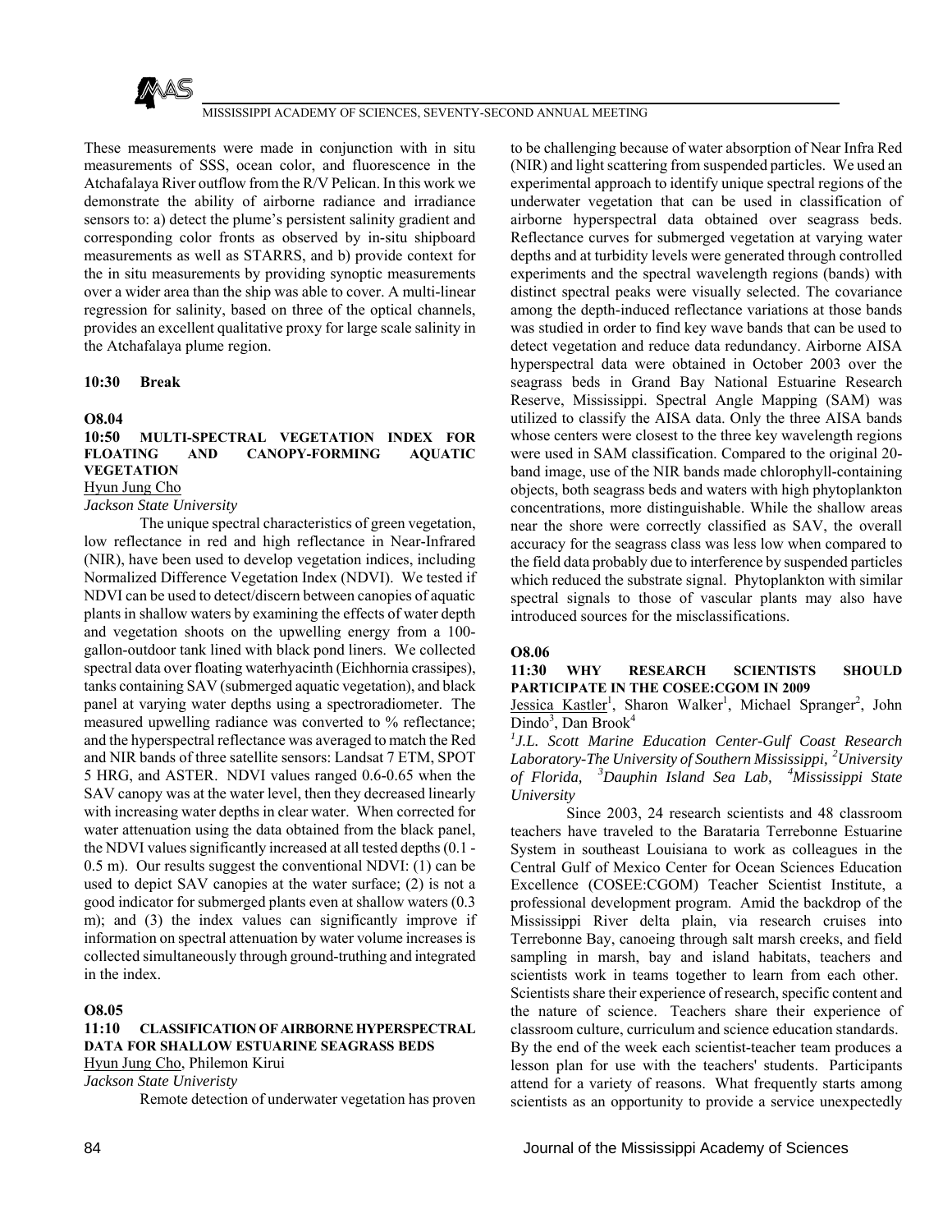These measurements were made in conjunction with in situ measurements of SSS, ocean color, and fluorescence in the Atchafalaya River outflow from the R/V Pelican. In this work we demonstrate the ability of airborne radiance and irradiance sensors to: a) detect the plume's persistent salinity gradient and corresponding color fronts as observed by in-situ shipboard measurements as well as STARRS, and b) provide context for the in situ measurements by providing synoptic measurements over a wider area than the ship was able to cover. A multi-linear regression for salinity, based on three of the optical channels, provides an excellent qualitative proxy for large scale salinity in the Atchafalaya plume region.

**10:30 Break**

**O8.04**

**10:50 MULTI-SPECTRAL VEGETATION INDEX FOR FLOATING AND CANOPY-FORMING AQUATIC VEGETATION**

Hyun Jung Cho

*Jackson State University*

The unique spectral characteristics of green vegetation, low reflectance in red and high reflectance in Near-Infrared (NIR), have been used to develop vegetation indices, including Normalized Difference Vegetation Index (NDVI). We tested if NDVI can be used to detect/discern between canopies of aquatic plants in shallow waters by examining the effects of water depth and vegetation shoots on the upwelling energy from a 100-gallon-outdoor tank lined with black pond liners. We collected spectral data over floating waterhyacinth (Eichhornia crassipes), tanks containing SAV (submerged aquatic vegetation), and black panel at varying water depths using a spectroradiometer. The measured upwelling radiance was converted to % reflectance; and the hyperspectral reflectance was averaged to match the Red and NIR bands of three satellite sensors: Landsat 7 ETM, SPOT 5 HRG, and ASTER. NDVI values ranged 0.6-0.65 when the SAV canopy was at the water level, then they decreased linearly with increasing water depths in clear water. When corrected for water attenuation using the data obtained from the black panel, the NDVI values significantly increased at all tested depths (0.1 - 0.5 m). Our results suggest the conventional NDVI: (1) can be used to depict SAV canopies at the water surface; (2) is not a good indicator for submerged plants even at shallow waters (0.3 m); and (3) the index values can significantly improve if information on spectral attenuation by water volume increases is collected simultaneously through ground-truthing and integrated in the index.

**O8.05**

**11:10 CLASSIFICATION OF AIRBORNE HYPERSPECTRAL DATA FOR SHALLOW ESTUARINE SEAGRASS BEDS**

Hyun Jung Cho, Philemon Kirui

*Jackson State Univeristy*

Remote detection of underwater vegetation has proven to be challenging because of water absorption of Near Infra Red (NIR) and light scattering from suspended particles. We used an experimental approach to identify unique spectral regions of the underwater vegetation that can be used in classification of airborne hyperspectral data obtained over seagrass beds. Reflectance curves for submerged vegetation at varying water depths and at turbidity levels were generated through controlled experiments and the spectral wavelength regions (bands) with distinct spectral peaks were visually selected. The covariance among the depth-induced reflectance variations at those bands was studied in order to find key wave bands that can be used to detect vegetation and reduce data redundancy. Airborne AISA hyperspectral data were obtained in October 2003 over the seagrass beds in Grand Bay National Estuarine Research Reserve, Mississippi. Spectral Angle Mapping (SAM) was utilized to classify the AISA data. Only the three AISA bands whose centers were closest to the three key wavelength regions were used in SAM classification. Compared to the original 20-band image, use of the NIR bands made chlorophyll-containing objects, both seagrass beds and waters with high phytoplankton concentrations, more distinguishable. While the shallow areas near the shore were correctly classified as SAV, the overall accuracy for the seagrass class was less low when compared to the field data probably due to interference by suspended particles which reduced the substrate signal. Phytoplankton with similar spectral signals to those of vascular plants may also have introduced sources for the misclassifications.

**O8.06**

**11:30 WHY RESEARCH SCIENTISTS SHOULD PARTICIPATE IN THE COSEE:CGOM IN 2009**

Jessica Kastler[1], Sharon Walker[1], Michael Spranger[2], John Dindo[3], Dan Brook[4]

*[1]J.L. Scott Marine Education Center-Gulf Coast Research Laboratory-The University of Southern Mississippi, [2]University of Florida, [3]Dauphin Island Sea Lab, [4]Mississippi State University*

Since 2003, 24 research scientists and 48 classroom teachers have traveled to the Barataria Terrebonne Estuarine System in southeast Louisiana to work as colleagues in the Central Gulf of Mexico Center for Ocean Sciences Education Excellence (COSEE:CGOM) Teacher Scientist Institute, a professional development program. Amid the backdrop of the Mississippi River delta plain, via research cruises into Terrebonne Bay, canoeing through salt marsh creeks, and field sampling in marsh, bay and island habitats, teachers and scientists work in teams together to learn from each other. Scientists share their experience of research, specific content and the nature of science. Teachers share their experience of classroom culture, curriculum and science education standards. By the end of the week each scientist-teacher team produces a lesson plan for use with the teachers' students. Participants attend for a variety of reasons. What frequently starts among scientists as an opportunity to provide a service unexpectedly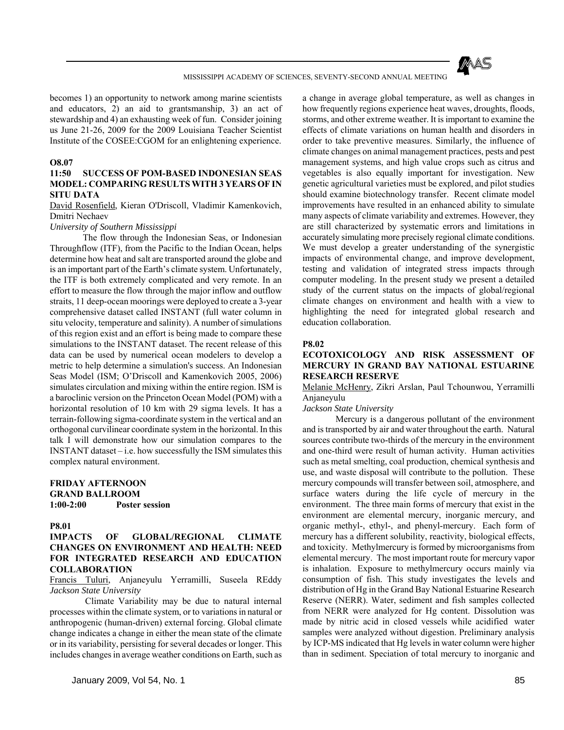becomes 1) an opportunity to network among marine scientists and educators, 2) an aid to grantsmanship, 3) an act of stewardship and 4) an exhausting week of fun. Consider joining us June 21-26, 2009 for the 2009 Louisiana Teacher Scientist Institute of the COSEE:CGOM for an enlightening experience.

**O8.07**

**11:50 SUCCESS OF POM-BASED INDONESIAN SEAS MODEL: COMPARING RESULTS WITH 3 YEARS OF IN SITU DATA**

David Rosenfield, Kieran O'Driscoll, Vladimir Kamenkovich, Dmitri Nechaev

*University of Southern Mississippi*

The flow through the Indonesian Seas, or Indonesian Throughflow (ITF), from the Pacific to the Indian Ocean, helps determine how heat and salt are transported around the globe and is an important part of the Earth's climate system. Unfortunately, the ITF is both extremely complicated and very remote. In an effort to measure the flow through the major inflow and outflow straits, 11 deep-ocean moorings were deployed to create a 3-year comprehensive dataset called INSTANT (full water column in situ velocity, temperature and salinity). A number of simulations of this region exist and an effort is being made to compare these simulations to the INSTANT dataset. The recent release of this data can be used by numerical ocean modelers to develop a metric to help determine a simulation's success. An Indonesian Seas Model (ISM; O'Driscoll and Kamenkovich 2005, 2006) simulates circulation and mixing within the entire region. ISM is a baroclinic version on the Princeton Ocean Model (POM) with a horizontal resolution of 10 km with 29 sigma levels. It has a terrain-following sigma-coordinate system in the vertical and an orthogonal curvilinear coordinate system in the horizontal. In this talk I will demonstrate how our simulation compares to the INSTANT dataset – i.e. how successfully the ISM simulates this complex natural environment.

**FRIDAY AFTERNOON**
**GRAND BALLROOM**
**1:00-2:00 Poster session**

**P8.01**

**IMPACTS OF GLOBAL/REGIONAL CLIMATE CHANGES ON ENVIRONMENT AND HEALTH: NEED FOR INTEGRATED RESEARCH AND EDUCATION COLLABORATION**

Francis Tuluri, Anjaneyulu Yerramilli, Suseela REddy

*Jackson State University*

Climate Variability may be due to natural internal processes within the climate system, or to variations in natural or anthropogenic (human-driven) external forcing. Global climate change indicates a change in either the mean state of the climate or in its variability, persisting for several decades or longer. This includes changes in average weather conditions on Earth, such as a change in average global temperature, as well as changes in how frequently regions experience heat waves, droughts, floods, storms, and other extreme weather. It is important to examine the effects of climate variations on human health and disorders in order to take preventive measures. Similarly, the influence of climate changes on animal management practices, pests and pest management systems, and high value crops such as citrus and vegetables is also equally important for investigation. New genetic agricultural varieties must be explored, and pilot studies should examine biotechnology transfer. Recent climate model improvements have resulted in an enhanced ability to simulate many aspects of climate variability and extremes. However, they are still characterized by systematic errors and limitations in accurately simulating more precisely regional climate conditions. We must develop a greater understanding of the synergistic impacts of environmental change, and improve development, testing and validation of integrated stress impacts through computer modeling. In the present study we present a detailed study of the current status on the impacts of global/regional climate changes on environment and health with a view to highlighting the need for integrated global research and education collaboration.

**P8.02**

**ECOTOXICOLOGY AND RISK ASSESSMENT OF MERCURY IN GRAND BAY NATIONAL ESTUARINE RESEARCH RESERVE**

Melanie McHenry, Zikri Arslan, Paul Tchounwou, Yerramilli Anjaneyulu

*Jackson State University*

Mercury is a dangerous pollutant of the environment and is transported by air and water throughout the earth. Natural sources contribute two-thirds of the mercury in the environment and one-third were result of human activity. Human activities such as metal smelting, coal production, chemical synthesis and use, and waste disposal will contribute to the pollution. These mercury compounds will transfer between soil, atmosphere, and surface waters during the life cycle of mercury in the environment. The three main forms of mercury that exist in the environment are elemental mercury, inorganic mercury, and organic methyl-, ethyl-, and phenyl-mercury. Each form of mercury has a different solubility, reactivity, biological effects, and toxicity. Methylmercury is formed by microorganisms from elemental mercury. The most important route for mercury vapor is inhalation. Exposure to methylmercury occurs mainly via consumption of fish. This study investigates the levels and distribution of Hg in the Grand Bay National Estuarine Research Reserve (NERR). Water, sediment and fish samples collected from NERR were analyzed for Hg content. Dissolution was made by nitric acid in closed vessels while acidified water samples were analyzed without digestion. Preliminary analysis by ICP-MS indicated that Hg levels in water column were higher than in sediment. Speciation of total mercury to inorganic and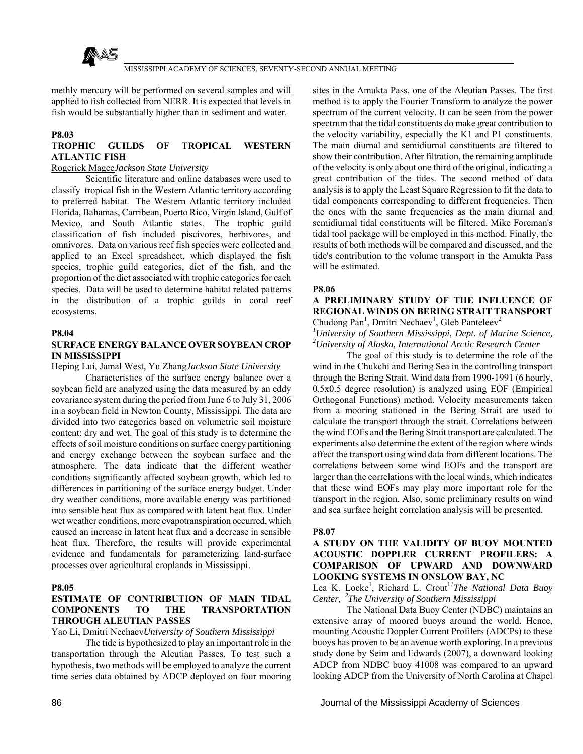methly mercury will be performed on several samples and will applied to fish collected from NERR. It is expected that levels in fish would be substantially higher than in sediment and water.

**P8.03**

### TROPHIC GUILDS OF TROPICAL WESTERN ATLANTIC FISH

Rogerick Magee*Jackson State University*

Scientific literature and online databases were used to classify tropical fish in the Western Atlantic territory according to preferred habitat. The Western Atlantic territory included Florida, Bahamas, Carribean, Puerto Rico, Virgin Island, Gulf of Mexico, and South Atlantic states. The trophic guild classification of fish included piscivores, herbivores, and omnivores. Data on various reef fish species were collected and applied to an Excel spreadsheet, which displayed the fish species, trophic guild categories, diet of the fish, and the proportion of the diet associated with trophic categories for each species. Data will be used to determine habitat related patterns in the distribution of a trophic guilds in coral reef ecosystems.

**P8.04**

### SURFACE ENERGY BALANCE OVER SOYBEAN CROP IN MISSISSIPPI

Heping Lui, Jamal West, Yu Zhang*Jackson State University*

Characteristics of the surface energy balance over a soybean field are analyzed using the data measured by an eddy covariance system during the period from June 6 to July 31, 2006 in a soybean field in Newton County, Mississippi. The data are divided into two categories based on volumetric soil moisture content: dry and wet. The goal of this study is to determine the effects of soil moisture conditions on surface energy partitioning and energy exchange between the soybean surface and the atmosphere. The data indicate that the different weather conditions significantly affected soybean growth, which led to differences in partitioning of the surface energy budget. Under dry weather conditions, more available energy was partitioned into sensible heat flux as compared with latent heat flux. Under wet weather conditions, more evapotranspiration occurred, which caused an increase in latent heat flux and a decrease in sensible heat flux. Therefore, the results will provide experimental evidence and fundamentals for parameterizing land-surface processes over agricultural croplands in Mississippi.

**P8.05**

### ESTIMATE OF CONTRIBUTION OF MAIN TIDAL COMPONENTS TO THE TRANSPORTATION THROUGH ALEUTIAN PASSES

Yao Li, Dmitri Nechaev*University of Southern Mississippi*

The tide is hypothesized to play an important role in the transportation through the Aleutian Passes. To test such a hypothesis, two methods will be employed to analyze the current time series data obtained by ADCP deployed on four mooring sites in the Amukta Pass, one of the Aleutian Passes. The first method is to apply the Fourier Transform to analyze the power spectrum of the current velocity. It can be seen from the power spectrum that the tidal constituents do make great contribution to the velocity variability, especially the K1 and P1 constituents. The main diurnal and semidiurnal constituents are filtered to show their contribution. After filtration, the remaining amplitude of the velocity is only about one third of the original, indicating a great contribution of the tides. The second method of data analysis is to apply the Least Square Regression to fit the data to tidal components corresponding to different frequencies. Then the ones with the same frequencies as the main diurnal and semidiurnal tidal constituents will be filtered. Mike Foreman's tidal tool package will be employed in this method. Finally, the results of both methods will be compared and discussed, and the tide's contribution to the volume transport in the Amukta Pass will be estimated.

**P8.06**

### A PRELIMINARY STUDY OF THE INFLUENCE OF REGIONAL WINDS ON BERING STRAIT TRANSPORT

Chudong Pan[1], Dmitri Nechaev[1], Gleb Panteleev[2]

[1]*University of Southern Mississippi, Dept. of Marine Science,* [2]*University of Alaska, International Arctic Research Center*

The goal of this study is to determine the role of the wind in the Chukchi and Bering Sea in the controlling transport through the Bering Strait. Wind data from 1990-1991 (6 hourly, 0.5x0.5 degree resolution) is analyzed using EOF (Empirical Orthogonal Functions) method. Velocity measurements taken from a mooring stationed in the Bering Strait are used to calculate the transport through the strait. Correlations between the wind EOFs and the Bering Strait transport are calculated. The experiments also determine the extent of the region where winds affect the transport using wind data from different locations. The correlations between some wind EOFs and the transport are larger than the correlations with the local winds, which indicates that these wind EOFs may play more important role for the transport in the region. Also, some preliminary results on wind and sea surface height correlation analysis will be presented.

**P8.07**

### A STUDY ON THE VALIDITY OF BUOY MOUNTED ACOUSTIC DOPPLER CURRENT PROFILERS: A COMPARISON OF UPWARD AND DOWNWARD LOOKING SYSTEMS IN ONSLOW BAY, NC

Lea K. Locke[1], Richard L. Crout[1] [1]*The National Data Buoy Center,* [2]*The University of Southern Mississippi*

The National Data Buoy Center (NDBC) maintains an extensive array of moored buoys around the world. Hence, mounting Acoustic Doppler Current Profilers (ADCPs) to these buoys has proven to be an avenue worth exploring. In a previous study done by Seim and Edwards (2007), a downward looking ADCP from NDBC buoy 41008 was compared to an upward looking ADCP from the University of North Carolina at Chapel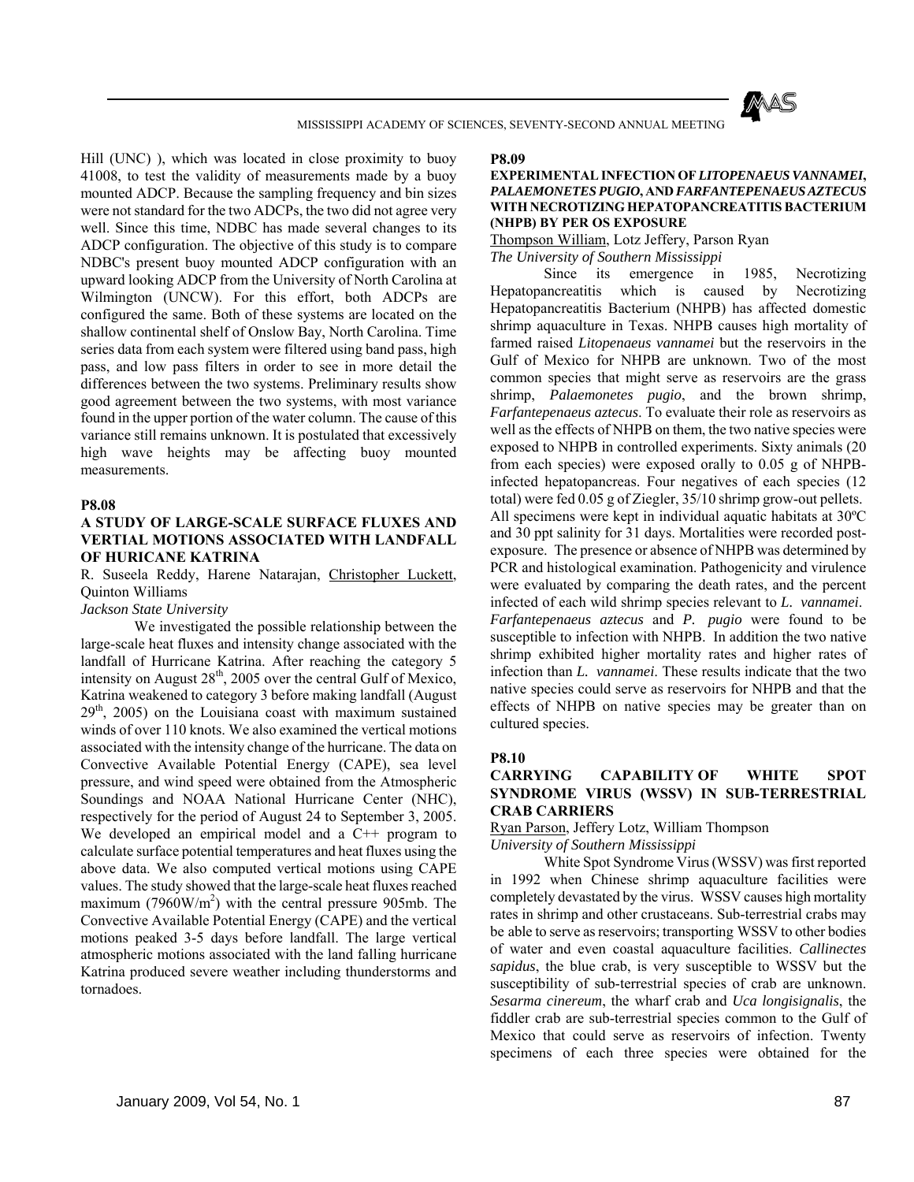Hill (UNC) ), which was located in close proximity to buoy 41008, to test the validity of measurements made by a buoy mounted ADCP. Because the sampling frequency and bin sizes were not standard for the two ADCPs, the two did not agree very well. Since this time, NDBC has made several changes to its ADCP configuration. The objective of this study is to compare NDBC's present buoy mounted ADCP configuration with an upward looking ADCP from the University of North Carolina at Wilmington (UNCW). For this effort, both ADCPs are configured the same. Both of these systems are located on the shallow continental shelf of Onslow Bay, North Carolina. Time series data from each system were filtered using band pass, high pass, and low pass filters in order to see in more detail the differences between the two systems. Preliminary results show good agreement between the two systems, with most variance found in the upper portion of the water column. The cause of this variance still remains unknown. It is postulated that excessively high wave heights may be affecting buoy mounted measurements.

**P8.08**

**A STUDY OF LARGE-SCALE SURFACE FLUXES AND VERTICAL MOTIONS ASSOCIATED WITH LANDFALL OF HURICANE KATRINA**

R. Suseela Reddy, Harene Natarajan, Christopher Luckett, Quinton Williams

*Jackson State University*

We investigated the possible relationship between the large-scale heat fluxes and intensity change associated with the landfall of Hurricane Katrina. After reaching the category 5 intensity on August 28th, 2005 over the central Gulf of Mexico, Katrina weakened to category 3 before making landfall (August 29th, 2005) on the Louisiana coast with maximum sustained winds of over 110 knots. We also examined the vertical motions associated with the intensity change of the hurricane. The data on Convective Available Potential Energy (CAPE), sea level pressure, and wind speed were obtained from the Atmospheric Soundings and NOAA National Hurricane Center (NHC), respectively for the period of August 24 to September 3, 2005. We developed an empirical model and a C++ program to calculate surface potential temperatures and heat fluxes using the above data. We also computed vertical motions using CAPE values. The study showed that the large-scale heat fluxes reached maximum (7960W/$m^2$) with the central pressure 905mb. The Convective Available Potential Energy (CAPE) and the vertical motions peaked 3-5 days before landfall. The large vertical atmospheric motions associated with the land falling hurricane Katrina produced severe weather including thunderstorms and tornadoes.

**P8.09**

**EXPERIMENTAL INFECTION OF *LITOPENAEUS VANNAMEI*, *PALAEMONETES PUGIO*, AND *FARFANTEPENAEUS AZTECUS* WITH NECROTIZING HEPATOPANCREATITIS BACTERIUM (NHPB) BY PER OS EXPOSURE**

Thompson William, Lotz Jeffery, Parson Ryan

*The University of Southern Mississippi*

Since its emergence in 1985, Necrotizing Hepatopancreatitis which is caused by Necrotizing Hepatopancreatitis Bacterium (NHPB) has affected domestic shrimp aquaculture in Texas. NHPB causes high mortality of farmed raised *Litopenaeus vannamei* but the reservoirs in the Gulf of Mexico for NHPB are unknown. Two of the most common species that might serve as reservoirs are the grass shrimp, *Palaemonetes pugio*, and the brown shrimp, *Farfantepenaeus aztecus*. To evaluate their role as reservoirs as well as the effects of NHPB on them, the two native species were exposed to NHPB in controlled experiments. Sixty animals (20 from each species) were exposed orally to 0.05 g of NHPB-infected hepatopancreas. Four negatives of each species (12 total) were fed 0.05 g of Ziegler, 35/10 shrimp grow-out pellets. All specimens were kept in individual aquatic habitats at 30ºC and 30 ppt salinity for 31 days. Mortalities were recorded post-exposure. The presence or absence of NHPB was determined by PCR and histological examination. Pathogenicity and virulence were evaluated by comparing the death rates, and the percent infected of each wild shrimp species relevant to *L. vannamei*. *Farfantepenaeus aztecus* and *P. pugio* were found to be susceptible to infection with NHPB. In addition the two native shrimp exhibited higher mortality rates and higher rates of infection than *L. vannamei*. These results indicate that the two native species could serve as reservoirs for NHPB and that the effects of NHPB on native species may be greater than on cultured species.

**P8.10**

**CARRYING CAPABILITY OF WHITE SPOT SYNDROME VIRUS (WSSV) IN SUB-TERRESTRIAL CRAB CARRIERS**

Ryan Parson, Jeffery Lotz, William Thompson

*University of Southern Mississippi*

White Spot Syndrome Virus (WSSV) was first reported in 1992 when Chinese shrimp aquaculture facilities were completely devastated by the virus. WSSV causes high mortality rates in shrimp and other crustaceans. Sub-terrestrial crabs may be able to serve as reservoirs; transporting WSSV to other bodies of water and even coastal aquaculture facilities. *Callinectes sapidus*, the blue crab, is very susceptible to WSSV but the susceptibility of sub-terrestrial species of crab are unknown. *Sesarma cinereum*, the wharf crab and *Uca longisignalis*, the fiddler crab are sub-terrestrial species common to the Gulf of Mexico that could serve as reservoirs of infection. Twenty specimens of each three species were obtained for the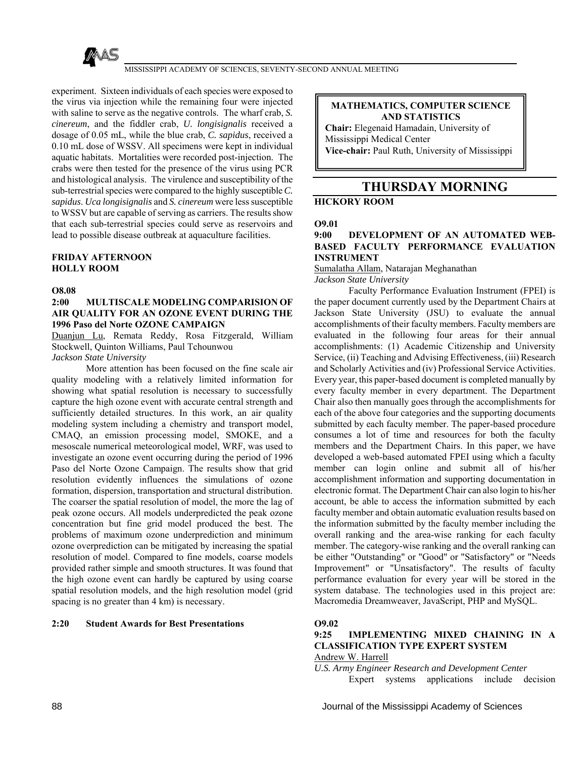experiment. Sixteen individuals of each species were exposed to the virus via injection while the remaining four were injected with saline to serve as the negative controls. The wharf crab, *S. cinereum*, and the fiddler crab, *U. longisignalis* received a dosage of 0.05 mL, while the blue crab, *C. sapidus*, received a 0.10 mL dose of WSSV. All specimens were kept in individual aquatic habitats. Mortalities were recorded post-injection. The crabs were then tested for the presence of the virus using PCR and histological analysis. The virulence and susceptibility of the sub-terrestrial species were compared to the highly susceptible *C. sapidus*. *Uca longisignalis* and *S. cinereum* were less susceptible to WSSV but are capable of serving as carriers. The results show that each sub-terrestrial species could serve as reservoirs and lead to possible disease outbreak at aquaculture facilities.

**FRIDAY AFTERNOON**
**HOLLY ROOM**

**O8.08**

**2:00 MULTISCALE MODELING COMPARISION OF AIR QUALITY FOR AN OZONE EVENT DURING THE 1996 Paso del Norte OZONE CAMPAIGN**

Duanjun Lu, Remata Reddy, Rosa Fitzgerald, William Stockwell, Quinton Williams, Paul Tchounwou
*Jackson State University*

More attention has been focused on the fine scale air quality modeling with a relatively limited information for showing what spatial resolution is necessary to successfully capture the high ozone event with accurate central strength and sufficiently detailed structures. In this work, an air quality modeling system including a chemistry and transport model, CMAQ, an emission processing model, SMOKE, and a mesoscale numerical meteorological model, WRF, was used to investigate an ozone event occurring during the period of 1996 Paso del Norte Ozone Campaign. The results show that grid resolution evidently influences the simulations of ozone formation, dispersion, transportation and structural distribution. The coarser the spatial resolution of model, the more the lag of peak ozone occurs. All models underpredicted the peak ozone concentration but fine grid model produced the best. The problems of maximum ozone underprediction and minimum ozone overprediction can be mitigated by increasing the spatial resolution of model. Compared to fine models, coarse models provided rather simple and smooth structures. It was found that the high ozone event can hardly be captured by using coarse spatial resolution models, and the high resolution model (grid spacing is no greater than 4 km) is necessary.

**2:20 Student Awards for Best Presentations**

## MATHEMATICS, COMPUTER SCIENCE AND STATISTICS

**Chair:** Elegenaid Hamadain, University of Mississippi Medical Center
**Vice-chair:** Paul Ruth, University of Mississippi

## THURSDAY MORNING

**HICKORY ROOM**

**O9.01**

**9:00 DEVELOPMENT OF AN AUTOMATED WEB-BASED FACULTY PERFORMANCE EVALUATION INSTRUMENT**

Sumalatha Allam, Natarajan Meghanathan
*Jackson State University*

Faculty Performance Evaluation Instrument (FPEI) is the paper document currently used by the Department Chairs at Jackson State University (JSU) to evaluate the annual accomplishments of their faculty members. Faculty members are evaluated in the following four areas for their annual accomplishments: (1) Academic Citizenship and University Service, (ii) Teaching and Advising Effectiveness, (iii) Research and Scholarly Activities and (iv) Professional Service Activities. Every year, this paper-based document is completed manually by every faculty member in every department. The Department Chair also then manually goes through the accomplishments for each of the above four categories and the supporting documents submitted by each faculty member. The paper-based procedure consumes a lot of time and resources for both the faculty members and the Department Chairs. In this paper, we have developed a web-based automated FPEI using which a faculty member can login online and submit all of his/her accomplishment information and supporting documentation in electronic format. The Department Chair can also login to his/her account, be able to access the information submitted by each faculty member and obtain automatic evaluation results based on the information submitted by the faculty member including the overall ranking and the area-wise ranking for each faculty member. The category-wise ranking and the overall ranking can be either "Outstanding" or "Good" or "Satisfactory" or "Needs Improvement" or "Unsatisfactory". The results of faculty performance evaluation for every year will be stored in the system database. The technologies used in this project are: Macromedia Dreamweaver, JavaScript, PHP and MySQL.

**O9.02**

**9:25 IMPLEMENTING MIXED CHAINING IN A CLASSIFICATION TYPE EXPERT SYSTEM**

Andrew W. Harrell
*U.S. Army Engineer Research and Development Center*

Expert systems applications include decision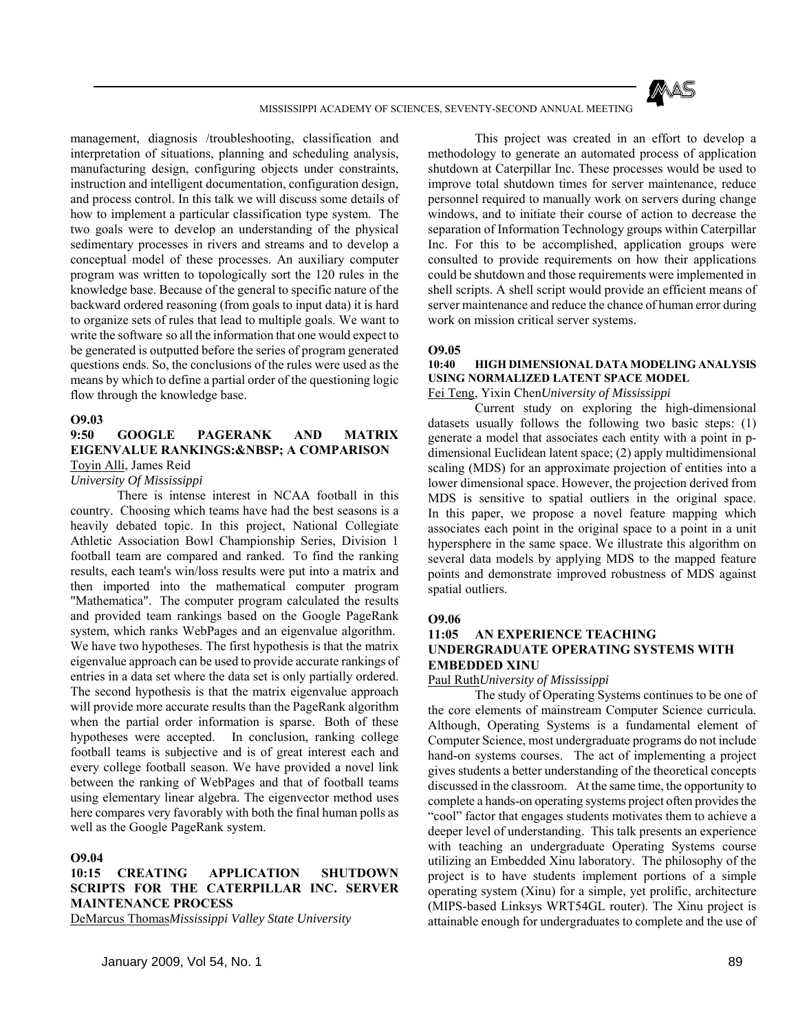management, diagnosis /troubleshooting, classification and interpretation of situations, planning and scheduling analysis, manufacturing design, configuring objects under constraints, instruction and intelligent documentation, configuration design, and process control. In this talk we will discuss some details of how to implement a particular classification type system. The two goals were to develop an understanding of the physical sedimentary processes in rivers and streams and to develop a conceptual model of these processes. An auxiliary computer program was written to topologically sort the 120 rules in the knowledge base. Because of the general to specific nature of the backward ordered reasoning (from goals to input data) it is hard to organize sets of rules that lead to multiple goals. We want to write the software so all the information that one would expect to be generated is outputted before the series of program generated questions ends. So, the conclusions of the rules were used as the means by which to define a partial order of the questioning logic flow through the knowledge base.

**O9.03**

**9:50 GOOGLE PAGERANK AND MATRIX EIGENVALUE RANKINGS:&NBSP; A COMPARISON**

Toyin Alli, James Reid

*University Of Mississippi*

There is intense interest in NCAA football in this country. Choosing which teams have had the best seasons is a heavily debated topic. In this project, National Collegiate Athletic Association Bowl Championship Series, Division 1 football team are compared and ranked. To find the ranking results, each team's win/loss results were put into a matrix and then imported into the mathematical computer program "Mathematica". The computer program calculated the results and provided team rankings based on the Google PageRank system, which ranks WebPages and an eigenvalue algorithm. We have two hypotheses. The first hypothesis is that the matrix eigenvalue approach can be used to provide accurate rankings of entries in a data set where the data set is only partially ordered. The second hypothesis is that the matrix eigenvalue approach will provide more accurate results than the PageRank algorithm when the partial order information is sparse. Both of these hypotheses were accepted. In conclusion, ranking college football teams is subjective and is of great interest each and every college football season. We have provided a novel link between the ranking of WebPages and that of football teams using elementary linear algebra. The eigenvector method uses here compares very favorably with both the final human polls as well as the Google PageRank system.

**O9.04**

**10:15 CREATING APPLICATION SHUTDOWN SCRIPTS FOR THE CATERPILLAR INC. SERVER MAINTENANCE PROCESS**

DeMarcus Thomas*Mississippi Valley State University*

This project was created in an effort to develop a methodology to generate an automated process of application shutdown at Caterpillar Inc. These processes would be used to improve total shutdown times for server maintenance, reduce personnel required to manually work on servers during change windows, and to initiate their course of action to decrease the separation of Information Technology groups within Caterpillar Inc. For this to be accomplished, application groups were consulted to provide requirements on how their applications could be shutdown and those requirements were implemented in shell scripts. A shell script would provide an efficient means of server maintenance and reduce the chance of human error during work on mission critical server systems.

**O9.05**

**10:40 HIGH DIMENSIONAL DATA MODELING ANALYSIS USING NORMALIZED LATENT SPACE MODEL**

Fei Teng, Yixin Chen*University of Mississippi*

Current study on exploring the high-dimensional datasets usually follows the following two basic steps: (1) generate a model that associates each entity with a point in p-dimensional Euclidean latent space; (2) apply multidimensional scaling (MDS) for an approximate projection of entities into a lower dimensional space. However, the projection derived from MDS is sensitive to spatial outliers in the original space. In this paper, we propose a novel feature mapping which associates each point in the original space to a point in a unit hypersphere in the same space. We illustrate this algorithm on several data models by applying MDS to the mapped feature points and demonstrate improved robustness of MDS against spatial outliers.

**O9.06**

**11:05 AN EXPERIENCE TEACHING UNDERGRADUATE OPERATING SYSTEMS WITH EMBEDDED XINU**

Paul Ruth*University of Mississippi*

The study of Operating Systems continues to be one of the core elements of mainstream Computer Science curricula. Although, Operating Systems is a fundamental element of Computer Science, most undergraduate programs do not include hand-on systems courses. The act of implementing a project gives students a better understanding of the theoretical concepts discussed in the classroom. At the same time, the opportunity to complete a hands-on operating systems project often provides the "cool" factor that engages students motivates them to achieve a deeper level of understanding. This talk presents an experience with teaching an undergraduate Operating Systems course utilizing an Embedded Xinu laboratory. The philosophy of the project is to have students implement portions of a simple operating system (Xinu) for a simple, yet prolific, architecture (MIPS-based Linksys WRT54GL router). The Xinu project is attainable enough for undergraduates to complete and the use of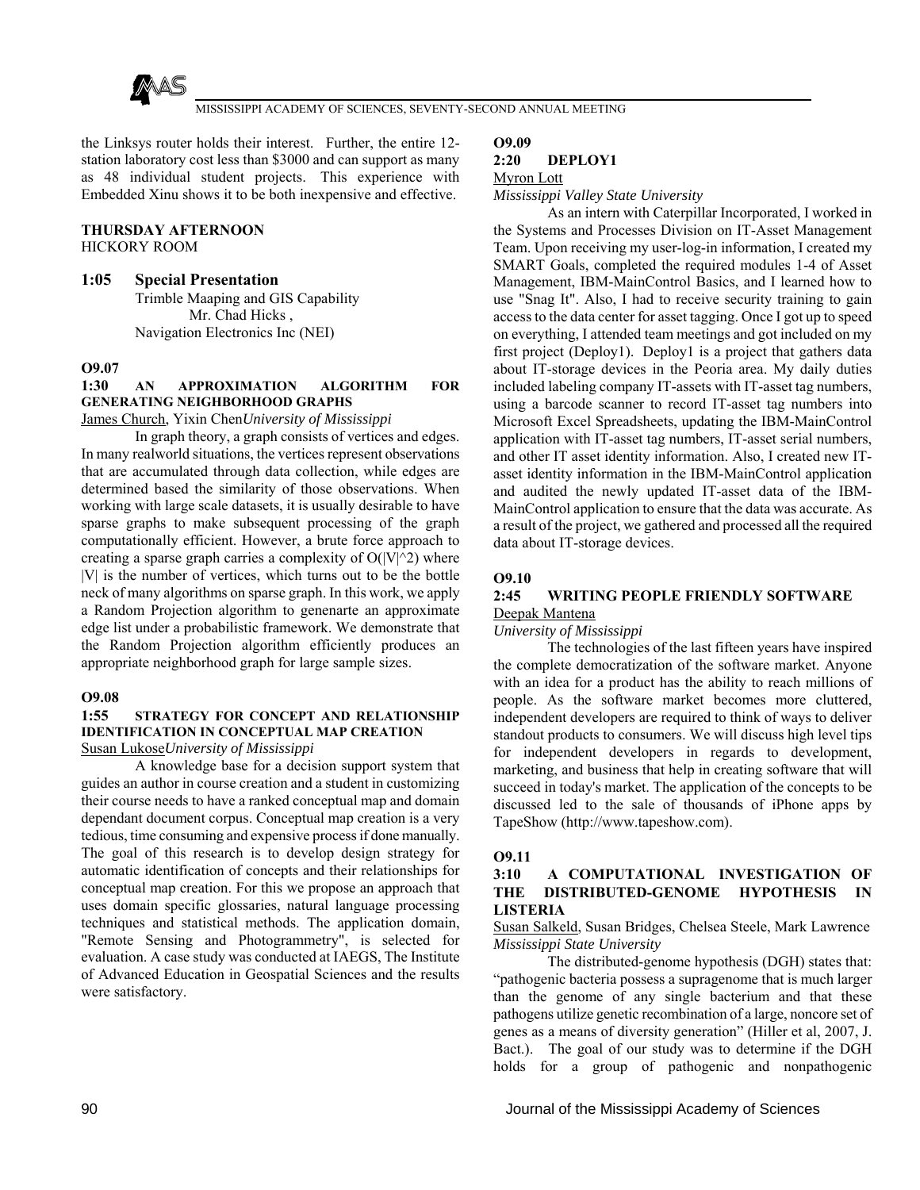the Linksys router holds their interest. Further, the entire 12-station laboratory cost less than $3000 and can support as many as 48 individual student projects. This experience with Embedded Xinu shows it to be both inexpensive and effective.

**THURSDAY AFTERNOON**
HICKORY ROOM

**1:05 Special Presentation**
Trimble Maaping and GIS Capability
Mr. Chad Hicks ,
Navigation Electronics Inc (NEI)

**O9.07**
**1:30 AN APPROXIMATION ALGORITHM FOR GENERATING NEIGHBORHOOD GRAPHS**
James Church, Yixin Chen*University of Mississippi*

In graph theory, a graph consists of vertices and edges. In many realworld situations, the vertices represent observations that are accumulated through data collection, while edges are determined based the similarity of those observations. When working with large scale datasets, it is usually desirable to have sparse graphs to make subsequent processing of the graph computationally efficient. However, a brute force approach to creating a sparse graph carries a complexity of O(|V|^2) where |V| is the number of vertices, which turns out to be the bottle neck of many algorithms on sparse graph. In this work, we apply a Random Projection algorithm to genenarte an approximate edge list under a probabilistic framework. We demonstrate that the Random Projection algorithm efficiently produces an appropriate neighborhood graph for large sample sizes.

**O9.08**
**1:55 STRATEGY FOR CONCEPT AND RELATIONSHIP IDENTIFICATION IN CONCEPTUAL MAP CREATION**
Susan Lukose*University of Mississippi*

A knowledge base for a decision support system that guides an author in course creation and a student in customizing their course needs to have a ranked conceptual map and domain dependant document corpus. Conceptual map creation is a very tedious, time consuming and expensive process if done manually. The goal of this research is to develop design strategy for automatic identification of concepts and their relationships for conceptual map creation. For this we propose an approach that uses domain specific glossaries, natural language processing techniques and statistical methods. The application domain, "Remote Sensing and Photogrammetry", is selected for evaluation. A case study was conducted at IAEGS, The Institute of Advanced Education in Geospatial Sciences and the results were satisfactory.

**O9.09**
**2:20 DEPLOY1**
Myron Lott
*Mississippi Valley State University*

As an intern with Caterpillar Incorporated, I worked in the Systems and Processes Division on IT-Asset Management Team. Upon receiving my user-log-in information, I created my SMART Goals, completed the required modules 1-4 of Asset Management, IBM-MainControl Basics, and I learned how to use "Snag It". Also, I had to receive security training to gain access to the data center for asset tagging. Once I got up to speed on everything, I attended team meetings and got included on my first project (Deploy1). Deploy1 is a project that gathers data about IT-storage devices in the Peoria area. My daily duties included labeling company IT-assets with IT-asset tag numbers, using a barcode scanner to record IT-asset tag numbers into Microsoft Excel Spreadsheets, updating the IBM-MainControl application with IT-asset tag numbers, IT-asset serial numbers, and other IT asset identity information. Also, I created new IT-asset identity information in the IBM-MainControl application and audited the newly updated IT-asset data of the IBM-MainControl application to ensure that the data was accurate. As a result of the project, we gathered and processed all the required data about IT-storage devices.

**O9.10**
**2:45 WRITING PEOPLE FRIENDLY SOFTWARE**
Deepak Mantena
*University of Mississippi*

The technologies of the last fifteen years have inspired the complete democratization of the software market. Anyone with an idea for a product has the ability to reach millions of people. As the software market becomes more cluttered, independent developers are required to think of ways to deliver standout products to consumers. We will discuss high level tips for independent developers in regards to development, marketing, and business that help in creating software that will succeed in today's market. The application of the concepts to be discussed led to the sale of thousands of iPhone apps by TapeShow (http://www.tapeshow.com).

**O9.11**
**3:10 A COMPUTATIONAL INVESTIGATION OF THE DISTRIBUTED-GENOME HYPOTHESIS IN LISTERIA**
Susan Salkeld, Susan Bridges, Chelsea Steele, Mark Lawrence
*Mississippi State University*

The distributed-genome hypothesis (DGH) states that: "pathogenic bacteria possess a supragenome that is much larger than the genome of any single bacterium and that these pathogens utilize genetic recombination of a large, noncore set of genes as a means of diversity generation" (Hiller et al, 2007, J. Bact.). The goal of our study was to determine if the DGH holds for a group of pathogenic and nonpathogenic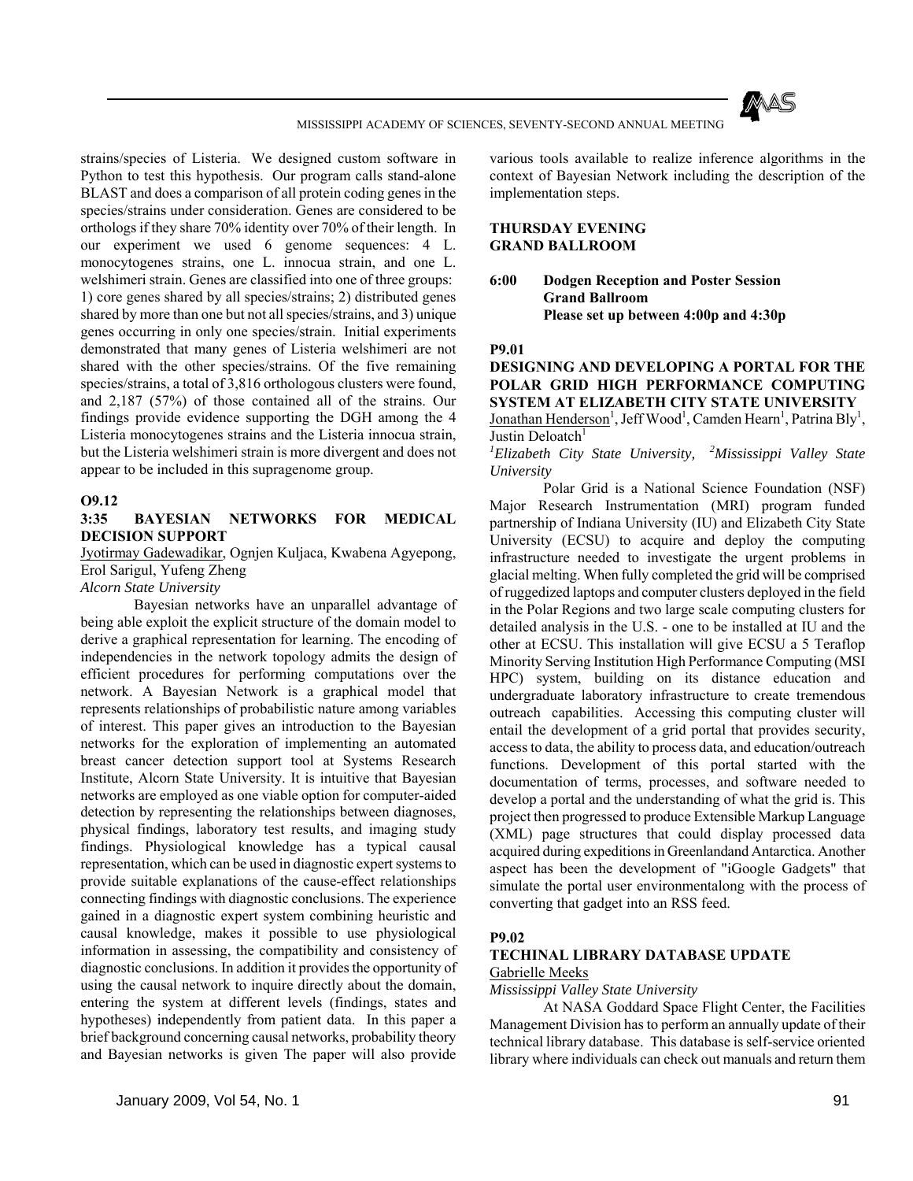strains/species of Listeria. We designed custom software in Python to test this hypothesis. Our program calls stand-alone BLAST and does a comparison of all protein coding genes in the species/strains under consideration. Genes are considered to be orthologs if they share 70% identity over 70% of their length. In our experiment we used 6 genome sequences: 4 L. monocytogenes strains, one L. innocua strain, and one L. welshimeri strain. Genes are classified into one of three groups: 1) core genes shared by all species/strains; 2) distributed genes shared by more than one but not all species/strains, and 3) unique genes occurring in only one species/strain. Initial experiments demonstrated that many genes of Listeria welshimeri are not shared with the other species/strains. Of the five remaining species/strains, a total of 3,816 orthologous clusters were found, and 2,187 (57%) of those contained all of the strains. Our findings provide evidence supporting the DGH among the 4 Listeria monocytogenes strains and the Listeria innocua strain, but the Listeria welshimeri strain is more divergent and does not appear to be included in this supragenome group.

**O9.12**

**3:35 BAYESIAN NETWORKS FOR MEDICAL DECISION SUPPORT**

Jyotirmay Gadewadikar, Ognjen Kuljaca, Kwabena Agyepong, Erol Sarigul, Yufeng Zheng

*Alcorn State University*

Bayesian networks have an unparallel advantage of being able exploit the explicit structure of the domain model to derive a graphical representation for learning. The encoding of independencies in the network topology admits the design of efficient procedures for performing computations over the network. A Bayesian Network is a graphical model that represents relationships of probabilistic nature among variables of interest. This paper gives an introduction to the Bayesian networks for the exploration of implementing an automated breast cancer detection support tool at Systems Research Institute, Alcorn State University. It is intuitive that Bayesian networks are employed as one viable option for computer-aided detection by representing the relationships between diagnoses, physical findings, laboratory test results, and imaging study findings. Physiological knowledge has a typical causal representation, which can be used in diagnostic expert systems to provide suitable explanations of the cause-effect relationships connecting findings with diagnostic conclusions. The experience gained in a diagnostic expert system combining heuristic and causal knowledge, makes it possible to use physiological information in assessing, the compatibility and consistency of diagnostic conclusions. In addition it provides the opportunity of using the causal network to inquire directly about the domain, entering the system at different levels (findings, states and hypotheses) independently from patient data. In this paper a brief background concerning causal networks, probability theory and Bayesian networks is given The paper will also provide various tools available to realize inference algorithms in the context of Bayesian Network including the description of the implementation steps.

**THURSDAY EVENING**
**GRAND BALLROOM**

**6:00 Dodgen Reception and Poster Session**
**Grand Ballroom**
**Please set up between 4:00p and 4:30p**

**P9.01**

**DESIGNING AND DEVELOPING A PORTAL FOR THE POLAR GRID HIGH PERFORMANCE COMPUTING SYSTEM AT ELIZABETH CITY STATE UNIVERSITY**

Jonathan Henderson[1], Jeff Wood[1], Camden Hearn[1], Patrina Bly[1], Justin Deloatch[1]

[1]*Elizabeth City State University,* [2]*Mississippi Valley State University*

Polar Grid is a National Science Foundation (NSF) Major Research Instrumentation (MRI) program funded partnership of Indiana University (IU) and Elizabeth City State University (ECSU) to acquire and deploy the computing infrastructure needed to investigate the urgent problems in glacial melting. When fully completed the grid will be comprised of ruggedized laptops and computer clusters deployed in the field in the Polar Regions and two large scale computing clusters for detailed analysis in the U.S. - one to be installed at IU and the other at ECSU. This installation will give ECSU a 5 Teraflop Minority Serving Institution High Performance Computing (MSI HPC) system, building on its distance education and undergraduate laboratory infrastructure to create tremendous outreach capabilities. Accessing this computing cluster will entail the development of a grid portal that provides security, access to data, the ability to process data, and education/outreach functions. Development of this portal started with the documentation of terms, processes, and software needed to develop a portal and the understanding of what the grid is. This project then progressed to produce Extensible Markup Language (XML) page structures that could display processed data acquired during expeditions in Greenlandand Antarctica. Another aspect has been the development of "iGoogle Gadgets" that simulate the portal user environmentalong with the process of converting that gadget into an RSS feed.

**P9.02**

**TECHINAL LIBRARY DATABASE UPDATE**

Gabrielle Meeks

*Mississippi Valley State University*

At NASA Goddard Space Flight Center, the Facilities Management Division has to perform an annually update of their technical library database. This database is self-service oriented library where individuals can check out manuals and return them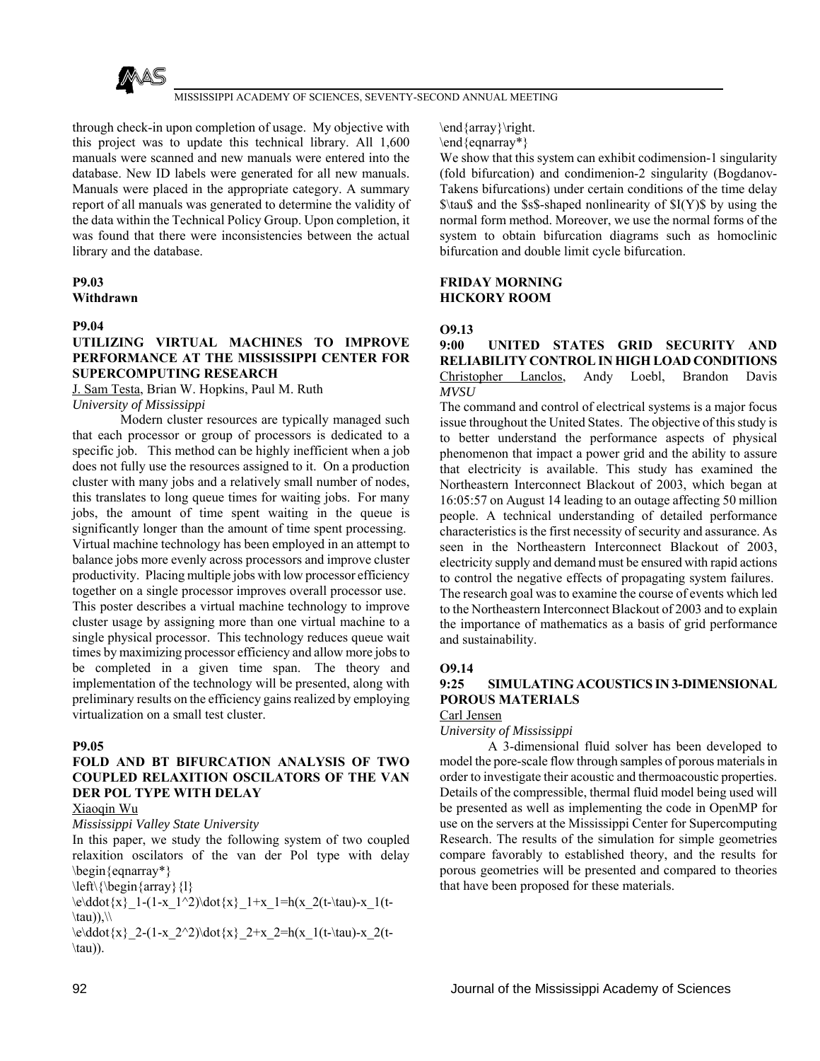through check-in upon completion of usage. My objective with this project was to update this technical library. All 1,600 manuals were scanned and new manuals were entered into the database. New ID labels were generated for all new manuals. Manuals were placed in the appropriate category. A summary report of all manuals was generated to determine the validity of the data within the Technical Policy Group. Upon completion, it was found that there were inconsistencies between the actual library and the database.

**P9.03**
**Withdrawn**

**P9.04**
**UTILIZING VIRTUAL MACHINES TO IMPROVE PERFORMANCE AT THE MISSISSIPPI CENTER FOR SUPERCOMPUTING RESEARCH**
J. Sam Testa, Brian W. Hopkins, Paul M. Ruth
*University of Mississippi*

Modern cluster resources are typically managed such that each processor or group of processors is dedicated to a specific job. This method can be highly inefficient when a job does not fully use the resources assigned to it. On a production cluster with many jobs and a relatively small number of nodes, this translates to long queue times for waiting jobs. For many jobs, the amount of time spent waiting in the queue is significantly longer than the amount of time spent processing. Virtual machine technology has been employed in an attempt to balance jobs more evenly across processors and improve cluster productivity. Placing multiple jobs with low processor efficiency together on a single processor improves overall processor use. This poster describes a virtual machine technology to improve cluster usage by assigning more than one virtual machine to a single physical processor. This technology reduces queue wait times by maximizing processor efficiency and allow more jobs to be completed in a given time span. The theory and implementation of the technology will be presented, along with preliminary results on the efficiency gains realized by employing virtualization on a small test cluster.

**P9.05**
**FOLD AND BT BIFURCATION ANALYSIS OF TWO COUPLED RELAXITION OSCILATORS OF THE VAN DER POL TYPE WITH DELAY**
Xiaoqin Wu
*Mississippi Valley State University*

In this paper, we study the following system of two coupled relaxition oscillators of the van der Pol type with delay \begin{eqnarray*}
\left\{\begin{array}{l}
\e\ddot{x}_1-(1-x_1^2)\dot{x}_1+x_1=h(x_2(t-\tau)-x_1(t-\tau)),\\
\e\ddot{x}_2-(1-x_2^2)\dot{x}_2+x_2=h(x_1(t-\tau)-x_2(t-\tau)).
\end{array}\right.
\end{eqnarray*}
We show that this system can exhibit codimension-1 singularity (fold bifurcation) and condimenion-2 singularity (Bogdanov-Takens bifurcations) under certain conditions of the time delay $\tau$ and the $s$-shaped nonlinearity of $I(Y)$ by using the normal form method. Moreover, we use the normal forms of the system to obtain bifurcation diagrams such as homoclinic bifurcation and double limit cycle bifurcation.

**FRIDAY MORNING**
**HICKORY ROOM**

**O9.13**
**9:00 UNITED STATES GRID SECURITY AND RELIABILITY CONTROL IN HIGH LOAD CONDITIONS**
Christopher Lanclos, Andy Loebl, Brandon Davis
*MVSU*

The command and control of electrical systems is a major focus issue throughout the United States. The objective of this study is to better understand the performance aspects of physical phenomenon that impact a power grid and the ability to assure that electricity is available. This study has examined the Northeastern Interconnect Blackout of 2003, which began at 16:05:57 on August 14 leading to an outage affecting 50 million people. A technical understanding of detailed performance characteristics is the first necessity of security and assurance. As seen in the Northeastern Interconnect Blackout of 2003, electricity supply and demand must be ensured with rapid actions to control the negative effects of propagating system failures. The research goal was to examine the course of events which led to the Northeastern Interconnect Blackout of 2003 and to explain the importance of mathematics as a basis of grid performance and sustainability.

**O9.14**
**9:25 SIMULATING ACOUSTICS IN 3-DIMENSIONAL POROUS MATERIALS**
Carl Jensen
*University of Mississippi*

A 3-dimensional fluid solver has been developed to model the pore-scale flow through samples of porous materials in order to investigate their acoustic and thermoacoustic properties. Details of the compressible, thermal fluid model being used will be presented as well as implementing the code in OpenMP for use on the servers at the Mississippi Center for Supercomputing Research. The results of the simulation for simple geometries compare favorably to established theory, and the results for porous geometries will be presented and compared to theories that have been proposed for these materials.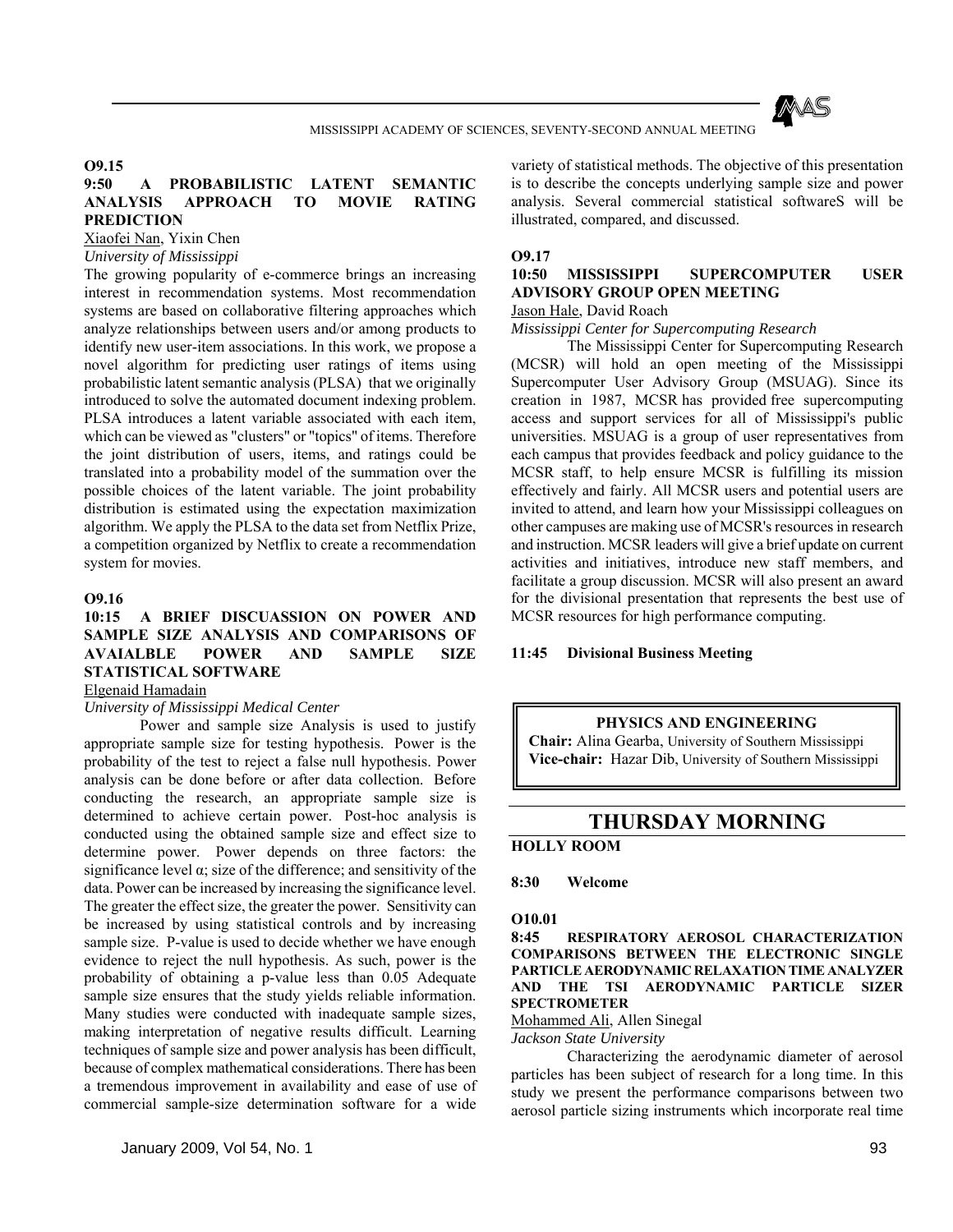**O9.15**

**9:50 A PROBABILISTIC LATENT SEMANTIC ANALYSIS APPROACH TO MOVIE RATING PREDICTION**

Xiaofei Nan, Yixin Chen

*University of Mississippi*

The growing popularity of e-commerce brings an increasing interest in recommendation systems. Most recommendation systems are based on collaborative filtering approaches which analyze relationships between users and/or among products to identify new user-item associations. In this work, we propose a novel algorithm for predicting user ratings of items using probabilistic latent semantic analysis (PLSA) that we originally introduced to solve the automated document indexing problem. PLSA introduces a latent variable associated with each item, which can be viewed as "clusters" or "topics" of items. Therefore the joint distribution of users, items, and ratings could be translated into a probability model of the summation over the possible choices of the latent variable. The joint probability distribution is estimated using the expectation maximization algorithm. We apply the PLSA to the data set from Netflix Prize, a competition organized by Netflix to create a recommendation system for movies.

**O9.16**

**10:15 A BRIEF DISCUASSION ON POWER AND SAMPLE SIZE ANALYSIS AND COMPARISONS OF AVAIALBLE POWER AND SAMPLE SIZE STATISTICAL SOFTWARE**

Elgenaid Hamadain

*University of Mississippi Medical Center*

Power and sample size Analysis is used to justify appropriate sample size for testing hypothesis. Power is the probability of the test to reject a false null hypothesis. Power analysis can be done before or after data collection. Before conducting the research, an appropriate sample size is determined to achieve certain power. Post-hoc analysis is conducted using the obtained sample size and effect size to determine power. Power depends on three factors: the significance level α; size of the difference; and sensitivity of the data. Power can be increased by increasing the significance level. The greater the effect size, the greater the power. Sensitivity can be increased by using statistical controls and by increasing sample size. P-value is used to decide whether we have enough evidence to reject the null hypothesis. As such, power is the probability of obtaining a p-value less than 0.05 Adequate sample size ensures that the study yields reliable information. Many studies were conducted with inadequate sample sizes, making interpretation of negative results difficult. Learning techniques of sample size and power analysis has been difficult, because of complex mathematical considerations. There has been a tremendous improvement in availability and ease of use of commercial sample-size determination software for a wide variety of statistical methods. The objective of this presentation is to describe the concepts underlying sample size and power analysis. Several commercial statistical softwareS will be illustrated, compared, and discussed.

**O9.17**

**10:50 MISSISSIPPI SUPERCOMPUTER USER ADVISORY GROUP OPEN MEETING**

Jason Hale, David Roach

*Mississippi Center for Supercomputing Research*

The Mississippi Center for Supercomputing Research (MCSR) will hold an open meeting of the Mississippi Supercomputer User Advisory Group (MSUAG). Since its creation in 1987, MCSR has provided free supercomputing access and support services for all of Mississippi's public universities. MSUAG is a group of user representatives from each campus that provides feedback and policy guidance to the MCSR staff, to help ensure MCSR is fulfilling its mission effectively and fairly. All MCSR users and potential users are invited to attend, and learn how your Mississippi colleagues on other campuses are making use of MCSR's resources in research and instruction. MCSR leaders will give a brief update on current activities and initiatives, introduce new staff members, and facilitate a group discussion. MCSR will also present an award for the divisional presentation that represents the best use of MCSR resources for high performance computing.

**11:45 Divisional Business Meeting**

**PHYSICS AND ENGINEERING**

**Chair:** Alina Gearba, University of Southern Mississippi
**Vice-chair:** Hazar Dib, University of Southern Mississippi

## THURSDAY MORNING

**HOLLY ROOM**

**8:30 Welcome**

**O10.01**

**8:45 RESPIRATORY AEROSOL CHARACTERIZATION COMPARISONS BETWEEN THE ELECTRONIC SINGLE PARTICLE AERODYNAMIC RELAXATION TIME ANALYZER AND THE TSI AERODYNAMIC PARTICLE SIZER SPECTROMETER**

Mohammed Ali, Allen Sinegal

*Jackson State University*

Characterizing the aerodynamic diameter of aerosol particles has been subject of research for a long time. In this study we present the performance comparisons between two aerosol particle sizing instruments which incorporate real time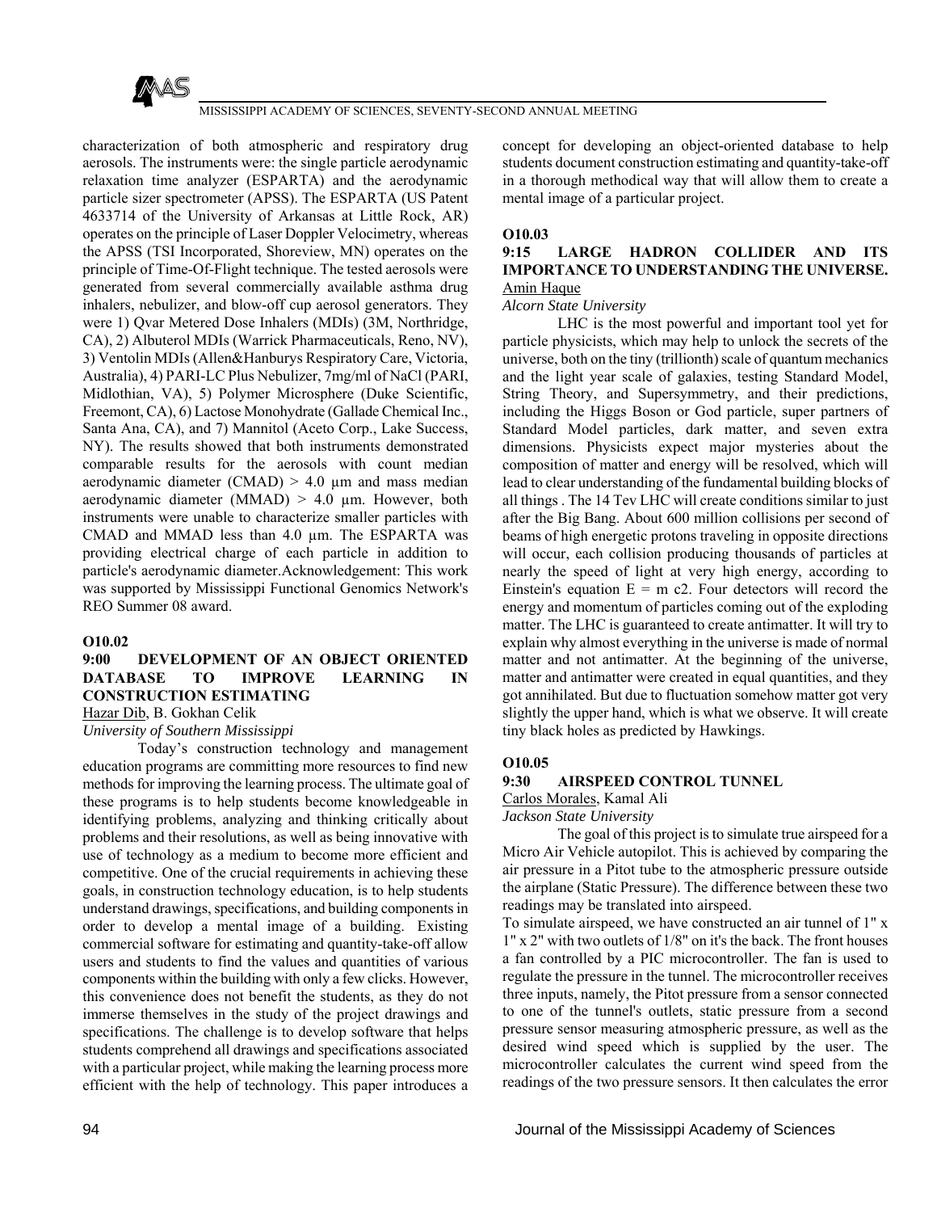characterization of both atmospheric and respiratory drug aerosols. The instruments were: the single particle aerodynamic relaxation time analyzer (ESPARTA) and the aerodynamic particle sizer spectrometer (APSS). The ESPARTA (US Patent 4633714 of the University of Arkansas at Little Rock, AR) operates on the principle of Laser Doppler Velocimetry, whereas the APSS (TSI Incorporated, Shoreview, MN) operates on the principle of Time-Of-Flight technique. The tested aerosols were generated from several commercially available asthma drug inhalers, nebulizer, and blow-off cup aerosol generators. They were 1) Qvar Metered Dose Inhalers (MDIs) (3M, Northridge, CA), 2) Albuterol MDIs (Warrick Pharmaceuticals, Reno, NV), 3) Ventolin MDIs (Allen&Hanburys Respiratory Care, Victoria, Australia), 4) PARI-LC Plus Nebulizer, 7mg/ml of NaCl (PARI, Midlothian, VA), 5) Polymer Microsphere (Duke Scientific, Freemont, CA), 6) Lactose Monohydrate (Gallade Chemical Inc., Santa Ana, CA), and 7) Mannitol (Aceto Corp., Lake Success, NY). The results showed that both instruments demonstrated comparable results for the aerosols with count median aerodynamic diameter (CMAD) > 4.0 µm and mass median aerodynamic diameter (MMAD) > 4.0 µm. However, both instruments were unable to characterize smaller particles with CMAD and MMAD less than 4.0 µm. The ESPARTA was providing electrical charge of each particle in addition to particle's aerodynamic diameter.Acknowledgement: This work was supported by Mississippi Functional Genomics Network's REO Summer 08 award.

**O10.02**

**9:00 DEVELOPMENT OF AN OBJECT ORIENTED DATABASE TO IMPROVE LEARNING IN CONSTRUCTION ESTIMATING**

Hazar Dib, B. Gokhan Celik

*University of Southern Mississippi*

Today's construction technology and management education programs are committing more resources to find new methods for improving the learning process. The ultimate goal of these programs is to help students become knowledgeable in identifying problems, analyzing and thinking critically about problems and their resolutions, as well as being innovative with use of technology as a medium to become more efficient and competitive. One of the crucial requirements in achieving these goals, in construction technology education, is to help students understand drawings, specifications, and building components in order to develop a mental image of a building. Existing commercial software for estimating and quantity-take-off allow users and students to find the values and quantities of various components within the building with only a few clicks. However, this convenience does not benefit the students, as they do not immerse themselves in the study of the project drawings and specifications. The challenge is to develop software that helps students comprehend all drawings and specifications associated with a particular project, while making the learning process more efficient with the help of technology. This paper introduces a concept for developing an object-oriented database to help students document construction estimating and quantity-take-off in a thorough methodical way that will allow them to create a mental image of a particular project.

**O10.03**

**9:15 LARGE HADRON COLLIDER AND ITS IMPORTANCE TO UNDERSTANDING THE UNIVERSE.**

Amin Haque

*Alcorn State University*

LHC is the most powerful and important tool yet for particle physicists, which may help to unlock the secrets of the universe, both on the tiny (trillionth) scale of quantum mechanics and the light year scale of galaxies, testing Standard Model, String Theory, and Supersymmetry, and their predictions, including the Higgs Boson or God particle, super partners of Standard Model particles, dark matter, and seven extra dimensions. Physicists expect major mysteries about the composition of matter and energy will be resolved, which will lead to clear understanding of the fundamental building blocks of all things . The 14 Tev LHC will create conditions similar to just after the Big Bang. About 600 million collisions per second of beams of high energetic protons traveling in opposite directions will occur, each collision producing thousands of particles at nearly the speed of light at very high energy, according to Einstein's equation E = m c2. Four detectors will record the energy and momentum of particles coming out of the exploding matter. The LHC is guaranteed to create antimatter. It will try to explain why almost everything in the universe is made of normal matter and not antimatter. At the beginning of the universe, matter and antimatter were created in equal quantities, and they got annihilated. But due to fluctuation somehow matter got very slightly the upper hand, which is what we observe. It will create tiny black holes as predicted by Hawkings.

**O10.05**

**9:30 AIRSPEED CONTROL TUNNEL**

Carlos Morales, Kamal Ali

*Jackson State University*

The goal of this project is to simulate true airspeed for a Micro Air Vehicle autopilot. This is achieved by comparing the air pressure in a Pitot tube to the atmospheric pressure outside the airplane (Static Pressure). The difference between these two readings may be translated into airspeed.

To simulate airspeed, we have constructed an air tunnel of 1" x 1" x 2" with two outlets of 1/8" on it's the back. The front houses a fan controlled by a PIC microcontroller. The fan is used to regulate the pressure in the tunnel. The microcontroller receives three inputs, namely, the Pitot pressure from a sensor connected to one of the tunnel's outlets, static pressure from a second pressure sensor measuring atmospheric pressure, as well as the desired wind speed which is supplied by the user. The microcontroller calculates the current wind speed from the readings of the two pressure sensors. It then calculates the error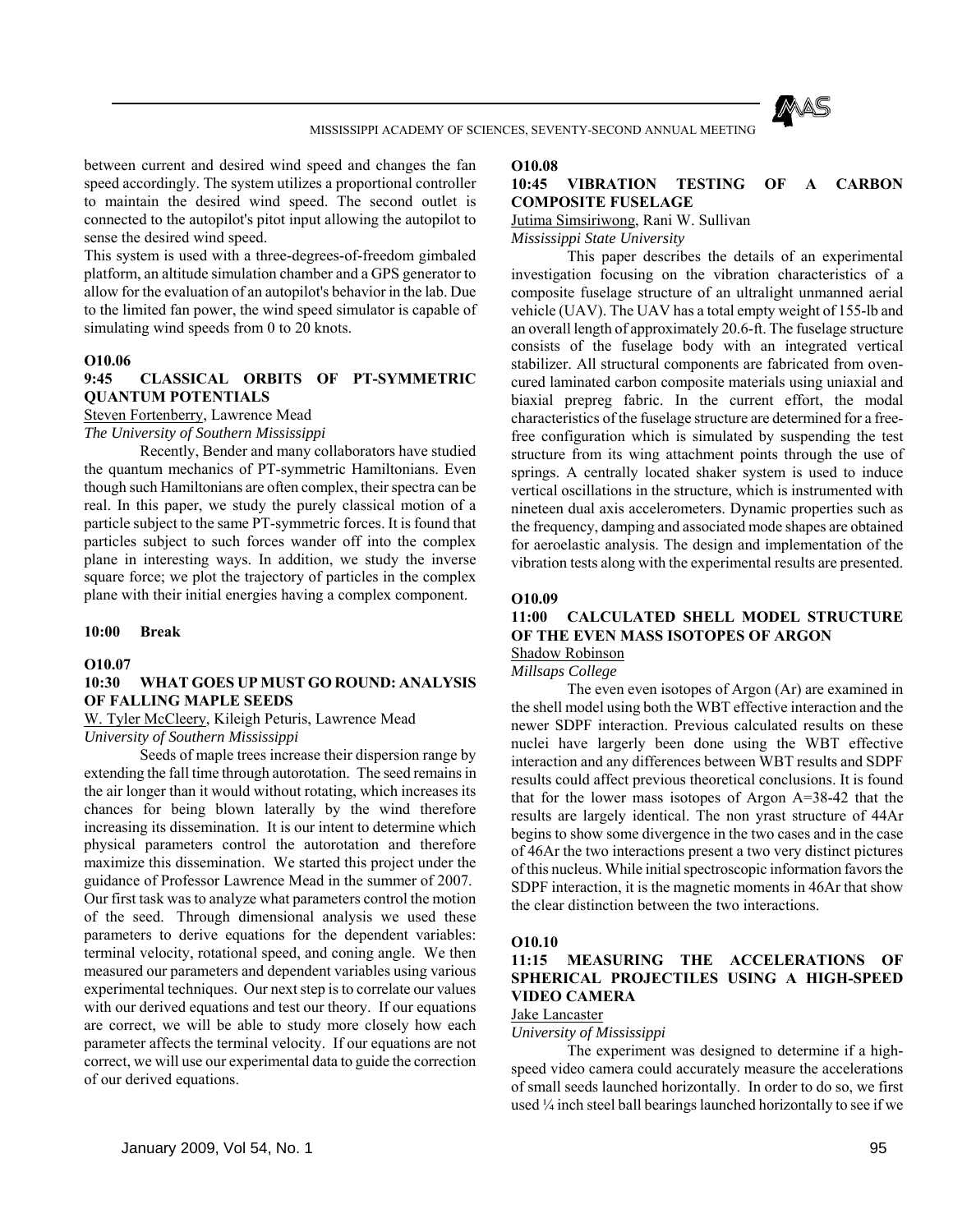between current and desired wind speed and changes the fan speed accordingly. The system utilizes a proportional controller to maintain the desired wind speed. The second outlet is connected to the autopilot's pitot input allowing the autopilot to sense the desired wind speed.

This system is used with a three-degrees-of-freedom gimbaled platform, an altitude simulation chamber and a GPS generator to allow for the evaluation of an autopilot's behavior in the lab. Due to the limited fan power, the wind speed simulator is capable of simulating wind speeds from 0 to 20 knots.

**O10.06**

**9:45 CLASSICAL ORBITS OF PT-SYMMETRIC QUANTUM POTENTIALS**

Steven Fortenberry, Lawrence Mead

*The University of Southern Mississippi*

Recently, Bender and many collaborators have studied the quantum mechanics of PT-symmetric Hamiltonians. Even though such Hamiltonians are often complex, their spectra can be real. In this paper, we study the purely classical motion of a particle subject to the same PT-symmetric forces. It is found that particles subject to such forces wander off into the complex plane in interesting ways. In addition, we study the inverse square force; we plot the trajectory of particles in the complex plane with their initial energies having a complex component.

**10:00 Break**

**O10.07**

**10:30 WHAT GOES UP MUST GO ROUND: ANALYSIS OF FALLING MAPLE SEEDS**

W. Tyler McCleery, Kileigh Peturis, Lawrence Mead

*University of Southern Mississippi*

Seeds of maple trees increase their dispersion range by extending the fall time through autorotation. The seed remains in the air longer than it would without rotating, which increases its chances for being blown laterally by the wind therefore increasing its dissemination. It is our intent to determine which physical parameters control the autorotation and therefore maximize this dissemination. We started this project under the guidance of Professor Lawrence Mead in the summer of 2007. Our first task was to analyze what parameters control the motion of the seed. Through dimensional analysis we used these parameters to derive equations for the dependent variables: terminal velocity, rotational speed, and coning angle. We then measured our parameters and dependent variables using various experimental techniques. Our next step is to correlate our values with our derived equations and test our theory. If our equations are correct, we will be able to study more closely how each parameter affects the terminal velocity. If our equations are not correct, we will use our experimental data to guide the correction of our derived equations.

**O10.08**

**10:45 VIBRATION TESTING OF A CARBON COMPOSITE FUSELAGE**

Jutima Simsiriwong, Rani W. Sullivan

*Mississippi State University*

This paper describes the details of an experimental investigation focusing on the vibration characteristics of a composite fuselage structure of an ultralight unmanned aerial vehicle (UAV). The UAV has a total empty weight of 155-lb and an overall length of approximately 20.6-ft. The fuselage structure consists of the fuselage body with an integrated vertical stabilizer. All structural components are fabricated from oven-cured laminated carbon composite materials using uniaxial and biaxial prepreg fabric. In the current effort, the modal characteristics of the fuselage structure are determined for a free-free configuration which is simulated by suspending the test structure from its wing attachment points through the use of springs. A centrally located shaker system is used to induce vertical oscillations in the structure, which is instrumented with nineteen dual axis accelerometers. Dynamic properties such as the frequency, damping and associated mode shapes are obtained for aeroelastic analysis. The design and implementation of the vibration tests along with the experimental results are presented.

**O10.09**

**11:00 CALCULATED SHELL MODEL STRUCTURE OF THE EVEN MASS ISOTOPES OF ARGON**

Shadow Robinson

*Millsaps College*

The even even isotopes of Argon (Ar) are examined in the shell model using both the WBT effective interaction and the newer SDPF interaction. Previous calculated results on these nuclei have largely been done using the WBT effective interaction and any differences between WBT results and SDPF results could affect previous theoretical conclusions. It is found that for the lower mass isotopes of Argon A=38-42 that the results are largely identical. The non yrast structure of 44Ar begins to show some divergence in the two cases and in the case of 46Ar the two interactions present a two very distinct pictures of this nucleus. While initial spectroscopic information favors the SDPF interaction, it is the magnetic moments in 46Ar that show the clear distinction between the two interactions.

**O10.10**

**11:15 MEASURING THE ACCELERATIONS OF SPHERICAL PROJECTILES USING A HIGH-SPEED VIDEO CAMERA**

Jake Lancaster

*University of Mississippi*

The experiment was designed to determine if a high-speed video camera could accurately measure the accelerations of small seeds launched horizontally. In order to do so, we first used ¼ inch steel ball bearings launched horizontally to see if we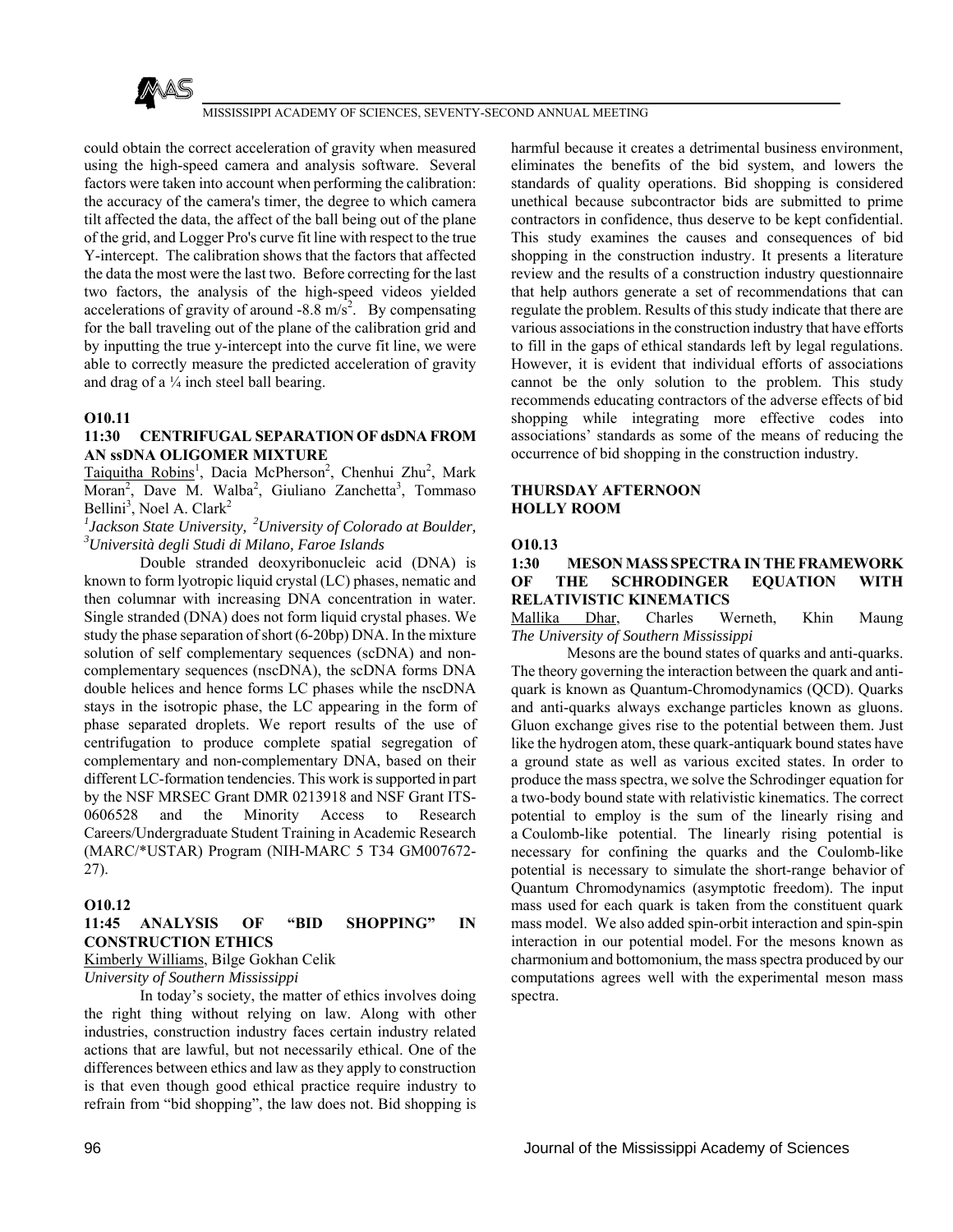could obtain the correct acceleration of gravity when measured using the high-speed camera and analysis software. Several factors were taken into account when performing the calibration: the accuracy of the camera's timer, the degree to which camera tilt affected the data, the affect of the ball being out of the plane of the grid, and Logger Pro's curve fit line with respect to the true Y-intercept. The calibration shows that the factors that affected the data the most were the last two. Before correcting for the last two factors, the analysis of the high-speed videos yielded accelerations of gravity of around -8.8 $m/s^2$. By compensating for the ball traveling out of the plane of the calibration grid and by inputting the true y-intercept into the curve fit line, we were able to correctly measure the predicted acceleration of gravity and drag of a ¼ inch steel ball bearing.

**O10.11**

**11:30 CENTRIFUGAL SEPARATION OF dsDNA FROM AN ssDNA OLIGOMER MIXTURE**

Taiquitha Robins[1], Dacia McPherson[2], Chenhui Zhu[2], Mark Moran[2], Dave M. Walba[2], Giuliano Zanchetta[3], Tommaso Bellini[3], Noel A. Clark[2]

*[1]Jackson State University, [2]University of Colorado at Boulder, [3]Università degli Studi di Milano, Faroe Islands*

Double stranded deoxyribonucleic acid (DNA) is known to form lyotropic liquid crystal (LC) phases, nematic and then columnar with increasing DNA concentration in water. Single stranded (DNA) does not form liquid crystal phases. We study the phase separation of short (6-20bp) DNA. In the mixture solution of self complementary sequences (scDNA) and non-complementary sequences (nscDNA), the scDNA forms DNA double helices and hence forms LC phases while the nscDNA stays in the isotropic phase, the LC appearing in the form of phase separated droplets. We report results of the use of centrifugation to produce complete spatial segregation of complementary and non-complementary DNA, based on their different LC-formation tendencies. This work is supported in part by the NSF MRSEC Grant DMR 0213918 and NSF Grant ITS-0606528 and the Minority Access to Research Careers/Undergraduate Student Training in Academic Research (MARC/*USTAR) Program (NIH-MARC 5 T34 GM007672-27).

**O10.12**

**11:45 ANALYSIS OF "BID SHOPPING" IN CONSTRUCTION ETHICS**

Kimberly Williams, Bilge Gokhan Celik

*University of Southern Mississippi*

In today's society, the matter of ethics involves doing the right thing without relying on law. Along with other industries, construction industry faces certain industry related actions that are lawful, but not necessarily ethical. One of the differences between ethics and law as they apply to construction is that even though good ethical practice require industry to refrain from "bid shopping", the law does not. Bid shopping is harmful because it creates a detrimental business environment, eliminates the benefits of the bid system, and lowers the standards of quality operations. Bid shopping is considered unethical because subcontractor bids are submitted to prime contractors in confidence, thus deserve to be kept confidential. This study examines the causes and consequences of bid shopping in the construction industry. It presents a literature review and the results of a construction industry questionnaire that help authors generate a set of recommendations that can regulate the problem. Results of this study indicate that there are various associations in the construction industry that have efforts to fill in the gaps of ethical standards left by legal regulations. However, it is evident that individual efforts of associations cannot be the only solution to the problem. This study recommends educating contractors of the adverse effects of bid shopping while integrating more effective codes into associations' standards as some of the means of reducing the occurrence of bid shopping in the construction industry.

**THURSDAY AFTERNOON**
**HOLLY ROOM**

**O10.13**

**1:30 MESON MASS SPECTRA IN THE FRAMEWORK OF THE SCHRODINGER EQUATION WITH RELATIVISTIC KINEMATICS**

Mallika Dhar, Charles Werneth, Khin Maung

*The University of Southern Mississippi*

Mesons are the bound states of quarks and anti-quarks. The theory governing the interaction between the quark and anti-quark is known as Quantum-Chromodynamics (QCD). Quarks and anti-quarks always exchange particles known as gluons. Gluon exchange gives rise to the potential between them. Just like the hydrogen atom, these quark-antiquark bound states have a ground state as well as various excited states. In order to produce the mass spectra, we solve the Schrodinger equation for a two-body bound state with relativistic kinematics. The correct potential to employ is the sum of the linearly rising and a Coulomb-like potential. The linearly rising potential is necessary for confining the quarks and the Coulomb-like potential is necessary to simulate the short-range behavior of Quantum Chromodynamics (asymptotic freedom). The input mass used for each quark is taken from the constituent quark mass model. We also added spin-orbit interaction and spin-spin interaction in our potential model. For the mesons known as charmonium and bottomonium, the mass spectra produced by our computations agrees well with the experimental meson mass spectra.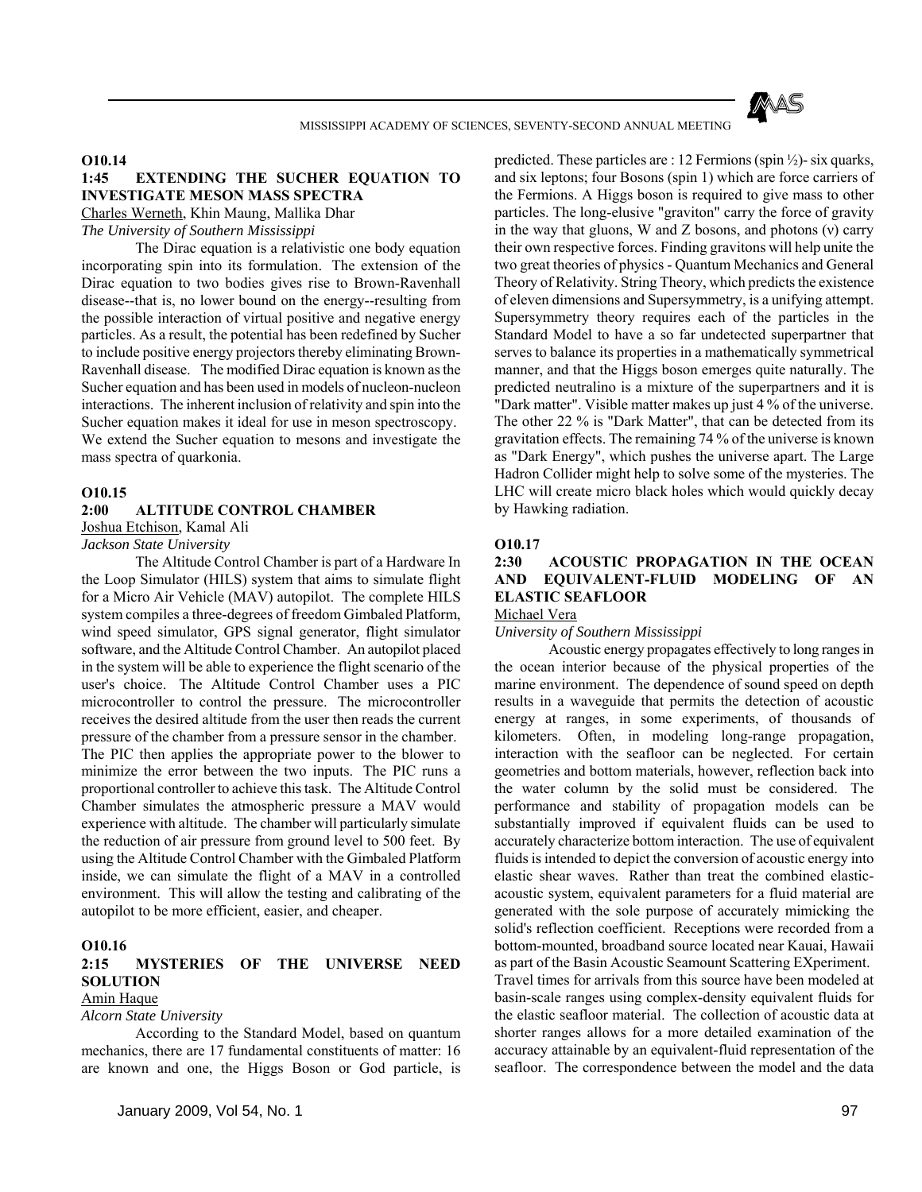**O10.14**

**1:45 EXTENDING THE SUCHER EQUATION TO INVESTIGATE MESON MASS SPECTRA**

Charles Werneth, Khin Maung, Mallika Dhar

*The University of Southern Mississippi*

The Dirac equation is a relativistic one body equation incorporating spin into its formulation. The extension of the Dirac equation to two bodies gives rise to Brown-Ravenhall disease--that is, no lower bound on the energy--resulting from the possible interaction of virtual positive and negative energy particles. As a result, the potential has been redefined by Sucher to include positive energy projectors thereby eliminating Brown-Ravenhall disease. The modified Dirac equation is known as the Sucher equation and has been used in models of nucleon-nucleon interactions. The inherent inclusion of relativity and spin into the Sucher equation makes it ideal for use in meson spectroscopy. We extend the Sucher equation to mesons and investigate the mass spectra of quarkonia.

**O10.15**

**2:00 ALTITUDE CONTROL CHAMBER**

Joshua Etchison, Kamal Ali

*Jackson State University*

The Altitude Control Chamber is part of a Hardware In the Loop Simulator (HILS) system that aims to simulate flight for a Micro Air Vehicle (MAV) autopilot. The complete HILS system compiles a three-degrees of freedom Gimbaled Platform, wind speed simulator, GPS signal generator, flight simulator software, and the Altitude Control Chamber. An autopilot placed in the system will be able to experience the flight scenario of the user's choice. The Altitude Control Chamber uses a PIC microcontroller to control the pressure. The microcontroller receives the desired altitude from the user then reads the current pressure of the chamber from a pressure sensor in the chamber. The PIC then applies the appropriate power to the blower to minimize the error between the two inputs. The PIC runs a proportional controller to achieve this task. The Altitude Control Chamber simulates the atmospheric pressure a MAV would experience with altitude. The chamber will particularly simulate the reduction of air pressure from ground level to 500 feet. By using the Altitude Control Chamber with the Gimbaled Platform inside, we can simulate the flight of a MAV in a controlled environment. This will allow the testing and calibrating of the autopilot to be more efficient, easier, and cheaper.

**O10.16**

**2:15 MYSTERIES OF THE UNIVERSE NEED SOLUTION**

Amin Haque

*Alcorn State University*

According to the Standard Model, based on quantum mechanics, there are 17 fundamental constituents of matter: 16 are known and one, the Higgs Boson or God particle, is predicted. These particles are : 12 Fermions (spin ½)- six quarks, and six leptons; four Bosons (spin 1) which are force carriers of the Fermions. A Higgs boson is required to give mass to other particles. The long-elusive "graviton" carry the force of gravity in the way that gluons, W and Z bosons, and photons (v) carry their own respective forces. Finding gravitons will help unite the two great theories of physics - Quantum Mechanics and General Theory of Relativity. String Theory, which predicts the existence of eleven dimensions and Supersymmetry, is a unifying attempt. Supersymmetry theory requires each of the particles in the Standard Model to have a so far undetected superpartner that serves to balance its properties in a mathematically symmetrical manner, and that the Higgs boson emerges quite naturally. The predicted neutralino is a mixture of the superpartners and it is "Dark matter". Visible matter makes up just 4 % of the universe. The other 22 % is "Dark Matter", that can be detected from its gravitation effects. The remaining 74 % of the universe is known as "Dark Energy", which pushes the universe apart. The Large Hadron Collider might help to solve some of the mysteries. The LHC will create micro black holes which would quickly decay by Hawking radiation.

**O10.17**

**2:30 ACOUSTIC PROPAGATION IN THE OCEAN AND EQUIVALENT-FLUID MODELING OF AN ELASTIC SEAFLOOR**

Michael Vera

*University of Southern Mississippi*

Acoustic energy propagates effectively to long ranges in the ocean interior because of the physical properties of the marine environment. The dependence of sound speed on depth results in a waveguide that permits the detection of acoustic energy at ranges, in some experiments, of thousands of kilometers. Often, in modeling long-range propagation, interaction with the seafloor can be neglected. For certain geometries and bottom materials, however, reflection back into the water column by the solid must be considered. The performance and stability of propagation models can be substantially improved if equivalent fluids can be used to accurately characterize bottom interaction. The use of equivalent fluids is intended to depict the conversion of acoustic energy into elastic shear waves. Rather than treat the combined elastic-acoustic system, equivalent parameters for a fluid material are generated with the sole purpose of accurately mimicking the solid's reflection coefficient. Receptions were recorded from a bottom-mounted, broadband source located near Kauai, Hawaii as part of the Basin Acoustic Seamount Scattering EXperiment. Travel times for arrivals from this source have been modeled at basin-scale ranges using complex-density equivalent fluids for the elastic seafloor material. The collection of acoustic data at shorter ranges allows for a more detailed examination of the accuracy attainable by an equivalent-fluid representation of the seafloor. The correspondence between the model and the data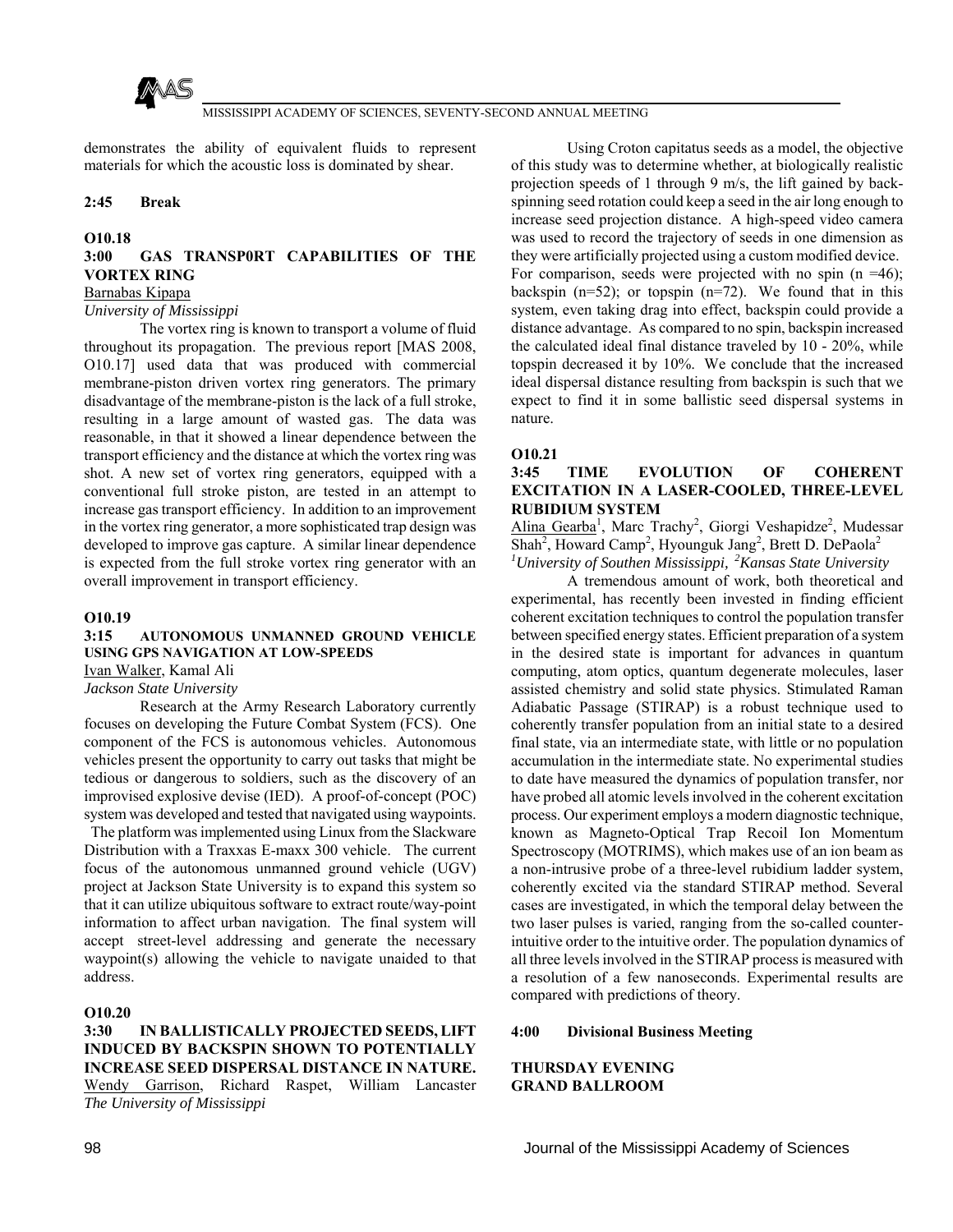demonstrates the ability of equivalent fluids to represent materials for which the acoustic loss is dominated by shear.

**2:45 Break**

**O10.18**

**3:00 GAS TRANSP0RT CAPABILITIES OF THE VORTEX RING**

Barnabas Kipapa

*University of Mississippi*

The vortex ring is known to transport a volume of fluid throughout its propagation. The previous report [MAS 2008, O10.17] used data that was produced with commercial membrane-piston driven vortex ring generators. The primary disadvantage of the membrane-piston is the lack of a full stroke, resulting in a large amount of wasted gas. The data was reasonable, in that it showed a linear dependence between the transport efficiency and the distance at which the vortex ring was shot. A new set of vortex ring generators, equipped with a conventional full stroke piston, are tested in an attempt to increase gas transport efficiency. In addition to an improvement in the vortex ring generator, a more sophisticated trap design was developed to improve gas capture. A similar linear dependence is expected from the full stroke vortex ring generator with an overall improvement in transport efficiency.

**O10.19**

**3:15 AUTONOMOUS UNMANNED GROUND VEHICLE USING GPS NAVIGATION AT LOW-SPEEDS**

Ivan Walker, Kamal Ali

*Jackson State University*

Research at the Army Research Laboratory currently focuses on developing the Future Combat System (FCS). One component of the FCS is autonomous vehicles. Autonomous vehicles present the opportunity to carry out tasks that might be tedious or dangerous to soldiers, such as the discovery of an improvised explosive devise (IED). A proof-of-concept (POC) system was developed and tested that navigated using waypoints. The platform was implemented using Linux from the Slackware Distribution with a Traxxas E-maxx 300 vehicle. The current focus of the autonomous unmanned ground vehicle (UGV) project at Jackson State University is to expand this system so that it can utilize ubiquitous software to extract route/way-point information to affect urban navigation. The final system will accept street-level addressing and generate the necessary waypoint(s) allowing the vehicle to navigate unaided to that address.

**O10.20**

**3:30 IN BALLISTICALLY PROJECTED SEEDS, LIFT INDUCED BY BACKSPIN SHOWN TO POTENTIALLY INCREASE SEED DISPERSAL DISTANCE IN NATURE.**

Wendy Garrison, Richard Raspet, William Lancaster

*The University of Mississippi*

Using Croton capitatus seeds as a model, the objective of this study was to determine whether, at biologically realistic projection speeds of 1 through 9 m/s, the lift gained by back-spinning seed rotation could keep a seed in the air long enough to increase seed projection distance. A high-speed video camera was used to record the trajectory of seeds in one dimension as they were artificially projected using a custom modified device. For comparison, seeds were projected with no spin (n =46); backspin (n=52); or topspin (n=72). We found that in this system, even taking drag into effect, backspin could provide a distance advantage. As compared to no spin, backspin increased the calculated ideal final distance traveled by 10 - 20%, while topspin decreased it by 10%. We conclude that the increased ideal dispersal distance resulting from backspin is such that we expect to find it in some ballistic seed dispersal systems in nature.

**O10.21**

**3:45 TIME EVOLUTION OF COHERENT EXCITATION IN A LASER-COOLED, THREE-LEVEL RUBIDIUM SYSTEM**

Alina Gearba[1], Marc Trachy[2], Giorgi Veshapidze[2], Mudessar Shah[2], Howard Camp[2], Hyounguk Jang[2], Brett D. DePaola[2]

[1]*University of Southen Mississippi,* [2]*Kansas State University*

A tremendous amount of work, both theoretical and experimental, has recently been invested in finding efficient coherent excitation techniques to control the population transfer between specified energy states. Efficient preparation of a system in the desired state is important for advances in quantum computing, atom optics, quantum degenerate molecules, laser assisted chemistry and solid state physics. Stimulated Raman Adiabatic Passage (STIRAP) is a robust technique used to coherently transfer population from an initial state to a desired final state, via an intermediate state, with little or no population accumulation in the intermediate state. No experimental studies to date have measured the dynamics of population transfer, nor have probed all atomic levels involved in the coherent excitation process. Our experiment employs a modern diagnostic technique, known as Magneto-Optical Trap Recoil Ion Momentum Spectroscopy (MOTRIMS), which makes use of an ion beam as a non-intrusive probe of a three-level rubidium ladder system, coherently excited via the standard STIRAP method. Several cases are investigated, in which the temporal delay between the two laser pulses is varied, ranging from the so-called counter-intuitive order to the intuitive order. The population dynamics of all three levels involved in the STIRAP process is measured with a resolution of a few nanoseconds. Experimental results are compared with predictions of theory.

**4:00 Divisional Business Meeting**

**THURSDAY EVENING**
**GRAND BALLROOM**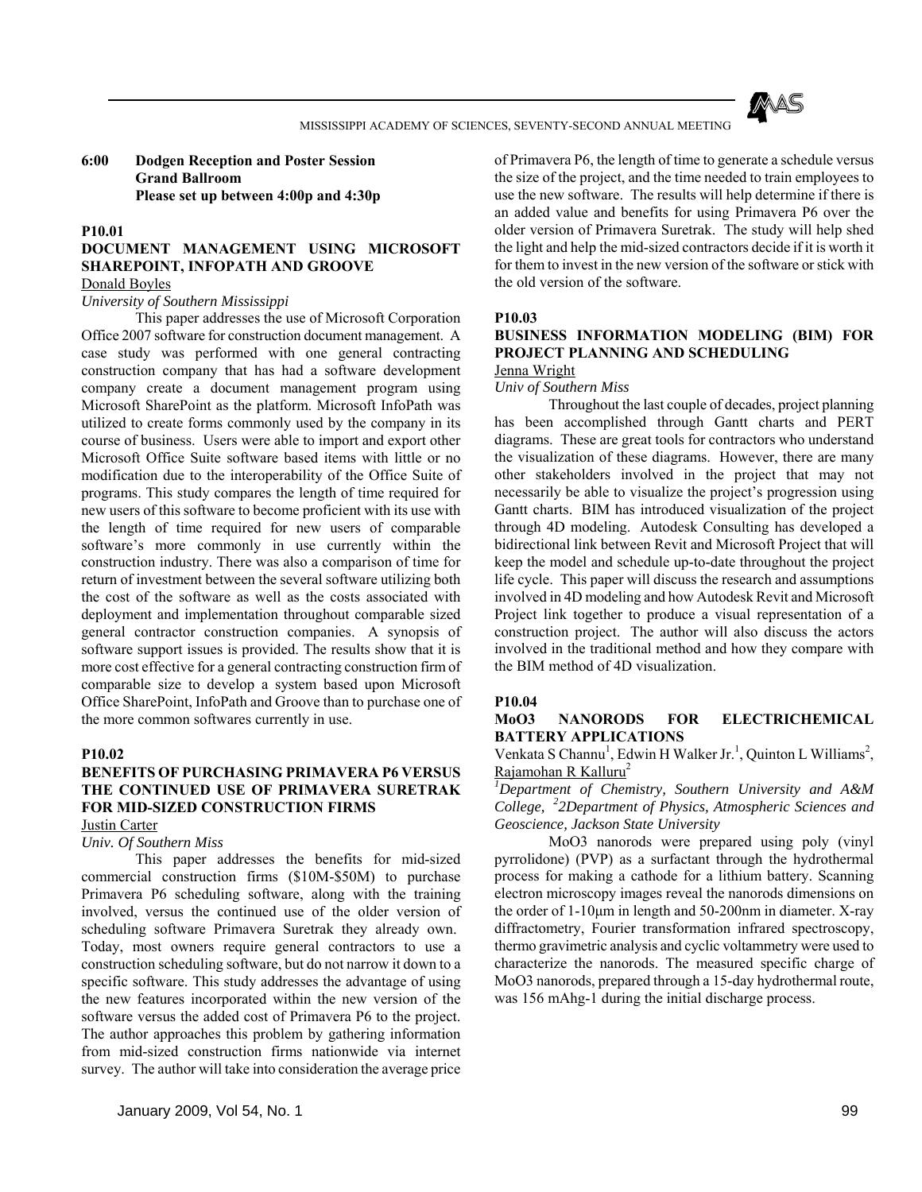**6:00 Dodgen Reception and Poster Session**
**Grand Ballroom**
**Please set up between 4:00p and 4:30p**

**P10.01**

**DOCUMENT MANAGEMENT USING MICROSOFT SHAREPOINT, INFOPATH AND GROOVE**

Donald Boyles

*University of Southern Mississippi*

This paper addresses the use of Microsoft Corporation Office 2007 software for construction document management. A case study was performed with one general contracting construction company that has had a software development company create a document management program using Microsoft SharePoint as the platform. Microsoft InfoPath was utilized to create forms commonly used by the company in its course of business. Users were able to import and export other Microsoft Office Suite software based items with little or no modification due to the interoperability of the Office Suite of programs. This study compares the length of time required for new users of this software to become proficient with its use with the length of time required for new users of comparable software's more commonly in use currently within the construction industry. There was also a comparison of time for return of investment between the several software utilizing both the cost of the software as well as the costs associated with deployment and implementation throughout comparable sized general contractor construction companies. A synopsis of software support issues is provided. The results show that it is more cost effective for a general contracting construction firm of comparable size to develop a system based upon Microsoft Office SharePoint, InfoPath and Groove than to purchase one of the more common softwares currently in use.

**P10.02**

**BENEFITS OF PURCHASING PRIMAVERA P6 VERSUS THE CONTINUED USE OF PRIMAVERA SURETRAK FOR MID-SIZED CONSTRUCTION FIRMS**

Justin Carter

*Univ. Of Southern Miss*

This paper addresses the benefits for mid-sized commercial construction firms ($10M-$50M) to purchase Primavera P6 scheduling software, along with the training involved, versus the continued use of the older version of scheduling software Primavera Suretrak they already own. Today, most owners require general contractors to use a construction scheduling software, but do not narrow it down to a specific software. This study addresses the advantage of using the new features incorporated within the new version of the software versus the added cost of Primavera P6 to the project. The author approaches this problem by gathering information from mid-sized construction firms nationwide via internet survey. The author will take into consideration the average price of Primavera P6, the length of time to generate a schedule versus the size of the project, and the time needed to train employees to use the new software. The results will help determine if there is an added value and benefits for using Primavera P6 over the older version of Primavera Suretrak. The study will help shed the light and help the mid-sized contractors decide if it is worth it for them to invest in the new version of the software or stick with the old version of the software.

**P10.03**

**BUSINESS INFORMATION MODELING (BIM) FOR PROJECT PLANNING AND SCHEDULING**

Jenna Wright

*Univ of Southern Miss*

Throughout the last couple of decades, project planning has been accomplished through Gantt charts and PERT diagrams. These are great tools for contractors who understand the visualization of these diagrams. However, there are many other stakeholders involved in the project that may not necessarily be able to visualize the project's progression using Gantt charts. BIM has introduced visualization of the project through 4D modeling. Autodesk Consulting has developed a bidirectional link between Revit and Microsoft Project that will keep the model and schedule up-to-date throughout the project life cycle. This paper will discuss the research and assumptions involved in 4D modeling and how Autodesk Revit and Microsoft Project link together to produce a visual representation of a construction project. The author will also discuss the actors involved in the traditional method and how they compare with the BIM method of 4D visualization.

**P10.04**

**MoO3 NANORODS FOR ELECTRICHEMICAL BATTERY APPLICATIONS**

Venkata S Channu[1], Edwin H Walker Jr.[1], Quinton L Williams[2], Rajamohan R Kalluru[2]

*[1]Department of Chemistry, Southern University and A&M College, [2]2Department of Physics, Atmospheric Sciences and Geoscience, Jackson State University*

MoO3 nanorods were prepared using poly (vinyl pyrrolidone) (PVP) as a surfactant through the hydrothermal process for making a cathode for a lithium battery. Scanning electron microscopy images reveal the nanorods dimensions on the order of 1-10μm in length and 50-200nm in diameter. X-ray diffractometry, Fourier transformation infrared spectroscopy, thermo gravimetric analysis and cyclic voltammetry were used to characterize the nanorods. The measured specific charge of MoO3 nanorods, prepared through a 15-day hydrothermal route, was 156 mAhg-1 during the initial discharge process.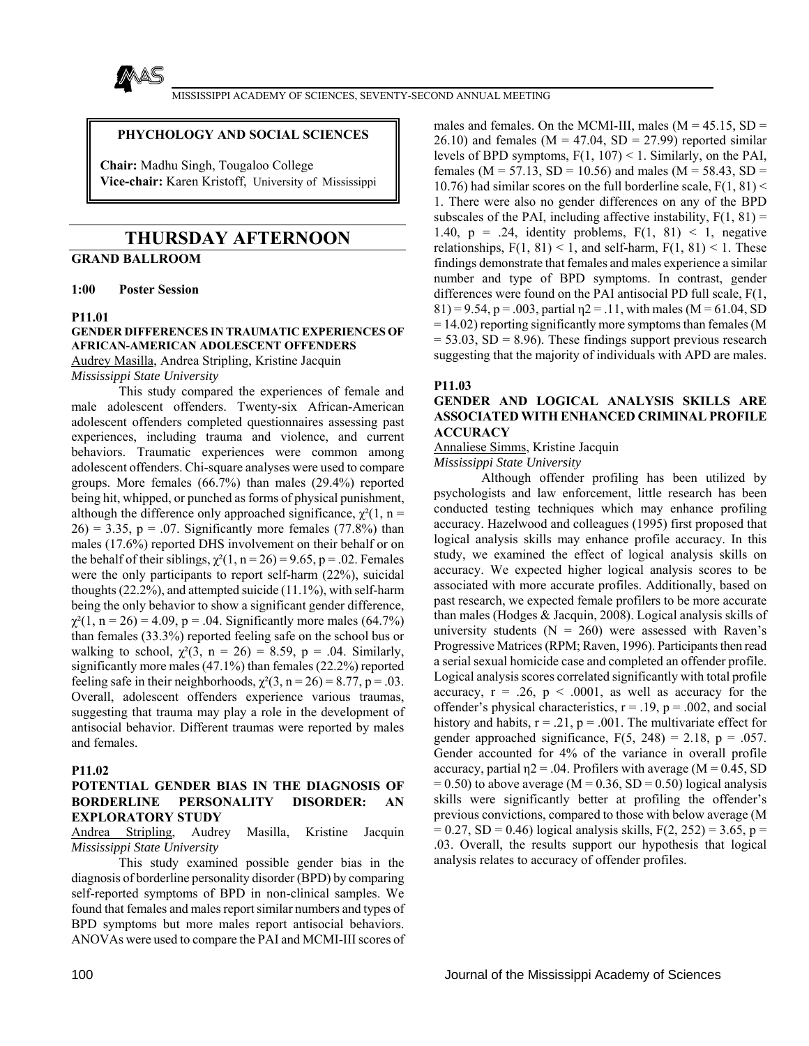**PHYCHOLOGY AND SOCIAL SCIENCES**

**Chair:** Madhu Singh, Tougaloo College
**Vice-chair:** Karen Kristoff, University of Mississippi

# THURSDAY AFTERNOON

**GRAND BALLROOM**

**1:00 Poster Session**

**P11.01**

**GENDER DIFFERENCES IN TRAUMATIC EXPERIENCES OF AFRICAN-AMERICAN ADOLESCENT OFFENDERS**

Audrey Masilla, Andrea Stripling, Kristine Jacquin
*Mississippi State University*

This study compared the experiences of female and male adolescent offenders. Twenty-six African-American adolescent offenders completed questionnaires assessing past experiences, including trauma and violence, and current behaviors. Traumatic experiences were common among adolescent offenders. Chi-square analyses were used to compare groups. More females (66.7%) than males (29.4%) reported being hit, whipped, or punched as forms of physical punishment, although the difference only approached significance, $\chi^2(1, n = 26) = 3.35$, $p = .07$. Significantly more females (77.8%) than males (17.6%) reported DHS involvement on their behalf or on the behalf of their siblings, $\chi^2(1, n = 26) = 9.65$, $p = .02$. Females were the only participants to report self-harm (22%), suicidal thoughts (22.2%), and attempted suicide (11.1%), with self-harm being the only behavior to show a significant gender difference, $\chi^2(1, n = 26) = 4.09$, $p = .04$. Significantly more males (64.7%) than females (33.3%) reported feeling safe on the school bus or walking to school, $\chi^2(3, n = 26) = 8.59$, $p = .04$. Similarly, significantly more males (47.1%) than females (22.2%) reported feeling safe in their neighborhoods, $\chi^2(3, n = 26) = 8.77$, $p = .03$. Overall, adolescent offenders experience various traumas, suggesting that trauma may play a role in the development of antisocial behavior. Different traumas were reported by males and females.

**P11.02**

**POTENTIAL GENDER BIAS IN THE DIAGNOSIS OF BORDERLINE PERSONALITY DISORDER: AN EXPLORATORY STUDY**

Andrea Stripling, Audrey Masilla, Kristine Jacquin
*Mississippi State University*

This study examined possible gender bias in the diagnosis of borderline personality disorder (BPD) by comparing self-reported symptoms of BPD in non-clinical samples. We found that females and males report similar numbers and types of BPD symptoms but more males report antisocial behaviors. ANOVAs were used to compare the PAI and MCMI-III scores of males and females. On the MCMI-III, males ($M = 45.15$, $SD = 26.10$) and females ($M = 47.04$, $SD = 27.99$) reported similar levels of BPD symptoms, $F(1, 107) < 1$. Similarly, on the PAI, females ($M = 57.13$, $SD = 10.56$) and males ($M = 58.43$, $SD = 10.76$) had similar scores on the full borderline scale, $F(1, 81) < 1$. There were also no gender differences on any of the BPD subscales of the PAI, including affective instability, $F(1, 81) = 1.40$, $p = .24$, identity problems, $F(1, 81) < 1$, negative relationships, $F(1, 81) < 1$, and self-harm, $F(1, 81) < 1$. These findings demonstrate that females and males experience a similar number and type of BPD symptoms. In contrast, gender differences were found on the PAI antisocial PD full scale, $F(1, 81) = 9.54$, $p = .003$, partial $\eta^2 = .11$, with males ($M = 61.04$, $SD = 14.02$) reporting significantly more symptoms than females ($M = 53.03$, $SD = 8.96$). These findings support previous research suggesting that the majority of individuals with APD are males.

**P11.03**

**GENDER AND LOGICAL ANALYSIS SKILLS ARE ASSOCIATED WITH ENHANCED CRIMINAL PROFILE ACCURACY**

Annaliese Simms, Kristine Jacquin
*Mississippi State University*

Although offender profiling has been utilized by psychologists and law enforcement, little research has been conducted testing techniques which may enhance profiling accuracy. Hazelwood and colleagues (1995) first proposed that logical analysis skills may enhance profile accuracy. In this study, we examined the effect of logical analysis skills on accuracy. We expected higher logical analysis scores to be associated with more accurate profiles. Additionally, based on past research, we expected female profilers to be more accurate than males (Hodges & Jacquin, 2008). Logical analysis skills of university students ($N = 260$) were assessed with Raven's Progressive Matrices (RPM; Raven, 1996). Participants then read a serial sexual homicide case and completed an offender profile. Logical analysis scores correlated significantly with total profile accuracy, $r = .26$, $p < .0001$, as well as accuracy for the offender's physical characteristics, $r = .19$, $p = .002$, and social history and habits, $r = .21$, $p = .001$. The multivariate effect for gender approached significance, $F(5, 248) = 2.18$, $p = .057$. Gender accounted for 4% of the variance in overall profile accuracy, partial $\eta^2 = .04$. Profilers with average ($M = 0.45$, $SD = 0.50$) to above average ($M = 0.36$, $SD = 0.50$) logical analysis skills were significantly better at profiling the offender's previous convictions, compared to those with below average ($M = 0.27$, $SD = 0.46$) logical analysis skills, $F(2, 252) = 3.65$, $p = .03$. Overall, the results support our hypothesis that logical analysis relates to accuracy of offender profiles.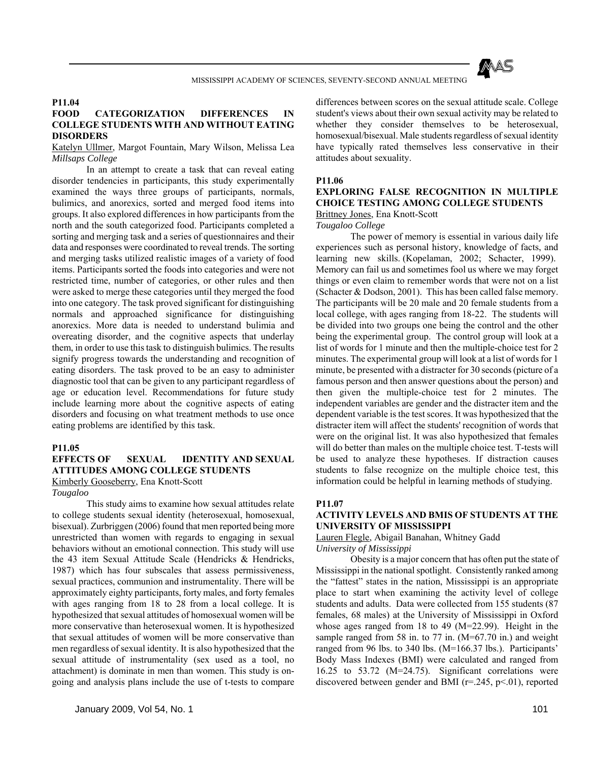**P11.04**

**FOOD CATEGORIZATION DIFFERENCES IN COLLEGE STUDENTS WITH AND WITHOUT EATING DISORDERS**

Katelyn Ullmer, Margot Fountain, Mary Wilson, Melissa Lea
*Millsaps College*

In an attempt to create a task that can reveal eating disorder tendencies in participants, this study experimentally examined the ways three groups of participants, normals, bulimics, and anorexics, sorted and merged food items into groups. It also explored differences in how participants from the north and the south categorized food. Participants completed a sorting and merging task and a series of questionnaires and their data and responses were coordinated to reveal trends. The sorting and merging tasks utilized realistic images of a variety of food items. Participants sorted the foods into categories and were not restricted time, number of categories, or other rules and then were asked to merge these categories until they merged the food into one category. The task proved significant for distinguishing normals and approached significance for distinguishing anorexics. More data is needed to understand bulimia and overeating disorder, and the cognitive aspects that underlay them, in order to use this task to distinguish bulimics. The results signify progress towards the understanding and recognition of eating disorders. The task proved to be an easy to administer diagnostic tool that can be given to any participant regardless of age or education level. Recommendations for future study include learning more about the cognitive aspects of eating disorders and focusing on what treatment methods to use once eating problems are identified by this task.

**P11.05**

**EFFECTS OF SEXUAL IDENTITY AND SEXUAL ATTITUDES AMONG COLLEGE STUDENTS**

Kimberly Gooseberry, Ena Knott-Scott
*Tougaloo*

This study aims to examine how sexual attitudes relate to college students sexual identity (heterosexual, homosexual, bisexual). Zurbriggen (2006) found that men reported being more unrestricted than women with regards to engaging in sexual behaviors without an emotional connection. This study will use the 43 item Sexual Attitude Scale (Hendricks & Hendricks, 1987) which has four subscales that assess permissiveness, sexual practices, communion and instrumentality. There will be approximately eighty participants, forty males, and forty females with ages ranging from 18 to 28 from a local college. It is hypothesized that sexual attitudes of homosexual women will be more conservative than heterosexual women. It is hypothesized that sexual attitudes of women will be more conservative than men regardless of sexual identity. It is also hypothesized that the sexual attitude of instrumentality (sex used as a tool, no attachment) is dominate in men than women. This study is on-going and analysis plans include the use of t-tests to compare differences between scores on the sexual attitude scale. College student's views about their own sexual activity may be related to whether they consider themselves to be heterosexual, homosexual/bisexual. Male students regardless of sexual identity have typically rated themselves less conservative in their attitudes about sexuality.

**P11.06**

**EXPLORING FALSE RECOGNITION IN MULTIPLE CHOICE TESTING AMONG COLLEGE STUDENTS**

Brittney Jones, Ena Knott-Scott
*Tougaloo College*

The power of memory is essential in various daily life experiences such as personal history, knowledge of facts, and learning new skills. (Kopelaman, 2002; Schacter, 1999). Memory can fail us and sometimes fool us where we may forget things or even claim to remember words that were not on a list (Schacter & Dodson, 2001). This has been called false memory. The participants will be 20 male and 20 female students from a local college, with ages ranging from 18-22. The students will be divided into two groups one being the control and the other being the experimental group. The control group will look at a list of words for 1 minute and then the multiple-choice test for 2 minutes. The experimental group will look at a list of words for 1 minute, be presented with a distracter for 30 seconds (picture of a famous person and then answer questions about the person) and then given the multiple-choice test for 2 minutes. The independent variables are gender and the distracter item and the dependent variable is the test scores. It was hypothesized that the distracter item will affect the students' recognition of words that were on the original list. It was also hypothesized that females will do better than males on the multiple choice test. T-tests will be used to analyze these hypotheses. If distraction causes students to false recognize on the multiple choice test, this information could be helpful in learning methods of studying.

**P11.07**

**ACTIVITY LEVELS AND BMIS OF STUDENTS AT THE UNIVERSITY OF MISSISSIPPI**

Lauren Flegle, Abigail Banahan, Whitney Gadd
*University of Mississippi*

Obesity is a major concern that has often put the state of Mississippi in the national spotlight. Consistently ranked among the "fattest" states in the nation, Mississippi is an appropriate place to start when examining the activity level of college students and adults. Data were collected from 155 students (87 females, 68 males) at the University of Mississippi in Oxford whose ages ranged from 18 to 49 (M=22.99). Height in the sample ranged from 58 in. to 77 in. (M=67.70 in.) and weight ranged from 96 lbs. to 340 lbs. (M=166.37 lbs.). Participants' Body Mass Indexes (BMI) were calculated and ranged from 16.25 to 53.72 (M=24.75). Significant correlations were discovered between gender and BMI ($r=.245$, $p<.01$), reported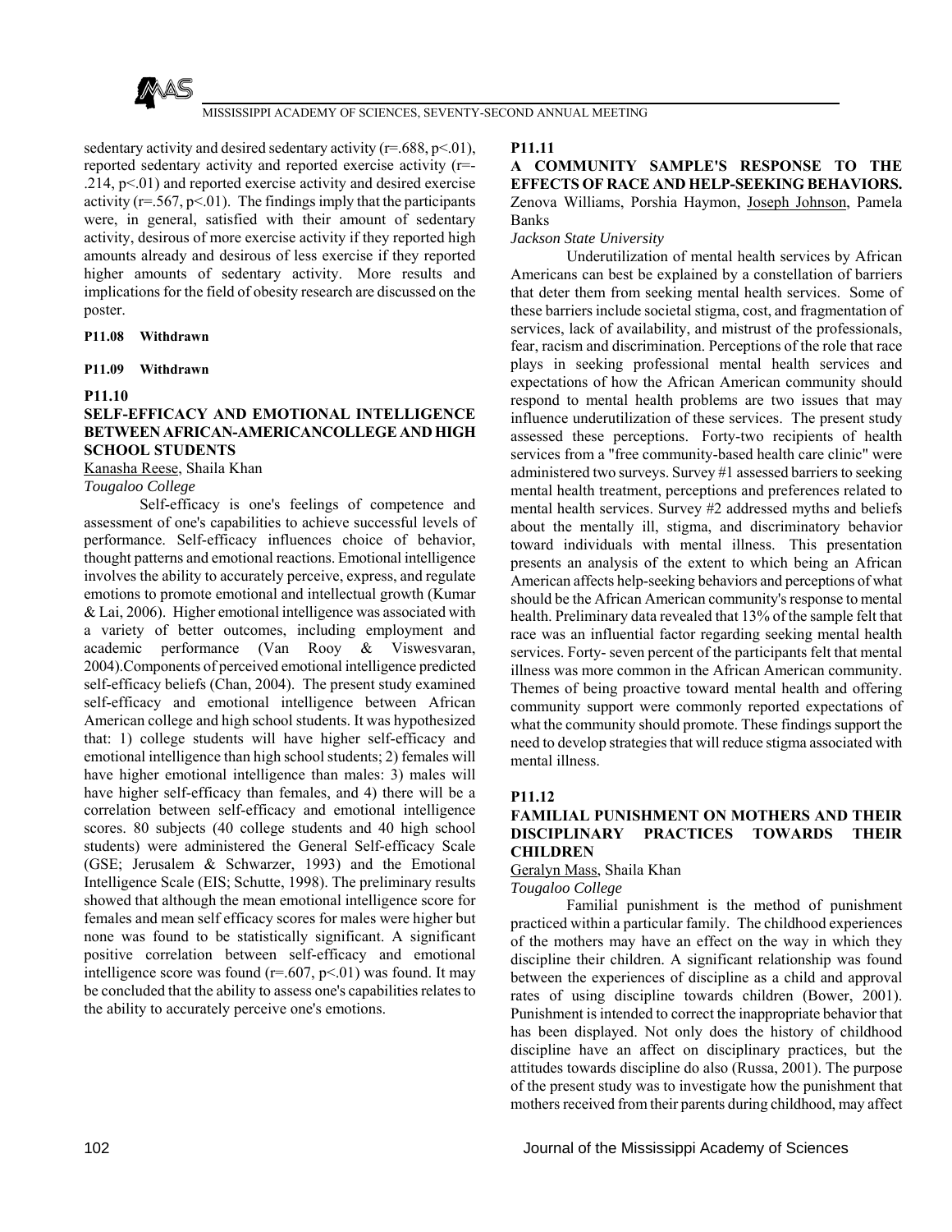sedentary activity and desired sedentary activity ($r=.688$, $p<.01$), reported sedentary activity and reported exercise activity ($r=-.214$, $p<.01$) and reported exercise activity and desired exercise activity ($r=.567$, $p<.01$). The findings imply that the participants were, in general, satisfied with their amount of sedentary activity, desirous of more exercise activity if they reported high amounts already and desirous of less exercise if they reported higher amounts of sedentary activity. More results and implications for the field of obesity research are discussed on the poster.

**P11.08 Withdrawn**

**P11.09 Withdrawn**

**P11.10**

### SELF-EFFICACY AND EMOTIONAL INTELLIGENCE BETWEEN AFRICAN-AMERICANCOLLEGE AND HIGH SCHOOL STUDENTS

Kanasha Reese, Shaila Khan

*Tougaloo College*

Self-efficacy is one's feelings of competence and assessment of one's capabilities to achieve successful levels of performance. Self-efficacy influences choice of behavior, thought patterns and emotional reactions. Emotional intelligence involves the ability to accurately perceive, express, and regulate emotions to promote emotional and intellectual growth (Kumar & Lai, 2006). Higher emotional intelligence was associated with a variety of better outcomes, including employment and academic performance (Van Rooy & Viswesvaran, 2004).Components of perceived emotional intelligence predicted self-efficacy beliefs (Chan, 2004). The present study examined self-efficacy and emotional intelligence between African American college and high school students. It was hypothesized that: 1) college students will have higher self-efficacy and emotional intelligence than high school students; 2) females will have higher emotional intelligence than males: 3) males will have higher self-efficacy than females, and 4) there will be a correlation between self-efficacy and emotional intelligence scores. 80 subjects (40 college students and 40 high school students) were administered the General Self-efficacy Scale (GSE; Jerusalem & Schwarzer, 1993) and the Emotional Intelligence Scale (EIS; Schutte, 1998). The preliminary results showed that although the mean emotional intelligence score for females and mean self efficacy scores for males were higher but none was found to be statistically significant. A significant positive correlation between self-efficacy and emotional intelligence score was found ($r=.607$, $p<.01$) was found. It may be concluded that the ability to assess one's capabilities relates to the ability to accurately perceive one's emotions.

**P11.11**

### A COMMUNITY SAMPLE'S RESPONSE TO THE EFFECTS OF RACE AND HELP-SEEKING BEHAVIORS.

Zenova Williams, Porshia Haymon, Joseph Johnson, Pamela Banks

*Jackson State University*

Underutilization of mental health services by African Americans can best be explained by a constellation of barriers that deter them from seeking mental health services. Some of these barriers include societal stigma, cost, and fragmentation of services, lack of availability, and mistrust of the professionals, fear, racism and discrimination. Perceptions of the role that race plays in seeking professional mental health services and expectations of how the African American community should respond to mental health problems are two issues that may influence underutilization of these services. The present study assessed these perceptions. Forty-two recipients of health services from a "free community-based health care clinic" were administered two surveys. Survey #1 assessed barriers to seeking mental health treatment, perceptions and preferences related to mental health services. Survey #2 addressed myths and beliefs about the mentally ill, stigma, and discriminatory behavior toward individuals with mental illness. This presentation presents an analysis of the extent to which being an African American affects help-seeking behaviors and perceptions of what should be the African American community's response to mental health. Preliminary data revealed that 13% of the sample felt that race was an influential factor regarding seeking mental health services. Forty- seven percent of the participants felt that mental illness was more common in the African American community. Themes of being proactive toward mental health and offering community support were commonly reported expectations of what the community should promote. These findings support the need to develop strategies that will reduce stigma associated with mental illness.

**P11.12**

### FAMILIAL PUNISHMENT ON MOTHERS AND THEIR DISCIPLINARY PRACTICES TOWARDS THEIR CHILDREN

Geralyn Mass, Shaila Khan

*Tougaloo College*

Familial punishment is the method of punishment practiced within a particular family. The childhood experiences of the mothers may have an effect on the way in which they discipline their children. A significant relationship was found between the experiences of discipline as a child and approval rates of using discipline towards children (Bower, 2001). Punishment is intended to correct the inappropriate behavior that has been displayed. Not only does the history of childhood discipline have an affect on disciplinary practices, but the attitudes towards discipline do also (Russa, 2001). The purpose of the present study was to investigate how the punishment that mothers received from their parents during childhood, may affect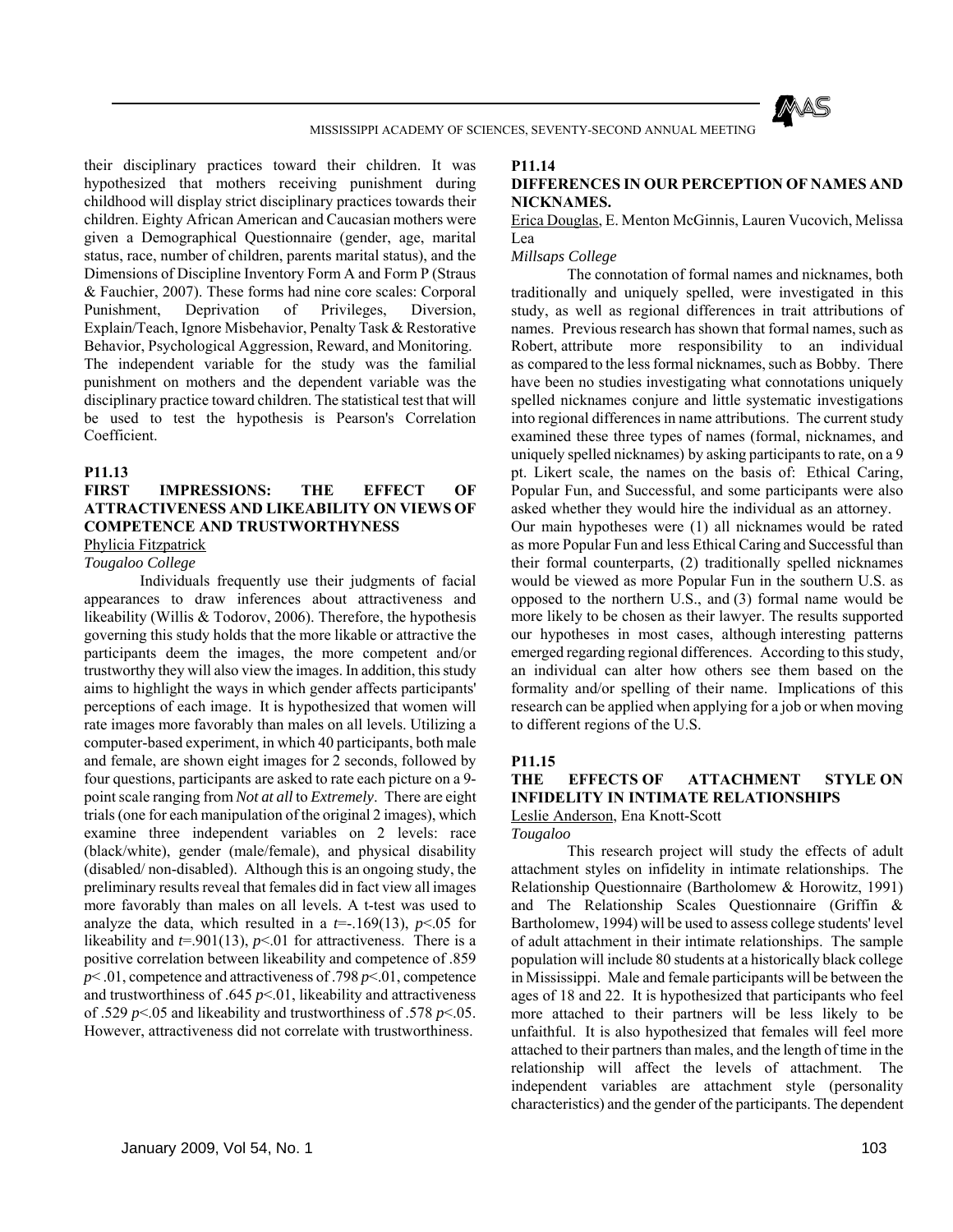their disciplinary practices toward their children. It was hypothesized that mothers receiving punishment during childhood will display strict disciplinary practices towards their children. Eighty African American and Caucasian mothers were given a Demographical Questionnaire (gender, age, marital status, race, number of children, parents marital status), and the Dimensions of Discipline Inventory Form A and Form P (Straus & Fauchier, 2007). These forms had nine core scales: Corporal Punishment, Deprivation of Privileges, Diversion, Explain/Teach, Ignore Misbehavior, Penalty Task & Restorative Behavior, Psychological Aggression, Reward, and Monitoring. The independent variable for the study was the familial punishment on mothers and the dependent variable was the disciplinary practice toward children. The statistical test that will be used to test the hypothesis is Pearson's Correlation Coefficient.

**P11.13**

**FIRST IMPRESSIONS: THE EFFECT OF ATTRACTIVENESS AND LIKEABILITY ON VIEWS OF COMPETENCE AND TRUSTWORTHYNESS**

Phylicia Fitzpatrick

*Tougaloo College*

Individuals frequently use their judgments of facial appearances to draw inferences about attractiveness and likeability (Willis & Todorov, 2006). Therefore, the hypothesis governing this study holds that the more likable or attractive the participants deem the images, the more competent and/or trustworthy they will also view the images. In addition, this study aims to highlight the ways in which gender affects participants' perceptions of each image. It is hypothesized that women will rate images more favorably than males on all levels. Utilizing a computer-based experiment, in which 40 participants, both male and female, are shown eight images for 2 seconds, followed by four questions, participants are asked to rate each picture on a 9-point scale ranging from *Not at all* to *Extremely*. There are eight trials (one for each manipulation of the original 2 images), which examine three independent variables on 2 levels: race (black/white), gender (male/female), and physical disability (disabled/ non-disabled). Although this is an ongoing study, the preliminary results reveal that females did in fact view all images more favorably than males on all levels. A t-test was used to analyze the data, which resulted in a $t$=-.169(13), $p$<.05 for likeability and $t$=.901(13), $p$<.01 for attractiveness. There is a positive correlation between likeability and competence of .859 $p$< .01, competence and attractiveness of .798 $p$<.01, competence and trustworthiness of .645 $p$<.01, likeability and attractiveness of .529 $p$<.05 and likeability and trustworthiness of .578 $p$<.05. However, attractiveness did not correlate with trustworthiness.

**P11.14**

**DIFFERENCES IN OUR PERCEPTION OF NAMES AND NICKNAMES.**

Erica Douglas, E. Menton McGinnis, Lauren Vucovich, Melissa Lea

*Millsaps College*

The connotation of formal names and nicknames, both traditionally and uniquely spelled, were investigated in this study, as well as regional differences in trait attributions of names. Previous research has shown that formal names, such as Robert, attribute more responsibility to an individual as compared to the less formal nicknames, such as Bobby. There have been no studies investigating what connotations uniquely spelled nicknames conjure and little systematic investigations into regional differences in name attributions. The current study examined these three types of names (formal, nicknames, and uniquely spelled nicknames) by asking participants to rate, on a 9 pt. Likert scale, the names on the basis of: Ethical Caring, Popular Fun, and Successful, and some participants were also asked whether they would hire the individual as an attorney.
Our main hypotheses were (1) all nicknames would be rated as more Popular Fun and less Ethical Caring and Successful than their formal counterparts, (2) traditionally spelled nicknames would be viewed as more Popular Fun in the southern U.S. as opposed to the northern U.S., and (3) formal name would be more likely to be chosen as their lawyer. The results supported our hypotheses in most cases, although interesting patterns emerged regarding regional differences. According to this study, an individual can alter how others see them based on the formality and/or spelling of their name. Implications of this research can be applied when applying for a job or when moving to different regions of the U.S.

**P11.15**

**THE EFFECTS OF ATTACHMENT STYLE ON INFIDELITY IN INTIMATE RELATIONSHIPS**

Leslie Anderson, Ena Knott-Scott

*Tougaloo*

This research project will study the effects of adult attachment styles on infidelity in intimate relationships. The Relationship Questionnaire (Bartholomew & Horowitz, 1991) and The Relationship Scales Questionnaire (Griffin & Bartholomew, 1994) will be used to assess college students' level of adult attachment in their intimate relationships. The sample population will include 80 students at a historically black college in Mississippi. Male and female participants will be between the ages of 18 and 22. It is hypothesized that participants who feel more attached to their partners will be less likely to be unfaithful. It is also hypothesized that females will feel more attached to their partners than males, and the length of time in the relationship will affect the levels of attachment. The independent variables are attachment style (personality characteristics) and the gender of the participants. The dependent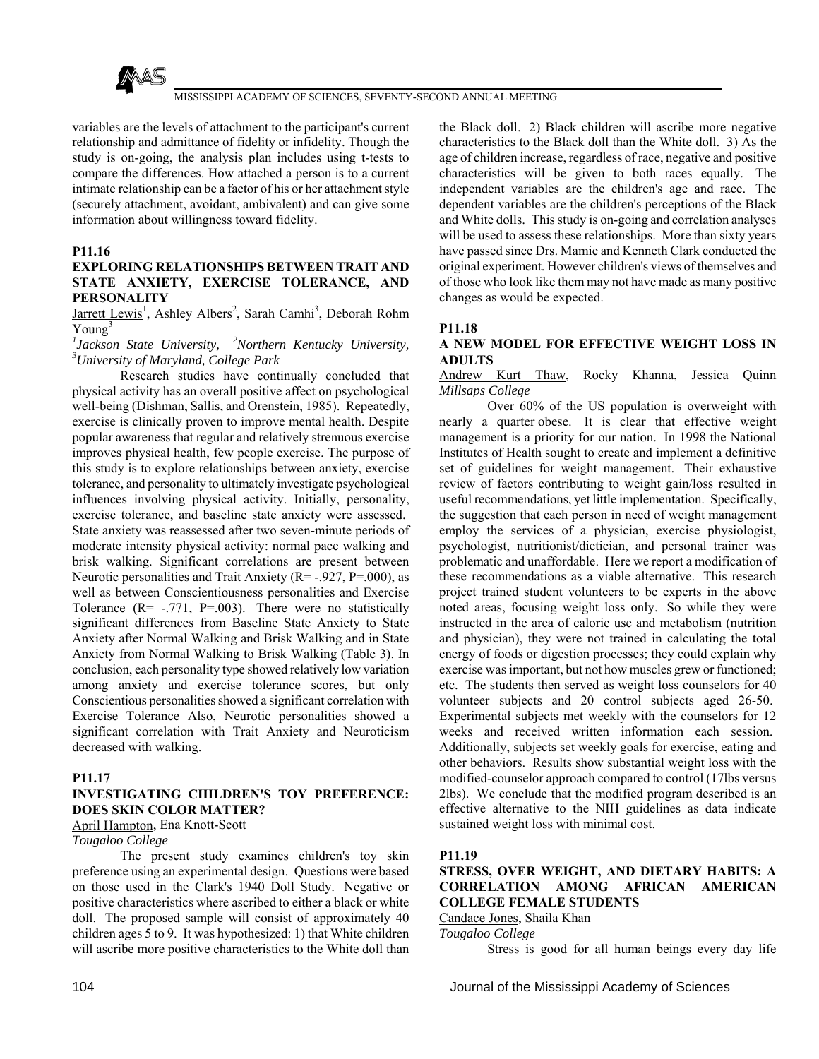variables are the levels of attachment to the participant's current relationship and admittance of fidelity or infidelity. Though the study is on-going, the analysis plan includes using t-tests to compare the differences. How attached a person is to a current intimate relationship can be a factor of his or her attachment style (securely attachment, avoidant, ambivalent) and can give some information about willingness toward fidelity.

**P11.16**

**EXPLORING RELATIONSHIPS BETWEEN TRAIT AND STATE ANXIETY, EXERCISE TOLERANCE, AND PERSONALITY**

Jarrett Lewis[1], Ashley Albers[2], Sarah Camhi[3], Deborah Rohm Young[3]

*[1]Jackson State University, [2]Northern Kentucky University, [3]University of Maryland, College Park*

Research studies have continually concluded that physical activity has an overall positive affect on psychological well-being (Dishman, Sallis, and Orenstein, 1985). Repeatedly, exercise is clinically proven to improve mental health. Despite popular awareness that regular and relatively strenuous exercise improves physical health, few people exercise. The purpose of this study is to explore relationships between anxiety, exercise tolerance, and personality to ultimately investigate psychological influences involving physical activity. Initially, personality, exercise tolerance, and baseline state anxiety were assessed. State anxiety was reassessed after two seven-minute periods of moderate intensity physical activity: normal pace walking and brisk walking. Significant correlations are present between Neurotic personalities and Trait Anxiety (R= -.927, P=.000), as well as between Conscientiousness personalities and Exercise Tolerance (R= -.771, P=.003). There were no statistically significant differences from Baseline State Anxiety to State Anxiety after Normal Walking and Brisk Walking and in State Anxiety from Normal Walking to Brisk Walking (Table 3). In conclusion, each personality type showed relatively low variation among anxiety and exercise tolerance scores, but only Conscientious personalities showed a significant correlation with Exercise Tolerance Also, Neurotic personalities showed a significant correlation with Trait Anxiety and Neuroticism decreased with walking.

**P11.17**

**INVESTIGATING CHILDREN'S TOY PREFERENCE: DOES SKIN COLOR MATTER?**

April Hampton, Ena Knott-Scott

*Tougaloo College*

The present study examines children's toy skin preference using an experimental design. Questions were based on those used in the Clark's 1940 Doll Study. Negative or positive characteristics where ascribed to either a black or white doll. The proposed sample will consist of approximately 40 children ages 5 to 9. It was hypothesized: 1) that White children will ascribe more positive characteristics to the White doll than the Black doll. 2) Black children will ascribe more negative characteristics to the Black doll than the White doll. 3) As the age of children increase, regardless of race, negative and positive characteristics will be given to both races equally. The independent variables are the children's age and race. The dependent variables are the children's perceptions of the Black and White dolls. This study is on-going and correlation analyses will be used to assess these relationships. More than sixty years have passed since Drs. Mamie and Kenneth Clark conducted the original experiment. However children's views of themselves and of those who look like them may not have made as many positive changes as would be expected.

**P11.18**

**A NEW MODEL FOR EFFECTIVE WEIGHT LOSS IN ADULTS**

Andrew Kurt Thaw, Rocky Khanna, Jessica Quinn

*Millsaps College*

Over 60% of the US population is overweight with nearly a quarter obese. It is clear that effective weight management is a priority for our nation. In 1998 the National Institutes of Health sought to create and implement a definitive set of guidelines for weight management. Their exhaustive review of factors contributing to weight gain/loss resulted in useful recommendations, yet little implementation. Specifically, the suggestion that each person in need of weight management employ the services of a physician, exercise physiologist, psychologist, nutritionist/dietician, and personal trainer was problematic and unaffordable. Here we report a modification of these recommendations as a viable alternative. This research project trained student volunteers to be experts in the above noted areas, focusing weight loss only. So while they were instructed in the area of calorie use and metabolism (nutrition and physician), they were not trained in calculating the total energy of foods or digestion processes; they could explain why exercise was important, but not how muscles grew or functioned; etc. The students then served as weight loss counselors for 40 volunteer subjects and 20 control subjects aged 26-50. Experimental subjects met weekly with the counselors for 12 weeks and received written information each session. Additionally, subjects set weekly goals for exercise, eating and other behaviors. Results show substantial weight loss with the modified-counselor approach compared to control (17lbs versus 2lbs). We conclude that the modified program described is an effective alternative to the NIH guidelines as data indicate sustained weight loss with minimal cost.

**P11.19**

**STRESS, OVER WEIGHT, AND DIETARY HABITS: A CORRELATION AMONG AFRICAN AMERICAN COLLEGE FEMALE STUDENTS**

Candace Jones, Shaila Khan

*Tougaloo College*

Stress is good for all human beings every day life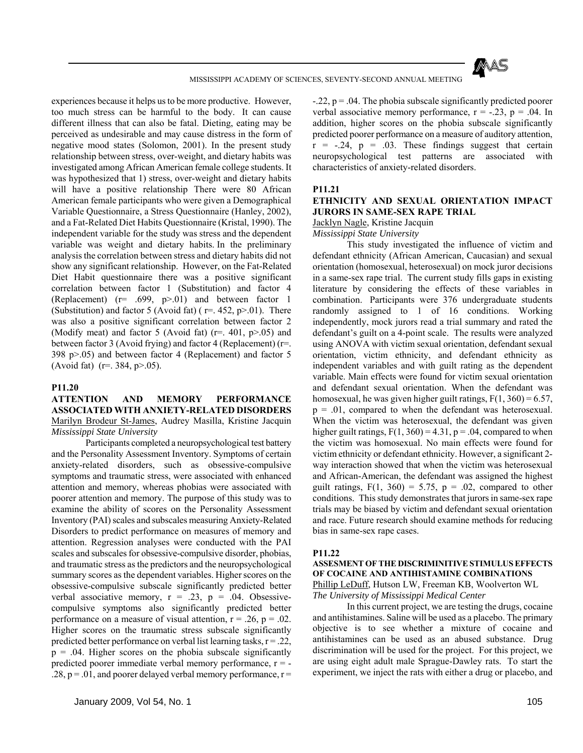experiences because it helps us to be more productive. However, too much stress can be harmful to the body. It can cause different illness that can also be fatal. Dieting, eating may be perceived as undesirable and may cause distress in the form of negative mood states (Solomon, 2001). In the present study relationship between stress, over-weight, and dietary habits was investigated among African American female college students. It was hypothesized that 1) stress, over-weight and dietary habits will have a positive relationship There were 80 African American female participants who were given a Demographical Variable Questionnaire, a Stress Questionnaire (Hanley, 2002), and a Fat-Related Diet Habits Questionnaire (Kristal, 1990). The independent variable for the study was stress and the dependent variable was weight and dietary habits. In the preliminary analysis the correlation between stress and dietary habits did not show any significant relationship. However, on the Fat-Related Diet Habit questionnaire there was a positive significant correlation between factor 1 (Substitution) and factor 4 (Replacement) ($r= .699$, $p>.01$) and between factor 1 (Substitution) and factor 5 (Avoid fat) ( $r=.452$, $p>.01$). There was also a positive significant correlation between factor 2 (Modify meat) and factor 5 (Avoid fat) ($r=.401$, $p>.05$) and between factor 3 (Avoid frying) and factor 4 (Replacement) ($r=.398$ $p>.05$) and between factor 4 (Replacement) and factor 5 (Avoid fat) ($r=.384$, $p>.05$).

## P11.20

### ATTENTION AND MEMORY PERFORMANCE ASSOCIATED WITH ANXIETY-RELATED DISORDERS

Marilyn Brodeur St-James, Audrey Masilla, Kristine Jacquin

*Mississippi State University*

Participants completed a neuropsychological test battery and the Personality Assessment Inventory. Symptoms of certain anxiety-related disorders, such as obsessive-compulsive symptoms and traumatic stress, were associated with enhanced attention and memory, whereas phobias were associated with poorer attention and memory. The purpose of this study was to examine the ability of scores on the Personality Assessment Inventory (PAI) scales and subscales measuring Anxiety-Related Disorders to predict performance on measures of memory and attention. Regression analyses were conducted with the PAI scales and subscales for obsessive-compulsive disorder, phobias, and traumatic stress as the predictors and the neuropsychological summary scores as the dependent variables. Higher scores on the obsessive-compulsive subscale significantly predicted better verbal associative memory, $r = .23$, $p = .04$. Obsessive-compulsive symptoms also significantly predicted better performance on a measure of visual attention, $r = .26$, $p = .02$. Higher scores on the traumatic stress subscale significantly predicted better performance on verbal list learning tasks, $r = .22$, $p = .04$. Higher scores on the phobia subscale significantly predicted poorer immediate verbal memory performance, $r = -.28$, $p = .01$, and poorer delayed verbal memory performance, $r = -.22$, $p = .04$. The phobia subscale significantly predicted poorer verbal associative memory performance, $r = -.23$, $p = .04$. In addition, higher scores on the phobia subscale significantly predicted poorer performance on a measure of auditory attention, $r = -.24$, $p = .03$. These findings suggest that certain neuropsychological test patterns are associated with characteristics of anxiety-related disorders.

## P11.21

### ETHNICITY AND SEXUAL ORIENTATION IMPACT JURORS IN SAME-SEX RAPE TRIAL

Jacklyn Nagle, Kristine Jacquin

*Mississippi State University*

This study investigated the influence of victim and defendant ethnicity (African American, Caucasian) and sexual orientation (homosexual, heterosexual) on mock juror decisions in a same-sex rape trial. The current study fills gaps in existing literature by considering the effects of these variables in combination. Participants were 376 undergraduate students randomly assigned to 1 of 16 conditions. Working independently, mock jurors read a trial summary and rated the defendant's guilt on a 4-point scale. The results were analyzed using ANOVA with victim sexual orientation, defendant sexual orientation, victim ethnicity, and defendant ethnicity as independent variables and with guilt rating as the dependent variable. Main effects were found for victim sexual orientation and defendant sexual orientation. When the defendant was homosexual, he was given higher guilt ratings, $F(1, 360) = 6.57$, $p = .01$, compared to when the defendant was heterosexual. When the victim was heterosexual, the defendant was given higher guilt ratings, $F(1, 360) = 4.31$, $p = .04$, compared to when the victim was homosexual. No main effects were found for victim ethnicity or defendant ethnicity. However, a significant 2-way interaction showed that when the victim was heterosexual and African-American, the defendant was assigned the highest guilt ratings, $F(1, 360) = 5.75$, $p = .02$, compared to other conditions. This study demonstrates that jurors in same-sex rape trials may be biased by victim and defendant sexual orientation and race. Future research should examine methods for reducing bias in same-sex rape cases.

## P11.22

### ASSESMENT OF THE DISCRIMINITIVE STIMULUS EFFECTS OF COCAINE AND ANTIHISTAMINE COMBINATIONS

Phillip LeDuff, Hutson LW, Freeman KB, Woolverton WL

*The University of Mississippi Medical Center*

In this current project, we are testing the drugs, cocaine and antihistamines. Saline will be used as a placebo. The primary objective is to see whether a mixture of cocaine and antihistamines can be used as an abused substance. Drug discrimination will be used for the project. For this project, we are using eight adult male Sprague-Dawley rats. To start the experiment, we inject the rats with either a drug or placebo, and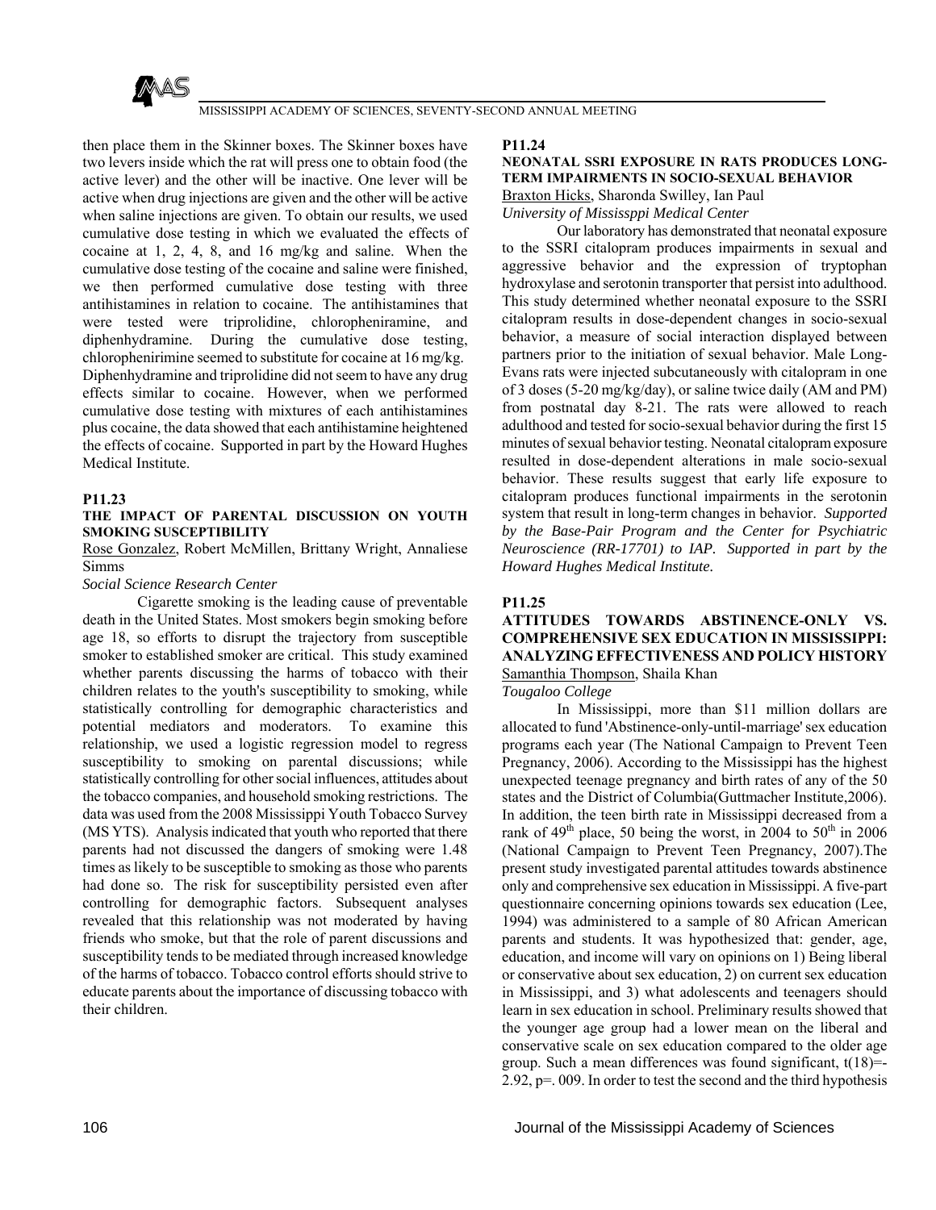then place them in the Skinner boxes. The Skinner boxes have two levers inside which the rat will press one to obtain food (the active lever) and the other will be inactive. One lever will be active when drug injections are given and the other will be active when saline injections are given. To obtain our results, we used cumulative dose testing in which we evaluated the effects of cocaine at 1, 2, 4, 8, and 16 mg/kg and saline. When the cumulative dose testing of the cocaine and saline were finished, we then performed cumulative dose testing with three antihistamines in relation to cocaine. The antihistamines that were tested were triprolidine, chloropheniramine, and diphenhydramine. During the cumulative dose testing, chlorophenirimine seemed to substitute for cocaine at 16 mg/kg. Diphenhydramine and triprolidine did not seem to have any drug effects similar to cocaine. However, when we performed cumulative dose testing with mixtures of each antihistamines plus cocaine, the data showed that each antihistamine heightened the effects of cocaine. Supported in part by the Howard Hughes Medical Institute.

**P11.23**

**THE IMPACT OF PARENTAL DISCUSSION ON YOUTH SMOKING SUSCEPTIBILITY**

Rose Gonzalez, Robert McMillen, Brittany Wright, Annaliese Simms

*Social Science Research Center*

Cigarette smoking is the leading cause of preventable death in the United States. Most smokers begin smoking before age 18, so efforts to disrupt the trajectory from susceptible smoker to established smoker are critical. This study examined whether parents discussing the harms of tobacco with their children relates to the youth's susceptibility to smoking, while statistically controlling for demographic characteristics and potential mediators and moderators. To examine this relationship, we used a logistic regression model to regress susceptibility to smoking on parental discussions; while statistically controlling for other social influences, attitudes about the tobacco companies, and household smoking restrictions. The data was used from the 2008 Mississippi Youth Tobacco Survey (MS YTS). Analysis indicated that youth who reported that there parents had not discussed the dangers of smoking were 1.48 times as likely to be susceptible to smoking as those who parents had done so. The risk for susceptibility persisted even after controlling for demographic factors. Subsequent analyses revealed that this relationship was not moderated by having friends who smoke, but that the role of parent discussions and susceptibility tends to be mediated through increased knowledge of the harms of tobacco. Tobacco control efforts should strive to educate parents about the importance of discussing tobacco with their children.

**P11.24**

**NEONATAL SSRI EXPOSURE IN RATS PRODUCES LONG-TERM IMPAIRMENTS IN SOCIO-SEXUAL BEHAVIOR**

Braxton Hicks, Sharonda Swilley, Ian Paul

*University of Mississppi Medical Center*

Our laboratory has demonstrated that neonatal exposure to the SSRI citalopram produces impairments in sexual and aggressive behavior and the expression of tryptophan hydroxylase and serotonin transporter that persist into adulthood. This study determined whether neonatal exposure to the SSRI citalopram results in dose-dependent changes in socio-sexual behavior, a measure of social interaction displayed between partners prior to the initiation of sexual behavior. Male Long-Evans rats were injected subcutaneously with citalopram in one of 3 doses (5-20 mg/kg/day), or saline twice daily (AM and PM) from postnatal day 8-21. The rats were allowed to reach adulthood and tested for socio-sexual behavior during the first 15 minutes of sexual behavior testing. Neonatal citalopram exposure resulted in dose-dependent alterations in male socio-sexual behavior. These results suggest that early life exposure to citalopram produces functional impairments in the serotonin system that result in long-term changes in behavior. *Supported by the Base-Pair Program and the Center for Psychiatric Neuroscience (RR-17701) to IAP. Supported in part by the Howard Hughes Medical Institute.*

**P11.25**

**ATTITUDES TOWARDS ABSTINENCE-ONLY VS. COMPREHENSIVE SEX EDUCATION IN MISSISSIPPI: ANALYZING EFFECTIVENESS AND POLICY HISTORY**

Samanthia Thompson, Shaila Khan

*Tougaloo College*

In Mississippi, more than $11 million dollars are allocated to fund 'Abstinence-only-until-marriage' sex education programs each year (The National Campaign to Prevent Teen Pregnancy, 2006). According to the Mississippi has the highest unexpected teenage pregnancy and birth rates of any of the 50 states and the District of Columbia(Guttmacher Institute,2006). In addition, the teen birth rate in Mississippi decreased from a rank of 49[th] place, 50 being the worst, in 2004 to 50[th] in 2006 (National Campaign to Prevent Teen Pregnancy, 2007).The present study investigated parental attitudes towards abstinence only and comprehensive sex education in Mississippi. A five-part questionnaire concerning opinions towards sex education (Lee, 1994) was administered to a sample of 80 African American parents and students. It was hypothesized that: gender, age, education, and income will vary on opinions on 1) Being liberal or conservative about sex education, 2) on current sex education in Mississippi, and 3) what adolescents and teenagers should learn in sex education in school. Preliminary results showed that the younger age group had a lower mean on the liberal and conservative scale on sex education compared to the older age group. Such a mean differences was found significant, $t(18)=-2.92$, $p=.009$. In order to test the second and the third hypothesis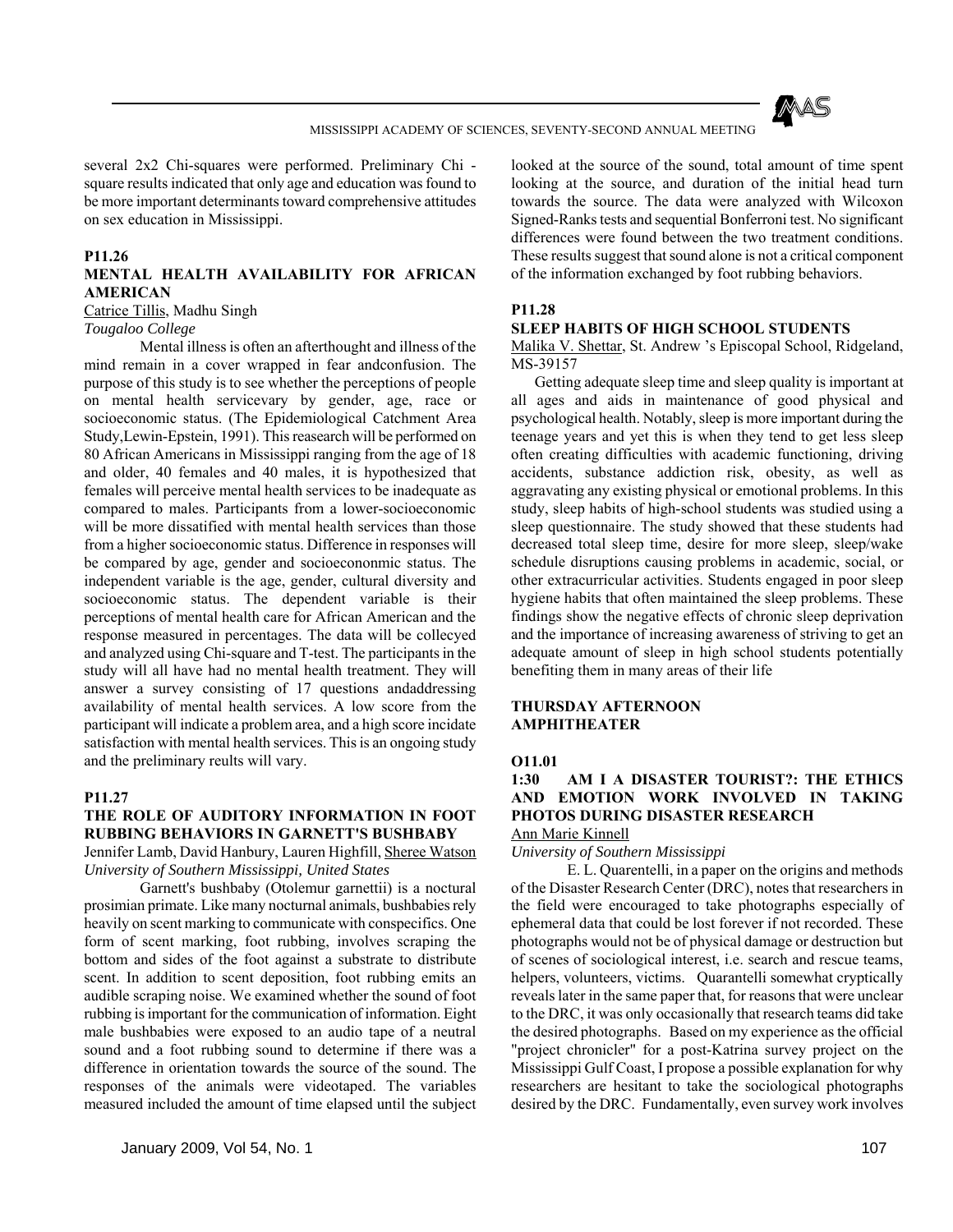several 2x2 Chi-squares were performed. Preliminary Chi - square results indicated that only age and education was found to be more important determinants toward comprehensive attitudes on sex education in Mississippi.

**P11.26**

**MENTAL HEALTH AVAILABILITY FOR AFRICAN AMERICAN**

Catrice Tillis, Madhu Singh

*Tougaloo College*

Mental illness is often an afterthought and illness of the mind remain in a cover wrapped in fear andconfusion. The purpose of this study is to see whether the perceptions of people on mental health servicevary by gender, age, race or socioeconomic status. (The Epidemiological Catchment Area Study,Lewin-Epstein, 1991). This reasearch will be performed on 80 African Americans in Mississippi ranging from the age of 18 and older, 40 females and 40 males, it is hypothesized that females will perceive mental health services to be inadequate as compared to males. Participants from a lower-socioeconomic will be more dissatified with mental health services than those from a higher socioeconomic status. Difference in responses will be compared by age, gender and socioecononmic status. The independent variable is the age, gender, cultural diversity and socioeconomic status. The dependent variable is their perceptions of mental health care for African American and the response measured in percentages. The data will be collecyed and analyzed using Chi-square and T-test. The participants in the study will all have had no mental health treatment. They will answer a survey consisting of 17 questions andaddressing availability of mental health services. A low score from the participant will indicate a problem area, and a high score incidate satisfaction with mental health services. This is an ongoing study and the preliminary reults will vary.

**P11.27**

**THE ROLE OF AUDITORY INFORMATION IN FOOT RUBBING BEHAVIORS IN GARNETT'S BUSHBABY**

Jennifer Lamb, David Hanbury, Lauren Highfill, Sheree Watson

*University of Southern Mississippi, United States*

Garnett's bushbaby (Otolemur garnettii) is a noctural prosimian primate. Like many nocturnal animals, bushbabies rely heavily on scent marking to communicate with conspecifics. One form of scent marking, foot rubbing, involves scraping the bottom and sides of the foot against a substrate to distribute scent. In addition to scent deposition, foot rubbing emits an audible scraping noise. We examined whether the sound of foot rubbing is important for the communication of information. Eight male bushbabies were exposed to an audio tape of a neutral sound and a foot rubbing sound to determine if there was a difference in orientation towards the source of the sound. The responses of the animals were videotaped. The variables measured included the amount of time elapsed until the subject looked at the source of the sound, total amount of time spent looking at the source, and duration of the initial head turn towards the source. The data were analyzed with Wilcoxon Signed-Ranks tests and sequential Bonferroni test. No significant differences were found between the two treatment conditions. These results suggest that sound alone is not a critical component of the information exchanged by foot rubbing behaviors.

**P11.28**

**SLEEP HABITS OF HIGH SCHOOL STUDENTS**

Malika V. Shettar, St. Andrew 's Episcopal School, Ridgeland, MS-39157

Getting adequate sleep time and sleep quality is important at all ages and aids in maintenance of good physical and psychological health. Notably, sleep is more important during the teenage years and yet this is when they tend to get less sleep often creating difficulties with academic functioning, driving accidents, substance addiction risk, obesity, as well as aggravating any existing physical or emotional problems. In this study, sleep habits of high-school students was studied using a sleep questionnaire. The study showed that these students had decreased total sleep time, desire for more sleep, sleep/wake schedule disruptions causing problems in academic, social, or other extracurricular activities. Students engaged in poor sleep hygiene habits that often maintained the sleep problems. These findings show the negative effects of chronic sleep deprivation and the importance of increasing awareness of striving to get an adequate amount of sleep in high school students potentially benefiting them in many areas of their life

**THURSDAY AFTERNOON**
**AMPHITHEATER**

**O11.01**

**1:30 AM I A DISASTER TOURIST?: THE ETHICS AND EMOTION WORK INVOLVED IN TAKING PHOTOS DURING DISASTER RESEARCH**

Ann Marie Kinnell

*University of Southern Mississippi*

E. L. Quarentelli, in a paper on the origins and methods of the Disaster Research Center (DRC), notes that researchers in the field were encouraged to take photographs especially of ephemeral data that could be lost forever if not recorded. These photographs would not be of physical damage or destruction but of scenes of sociological interest, i.e. search and rescue teams, helpers, volunteers, victims. Quarantelli somewhat cryptically reveals later in the same paper that, for reasons that were unclear to the DRC, it was only occasionally that research teams did take the desired photographs. Based on my experience as the official "project chronicler" for a post-Katrina survey project on the Mississippi Gulf Coast, I propose a possible explanation for why researchers are hesitant to take the sociological photographs desired by the DRC. Fundamentally, even survey work involves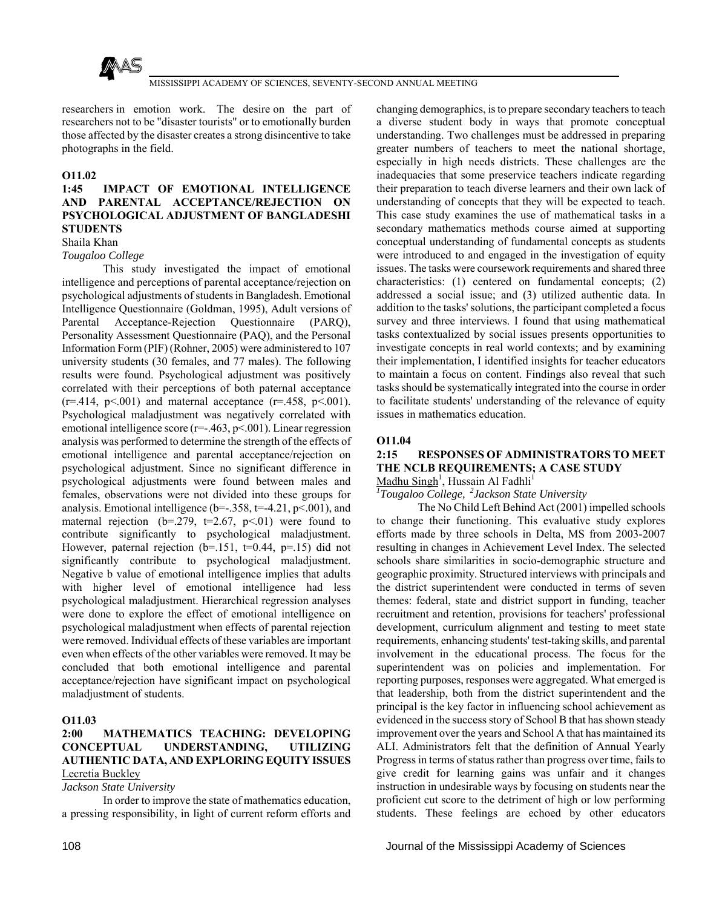researchers in emotion work. The desire on the part of researchers not to be "disaster tourists" or to emotionally burden those affected by the disaster creates a strong disincentive to take photographs in the field.

**O11.02**

**1:45 IMPACT OF EMOTIONAL INTELLIGENCE AND PARENTAL ACCEPTANCE/REJECTION ON PSYCHOLOGICAL ADJUSTMENT OF BANGLADESHI STUDENTS**

Shaila Khan

*Tougaloo College*

This study investigated the impact of emotional intelligence and perceptions of parental acceptance/rejection on psychological adjustments of students in Bangladesh. Emotional Intelligence Questionnaire (Goldman, 1995), Adult versions of Parental Acceptance-Rejection Questionnaire (PARQ), Personality Assessment Questionnaire (PAQ), and the Personal Information Form (PIF) (Rohner, 2005) were administered to 107 university students (30 females, and 77 males). The following results were found. Psychological adjustment was positively correlated with their perceptions of both paternal acceptance ($r=.414$, $p<.001$) and maternal acceptance ($r=.458$, $p<.001$). Psychological maladjustment was negatively correlated with emotional intelligence score ($r=-.463$, $p<.001$). Linear regression analysis was performed to determine the strength of the effects of emotional intelligence and parental acceptance/rejection on psychological adjustment. Since no significant difference in psychological adjustments were found between males and females, observations were not divided into these groups for analysis. Emotional intelligence ($b=-.358$, $t=-4.21$, $p<.001$), and maternal rejection ($b=.279$, $t=2.67$, $p<.01$) were found to contribute significantly to psychological maladjustment. However, paternal rejection ($b=.151$, $t=0.44$, $p=.15$) did not significantly contribute to psychological maladjustment. Negative b value of emotional intelligence implies that adults with higher level of emotional intelligence had less psychological maladjustment. Hierarchical regression analyses were done to explore the effect of emotional intelligence on psychological maladjustment when effects of parental rejection were removed. Individual effects of these variables are important even when effects of the other variables were removed. It may be concluded that both emotional intelligence and parental acceptance/rejection have significant impact on psychological maladjustment of students.

**O11.03**

**2:00 MATHEMATICS TEACHING: DEVELOPING CONCEPTUAL UNDERSTANDING, UTILIZING AUTHENTIC DATA, AND EXPLORING EQUITY ISSUES**

Lecretia Buckley

*Jackson State University*

In order to improve the state of mathematics education, a pressing responsibility, in light of current reform efforts and changing demographics, is to prepare secondary teachers to teach a diverse student body in ways that promote conceptual understanding. Two challenges must be addressed in preparing greater numbers of teachers to meet the national shortage, especially in high needs districts. These challenges are the inadequacies that some preservice teachers indicate regarding their preparation to teach diverse learners and their own lack of understanding of concepts that they will be expected to teach. This case study examines the use of mathematical tasks in a secondary mathematics methods course aimed at supporting conceptual understanding of fundamental concepts as students were introduced to and engaged in the investigation of equity issues. The tasks were coursework requirements and shared three characteristics: (1) centered on fundamental concepts; (2) addressed a social issue; and (3) utilized authentic data. In addition to the tasks' solutions, the participant completed a focus survey and three interviews. I found that using mathematical tasks contextualized by social issues presents opportunities to investigate concepts in real world contexts; and by examining their implementation, I identified insights for teacher educators to maintain a focus on content. Findings also reveal that such tasks should be systematically integrated into the course in order to facilitate students' understanding of the relevance of equity issues in mathematics education.

**O11.04**

**2:15 RESPONSES OF ADMINISTRATORS TO MEET THE NCLB REQUIREMENTS; A CASE STUDY**

Madhu Singh[1], Hussain Al Fadhli[1]

*[1]Tougaloo College, [2]Jackson State University*

The No Child Left Behind Act (2001) impelled schools to change their functioning. This evaluative study explores efforts made by three schools in Delta, MS from 2003-2007 resulting in changes in Achievement Level Index. The selected schools share similarities in socio-demographic structure and geographic proximity. Structured interviews with principals and the district superintendent were conducted in terms of seven themes: federal, state and district support in funding, teacher recruitment and retention, provisions for teachers' professional development, curriculum alignment and testing to meet state requirements, enhancing students' test-taking skills, and parental involvement in the educational process. The focus for the superintendent was on policies and implementation. For reporting purposes, responses were aggregated. What emerged is that leadership, both from the district superintendent and the principal is the key factor in influencing school achievement as evidenced in the success story of School B that has shown steady improvement over the years and School A that has maintained its ALI. Administrators felt that the definition of Annual Yearly Progress in terms of status rather than progress over time, fails to give credit for learning gains was unfair and it changes instruction in undesirable ways by focusing on students near the proficient cut score to the detriment of high or low performing students. These feelings are echoed by other educators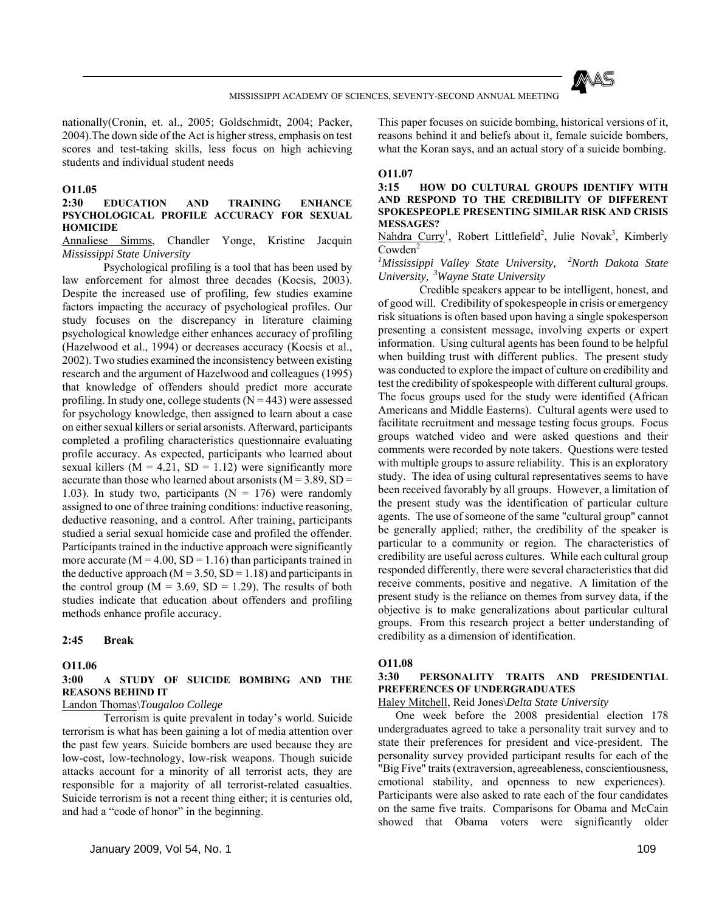nationally(Cronin, et. al., 2005; Goldschmidt, 2004; Packer, 2004).The down side of the Act is higher stress, emphasis on test scores and test-taking skills, less focus on high achieving students and individual student needs

**O11.05**

**2:30 EDUCATION AND TRAINING ENHANCE PSYCHOLOGICAL PROFILE ACCURACY FOR SEXUAL HOMICIDE**

Annaliese Simms, Chandler Yonge, Kristine Jacquin
*Mississippi State University*

Psychological profiling is a tool that has been used by law enforcement for almost three decades (Kocsis, 2003). Despite the increased use of profiling, few studies examine factors impacting the accuracy of psychological profiles. Our study focuses on the discrepancy in literature claiming psychological knowledge either enhances accuracy of profiling (Hazelwood et al., 1994) or decreases accuracy (Kocsis et al., 2002). Two studies examined the inconsistency between existing research and the argument of Hazelwood and colleagues (1995) that knowledge of offenders should predict more accurate profiling. In study one, college students ($N = 443$) were assessed for psychology knowledge, then assigned to learn about a case on either sexual killers or serial arsonists. Afterward, participants completed a profiling characteristics questionnaire evaluating profile accuracy. As expected, participants who learned about sexual killers ($M = 4.21$, $SD = 1.12$) were significantly more accurate than those who learned about arsonists ($M = 3.89$, $SD = 1.03$). In study two, participants ($N = 176$) were randomly assigned to one of three training conditions: inductive reasoning, deductive reasoning, and a control. After training, participants studied a serial sexual homicide case and profiled the offender. Participants trained in the inductive approach were significantly more accurate ($M = 4.00$, $SD = 1.16$) than participants trained in the deductive approach ($M = 3.50$, $SD = 1.18$) and participants in the control group ($M = 3.69$, $SD = 1.29$). The results of both studies indicate that education about offenders and profiling methods enhance profile accuracy.

**2:45 Break**

**O11.06**

**3:00 A STUDY OF SUICIDE BOMBING AND THE REASONS BEHIND IT**

Landon Thomas\\*Tougaloo College*

Terrorism is quite prevalent in today's world. Suicide terrorism is what has been gaining a lot of media attention over the past few years. Suicide bombers are used because they are low-cost, low-technology, low-risk weapons. Though suicide attacks account for a minority of all terrorist acts, they are responsible for a majority of all terrorist-related casualties. Suicide terrorism is not a recent thing either; it is centuries old, and had a "code of honor" in the beginning. This paper focuses on suicide bombing, historical versions of it, reasons behind it and beliefs about it, female suicide bombers, what the Koran says, and an actual story of a suicide bombing.

**O11.07**

**3:15 HOW DO CULTURAL GROUPS IDENTIFY WITH AND RESPOND TO THE CREDIBILITY OF DIFFERENT SPOKESPEOPLE PRESENTING SIMILAR RISK AND CRISIS MESSAGES?**

Nahdra Curry[1], Robert Littlefield[2], Julie Novak[3], Kimberly Cowden[2]

[1]*Mississippi Valley State University,* [2]*North Dakota State University,* [3]*Wayne State University*

Credible speakers appear to be intelligent, honest, and of good will. Credibility of spokespeople in crisis or emergency risk situations is often based upon having a single spokesperson presenting a consistent message, involving experts or expert information. Using cultural agents has been found to be helpful when building trust with different publics. The present study was conducted to explore the impact of culture on credibility and test the credibility of spokespeople with different cultural groups. The focus groups used for the study were identified (African Americans and Middle Easterns). Cultural agents were used to facilitate recruitment and message testing focus groups. Focus groups watched video and were asked questions and their comments were recorded by note takers. Questions were tested with multiple groups to assure reliability. This is an exploratory study. The idea of using cultural representatives seems to have been received favorably by all groups. However, a limitation of the present study was the identification of particular culture agents. The use of someone of the same "cultural group" cannot be generally applied; rather, the credibility of the speaker is particular to a community or region. The characteristics of credibility are useful across cultures. While each cultural group responded differently, there were several characteristics that did receive comments, positive and negative. A limitation of the present study is the reliance on themes from survey data, if the objective is to make generalizations about particular cultural groups. From this research project a better understanding of credibility as a dimension of identification.

**O11.08**

**3:30 PERSONALITY TRAITS AND PRESIDENTIAL PREFERENCES OF UNDERGRADUATES**

Haley Mitchell, Reid Jones\\*Delta State University*

One week before the 2008 presidential election 178 undergraduates agreed to take a personality trait survey and to state their preferences for president and vice-president. The personality survey provided participant results for each of the "Big Five" traits (extraversion, agreeableness, conscientiousness, emotional stability, and openness to new experiences). Participants were also asked to rate each of the four candidates on the same five traits. Comparisons for Obama and McCain showed that Obama voters were significantly older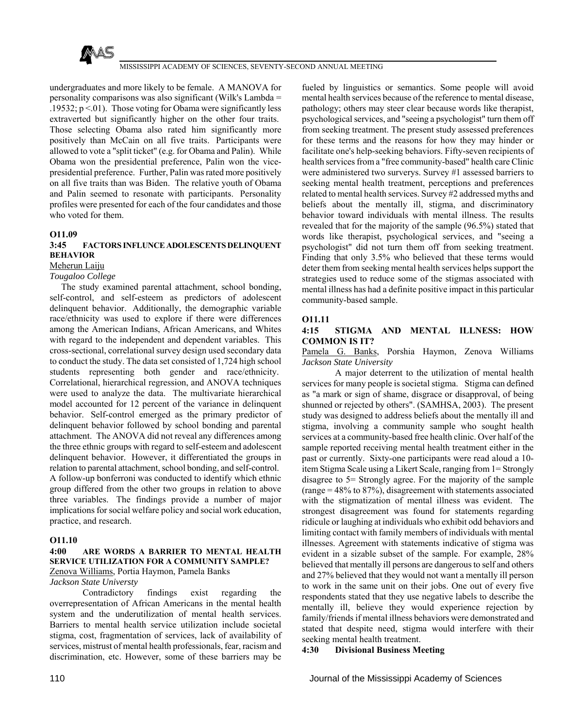undergraduates and more likely to be female. A MANOVA for personality comparisons was also significant (Wilk's Lambda = .19532; $p < .01$). Those voting for Obama were significantly less extraverted but significantly higher on the other four traits. Those selecting Obama also rated him significantly more positively than McCain on all five traits. Participants were allowed to vote a "split ticket" (e.g. for Obama and Palin). While Obama won the presidential preference, Palin won the vice-presidential preference. Further, Palin was rated more positively on all five traits than was Biden. The relative youth of Obama and Palin seemed to resonate with participants. Personality profiles were presented for each of the four candidates and those who voted for them.

**O11.09**

**3:45 FACTORS INFLUNCE ADOLESCENTS DELINQUENT BEHAVIOR**

Meherun Laiju

*Tougaloo College*

The study examined parental attachment, school bonding, self-control, and self-esteem as predictors of adolescent delinquent behavior. Additionally, the demographic variable race/ethnicity was used to explore if there were differences among the American Indians, African Americans, and Whites with regard to the independent and dependent variables. This cross-sectional, correlational survey design used secondary data to conduct the study. The data set consisted of 1,724 high school students representing both gender and race/ethnicity. Correlational, hierarchical regression, and ANOVA techniques were used to analyze the data. The multivariate hierarchical model accounted for 12 percent of the variance in delinquent behavior. Self-control emerged as the primary predictor of delinquent behavior followed by school bonding and parental attachment. The ANOVA did not reveal any differences among the three ethnic groups with regard to self-esteem and adolescent delinquent behavior. However, it differentiated the groups in relation to parental attachment, school bonding, and self-control. A follow-up bonferroni was conducted to identify which ethnic group differed from the other two groups in relation to above three variables. The findings provide a number of major implications for social welfare policy and social work education, practice, and research.

**O11.10**

**4:00 ARE WORDS A BARRIER TO MENTAL HEALTH SERVICE UTILIZATION FOR A COMMUNITY SAMPLE?**

Zenova Williams, Portia Haymon, Pamela Banks

*Jackson State Universty*

Contradictory findings exist regarding the overrepresentation of African Americans in the mental health system and the underutilization of mental health services. Barriers to mental health service utilization include societal stigma, cost, fragmentation of services, lack of availability of services, mistrust of mental health professionals, fear, racism and discrimination, etc. However, some of these barriers may be fueled by linguistics or semantics. Some people will avoid mental health services because of the reference to mental disease, pathology; others may steer clear because words like therapist, psychological services, and "seeing a psychologist" turn them off from seeking treatment. The present study assessed preferences for these terms and the reasons for how they may hinder or facilitate one's help-seeking behaviors. Fifty-seven recipients of health services from a "free community-based" health care Clinic were administered two surverys. Survey #1 assessed barriers to seeking mental health treatment, perceptions and preferences related to mental health services. Survey #2 addressed myths and beliefs about the mentally ill, stigma, and discriminatory behavior toward individuals with mental illness. The results revealed that for the majority of the sample (96.5%) stated that words like therapist, psychological services, and "seeing a psychologist" did not turn them off from seeking treatment. Finding that only 3.5% who believed that these terms would deter them from seeking mental health services helps support the strategies used to reduce some of the stigmas associated with mental illness has had a definite positive impact in this particular community-based sample.

**O11.11**

**4:15 STIGMA AND MENTAL ILLNESS: HOW COMMON IS IT?**

Pamela G. Banks, Porshia Haymon, Zenova Williams

*Jackson State University*

A major deterrent to the utilization of mental health services for many people is societal stigma. Stigma can defined as "a mark or sign of shame, disgrace or disapproval, of being shunned or rejected by others". (SAMHSA, 2003). The present study was designed to address beliefs about the mentally ill and stigma, involving a community sample who sought health services at a community-based free health clinic. Over half of the sample reported receiving mental health treatment either in the past or currently. Sixty-one participants were read aloud a 10-item Stigma Scale using a Likert Scale, ranging from 1= Strongly disagree to 5= Strongly agree. For the majority of the sample (range = 48% to 87%), disagreement with statements associated with the stigmatization of mental illness was evident. The strongest disagreement was found for statements regarding ridicule or laughing at individuals who exhibit odd behaviors and limiting contact with family members of individuals with mental illnesses. Agreement with statements indicative of stigma was evident in a sizable subset of the sample. For example, 28% believed that mentally ill persons are dangerous to self and others and 27% believed that they would not want a mentally ill person to work in the same unit on their jobs. One out of every five respondents stated that they use negative labels to describe the mentally ill, believe they would experience rejection by family/friends if mental illness behaviors were demonstrated and stated that despite need, stigma would interfere with their seeking mental health treatment.

**4:30 Divisional Business Meeting**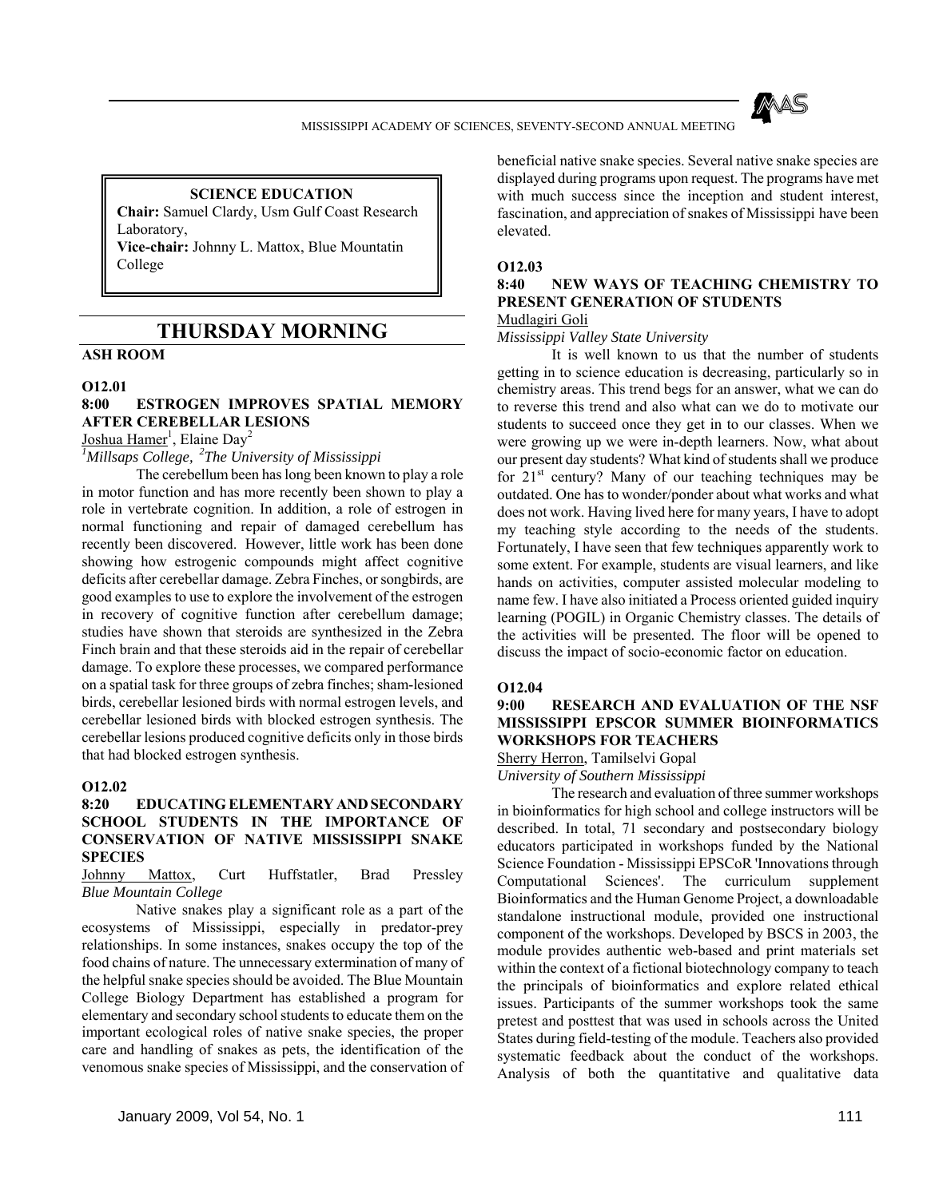**SCIENCE EDUCATION**

**Chair:** Samuel Clardy, Usm Gulf Coast Research Laboratory,

**Vice-chair:** Johnny L. Mattox, Blue Mountatin College

## THURSDAY MORNING

**ASH ROOM**

**O12.01**

### 8:00 ESTROGEN IMPROVES SPATIAL MEMORY AFTER CEREBELLAR LESIONS

Joshua Hamer[1], Elaine Day[2]

*[1]Millsaps College, [2]The University of Mississippi*

The cerebellum been has long been known to play a role in motor function and has more recently been shown to play a role in vertebrate cognition. In addition, a role of estrogen in normal functioning and repair of damaged cerebellum has recently been discovered. However, little work has been done showing how estrogenic compounds might affect cognitive deficits after cerebellar damage. Zebra Finches, or songbirds, are good examples to use to explore the involvement of the estrogen in recovery of cognitive function after cerebellum damage; studies have shown that steroids are synthesized in the Zebra Finch brain and that these steroids aid in the repair of cerebellar damage. To explore these processes, we compared performance on a spatial task for three groups of zebra finches; sham-lesioned birds, cerebellar lesioned birds with normal estrogen levels, and cerebellar lesioned birds with blocked estrogen synthesis. The cerebellar lesions produced cognitive deficits only in those birds that had blocked estrogen synthesis.

**O12.02**

### 8:20 EDUCATING ELEMENTARY AND SECONDARY SCHOOL STUDENTS IN THE IMPORTANCE OF CONSERVATION OF NATIVE MISSISSIPPI SNAKE SPECIES

Johnny Mattox, Curt Huffstatler, Brad Pressley

*Blue Mountain College*

Native snakes play a significant role as a part of the ecosystems of Mississippi, especially in predator-prey relationships. In some instances, snakes occupy the top of the food chains of nature. The unnecessary extermination of many of the helpful snake species should be avoided. The Blue Mountain College Biology Department has established a program for elementary and secondary school students to educate them on the important ecological roles of native snake species, the proper care and handling of snakes as pets, the identification of the venomous snake species of Mississippi, and the conservation of beneficial native snake species. Several native snake species are displayed during programs upon request. The programs have met with much success since the inception and student interest, fascination, and appreciation of snakes of Mississippi have been elevated.

**O12.03**

### 8:40 NEW WAYS OF TEACHING CHEMISTRY TO PRESENT GENERATION OF STUDENTS

Mudlagiri Goli

*Mississippi Valley State University*

It is well known to us that the number of students getting in to science education is decreasing, particularly so in chemistry areas. This trend begs for an answer, what we can do to reverse this trend and also what can we do to motivate our students to succeed once they get in to our classes. When we were growing up we were in-depth learners. Now, what about our present day students? What kind of students shall we produce for 21st century? Many of our teaching techniques may be outdated. One has to wonder/ponder about what works and what does not work. Having lived here for many years, I have to adopt my teaching style according to the needs of the students. Fortunately, I have seen that few techniques apparently work to some extent. For example, students are visual learners, and like hands on activities, computer assisted molecular modeling to name few. I have also initiated a Process oriented guided inquiry learning (POGIL) in Organic Chemistry classes. The details of the activities will be presented. The floor will be opened to discuss the impact of socio-economic factor on education.

**O12.04**

### 9:00 RESEARCH AND EVALUATION OF THE NSF MISSISSIPPI EPSCOR SUMMER BIOINFORMATICS WORKSHOPS FOR TEACHERS

Sherry Herron, Tamilselvi Gopal

*University of Southern Mississippi*

The research and evaluation of three summer workshops in bioinformatics for high school and college instructors will be described. In total, 71 secondary and postsecondary biology educators participated in workshops funded by the National Science Foundation - Mississippi EPSCoR 'Innovations through Computational Sciences'. The curriculum supplement Bioinformatics and the Human Genome Project, a downloadable standalone instructional module, provided one instructional component of the workshops. Developed by BSCS in 2003, the module provides authentic web-based and print materials set within the context of a fictional biotechnology company to teach the principals of bioinformatics and explore related ethical issues. Participants of the summer workshops took the same pretest and posttest that was used in schools across the United States during field-testing of the module. Teachers also provided systematic feedback about the conduct of the workshops. Analysis of both the quantitative and qualitative data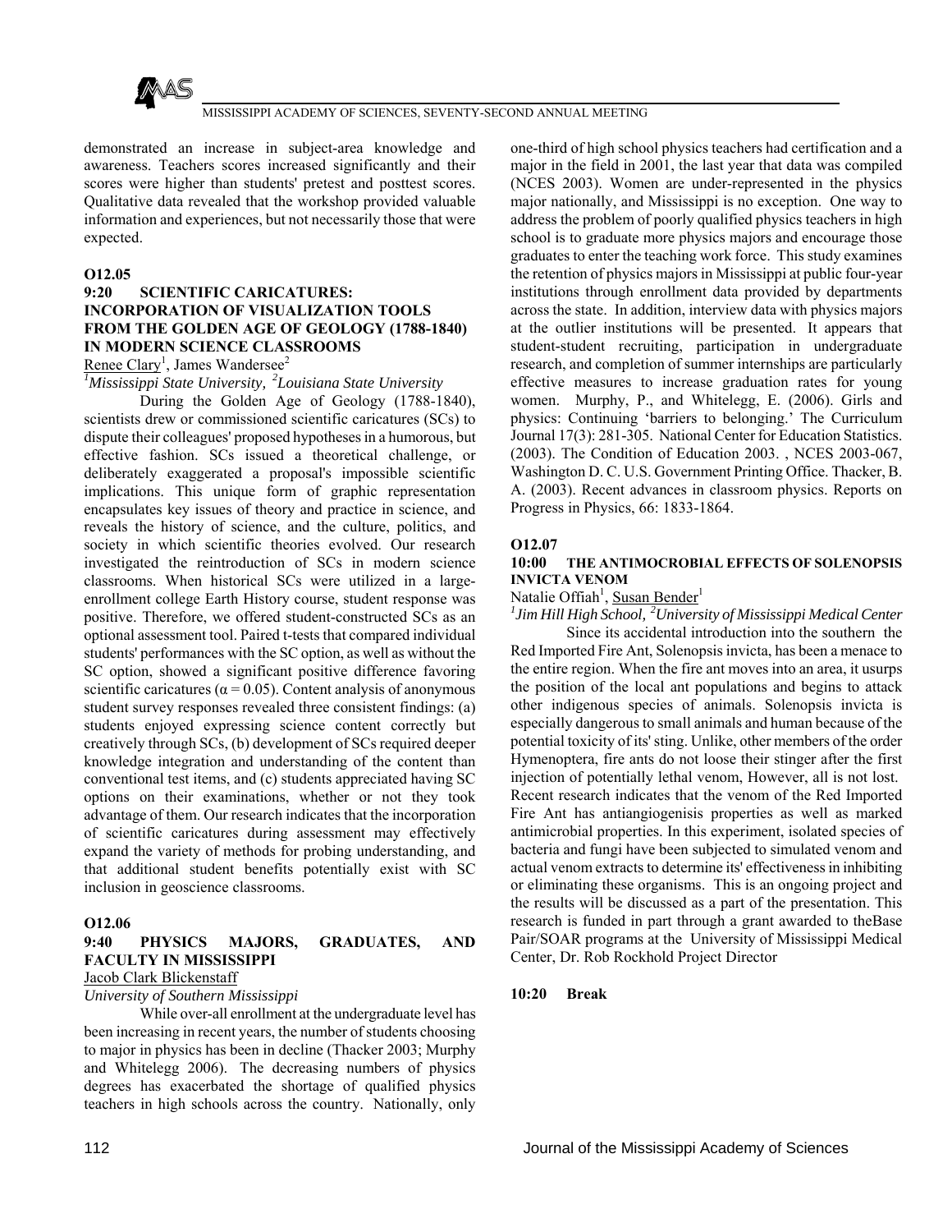demonstrated an increase in subject-area knowledge and awareness. Teachers scores increased significantly and their scores were higher than students' pretest and posttest scores. Qualitative data revealed that the workshop provided valuable information and experiences, but not necessarily those that were expected.

**O12.05**

### 9:20 SCIENTIFIC CARICATURES: INCORPORATION OF VISUALIZATION TOOLS FROM THE GOLDEN AGE OF GEOLOGY (1788-1840) IN MODERN SCIENCE CLASSROOMS

Renee Clary[1], James Wandersee[2]

*[1]Mississippi State University, [2]Louisiana State University*

During the Golden Age of Geology (1788-1840), scientists drew or commissioned scientific caricatures (SCs) to dispute their colleagues' proposed hypotheses in a humorous, but effective fashion. SCs issued a theoretical challenge, or deliberately exaggerated a proposal's impossible scientific implications. This unique form of graphic representation encapsulates key issues of theory and practice in science, and reveals the history of science, and the culture, politics, and society in which scientific theories evolved. Our research investigated the reintroduction of SCs in modern science classrooms. When historical SCs were utilized in a large-enrollment college Earth History course, student response was positive. Therefore, we offered student-constructed SCs as an optional assessment tool. Paired t-tests that compared individual students' performances with the SC option, as well as without the SC option, showed a significant positive difference favoring scientific caricatures ($\alpha = 0.05$). Content analysis of anonymous student survey responses revealed three consistent findings: (a) students enjoyed expressing science content correctly but creatively through SCs, (b) development of SCs required deeper knowledge integration and understanding of the content than conventional test items, and (c) students appreciated having SC options on their examinations, whether or not they took advantage of them. Our research indicates that the incorporation of scientific caricatures during assessment may effectively expand the variety of methods for probing understanding, and that additional student benefits potentially exist with SC inclusion in geoscience classrooms.

**O12.06**

### 9:40 PHYSICS MAJORS, GRADUATES, AND FACULTY IN MISSISSIPPI

Jacob Clark Blickenstaff

*University of Southern Mississippi*

While over-all enrollment at the undergraduate level has been increasing in recent years, the number of students choosing to major in physics has been in decline (Thacker 2003; Murphy and Whitelegg 2006). The decreasing numbers of physics degrees has exacerbated the shortage of qualified physics teachers in high schools across the country. Nationally, only one-third of high school physics teachers had certification and a major in the field in 2001, the last year that data was compiled (NCES 2003). Women are under-represented in the physics major nationally, and Mississippi is no exception. One way to address the problem of poorly qualified physics teachers in high school is to graduate more physics majors and encourage those graduates to enter the teaching work force. This study examines the retention of physics majors in Mississippi at public four-year institutions through enrollment data provided by departments across the state. In addition, interview data with physics majors at the outlier institutions will be presented. It appears that student-student recruiting, participation in undergraduate research, and completion of summer internships are particularly effective measures to increase graduation rates for young women. Murphy, P., and Whitelegg, E. (2006). Girls and physics: Continuing 'barriers to belonging.' The Curriculum Journal 17(3): 281-305. National Center for Education Statistics. (2003). The Condition of Education 2003. , NCES 2003-067, Washington D. C. U.S. Government Printing Office. Thacker, B. A. (2003). Recent advances in classroom physics. Reports on Progress in Physics, 66: 1833-1864.

**O12.07**

### 10:00 THE ANTIMOCROBIAL EFFECTS OF SOLENOPSIS INVICTA VENOM

Natalie Offiah[1], Susan Bender[1]

*[1]Jim Hill High School, [2]University of Mississippi Medical Center*

Since its accidental introduction into the southern the Red Imported Fire Ant, Solenopsis invicta, has been a menace to the entire region. When the fire ant moves into an area, it usurps the position of the local ant populations and begins to attack other indigenous species of animals. Solenopsis invicta is especially dangerous to small animals and human because of the potential toxicity of its' sting. Unlike, other members of the order Hymenoptera, fire ants do not loose their stinger after the first injection of potentially lethal venom, However, all is not lost. Recent research indicates that the venom of the Red Imported Fire Ant has antiangiogenisis properties as well as marked antimicrobial properties. In this experiment, isolated species of bacteria and fungi have been subjected to simulated venom and actual venom extracts to determine its' effectiveness in inhibiting or eliminating these organisms. This is an ongoing project and the results will be discussed as a part of the presentation. This research is funded in part through a grant awarded to theBase Pair/SOAR programs at the University of Mississippi Medical Center, Dr. Rob Rockhold Project Director

**10:20 Break**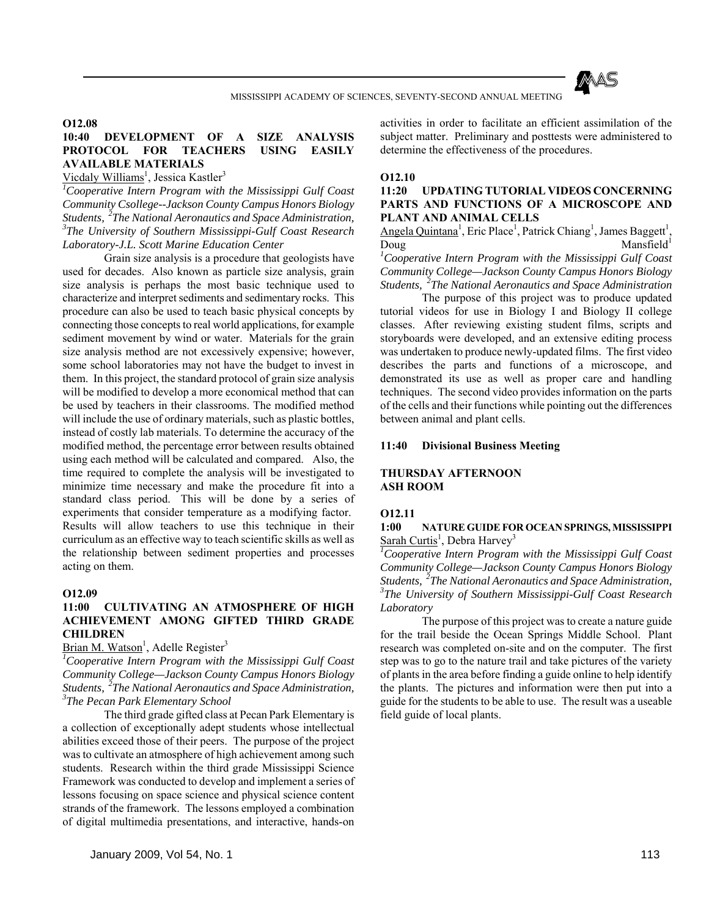**O12.08**

**10:40 DEVELOPMENT OF A SIZE ANALYSIS PROTOCOL FOR TEACHERS USING EASILY AVAILABLE MATERIALS**

Vicdaly Williams[1], Jessica Kastler[3]

*[1]Cooperative Intern Program with the Mississippi Gulf Coast Community Csollege--Jackson County Campus Honors Biology Students, [2]The National Aeronautics and Space Administration, [3]The University of Southern Mississippi-Gulf Coast Research Laboratory-J.L. Scott Marine Education Center*

Grain size analysis is a procedure that geologists have used for decades. Also known as particle size analysis, grain size analysis is perhaps the most basic technique used to characterize and interpret sediments and sedimentary rocks. This procedure can also be used to teach basic physical concepts by connecting those concepts to real world applications, for example sediment movement by wind or water. Materials for the grain size analysis method are not excessively expensive; however, some school laboratories may not have the budget to invest in them. In this project, the standard protocol of grain size analysis will be modified to develop a more economical method that can be used by teachers in their classrooms. The modified method will include the use of ordinary materials, such as plastic bottles, instead of costly lab materials. To determine the accuracy of the modified method, the percentage error between results obtained using each method will be calculated and compared. Also, the time required to complete the analysis will be investigated to minimize time necessary and make the procedure fit into a standard class period. This will be done by a series of experiments that consider temperature as a modifying factor. Results will allow teachers to use this technique in their curriculum as an effective way to teach scientific skills as well as the relationship between sediment properties and processes acting on them.

**O12.09**

**11:00 CULTIVATING AN ATMOSPHERE OF HIGH ACHIEVEMENT AMONG GIFTED THIRD GRADE CHILDREN**

Brian M. Watson[1], Adelle Register[3]

*[1]Cooperative Intern Program with the Mississippi Gulf Coast Community College—Jackson County Campus Honors Biology Students, [2]The National Aeronautics and Space Administration, [3]The Pecan Park Elementary School*

The third grade gifted class at Pecan Park Elementary is a collection of exceptionally adept students whose intellectual abilities exceed those of their peers. The purpose of the project was to cultivate an atmosphere of high achievement among such students. Research within the third grade Mississippi Science Framework was conducted to develop and implement a series of lessons focusing on space science and physical science content strands of the framework. The lessons employed a combination of digital multimedia presentations, and interactive, hands-on activities in order to facilitate an efficient assimilation of the subject matter. Preliminary and posttests were administered to determine the effectiveness of the procedures.

**O12.10**

**11:20 UPDATING TUTORIAL VIDEOS CONCERNING PARTS AND FUNCTIONS OF A MICROSCOPE AND PLANT AND ANIMAL CELLS**

Angela Quintana[1], Eric Place[1], Patrick Chiang[1], James Baggett[1], Doug Mansfield[1]

*[1]Cooperative Intern Program with the Mississippi Gulf Coast Community College—Jackson County Campus Honors Biology Students, [2]The National Aeronautics and Space Administration*

The purpose of this project was to produce updated tutorial videos for use in Biology I and Biology II college classes. After reviewing existing student films, scripts and storyboards were developed, and an extensive editing process was undertaken to produce newly-updated films. The first video describes the parts and functions of a microscope, and demonstrated its use as well as proper care and handling techniques. The second video provides information on the parts of the cells and their functions while pointing out the differences between animal and plant cells.

**11:40 Divisional Business Meeting**

**THURSDAY AFTERNOON**
**ASH ROOM**

**O12.11**

**1:00 NATURE GUIDE FOR OCEAN SPRINGS, MISSISSIPPI**

Sarah Curtis[1], Debra Harvey[3]

*[1]Cooperative Intern Program with the Mississippi Gulf Coast Community College—Jackson County Campus Honors Biology Students, [2]The National Aeronautics and Space Administration, [3]The University of Southern Mississippi-Gulf Coast Research Laboratory*

The purpose of this project was to create a nature guide for the trail beside the Ocean Springs Middle School. Plant research was completed on-site and on the computer. The first step was to go to the nature trail and take pictures of the variety of plants in the area before finding a guide online to help identify the plants. The pictures and information were then put into a guide for the students to be able to use. The result was a useable field guide of local plants.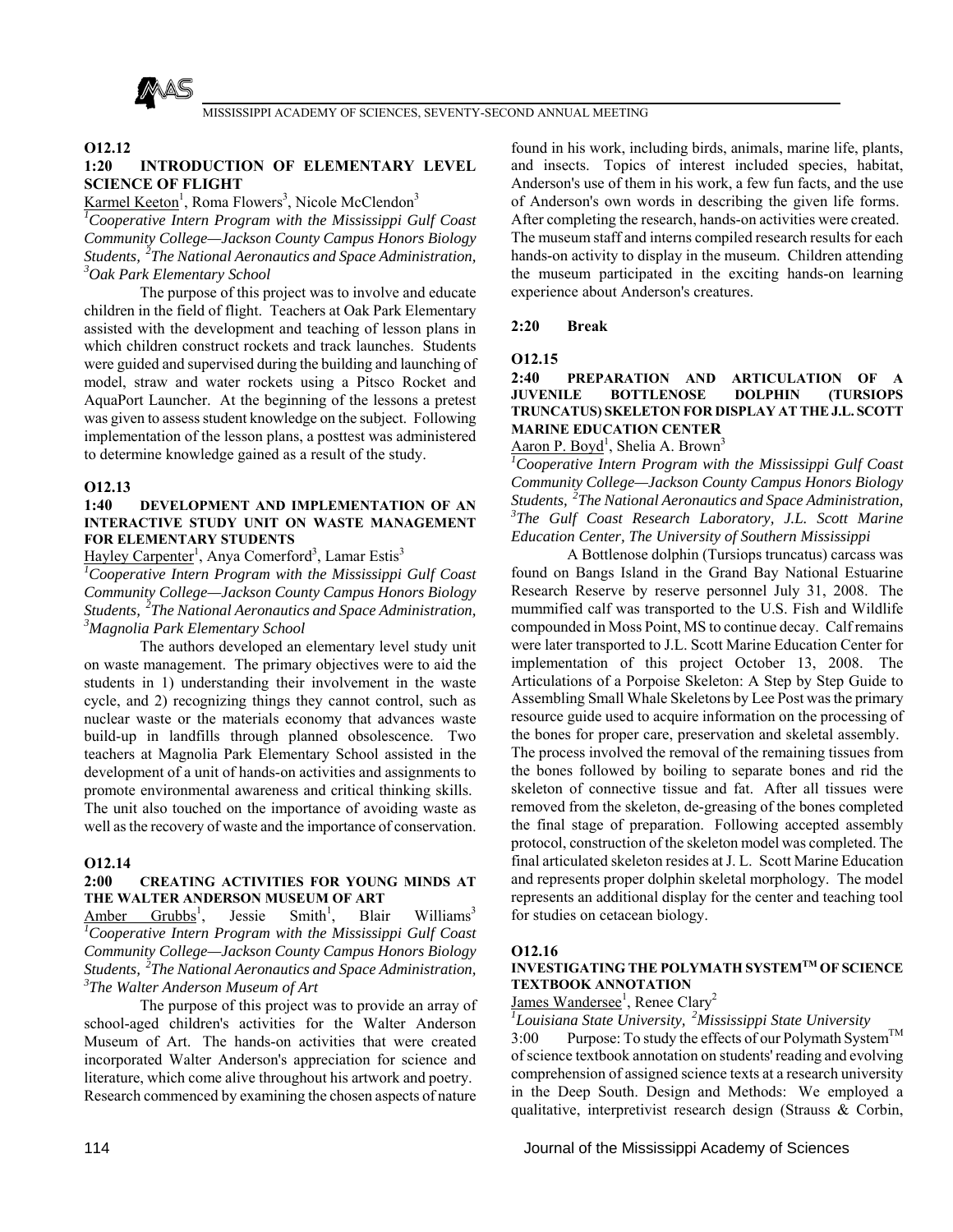**O12.12**

**1:20 INTRODUCTION OF ELEMENTARY LEVEL SCIENCE OF FLIGHT**

Karmel Keeton[1], Roma Flowers[3], Nicole McClendon[3]

*[1]Cooperative Intern Program with the Mississippi Gulf Coast Community College—Jackson County Campus Honors Biology Students, [2]The National Aeronautics and Space Administration, [3]Oak Park Elementary School*

The purpose of this project was to involve and educate children in the field of flight. Teachers at Oak Park Elementary assisted with the development and teaching of lesson plans in which children construct rockets and track launches. Students were guided and supervised during the building and launching of model, straw and water rockets using a Pitsco Rocket and AquaPort Launcher. At the beginning of the lessons a pretest was given to assess student knowledge on the subject. Following implementation of the lesson plans, a posttest was administered to determine knowledge gained as a result of the study.

**O12.13**

**1:40 DEVELOPMENT AND IMPLEMENTATION OF AN INTERACTIVE STUDY UNIT ON WASTE MANAGEMENT FOR ELEMENTARY STUDENTS**

Hayley Carpenter[1], Anya Comerford[3], Lamar Estis[3]

*[1]Cooperative Intern Program with the Mississippi Gulf Coast Community College—Jackson County Campus Honors Biology Students, [2]The National Aeronautics and Space Administration, [3]Magnolia Park Elementary School*

The authors developed an elementary level study unit on waste management. The primary objectives were to aid the students in 1) understanding their involvement in the waste cycle, and 2) recognizing things they cannot control, such as nuclear waste or the materials economy that advances waste build-up in landfills through planned obsolescence. Two teachers at Magnolia Park Elementary School assisted in the development of a unit of hands-on activities and assignments to promote environmental awareness and critical thinking skills. The unit also touched on the importance of avoiding waste as well as the recovery of waste and the importance of conservation.

**O12.14**

**2:00 CREATING ACTIVITIES FOR YOUNG MINDS AT THE WALTER ANDERSON MUSEUM OF ART**

Amber Grubbs[1], Jessie Smith[1], Blair Williams[3]

*[1]Cooperative Intern Program with the Mississippi Gulf Coast Community College—Jackson County Campus Honors Biology Students, [2]The National Aeronautics and Space Administration, [3]The Walter Anderson Museum of Art*

The purpose of this project was to provide an array of school-aged children's activities for the Walter Anderson Museum of Art. The hands-on activities that were created incorporated Walter Anderson's appreciation for science and literature, which come alive throughout his artwork and poetry. Research commenced by examining the chosen aspects of nature found in his work, including birds, animals, marine life, plants, and insects. Topics of interest included species, habitat, Anderson's use of them in his work, a few fun facts, and the use of Anderson's own words in describing the given life forms. After completing the research, hands-on activities were created. The museum staff and interns compiled research results for each hands-on activity to display in the museum. Children attending the museum participated in the exciting hands-on learning experience about Anderson's creatures.

**2:20 Break**

**O12.15**

**2:40 PREPARATION AND ARTICULATION OF A JUVENILE BOTTLENOSE DOLPHIN (TURSIOPS TRUNCATUS) SKELETON FOR DISPLAY AT THE J.L. SCOTT MARINE EDUCATION CENTER**

Aaron P. Boyd[1], Shelia A. Brown[3]

*[1]Cooperative Intern Program with the Mississippi Gulf Coast Community College—Jackson County Campus Honors Biology Students, [2]The National Aeronautics and Space Administration, [3]The Gulf Coast Research Laboratory, J.L. Scott Marine Education Center, The University of Southern Mississippi*

A Bottlenose dolphin (Tursiops truncatus) carcass was found on Bangs Island in the Grand Bay National Estuarine Research Reserve by reserve personnel July 31, 2008. The mummified calf was transported to the U.S. Fish and Wildlife compounded in Moss Point, MS to continue decay. Calf remains were later transported to J.L. Scott Marine Education Center for implementation of this project October 13, 2008. The Articulations of a Porpoise Skeleton: A Step by Step Guide to Assembling Small Whale Skeletons by Lee Post was the primary resource guide used to acquire information on the processing of the bones for proper care, preservation and skeletal assembly. The process involved the removal of the remaining tissues from the bones followed by boiling to separate bones and rid the skeleton of connective tissue and fat. After all tissues were removed from the skeleton, de-greasing of the bones completed the final stage of preparation. Following accepted assembly protocol, construction of the skeleton model was completed. The final articulated skeleton resides at J. L. Scott Marine Education and represents proper dolphin skeletal morphology. The model represents an additional display for the center and teaching tool for studies on cetacean biology.

**O12.16**

**INVESTIGATING THE POLYMATH SYSTEM™ OF SCIENCE TEXTBOOK ANNOTATION**

James Wandersee[1], Renee Clary[2]

*[1]Louisiana State University, [2]Mississippi State University*

3:00 Purpose: To study the effects of our Polymath System™ of science textbook annotation on students' reading and evolving comprehension of assigned science texts at a research university in the Deep South. Design and Methods: We employed a qualitative, interpretivist research design (Strauss & Corbin,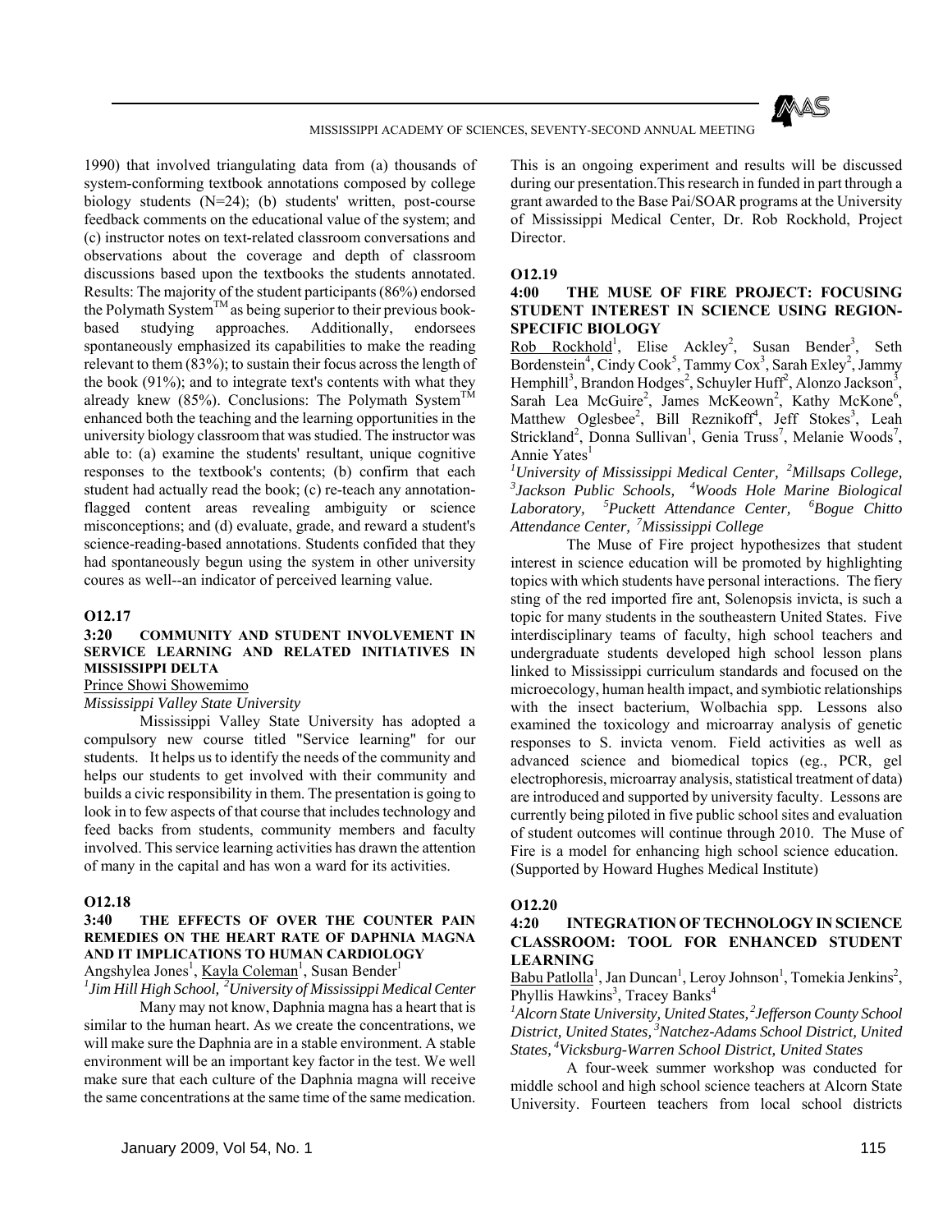1990) that involved triangulating data from (a) thousands of system-conforming textbook annotations composed by college biology students (N=24); (b) students' written, post-course feedback comments on the educational value of the system; and (c) instructor notes on text-related classroom conversations and observations about the coverage and depth of classroom discussions based upon the textbooks the students annotated. Results: The majority of the student participants (86%) endorsed the Polymath System™ as being superior to their previous book-based studying approaches. Additionally, endorsees spontaneously emphasized its capabilities to make the reading relevant to them (83%); to sustain their focus across the length of the book (91%); and to integrate text's contents with what they already knew (85%). Conclusions: The Polymath System™ enhanced both the teaching and the learning opportunities in the university biology classroom that was studied. The instructor was able to: (a) examine the students' resultant, unique cognitive responses to the textbook's contents; (b) confirm that each student had actually read the book; (c) re-teach any annotation-flagged content areas revealing ambiguity or science misconceptions; and (d) evaluate, grade, and reward a student's science-reading-based annotations. Students confided that they had spontaneously begun using the system in other university coures as well--an indicator of perceived learning value.

### O12.17

**3:20 COMMUNITY AND STUDENT INVOLVEMENT IN SERVICE LEARNING AND RELATED INITIATIVES IN MISSISSIPPI DELTA**

Prince Showi Showemimo

*Mississippi Valley State University*

Mississippi Valley State University has adopted a compulsory new course titled "Service learning" for our students. It helps us to identify the needs of the community and helps our students to get involved with their community and builds a civic responsibility in them. The presentation is going to look in to few aspects of that course that includes technology and feed backs from students, community members and faculty involved. This service learning activities has drawn the attention of many in the capital and has won a ward for its activities.

### O12.18

**3:40 THE EFFECTS OF OVER THE COUNTER PAIN REMEDIES ON THE HEART RATE OF DAPHNIA MAGNA AND IT IMPLICATIONS TO HUMAN CARDIOLOGY**

Angshylea Jones[1], Kayla Coleman[1], Susan Bender[1]

[1]*Jim Hill High School,* [2]*University of Mississippi Medical Center*

Many may not know, Daphnia magna has a heart that is similar to the human heart. As we create the concentrations, we will make sure the Daphnia are in a stable environment. A stable environment will be an important key factor in the test. We well make sure that each culture of the Daphnia magna will receive the same concentrations at the same time of the same medication. This is an ongoing experiment and results will be discussed during our presentation.This research in funded in part through a grant awarded to the Base Pai/SOAR programs at the University of Mississippi Medical Center, Dr. Rob Rockhold, Project Director.

### O12.19

**4:00 THE MUSE OF FIRE PROJECT: FOCUSING STUDENT INTEREST IN SCIENCE USING REGION-SPECIFIC BIOLOGY**

Rob Rockhold[1], Elise Ackley[2], Susan Bender[3], Seth Bordenstein[4], Cindy Cook[5], Tammy Cox[3], Sarah Exley[2], Jammy Hemphill[3], Brandon Hodges[2], Schuyler Huff[2], Alonzo Jackson[3], Sarah Lea McGuire[2], James McKeown[2], Kathy McKone[6], Matthew Oglesbee[2], Bill Reznikoff[4], Jeff Stokes[3], Leah Strickland[2], Donna Sullivan[1], Genia Truss[7], Melanie Woods[7], Annie Yates[1]

[1]*University of Mississippi Medical Center,* [2]*Millsaps College,* [3]*Jackson Public Schools,* [4]*Woods Hole Marine Biological Laboratory,* [5]*Puckett Attendance Center,* [6]*Bogue Chitto Attendance Center,* [7]*Mississippi College*

The Muse of Fire project hypothesizes that student interest in science education will be promoted by highlighting topics with which students have personal interactions. The fiery sting of the red imported fire ant, Solenopsis invicta, is such a topic for many students in the southeastern United States. Five interdisciplinary teams of faculty, high school teachers and undergraduate students developed high school lesson plans linked to Mississippi curriculum standards and focused on the microecology, human health impact, and symbiotic relationships with the insect bacterium, Wolbachia spp. Lessons also examined the toxicology and microarray analysis of genetic responses to S. invicta venom. Field activities as well as advanced science and biomedical topics (eg., PCR, gel electrophoresis, microarray analysis, statistical treatment of data) are introduced and supported by university faculty. Lessons are currently being piloted in five public school sites and evaluation of student outcomes will continue through 2010. The Muse of Fire is a model for enhancing high school science education. (Supported by Howard Hughes Medical Institute)

### O12.20

**4:20 INTEGRATION OF TECHNOLOGY IN SCIENCE CLASSROOM: TOOL FOR ENHANCED STUDENT LEARNING**

Babu Patlolla[1], Jan Duncan[1], Leroy Johnson[1], Tomekia Jenkins[2], Phyllis Hawkins[3], Tracey Banks[4]

[1]*Alcorn State University, United States,* [2]*Jefferson County School District, United States,* [3]*Natchez-Adams School District, United States,* [4]*Vicksburg-Warren School District, United States*

A four-week summer workshop was conducted for middle school and high school science teachers at Alcorn State University. Fourteen teachers from local school districts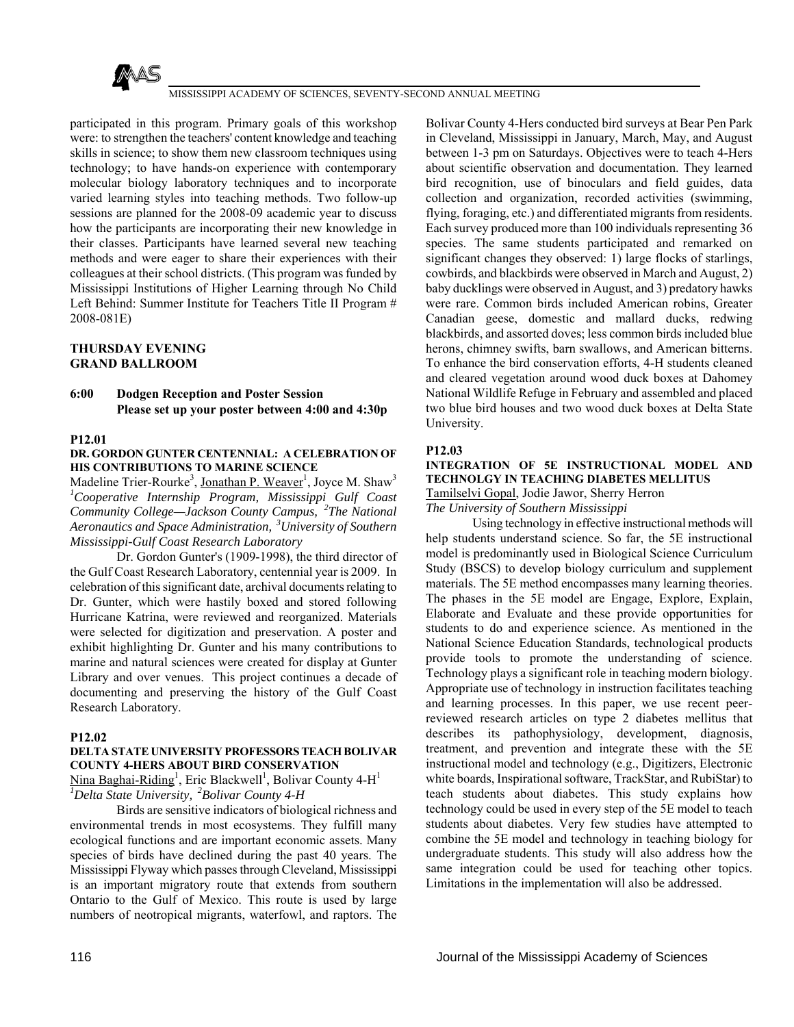participated in this program. Primary goals of this workshop were: to strengthen the teachers' content knowledge and teaching skills in science; to show them new classroom techniques using technology; to have hands-on experience with contemporary molecular biology laboratory techniques and to incorporate varied learning styles into teaching methods. Two follow-up sessions are planned for the 2008-09 academic year to discuss how the participants are incorporating their new knowledge in their classes. Participants have learned several new teaching methods and were eager to share their experiences with their colleagues at their school districts. (This program was funded by Mississippi Institutions of Higher Learning through No Child Left Behind: Summer Institute for Teachers Title II Program # 2008-081E)

**THURSDAY EVENING**
**GRAND BALLROOM**

**6:00 Dodgen Reception and Poster Session**
**Please set up your poster between 4:00 and 4:30p**

**P12.01**

**DR. GORDON GUNTER CENTENNIAL: A CELEBRATION OF HIS CONTRIBUTIONS TO MARINE SCIENCE**

Madeline Trier-Rourke[3], Jonathan P. Weaver[1], Joyce M. Shaw[3]

[1]*Cooperative Internship Program, Mississippi Gulf Coast Community College—Jackson County Campus,* [2]*The National Aeronautics and Space Administration,* [3]*University of Southern Mississippi-Gulf Coast Research Laboratory*

Dr. Gordon Gunter's (1909-1998), the third director of the Gulf Coast Research Laboratory, centennial year is 2009. In celebration of this significant date, archival documents relating to Dr. Gunter, which were hastily boxed and stored following Hurricane Katrina, were reviewed and reorganized. Materials were selected for digitization and preservation. A poster and exhibit highlighting Dr. Gunter and his many contributions to marine and natural sciences were created for display at Gunter Library and over venues. This project continues a decade of documenting and preserving the history of the Gulf Coast Research Laboratory.

**P12.02**

**DELTA STATE UNIVERSITY PROFESSORS TEACH BOLIVAR COUNTY 4-HERS ABOUT BIRD CONSERVATION**

Nina Baghai-Riding[1], Eric Blackwell[1], Bolivar County 4-H[1]

[1]*Delta State University,* [2]*Bolivar County 4-H*

Birds are sensitive indicators of biological richness and environmental trends in most ecosystems. They fulfill many ecological functions and are important economic assets. Many species of birds have declined during the past 40 years. The Mississippi Flyway which passes through Cleveland, Mississippi is an important migratory route that extends from southern Ontario to the Gulf of Mexico. This route is used by large numbers of neotropical migrants, waterfowl, and raptors. The Bolivar County 4-Hers conducted bird surveys at Bear Pen Park in Cleveland, Mississippi in January, March, May, and August between 1-3 pm on Saturdays. Objectives were to teach 4-Hers about scientific observation and documentation. They learned bird recognition, use of binoculars and field guides, data collection and organization, recorded activities (swimming, flying, foraging, etc.) and differentiated migrants from residents. Each survey produced more than 100 individuals representing 36 species. The same students participated and remarked on significant changes they observed: 1) large flocks of starlings, cowbirds, and blackbirds were observed in March and August, 2) baby ducklings were observed in August, and 3) predatory hawks were rare. Common birds included American robins, Greater Canadian geese, domestic and mallard ducks, redwing blackbirds, and assorted doves; less common birds included blue herons, chimney swifts, barn swallows, and American bitterns. To enhance the bird conservation efforts, 4-H students cleaned and cleared vegetation around wood duck boxes at Dahomey National Wildlife Refuge in February and assembled and placed two blue bird houses and two wood duck boxes at Delta State University.

**P12.03**

**INTEGRATION OF 5E INSTRUCTIONAL MODEL AND TECHNOLGY IN TEACHING DIABETES MELLITUS**

Tamilselvi Gopal, Jodie Jawor, Sherry Herron

*The University of Southern Mississippi*

Using technology in effective instructional methods will help students understand science. So far, the 5E instructional model is predominantly used in Biological Science Curriculum Study (BSCS) to develop biology curriculum and supplement materials. The 5E method encompasses many learning theories. The phases in the 5E model are Engage, Explore, Explain, Elaborate and Evaluate and these provide opportunities for students to do and experience science. As mentioned in the National Science Education Standards, technological products provide tools to promote the understanding of science. Technology plays a significant role in teaching modern biology. Appropriate use of technology in instruction facilitates teaching and learning processes. In this paper, we use recent peer-reviewed research articles on type 2 diabetes mellitus that describes its pathophysiology, development, diagnosis, treatment, and prevention and integrate these with the 5E instructional model and technology (e.g., Digitizers, Electronic white boards, Inspirational software, TrackStar, and RubiStar) to teach students about diabetes. This study explains how technology could be used in every step of the 5E model to teach students about diabetes. Very few studies have attempted to combine the 5E model and technology in teaching biology for undergraduate students. This study will also address how the same integration could be used for teaching other topics. Limitations in the implementation will also be addressed.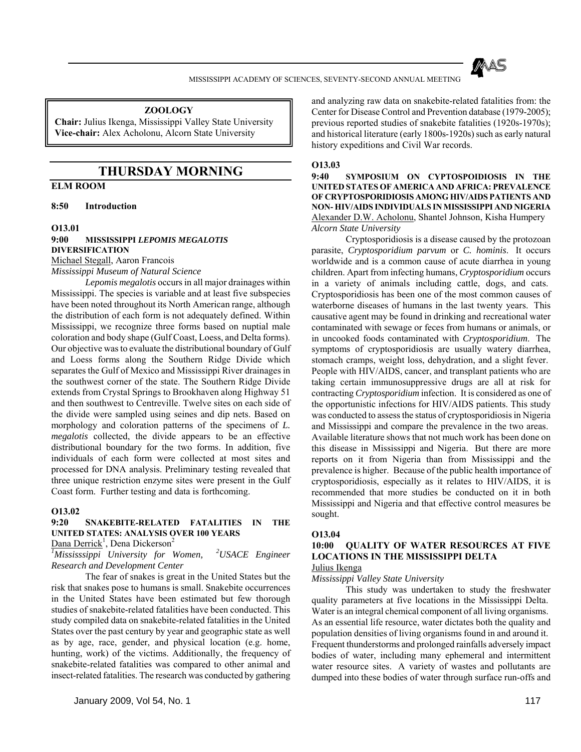## ZOOLOGY

**Chair:** Julius Ikenga, Mississippi Valley State University
**Vice-chair:** Alex Acholonu, Alcorn State University

# THURSDAY MORNING

**ELM ROOM**

**8:50 Introduction**

**O13.01**

**9:00 MISSISSIPPI *LEPOMIS MEGALOTIS* DIVERSIFICATION**

Michael Stegall, Aaron Francois

*Mississippi Museum of Natural Science*

*Lepomis megalotis* occurs in all major drainages within Mississippi. The species is variable and at least five subspecies have been noted throughout its North American range, although the distribution of each form is not adequately defined. Within Mississippi, we recognize three forms based on nuptial male coloration and body shape (Gulf Coast, Loess, and Delta forms). Our objective was to evaluate the distributional boundary of Gulf and Loess forms along the Southern Ridge Divide which separates the Gulf of Mexico and Mississippi River drainages in the southwest corner of the state. The Southern Ridge Divide extends from Crystal Springs to Brookhaven along Highway 51 and then southwest to Centreville. Twelve sites on each side of the divide were sampled using seines and dip nets. Based on morphology and coloration patterns of the specimens of *L. megalotis* collected, the divide appears to be an effective distributional boundary for the two forms. In addition, five individuals of each form were collected at most sites and processed for DNA analysis. Preliminary testing revealed that three unique restriction enzyme sites were present in the Gulf Coast form. Further testing and data is forthcoming.

**O13.02**

**9:20 SNAKEBITE-RELATED FATALITIES IN THE UNITED STATES: ANALYSIS OVER 100 YEARS**

Dana Derrick[1], Dena Dickerson[2]

[1]*Mississippi University for Women,* [2]*USACE Engineer Research and Development Center*

The fear of snakes is great in the United States but the risk that snakes pose to humans is small. Snakebite occurrences in the United States have been estimated but few thorough studies of snakebite-related fatalities have been conducted. This study compiled data on snakebite-related fatalities in the United States over the past century by year and geographic state as well as by age, race, gender, and physical location (e.g. home, hunting, work) of the victims. Additionally, the frequency of snakebite-related fatalities was compared to other animal and insect-related fatalities. The research was conducted by gathering and analyzing raw data on snakebite-related fatalities from: the Center for Disease Control and Prevention database (1979-2005); previous reported studies of snakebite fatalities (1920s-1970s); and historical literature (early 1800s-1920s) such as early natural history expeditions and Civil War records.

**O13.03**

**9:40 SYMPOSIUM ON CYPTOSPOIDIOSIS IN THE UNITED STATES OF AMERICA AND AFRICA: PREVALENCE OF CRYPTOSPORIDIOSIS AMONG HIV/AIDS PATIENTS AND NON- HIV/AIDS INDIVIDUALS IN MISSISSIPPI AND NIGERIA**

Alexander D.W. Acholonu, Shantel Johnson, Kisha Humpery

*Alcorn State University*

Cryptosporidiosis is a disease caused by the protozoan parasite, *Cryptosporidium parvum* or *C. hominis*. It occurs worldwide and is a common cause of acute diarrhea in young children. Apart from infecting humans, *Cryptosporidium* occurs in a variety of animals including cattle, dogs, and cats. Cryptosporidiosis has been one of the most common causes of waterborne diseases of humans in the last twenty years. This causative agent may be found in drinking and recreational water contaminated with sewage or feces from humans or animals, or in uncooked foods contaminated with *Cryptosporidium*. The symptoms of cryptosporidiosis are usually watery diarrhea, stomach cramps, weight loss, dehydration, and a slight fever. People with HIV/AIDS, cancer, and transplant patients who are taking certain immunosuppressive drugs are all at risk for contracting *Cryptosporidium* infection. It is considered as one of the opportunistic infections for HIV/AIDS patients. This study was conducted to assess the status of cryptosporidiosis in Nigeria and Mississippi and compare the prevalence in the two areas. Available literature shows that not much work has been done on this disease in Mississippi and Nigeria. But there are more reports on it from Nigeria than from Mississippi and the prevalence is higher. Because of the public health importance of cryptosporidiosis, especially as it relates to HIV/AIDS, it is recommended that more studies be conducted on it in both Mississippi and Nigeria and that effective control measures be sought.

**O13.04**

**10:00 QUALITY OF WATER RESOURCES AT FIVE LOCATIONS IN THE MISSISSIPPI DELTA**

Julius Ikenga

*Mississippi Valley State University*

This study was undertaken to study the freshwater quality parameters at five locations in the Mississippi Delta. Water is an integral chemical component of all living organisms. As an essential life resource, water dictates both the quality and population densities of living organisms found in and around it. Frequent thunderstorms and prolonged rainfalls adversely impact bodies of water, including many ephemeral and intermittent water resource sites. A variety of wastes and pollutants are dumped into these bodies of water through surface run-offs and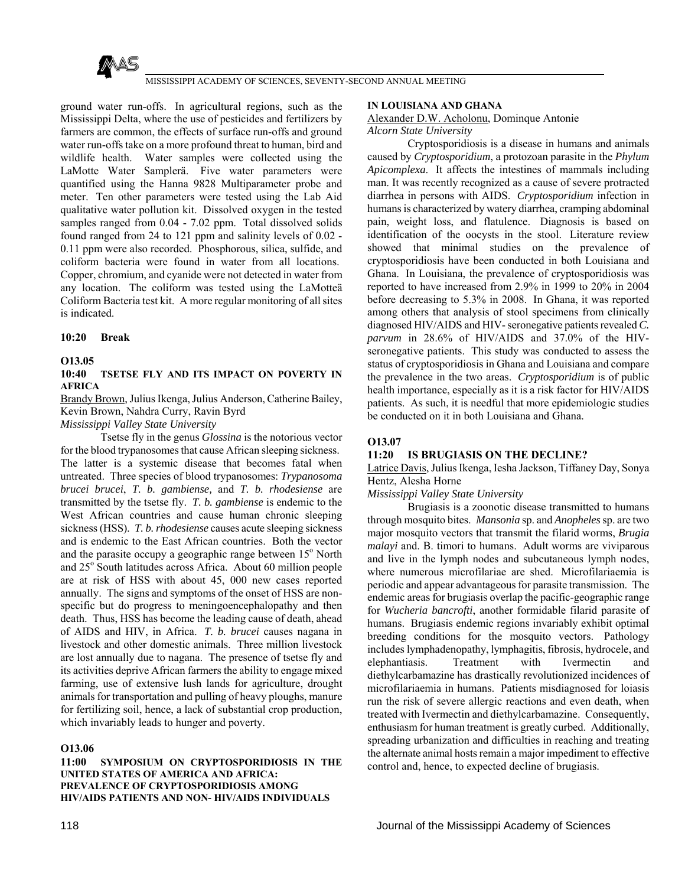ground water run-offs. In agricultural regions, such as the Mississippi Delta, where the use of pesticides and fertilizers by farmers are common, the effects of surface run-offs and ground water run-offs take on a more profound threat to human, bird and wildlife health. Water samples were collected using the LaMotte Water Samplerä. Five water parameters were quantified using the Hanna 9828 Multiparameter probe and meter. Ten other parameters were tested using the Lab Aid qualitative water pollution kit. Dissolved oxygen in the tested samples ranged from 0.04 - 7.02 ppm. Total dissolved solids found ranged from 24 to 121 ppm and salinity levels of 0.02 - 0.11 ppm were also recorded. Phosphorous, silica, sulfide, and coliform bacteria were found in water from all locations. Copper, chromium, and cyanide were not detected in water from any location. The coliform was tested using the LaMotteä Coliform Bacteria test kit. A more regular monitoring of all sites is indicated.

**10:20 Break**

**O13.05**

### 10:40 TSETSE FLY AND ITS IMPACT ON POVERTY IN AFRICA

Brandy Brown, Julius Ikenga, Julius Anderson, Catherine Bailey, Kevin Brown, Nahdra Curry, Ravin Byrd
*Mississippi Valley State University*

Tsetse fly in the genus *Glossina* is the notorious vector for the blood trypanosomes that cause African sleeping sickness. The latter is a systemic disease that becomes fatal when untreated. Three species of blood trypanosomes: *Trypanosoma brucei brucei*, *T. b. gambiense,* and *T. b. rhodesiense* are transmitted by the tsetse fly. *T. b. gambiense* is endemic to the West African countries and cause human chronic sleeping sickness (HSS). *T. b. rhodesiense* causes acute sleeping sickness and is endemic to the East African countries. Both the vector and the parasite occupy a geographic range between 15$^{o}$ North and 25$^{o}$ South latitudes across Africa. About 60 million people are at risk of HSS with about 45, 000 new cases reported annually. The signs and symptoms of the onset of HSS are non-specific but do progress to meningoencephalopathy and then death. Thus, HSS has become the leading cause of death, ahead of AIDS and HIV, in Africa. *T. b. brucei* causes nagana in livestock and other domestic animals. Three million livestock are lost annually due to nagana. The presence of tsetse fly and its activities deprive African farmers the ability to engage mixed farming, use of extensive lush lands for agriculture, drought animals for transportation and pulling of heavy ploughs, manure for fertilizing soil, hence, a lack of substantial crop production, which invariably leads to hunger and poverty.

**O13.06**

### 11:00 SYMPOSIUM ON CRYPTOSPORIDIOSIS IN THE UNITED STATES OF AMERICA AND AFRICA: PREVALENCE OF CRYPTOSPORIDIOSIS AMONG HIV/AIDS PATIENTS AND NON- HIV/AIDS INDIVIDUALS IN LOUISIANA AND GHANA

Alexander D.W. Acholonu, Dominque Antonie
*Alcorn State University*

Cryptosporidiosis is a disease in humans and animals caused by *Cryptosporidium*, a protozoan parasite in the *Phylum Apicomplexa*. It affects the intestines of mammals including man. It was recently recognized as a cause of severe protracted diarrhea in persons with AIDS. *Cryptosporidium* infection in humans is characterized by watery diarrhea, cramping abdominal pain, weight loss, and flatulence. Diagnosis is based on identification of the oocysts in the stool. Literature review showed that minimal studies on the prevalence of cryptosporidiosis have been conducted in both Louisiana and Ghana. In Louisiana, the prevalence of cryptosporidiosis was reported to have increased from 2.9% in 1999 to 20% in 2004 before decreasing to 5.3% in 2008. In Ghana, it was reported among others that analysis of stool specimens from clinically diagnosed HIV/AIDS and HIV- seronegative patients revealed *C. parvum* in 28.6% of HIV/AIDS and 37.0% of the HIV-seronegative patients. This study was conducted to assess the status of cryptosporidiosis in Ghana and Louisiana and compare the prevalence in the two areas. *Cryptosporidium* is of public health importance, especially as it is a risk factor for HIV/AIDS patients. As such, it is needful that more epidemiologic studies be conducted on it in both Louisiana and Ghana.

**O13.07**

### 11:20 IS BRUGIASIS ON THE DECLINE?

Latrice Davis, Julius Ikenga, Iesha Jackson, Tiffaney Day, Sonya Hentz, Alesha Horne
*Mississippi Valley State University*

Brugiasis is a zoonotic disease transmitted to humans through mosquito bites. *Mansonia* sp. and *Anopheles* sp. are two major mosquito vectors that transmit the filarid worms, *Brugia malayi* and. B. timori to humans. Adult worms are viviparous and live in the lymph nodes and subcutaneous lymph nodes, where numerous microfilariae are shed. Microfilariaemia is periodic and appear advantageous for parasite transmission. The endemic areas for brugiasis overlap the pacific-geographic range for *Wucheria bancrofti*, another formidable filarid parasite of humans. Brugiasis endemic regions invariably exhibit optimal breeding conditions for the mosquito vectors. Pathology includes lymphadenopathy, lymphagitis, fibrosis, hydrocele, and elephantiasis. Treatment with Ivermectin and diethylcarbamazine has drastically revolutionized incidences of microfilariaemia in humans. Patients misdiagnosed for loiasis run the risk of severe allergic reactions and even death, when treated with Ivermectin and diethylcarbamazine. Consequently, enthusiasm for human treatment is greatly curbed. Additionally, spreading urbanization and difficulties in reaching and treating the alternate animal hosts remain a major impediment to effective control and, hence, to expected decline of brugiasis.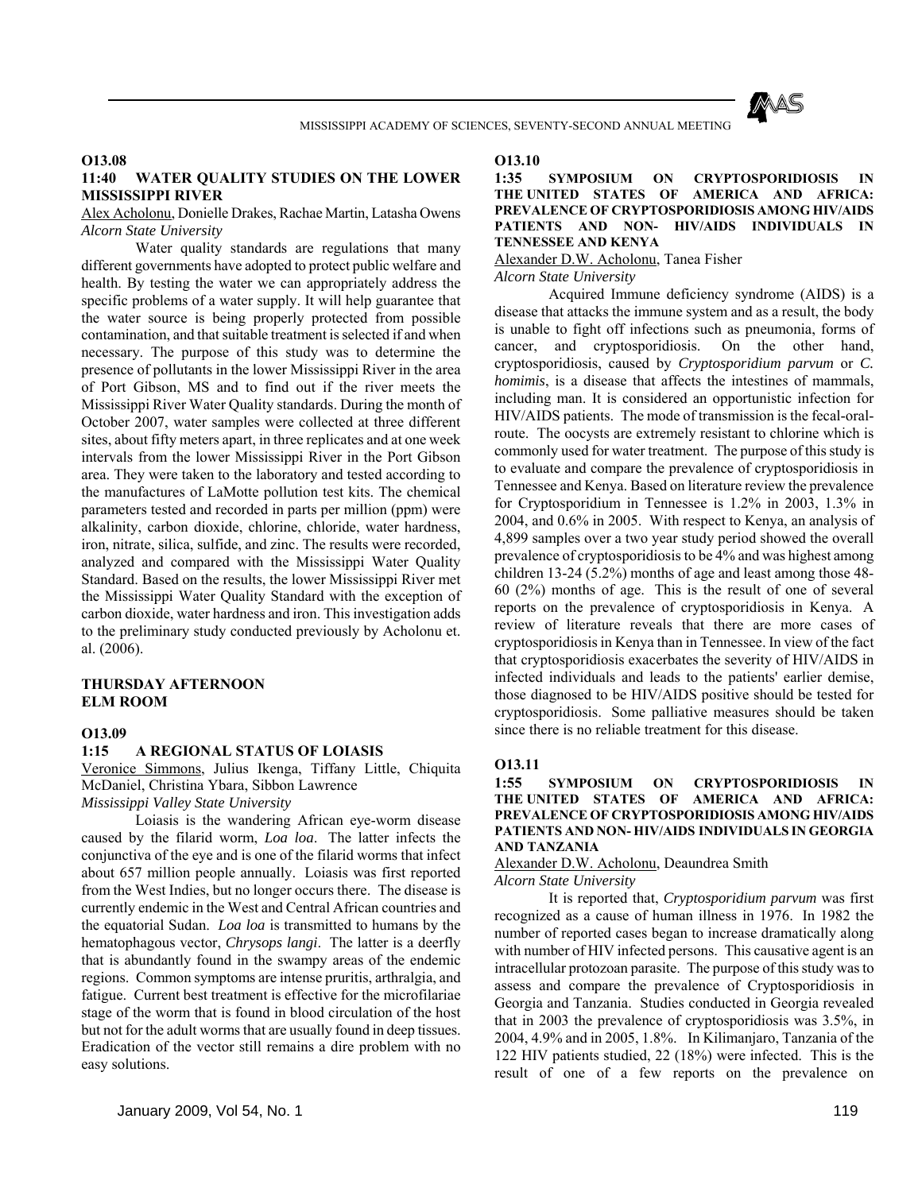**O13.08**

**11:40 WATER QUALITY STUDIES ON THE LOWER MISSISSIPPI RIVER**

Alex Acholonu, Donielle Drakes, Rachae Martin, Latasha Owens
*Alcorn State University*

Water quality standards are regulations that many different governments have adopted to protect public welfare and health. By testing the water we can appropriately address the specific problems of a water supply. It will help guarantee that the water source is being properly protected from possible contamination, and that suitable treatment is selected if and when necessary. The purpose of this study was to determine the presence of pollutants in the lower Mississippi River in the area of Port Gibson, MS and to find out if the river meets the Mississippi River Water Quality standards. During the month of October 2007, water samples were collected at three different sites, about fifty meters apart, in three replicates and at one week intervals from the lower Mississippi River in the Port Gibson area. They were taken to the laboratory and tested according to the manufactures of LaMotte pollution test kits. The chemical parameters tested and recorded in parts per million (ppm) were alkalinity, carbon dioxide, chlorine, chloride, water hardness, iron, nitrate, silica, sulfide, and zinc. The results were recorded, analyzed and compared with the Mississippi Water Quality Standard. Based on the results, the lower Mississippi River met the Mississippi Water Quality Standard with the exception of carbon dioxide, water hardness and iron. This investigation adds to the preliminary study conducted previously by Acholonu et. al. (2006).

**THURSDAY AFTERNOON**
**ELM ROOM**

**O13.09**

**1:15 A REGIONAL STATUS OF LOIASIS**

Veronice Simmons, Julius Ikenga, Tiffany Little, Chiquita McDaniel, Christina Ybara, Sibbon Lawrence
*Mississippi Valley State University*

Loiasis is the wandering African eye-worm disease caused by the filarid worm, *Loa loa*. The latter infects the conjunctiva of the eye and is one of the filarid worms that infect about 657 million people annually. Loiasis was first reported from the West Indies, but no longer occurs there. The disease is currently endemic in the West and Central African countries and the equatorial Sudan. *Loa loa* is transmitted to humans by the hematophagous vector, *Chrysops langi*. The latter is a deerfly that is abundantly found in the swampy areas of the endemic regions. Common symptoms are intense pruritis, arthralgia, and fatigue. Current best treatment is effective for the microfilariae stage of the worm that is found in blood circulation of the host but not for the adult worms that are usually found in deep tissues. Eradication of the vector still remains a dire problem with no easy solutions.

**O13.10**

**1:35 SYMPOSIUM ON CRYPTOSPORIDIOSIS IN THE UNITED STATES OF AMERICA AND AFRICA: PREVALENCE OF CRYPTOSPORIDIOSIS AMONG HIV/AIDS PATIENTS AND NON- HIV/AIDS INDIVIDUALS IN TENNESSEE AND KENYA**

Alexander D.W. Acholonu, Tanea Fisher
*Alcorn State University*

Acquired Immune deficiency syndrome (AIDS) is a disease that attacks the immune system and as a result, the body is unable to fight off infections such as pneumonia, forms of cancer, and cryptosporidiosis. On the other hand, cryptosporidiosis, caused by *Cryptosporidium parvum* or *C. homimis*, is a disease that affects the intestines of mammals, including man. It is considered an opportunistic infection for HIV/AIDS patients. The mode of transmission is the fecal-oral-route. The oocysts are extremely resistant to chlorine which is commonly used for water treatment. The purpose of this study is to evaluate and compare the prevalence of cryptosporidiosis in Tennessee and Kenya. Based on literature review the prevalence for Cryptosporidium in Tennessee is 1.2% in 2003, 1.3% in 2004, and 0.6% in 2005. With respect to Kenya, an analysis of 4,899 samples over a two year study period showed the overall prevalence of cryptosporidiosis to be 4% and was highest among children 13-24 (5.2%) months of age and least among those 48-60 (2%) months of age. This is the result of one of several reports on the prevalence of cryptosporidiosis in Kenya. A review of literature reveals that there are more cases of cryptosporidiosis in Kenya than in Tennessee. In view of the fact that cryptosporidiosis exacerbates the severity of HIV/AIDS in infected individuals and leads to the patients' earlier demise, those diagnosed to be HIV/AIDS positive should be tested for cryptosporidiosis. Some palliative measures should be taken since there is no reliable treatment for this disease.

**O13.11**

**1:55 SYMPOSIUM ON CRYPTOSPORIDIOSIS IN THE UNITED STATES OF AMERICA AND AFRICA: PREVALENCE OF CRYPTOSPORIDIOSIS AMONG HIV/AIDS PATIENTS AND NON- HIV/AIDS INDIVIDUALS IN GEORGIA AND TANZANIA**

Alexander D.W. Acholonu, Deaundrea Smith
*Alcorn State University*

It is reported that, *Cryptosporidium parvum* was first recognized as a cause of human illness in 1976. In 1982 the number of reported cases began to increase dramatically along with number of HIV infected persons. This causative agent is an intracellular protozoan parasite. The purpose of this study was to assess and compare the prevalence of Cryptosporidiosis in Georgia and Tanzania. Studies conducted in Georgia revealed that in 2003 the prevalence of cryptosporidiosis was 3.5%, in 2004, 4.9% and in 2005, 1.8%. In Kilimanjaro, Tanzania of the 122 HIV patients studied, 22 (18%) were infected. This is the result of one of a few reports on the prevalence on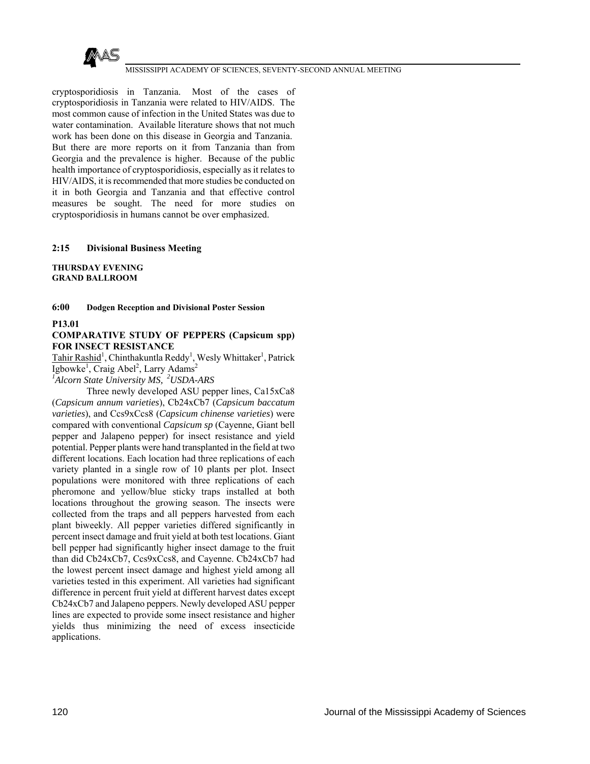cryptosporidiosis in Tanzania. Most of the cases of cryptosporidiosis in Tanzania were related to HIV/AIDS. The most common cause of infection in the United States was due to water contamination. Available literature shows that not much work has been done on this disease in Georgia and Tanzania. But there are more reports on it from Tanzania than from Georgia and the prevalence is higher. Because of the public health importance of cryptosporidiosis, especially as it relates to HIV/AIDS, it is recommended that more studies be conducted on it in both Georgia and Tanzania and that effective control measures be sought. The need for more studies on cryptosporidiosis in humans cannot be over emphasized.

**2:15 Divisional Business Meeting**

**THURSDAY EVENING**
**GRAND BALLROOM**

**6:00 Dodgen Reception and Divisional Poster Session**

**P13.01**

**COMPARATIVE STUDY OF PEPPERS (Capsicum spp) FOR INSECT RESISTANCE**

Tahir Rashid[1], Chinthakuntla Reddy[1], Wesly Whittaker[1], Patrick Igbowke[1], Craig Abel[2], Larry Adams[2]

*[1]Alcorn State University MS, [2]USDA-ARS*

Three newly developed ASU pepper lines, Ca15xCa8 (*Capsicum annum varieties*), Cb24xCb7 (*Capsicum baccatum varieties*), and Ccs9xCcs8 (*Capsicum chinense varieties*) were compared with conventional *Capsicum sp* (Cayenne, Giant bell pepper and Jalapeno pepper) for insect resistance and yield potential. Pepper plants were hand transplanted in the field at two different locations. Each location had three replications of each variety planted in a single row of 10 plants per plot. Insect populations were monitored with three replications of each pheromone and yellow/blue sticky traps installed at both locations throughout the growing season. The insects were collected from the traps and all peppers harvested from each plant biweekly. All pepper varieties differed significantly in percent insect damage and fruit yield at both test locations. Giant bell pepper had significantly higher insect damage to the fruit than did Cb24xCb7, Ccs9xCcs8, and Cayenne. Cb24xCb7 had the lowest percent insect damage and highest yield among all varieties tested in this experiment. All varieties had significant difference in percent fruit yield at different harvest dates except Cb24xCb7 and Jalapeno peppers. Newly developed ASU pepper lines are expected to provide some insect resistance and higher yields thus minimizing the need of excess insecticide applications.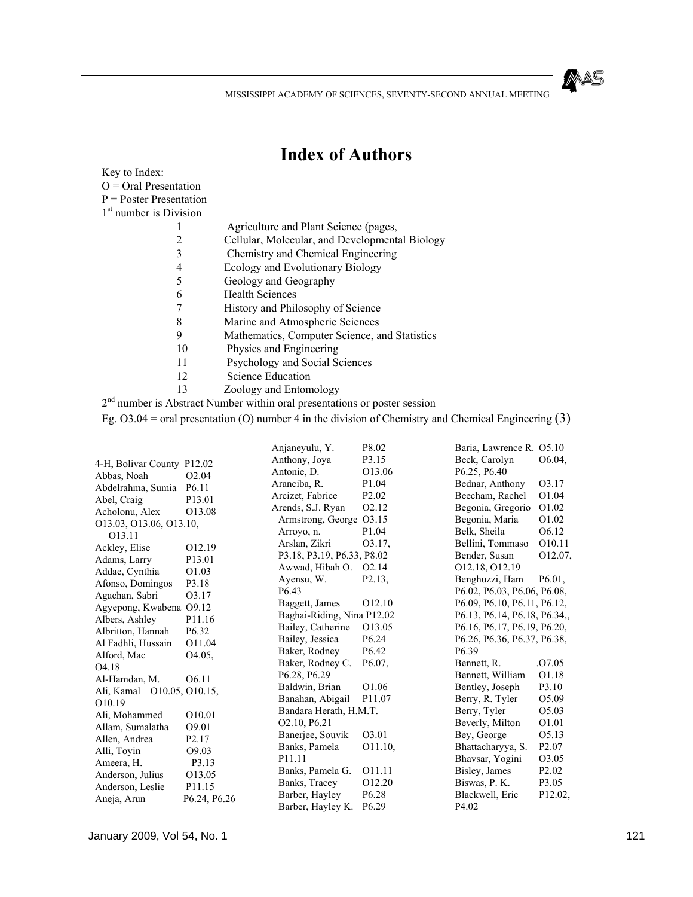# Index of Authors

Key to Index:
O = Oral Presentation
P = Poster Presentation
1st number is Division

| | |
|---|---|
| 1 | Agriculture and Plant Science (pages, |
| 2 | Cellular, Molecular, and Developmental Biology |
| 3 | Chemistry and Chemical Engineering |
| 4 | Ecology and Evolutionary Biology |
| 5 | Geology and Geography |
| 6 | Health Sciences |
| 7 | History and Philosophy of Science |
| 8 | Marine and Atmospheric Sciences |
| 9 | Mathematics, Computer Science, and Statistics |
| 10 | Physics and Engineering |
| 11 | Psychology and Social Sciences |
| 12 | Science Education |
| 13 | Zoology and Entomology |

2nd number is Abstract Number within oral presentations or poster session

Eg. O3.04 = oral presentation (O) number 4 in the division of Chemistry and Chemical Engineering (3)

4-H, Bolivar County P12.02
Abbas, Noah O2.04
Abdelrahma, Sumia P6.11
Abel, Craig P13.01
Acholonu, Alex O13.08 O13.03, O13.06, O13.10, O13.11
Ackley, Elise O12.19
Adams, Larry P13.01
Addae, Cynthia O1.03
Afonso, Domingos P3.18
Agachan, Sabri O3.17
Agyepong, Kwabena O9.12
Albers, Ashley P11.16
Albritton, Hannah P6.32
Al Fadhli, Hussain O11.04
Alford, Mac O4.05, O4.18
Al-Hamdan, M. O6.11
Ali, Kamal O10.05, O10.15, O10.19
Ali, Mohammed O10.01
Allam, Sumalatha O9.01
Allen, Andrea P2.17
Alli, Toyin O9.03
Ameera, H. P3.13
Anderson, Julius O13.05
Anderson, Leslie P11.15
Aneja, Arun P6.24, P6.26
Anjaneyulu, Y. P8.02
Anthony, Joya P3.15
Antonie, D. O13.06
Aranciba, R. P1.04
Arcizet, Fabrice P2.02
Arends, S.J. Ryan O2.12
Armstrong, George O3.15
Arroyo, n. P1.04
Arslan, Zikri O3.17, P3.18, P3.19, P6.33, P8.02
Awwad, Hibah O. O2.14
Ayensu, W. P2.13, P6.43
Baggett, James O12.10
Baghai-Riding, Nina P12.02
Bailey, Catherine O13.05
Bailey, Jessica P6.24
Baker, Rodney P6.42
Baker, Rodney C. P6.07, P6.28, P6.29
Baldwin, Brian O1.06
Banahan, Abigail P11.07
Bandara Herath, H.M.T. O2.10, P6.21
Banerjee, Souvik O3.01
Banks, Pamela O11.10, P11.11
Banks, Pamela G. O11.11
Banks, Tracey O12.20
Barber, Hayley P6.28
Barber, Hayley K. P6.29
Baria, Lawrence R. O5.10
Beck, Carolyn O6.04, P6.25, P6.40
Bednar, Anthony O3.17
Beecham, Rachel O1.04
Begonia, Gregorio O1.02
Begonia, Maria O1.02
Belk, Sheila O6.12
Bellini, Tommaso O10.11
Bender, Susan O12.07, O12.18, O12.19
Benghuzzi, Ham P6.01, P6.02, P6.03, P6.06, P6.08, P6.09, P6.10, P6.11, P6.12, P6.13, P6.14, P6.18, P6.34,, P6.16, P6.17, P6.19, P6.20, P6.26, P6.36, P6.37, P6.38, P6.39
Bennett, R. .O7.05
Bennett, William O1.18
Bentley, Joseph P3.10
Berry, R. Tyler O5.09
Berry, Tyler O5.03
Beverly, Milton O1.01
Bey, George O5.13
Bhattacharyya, S. P2.07
Bhavsar, Yogini O3.05
Bisley, James P2.02
Biswas, P. K. P3.05
Blackwell, Eric P12.02, P4.02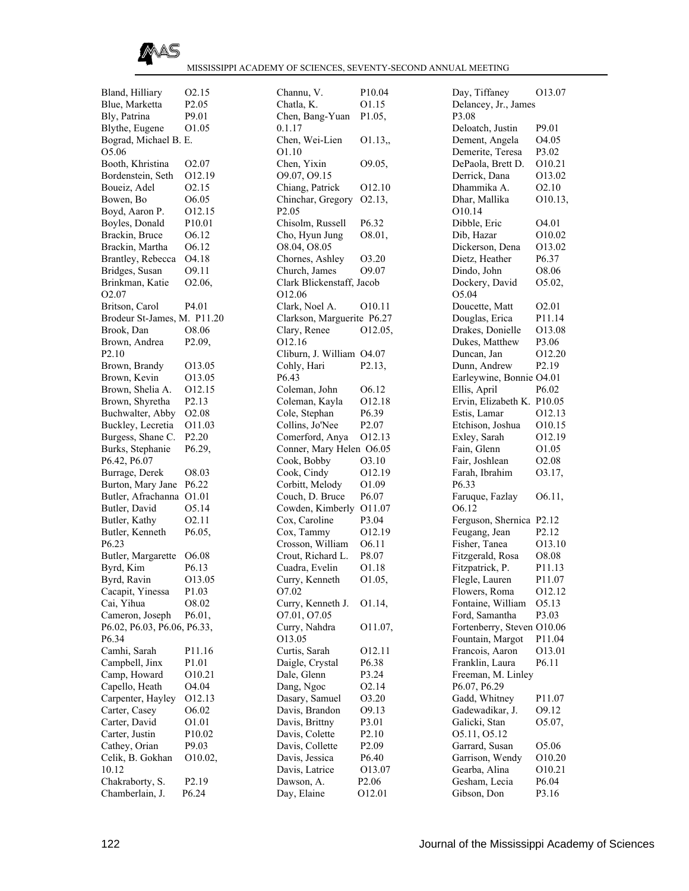Bland, Hilliary O2.15
Blue, Marketta P2.05
Bly, Patrina P9.01
Blythe, Eugene O1.05
Bograd, Michael B. E. O5.06
Booth, Khristina O2.07
Bordenstein, Seth O12.19
Boueiz, Adel O2.15
Bowen, Bo O6.05
Boyd, Aaron P. O12.15
Boyles, Donald P10.01
Brackin, Bruce O6.12
Brackin, Martha O6.12
Brantley, Rebecca O4.18
Bridges, Susan O9.11
Brinkman, Katie O2.06, O2.07
Britson, Carol P4.01
Brodeur St-James, M. P11.20
Brook, Dan O8.06
Brown, Andrea P2.09, P2.10
Brown, Brandy O13.05
Brown, Kevin O13.05
Brown, Shelia A. O12.15
Brown, Shyretha P2.13
Buchwalter, Abby O2.08
Buckley, Lecretia O11.03
Burgess, Shane C. P2.20
Burks, Stephanie P6.29, P6.42, P6.07
Burrage, Derek O8.03
Burton, Mary Jane P6.22
Butler, Afrachanna O1.01
Butler, David O5.14
Butler, Kathy O2.11
Butler, Kenneth P6.05, P6.23
Butler, Margarette O6.08
Byrd, Kim P6.13
Byrd, Ravin O13.05
Cacapit, Yinessa P1.03
Cai, Yihua O8.02
Cameron, Joseph P6.01, P6.02, P6.03, P6.06, P6.33, P6.34
Camhi, Sarah P11.16
Campbell, Jinx P1.01
Camp, Howard O10.21
Capello, Heath O4.04
Carpenter, Hayley O12.13
Carter, Casey O6.02
Carter, David O1.01
Carter, Justin P10.02
Cathey, Orian P9.03
Celik, B. Gokhan O10.02, 10.12
Chakraborty, S. P2.19
Chamberlain, J. P6.24
Channu, V. P10.04
Chatla, K. O1.15
Chen, Bang-Yuan P1.05, 0.1.17
Chen, Wei-Lien O1.13,, O1.10
Chen, Yixin O9.05, O9.07, O9.15
Chiang, Patrick O12.10
Chinchar, Gregory O2.13, P2.05
Chisolm, Russell P6.32
Cho, Hyun Jung O8.01, O8.04, O8.05
Chornes, Ashley O3.20
Church, James O9.07
Clark Blickenstaff, Jacob O12.06
Clark, Noel A. O10.11
Clarkson, Marguerite P6.27
Clary, Renee O12.05, O12.16
Cliburn, J. William O4.07
Cohly, Hari P2.13, P6.43
Coleman, John O6.12
Coleman, Kayla O12.18
Cole, Stephan P6.39
Collins, Jo'Nee P2.07
Comerford, Anya O12.13
Conner, Mary Helen O6.05
Cook, Bobby O3.10
Cook, Cindy O12.19
Corbitt, Melody O1.09
Couch, D. Bruce P6.07
Cowden, Kimberly O11.07
Cox, Caroline P3.04
Cox, Tammy O12.19
Crosson, William O6.11
Crout, Richard L. P8.07
Cuadra, Evelin O1.18
Curry, Kenneth O1.05, O7.02
Curry, Kenneth J. O1.14, O7.01, O7.05
Curry, Nahdra O11.07, O13.05
Curtis, Sarah O12.11
Daigle, Crystal P6.38
Dale, Glenn P3.24
Dang, Ngoc O2.14
Dasary, Samuel O3.20
Davis, Brandon O9.13
Davis, Brittny P3.01
Davis, Colette P2.10
Davis, Collette P2.09
Davis, Jessica P6.40
Davis, Latrice O13.07
Dawson, A. P2.06
Day, Elaine O12.01
Day, Tiffaney O13.07
Delancey, Jr., James P3.08
Deloatch, Justin P9.01
Dement, Angela O4.05
Demerite, Teresa P3.02
DePaola, Brett D. O10.21
Derrick, Dana O13.02
Dhammika A. O2.10
Dhar, Mallika O10.13, O10.14
Dibble, Eric O4.01
Dib, Hazar O10.02
Dickerson, Dena O13.02
Dietz, Heather P6.37
Dindo, John O8.06
Dockery, David O5.02, O5.04
Doucette, Matt O2.01
Douglas, Erica P11.14
Drakes, Donielle O13.08
Dukes, Matthew P3.06
Duncan, Jan O12.20
Dunn, Andrew P2.19
Earleywine, Bonnie O4.01
Ellis, April P6.02
Ervin, Elizabeth K. P10.05
Estis, Lamar O12.13
Etchison, Joshua O10.15
Exley, Sarah O12.19
Fain, Glenn O1.05
Fair, Joshlean O2.08
Farah, Ibrahim O3.17, P6.33
Faruque, Fazlay O6.11, O6.12
Ferguson, Shernica P2.12
Feugang, Jean P2.12
Fisher, Tanea O13.10
Fitzgerald, Rosa O8.08
Fitzpatrick, P. P11.13
Flegle, Lauren P11.07
Flowers, Roma O12.12
Fontaine, William O5.13
Ford, Samantha P3.03
Fortenberry, Steven O10.06
Fountain, Margot P11.04
Francois, Aaron O13.01
Franklin, Laura P6.11
Freeman, M. Linley P6.07, P6.29
Gadd, Whitney P11.07
Gadewadikar, J. O9.12
Galicki, Stan O5.07, O5.11, O5.12
Garrard, Susan O5.06
Garrison, Wendy O10.20
Gearba, Alina O10.21
Gesham, Lecia P6.04
Gibson, Don P3.16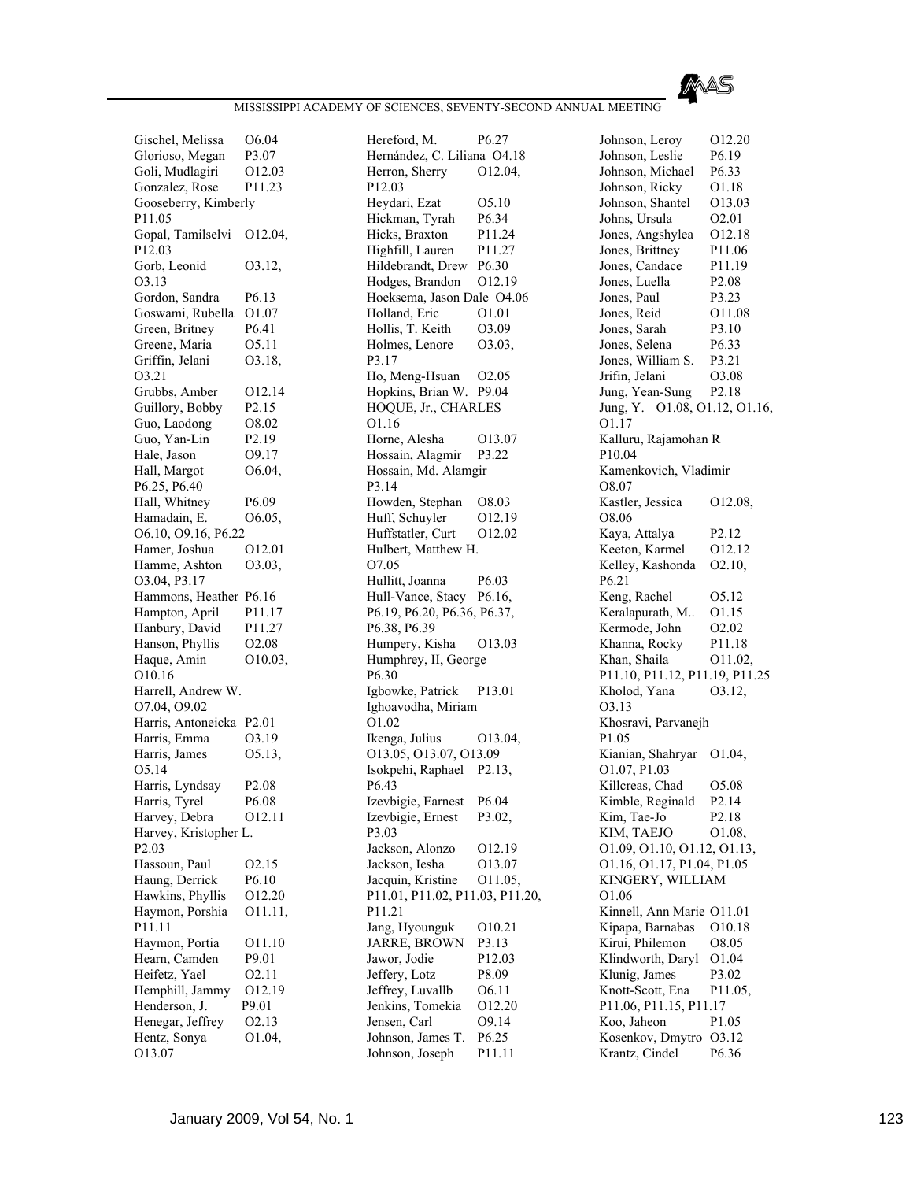Gischel, Melissa O6.04
Glorioso, Megan P3.07
Goli, Mudlagiri O12.03
Gonzalez, Rose P11.23
Gooseberry, Kimberly P11.05
Gopal, Tamilselvi O12.04, P12.03
Gorb, Leonid O3.12, O3.13
Gordon, Sandra P6.13
Goswami, Rubella O1.07
Green, Britney P6.41
Greene, Maria O5.11
Griffin, Jelani O3.18, O3.21
Grubbs, Amber O12.14
Guillory, Bobby P2.15
Guo, Laodong O8.02
Guo, Yan-Lin P2.19
Hale, Jason O9.17
Hall, Margot O6.04, P6.25, P6.40
Hall, Whitney P6.09
Hamadain, E. O6.05, O6.10, O9.16, P6.22
Hamer, Joshua O12.01
Hamme, Ashton O3.03, O3.04, P3.17
Hammons, Heather P6.16
Hampton, April P11.17
Hanbury, David P11.27
Hanson, Phyllis O2.08
Haque, Amin O10.03, O10.16
Harrell, Andrew W. O7.04, O9.02
Harris, Antoneicka P2.01
Harris, Emma O3.19
Harris, James O5.13, O5.14
Harris, Lyndsay P2.08
Harris, Tyrel P6.08
Harvey, Debra O12.11
Harvey, Kristopher L. P2.03
Hassoun, Paul O2.15
Haung, Derrick P6.10
Hawkins, Phyllis O12.20
Haymon, Porshia O11.11, P11.11
Haymon, Portia O11.10
Hearn, Camden P9.01
Heifetz, Yael O2.11
Hemphill, Jammy O12.19
Henderson, J. P9.01
Henegar, Jeffrey O2.13
Hentz, Sonya O1.04, O13.07
Hereford, M. P6.27
Hernández, C. Liliana O4.18
Herron, Sherry O12.04, P12.03
Heydari, Ezat O5.10
Hickman, Tyrah P6.34
Hicks, Braxton P11.24
Highfill, Lauren P11.27
Hildebrandt, Drew P6.30
Hodges, Brandon O12.19
Hoeksema, Jason Dale O4.06
Holland, Eric O1.01
Hollis, T. Keith O3.09
Holmes, Lenore O3.03, P3.17
Ho, Meng-Hsuan O2.05
Hopkins, Brian W. P9.04
HOQUE, Jr., CHARLES O1.16
Horne, Alesha O13.07
Hossain, Alagmir P3.22
Hossain, Md. Alamgir P3.14
Howden, Stephan O8.03
Huff, Schuyler O12.19
Huffstatler, Curt O12.02
Hulbert, Matthew H. O7.05
Hullitt, Joanna P6.03
Hull-Vance, Stacy P6.16, P6.19, P6.20, P6.36, P6.37, P6.38, P6.39
Humpery, Kisha O13.03
Humphrey, II, George P6.30
Igbowke, Patrick P13.01
Ighoavodha, Miriam O1.02
Ikenga, Julius O13.04, O13.05, O13.07, O13.09
Isokpehi, Raphael P2.13, P6.43
Izevbigie, Earnest P6.04
Izevbigie, Ernest P3.02, P3.03
Jackson, Alonzo O12.19
Jackson, Iesha O13.07
Jacquin, Kristine O11.05, P11.01, P11.02, P11.03, P11.20, P11.21
Jang, Hyounguk O10.21
JARRE, BROWN P3.13
Jawor, Jodie P12.03
Jeffery, Lotz P8.09
Jeffrey, Luvallb O6.11
Jenkins, Tomekia O12.20
Jensen, Carl O9.14
Johnson, James T. P6.25
Johnson, Joseph P11.11
Johnson, Leroy O12.20
Johnson, Leslie P6.19
Johnson, Michael P6.33
Johnson, Ricky O1.18
Johnson, Shantel O13.03
Johns, Ursula O2.01
Jones, Angshylea O12.18
Jones, Brittney P11.06
Jones, Candace P11.19
Jones, Luella P2.08
Jones, Paul P3.23
Jones, Reid O11.08
Jones, Sarah P3.10
Jones, Selena P6.33
Jones, William S. P3.21
Jrifin, Jelani O3.08
Jung, Yean-Sung P2.18
Jung, Y. O1.08, O1.12, O1.16, O1.17
Kalluru, Rajamohan R P10.04
Kamenkovich, Vladimir O8.07
Kastler, Jessica O12.08, O8.06
Kaya, Attalya P2.12
Keeton, Karmel O12.12
Kelley, Kashonda O2.10, P6.21
Keng, Rachel O5.12
Keralapurath, M.. O1.15
Kermode, John O2.02
Khanna, Rocky P11.18
Khan, Shaila O11.02, P11.10, P11.12, P11.19, P11.25
Kholod, Yana O3.12, O3.13
Khosravi, Parvanejh P1.05
Kianian, Shahryar O1.04, O1.07, P1.03
Killcreas, Chad O5.08
Kimble, Reginald P2.14
Kim, Tae-Jo P2.18
KIM, TAEJO O1.08, O1.09, O1.10, O1.12, O1.13, O1.16, O1.17, P1.04, P1.05
KINGERY, WILLIAM O1.06
Kinnell, Ann Marie O11.01
Kipapa, Barnabas O10.18
Kirui, Philemon O8.05
Klindworth, Daryl O1.04
Klunig, James P3.02
Knott-Scott, Ena P11.05, P11.06, P11.15, P11.17
Koo, Jaheon P1.05
Kosenkov, Dmytro O3.12
Krantz, Cindel P6.36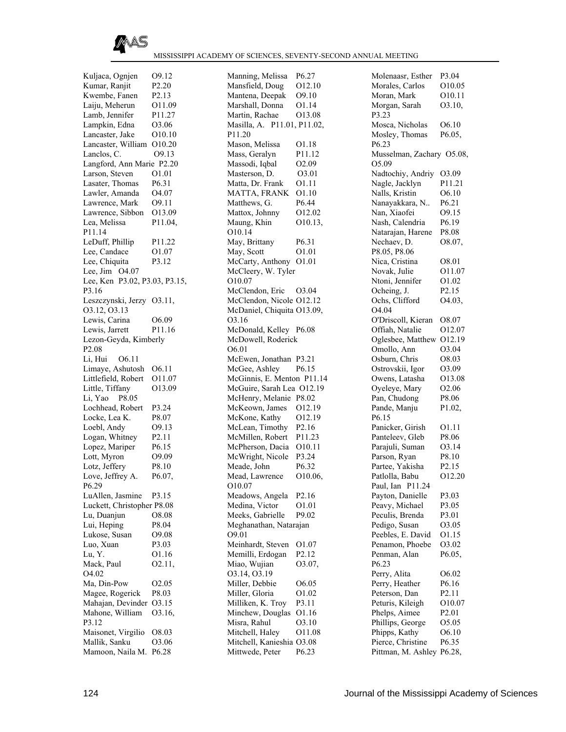Kuljaca, Ognjen O9.12
Kumar, Ranjit P2.20
Kwembe, Fanen P2.13
Laiju, Meherun O11.09
Lamb, Jennifer P11.27
Lampkin, Edna O3.06
Lancaster, Jake O10.10
Lancaster, William O10.20
Lanclos, C. O9.13
Langford, Ann Marie P2.20
Larson, Steven O1.01
Lasater, Thomas P6.31
Lawler, Amanda O4.07
Lawrence, Mark O9.11
Lawrence, Sibbon O13.09
Lea, Melissa P11.04, P11.14
LeDuff, Phillip P11.22
Lee, Candace O1.07
Lee, Chiquita P3.12
Lee, Jim O4.07
Lee, Ken P3.02, P3.03, P3.15, P3.16
Leszczynski, Jerzy O3.11, O3.12, O3.13
Lewis, Carina O6.09
Lewis, Jarrett P11.16
Lezon-Geyda, Kimberly P2.08
Li, Hui O6.11
Limaye, Ashutosh O6.11
Littlefield, Robert O11.07
Little, Tiffany O13.09
Li, Yao P8.05
Lochhead, Robert P3.24
Locke, Lea K. P8.07
Loebl, Andy O9.13
Logan, Whitney P2.11
Lopez, Mariper P6.15
Lott, Myron O9.09
Lotz, Jeffery P8.10
Love, Jeffrey A. P6.07, P6.29
LuAllen, Jasmine P3.15
Luckett, Christopher P8.08
Lu, Duanjun O8.08
Lui, Heping P8.04
Lukose, Susan O9.08
Luo, Xuan P3.03
Lu, Y. O1.16
Mack, Paul O2.11, O4.02
Ma, Din-Pow O2.05
Magee, Rogerick P8.03
Mahajan, Devinder O3.15
Mahone, William O3.16, P3.12
Maisonet, Virgilio O8.03
Mallik, Sanku O3.06
Mamoon, Naila M. P6.28
Manning, Melissa P6.27
Mansfield, Doug O12.10
Mantena, Deepak O9.10
Marshall, Donna O1.14
Martin, Rachae O13.08
Masilla, A. P11.01, P11.02, P11.20
Mason, Melissa O1.18
Mass, Geralyn P11.12
Massodi, Iqbal O2.09
Masterson, D. O3.01
Matta, Dr. Frank O1.11
MATTA, FRANK O1.10
Matthews, G. P6.44
Mattox, Johnny O12.02
Maung, Khin O10.13, O10.14
May, Brittany P6.31
May, Scott O1.01
McCarty, Anthony O1.01
McCleery, W. Tyler O10.07
McClendon, Eric O3.04
McClendon, Nicole O12.12
McDaniel, Chiquita O13.09, O3.16
McDonald, Kelley P6.08
McDowell, Roderick O6.01
McEwen, Jonathan P3.21
McGee, Ashley P6.15
McGinnis, E. Menton P11.14
McGuire, Sarah Lea O12.19
McHenry, Melanie P8.02
McKeown, James O12.19
McKone, Kathy O12.19
McLean, Timothy P2.16
McMillen, Robert P11.23
McPherson, Dacia O10.11
McWright, Nicole P3.24
Meade, John P6.32
Mead, Lawrence O10.06, O10.07
Meadows, Angela P2.16
Medina, Victor O1.01
Meeks, Gabrielle P9.02
Meghanathan, Natarajan O9.01
Meinhardt, Steven O1.07
Memilli, Erdogan P2.12
Miao, Wujian O3.07, O3.14, O3.19
Miller, Debbie O6.05
Miller, Gloria O1.02
Milliken, K. Troy P3.11
Minchew, Douglas O1.16
Misra, Rahul O3.10
Mitchell, Haley O11.08
Mitchell, Kanieshia O3.08
Mittwede, Peter P6.23
Molenaasr, Esther P3.04
Morales, Carlos O10.05
Moran, Mark O10.11
Morgan, Sarah O3.10, P3.23
Mosca, Nicholas O6.10
Mosley, Thomas P6.05, P6.23
Musselman, Zachary O5.08, O5.09
Nadtochiy, Andriy O3.09
Nagle, Jacklyn P11.21
Nalls, Kristin O6.10
Nanayakkara, N.. P6.21
Nan, Xiaofei O9.15
Nash, Calendria P6.19
Natarajan, Harene P8.08
Nechaev, D. O8.07, P8.05, P8.06
Nica, Cristina O8.01
Novak, Julie O11.07
Ntoni, Jennifer O1.02
Ocheing, J. P2.15
Ochs, Clifford O4.03, O4.04
O'Driscoll, Kieran O8.07
Offiah, Natalie O12.07
Oglesbee, Matthew O12.19
Omollo, Ann O3.04
Osburn, Chris O8.03
Ostrovskii, Igor O3.09
Owens, Latasha O13.08
Oyeleye, Mary O2.06
Pan, Chudong P8.06
Pande, Manju P1.02, P6.15
Panicker, Girish O1.11
Panteleev, Gleb P8.06
Parajuli, Suman O3.14
Parson, Ryan P8.10
Partee, Yakisha P2.15
Patlolla, Babu O12.20
Paul, Ian P11.24
Payton, Danielle P3.03
Peavy, Michael P3.05
Peculis, Brenda P3.01
Pedigo, Susan O3.05
Peebles, E. David O1.15
Penamon, Phoebe O3.02
Penman, Alan P6.05, P6.23
Perry, Alita O6.02
Perry, Heather P6.16
Peterson, Dan P2.11
Peturis, Kileigh O10.07
Phelps, Aimee P2.01
Phillips, George O5.05
Phipps, Kathy O6.10
Pierce, Christine P6.35
Pittman, M. Ashley P6.28,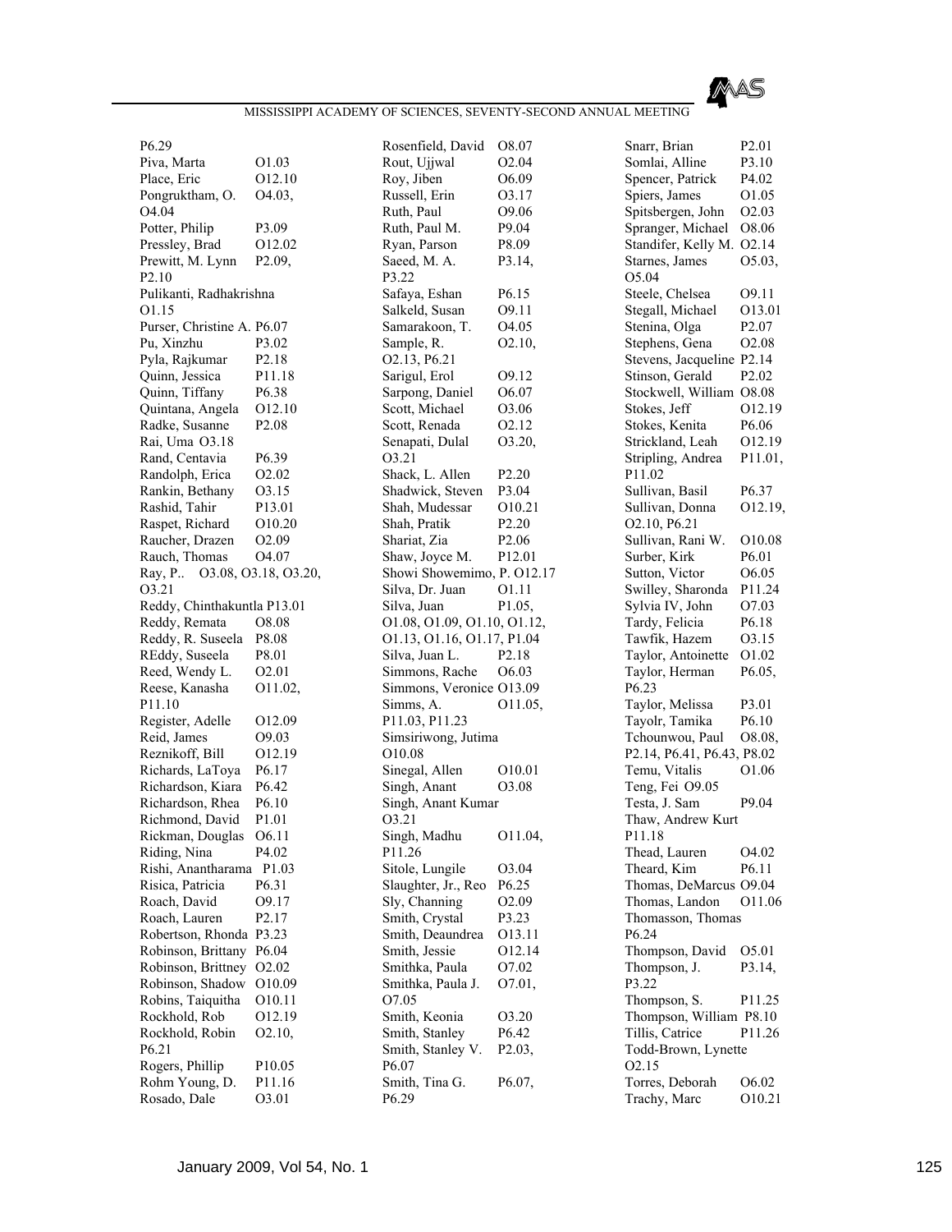P6.29
Piva, Marta O1.03
Place, Eric O12.10
Pongruktham, O. O4.03, O4.04
Potter, Philip P3.09
Pressley, Brad O12.02
Prewitt, M. Lynn P2.09, P2.10
Pulikanti, Radhakrishna O1.15
Purser, Christine A. P6.07
Pu, Xinzhu P3.02
Pyla, Rajkumar P2.18
Quinn, Jessica P11.18
Quinn, Tiffany P6.38
Quintana, Angela O12.10
Radke, Susanne P2.08
Rai, Uma O3.18
Rand, Centavia P6.39
Randolph, Erica O2.02
Rankin, Bethany O3.15
Rashid, Tahir P13.01
Raspet, Richard O10.20
Raucher, Drazen O2.09
Rauch, Thomas O4.07
Ray, P.. O3.08, O3.18, O3.20, O3.21
Reddy, Chinthakuntla P13.01
Reddy, Remata O8.08
Reddy, R. Suseela P8.08
REddy, Suseela P8.01
Reed, Wendy L. O2.01
Reese, Kanasha O11.02, P11.10
Register, Adelle O12.09
Reid, James O9.03
Reznikoff, Bill O12.19
Richards, LaToya P6.17
Richardson, Kiara P6.42
Richardson, Rhea P6.10
Richmond, David P1.01
Rickman, Douglas O6.11
Riding, Nina P4.02
Rishi, Anantharama P1.03
Risica, Patricia P6.31
Roach, David O9.17
Roach, Lauren P2.17
Robertson, Rhonda P3.23
Robinson, Brittany P6.04
Robinson, Brittney O2.02
Robinson, Shadow O10.09
Robins, Taiquitha O10.11
Rockhold, Rob O12.19
Rockhold, Robin O2.10, P6.21
Rogers, Phillip P10.05
Rohm Young, D. P11.16
Rosado, Dale O3.01
Rosenfield, David O8.07
Rout, Ujjwal O2.04
Roy, Jiben O6.09
Russell, Erin O3.17
Ruth, Paul O9.06
Ruth, Paul M. P9.04
Ryan, Parson P8.09
Saeed, M. A. P3.14, P3.22
Safaya, Eshan P6.15
Salkeld, Susan O9.11
Samarakoon, T. O4.05
Sample, R. O2.10, O2.13, P6.21
Sarigul, Erol O9.12
Sarpong, Daniel O6.07
Scott, Michael O3.06
Scott, Renada O2.12
Senapati, Dulal O3.20, O3.21
Shack, L. Allen P2.20
Shadwick, Steven P3.04
Shah, Mudessar O10.21
Shah, Pratik P2.20
Shariat, Zia P2.06
Shaw, Joyce M. P12.01
Showi Showemimo, P. O12.17
Silva, Dr. Juan O1.11
Silva, Juan P1.05, O1.08, O1.09, O1.10, O1.12, O1.13, O1.16, O1.17, P1.04
Silva, Juan L. P2.18
Simmons, Rache O6.03
Simmons, Veronice O13.09
Simms, A. O11.05, P11.03, P11.23
Simsiriwong, Jutima O10.08
Sinegal, Allen O10.01
Singh, Anant O3.08
Singh, Anant Kumar O3.21
Singh, Madhu O11.04, P11.26
Sitole, Lungile O3.04
Slaughter, Jr., Reo P6.25
Sly, Channing O2.09
Smith, Crystal P3.23
Smith, Deaundrea O13.11
Smith, Jessie O12.14
Smithka, Paula O7.02
Smithka, Paula J. O7.01, O7.05
Smith, Keonia O3.20
Smith, Stanley P6.42
Smith, Stanley V. P2.03, P6.07
Smith, Tina G. P6.07, P6.29
Snarr, Brian P2.01
Somlai, Alline P3.10
Spencer, Patrick P4.02
Spiers, James O1.05
Spitsbergen, John O2.03
Spranger, Michael O8.06
Standifer, Kelly M. O2.14
Starnes, James O5.03, O5.04
Steele, Chelsea O9.11
Stegall, Michael O13.01
Stenina, Olga P2.07
Stephens, Gena O2.08
Stevens, Jacqueline P2.14
Stinson, Gerald P2.02
Stockwell, William O8.08
Stokes, Jeff O12.19
Stokes, Kenita P6.06
Strickland, Leah O12.19
Stripling, Andrea P11.01, P11.02
Sullivan, Basil P6.37
Sullivan, Donna O12.19, O2.10, P6.21
Sullivan, Rani W. O10.08
Surber, Kirk P6.01
Sutton, Victor O6.05
Swilley, Sharonda P11.24
Sylvia IV, John O7.03
Tardy, Felicia P6.18
Tawfik, Hazem O3.15
Taylor, Antoinette O1.02
Taylor, Herman P6.05, P6.23
Taylor, Melissa P3.01
Tayolr, Tamika P6.10
Tchounwou, Paul O8.08, P2.14, P6.41, P6.43, P8.02
Temu, Vitalis O1.06
Teng, Fei O9.05
Testa, J. Sam P9.04
Thaw, Andrew Kurt P11.18
Thead, Lauren O4.02
Theard, Kim P6.11
Thomas, DeMarcus O9.04
Thomas, Landon O11.06
Thomasson, Thomas P6.24
Thompson, David O5.01
Thompson, J. P3.14, P3.22
Thompson, S. P11.25
Thompson, William P8.10
Tillis, Catrice P11.26
Todd-Brown, Lynette O2.15
Torres, Deborah O6.02
Trachy, Marc O10.21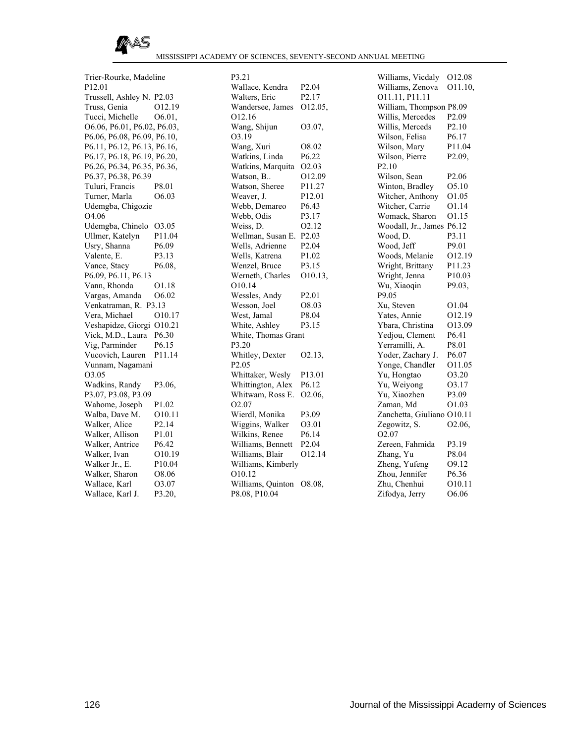Trier-Rourke, Madeline P12.01
Trussell, Ashley N. P2.03
Truss, Genia O12.19
Tucci, Michelle O6.01, O6.06, P6.01, P6.02, P6.03, P6.06, P6.08, P6.09, P6.10, P6.11, P6.12, P6.13, P6.16, P6.17, P6.18, P6.19, P6.20, P6.26, P6.34, P6.35, P6.36, P6.37, P6.38, P6.39
Tuluri, Francis P8.01
Turner, Marla O6.03
Udemgba, Chigozie O4.06
Udemgba, Chinelo O3.05
Ullmer, Katelyn P11.04
Usry, Shanna P6.09
Valente, E. P3.13
Vance, Stacy P6.08, P6.09, P6.11, P6.13
Vann, Rhonda O1.18
Vargas, Amanda O6.02
Venkatraman, R. P3.13
Vera, Michael O10.17
Veshapidze, Giorgi O10.21
Vick, M.D., Laura P6.30
Vig, Parminder P6.15
Vucovich, Lauren P11.14
Vunnam, Nagamani O3.05
Wadkins, Randy P3.06, P3.07, P3.08, P3.09
Wahome, Joseph P1.02
Walba, Dave M. O10.11
Walker, Alice P2.14
Walker, Allison P1.01
Walker, Antrice P6.42
Walker, Ivan O10.19
Walker Jr., E. P10.04
Walker, Sharon O8.06
Wallace, Karl O3.07
Wallace, Karl J. P3.20, P3.21
Wallace, Kendra P2.04
Walters, Eric P2.17
Wandersee, James O12.05, O12.16
Wang, Shijun O3.07, O3.19
Wang, Xuri O8.02
Watkins, Linda P6.22
Watkins, Marquita O2.03
Watson, B.. O12.09
Watson, Sheree P11.27
Weaver, J. P12.01
Webb, Demareo P6.43
Webb, Odis P3.17
Weiss, D. O2.12
Wellman, Susan E. P2.03
Wells, Adrienne P2.04
Wells, Katrena P1.02
Wenzel, Bruce P3.15
Werneth, Charles O10.13, O10.14
Wessles, Andy P2.01
Wesson, Joel O8.03
West, Jamal P8.04
White, Ashley P3.15
White, Thomas Grant P3.20
Whitley, Dexter O2.13, P2.05
Whittaker, Wesly P13.01
Whittington, Alex P6.12
Whitwam, Ross E. O2.06, O2.07
Wierdl, Monika P3.09
Wiggins, Walker O3.01
Wilkins, Renee P6.14
Williams, Bennett P2.04
Williams, Blair O12.14
Williams, Kimberly O10.12
Williams, Quinton O8.08, P8.08, P10.04
Williams, Vicdaly O12.08
Williams, Zenova O11.10, O11.11, P11.11
William, Thompson P8.09
Willis, Mercedes P2.09
Willis, Merceds P2.10
Wilson, Felisa P6.17
Wilson, Mary P11.04
Wilson, Pierre P2.09, P2.10
Wilson, Sean P2.06
Winton, Bradley O5.10
Witcher, Anthony O1.05
Witcher, Carrie O1.14
Womack, Sharon O1.15
Woodall, Jr., James P6.12
Wood, D. P3.11
Wood, Jeff P9.01
Woods, Melanie O12.19
Wright, Brittany P11.23
Wright, Jenna P10.03
Wu, Xiaoqin P9.03, P9.05
Xu, Steven O1.04
Yates, Annie O12.19
Ybara, Christina O13.09
Yedjou, Clement P6.41
Yerramilli, A. P8.01
Yoder, Zachary J. P6.07
Yonge, Chandler O11.05
Yu, Hongtao O3.20
Yu, Weiyong O3.17
Yu, Xiaozhen P3.09
Zaman, Md O1.03
Zanchetta, Giuliano O10.11
Zegowitz, S. O2.06, O2.07
Zereen, Fahmida P3.19
Zhang, Yu P8.04
Zheng, Yufeng O9.12
Zhou, Jennifer P6.36
Zhu, Chenhui O10.11
Zifodya, Jerry O6.06